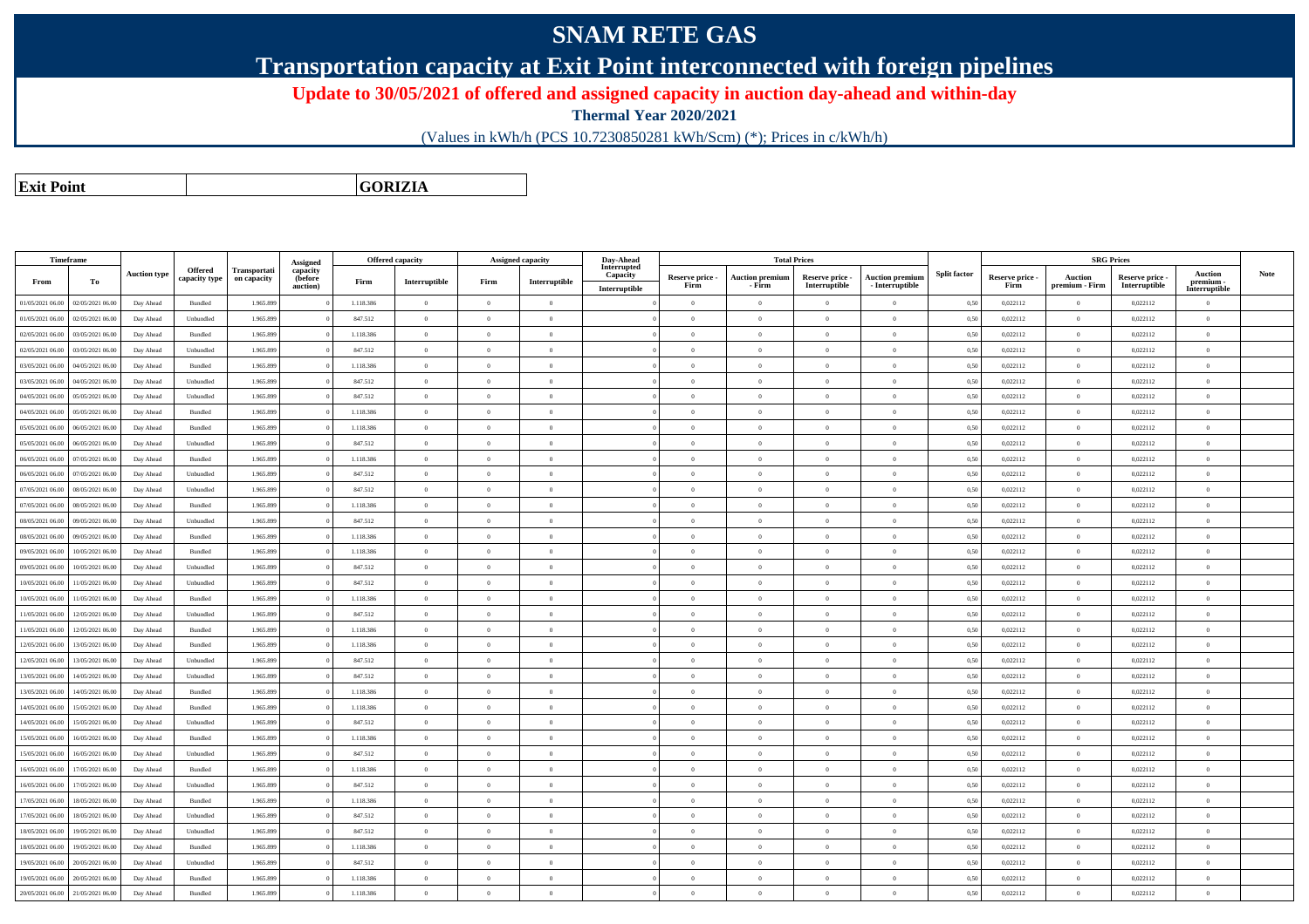# SNAM RETE GAS

## Transportation capacity at Exit Point interconnected with foreign pipelines

### Update to 30/05/2021 of offered and assigned capacity in auction day-ahead and within-day

**Thermal Year 2020/2021**

(Values in kWh/h (PCS 10.7230850281 kWh/Scm) (*); Prices in c/kWh/h)

| **Exit Point** | **GORIZIA** |
|---|---|

| Timeframe | | Auction type | Offered capacity type | Transportation capacity | Assigned capacity (before auction) | Offered capacity | | Assigned capacity | | Day-Ahead Interrupted Capacity | Total Prices | | | | Split factor | SRG Prices | | | | Note |
|---|---|---|---|---|---|---|---|---|---|---|---|---|---|---|---|---|---|---|---|---|
| From | To | | | | | Firm | Interruptible | Firm | Interruptible | Interruptible | Reserve price - Firm | Auction premium - Firm | Reserve price - Interruptible | Auction premium - Interruptible | | Reserve price - Firm | Auction premium - Firm | Reserve price - Interruptible | Auction premium - Interruptible | |
| 01/05/2021 06.00 | 02/05/2021 06.00 | Day Ahead | Bundled | 1.965.899 | 0 | 1.118.386 | 0 | 0 | 0 | 0 | 0 | 0 | 0 | 0 | 0,50 | 0,022112 | 0 | 0,022112 | 0 | |
| 01/05/2021 06.00 | 02/05/2021 06.00 | Day Ahead | Unbundled | 1.965.899 | 0 | 847.512 | 0 | 0 | 0 | 0 | 0 | 0 | 0 | 0 | 0,50 | 0,022112 | 0 | 0,022112 | 0 | |
| 02/05/2021 06.00 | 03/05/2021 06.00 | Day Ahead | Bundled | 1.965.899 | 0 | 1.118.386 | 0 | 0 | 0 | 0 | 0 | 0 | 0 | 0 | 0,50 | 0,022112 | 0 | 0,022112 | 0 | |
| 02/05/2021 06.00 | 03/05/2021 06.00 | Day Ahead | Unbundled | 1.965.899 | 0 | 847.512 | 0 | 0 | 0 | 0 | 0 | 0 | 0 | 0 | 0,50 | 0,022112 | 0 | 0,022112 | 0 | |
| 03/05/2021 06.00 | 04/05/2021 06.00 | Day Ahead | Bundled | 1.965.899 | 0 | 1.118.386 | 0 | 0 | 0 | 0 | 0 | 0 | 0 | 0 | 0,50 | 0,022112 | 0 | 0,022112 | 0 | |
| 03/05/2021 06.00 | 04/05/2021 06.00 | Day Ahead | Unbundled | 1.965.899 | 0 | 847.512 | 0 | 0 | 0 | 0 | 0 | 0 | 0 | 0 | 0,50 | 0,022112 | 0 | 0,022112 | 0 | |
| 04/05/2021 06.00 | 05/05/2021 06.00 | Day Ahead | Unbundled | 1.965.899 | 0 | 847.512 | 0 | 0 | 0 | 0 | 0 | 0 | 0 | 0 | 0,50 | 0,022112 | 0 | 0,022112 | 0 | |
| 04/05/2021 06.00 | 05/05/2021 06.00 | Day Ahead | Bundled | 1.965.899 | 0 | 1.118.386 | 0 | 0 | 0 | 0 | 0 | 0 | 0 | 0 | 0,50 | 0,022112 | 0 | 0,022112 | 0 | |
| 05/05/2021 06.00 | 06/05/2021 06.00 | Day Ahead | Bundled | 1.965.899 | 0 | 1.118.386 | 0 | 0 | 0 | 0 | 0 | 0 | 0 | 0 | 0,50 | 0,022112 | 0 | 0,022112 | 0 | |
| 05/05/2021 06.00 | 06/05/2021 06.00 | Day Ahead | Unbundled | 1.965.899 | 0 | 847.512 | 0 | 0 | 0 | 0 | 0 | 0 | 0 | 0 | 0,50 | 0,022112 | 0 | 0,022112 | 0 | |
| 06/05/2021 06.00 | 07/05/2021 06.00 | Day Ahead | Bundled | 1.965.899 | 0 | 1.118.386 | 0 | 0 | 0 | 0 | 0 | 0 | 0 | 0 | 0,50 | 0,022112 | 0 | 0,022112 | 0 | |
| 06/05/2021 06.00 | 07/05/2021 06.00 | Day Ahead | Unbundled | 1.965.899 | 0 | 847.512 | 0 | 0 | 0 | 0 | 0 | 0 | 0 | 0 | 0,50 | 0,022112 | 0 | 0,022112 | 0 | |
| 07/05/2021 06.00 | 08/05/2021 06.00 | Day Ahead | Unbundled | 1.965.899 | 0 | 847.512 | 0 | 0 | 0 | 0 | 0 | 0 | 0 | 0 | 0,50 | 0,022112 | 0 | 0,022112 | 0 | |
| 07/05/2021 06.00 | 08/05/2021 06.00 | Day Ahead | Bundled | 1.965.899 | 0 | 1.118.386 | 0 | 0 | 0 | 0 | 0 | 0 | 0 | 0 | 0,50 | 0,022112 | 0 | 0,022112 | 0 | |
| 08/05/2021 06.00 | 09/05/2021 06.00 | Day Ahead | Unbundled | 1.965.899 | 0 | 847.512 | 0 | 0 | 0 | 0 | 0 | 0 | 0 | 0 | 0,50 | 0,022112 | 0 | 0,022112 | 0 | |
| 08/05/2021 06.00 | 09/05/2021 06.00 | Day Ahead | Bundled | 1.965.899 | 0 | 1.118.386 | 0 | 0 | 0 | 0 | 0 | 0 | 0 | 0 | 0,50 | 0,022112 | 0 | 0,022112 | 0 | |
| 09/05/2021 06.00 | 10/05/2021 06.00 | Day Ahead | Bundled | 1.965.899 | 0 | 1.118.386 | 0 | 0 | 0 | 0 | 0 | 0 | 0 | 0 | 0,50 | 0,022112 | 0 | 0,022112 | 0 | |
| 09/05/2021 06.00 | 10/05/2021 06.00 | Day Ahead | Unbundled | 1.965.899 | 0 | 847.512 | 0 | 0 | 0 | 0 | 0 | 0 | 0 | 0 | 0,50 | 0,022112 | 0 | 0,022112 | 0 | |
| 10/05/2021 06.00 | 11/05/2021 06.00 | Day Ahead | Unbundled | 1.965.899 | 0 | 847.512 | 0 | 0 | 0 | 0 | 0 | 0 | 0 | 0 | 0,50 | 0,022112 | 0 | 0,022112 | 0 | |
| 10/05/2021 06.00 | 11/05/2021 06.00 | Day Ahead | Bundled | 1.965.899 | 0 | 1.118.386 | 0 | 0 | 0 | 0 | 0 | 0 | 0 | 0 | 0,50 | 0,022112 | 0 | 0,022112 | 0 | |
| 11/05/2021 06.00 | 12/05/2021 06.00 | Day Ahead | Unbundled | 1.965.899 | 0 | 847.512 | 0 | 0 | 0 | 0 | 0 | 0 | 0 | 0 | 0,50 | 0,022112 | 0 | 0,022112 | 0 | |
| 11/05/2021 06.00 | 12/05/2021 06.00 | Day Ahead | Bundled | 1.965.899 | 0 | 1.118.386 | 0 | 0 | 0 | 0 | 0 | 0 | 0 | 0 | 0,50 | 0,022112 | 0 | 0,022112 | 0 | |
| 12/05/2021 06.00 | 13/05/2021 06.00 | Day Ahead | Bundled | 1.965.899 | 0 | 1.118.386 | 0 | 0 | 0 | 0 | 0 | 0 | 0 | 0 | 0,50 | 0,022112 | 0 | 0,022112 | 0 | |
| 12/05/2021 06.00 | 13/05/2021 06.00 | Day Ahead | Unbundled | 1.965.899 | 0 | 847.512 | 0 | 0 | 0 | 0 | 0 | 0 | 0 | 0 | 0,50 | 0,022112 | 0 | 0,022112 | 0 | |
| 13/05/2021 06.00 | 14/05/2021 06.00 | Day Ahead | Unbundled | 1.965.899 | 0 | 847.512 | 0 | 0 | 0 | 0 | 0 | 0 | 0 | 0 | 0,50 | 0,022112 | 0 | 0,022112 | 0 | |
| 13/05/2021 06.00 | 14/05/2021 06.00 | Day Ahead | Bundled | 1.965.899 | 0 | 1.118.386 | 0 | 0 | 0 | 0 | 0 | 0 | 0 | 0 | 0,50 | 0,022112 | 0 | 0,022112 | 0 | |
| 14/05/2021 06.00 | 15/05/2021 06.00 | Day Ahead | Bundled | 1.965.899 | 0 | 1.118.386 | 0 | 0 | 0 | 0 | 0 | 0 | 0 | 0 | 0,50 | 0,022112 | 0 | 0,022112 | 0 | |
| 14/05/2021 06.00 | 15/05/2021 06.00 | Day Ahead | Unbundled | 1.965.899 | 0 | 847.512 | 0 | 0 | 0 | 0 | 0 | 0 | 0 | 0 | 0,50 | 0,022112 | 0 | 0,022112 | 0 | |
| 15/05/2021 06.00 | 16/05/2021 06.00 | Day Ahead | Bundled | 1.965.899 | 0 | 1.118.386 | 0 | 0 | 0 | 0 | 0 | 0 | 0 | 0 | 0,50 | 0,022112 | 0 | 0,022112 | 0 | |
| 15/05/2021 06.00 | 16/05/2021 06.00 | Day Ahead | Unbundled | 1.965.899 | 0 | 847.512 | 0 | 0 | 0 | 0 | 0 | 0 | 0 | 0 | 0,50 | 0,022112 | 0 | 0,022112 | 0 | |
| 16/05/2021 06.00 | 17/05/2021 06.00 | Day Ahead | Bundled | 1.965.899 | 0 | 1.118.386 | 0 | 0 | 0 | 0 | 0 | 0 | 0 | 0 | 0,50 | 0,022112 | 0 | 0,022112 | 0 | |
| 16/05/2021 06.00 | 17/05/2021 06.00 | Day Ahead | Unbundled | 1.965.899 | 0 | 847.512 | 0 | 0 | 0 | 0 | 0 | 0 | 0 | 0 | 0,50 | 0,022112 | 0 | 0,022112 | 0 | |
| 17/05/2021 06.00 | 18/05/2021 06.00 | Day Ahead | Bundled | 1.965.899 | 0 | 1.118.386 | 0 | 0 | 0 | 0 | 0 | 0 | 0 | 0 | 0,50 | 0,022112 | 0 | 0,022112 | 0 | |
| 17/05/2021 06.00 | 18/05/2021 06.00 | Day Ahead | Unbundled | 1.965.899 | 0 | 847.512 | 0 | 0 | 0 | 0 | 0 | 0 | 0 | 0 | 0,50 | 0,022112 | 0 | 0,022112 | 0 | |
| 18/05/2021 06.00 | 19/05/2021 06.00 | Day Ahead | Unbundled | 1.965.899 | 0 | 847.512 | 0 | 0 | 0 | 0 | 0 | 0 | 0 | 0 | 0,50 | 0,022112 | 0 | 0,022112 | 0 | |
| 18/05/2021 06.00 | 19/05/2021 06.00 | Day Ahead | Bundled | 1.965.899 | 0 | 1.118.386 | 0 | 0 | 0 | 0 | 0 | 0 | 0 | 0 | 0,50 | 0,022112 | 0 | 0,022112 | 0 | |
| 19/05/2021 06.00 | 20/05/2021 06.00 | Day Ahead | Unbundled | 1.965.899 | 0 | 847.512 | 0 | 0 | 0 | 0 | 0 | 0 | 0 | 0 | 0,50 | 0,022112 | 0 | 0,022112 | 0 | |
| 19/05/2021 06.00 | 20/05/2021 06.00 | Day Ahead | Bundled | 1.965.899 | 0 | 1.118.386 | 0 | 0 | 0 | 0 | 0 | 0 | 0 | 0 | 0,50 | 0,022112 | 0 | 0,022112 | 0 | |
| 20/05/2021 06.00 | 21/05/2021 06.00 | Day Ahead | Bundled | 1.965.899 | 0 | 1.118.386 | 0 | 0 | 0 | 0 | 0 | 0 | 0 | 0 | 0,50 | 0,022112 | 0 | 0,022112 | 0 | |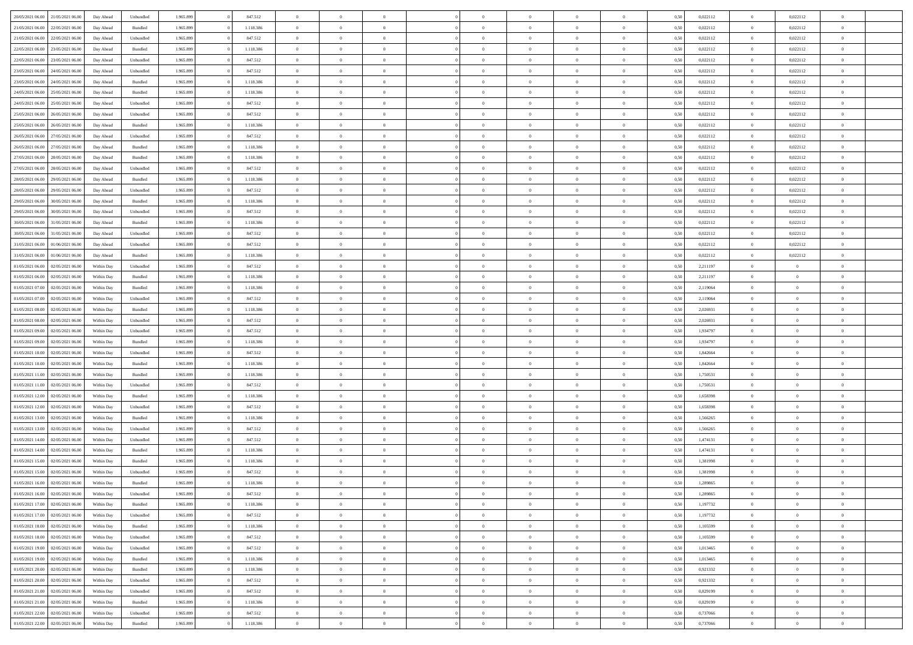| | | | | | | | | | | | | | | | | | | | | |
|---|---|---|---|---|---|---|---|---|---|---|---|---|---|---|---|---|---|---|---|---|
| 20/05/2021 06:00 | 21/05/2021 06:00 | Day Ahead | Unbundled | 1.965.899 | 0 | 847.512 | 0 | 0 | 0 | | 0 | 0 | 0 | 0 | 0,50 | 0,022112 | 0 | 0,022112 | 0 | |
| 21/05/2021 06:00 | 22/05/2021 06:00 | Day Ahead | Bundled | 1.965.899 | 0 | 1.118.386 | 0 | 0 | 0 | | 0 | 0 | 0 | 0 | 0,50 | 0,022112 | 0 | 0,022112 | 0 | |
| 21/05/2021 06:00 | 22/05/2021 06:00 | Day Ahead | Unbundled | 1.965.899 | 0 | 847.512 | 0 | 0 | 0 | | 0 | 0 | 0 | 0 | 0,50 | 0,022112 | 0 | 0,022112 | 0 | |
| 22/05/2021 06:00 | 23/05/2021 06:00 | Day Ahead | Bundled | 1.965.899 | 0 | 1.118.386 | 0 | 0 | 0 | | 0 | 0 | 0 | 0 | 0,50 | 0,022112 | 0 | 0,022112 | 0 | |
| 22/05/2021 06:00 | 23/05/2021 06:00 | Day Ahead | Unbundled | 1.965.899 | 0 | 847.512 | 0 | 0 | 0 | | 0 | 0 | 0 | 0 | 0,50 | 0,022112 | 0 | 0,022112 | 0 | |
| 23/05/2021 06:00 | 24/05/2021 06:00 | Day Ahead | Unbundled | 1.965.899 | 0 | 847.512 | 0 | 0 | 0 | | 0 | 0 | 0 | 0 | 0,50 | 0,022112 | 0 | 0,022112 | 0 | |
| 23/05/2021 06:00 | 24/05/2021 06:00 | Day Ahead | Bundled | 1.965.899 | 0 | 1.118.386 | 0 | 0 | 0 | | 0 | 0 | 0 | 0 | 0,50 | 0,022112 | 0 | 0,022112 | 0 | |
| 24/05/2021 06:00 | 25/05/2021 06:00 | Day Ahead | Bundled | 1.965.899 | 0 | 1.118.386 | 0 | 0 | 0 | | 0 | 0 | 0 | 0 | 0,50 | 0,022112 | 0 | 0,022112 | 0 | |
| 24/05/2021 06:00 | 25/05/2021 06:00 | Day Ahead | Unbundled | 1.965.899 | 0 | 847.512 | 0 | 0 | 0 | | 0 | 0 | 0 | 0 | 0,50 | 0,022112 | 0 | 0,022112 | 0 | |
| 25/05/2021 06:00 | 26/05/2021 06:00 | Day Ahead | Unbundled | 1.965.899 | 0 | 847.512 | 0 | 0 | 0 | | 0 | 0 | 0 | 0 | 0,50 | 0,022112 | 0 | 0,022112 | 0 | |
| 25/05/2021 06:00 | 26/05/2021 06:00 | Day Ahead | Bundled | 1.965.899 | 0 | 1.118.386 | 0 | 0 | 0 | | 0 | 0 | 0 | 0 | 0,50 | 0,022112 | 0 | 0,022112 | 0 | |
| 26/05/2021 06:00 | 27/05/2021 06:00 | Day Ahead | Unbundled | 1.965.899 | 0 | 847.512 | 0 | 0 | 0 | | 0 | 0 | 0 | 0 | 0,50 | 0,022112 | 0 | 0,022112 | 0 | |
| 26/05/2021 06:00 | 27/05/2021 06:00 | Day Ahead | Bundled | 1.965.899 | 0 | 1.118.386 | 0 | 0 | 0 | | 0 | 0 | 0 | 0 | 0,50 | 0,022112 | 0 | 0,022112 | 0 | |
| 27/05/2021 06:00 | 28/05/2021 06:00 | Day Ahead | Bundled | 1.965.899 | 0 | 1.118.386 | 0 | 0 | 0 | | 0 | 0 | 0 | 0 | 0,50 | 0,022112 | 0 | 0,022112 | 0 | |
| 27/05/2021 06:00 | 28/05/2021 06:00 | Day Ahead | Unbundled | 1.965.899 | 0 | 847.512 | 0 | 0 | 0 | | 0 | 0 | 0 | 0 | 0,50 | 0,022112 | 0 | 0,022112 | 0 | |
| 28/05/2021 06:00 | 29/05/2021 06:00 | Day Ahead | Bundled | 1.965.899 | 0 | 1.118.386 | 0 | 0 | 0 | | 0 | 0 | 0 | 0 | 0,50 | 0,022112 | 0 | 0,022112 | 0 | |
| 28/05/2021 06:00 | 29/05/2021 06:00 | Day Ahead | Unbundled | 1.965.899 | 0 | 847.512 | 0 | 0 | 0 | | 0 | 0 | 0 | 0 | 0,50 | 0,022112 | 0 | 0,022112 | 0 | |
| 29/05/2021 06:00 | 30/05/2021 06:00 | Day Ahead | Bundled | 1.965.899 | 0 | 1.118.386 | 0 | 0 | 0 | | 0 | 0 | 0 | 0 | 0,50 | 0,022112 | 0 | 0,022112 | 0 | |
| 29/05/2021 06:00 | 30/05/2021 06:00 | Day Ahead | Unbundled | 1.965.899 | 0 | 847.512 | 0 | 0 | 0 | | 0 | 0 | 0 | 0 | 0,50 | 0,022112 | 0 | 0,022112 | 0 | |
| 30/05/2021 06:00 | 31/05/2021 06:00 | Day Ahead | Bundled | 1.965.899 | 0 | 1.118.386 | 0 | 0 | 0 | | 0 | 0 | 0 | 0 | 0,50 | 0,022112 | 0 | 0,022112 | 0 | |
| 30/05/2021 06:00 | 31/05/2021 06:00 | Day Ahead | Unbundled | 1.965.899 | 0 | 847.512 | 0 | 0 | 0 | | 0 | 0 | 0 | 0 | 0,50 | 0,022112 | 0 | 0,022112 | 0 | |
| 31/05/2021 06:00 | 01/06/2021 06:00 | Day Ahead | Unbundled | 1.965.899 | 0 | 847.512 | 0 | 0 | 0 | | 0 | 0 | 0 | 0 | 0,50 | 0,022112 | 0 | 0,022112 | 0 | |
| 31/05/2021 06:00 | 01/06/2021 06:00 | Day Ahead | Bundled | 1.965.899 | 0 | 1.118.386 | 0 | 0 | 0 | | 0 | 0 | 0 | 0 | 0,50 | 0,022112 | 0 | 0,022112 | 0 | |
| 01/05/2021 06:00 | 02/05/2021 06:00 | Within Day | Unbundled | 1.965.899 | 0 | 847.512 | 0 | 0 | 0 | | 0 | 0 | 0 | 0 | 0,50 | 2,211197 | 0 | 0 | 0 | |
| 01/05/2021 06:00 | 02/05/2021 06:00 | Within Day | Bundled | 1.965.899 | 0 | 1.118.386 | 0 | 0 | 0 | | 0 | 0 | 0 | 0 | 0,50 | 2,211197 | 0 | 0 | 0 | |
| 01/05/2021 07:00 | 02/05/2021 06:00 | Within Day | Bundled | 1.965.899 | 0 | 1.118.386 | 0 | 0 | 0 | | 0 | 0 | 0 | 0 | 0,50 | 2,119064 | 0 | 0 | 0 | |
| 01/05/2021 07:00 | 02/05/2021 06:00 | Within Day | Unbundled | 1.965.899 | 0 | 847.512 | 0 | 0 | 0 | | 0 | 0 | 0 | 0 | 0,50 | 2,119064 | 0 | 0 | 0 | |
| 01/05/2021 08:00 | 02/05/2021 06:00 | Within Day | Bundled | 1.965.899 | 0 | 1.118.386 | 0 | 0 | 0 | | 0 | 0 | 0 | 0 | 0,50 | 2,026931 | 0 | 0 | 0 | |
| 01/05/2021 08:00 | 02/05/2021 06:00 | Within Day | Unbundled | 1.965.899 | 0 | 847.512 | 0 | 0 | 0 | | 0 | 0 | 0 | 0 | 0,50 | 2,026931 | 0 | 0 | 0 | |
| 01/05/2021 09:00 | 02/05/2021 06:00 | Within Day | Unbundled | 1.965.899 | 0 | 847.512 | 0 | 0 | 0 | | 0 | 0 | 0 | 0 | 0,50 | 1,934797 | 0 | 0 | 0 | |
| 01/05/2021 09:00 | 02/05/2021 06:00 | Within Day | Bundled | 1.965.899 | 0 | 1.118.386 | 0 | 0 | 0 | | 0 | 0 | 0 | 0 | 0,50 | 1,934797 | 0 | 0 | 0 | |
| 01/05/2021 10:00 | 02/05/2021 06:00 | Within Day | Unbundled | 1.965.899 | 0 | 847.512 | 0 | 0 | 0 | | 0 | 0 | 0 | 0 | 0,50 | 1,842664 | 0 | 0 | 0 | |
| 01/05/2021 10:00 | 02/05/2021 06:00 | Within Day | Bundled | 1.965.899 | 0 | 1.118.386 | 0 | 0 | 0 | | 0 | 0 | 0 | 0 | 0,50 | 1,842664 | 0 | 0 | 0 | |
| 01/05/2021 11:00 | 02/05/2021 06:00 | Within Day | Bundled | 1.965.899 | 0 | 1.118.386 | 0 | 0 | 0 | | 0 | 0 | 0 | 0 | 0,50 | 1,750531 | 0 | 0 | 0 | |
| 01/05/2021 11:00 | 02/05/2021 06:00 | Within Day | Unbundled | 1.965.899 | 0 | 847.512 | 0 | 0 | 0 | | 0 | 0 | 0 | 0 | 0,50 | 1,750531 | 0 | 0 | 0 | |
| 01/05/2021 12:00 | 02/05/2021 06:00 | Within Day | Bundled | 1.965.899 | 0 | 1.118.386 | 0 | 0 | 0 | | 0 | 0 | 0 | 0 | 0,50 | 1,658398 | 0 | 0 | 0 | |
| 01/05/2021 12:00 | 02/05/2021 06:00 | Within Day | Unbundled | 1.965.899 | 0 | 847.512 | 0 | 0 | 0 | | 0 | 0 | 0 | 0 | 0,50 | 1,658398 | 0 | 0 | 0 | |
| 01/05/2021 13:00 | 02/05/2021 06:00 | Within Day | Bundled | 1.965.899 | 0 | 1.118.386 | 0 | 0 | 0 | | 0 | 0 | 0 | 0 | 0,50 | 1,566265 | 0 | 0 | 0 | |
| 01/05/2021 13:00 | 02/05/2021 06:00 | Within Day | Unbundled | 1.965.899 | 0 | 847.512 | 0 | 0 | 0 | | 0 | 0 | 0 | 0 | 0,50 | 1,566265 | 0 | 0 | 0 | |
| 01/05/2021 14:00 | 02/05/2021 06:00 | Within Day | Unbundled | 1.965.899 | 0 | 847.512 | 0 | 0 | 0 | | 0 | 0 | 0 | 0 | 0,50 | 1,474131 | 0 | 0 | 0 | |
| 01/05/2021 14:00 | 02/05/2021 06:00 | Within Day | Bundled | 1.965.899 | 0 | 1.118.386 | 0 | 0 | 0 | | 0 | 0 | 0 | 0 | 0,50 | 1,474131 | 0 | 0 | 0 | |
| 01/05/2021 15:00 | 02/05/2021 06:00 | Within Day | Bundled | 1.965.899 | 0 | 1.118.386 | 0 | 0 | 0 | | 0 | 0 | 0 | 0 | 0,50 | 1,381998 | 0 | 0 | 0 | |
| 01/05/2021 15:00 | 02/05/2021 06:00 | Within Day | Unbundled | 1.965.899 | 0 | 847.512 | 0 | 0 | 0 | | 0 | 0 | 0 | 0 | 0,50 | 1,381998 | 0 | 0 | 0 | |
| 01/05/2021 16:00 | 02/05/2021 06:00 | Within Day | Bundled | 1.965.899 | 0 | 1.118.386 | 0 | 0 | 0 | | 0 | 0 | 0 | 0 | 0,50 | 1,289865 | 0 | 0 | 0 | |
| 01/05/2021 16:00 | 02/05/2021 06:00 | Within Day | Unbundled | 1.965.899 | 0 | 847.512 | 0 | 0 | 0 | | 0 | 0 | 0 | 0 | 0,50 | 1,289865 | 0 | 0 | 0 | |
| 01/05/2021 17:00 | 02/05/2021 06:00 | Within Day | Bundled | 1.965.899 | 0 | 1.118.386 | 0 | 0 | 0 | | 0 | 0 | 0 | 0 | 0,50 | 1,197732 | 0 | 0 | 0 | |
| 01/05/2021 17:00 | 02/05/2021 06:00 | Within Day | Unbundled | 1.965.899 | 0 | 847.512 | 0 | 0 | 0 | | 0 | 0 | 0 | 0 | 0,50 | 1,197732 | 0 | 0 | 0 | |
| 01/05/2021 18:00 | 02/05/2021 06:00 | Within Day | Bundled | 1.965.899 | 0 | 1.118.386 | 0 | 0 | 0 | | 0 | 0 | 0 | 0 | 0,50 | 1,105599 | 0 | 0 | 0 | |
| 01/05/2021 18:00 | 02/05/2021 06:00 | Within Day | Unbundled | 1.965.899 | 0 | 847.512 | 0 | 0 | 0 | | 0 | 0 | 0 | 0 | 0,50 | 1,105599 | 0 | 0 | 0 | |
| 01/05/2021 19:00 | 02/05/2021 06:00 | Within Day | Unbundled | 1.965.899 | 0 | 847.512 | 0 | 0 | 0 | | 0 | 0 | 0 | 0 | 0,50 | 1,013465 | 0 | 0 | 0 | |
| 01/05/2021 19:00 | 02/05/2021 06:00 | Within Day | Bundled | 1.965.899 | 0 | 1.118.386 | 0 | 0 | 0 | | 0 | 0 | 0 | 0 | 0,50 | 1,013465 | 0 | 0 | 0 | |
| 01/05/2021 20:00 | 02/05/2021 06:00 | Within Day | Bundled | 1.965.899 | 0 | 1.118.386 | 0 | 0 | 0 | | 0 | 0 | 0 | 0 | 0,50 | 0,921332 | 0 | 0 | 0 | |
| 01/05/2021 20:00 | 02/05/2021 06:00 | Within Day | Unbundled | 1.965.899 | 0 | 847.512 | 0 | 0 | 0 | | 0 | 0 | 0 | 0 | 0,50 | 0,921332 | 0 | 0 | 0 | |
| 01/05/2021 21:00 | 02/05/2021 06:00 | Within Day | Unbundled | 1.965.899 | 0 | 847.512 | 0 | 0 | 0 | | 0 | 0 | 0 | 0 | 0,50 | 0,829199 | 0 | 0 | 0 | |
| 01/05/2021 21:00 | 02/05/2021 06:00 | Within Day | Bundled | 1.965.899 | 0 | 1.118.386 | 0 | 0 | 0 | | 0 | 0 | 0 | 0 | 0,50 | 0,829199 | 0 | 0 | 0 | |
| 01/05/2021 22:00 | 02/05/2021 06:00 | Within Day | Unbundled | 1.965.899 | 0 | 847.512 | 0 | 0 | 0 | | 0 | 0 | 0 | 0 | 0,50 | 0,737066 | 0 | 0 | 0 | |
| 01/05/2021 22:00 | 02/05/2021 06:00 | Within Day | Bundled | 1.965.899 | 0 | 1.118.386 | 0 | 0 | 0 | | 0 | 0 | 0 | 0 | 0,50 | 0,737066 | 0 | 0 | 0 | |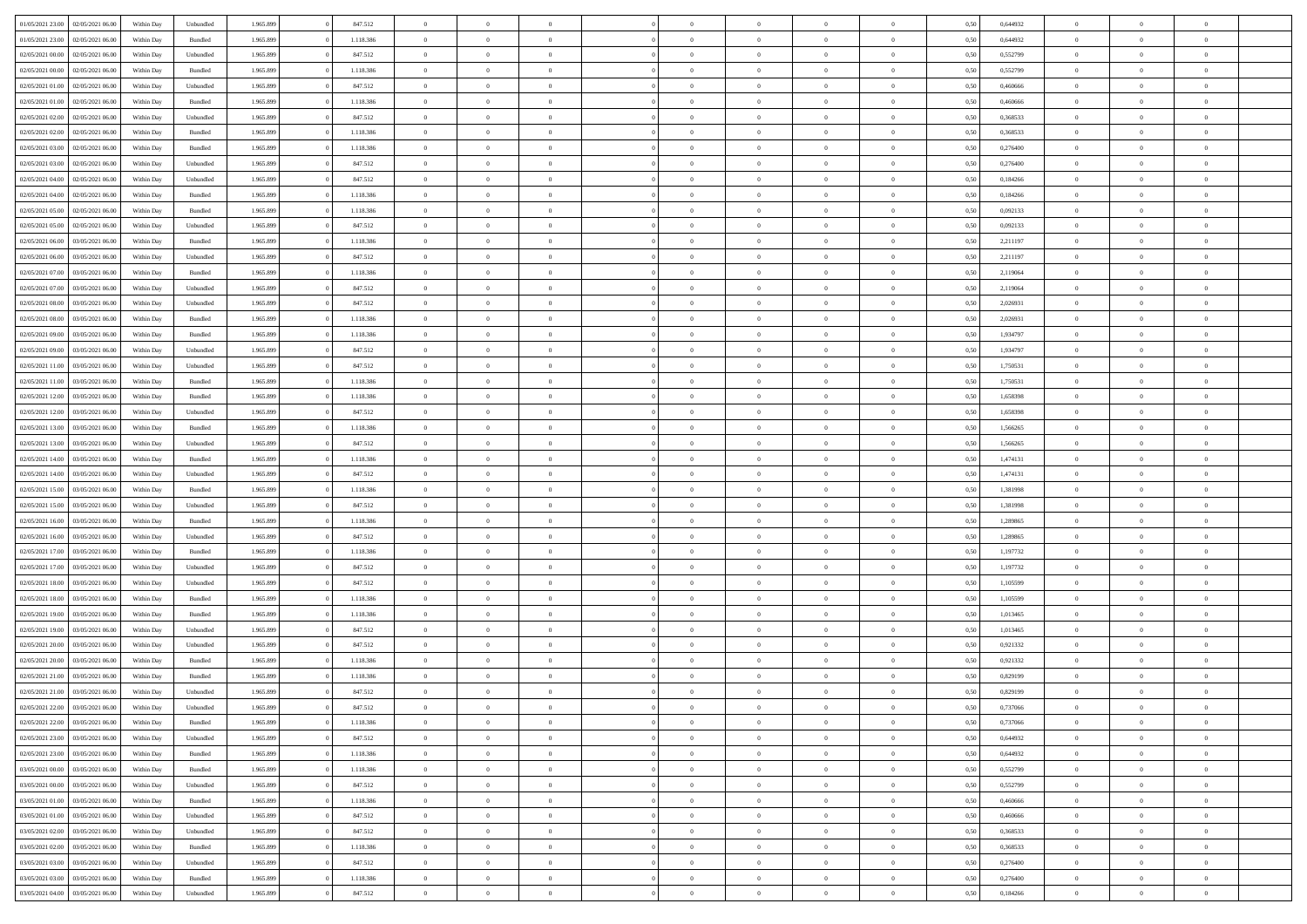| | | | | | | | | | | | | | | | | | | | | | |
|---|---|---|---|---|---|---|---|---|---|---|---|---|---|---|---|---|---|---|---|---|---|
| 01/05/2021 23:00 | 02/05/2021 06:00 | Within Day | Unbundled | 1.965.899 | 0 | 847.512 | 0 | 0 | 0 | | 0 | 0 | 0 | 0 | 0 | 0,50 | 0,644932 | 0 | 0 | 0 | |
| 01/05/2021 23:00 | 02/05/2021 06:00 | Within Day | Bundled | 1.965.899 | 0 | 1.118.386 | 0 | 0 | 0 | | 0 | 0 | 0 | 0 | 0 | 0,50 | 0,644932 | 0 | 0 | 0 | |
| 02/05/2021 00:00 | 02/05/2021 06:00 | Within Day | Unbundled | 1.965.899 | 0 | 847.512 | 0 | 0 | 0 | | 0 | 0 | 0 | 0 | 0 | 0,50 | 0,552799 | 0 | 0 | 0 | |
| 02/05/2021 00:00 | 02/05/2021 06:00 | Within Day | Bundled | 1.965.899 | 0 | 1.118.386 | 0 | 0 | 0 | | 0 | 0 | 0 | 0 | 0 | 0,50 | 0,552799 | 0 | 0 | 0 | |
| 02/05/2021 01:00 | 02/05/2021 06:00 | Within Day | Unbundled | 1.965.899 | 0 | 847.512 | 0 | 0 | 0 | | 0 | 0 | 0 | 0 | 0 | 0,50 | 0,460666 | 0 | 0 | 0 | |
| 02/05/2021 01:00 | 02/05/2021 06:00 | Within Day | Bundled | 1.965.899 | 0 | 1.118.386 | 0 | 0 | 0 | | 0 | 0 | 0 | 0 | 0 | 0,50 | 0,460666 | 0 | 0 | 0 | |
| 02/05/2021 02:00 | 02/05/2021 06:00 | Within Day | Unbundled | 1.965.899 | 0 | 847.512 | 0 | 0 | 0 | | 0 | 0 | 0 | 0 | 0 | 0,50 | 0,368533 | 0 | 0 | 0 | |
| 02/05/2021 02:00 | 02/05/2021 06:00 | Within Day | Bundled | 1.965.899 | 0 | 1.118.386 | 0 | 0 | 0 | | 0 | 0 | 0 | 0 | 0 | 0,50 | 0,368533 | 0 | 0 | 0 | |
| 02/05/2021 03:00 | 02/05/2021 06:00 | Within Day | Bundled | 1.965.899 | 0 | 1.118.386 | 0 | 0 | 0 | | 0 | 0 | 0 | 0 | 0 | 0,50 | 0,276400 | 0 | 0 | 0 | |
| 02/05/2021 03:00 | 02/05/2021 06:00 | Within Day | Unbundled | 1.965.899 | 0 | 847.512 | 0 | 0 | 0 | | 0 | 0 | 0 | 0 | 0 | 0,50 | 0,276400 | 0 | 0 | 0 | |
| 02/05/2021 04:00 | 02/05/2021 06:00 | Within Day | Unbundled | 1.965.899 | 0 | 847.512 | 0 | 0 | 0 | | 0 | 0 | 0 | 0 | 0 | 0,50 | 0,184266 | 0 | 0 | 0 | |
| 02/05/2021 04:00 | 02/05/2021 06:00 | Within Day | Bundled | 1.965.899 | 0 | 1.118.386 | 0 | 0 | 0 | | 0 | 0 | 0 | 0 | 0 | 0,50 | 0,184266 | 0 | 0 | 0 | |
| 02/05/2021 05:00 | 02/05/2021 06:00 | Within Day | Bundled | 1.965.899 | 0 | 1.118.386 | 0 | 0 | 0 | | 0 | 0 | 0 | 0 | 0 | 0,50 | 0,092133 | 0 | 0 | 0 | |
| 02/05/2021 05:00 | 02/05/2021 06:00 | Within Day | Unbundled | 1.965.899 | 0 | 847.512 | 0 | 0 | 0 | | 0 | 0 | 0 | 0 | 0 | 0,50 | 0,092133 | 0 | 0 | 0 | |
| 02/05/2021 06:00 | 03/05/2021 06:00 | Within Day | Bundled | 1.965.899 | 0 | 1.118.386 | 0 | 0 | 0 | | 0 | 0 | 0 | 0 | 0 | 0,50 | 2,211197 | 0 | 0 | 0 | |
| 02/05/2021 06:00 | 03/05/2021 06:00 | Within Day | Unbundled | 1.965.899 | 0 | 847.512 | 0 | 0 | 0 | | 0 | 0 | 0 | 0 | 0 | 0,50 | 2,211197 | 0 | 0 | 0 | |
| 02/05/2021 07:00 | 03/05/2021 06:00 | Within Day | Bundled | 1.965.899 | 0 | 1.118.386 | 0 | 0 | 0 | | 0 | 0 | 0 | 0 | 0 | 0,50 | 2,119064 | 0 | 0 | 0 | |
| 02/05/2021 07:00 | 03/05/2021 06:00 | Within Day | Unbundled | 1.965.899 | 0 | 847.512 | 0 | 0 | 0 | | 0 | 0 | 0 | 0 | 0 | 0,50 | 2,119064 | 0 | 0 | 0 | |
| 02/05/2021 08:00 | 03/05/2021 06:00 | Within Day | Unbundled | 1.965.899 | 0 | 847.512 | 0 | 0 | 0 | | 0 | 0 | 0 | 0 | 0 | 0,50 | 2,026931 | 0 | 0 | 0 | |
| 02/05/2021 08:00 | 03/05/2021 06:00 | Within Day | Bundled | 1.965.899 | 0 | 1.118.386 | 0 | 0 | 0 | | 0 | 0 | 0 | 0 | 0 | 0,50 | 2,026931 | 0 | 0 | 0 | |
| 02/05/2021 09:00 | 03/05/2021 06:00 | Within Day | Bundled | 1.965.899 | 0 | 1.118.386 | 0 | 0 | 0 | | 0 | 0 | 0 | 0 | 0 | 0,50 | 1,934797 | 0 | 0 | 0 | |
| 02/05/2021 09:00 | 03/05/2021 06:00 | Within Day | Unbundled | 1.965.899 | 0 | 847.512 | 0 | 0 | 0 | | 0 | 0 | 0 | 0 | 0 | 0,50 | 1,934797 | 0 | 0 | 0 | |
| 02/05/2021 11:00 | 03/05/2021 06:00 | Within Day | Unbundled | 1.965.899 | 0 | 847.512 | 0 | 0 | 0 | | 0 | 0 | 0 | 0 | 0 | 0,50 | 1,750531 | 0 | 0 | 0 | |
| 02/05/2021 11:00 | 03/05/2021 06:00 | Within Day | Bundled | 1.965.899 | 0 | 1.118.386 | 0 | 0 | 0 | | 0 | 0 | 0 | 0 | 0 | 0,50 | 1,750531 | 0 | 0 | 0 | |
| 02/05/2021 12:00 | 03/05/2021 06:00 | Within Day | Bundled | 1.965.899 | 0 | 1.118.386 | 0 | 0 | 0 | | 0 | 0 | 0 | 0 | 0 | 0,50 | 1,658398 | 0 | 0 | 0 | |
| 02/05/2021 12:00 | 03/05/2021 06:00 | Within Day | Unbundled | 1.965.899 | 0 | 847.512 | 0 | 0 | 0 | | 0 | 0 | 0 | 0 | 0 | 0,50 | 1,658398 | 0 | 0 | 0 | |
| 02/05/2021 13:00 | 03/05/2021 06:00 | Within Day | Bundled | 1.965.899 | 0 | 1.118.386 | 0 | 0 | 0 | | 0 | 0 | 0 | 0 | 0 | 0,50 | 1,566265 | 0 | 0 | 0 | |
| 02/05/2021 13:00 | 03/05/2021 06:00 | Within Day | Unbundled | 1.965.899 | 0 | 847.512 | 0 | 0 | 0 | | 0 | 0 | 0 | 0 | 0 | 0,50 | 1,566265 | 0 | 0 | 0 | |
| 02/05/2021 14:00 | 03/05/2021 06:00 | Within Day | Bundled | 1.965.899 | 0 | 1.118.386 | 0 | 0 | 0 | | 0 | 0 | 0 | 0 | 0 | 0,50 | 1,474131 | 0 | 0 | 0 | |
| 02/05/2021 14:00 | 03/05/2021 06:00 | Within Day | Unbundled | 1.965.899 | 0 | 847.512 | 0 | 0 | 0 | | 0 | 0 | 0 | 0 | 0 | 0,50 | 1,474131 | 0 | 0 | 0 | |
| 02/05/2021 15:00 | 03/05/2021 06:00 | Within Day | Bundled | 1.965.899 | 0 | 1.118.386 | 0 | 0 | 0 | | 0 | 0 | 0 | 0 | 0 | 0,50 | 1,381998 | 0 | 0 | 0 | |
| 02/05/2021 15:00 | 03/05/2021 06:00 | Within Day | Unbundled | 1.965.899 | 0 | 847.512 | 0 | 0 | 0 | | 0 | 0 | 0 | 0 | 0 | 0,50 | 1,381998 | 0 | 0 | 0 | |
| 02/05/2021 16:00 | 03/05/2021 06:00 | Within Day | Bundled | 1.965.899 | 0 | 1.118.386 | 0 | 0 | 0 | | 0 | 0 | 0 | 0 | 0 | 0,50 | 1,289865 | 0 | 0 | 0 | |
| 02/05/2021 16:00 | 03/05/2021 06:00 | Within Day | Unbundled | 1.965.899 | 0 | 847.512 | 0 | 0 | 0 | | 0 | 0 | 0 | 0 | 0 | 0,50 | 1,289865 | 0 | 0 | 0 | |
| 02/05/2021 17:00 | 03/05/2021 06:00 | Within Day | Bundled | 1.965.899 | 0 | 1.118.386 | 0 | 0 | 0 | | 0 | 0 | 0 | 0 | 0 | 0,50 | 1,197732 | 0 | 0 | 0 | |
| 02/05/2021 17:00 | 03/05/2021 06:00 | Within Day | Unbundled | 1.965.899 | 0 | 847.512 | 0 | 0 | 0 | | 0 | 0 | 0 | 0 | 0 | 0,50 | 1,197732 | 0 | 0 | 0 | |
| 02/05/2021 18:00 | 03/05/2021 06:00 | Within Day | Unbundled | 1.965.899 | 0 | 847.512 | 0 | 0 | 0 | | 0 | 0 | 0 | 0 | 0 | 0,50 | 1,105599 | 0 | 0 | 0 | |
| 02/05/2021 18:00 | 03/05/2021 06:00 | Within Day | Bundled | 1.965.899 | 0 | 1.118.386 | 0 | 0 | 0 | | 0 | 0 | 0 | 0 | 0 | 0,50 | 1,105599 | 0 | 0 | 0 | |
| 02/05/2021 19:00 | 03/05/2021 06:00 | Within Day | Bundled | 1.965.899 | 0 | 1.118.386 | 0 | 0 | 0 | | 0 | 0 | 0 | 0 | 0 | 0,50 | 1,013465 | 0 | 0 | 0 | |
| 02/05/2021 19:00 | 03/05/2021 06:00 | Within Day | Unbundled | 1.965.899 | 0 | 847.512 | 0 | 0 | 0 | | 0 | 0 | 0 | 0 | 0 | 0,50 | 1,013465 | 0 | 0 | 0 | |
| 02/05/2021 20:00 | 03/05/2021 06:00 | Within Day | Unbundled | 1.965.899 | 0 | 847.512 | 0 | 0 | 0 | | 0 | 0 | 0 | 0 | 0 | 0,50 | 0,921332 | 0 | 0 | 0 | |
| 02/05/2021 20:00 | 03/05/2021 06:00 | Within Day | Bundled | 1.965.899 | 0 | 1.118.386 | 0 | 0 | 0 | | 0 | 0 | 0 | 0 | 0 | 0,50 | 0,921332 | 0 | 0 | 0 | |
| 02/05/2021 21:00 | 03/05/2021 06:00 | Within Day | Bundled | 1.965.899 | 0 | 1.118.386 | 0 | 0 | 0 | | 0 | 0 | 0 | 0 | 0 | 0,50 | 0,829199 | 0 | 0 | 0 | |
| 02/05/2021 21:00 | 03/05/2021 06:00 | Within Day | Unbundled | 1.965.899 | 0 | 847.512 | 0 | 0 | 0 | | 0 | 0 | 0 | 0 | 0 | 0,50 | 0,829199 | 0 | 0 | 0 | |
| 02/05/2021 22:00 | 03/05/2021 06:00 | Within Day | Unbundled | 1.965.899 | 0 | 847.512 | 0 | 0 | 0 | | 0 | 0 | 0 | 0 | 0 | 0,50 | 0,737066 | 0 | 0 | 0 | |
| 02/05/2021 22:00 | 03/05/2021 06:00 | Within Day | Bundled | 1.965.899 | 0 | 1.118.386 | 0 | 0 | 0 | | 0 | 0 | 0 | 0 | 0 | 0,50 | 0,737066 | 0 | 0 | 0 | |
| 02/05/2021 23:00 | 03/05/2021 06:00 | Within Day | Unbundled | 1.965.899 | 0 | 847.512 | 0 | 0 | 0 | | 0 | 0 | 0 | 0 | 0 | 0,50 | 0,644932 | 0 | 0 | 0 | |
| 02/05/2021 23:00 | 03/05/2021 06:00 | Within Day | Bundled | 1.965.899 | 0 | 1.118.386 | 0 | 0 | 0 | | 0 | 0 | 0 | 0 | 0 | 0,50 | 0,644932 | 0 | 0 | 0 | |
| 03/05/2021 00:00 | 03/05/2021 06:00 | Within Day | Bundled | 1.965.899 | 0 | 1.118.386 | 0 | 0 | 0 | | 0 | 0 | 0 | 0 | 0 | 0,50 | 0,552799 | 0 | 0 | 0 | |
| 03/05/2021 00:00 | 03/05/2021 06:00 | Within Day | Unbundled | 1.965.899 | 0 | 847.512 | 0 | 0 | 0 | | 0 | 0 | 0 | 0 | 0 | 0,50 | 0,552799 | 0 | 0 | 0 | |
| 03/05/2021 01:00 | 03/05/2021 06:00 | Within Day | Bundled | 1.965.899 | 0 | 1.118.386 | 0 | 0 | 0 | | 0 | 0 | 0 | 0 | 0 | 0,50 | 0,460666 | 0 | 0 | 0 | |
| 03/05/2021 01:00 | 03/05/2021 06:00 | Within Day | Unbundled | 1.965.899 | 0 | 847.512 | 0 | 0 | 0 | | 0 | 0 | 0 | 0 | 0 | 0,50 | 0,460666 | 0 | 0 | 0 | |
| 03/05/2021 02:00 | 03/05/2021 06:00 | Within Day | Unbundled | 1.965.899 | 0 | 847.512 | 0 | 0 | 0 | | 0 | 0 | 0 | 0 | 0 | 0,50 | 0,368533 | 0 | 0 | 0 | |
| 03/05/2021 02:00 | 03/05/2021 06:00 | Within Day | Bundled | 1.965.899 | 0 | 1.118.386 | 0 | 0 | 0 | | 0 | 0 | 0 | 0 | 0 | 0,50 | 0,368533 | 0 | 0 | 0 | |
| 03/05/2021 03:00 | 03/05/2021 06:00 | Within Day | Unbundled | 1.965.899 | 0 | 847.512 | 0 | 0 | 0 | | 0 | 0 | 0 | 0 | 0 | 0,50 | 0,276400 | 0 | 0 | 0 | |
| 03/05/2021 03:00 | 03/05/2021 06:00 | Within Day | Bundled | 1.965.899 | 0 | 1.118.386 | 0 | 0 | 0 | | 0 | 0 | 0 | 0 | 0 | 0,50 | 0,276400 | 0 | 0 | 0 | |
| 03/05/2021 04:00 | 03/05/2021 06:00 | Within Day | Unbundled | 1.965.899 | 0 | 847.512 | 0 | 0 | 0 | | 0 | 0 | 0 | 0 | 0 | 0,50 | 0,184266 | 0 | 0 | 0 | |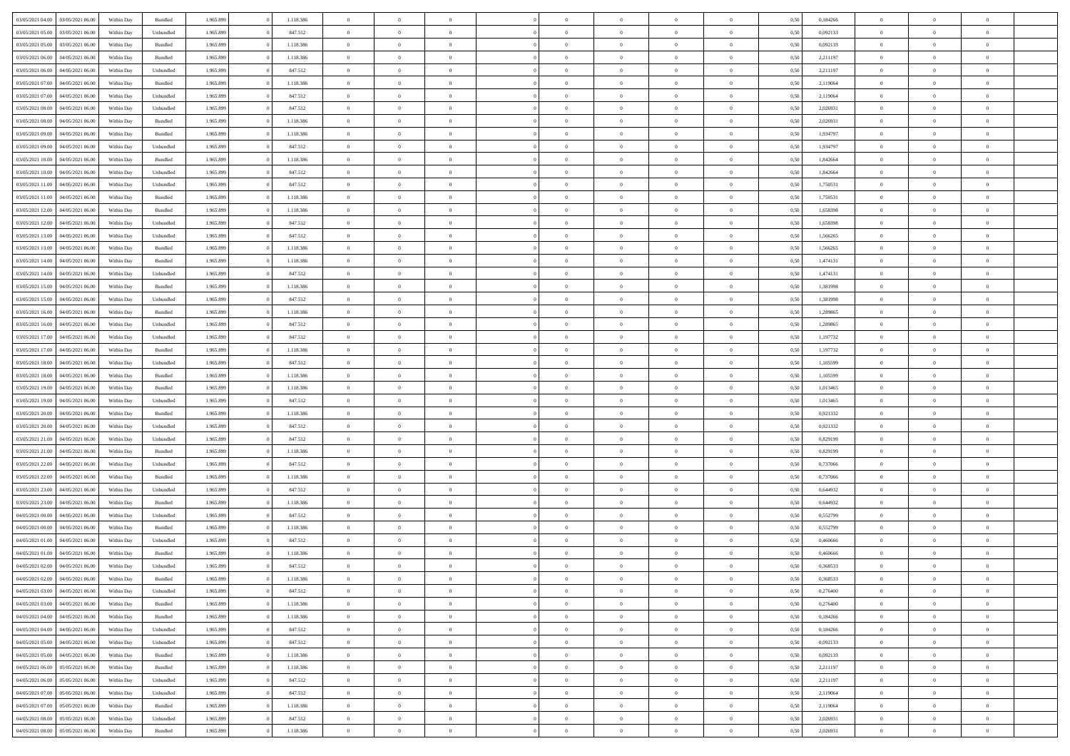| | | | | | | | | | | | | | | | | | | | | | |
|---|---|---|---|---|---|---|---|---|---|---|---|---|---|---|---|---|---|---|---|---|---|
| 03/05/2021 04:00 | 03/05/2021 06:00 | Within Day | Bundled | 1.965.899 | 0 | 1.118.386 | 0 | 0 | 0 | | 0 | 0 | 0 | 0 | 0,50 | 0,184266 | 0 | 0 | 0 | |
| 03/05/2021 05:00 | 03/05/2021 06:00 | Within Day | Unbundled | 1.965.899 | 0 | 847.512 | 0 | 0 | 0 | | 0 | 0 | 0 | 0 | 0,50 | 0,092133 | 0 | 0 | 0 | |
| 03/05/2021 05:00 | 03/05/2021 06:00 | Within Day | Bundled | 1.965.899 | 0 | 1.118.386 | 0 | 0 | 0 | | 0 | 0 | 0 | 0 | 0,50 | 0,092133 | 0 | 0 | 0 | |
| 03/05/2021 06:00 | 04/05/2021 06:00 | Within Day | Bundled | 1.965.899 | 0 | 1.118.386 | 0 | 0 | 0 | | 0 | 0 | 0 | 0 | 0,50 | 2,211197 | 0 | 0 | 0 | |
| 03/05/2021 06:00 | 04/05/2021 06:00 | Within Day | Unbundled | 1.965.899 | 0 | 847.512 | 0 | 0 | 0 | | 0 | 0 | 0 | 0 | 0,50 | 2,211197 | 0 | 0 | 0 | |
| 03/05/2021 07:00 | 04/05/2021 06:00 | Within Day | Bundled | 1.965.899 | 0 | 1.118.386 | 0 | 0 | 0 | | 0 | 0 | 0 | 0 | 0,50 | 2,119064 | 0 | 0 | 0 | |
| 03/05/2021 07:00 | 04/05/2021 06:00 | Within Day | Unbundled | 1.965.899 | 0 | 847.512 | 0 | 0 | 0 | | 0 | 0 | 0 | 0 | 0,50 | 2,119064 | 0 | 0 | 0 | |
| 03/05/2021 08:00 | 04/05/2021 06:00 | Within Day | Unbundled | 1.965.899 | 0 | 847.512 | 0 | 0 | 0 | | 0 | 0 | 0 | 0 | 0,50 | 2,026931 | 0 | 0 | 0 | |
| 03/05/2021 08:00 | 04/05/2021 06:00 | Within Day | Bundled | 1.965.899 | 0 | 1.118.386 | 0 | 0 | 0 | | 0 | 0 | 0 | 0 | 0,50 | 2,026931 | 0 | 0 | 0 | |
| 03/05/2021 09:00 | 04/05/2021 06:00 | Within Day | Bundled | 1.965.899 | 0 | 1.118.386 | 0 | 0 | 0 | | 0 | 0 | 0 | 0 | 0,50 | 1,934797 | 0 | 0 | 0 | |
| 03/05/2021 09:00 | 04/05/2021 06:00 | Within Day | Unbundled | 1.965.899 | 0 | 847.512 | 0 | 0 | 0 | | 0 | 0 | 0 | 0 | 0,50 | 1,934797 | 0 | 0 | 0 | |
| 03/05/2021 10:00 | 04/05/2021 06:00 | Within Day | Bundled | 1.965.899 | 0 | 1.118.386 | 0 | 0 | 0 | | 0 | 0 | 0 | 0 | 0,50 | 1,842664 | 0 | 0 | 0 | |
| 03/05/2021 10:00 | 04/05/2021 06:00 | Within Day | Unbundled | 1.965.899 | 0 | 847.512 | 0 | 0 | 0 | | 0 | 0 | 0 | 0 | 0,50 | 1,842664 | 0 | 0 | 0 | |
| 03/05/2021 11:00 | 04/05/2021 06:00 | Within Day | Unbundled | 1.965.899 | 0 | 847.512 | 0 | 0 | 0 | | 0 | 0 | 0 | 0 | 0,50 | 1,750531 | 0 | 0 | 0 | |
| 03/05/2021 11:00 | 04/05/2021 06:00 | Within Day | Bundled | 1.965.899 | 0 | 1.118.386 | 0 | 0 | 0 | | 0 | 0 | 0 | 0 | 0,50 | 1,750531 | 0 | 0 | 0 | |
| 03/05/2021 12:00 | 04/05/2021 06:00 | Within Day | Bundled | 1.965.899 | 0 | 1.118.386 | 0 | 0 | 0 | | 0 | 0 | 0 | 0 | 0,50 | 1,658398 | 0 | 0 | 0 | |
| 03/05/2021 12:00 | 04/05/2021 06:00 | Within Day | Unbundled | 1.965.899 | 0 | 847.512 | 0 | 0 | 0 | | 0 | 0 | 0 | 0 | 0,50 | 1,658398 | 0 | 0 | 0 | |
| 03/05/2021 13:00 | 04/05/2021 06:00 | Within Day | Unbundled | 1.965.899 | 0 | 847.512 | 0 | 0 | 0 | | 0 | 0 | 0 | 0 | 0,50 | 1,566265 | 0 | 0 | 0 | |
| 03/05/2021 13:00 | 04/05/2021 06:00 | Within Day | Bundled | 1.965.899 | 0 | 1.118.386 | 0 | 0 | 0 | | 0 | 0 | 0 | 0 | 0,50 | 1,566265 | 0 | 0 | 0 | |
| 03/05/2021 14:00 | 04/05/2021 06:00 | Within Day | Bundled | 1.965.899 | 0 | 1.118.386 | 0 | 0 | 0 | | 0 | 0 | 0 | 0 | 0,50 | 1,474131 | 0 | 0 | 0 | |
| 03/05/2021 14:00 | 04/05/2021 06:00 | Within Day | Unbundled | 1.965.899 | 0 | 847.512 | 0 | 0 | 0 | | 0 | 0 | 0 | 0 | 0,50 | 1,474131 | 0 | 0 | 0 | |
| 03/05/2021 15:00 | 04/05/2021 06:00 | Within Day | Bundled | 1.965.899 | 0 | 1.118.386 | 0 | 0 | 0 | | 0 | 0 | 0 | 0 | 0,50 | 1,381998 | 0 | 0 | 0 | |
| 03/05/2021 15:00 | 04/05/2021 06:00 | Within Day | Unbundled | 1.965.899 | 0 | 847.512 | 0 | 0 | 0 | | 0 | 0 | 0 | 0 | 0,50 | 1,381998 | 0 | 0 | 0 | |
| 03/05/2021 16:00 | 04/05/2021 06:00 | Within Day | Bundled | 1.965.899 | 0 | 1.118.386 | 0 | 0 | 0 | | 0 | 0 | 0 | 0 | 0,50 | 1,289865 | 0 | 0 | 0 | |
| 03/05/2021 16:00 | 04/05/2021 06:00 | Within Day | Unbundled | 1.965.899 | 0 | 847.512 | 0 | 0 | 0 | | 0 | 0 | 0 | 0 | 0,50 | 1,289865 | 0 | 0 | 0 | |
| 03/05/2021 17:00 | 04/05/2021 06:00 | Within Day | Unbundled | 1.965.899 | 0 | 847.512 | 0 | 0 | 0 | | 0 | 0 | 0 | 0 | 0,50 | 1,197732 | 0 | 0 | 0 | |
| 03/05/2021 17:00 | 04/05/2021 06:00 | Within Day | Bundled | 1.965.899 | 0 | 1.118.386 | 0 | 0 | 0 | | 0 | 0 | 0 | 0 | 0,50 | 1,197732 | 0 | 0 | 0 | |
| 03/05/2021 18:00 | 04/05/2021 06:00 | Within Day | Unbundled | 1.965.899 | 0 | 847.512 | 0 | 0 | 0 | | 0 | 0 | 0 | 0 | 0,50 | 1,105599 | 0 | 0 | 0 | |
| 03/05/2021 18:00 | 04/05/2021 06:00 | Within Day | Bundled | 1.965.899 | 0 | 1.118.386 | 0 | 0 | 0 | | 0 | 0 | 0 | 0 | 0,50 | 1,105599 | 0 | 0 | 0 | |
| 03/05/2021 19:00 | 04/05/2021 06:00 | Within Day | Bundled | 1.965.899 | 0 | 1.118.386 | 0 | 0 | 0 | | 0 | 0 | 0 | 0 | 0,50 | 1,013465 | 0 | 0 | 0 | |
| 03/05/2021 19:00 | 04/05/2021 06:00 | Within Day | Unbundled | 1.965.899 | 0 | 847.512 | 0 | 0 | 0 | | 0 | 0 | 0 | 0 | 0,50 | 1,013465 | 0 | 0 | 0 | |
| 03/05/2021 20:00 | 04/05/2021 06:00 | Within Day | Bundled | 1.965.899 | 0 | 1.118.386 | 0 | 0 | 0 | | 0 | 0 | 0 | 0 | 0,50 | 0,921332 | 0 | 0 | 0 | |
| 03/05/2021 20:00 | 04/05/2021 06:00 | Within Day | Unbundled | 1.965.899 | 0 | 847.512 | 0 | 0 | 0 | | 0 | 0 | 0 | 0 | 0,50 | 0,921332 | 0 | 0 | 0 | |
| 03/05/2021 21:00 | 04/05/2021 06:00 | Within Day | Unbundled | 1.965.899 | 0 | 847.512 | 0 | 0 | 0 | | 0 | 0 | 0 | 0 | 0,50 | 0,829199 | 0 | 0 | 0 | |
| 03/05/2021 21:00 | 04/05/2021 06:00 | Within Day | Bundled | 1.965.899 | 0 | 1.118.386 | 0 | 0 | 0 | | 0 | 0 | 0 | 0 | 0,50 | 0,829199 | 0 | 0 | 0 | |
| 03/05/2021 22:00 | 04/05/2021 06:00 | Within Day | Unbundled | 1.965.899 | 0 | 847.512 | 0 | 0 | 0 | | 0 | 0 | 0 | 0 | 0,50 | 0,737066 | 0 | 0 | 0 | |
| 03/05/2021 22:00 | 04/05/2021 06:00 | Within Day | Bundled | 1.965.899 | 0 | 1.118.386 | 0 | 0 | 0 | | 0 | 0 | 0 | 0 | 0,50 | 0,737066 | 0 | 0 | 0 | |
| 03/05/2021 23:00 | 04/05/2021 06:00 | Within Day | Unbundled | 1.965.899 | 0 | 847.512 | 0 | 0 | 0 | | 0 | 0 | 0 | 0 | 0,50 | 0,644932 | 0 | 0 | 0 | |
| 03/05/2021 23:00 | 04/05/2021 06:00 | Within Day | Bundled | 1.965.899 | 0 | 1.118.386 | 0 | 0 | 0 | | 0 | 0 | 0 | 0 | 0,50 | 0,644932 | 0 | 0 | 0 | |
| 04/05/2021 00:00 | 04/05/2021 06:00 | Within Day | Unbundled | 1.965.899 | 0 | 847.512 | 0 | 0 | 0 | | 0 | 0 | 0 | 0 | 0,50 | 0,552799 | 0 | 0 | 0 | |
| 04/05/2021 00:00 | 04/05/2021 06:00 | Within Day | Bundled | 1.965.899 | 0 | 1.118.386 | 0 | 0 | 0 | | 0 | 0 | 0 | 0 | 0,50 | 0,552799 | 0 | 0 | 0 | |
| 04/05/2021 01:00 | 04/05/2021 06:00 | Within Day | Unbundled | 1.965.899 | 0 | 847.512 | 0 | 0 | 0 | | 0 | 0 | 0 | 0 | 0,50 | 0,460666 | 0 | 0 | 0 | |
| 04/05/2021 01:00 | 04/05/2021 06:00 | Within Day | Bundled | 1.965.899 | 0 | 1.118.386 | 0 | 0 | 0 | | 0 | 0 | 0 | 0 | 0,50 | 0,460666 | 0 | 0 | 0 | |
| 04/05/2021 02:00 | 04/05/2021 06:00 | Within Day | Unbundled | 1.965.899 | 0 | 847.512 | 0 | 0 | 0 | | 0 | 0 | 0 | 0 | 0,50 | 0,368533 | 0 | 0 | 0 | |
| 04/05/2021 02:00 | 04/05/2021 06:00 | Within Day | Bundled | 1.965.899 | 0 | 1.118.386 | 0 | 0 | 0 | | 0 | 0 | 0 | 0 | 0,50 | 0,368533 | 0 | 0 | 0 | |
| 04/05/2021 03:00 | 04/05/2021 06:00 | Within Day | Unbundled | 1.965.899 | 0 | 847.512 | 0 | 0 | 0 | | 0 | 0 | 0 | 0 | 0,50 | 0,276400 | 0 | 0 | 0 | |
| 04/05/2021 03:00 | 04/05/2021 06:00 | Within Day | Bundled | 1.965.899 | 0 | 1.118.386 | 0 | 0 | 0 | | 0 | 0 | 0 | 0 | 0,50 | 0,276400 | 0 | 0 | 0 | |
| 04/05/2021 04:00 | 04/05/2021 06:00 | Within Day | Bundled | 1.965.899 | 0 | 1.118.386 | 0 | 0 | 0 | | 0 | 0 | 0 | 0 | 0,50 | 0,184266 | 0 | 0 | 0 | |
| 04/05/2021 04:00 | 04/05/2021 06:00 | Within Day | Unbundled | 1.965.899 | 0 | 847.512 | 0 | 0 | 0 | | 0 | 0 | 0 | 0 | 0,50 | 0,184266 | 0 | 0 | 0 | |
| 04/05/2021 05:00 | 04/05/2021 06:00 | Within Day | Unbundled | 1.965.899 | 0 | 847.512 | 0 | 0 | 0 | | 0 | 0 | 0 | 0 | 0,50 | 0,092133 | 0 | 0 | 0 | |
| 04/05/2021 05:00 | 04/05/2021 06:00 | Within Day | Bundled | 1.965.899 | 0 | 1.118.386 | 0 | 0 | 0 | | 0 | 0 | 0 | 0 | 0,50 | 0,092133 | 0 | 0 | 0 | |
| 04/05/2021 06:00 | 05/05/2021 06:00 | Within Day | Bundled | 1.965.899 | 0 | 1.118.386 | 0 | 0 | 0 | | 0 | 0 | 0 | 0 | 0,50 | 2,211197 | 0 | 0 | 0 | |
| 04/05/2021 06:00 | 05/05/2021 06:00 | Within Day | Unbundled | 1.965.899 | 0 | 847.512 | 0 | 0 | 0 | | 0 | 0 | 0 | 0 | 0,50 | 2,211197 | 0 | 0 | 0 | |
| 04/05/2021 07:00 | 05/05/2021 06:00 | Within Day | Unbundled | 1.965.899 | 0 | 847.512 | 0 | 0 | 0 | | 0 | 0 | 0 | 0 | 0,50 | 2,119064 | 0 | 0 | 0 | |
| 04/05/2021 07:00 | 05/05/2021 06:00 | Within Day | Bundled | 1.965.899 | 0 | 1.118.386 | 0 | 0 | 0 | | 0 | 0 | 0 | 0 | 0,50 | 2,119064 | 0 | 0 | 0 | |
| 04/05/2021 08:00 | 05/05/2021 06:00 | Within Day | Unbundled | 1.965.899 | 0 | 847.512 | 0 | 0 | 0 | | 0 | 0 | 0 | 0 | 0,50 | 2,026931 | 0 | 0 | 0 | |
| 04/05/2021 08:00 | 05/05/2021 06:00 | Within Day | Bundled | 1.965.899 | 0 | 1.118.386 | 0 | 0 | 0 | | 0 | 0 | 0 | 0 | 0,50 | 2,026931 | 0 | 0 | 0 | |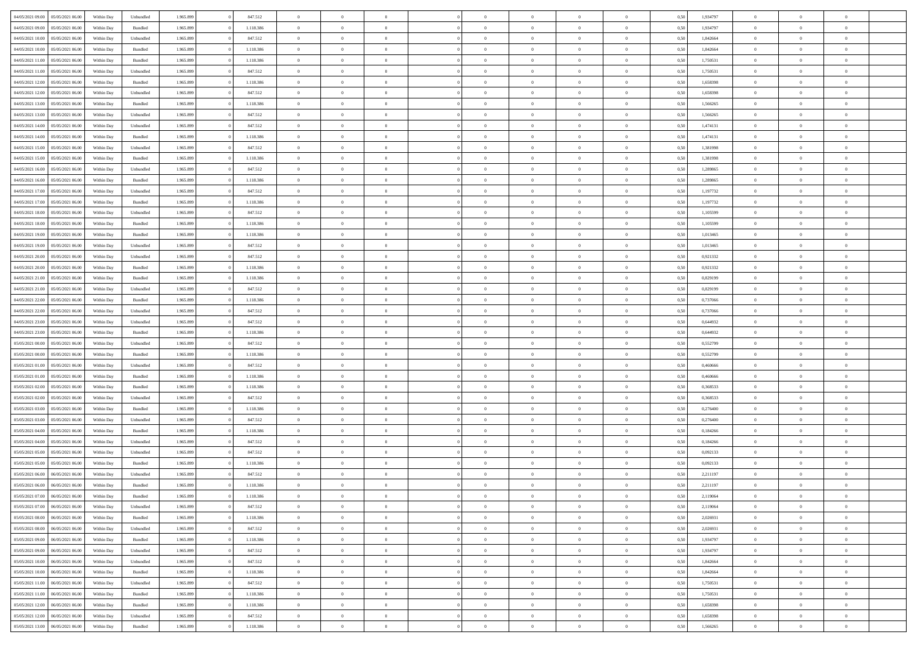| | | | | | | | | | | | | | | | | | | | | | |
|---|---|---|---|---|---|---|---|---|---|---|---|---|---|---|---|---|---|---|---|---|---|
| 04/05/2021 09:00 | 05/05/2021 06:00 | Within Day | Unbundled | 1.965.899 | 0 | 847.512 | 0 | 0 | 0 | | 0 | 0 | 0 | 0 | 0,50 | 1,934797 | 0 | 0 | 0 | |
| 04/05/2021 09:00 | 05/05/2021 06:00 | Within Day | Bundled | 1.965.899 | 0 | 1.118.386 | 0 | 0 | 0 | | 0 | 0 | 0 | 0 | 0,50 | 1,934797 | 0 | 0 | 0 | |
| 04/05/2021 10:00 | 05/05/2021 06:00 | Within Day | Unbundled | 1.965.899 | 0 | 847.512 | 0 | 0 | 0 | | 0 | 0 | 0 | 0 | 0,50 | 1,842664 | 0 | 0 | 0 | |
| 04/05/2021 10:00 | 05/05/2021 06:00 | Within Day | Bundled | 1.965.899 | 0 | 1.118.386 | 0 | 0 | 0 | | 0 | 0 | 0 | 0 | 0,50 | 1,842664 | 0 | 0 | 0 | |
| 04/05/2021 11:00 | 05/05/2021 06:00 | Within Day | Bundled | 1.965.899 | 0 | 1.118.386 | 0 | 0 | 0 | | 0 | 0 | 0 | 0 | 0,50 | 1,750531 | 0 | 0 | 0 | |
| 04/05/2021 11:00 | 05/05/2021 06:00 | Within Day | Unbundled | 1.965.899 | 0 | 847.512 | 0 | 0 | 0 | | 0 | 0 | 0 | 0 | 0,50 | 1,750531 | 0 | 0 | 0 | |
| 04/05/2021 12:00 | 05/05/2021 06:00 | Within Day | Bundled | 1.965.899 | 0 | 1.118.386 | 0 | 0 | 0 | | 0 | 0 | 0 | 0 | 0,50 | 1,658398 | 0 | 0 | 0 | |
| 04/05/2021 12:00 | 05/05/2021 06:00 | Within Day | Unbundled | 1.965.899 | 0 | 847.512 | 0 | 0 | 0 | | 0 | 0 | 0 | 0 | 0,50 | 1,658398 | 0 | 0 | 0 | |
| 04/05/2021 13:00 | 05/05/2021 06:00 | Within Day | Bundled | 1.965.899 | 0 | 1.118.386 | 0 | 0 | 0 | | 0 | 0 | 0 | 0 | 0,50 | 1,566265 | 0 | 0 | 0 | |
| 04/05/2021 13:00 | 05/05/2021 06:00 | Within Day | Unbundled | 1.965.899 | 0 | 847.512 | 0 | 0 | 0 | | 0 | 0 | 0 | 0 | 0,50 | 1,566265 | 0 | 0 | 0 | |
| 04/05/2021 14:00 | 05/05/2021 06:00 | Within Day | Unbundled | 1.965.899 | 0 | 847.512 | 0 | 0 | 0 | | 0 | 0 | 0 | 0 | 0,50 | 1,474131 | 0 | 0 | 0 | |
| 04/05/2021 14:00 | 05/05/2021 06:00 | Within Day | Bundled | 1.965.899 | 0 | 1.118.386 | 0 | 0 | 0 | | 0 | 0 | 0 | 0 | 0,50 | 1,474131 | 0 | 0 | 0 | |
| 04/05/2021 15:00 | 05/05/2021 06:00 | Within Day | Unbundled | 1.965.899 | 0 | 847.512 | 0 | 0 | 0 | | 0 | 0 | 0 | 0 | 0,50 | 1,381998 | 0 | 0 | 0 | |
| 04/05/2021 15:00 | 05/05/2021 06:00 | Within Day | Bundled | 1.965.899 | 0 | 1.118.386 | 0 | 0 | 0 | | 0 | 0 | 0 | 0 | 0,50 | 1,381998 | 0 | 0 | 0 | |
| 04/05/2021 16:00 | 05/05/2021 06:00 | Within Day | Unbundled | 1.965.899 | 0 | 847.512 | 0 | 0 | 0 | | 0 | 0 | 0 | 0 | 0,50 | 1,289865 | 0 | 0 | 0 | |
| 04/05/2021 16:00 | 05/05/2021 06:00 | Within Day | Bundled | 1.965.899 | 0 | 1.118.386 | 0 | 0 | 0 | | 0 | 0 | 0 | 0 | 0,50 | 1,289865 | 0 | 0 | 0 | |
| 04/05/2021 17:00 | 05/05/2021 06:00 | Within Day | Unbundled | 1.965.899 | 0 | 847.512 | 0 | 0 | 0 | | 0 | 0 | 0 | 0 | 0,50 | 1,197732 | 0 | 0 | 0 | |
| 04/05/2021 17:00 | 05/05/2021 06:00 | Within Day | Bundled | 1.965.899 | 0 | 1.118.386 | 0 | 0 | 0 | | 0 | 0 | 0 | 0 | 0,50 | 1,197732 | 0 | 0 | 0 | |
| 04/05/2021 18:00 | 05/05/2021 06:00 | Within Day | Unbundled | 1.965.899 | 0 | 847.512 | 0 | 0 | 0 | | 0 | 0 | 0 | 0 | 0,50 | 1,105599 | 0 | 0 | 0 | |
| 04/05/2021 18:00 | 05/05/2021 06:00 | Within Day | Bundled | 1.965.899 | 0 | 1.118.386 | 0 | 0 | 0 | | 0 | 0 | 0 | 0 | 0,50 | 1,105599 | 0 | 0 | 0 | |
| 04/05/2021 19:00 | 05/05/2021 06:00 | Within Day | Bundled | 1.965.899 | 0 | 1.118.386 | 0 | 0 | 0 | | 0 | 0 | 0 | 0 | 0,50 | 1,013465 | 0 | 0 | 0 | |
| 04/05/2021 19:00 | 05/05/2021 06:00 | Within Day | Unbundled | 1.965.899 | 0 | 847.512 | 0 | 0 | 0 | | 0 | 0 | 0 | 0 | 0,50 | 1,013465 | 0 | 0 | 0 | |
| 04/05/2021 20:00 | 05/05/2021 06:00 | Within Day | Unbundled | 1.965.899 | 0 | 847.512 | 0 | 0 | 0 | | 0 | 0 | 0 | 0 | 0,50 | 0,921332 | 0 | 0 | 0 | |
| 04/05/2021 20:00 | 05/05/2021 06:00 | Within Day | Bundled | 1.965.899 | 0 | 1.118.386 | 0 | 0 | 0 | | 0 | 0 | 0 | 0 | 0,50 | 0,921332 | 0 | 0 | 0 | |
| 04/05/2021 21:00 | 05/05/2021 06:00 | Within Day | Bundled | 1.965.899 | 0 | 1.118.386 | 0 | 0 | 0 | | 0 | 0 | 0 | 0 | 0,50 | 0,829199 | 0 | 0 | 0 | |
| 04/05/2021 21:00 | 05/05/2021 06:00 | Within Day | Unbundled | 1.965.899 | 0 | 847.512 | 0 | 0 | 0 | | 0 | 0 | 0 | 0 | 0,50 | 0,829199 | 0 | 0 | 0 | |
| 04/05/2021 22:00 | 05/05/2021 06:00 | Within Day | Bundled | 1.965.899 | 0 | 1.118.386 | 0 | 0 | 0 | | 0 | 0 | 0 | 0 | 0,50 | 0,737066 | 0 | 0 | 0 | |
| 04/05/2021 22:00 | 05/05/2021 06:00 | Within Day | Unbundled | 1.965.899 | 0 | 847.512 | 0 | 0 | 0 | | 0 | 0 | 0 | 0 | 0,50 | 0,737066 | 0 | 0 | 0 | |
| 04/05/2021 23:00 | 05/05/2021 06:00 | Within Day | Unbundled | 1.965.899 | 0 | 847.512 | 0 | 0 | 0 | | 0 | 0 | 0 | 0 | 0,50 | 0,644932 | 0 | 0 | 0 | |
| 04/05/2021 23:00 | 05/05/2021 06:00 | Within Day | Bundled | 1.965.899 | 0 | 1.118.386 | 0 | 0 | 0 | | 0 | 0 | 0 | 0 | 0,50 | 0,644932 | 0 | 0 | 0 | |
| 05/05/2021 00:00 | 05/05/2021 06:00 | Within Day | Unbundled | 1.965.899 | 0 | 847.512 | 0 | 0 | 0 | | 0 | 0 | 0 | 0 | 0,50 | 0,552799 | 0 | 0 | 0 | |
| 05/05/2021 00:00 | 05/05/2021 06:00 | Within Day | Bundled | 1.965.899 | 0 | 1.118.386 | 0 | 0 | 0 | | 0 | 0 | 0 | 0 | 0,50 | 0,552799 | 0 | 0 | 0 | |
| 05/05/2021 01:00 | 05/05/2021 06:00 | Within Day | Unbundled | 1.965.899 | 0 | 847.512 | 0 | 0 | 0 | | 0 | 0 | 0 | 0 | 0,50 | 0,460666 | 0 | 0 | 0 | |
| 05/05/2021 01:00 | 05/05/2021 06:00 | Within Day | Bundled | 1.965.899 | 0 | 1.118.386 | 0 | 0 | 0 | | 0 | 0 | 0 | 0 | 0,50 | 0,460666 | 0 | 0 | 0 | |
| 05/05/2021 02:00 | 05/05/2021 06:00 | Within Day | Bundled | 1.965.899 | 0 | 1.118.386 | 0 | 0 | 0 | | 0 | 0 | 0 | 0 | 0,50 | 0,368533 | 0 | 0 | 0 | |
| 05/05/2021 02:00 | 05/05/2021 06:00 | Within Day | Unbundled | 1.965.899 | 0 | 847.512 | 0 | 0 | 0 | | 0 | 0 | 0 | 0 | 0,50 | 0,368533 | 0 | 0 | 0 | |
| 05/05/2021 03:00 | 05/05/2021 06:00 | Within Day | Bundled | 1.965.899 | 0 | 1.118.386 | 0 | 0 | 0 | | 0 | 0 | 0 | 0 | 0,50 | 0,276400 | 0 | 0 | 0 | |
| 05/05/2021 03:00 | 05/05/2021 06:00 | Within Day | Unbundled | 1.965.899 | 0 | 847.512 | 0 | 0 | 0 | | 0 | 0 | 0 | 0 | 0,50 | 0,276400 | 0 | 0 | 0 | |
| 05/05/2021 04:00 | 05/05/2021 06:00 | Within Day | Bundled | 1.965.899 | 0 | 1.118.386 | 0 | 0 | 0 | | 0 | 0 | 0 | 0 | 0,50 | 0,184266 | 0 | 0 | 0 | |
| 05/05/2021 04:00 | 05/05/2021 06:00 | Within Day | Unbundled | 1.965.899 | 0 | 847.512 | 0 | 0 | 0 | | 0 | 0 | 0 | 0 | 0,50 | 0,184266 | 0 | 0 | 0 | |
| 05/05/2021 05:00 | 05/05/2021 06:00 | Within Day | Unbundled | 1.965.899 | 0 | 847.512 | 0 | 0 | 0 | | 0 | 0 | 0 | 0 | 0,50 | 0,092133 | 0 | 0 | 0 | |
| 05/05/2021 05:00 | 05/05/2021 06:00 | Within Day | Bundled | 1.965.899 | 0 | 1.118.386 | 0 | 0 | 0 | | 0 | 0 | 0 | 0 | 0,50 | 0,092133 | 0 | 0 | 0 | |
| 05/05/2021 06:00 | 06/05/2021 06:00 | Within Day | Unbundled | 1.965.899 | 0 | 847.512 | 0 | 0 | 0 | | 0 | 0 | 0 | 0 | 0,50 | 2,211197 | 0 | 0 | 0 | |
| 05/05/2021 06:00 | 06/05/2021 06:00 | Within Day | Bundled | 1.965.899 | 0 | 1.118.386 | 0 | 0 | 0 | | 0 | 0 | 0 | 0 | 0,50 | 2,211197 | 0 | 0 | 0 | |
| 05/05/2021 07:00 | 06/05/2021 06:00 | Within Day | Bundled | 1.965.899 | 0 | 1.118.386 | 0 | 0 | 0 | | 0 | 0 | 0 | 0 | 0,50 | 2,119064 | 0 | 0 | 0 | |
| 05/05/2021 07:00 | 06/05/2021 06:00 | Within Day | Unbundled | 1.965.899 | 0 | 847.512 | 0 | 0 | 0 | | 0 | 0 | 0 | 0 | 0,50 | 2,119064 | 0 | 0 | 0 | |
| 05/05/2021 08:00 | 06/05/2021 06:00 | Within Day | Bundled | 1.965.899 | 0 | 1.118.386 | 0 | 0 | 0 | | 0 | 0 | 0 | 0 | 0,50 | 2,026931 | 0 | 0 | 0 | |
| 05/05/2021 08:00 | 06/05/2021 06:00 | Within Day | Unbundled | 1.965.899 | 0 | 847.512 | 0 | 0 | 0 | | 0 | 0 | 0 | 0 | 0,50 | 2,026931 | 0 | 0 | 0 | |
| 05/05/2021 09:00 | 06/05/2021 06:00 | Within Day | Bundled | 1.965.899 | 0 | 1.118.386 | 0 | 0 | 0 | | 0 | 0 | 0 | 0 | 0,50 | 1,934797 | 0 | 0 | 0 | |
| 05/05/2021 09:00 | 06/05/2021 06:00 | Within Day | Unbundled | 1.965.899 | 0 | 847.512 | 0 | 0 | 0 | | 0 | 0 | 0 | 0 | 0,50 | 1,934797 | 0 | 0 | 0 | |
| 05/05/2021 10:00 | 06/05/2021 06:00 | Within Day | Unbundled | 1.965.899 | 0 | 847.512 | 0 | 0 | 0 | | 0 | 0 | 0 | 0 | 0,50 | 1,842664 | 0 | 0 | 0 | |
| 05/05/2021 10:00 | 06/05/2021 06:00 | Within Day | Bundled | 1.965.899 | 0 | 1.118.386 | 0 | 0 | 0 | | 0 | 0 | 0 | 0 | 0,50 | 1,842664 | 0 | 0 | 0 | |
| 05/05/2021 11:00 | 06/05/2021 06:00 | Within Day | Unbundled | 1.965.899 | 0 | 847.512 | 0 | 0 | 0 | | 0 | 0 | 0 | 0 | 0,50 | 1,750531 | 0 | 0 | 0 | |
| 05/05/2021 11:00 | 06/05/2021 06:00 | Within Day | Bundled | 1.965.899 | 0 | 1.118.386 | 0 | 0 | 0 | | 0 | 0 | 0 | 0 | 0,50 | 1,750531 | 0 | 0 | 0 | |
| 05/05/2021 12:00 | 06/05/2021 06:00 | Within Day | Bundled | 1.965.899 | 0 | 1.118.386 | 0 | 0 | 0 | | 0 | 0 | 0 | 0 | 0,50 | 1,658398 | 0 | 0 | 0 | |
| 05/05/2021 12:00 | 06/05/2021 06:00 | Within Day | Unbundled | 1.965.899 | 0 | 847.512 | 0 | 0 | 0 | | 0 | 0 | 0 | 0 | 0,50 | 1,658398 | 0 | 0 | 0 | |
| 05/05/2021 13:00 | 06/05/2021 06:00 | Within Day | Bundled | 1.965.899 | 0 | 1.118.386 | 0 | 0 | 0 | | 0 | 0 | 0 | 0 | 0,50 | 1,566265 | 0 | 0 | 0 | |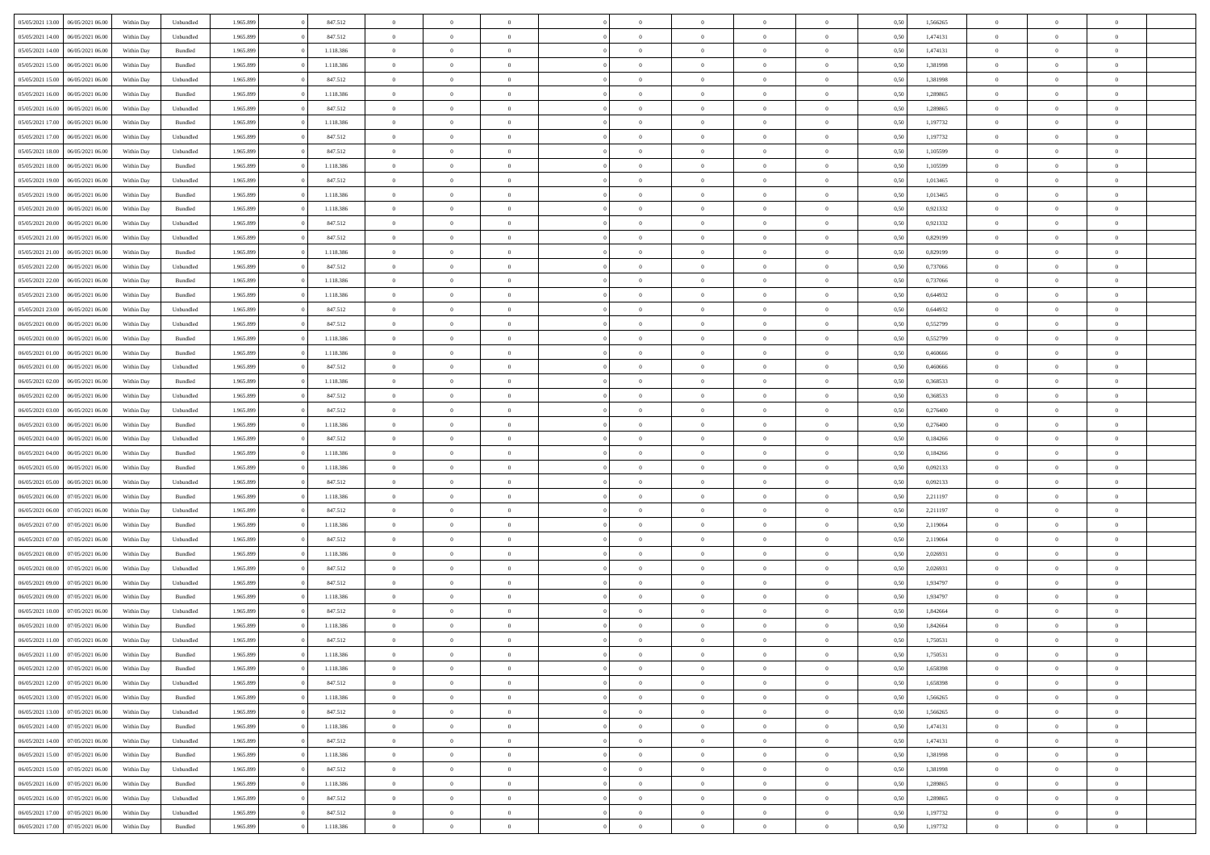| | | | | | | | | | | | | | | | | | | | | | |
|---|---|---|---|---|---|---|---|---|---|---|---|---|---|---|---|---|---|---|---|---|---|
| 05/05/2021 13:00 | 06/05/2021 06:00 | Within Day | Unbundled | 1.965.899 | 0 | 847.512 | 0 | 0 | 0 | | 0 | 0 | 0 | 0 | 0 | 0,50 | 1,566265 | 0 | 0 | 0 | |
| 05/05/2021 14:00 | 06/05/2021 06:00 | Within Day | Unbundled | 1.965.899 | 0 | 847.512 | 0 | 0 | 0 | | 0 | 0 | 0 | 0 | 0 | 0,50 | 1,474131 | 0 | 0 | 0 | |
| 05/05/2021 14:00 | 06/05/2021 06:00 | Within Day | Bundled | 1.965.899 | 0 | 1.118.386 | 0 | 0 | 0 | | 0 | 0 | 0 | 0 | 0 | 0,50 | 1,474131 | 0 | 0 | 0 | |
| 05/05/2021 15:00 | 06/05/2021 06:00 | Within Day | Bundled | 1.965.899 | 0 | 1.118.386 | 0 | 0 | 0 | | 0 | 0 | 0 | 0 | 0 | 0,50 | 1,381998 | 0 | 0 | 0 | |
| 05/05/2021 15:00 | 06/05/2021 06:00 | Within Day | Unbundled | 1.965.899 | 0 | 847.512 | 0 | 0 | 0 | | 0 | 0 | 0 | 0 | 0 | 0,50 | 1,381998 | 0 | 0 | 0 | |
| 05/05/2021 16:00 | 06/05/2021 06:00 | Within Day | Bundled | 1.965.899 | 0 | 1.118.386 | 0 | 0 | 0 | | 0 | 0 | 0 | 0 | 0 | 0,50 | 1,289865 | 0 | 0 | 0 | |
| 05/05/2021 16:00 | 06/05/2021 06:00 | Within Day | Unbundled | 1.965.899 | 0 | 847.512 | 0 | 0 | 0 | | 0 | 0 | 0 | 0 | 0 | 0,50 | 1,289865 | 0 | 0 | 0 | |
| 05/05/2021 17:00 | 06/05/2021 06:00 | Within Day | Bundled | 1.965.899 | 0 | 1.118.386 | 0 | 0 | 0 | | 0 | 0 | 0 | 0 | 0 | 0,50 | 1,197732 | 0 | 0 | 0 | |
| 05/05/2021 17:00 | 06/05/2021 06:00 | Within Day | Unbundled | 1.965.899 | 0 | 847.512 | 0 | 0 | 0 | | 0 | 0 | 0 | 0 | 0 | 0,50 | 1,197732 | 0 | 0 | 0 | |
| 05/05/2021 18:00 | 06/05/2021 06:00 | Within Day | Unbundled | 1.965.899 | 0 | 847.512 | 0 | 0 | 0 | | 0 | 0 | 0 | 0 | 0 | 0,50 | 1,105599 | 0 | 0 | 0 | |
| 05/05/2021 18:00 | 06/05/2021 06:00 | Within Day | Bundled | 1.965.899 | 0 | 1.118.386 | 0 | 0 | 0 | | 0 | 0 | 0 | 0 | 0 | 0,50 | 1,105599 | 0 | 0 | 0 | |
| 05/05/2021 19:00 | 06/05/2021 06:00 | Within Day | Unbundled | 1.965.899 | 0 | 847.512 | 0 | 0 | 0 | | 0 | 0 | 0 | 0 | 0 | 0,50 | 1,013465 | 0 | 0 | 0 | |
| 05/05/2021 19:00 | 06/05/2021 06:00 | Within Day | Bundled | 1.965.899 | 0 | 1.118.386 | 0 | 0 | 0 | | 0 | 0 | 0 | 0 | 0 | 0,50 | 1,013465 | 0 | 0 | 0 | |
| 05/05/2021 20:00 | 06/05/2021 06:00 | Within Day | Bundled | 1.965.899 | 0 | 1.118.386 | 0 | 0 | 0 | | 0 | 0 | 0 | 0 | 0 | 0,50 | 0,921332 | 0 | 0 | 0 | |
| 05/05/2021 20:00 | 06/05/2021 06:00 | Within Day | Unbundled | 1.965.899 | 0 | 847.512 | 0 | 0 | 0 | | 0 | 0 | 0 | 0 | 0 | 0,50 | 0,921332 | 0 | 0 | 0 | |
| 05/05/2021 21:00 | 06/05/2021 06:00 | Within Day | Unbundled | 1.965.899 | 0 | 847.512 | 0 | 0 | 0 | | 0 | 0 | 0 | 0 | 0 | 0,50 | 0,829199 | 0 | 0 | 0 | |
| 05/05/2021 21:00 | 06/05/2021 06:00 | Within Day | Bundled | 1.965.899 | 0 | 1.118.386 | 0 | 0 | 0 | | 0 | 0 | 0 | 0 | 0 | 0,50 | 0,829199 | 0 | 0 | 0 | |
| 05/05/2021 22:00 | 06/05/2021 06:00 | Within Day | Unbundled | 1.965.899 | 0 | 847.512 | 0 | 0 | 0 | | 0 | 0 | 0 | 0 | 0 | 0,50 | 0,737066 | 0 | 0 | 0 | |
| 05/05/2021 22:00 | 06/05/2021 06:00 | Within Day | Bundled | 1.965.899 | 0 | 1.118.386 | 0 | 0 | 0 | | 0 | 0 | 0 | 0 | 0 | 0,50 | 0,737066 | 0 | 0 | 0 | |
| 05/05/2021 23:00 | 06/05/2021 06:00 | Within Day | Bundled | 1.965.899 | 0 | 1.118.386 | 0 | 0 | 0 | | 0 | 0 | 0 | 0 | 0 | 0,50 | 0,644932 | 0 | 0 | 0 | |
| 05/05/2021 23:00 | 06/05/2021 06:00 | Within Day | Unbundled | 1.965.899 | 0 | 847.512 | 0 | 0 | 0 | | 0 | 0 | 0 | 0 | 0 | 0,50 | 0,644932 | 0 | 0 | 0 | |
| 06/05/2021 00:00 | 06/05/2021 06:00 | Within Day | Unbundled | 1.965.899 | 0 | 847.512 | 0 | 0 | 0 | | 0 | 0 | 0 | 0 | 0 | 0,50 | 0,552799 | 0 | 0 | 0 | |
| 06/05/2021 00:00 | 06/05/2021 06:00 | Within Day | Bundled | 1.965.899 | 0 | 1.118.386 | 0 | 0 | 0 | | 0 | 0 | 0 | 0 | 0 | 0,50 | 0,552799 | 0 | 0 | 0 | |
| 06/05/2021 01:00 | 06/05/2021 06:00 | Within Day | Bundled | 1.965.899 | 0 | 1.118.386 | 0 | 0 | 0 | | 0 | 0 | 0 | 0 | 0 | 0,50 | 0,460666 | 0 | 0 | 0 | |
| 06/05/2021 01:00 | 06/05/2021 06:00 | Within Day | Unbundled | 1.965.899 | 0 | 847.512 | 0 | 0 | 0 | | 0 | 0 | 0 | 0 | 0 | 0,50 | 0,460666 | 0 | 0 | 0 | |
| 06/05/2021 02:00 | 06/05/2021 06:00 | Within Day | Bundled | 1.965.899 | 0 | 1.118.386 | 0 | 0 | 0 | | 0 | 0 | 0 | 0 | 0 | 0,50 | 0,368533 | 0 | 0 | 0 | |
| 06/05/2021 02:00 | 06/05/2021 06:00 | Within Day | Unbundled | 1.965.899 | 0 | 847.512 | 0 | 0 | 0 | | 0 | 0 | 0 | 0 | 0 | 0,50 | 0,368533 | 0 | 0 | 0 | |
| 06/05/2021 03:00 | 06/05/2021 06:00 | Within Day | Unbundled | 1.965.899 | 0 | 847.512 | 0 | 0 | 0 | | 0 | 0 | 0 | 0 | 0 | 0,50 | 0,276400 | 0 | 0 | 0 | |
| 06/05/2021 03:00 | 06/05/2021 06:00 | Within Day | Bundled | 1.965.899 | 0 | 1.118.386 | 0 | 0 | 0 | | 0 | 0 | 0 | 0 | 0 | 0,50 | 0,276400 | 0 | 0 | 0 | |
| 06/05/2021 04:00 | 06/05/2021 06:00 | Within Day | Unbundled | 1.965.899 | 0 | 847.512 | 0 | 0 | 0 | | 0 | 0 | 0 | 0 | 0 | 0,50 | 0,184266 | 0 | 0 | 0 | |
| 06/05/2021 04:00 | 06/05/2021 06:00 | Within Day | Bundled | 1.965.899 | 0 | 1.118.386 | 0 | 0 | 0 | | 0 | 0 | 0 | 0 | 0 | 0,50 | 0,184266 | 0 | 0 | 0 | |
| 06/05/2021 05:00 | 06/05/2021 06:00 | Within Day | Bundled | 1.965.899 | 0 | 1.118.386 | 0 | 0 | 0 | | 0 | 0 | 0 | 0 | 0 | 0,50 | 0,092133 | 0 | 0 | 0 | |
| 06/05/2021 05:00 | 06/05/2021 06:00 | Within Day | Unbundled | 1.965.899 | 0 | 847.512 | 0 | 0 | 0 | | 0 | 0 | 0 | 0 | 0 | 0,50 | 0,092133 | 0 | 0 | 0 | |
| 06/05/2021 06:00 | 07/05/2021 06:00 | Within Day | Bundled | 1.965.899 | 0 | 1.118.386 | 0 | 0 | 0 | | 0 | 0 | 0 | 0 | 0 | 0,50 | 2,211197 | 0 | 0 | 0 | |
| 06/05/2021 06:00 | 07/05/2021 06:00 | Within Day | Unbundled | 1.965.899 | 0 | 847.512 | 0 | 0 | 0 | | 0 | 0 | 0 | 0 | 0 | 0,50 | 2,211197 | 0 | 0 | 0 | |
| 06/05/2021 07:00 | 07/05/2021 06:00 | Within Day | Bundled | 1.965.899 | 0 | 1.118.386 | 0 | 0 | 0 | | 0 | 0 | 0 | 0 | 0 | 0,50 | 2,119064 | 0 | 0 | 0 | |
| 06/05/2021 07:00 | 07/05/2021 06:00 | Within Day | Unbundled | 1.965.899 | 0 | 847.512 | 0 | 0 | 0 | | 0 | 0 | 0 | 0 | 0 | 0,50 | 2,119064 | 0 | 0 | 0 | |
| 06/05/2021 08:00 | 07/05/2021 06:00 | Within Day | Bundled | 1.965.899 | 0 | 1.118.386 | 0 | 0 | 0 | | 0 | 0 | 0 | 0 | 0 | 0,50 | 2,026931 | 0 | 0 | 0 | |
| 06/05/2021 08:00 | 07/05/2021 06:00 | Within Day | Unbundled | 1.965.899 | 0 | 847.512 | 0 | 0 | 0 | | 0 | 0 | 0 | 0 | 0 | 0,50 | 2,026931 | 0 | 0 | 0 | |
| 06/05/2021 09:00 | 07/05/2021 06:00 | Within Day | Unbundled | 1.965.899 | 0 | 847.512 | 0 | 0 | 0 | | 0 | 0 | 0 | 0 | 0 | 0,50 | 1,934797 | 0 | 0 | 0 | |
| 06/05/2021 09:00 | 07/05/2021 06:00 | Within Day | Bundled | 1.965.899 | 0 | 1.118.386 | 0 | 0 | 0 | | 0 | 0 | 0 | 0 | 0 | 0,50 | 1,934797 | 0 | 0 | 0 | |
| 06/05/2021 10:00 | 07/05/2021 06:00 | Within Day | Unbundled | 1.965.899 | 0 | 847.512 | 0 | 0 | 0 | | 0 | 0 | 0 | 0 | 0 | 0,50 | 1,842664 | 0 | 0 | 0 | |
| 06/05/2021 10:00 | 07/05/2021 06:00 | Within Day | Bundled | 1.965.899 | 0 | 1.118.386 | 0 | 0 | 0 | | 0 | 0 | 0 | 0 | 0 | 0,50 | 1,842664 | 0 | 0 | 0 | |
| 06/05/2021 11:00 | 07/05/2021 06:00 | Within Day | Unbundled | 1.965.899 | 0 | 847.512 | 0 | 0 | 0 | | 0 | 0 | 0 | 0 | 0 | 0,50 | 1,750531 | 0 | 0 | 0 | |
| 06/05/2021 11:00 | 07/05/2021 06:00 | Within Day | Bundled | 1.965.899 | 0 | 1.118.386 | 0 | 0 | 0 | | 0 | 0 | 0 | 0 | 0 | 0,50 | 1,750531 | 0 | 0 | 0 | |
| 06/05/2021 12:00 | 07/05/2021 06:00 | Within Day | Bundled | 1.965.899 | 0 | 1.118.386 | 0 | 0 | 0 | | 0 | 0 | 0 | 0 | 0 | 0,50 | 1,658398 | 0 | 0 | 0 | |
| 06/05/2021 12:00 | 07/05/2021 06:00 | Within Day | Unbundled | 1.965.899 | 0 | 847.512 | 0 | 0 | 0 | | 0 | 0 | 0 | 0 | 0 | 0,50 | 1,658398 | 0 | 0 | 0 | |
| 06/05/2021 13:00 | 07/05/2021 06:00 | Within Day | Bundled | 1.965.899 | 0 | 1.118.386 | 0 | 0 | 0 | | 0 | 0 | 0 | 0 | 0 | 0,50 | 1,566265 | 0 | 0 | 0 | |
| 06/05/2021 13:00 | 07/05/2021 06:00 | Within Day | Unbundled | 1.965.899 | 0 | 847.512 | 0 | 0 | 0 | | 0 | 0 | 0 | 0 | 0 | 0,50 | 1,566265 | 0 | 0 | 0 | |
| 06/05/2021 14:00 | 07/05/2021 06:00 | Within Day | Bundled | 1.965.899 | 0 | 1.118.386 | 0 | 0 | 0 | | 0 | 0 | 0 | 0 | 0 | 0,50 | 1,474131 | 0 | 0 | 0 | |
| 06/05/2021 14:00 | 07/05/2021 06:00 | Within Day | Unbundled | 1.965.899 | 0 | 847.512 | 0 | 0 | 0 | | 0 | 0 | 0 | 0 | 0 | 0,50 | 1,474131 | 0 | 0 | 0 | |
| 06/05/2021 15:00 | 07/05/2021 06:00 | Within Day | Bundled | 1.965.899 | 0 | 1.118.386 | 0 | 0 | 0 | | 0 | 0 | 0 | 0 | 0 | 0,50 | 1,381998 | 0 | 0 | 0 | |
| 06/05/2021 15:00 | 07/05/2021 06:00 | Within Day | Unbundled | 1.965.899 | 0 | 847.512 | 0 | 0 | 0 | | 0 | 0 | 0 | 0 | 0 | 0,50 | 1,381998 | 0 | 0 | 0 | |
| 06/05/2021 16:00 | 07/05/2021 06:00 | Within Day | Bundled | 1.965.899 | 0 | 1.118.386 | 0 | 0 | 0 | | 0 | 0 | 0 | 0 | 0 | 0,50 | 1,289865 | 0 | 0 | 0 | |
| 06/05/2021 16:00 | 07/05/2021 06:00 | Within Day | Unbundled | 1.965.899 | 0 | 847.512 | 0 | 0 | 0 | | 0 | 0 | 0 | 0 | 0 | 0,50 | 1,289865 | 0 | 0 | 0 | |
| 06/05/2021 17:00 | 07/05/2021 06:00 | Within Day | Unbundled | 1.965.899 | 0 | 847.512 | 0 | 0 | 0 | | 0 | 0 | 0 | 0 | 0 | 0,50 | 1,197732 | 0 | 0 | 0 | |
| 06/05/2021 17:00 | 07/05/2021 06:00 | Within Day | Bundled | 1.965.899 | 0 | 1.118.386 | 0 | 0 | 0 | | 0 | 0 | 0 | 0 | 0 | 0,50 | 1,197732 | 0 | 0 | 0 | |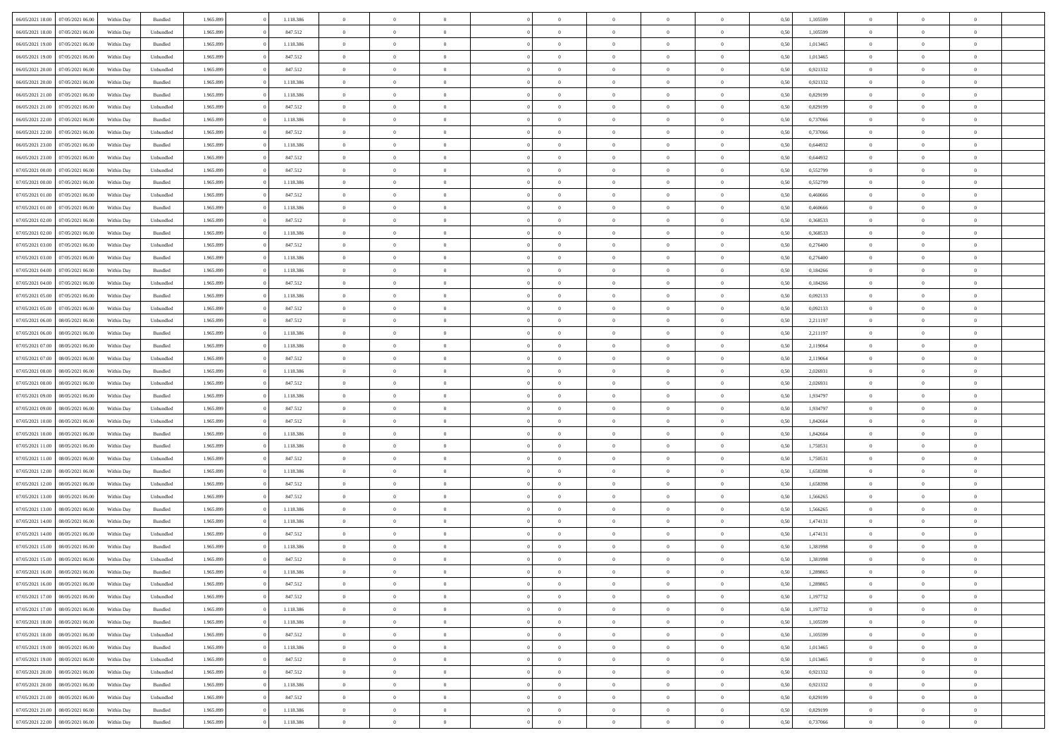| | | | | | | | | | | | | | | | | | | | | | |
|---|---|---|---|---|---|---|---|---|---|---|---|---|---|---|---|---|---|---|---|---|---|
| 06/05/2021 18:00 | 07/05/2021 06:00 | Within Day | Bundled | 1.965.899 | 0 | 1.118.386 | 0 | 0 | 0 | | 0 | 0 | 0 | 0 | 0 | 0,50 | 1,105599 | 0 | 0 | 0 | |
| 06/05/2021 18:00 | 07/05/2021 06:00 | Within Day | Unbundled | 1.965.899 | 0 | 847.512 | 0 | 0 | 0 | | 0 | 0 | 0 | 0 | 0 | 0,50 | 1,105599 | 0 | 0 | 0 | |
| 06/05/2021 19:00 | 07/05/2021 06:00 | Within Day | Bundled | 1.965.899 | 0 | 1.118.386 | 0 | 0 | 0 | | 0 | 0 | 0 | 0 | 0 | 0,50 | 1,013465 | 0 | 0 | 0 | |
| 06/05/2021 19:00 | 07/05/2021 06:00 | Within Day | Unbundled | 1.965.899 | 0 | 847.512 | 0 | 0 | 0 | | 0 | 0 | 0 | 0 | 0 | 0,50 | 1,013465 | 0 | 0 | 0 | |
| 06/05/2021 20:00 | 07/05/2021 06:00 | Within Day | Unbundled | 1.965.899 | 0 | 847.512 | 0 | 0 | 0 | | 0 | 0 | 0 | 0 | 0 | 0,50 | 0,921332 | 0 | 0 | 0 | |
| 06/05/2021 20:00 | 07/05/2021 06:00 | Within Day | Bundled | 1.965.899 | 0 | 1.118.386 | 0 | 0 | 0 | | 0 | 0 | 0 | 0 | 0 | 0,50 | 0,921332 | 0 | 0 | 0 | |
| 06/05/2021 21:00 | 07/05/2021 06:00 | Within Day | Bundled | 1.965.899 | 0 | 1.118.386 | 0 | 0 | 0 | | 0 | 0 | 0 | 0 | 0 | 0,50 | 0,829199 | 0 | 0 | 0 | |
| 06/05/2021 21:00 | 07/05/2021 06:00 | Within Day | Unbundled | 1.965.899 | 0 | 847.512 | 0 | 0 | 0 | | 0 | 0 | 0 | 0 | 0 | 0,50 | 0,829199 | 0 | 0 | 0 | |
| 06/05/2021 22:00 | 07/05/2021 06:00 | Within Day | Bundled | 1.965.899 | 0 | 1.118.386 | 0 | 0 | 0 | | 0 | 0 | 0 | 0 | 0 | 0,50 | 0,737066 | 0 | 0 | 0 | |
| 06/05/2021 22:00 | 07/05/2021 06:00 | Within Day | Unbundled | 1.965.899 | 0 | 847.512 | 0 | 0 | 0 | | 0 | 0 | 0 | 0 | 0 | 0,50 | 0,737066 | 0 | 0 | 0 | |
| 06/05/2021 23:00 | 07/05/2021 06:00 | Within Day | Bundled | 1.965.899 | 0 | 1.118.386 | 0 | 0 | 0 | | 0 | 0 | 0 | 0 | 0 | 0,50 | 0,644932 | 0 | 0 | 0 | |
| 06/05/2021 23:00 | 07/05/2021 06:00 | Within Day | Unbundled | 1.965.899 | 0 | 847.512 | 0 | 0 | 0 | | 0 | 0 | 0 | 0 | 0 | 0,50 | 0,644932 | 0 | 0 | 0 | |
| 07/05/2021 00:00 | 07/05/2021 06:00 | Within Day | Unbundled | 1.965.899 | 0 | 847.512 | 0 | 0 | 0 | | 0 | 0 | 0 | 0 | 0 | 0,50 | 0,552799 | 0 | 0 | 0 | |
| 07/05/2021 00:00 | 07/05/2021 06:00 | Within Day | Bundled | 1.965.899 | 0 | 1.118.386 | 0 | 0 | 0 | | 0 | 0 | 0 | 0 | 0 | 0,50 | 0,552799 | 0 | 0 | 0 | |
| 07/05/2021 01:00 | 07/05/2021 06:00 | Within Day | Unbundled | 1.965.899 | 0 | 847.512 | 0 | 0 | 0 | | 0 | 0 | 0 | 0 | 0 | 0,50 | 0,460666 | 0 | 0 | 0 | |
| 07/05/2021 01:00 | 07/05/2021 06:00 | Within Day | Bundled | 1.965.899 | 0 | 1.118.386 | 0 | 0 | 0 | | 0 | 0 | 0 | 0 | 0 | 0,50 | 0,460666 | 0 | 0 | 0 | |
| 07/05/2021 02:00 | 07/05/2021 06:00 | Within Day | Unbundled | 1.965.899 | 0 | 847.512 | 0 | 0 | 0 | | 0 | 0 | 0 | 0 | 0 | 0,50 | 0,368533 | 0 | 0 | 0 | |
| 07/05/2021 02:00 | 07/05/2021 06:00 | Within Day | Bundled | 1.965.899 | 0 | 1.118.386 | 0 | 0 | 0 | | 0 | 0 | 0 | 0 | 0 | 0,50 | 0,368533 | 0 | 0 | 0 | |
| 07/05/2021 03:00 | 07/05/2021 06:00 | Within Day | Unbundled | 1.965.899 | 0 | 847.512 | 0 | 0 | 0 | | 0 | 0 | 0 | 0 | 0 | 0,50 | 0,276400 | 0 | 0 | 0 | |
| 07/05/2021 03:00 | 07/05/2021 06:00 | Within Day | Bundled | 1.965.899 | 0 | 1.118.386 | 0 | 0 | 0 | | 0 | 0 | 0 | 0 | 0 | 0,50 | 0,276400 | 0 | 0 | 0 | |
| 07/05/2021 04:00 | 07/05/2021 06:00 | Within Day | Bundled | 1.965.899 | 0 | 1.118.386 | 0 | 0 | 0 | | 0 | 0 | 0 | 0 | 0 | 0,50 | 0,184266 | 0 | 0 | 0 | |
| 07/05/2021 04:00 | 07/05/2021 06:00 | Within Day | Unbundled | 1.965.899 | 0 | 847.512 | 0 | 0 | 0 | | 0 | 0 | 0 | 0 | 0 | 0,50 | 0,184266 | 0 | 0 | 0 | |
| 07/05/2021 05:00 | 07/05/2021 06:00 | Within Day | Bundled | 1.965.899 | 0 | 1.118.386 | 0 | 0 | 0 | | 0 | 0 | 0 | 0 | 0 | 0,50 | 0,092133 | 0 | 0 | 0 | |
| 07/05/2021 05:00 | 07/05/2021 06:00 | Within Day | Unbundled | 1.965.899 | 0 | 847.512 | 0 | 0 | 0 | | 0 | 0 | 0 | 0 | 0 | 0,50 | 0,092133 | 0 | 0 | 0 | |
| 07/05/2021 06:00 | 08/05/2021 06:00 | Within Day | Unbundled | 1.965.899 | 0 | 847.512 | 0 | 0 | 0 | | 0 | 0 | 0 | 0 | 0 | 0,50 | 2,211197 | 0 | 0 | 0 | |
| 07/05/2021 06:00 | 08/05/2021 06:00 | Within Day | Bundled | 1.965.899 | 0 | 1.118.386 | 0 | 0 | 0 | | 0 | 0 | 0 | 0 | 0 | 0,50 | 2,211197 | 0 | 0 | 0 | |
| 07/05/2021 07:00 | 08/05/2021 06:00 | Within Day | Bundled | 1.965.899 | 0 | 1.118.386 | 0 | 0 | 0 | | 0 | 0 | 0 | 0 | 0 | 0,50 | 2,119064 | 0 | 0 | 0 | |
| 07/05/2021 07:00 | 08/05/2021 06:00 | Within Day | Unbundled | 1.965.899 | 0 | 847.512 | 0 | 0 | 0 | | 0 | 0 | 0 | 0 | 0 | 0,50 | 2,119064 | 0 | 0 | 0 | |
| 07/05/2021 08:00 | 08/05/2021 06:00 | Within Day | Bundled | 1.965.899 | 0 | 1.118.386 | 0 | 0 | 0 | | 0 | 0 | 0 | 0 | 0 | 0,50 | 2,026931 | 0 | 0 | 0 | |
| 07/05/2021 08:00 | 08/05/2021 06:00 | Within Day | Unbundled | 1.965.899 | 0 | 847.512 | 0 | 0 | 0 | | 0 | 0 | 0 | 0 | 0 | 0,50 | 2,026931 | 0 | 0 | 0 | |
| 07/05/2021 09:00 | 08/05/2021 06:00 | Within Day | Bundled | 1.965.899 | 0 | 1.118.386 | 0 | 0 | 0 | | 0 | 0 | 0 | 0 | 0 | 0,50 | 1,934797 | 0 | 0 | 0 | |
| 07/05/2021 09:00 | 08/05/2021 06:00 | Within Day | Unbundled | 1.965.899 | 0 | 847.512 | 0 | 0 | 0 | | 0 | 0 | 0 | 0 | 0 | 0,50 | 1,934797 | 0 | 0 | 0 | |
| 07/05/2021 10:00 | 08/05/2021 06:00 | Within Day | Unbundled | 1.965.899 | 0 | 847.512 | 0 | 0 | 0 | | 0 | 0 | 0 | 0 | 0 | 0,50 | 1,842664 | 0 | 0 | 0 | |
| 07/05/2021 10:00 | 08/05/2021 06:00 | Within Day | Bundled | 1.965.899 | 0 | 1.118.386 | 0 | 0 | 0 | | 0 | 0 | 0 | 0 | 0 | 0,50 | 1,842664 | 0 | 0 | 0 | |
| 07/05/2021 11:00 | 08/05/2021 06:00 | Within Day | Bundled | 1.965.899 | 0 | 1.118.386 | 0 | 0 | 0 | | 0 | 0 | 0 | 0 | 0 | 0,50 | 1,750531 | 0 | 0 | 0 | |
| 07/05/2021 11:00 | 08/05/2021 06:00 | Within Day | Unbundled | 1.965.899 | 0 | 847.512 | 0 | 0 | 0 | | 0 | 0 | 0 | 0 | 0 | 0,50 | 1,750531 | 0 | 0 | 0 | |
| 07/05/2021 12:00 | 08/05/2021 06:00 | Within Day | Bundled | 1.965.899 | 0 | 1.118.386 | 0 | 0 | 0 | | 0 | 0 | 0 | 0 | 0 | 0,50 | 1,658398 | 0 | 0 | 0 | |
| 07/05/2021 12:00 | 08/05/2021 06:00 | Within Day | Unbundled | 1.965.899 | 0 | 847.512 | 0 | 0 | 0 | | 0 | 0 | 0 | 0 | 0 | 0,50 | 1,658398 | 0 | 0 | 0 | |
| 07/05/2021 13:00 | 08/05/2021 06:00 | Within Day | Unbundled | 1.965.899 | 0 | 847.512 | 0 | 0 | 0 | | 0 | 0 | 0 | 0 | 0 | 0,50 | 1,566265 | 0 | 0 | 0 | |
| 07/05/2021 13:00 | 08/05/2021 06:00 | Within Day | Bundled | 1.965.899 | 0 | 1.118.386 | 0 | 0 | 0 | | 0 | 0 | 0 | 0 | 0 | 0,50 | 1,566265 | 0 | 0 | 0 | |
| 07/05/2021 14:00 | 08/05/2021 06:00 | Within Day | Bundled | 1.965.899 | 0 | 1.118.386 | 0 | 0 | 0 | | 0 | 0 | 0 | 0 | 0 | 0,50 | 1,474131 | 0 | 0 | 0 | |
| 07/05/2021 14:00 | 08/05/2021 06:00 | Within Day | Unbundled | 1.965.899 | 0 | 847.512 | 0 | 0 | 0 | | 0 | 0 | 0 | 0 | 0 | 0,50 | 1,474131 | 0 | 0 | 0 | |
| 07/05/2021 15:00 | 08/05/2021 06:00 | Within Day | Bundled | 1.965.899 | 0 | 1.118.386 | 0 | 0 | 0 | | 0 | 0 | 0 | 0 | 0 | 0,50 | 1,381998 | 0 | 0 | 0 | |
| 07/05/2021 15:00 | 08/05/2021 06:00 | Within Day | Unbundled | 1.965.899 | 0 | 847.512 | 0 | 0 | 0 | | 0 | 0 | 0 | 0 | 0 | 0,50 | 1,381998 | 0 | 0 | 0 | |
| 07/05/2021 16:00 | 08/05/2021 06:00 | Within Day | Bundled | 1.965.899 | 0 | 1.118.386 | 0 | 0 | 0 | | 0 | 0 | 0 | 0 | 0 | 0,50 | 1,289865 | 0 | 0 | 0 | |
| 07/05/2021 16:00 | 08/05/2021 06:00 | Within Day | Unbundled | 1.965.899 | 0 | 847.512 | 0 | 0 | 0 | | 0 | 0 | 0 | 0 | 0 | 0,50 | 1,289865 | 0 | 0 | 0 | |
| 07/05/2021 17:00 | 08/05/2021 06:00 | Within Day | Unbundled | 1.965.899 | 0 | 847.512 | 0 | 0 | 0 | | 0 | 0 | 0 | 0 | 0 | 0,50 | 1,197732 | 0 | 0 | 0 | |
| 07/05/2021 17:00 | 08/05/2021 06:00 | Within Day | Bundled | 1.965.899 | 0 | 1.118.386 | 0 | 0 | 0 | | 0 | 0 | 0 | 0 | 0 | 0,50 | 1,197732 | 0 | 0 | 0 | |
| 07/05/2021 18:00 | 08/05/2021 06:00 | Within Day | Bundled | 1.965.899 | 0 | 1.118.386 | 0 | 0 | 0 | | 0 | 0 | 0 | 0 | 0 | 0,50 | 1,105599 | 0 | 0 | 0 | |
| 07/05/2021 18:00 | 08/05/2021 06:00 | Within Day | Unbundled | 1.965.899 | 0 | 847.512 | 0 | 0 | 0 | | 0 | 0 | 0 | 0 | 0 | 0,50 | 1,105599 | 0 | 0 | 0 | |
| 07/05/2021 19:00 | 08/05/2021 06:00 | Within Day | Bundled | 1.965.899 | 0 | 1.118.386 | 0 | 0 | 0 | | 0 | 0 | 0 | 0 | 0 | 0,50 | 1,013465 | 0 | 0 | 0 | |
| 07/05/2021 19:00 | 08/05/2021 06:00 | Within Day | Unbundled | 1.965.899 | 0 | 847.512 | 0 | 0 | 0 | | 0 | 0 | 0 | 0 | 0 | 0,50 | 1,013465 | 0 | 0 | 0 | |
| 07/05/2021 20:00 | 08/05/2021 06:00 | Within Day | Unbundled | 1.965.899 | 0 | 847.512 | 0 | 0 | 0 | | 0 | 0 | 0 | 0 | 0 | 0,50 | 0,921332 | 0 | 0 | 0 | |
| 07/05/2021 20:00 | 08/05/2021 06:00 | Within Day | Bundled | 1.965.899 | 0 | 1.118.386 | 0 | 0 | 0 | | 0 | 0 | 0 | 0 | 0 | 0,50 | 0,921332 | 0 | 0 | 0 | |
| 07/05/2021 21:00 | 08/05/2021 06:00 | Within Day | Unbundled | 1.965.899 | 0 | 847.512 | 0 | 0 | 0 | | 0 | 0 | 0 | 0 | 0 | 0,50 | 0,829199 | 0 | 0 | 0 | |
| 07/05/2021 21:00 | 08/05/2021 06:00 | Within Day | Bundled | 1.965.899 | 0 | 1.118.386 | 0 | 0 | 0 | | 0 | 0 | 0 | 0 | 0 | 0,50 | 0,829199 | 0 | 0 | 0 | |
| 07/05/2021 22:00 | 08/05/2021 06:00 | Within Day | Bundled | 1.965.899 | 0 | 1.118.386 | 0 | 0 | 0 | | 0 | 0 | 0 | 0 | 0 | 0,50 | 0,737066 | 0 | 0 | 0 | |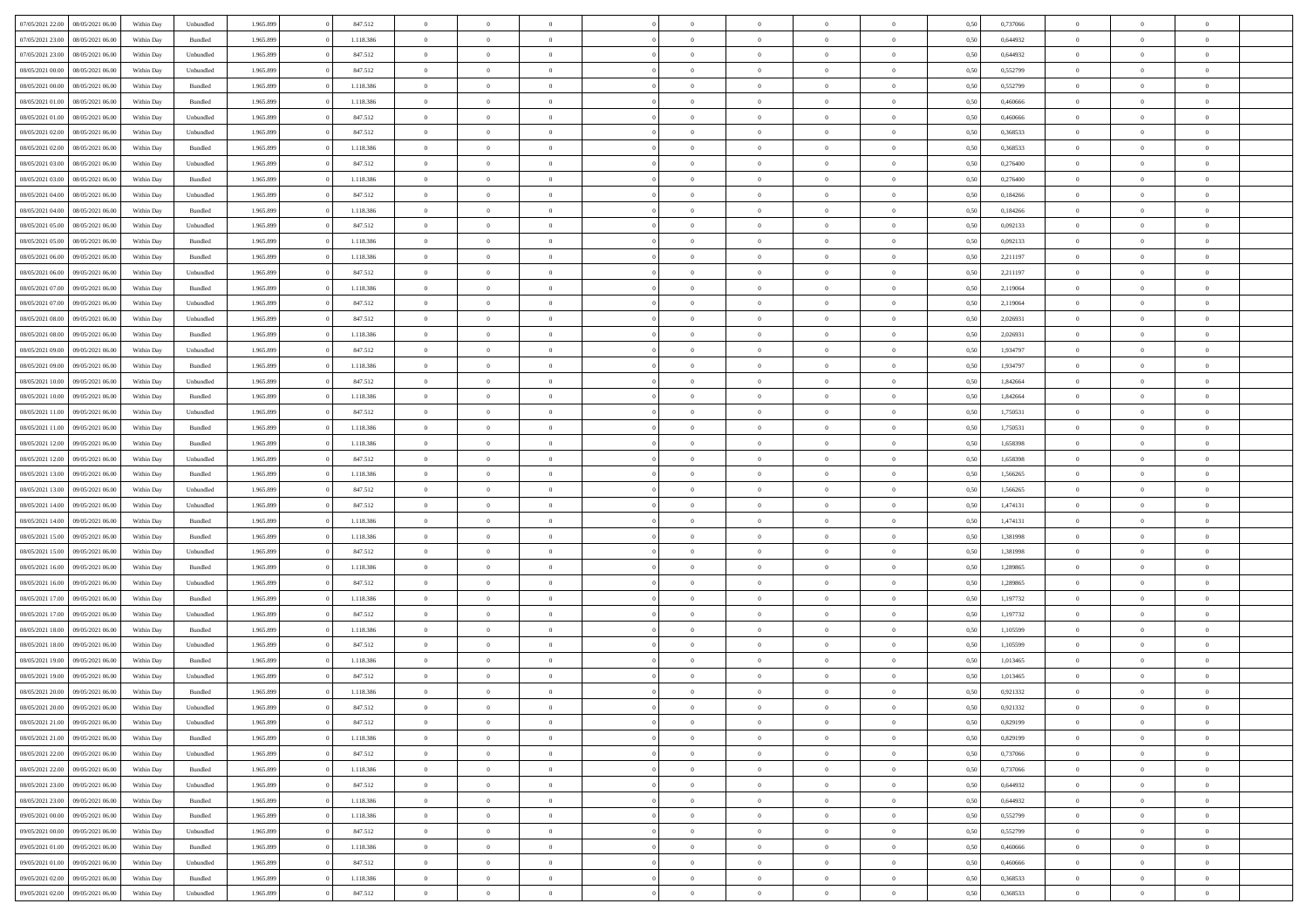| | | | | | | | | | | | | | | | | | | | | | |
|---|---|---|---|---|---|---|---|---|---|---|---|---|---|---|---|---|---|---|---|---|---|
| 07/05/2021 22:00 | 08/05/2021 06:00 | Within Day | Unbundled | 1.965.899 | 0 | 847.512 | 0 | 0 | 0 | | 0 | 0 | 0 | 0 | 0 | 0,50 | 0,737066 | 0 | 0 | 0 | |
| 07/05/2021 23:00 | 08/05/2021 06:00 | Within Day | Bundled | 1.965.899 | 0 | 1.118.386 | 0 | 0 | 0 | | 0 | 0 | 0 | 0 | 0 | 0,50 | 0,644932 | 0 | 0 | 0 | |
| 07/05/2021 23:00 | 08/05/2021 06:00 | Within Day | Unbundled | 1.965.899 | 0 | 847.512 | 0 | 0 | 0 | | 0 | 0 | 0 | 0 | 0 | 0,50 | 0,644932 | 0 | 0 | 0 | |
| 08/05/2021 00:00 | 08/05/2021 06:00 | Within Day | Unbundled | 1.965.899 | 0 | 847.512 | 0 | 0 | 0 | | 0 | 0 | 0 | 0 | 0 | 0,50 | 0,552799 | 0 | 0 | 0 | |
| 08/05/2021 00:00 | 08/05/2021 06:00 | Within Day | Bundled | 1.965.899 | 0 | 1.118.386 | 0 | 0 | 0 | | 0 | 0 | 0 | 0 | 0 | 0,50 | 0,552799 | 0 | 0 | 0 | |
| 08/05/2021 01:00 | 08/05/2021 06:00 | Within Day | Bundled | 1.965.899 | 0 | 1.118.386 | 0 | 0 | 0 | | 0 | 0 | 0 | 0 | 0 | 0,50 | 0,460666 | 0 | 0 | 0 | |
| 08/05/2021 01:00 | 08/05/2021 06:00 | Within Day | Unbundled | 1.965.899 | 0 | 847.512 | 0 | 0 | 0 | | 0 | 0 | 0 | 0 | 0 | 0,50 | 0,460666 | 0 | 0 | 0 | |
| 08/05/2021 02:00 | 08/05/2021 06:00 | Within Day | Unbundled | 1.965.899 | 0 | 847.512 | 0 | 0 | 0 | | 0 | 0 | 0 | 0 | 0 | 0,50 | 0,368533 | 0 | 0 | 0 | |
| 08/05/2021 02:00 | 08/05/2021 06:00 | Within Day | Bundled | 1.965.899 | 0 | 1.118.386 | 0 | 0 | 0 | | 0 | 0 | 0 | 0 | 0 | 0,50 | 0,368533 | 0 | 0 | 0 | |
| 08/05/2021 03:00 | 08/05/2021 06:00 | Within Day | Unbundled | 1.965.899 | 0 | 847.512 | 0 | 0 | 0 | | 0 | 0 | 0 | 0 | 0 | 0,50 | 0,276400 | 0 | 0 | 0 | |
| 08/05/2021 03:00 | 08/05/2021 06:00 | Within Day | Bundled | 1.965.899 | 0 | 1.118.386 | 0 | 0 | 0 | | 0 | 0 | 0 | 0 | 0 | 0,50 | 0,276400 | 0 | 0 | 0 | |
| 08/05/2021 04:00 | 08/05/2021 06:00 | Within Day | Unbundled | 1.965.899 | 0 | 847.512 | 0 | 0 | 0 | | 0 | 0 | 0 | 0 | 0 | 0,50 | 0,184266 | 0 | 0 | 0 | |
| 08/05/2021 04:00 | 08/05/2021 06:00 | Within Day | Bundled | 1.965.899 | 0 | 1.118.386 | 0 | 0 | 0 | | 0 | 0 | 0 | 0 | 0 | 0,50 | 0,184266 | 0 | 0 | 0 | |
| 08/05/2021 05:00 | 08/05/2021 06:00 | Within Day | Unbundled | 1.965.899 | 0 | 847.512 | 0 | 0 | 0 | | 0 | 0 | 0 | 0 | 0 | 0,50 | 0,092133 | 0 | 0 | 0 | |
| 08/05/2021 05:00 | 08/05/2021 06:00 | Within Day | Bundled | 1.965.899 | 0 | 1.118.386 | 0 | 0 | 0 | | 0 | 0 | 0 | 0 | 0 | 0,50 | 0,092133 | 0 | 0 | 0 | |
| 08/05/2021 06:00 | 09/05/2021 06:00 | Within Day | Bundled | 1.965.899 | 0 | 1.118.386 | 0 | 0 | 0 | | 0 | 0 | 0 | 0 | 0 | 0,50 | 2,211197 | 0 | 0 | 0 | |
| 08/05/2021 06:00 | 09/05/2021 06:00 | Within Day | Unbundled | 1.965.899 | 0 | 847.512 | 0 | 0 | 0 | | 0 | 0 | 0 | 0 | 0 | 0,50 | 2,211197 | 0 | 0 | 0 | |
| 08/05/2021 07:00 | 09/05/2021 06:00 | Within Day | Bundled | 1.965.899 | 0 | 1.118.386 | 0 | 0 | 0 | | 0 | 0 | 0 | 0 | 0 | 0,50 | 2,119064 | 0 | 0 | 0 | |
| 08/05/2021 07:00 | 09/05/2021 06:00 | Within Day | Unbundled | 1.965.899 | 0 | 847.512 | 0 | 0 | 0 | | 0 | 0 | 0 | 0 | 0 | 0,50 | 2,119064 | 0 | 0 | 0 | |
| 08/05/2021 08:00 | 09/05/2021 06:00 | Within Day | Unbundled | 1.965.899 | 0 | 847.512 | 0 | 0 | 0 | | 0 | 0 | 0 | 0 | 0 | 0,50 | 2,026931 | 0 | 0 | 0 | |
| 08/05/2021 08:00 | 09/05/2021 06:00 | Within Day | Bundled | 1.965.899 | 0 | 1.118.386 | 0 | 0 | 0 | | 0 | 0 | 0 | 0 | 0 | 0,50 | 2,026931 | 0 | 0 | 0 | |
| 08/05/2021 09:00 | 09/05/2021 06:00 | Within Day | Unbundled | 1.965.899 | 0 | 847.512 | 0 | 0 | 0 | | 0 | 0 | 0 | 0 | 0 | 0,50 | 1,934797 | 0 | 0 | 0 | |
| 08/05/2021 09:00 | 09/05/2021 06:00 | Within Day | Bundled | 1.965.899 | 0 | 1.118.386 | 0 | 0 | 0 | | 0 | 0 | 0 | 0 | 0 | 0,50 | 1,934797 | 0 | 0 | 0 | |
| 08/05/2021 10:00 | 09/05/2021 06:00 | Within Day | Unbundled | 1.965.899 | 0 | 847.512 | 0 | 0 | 0 | | 0 | 0 | 0 | 0 | 0 | 0,50 | 1,842664 | 0 | 0 | 0 | |
| 08/05/2021 10:00 | 09/05/2021 06:00 | Within Day | Bundled | 1.965.899 | 0 | 1.118.386 | 0 | 0 | 0 | | 0 | 0 | 0 | 0 | 0 | 0,50 | 1,842664 | 0 | 0 | 0 | |
| 08/05/2021 11:00 | 09/05/2021 06:00 | Within Day | Unbundled | 1.965.899 | 0 | 847.512 | 0 | 0 | 0 | | 0 | 0 | 0 | 0 | 0 | 0,50 | 1,750531 | 0 | 0 | 0 | |
| 08/05/2021 11:00 | 09/05/2021 06:00 | Within Day | Bundled | 1.965.899 | 0 | 1.118.386 | 0 | 0 | 0 | | 0 | 0 | 0 | 0 | 0 | 0,50 | 1,750531 | 0 | 0 | 0 | |
| 08/05/2021 12:00 | 09/05/2021 06:00 | Within Day | Bundled | 1.965.899 | 0 | 1.118.386 | 0 | 0 | 0 | | 0 | 0 | 0 | 0 | 0 | 0,50 | 1,658398 | 0 | 0 | 0 | |
| 08/05/2021 12:00 | 09/05/2021 06:00 | Within Day | Unbundled | 1.965.899 | 0 | 847.512 | 0 | 0 | 0 | | 0 | 0 | 0 | 0 | 0 | 0,50 | 1,658398 | 0 | 0 | 0 | |
| 08/05/2021 13:00 | 09/05/2021 06:00 | Within Day | Bundled | 1.965.899 | 0 | 1.118.386 | 0 | 0 | 0 | | 0 | 0 | 0 | 0 | 0 | 0,50 | 1,566265 | 0 | 0 | 0 | |
| 08/05/2021 13:00 | 09/05/2021 06:00 | Within Day | Unbundled | 1.965.899 | 0 | 847.512 | 0 | 0 | 0 | | 0 | 0 | 0 | 0 | 0 | 0,50 | 1,566265 | 0 | 0 | 0 | |
| 08/05/2021 14:00 | 09/05/2021 06:00 | Within Day | Unbundled | 1.965.899 | 0 | 847.512 | 0 | 0 | 0 | | 0 | 0 | 0 | 0 | 0 | 0,50 | 1,474131 | 0 | 0 | 0 | |
| 08/05/2021 14:00 | 09/05/2021 06:00 | Within Day | Bundled | 1.965.899 | 0 | 1.118.386 | 0 | 0 | 0 | | 0 | 0 | 0 | 0 | 0 | 0,50 | 1,474131 | 0 | 0 | 0 | |
| 08/05/2021 15:00 | 09/05/2021 06:00 | Within Day | Bundled | 1.965.899 | 0 | 1.118.386 | 0 | 0 | 0 | | 0 | 0 | 0 | 0 | 0 | 0,50 | 1,381998 | 0 | 0 | 0 | |
| 08/05/2021 15:00 | 09/05/2021 06:00 | Within Day | Unbundled | 1.965.899 | 0 | 847.512 | 0 | 0 | 0 | | 0 | 0 | 0 | 0 | 0 | 0,50 | 1,381998 | 0 | 0 | 0 | |
| 08/05/2021 16:00 | 09/05/2021 06:00 | Within Day | Bundled | 1.965.899 | 0 | 1.118.386 | 0 | 0 | 0 | | 0 | 0 | 0 | 0 | 0 | 0,50 | 1,289865 | 0 | 0 | 0 | |
| 08/05/2021 16:00 | 09/05/2021 06:00 | Within Day | Unbundled | 1.965.899 | 0 | 847.512 | 0 | 0 | 0 | | 0 | 0 | 0 | 0 | 0 | 0,50 | 1,289865 | 0 | 0 | 0 | |
| 08/05/2021 17:00 | 09/05/2021 06:00 | Within Day | Bundled | 1.965.899 | 0 | 1.118.386 | 0 | 0 | 0 | | 0 | 0 | 0 | 0 | 0 | 0,50 | 1,197732 | 0 | 0 | 0 | |
| 08/05/2021 17:00 | 09/05/2021 06:00 | Within Day | Unbundled | 1.965.899 | 0 | 847.512 | 0 | 0 | 0 | | 0 | 0 | 0 | 0 | 0 | 0,50 | 1,197732 | 0 | 0 | 0 | |
| 08/05/2021 18:00 | 09/05/2021 06:00 | Within Day | Bundled | 1.965.899 | 0 | 1.118.386 | 0 | 0 | 0 | | 0 | 0 | 0 | 0 | 0 | 0,50 | 1,105599 | 0 | 0 | 0 | |
| 08/05/2021 18:00 | 09/05/2021 06:00 | Within Day | Unbundled | 1.965.899 | 0 | 847.512 | 0 | 0 | 0 | | 0 | 0 | 0 | 0 | 0 | 0,50 | 1,105599 | 0 | 0 | 0 | |
| 08/05/2021 19:00 | 09/05/2021 06:00 | Within Day | Bundled | 1.965.899 | 0 | 1.118.386 | 0 | 0 | 0 | | 0 | 0 | 0 | 0 | 0 | 0,50 | 1,013465 | 0 | 0 | 0 | |
| 08/05/2021 19:00 | 09/05/2021 06:00 | Within Day | Unbundled | 1.965.899 | 0 | 847.512 | 0 | 0 | 0 | | 0 | 0 | 0 | 0 | 0 | 0,50 | 1,013465 | 0 | 0 | 0 | |
| 08/05/2021 20:00 | 09/05/2021 06:00 | Within Day | Bundled | 1.965.899 | 0 | 1.118.386 | 0 | 0 | 0 | | 0 | 0 | 0 | 0 | 0 | 0,50 | 0,921332 | 0 | 0 | 0 | |
| 08/05/2021 20:00 | 09/05/2021 06:00 | Within Day | Unbundled | 1.965.899 | 0 | 847.512 | 0 | 0 | 0 | | 0 | 0 | 0 | 0 | 0 | 0,50 | 0,921332 | 0 | 0 | 0 | |
| 08/05/2021 21:00 | 09/05/2021 06:00 | Within Day | Unbundled | 1.965.899 | 0 | 847.512 | 0 | 0 | 0 | | 0 | 0 | 0 | 0 | 0 | 0,50 | 0,829199 | 0 | 0 | 0 | |
| 08/05/2021 21:00 | 09/05/2021 06:00 | Within Day | Bundled | 1.965.899 | 0 | 1.118.386 | 0 | 0 | 0 | | 0 | 0 | 0 | 0 | 0 | 0,50 | 0,829199 | 0 | 0 | 0 | |
| 08/05/2021 22:00 | 09/05/2021 06:00 | Within Day | Unbundled | 1.965.899 | 0 | 847.512 | 0 | 0 | 0 | | 0 | 0 | 0 | 0 | 0 | 0,50 | 0,737066 | 0 | 0 | 0 | |
| 08/05/2021 22:00 | 09/05/2021 06:00 | Within Day | Bundled | 1.965.899 | 0 | 1.118.386 | 0 | 0 | 0 | | 0 | 0 | 0 | 0 | 0 | 0,50 | 0,737066 | 0 | 0 | 0 | |
| 08/05/2021 23:00 | 09/05/2021 06:00 | Within Day | Unbundled | 1.965.899 | 0 | 847.512 | 0 | 0 | 0 | | 0 | 0 | 0 | 0 | 0 | 0,50 | 0,644932 | 0 | 0 | 0 | |
| 08/05/2021 23:00 | 09/05/2021 06:00 | Within Day | Bundled | 1.965.899 | 0 | 1.118.386 | 0 | 0 | 0 | | 0 | 0 | 0 | 0 | 0 | 0,50 | 0,644932 | 0 | 0 | 0 | |
| 09/05/2021 00:00 | 09/05/2021 06:00 | Within Day | Bundled | 1.965.899 | 0 | 1.118.386 | 0 | 0 | 0 | | 0 | 0 | 0 | 0 | 0 | 0,50 | 0,552799 | 0 | 0 | 0 | |
| 09/05/2021 00:00 | 09/05/2021 06:00 | Within Day | Unbundled | 1.965.899 | 0 | 847.512 | 0 | 0 | 0 | | 0 | 0 | 0 | 0 | 0 | 0,50 | 0,552799 | 0 | 0 | 0 | |
| 09/05/2021 01:00 | 09/05/2021 06:00 | Within Day | Bundled | 1.965.899 | 0 | 1.118.386 | 0 | 0 | 0 | | 0 | 0 | 0 | 0 | 0 | 0,50 | 0,460666 | 0 | 0 | 0 | |
| 09/05/2021 01:00 | 09/05/2021 06:00 | Within Day | Unbundled | 1.965.899 | 0 | 847.512 | 0 | 0 | 0 | | 0 | 0 | 0 | 0 | 0 | 0,50 | 0,460666 | 0 | 0 | 0 | |
| 09/05/2021 02:00 | 09/05/2021 06:00 | Within Day | Bundled | 1.965.899 | 0 | 1.118.386 | 0 | 0 | 0 | | 0 | 0 | 0 | 0 | 0 | 0,50 | 0,368533 | 0 | 0 | 0 | |
| 09/05/2021 02:00 | 09/05/2021 06:00 | Within Day | Unbundled | 1.965.899 | 0 | 847.512 | 0 | 0 | 0 | | 0 | 0 | 0 | 0 | 0 | 0,50 | 0,368533 | 0 | 0 | 0 | |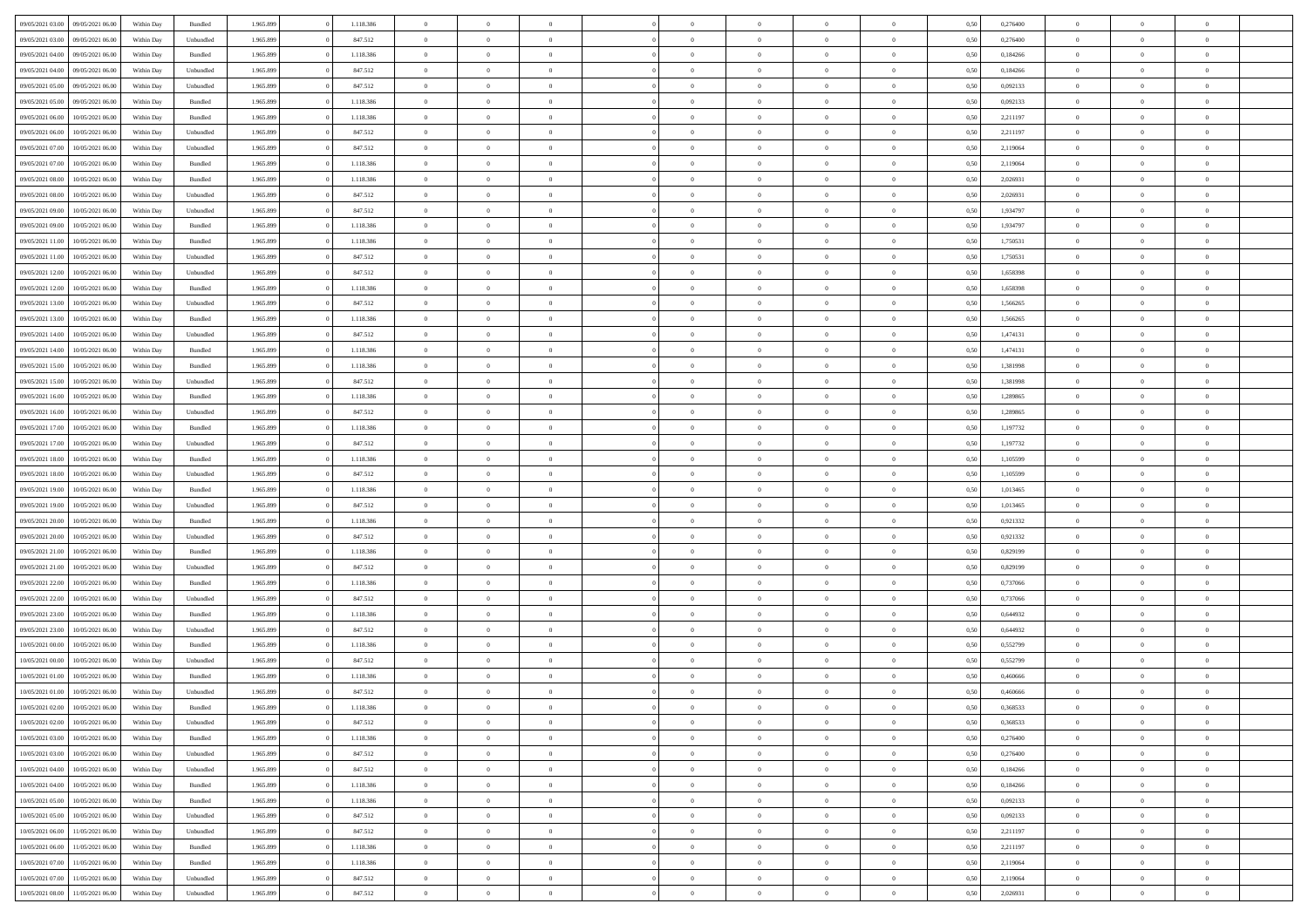| | | | | | | | | | | | | | | | | | | | | |
|---|---|---|---|---|---|---|---|---|---|---|---|---|---|---|---|---|---|---|---|---|
| 09/05/2021 03:00 | 09/05/2021 06:00 | Within Day | Bundled | 1.965.899 | 0 | 1.118.386 | 0 | 0 | 0 | | 0 | 0 | 0 | 0 | 0,50 | 0,276400 | 0 | 0 | 0 | |
| 09/05/2021 03:00 | 09/05/2021 06:00 | Within Day | Unbundled | 1.965.899 | 0 | 847.512 | 0 | 0 | 0 | | 0 | 0 | 0 | 0 | 0,50 | 0,276400 | 0 | 0 | 0 | |
| 09/05/2021 04:00 | 09/05/2021 06:00 | Within Day | Bundled | 1.965.899 | 0 | 1.118.386 | 0 | 0 | 0 | | 0 | 0 | 0 | 0 | 0,50 | 0,184266 | 0 | 0 | 0 | |
| 09/05/2021 04:00 | 09/05/2021 06:00 | Within Day | Unbundled | 1.965.899 | 0 | 847.512 | 0 | 0 | 0 | | 0 | 0 | 0 | 0 | 0,50 | 0,184266 | 0 | 0 | 0 | |
| 09/05/2021 05:00 | 09/05/2021 06:00 | Within Day | Unbundled | 1.965.899 | 0 | 847.512 | 0 | 0 | 0 | | 0 | 0 | 0 | 0 | 0,50 | 0,092133 | 0 | 0 | 0 | |
| 09/05/2021 05:00 | 09/05/2021 06:00 | Within Day | Bundled | 1.965.899 | 0 | 1.118.386 | 0 | 0 | 0 | | 0 | 0 | 0 | 0 | 0,50 | 0,092133 | 0 | 0 | 0 | |
| 09/05/2021 06:00 | 10/05/2021 06:00 | Within Day | Bundled | 1.965.899 | 0 | 1.118.386 | 0 | 0 | 0 | | 0 | 0 | 0 | 0 | 0,50 | 2,211197 | 0 | 0 | 0 | |
| 09/05/2021 06:00 | 10/05/2021 06:00 | Within Day | Unbundled | 1.965.899 | 0 | 847.512 | 0 | 0 | 0 | | 0 | 0 | 0 | 0 | 0,50 | 2,211197 | 0 | 0 | 0 | |
| 09/05/2021 07:00 | 10/05/2021 06:00 | Within Day | Unbundled | 1.965.899 | 0 | 847.512 | 0 | 0 | 0 | | 0 | 0 | 0 | 0 | 0,50 | 2,119064 | 0 | 0 | 0 | |
| 09/05/2021 07:00 | 10/05/2021 06:00 | Within Day | Bundled | 1.965.899 | 0 | 1.118.386 | 0 | 0 | 0 | | 0 | 0 | 0 | 0 | 0,50 | 2,119064 | 0 | 0 | 0 | |
| 09/05/2021 08:00 | 10/05/2021 06:00 | Within Day | Bundled | 1.965.899 | 0 | 1.118.386 | 0 | 0 | 0 | | 0 | 0 | 0 | 0 | 0,50 | 2,026931 | 0 | 0 | 0 | |
| 09/05/2021 08:00 | 10/05/2021 06:00 | Within Day | Unbundled | 1.965.899 | 0 | 847.512 | 0 | 0 | 0 | | 0 | 0 | 0 | 0 | 0,50 | 2,026931 | 0 | 0 | 0 | |
| 09/05/2021 09:00 | 10/05/2021 06:00 | Within Day | Unbundled | 1.965.899 | 0 | 847.512 | 0 | 0 | 0 | | 0 | 0 | 0 | 0 | 0,50 | 1,934797 | 0 | 0 | 0 | |
| 09/05/2021 09:00 | 10/05/2021 06:00 | Within Day | Bundled | 1.965.899 | 0 | 1.118.386 | 0 | 0 | 0 | | 0 | 0 | 0 | 0 | 0,50 | 1,934797 | 0 | 0 | 0 | |
| 09/05/2021 11:00 | 10/05/2021 06:00 | Within Day | Bundled | 1.965.899 | 0 | 1.118.386 | 0 | 0 | 0 | | 0 | 0 | 0 | 0 | 0,50 | 1,750531 | 0 | 0 | 0 | |
| 09/05/2021 11:00 | 10/05/2021 06:00 | Within Day | Unbundled | 1.965.899 | 0 | 847.512 | 0 | 0 | 0 | | 0 | 0 | 0 | 0 | 0,50 | 1,750531 | 0 | 0 | 0 | |
| 09/05/2021 12:00 | 10/05/2021 06:00 | Within Day | Unbundled | 1.965.899 | 0 | 847.512 | 0 | 0 | 0 | | 0 | 0 | 0 | 0 | 0,50 | 1,658398 | 0 | 0 | 0 | |
| 09/05/2021 12:00 | 10/05/2021 06:00 | Within Day | Bundled | 1.965.899 | 0 | 1.118.386 | 0 | 0 | 0 | | 0 | 0 | 0 | 0 | 0,50 | 1,658398 | 0 | 0 | 0 | |
| 09/05/2021 13:00 | 10/05/2021 06:00 | Within Day | Unbundled | 1.965.899 | 0 | 847.512 | 0 | 0 | 0 | | 0 | 0 | 0 | 0 | 0,50 | 1,566265 | 0 | 0 | 0 | |
| 09/05/2021 13:00 | 10/05/2021 06:00 | Within Day | Bundled | 1.965.899 | 0 | 1.118.386 | 0 | 0 | 0 | | 0 | 0 | 0 | 0 | 0,50 | 1,566265 | 0 | 0 | 0 | |
| 09/05/2021 14:00 | 10/05/2021 06:00 | Within Day | Unbundled | 1.965.899 | 0 | 847.512 | 0 | 0 | 0 | | 0 | 0 | 0 | 0 | 0,50 | 1,474131 | 0 | 0 | 0 | |
| 09/05/2021 14:00 | 10/05/2021 06:00 | Within Day | Bundled | 1.965.899 | 0 | 1.118.386 | 0 | 0 | 0 | | 0 | 0 | 0 | 0 | 0,50 | 1,474131 | 0 | 0 | 0 | |
| 09/05/2021 15:00 | 10/05/2021 06:00 | Within Day | Bundled | 1.965.899 | 0 | 1.118.386 | 0 | 0 | 0 | | 0 | 0 | 0 | 0 | 0,50 | 1,381998 | 0 | 0 | 0 | |
| 09/05/2021 15:00 | 10/05/2021 06:00 | Within Day | Unbundled | 1.965.899 | 0 | 847.512 | 0 | 0 | 0 | | 0 | 0 | 0 | 0 | 0,50 | 1,381998 | 0 | 0 | 0 | |
| 09/05/2021 16:00 | 10/05/2021 06:00 | Within Day | Bundled | 1.965.899 | 0 | 1.118.386 | 0 | 0 | 0 | | 0 | 0 | 0 | 0 | 0,50 | 1,289865 | 0 | 0 | 0 | |
| 09/05/2021 16:00 | 10/05/2021 06:00 | Within Day | Unbundled | 1.965.899 | 0 | 847.512 | 0 | 0 | 0 | | 0 | 0 | 0 | 0 | 0,50 | 1,289865 | 0 | 0 | 0 | |
| 09/05/2021 17:00 | 10/05/2021 06:00 | Within Day | Bundled | 1.965.899 | 0 | 1.118.386 | 0 | 0 | 0 | | 0 | 0 | 0 | 0 | 0,50 | 1,197732 | 0 | 0 | 0 | |
| 09/05/2021 17:00 | 10/05/2021 06:00 | Within Day | Unbundled | 1.965.899 | 0 | 847.512 | 0 | 0 | 0 | | 0 | 0 | 0 | 0 | 0,50 | 1,197732 | 0 | 0 | 0 | |
| 09/05/2021 18:00 | 10/05/2021 06:00 | Within Day | Bundled | 1.965.899 | 0 | 1.118.386 | 0 | 0 | 0 | | 0 | 0 | 0 | 0 | 0,50 | 1,105599 | 0 | 0 | 0 | |
| 09/05/2021 18:00 | 10/05/2021 06:00 | Within Day | Unbundled | 1.965.899 | 0 | 847.512 | 0 | 0 | 0 | | 0 | 0 | 0 | 0 | 0,50 | 1,105599 | 0 | 0 | 0 | |
| 09/05/2021 19:00 | 10/05/2021 06:00 | Within Day | Bundled | 1.965.899 | 0 | 1.118.386 | 0 | 0 | 0 | | 0 | 0 | 0 | 0 | 0,50 | 1,013465 | 0 | 0 | 0 | |
| 09/05/2021 19:00 | 10/05/2021 06:00 | Within Day | Unbundled | 1.965.899 | 0 | 847.512 | 0 | 0 | 0 | | 0 | 0 | 0 | 0 | 0,50 | 1,013465 | 0 | 0 | 0 | |
| 09/05/2021 20:00 | 10/05/2021 06:00 | Within Day | Bundled | 1.965.899 | 0 | 1.118.386 | 0 | 0 | 0 | | 0 | 0 | 0 | 0 | 0,50 | 0,921332 | 0 | 0 | 0 | |
| 09/05/2021 20:00 | 10/05/2021 06:00 | Within Day | Unbundled | 1.965.899 | 0 | 847.512 | 0 | 0 | 0 | | 0 | 0 | 0 | 0 | 0,50 | 0,921332 | 0 | 0 | 0 | |
| 09/05/2021 21:00 | 10/05/2021 06:00 | Within Day | Bundled | 1.965.899 | 0 | 1.118.386 | 0 | 0 | 0 | | 0 | 0 | 0 | 0 | 0,50 | 0,829199 | 0 | 0 | 0 | |
| 09/05/2021 21:00 | 10/05/2021 06:00 | Within Day | Unbundled | 1.965.899 | 0 | 847.512 | 0 | 0 | 0 | | 0 | 0 | 0 | 0 | 0,50 | 0,829199 | 0 | 0 | 0 | |
| 09/05/2021 22:00 | 10/05/2021 06:00 | Within Day | Bundled | 1.965.899 | 0 | 1.118.386 | 0 | 0 | 0 | | 0 | 0 | 0 | 0 | 0,50 | 0,737066 | 0 | 0 | 0 | |
| 09/05/2021 22:00 | 10/05/2021 06:00 | Within Day | Unbundled | 1.965.899 | 0 | 847.512 | 0 | 0 | 0 | | 0 | 0 | 0 | 0 | 0,50 | 0,737066 | 0 | 0 | 0 | |
| 09/05/2021 23:00 | 10/05/2021 06:00 | Within Day | Bundled | 1.965.899 | 0 | 1.118.386 | 0 | 0 | 0 | | 0 | 0 | 0 | 0 | 0,50 | 0,644932 | 0 | 0 | 0 | |
| 09/05/2021 23:00 | 10/05/2021 06:00 | Within Day | Unbundled | 1.965.899 | 0 | 847.512 | 0 | 0 | 0 | | 0 | 0 | 0 | 0 | 0,50 | 0,644932 | 0 | 0 | 0 | |
| 10/05/2021 00:00 | 10/05/2021 06:00 | Within Day | Bundled | 1.965.899 | 0 | 1.118.386 | 0 | 0 | 0 | | 0 | 0 | 0 | 0 | 0,50 | 0,552799 | 0 | 0 | 0 | |
| 10/05/2021 00:00 | 10/05/2021 06:00 | Within Day | Unbundled | 1.965.899 | 0 | 847.512 | 0 | 0 | 0 | | 0 | 0 | 0 | 0 | 0,50 | 0,552799 | 0 | 0 | 0 | |
| 10/05/2021 01:00 | 10/05/2021 06:00 | Within Day | Bundled | 1.965.899 | 0 | 1.118.386 | 0 | 0 | 0 | | 0 | 0 | 0 | 0 | 0,50 | 0,460666 | 0 | 0 | 0 | |
| 10/05/2021 01:00 | 10/05/2021 06:00 | Within Day | Unbundled | 1.965.899 | 0 | 847.512 | 0 | 0 | 0 | | 0 | 0 | 0 | 0 | 0,50 | 0,460666 | 0 | 0 | 0 | |
| 10/05/2021 02:00 | 10/05/2021 06:00 | Within Day | Bundled | 1.965.899 | 0 | 1.118.386 | 0 | 0 | 0 | | 0 | 0 | 0 | 0 | 0,50 | 0,368533 | 0 | 0 | 0 | |
| 10/05/2021 02:00 | 10/05/2021 06:00 | Within Day | Unbundled | 1.965.899 | 0 | 847.512 | 0 | 0 | 0 | | 0 | 0 | 0 | 0 | 0,50 | 0,368533 | 0 | 0 | 0 | |
| 10/05/2021 03:00 | 10/05/2021 06:00 | Within Day | Bundled | 1.965.899 | 0 | 1.118.386 | 0 | 0 | 0 | | 0 | 0 | 0 | 0 | 0,50 | 0,276400 | 0 | 0 | 0 | |
| 10/05/2021 03:00 | 10/05/2021 06:00 | Within Day | Unbundled | 1.965.899 | 0 | 847.512 | 0 | 0 | 0 | | 0 | 0 | 0 | 0 | 0,50 | 0,276400 | 0 | 0 | 0 | |
| 10/05/2021 04:00 | 10/05/2021 06:00 | Within Day | Unbundled | 1.965.899 | 0 | 847.512 | 0 | 0 | 0 | | 0 | 0 | 0 | 0 | 0,50 | 0,184266 | 0 | 0 | 0 | |
| 10/05/2021 04:00 | 10/05/2021 06:00 | Within Day | Bundled | 1.965.899 | 0 | 1.118.386 | 0 | 0 | 0 | | 0 | 0 | 0 | 0 | 0,50 | 0,184266 | 0 | 0 | 0 | |
| 10/05/2021 05:00 | 10/05/2021 06:00 | Within Day | Bundled | 1.965.899 | 0 | 1.118.386 | 0 | 0 | 0 | | 0 | 0 | 0 | 0 | 0,50 | 0,092133 | 0 | 0 | 0 | |
| 10/05/2021 05:00 | 10/05/2021 06:00 | Within Day | Unbundled | 1.965.899 | 0 | 847.512 | 0 | 0 | 0 | | 0 | 0 | 0 | 0 | 0,50 | 0,092133 | 0 | 0 | 0 | |
| 10/05/2021 06:00 | 11/05/2021 06:00 | Within Day | Unbundled | 1.965.899 | 0 | 847.512 | 0 | 0 | 0 | | 0 | 0 | 0 | 0 | 0,50 | 2,211197 | 0 | 0 | 0 | |
| 10/05/2021 06:00 | 11/05/2021 06:00 | Within Day | Bundled | 1.965.899 | 0 | 1.118.386 | 0 | 0 | 0 | | 0 | 0 | 0 | 0 | 0,50 | 2,211197 | 0 | 0 | 0 | |
| 10/05/2021 07:00 | 11/05/2021 06:00 | Within Day | Bundled | 1.965.899 | 0 | 1.118.386 | 0 | 0 | 0 | | 0 | 0 | 0 | 0 | 0,50 | 2,119064 | 0 | 0 | 0 | |
| 10/05/2021 07:00 | 11/05/2021 06:00 | Within Day | Unbundled | 1.965.899 | 0 | 847.512 | 0 | 0 | 0 | | 0 | 0 | 0 | 0 | 0,50 | 2,119064 | 0 | 0 | 0 | |
| 10/05/2021 08:00 | 11/05/2021 06:00 | Within Day | Unbundled | 1.965.899 | 0 | 847.512 | 0 | 0 | 0 | | 0 | 0 | 0 | 0 | 0,50 | 2,026931 | 0 | 0 | 0 | |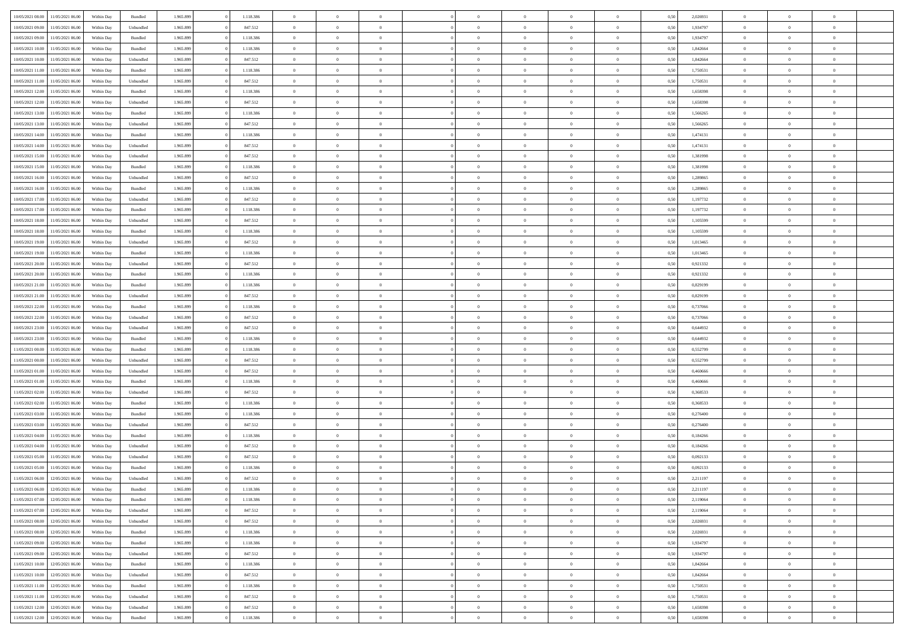| | | | | | | | | | | | | | | | | | | | | | |
|---|---|---|---|---|---|---|---|---|---|---|---|---|---|---|---|---|---|---|---|---|---|
| 10/05/2021 08:00 | 11/05/2021 06:00 | Within Day | Bundled | 1.965.899 | 0 | 1.118.386 | 0 | 0 | 0 | | 0 | 0 | 0 | 0 | 0,50 | 2,026931 | 0 | 0 | 0 | |
| 10/05/2021 09:00 | 11/05/2021 06:00 | Within Day | Unbundled | 1.965.899 | 0 | 847.512 | 0 | 0 | 0 | | 0 | 0 | 0 | 0 | 0,50 | 1,934797 | 0 | 0 | 0 | |
| 10/05/2021 09:00 | 11/05/2021 06:00 | Within Day | Bundled | 1.965.899 | 0 | 1.118.386 | 0 | 0 | 0 | | 0 | 0 | 0 | 0 | 0,50 | 1,934797 | 0 | 0 | 0 | |
| 10/05/2021 10:00 | 11/05/2021 06:00 | Within Day | Bundled | 1.965.899 | 0 | 1.118.386 | 0 | 0 | 0 | | 0 | 0 | 0 | 0 | 0,50 | 1,842664 | 0 | 0 | 0 | |
| 10/05/2021 10:00 | 11/05/2021 06:00 | Within Day | Unbundled | 1.965.899 | 0 | 847.512 | 0 | 0 | 0 | | 0 | 0 | 0 | 0 | 0,50 | 1,842664 | 0 | 0 | 0 | |
| 10/05/2021 11:00 | 11/05/2021 06:00 | Within Day | Bundled | 1.965.899 | 0 | 1.118.386 | 0 | 0 | 0 | | 0 | 0 | 0 | 0 | 0,50 | 1,750531 | 0 | 0 | 0 | |
| 10/05/2021 11:00 | 11/05/2021 06:00 | Within Day | Unbundled | 1.965.899 | 0 | 847.512 | 0 | 0 | 0 | | 0 | 0 | 0 | 0 | 0,50 | 1,750531 | 0 | 0 | 0 | |
| 10/05/2021 12:00 | 11/05/2021 06:00 | Within Day | Bundled | 1.965.899 | 0 | 1.118.386 | 0 | 0 | 0 | | 0 | 0 | 0 | 0 | 0,50 | 1,658398 | 0 | 0 | 0 | |
| 10/05/2021 12:00 | 11/05/2021 06:00 | Within Day | Unbundled | 1.965.899 | 0 | 847.512 | 0 | 0 | 0 | | 0 | 0 | 0 | 0 | 0,50 | 1,658398 | 0 | 0 | 0 | |
| 10/05/2021 13:00 | 11/05/2021 06:00 | Within Day | Bundled | 1.965.899 | 0 | 1.118.386 | 0 | 0 | 0 | | 0 | 0 | 0 | 0 | 0,50 | 1,566265 | 0 | 0 | 0 | |
| 10/05/2021 13:00 | 11/05/2021 06:00 | Within Day | Unbundled | 1.965.899 | 0 | 847.512 | 0 | 0 | 0 | | 0 | 0 | 0 | 0 | 0,50 | 1,566265 | 0 | 0 | 0 | |
| 10/05/2021 14:00 | 11/05/2021 06:00 | Within Day | Bundled | 1.965.899 | 0 | 1.118.386 | 0 | 0 | 0 | | 0 | 0 | 0 | 0 | 0,50 | 1,474131 | 0 | 0 | 0 | |
| 10/05/2021 14:00 | 11/05/2021 06:00 | Within Day | Unbundled | 1.965.899 | 0 | 847.512 | 0 | 0 | 0 | | 0 | 0 | 0 | 0 | 0,50 | 1,474131 | 0 | 0 | 0 | |
| 10/05/2021 15:00 | 11/05/2021 06:00 | Within Day | Unbundled | 1.965.899 | 0 | 847.512 | 0 | 0 | 0 | | 0 | 0 | 0 | 0 | 0,50 | 1,381998 | 0 | 0 | 0 | |
| 10/05/2021 15:00 | 11/05/2021 06:00 | Within Day | Bundled | 1.965.899 | 0 | 1.118.386 | 0 | 0 | 0 | | 0 | 0 | 0 | 0 | 0,50 | 1,381998 | 0 | 0 | 0 | |
| 10/05/2021 16:00 | 11/05/2021 06:00 | Within Day | Unbundled | 1.965.899 | 0 | 847.512 | 0 | 0 | 0 | | 0 | 0 | 0 | 0 | 0,50 | 1,289865 | 0 | 0 | 0 | |
| 10/05/2021 16:00 | 11/05/2021 06:00 | Within Day | Bundled | 1.965.899 | 0 | 1.118.386 | 0 | 0 | 0 | | 0 | 0 | 0 | 0 | 0,50 | 1,289865 | 0 | 0 | 0 | |
| 10/05/2021 17:00 | 11/05/2021 06:00 | Within Day | Unbundled | 1.965.899 | 0 | 847.512 | 0 | 0 | 0 | | 0 | 0 | 0 | 0 | 0,50 | 1,197732 | 0 | 0 | 0 | |
| 10/05/2021 17:00 | 11/05/2021 06:00 | Within Day | Bundled | 1.965.899 | 0 | 1.118.386 | 0 | 0 | 0 | | 0 | 0 | 0 | 0 | 0,50 | 1,197732 | 0 | 0 | 0 | |
| 10/05/2021 18:00 | 11/05/2021 06:00 | Within Day | Unbundled | 1.965.899 | 0 | 847.512 | 0 | 0 | 0 | | 0 | 0 | 0 | 0 | 0,50 | 1,105599 | 0 | 0 | 0 | |
| 10/05/2021 18:00 | 11/05/2021 06:00 | Within Day | Bundled | 1.965.899 | 0 | 1.118.386 | 0 | 0 | 0 | | 0 | 0 | 0 | 0 | 0,50 | 1,105599 | 0 | 0 | 0 | |
| 10/05/2021 19:00 | 11/05/2021 06:00 | Within Day | Unbundled | 1.965.899 | 0 | 847.512 | 0 | 0 | 0 | | 0 | 0 | 0 | 0 | 0,50 | 1,013465 | 0 | 0 | 0 | |
| 10/05/2021 19:00 | 11/05/2021 06:00 | Within Day | Bundled | 1.965.899 | 0 | 1.118.386 | 0 | 0 | 0 | | 0 | 0 | 0 | 0 | 0,50 | 1,013465 | 0 | 0 | 0 | |
| 10/05/2021 20:00 | 11/05/2021 06:00 | Within Day | Unbundled | 1.965.899 | 0 | 847.512 | 0 | 0 | 0 | | 0 | 0 | 0 | 0 | 0,50 | 0,921332 | 0 | 0 | 0 | |
| 10/05/2021 20:00 | 11/05/2021 06:00 | Within Day | Bundled | 1.965.899 | 0 | 1.118.386 | 0 | 0 | 0 | | 0 | 0 | 0 | 0 | 0,50 | 0,921332 | 0 | 0 | 0 | |
| 10/05/2021 21:00 | 11/05/2021 06:00 | Within Day | Bundled | 1.965.899 | 0 | 1.118.386 | 0 | 0 | 0 | | 0 | 0 | 0 | 0 | 0,50 | 0,829199 | 0 | 0 | 0 | |
| 10/05/2021 21:00 | 11/05/2021 06:00 | Within Day | Unbundled | 1.965.899 | 0 | 847.512 | 0 | 0 | 0 | | 0 | 0 | 0 | 0 | 0,50 | 0,829199 | 0 | 0 | 0 | |
| 10/05/2021 22:00 | 11/05/2021 06:00 | Within Day | Bundled | 1.965.899 | 0 | 1.118.386 | 0 | 0 | 0 | | 0 | 0 | 0 | 0 | 0,50 | 0,737066 | 0 | 0 | 0 | |
| 10/05/2021 22:00 | 11/05/2021 06:00 | Within Day | Unbundled | 1.965.899 | 0 | 847.512 | 0 | 0 | 0 | | 0 | 0 | 0 | 0 | 0,50 | 0,737066 | 0 | 0 | 0 | |
| 10/05/2021 23:00 | 11/05/2021 06:00 | Within Day | Unbundled | 1.965.899 | 0 | 847.512 | 0 | 0 | 0 | | 0 | 0 | 0 | 0 | 0,50 | 0,644932 | 0 | 0 | 0 | |
| 10/05/2021 23:00 | 11/05/2021 06:00 | Within Day | Bundled | 1.965.899 | 0 | 1.118.386 | 0 | 0 | 0 | | 0 | 0 | 0 | 0 | 0,50 | 0,644932 | 0 | 0 | 0 | |
| 11/05/2021 00:00 | 11/05/2021 06:00 | Within Day | Bundled | 1.965.899 | 0 | 1.118.386 | 0 | 0 | 0 | | 0 | 0 | 0 | 0 | 0,50 | 0,552799 | 0 | 0 | 0 | |
| 11/05/2021 00:00 | 11/05/2021 06:00 | Within Day | Unbundled | 1.965.899 | 0 | 847.512 | 0 | 0 | 0 | | 0 | 0 | 0 | 0 | 0,50 | 0,552799 | 0 | 0 | 0 | |
| 11/05/2021 01:00 | 11/05/2021 06:00 | Within Day | Unbundled | 1.965.899 | 0 | 847.512 | 0 | 0 | 0 | | 0 | 0 | 0 | 0 | 0,50 | 0,460666 | 0 | 0 | 0 | |
| 11/05/2021 01:00 | 11/05/2021 06:00 | Within Day | Bundled | 1.965.899 | 0 | 1.118.386 | 0 | 0 | 0 | | 0 | 0 | 0 | 0 | 0,50 | 0,460666 | 0 | 0 | 0 | |
| 11/05/2021 02:00 | 11/05/2021 06:00 | Within Day | Unbundled | 1.965.899 | 0 | 847.512 | 0 | 0 | 0 | | 0 | 0 | 0 | 0 | 0,50 | 0,368533 | 0 | 0 | 0 | |
| 11/05/2021 02:00 | 11/05/2021 06:00 | Within Day | Bundled | 1.965.899 | 0 | 1.118.386 | 0 | 0 | 0 | | 0 | 0 | 0 | 0 | 0,50 | 0,368533 | 0 | 0 | 0 | |
| 11/05/2021 03:00 | 11/05/2021 06:00 | Within Day | Bundled | 1.965.899 | 0 | 1.118.386 | 0 | 0 | 0 | | 0 | 0 | 0 | 0 | 0,50 | 0,276400 | 0 | 0 | 0 | |
| 11/05/2021 03:00 | 11/05/2021 06:00 | Within Day | Unbundled | 1.965.899 | 0 | 847.512 | 0 | 0 | 0 | | 0 | 0 | 0 | 0 | 0,50 | 0,276400 | 0 | 0 | 0 | |
| 11/05/2021 04:00 | 11/05/2021 06:00 | Within Day | Bundled | 1.965.899 | 0 | 1.118.386 | 0 | 0 | 0 | | 0 | 0 | 0 | 0 | 0,50 | 0,184266 | 0 | 0 | 0 | |
| 11/05/2021 04:00 | 11/05/2021 06:00 | Within Day | Unbundled | 1.965.899 | 0 | 847.512 | 0 | 0 | 0 | | 0 | 0 | 0 | 0 | 0,50 | 0,184266 | 0 | 0 | 0 | |
| 11/05/2021 05:00 | 11/05/2021 06:00 | Within Day | Unbundled | 1.965.899 | 0 | 847.512 | 0 | 0 | 0 | | 0 | 0 | 0 | 0 | 0,50 | 0,092133 | 0 | 0 | 0 | |
| 11/05/2021 05:00 | 11/05/2021 06:00 | Within Day | Bundled | 1.965.899 | 0 | 1.118.386 | 0 | 0 | 0 | | 0 | 0 | 0 | 0 | 0,50 | 0,092133 | 0 | 0 | 0 | |
| 11/05/2021 06:00 | 12/05/2021 06:00 | Within Day | Unbundled | 1.965.899 | 0 | 847.512 | 0 | 0 | 0 | | 0 | 0 | 0 | 0 | 0,50 | 2,211197 | 0 | 0 | 0 | |
| 11/05/2021 06:00 | 12/05/2021 06:00 | Within Day | Bundled | 1.965.899 | 0 | 1.118.386 | 0 | 0 | 0 | | 0 | 0 | 0 | 0 | 0,50 | 2,211197 | 0 | 0 | 0 | |
| 11/05/2021 07:00 | 12/05/2021 06:00 | Within Day | Bundled | 1.965.899 | 0 | 1.118.386 | 0 | 0 | 0 | | 0 | 0 | 0 | 0 | 0,50 | 2,119064 | 0 | 0 | 0 | |
| 11/05/2021 07:00 | 12/05/2021 06:00 | Within Day | Unbundled | 1.965.899 | 0 | 847.512 | 0 | 0 | 0 | | 0 | 0 | 0 | 0 | 0,50 | 2,119064 | 0 | 0 | 0 | |
| 11/05/2021 08:00 | 12/05/2021 06:00 | Within Day | Unbundled | 1.965.899 | 0 | 847.512 | 0 | 0 | 0 | | 0 | 0 | 0 | 0 | 0,50 | 2,026931 | 0 | 0 | 0 | |
| 11/05/2021 08:00 | 12/05/2021 06:00 | Within Day | Bundled | 1.965.899 | 0 | 1.118.386 | 0 | 0 | 0 | | 0 | 0 | 0 | 0 | 0,50 | 2,026931 | 0 | 0 | 0 | |
| 11/05/2021 09:00 | 12/05/2021 06:00 | Within Day | Bundled | 1.965.899 | 0 | 1.118.386 | 0 | 0 | 0 | | 0 | 0 | 0 | 0 | 0,50 | 1,934797 | 0 | 0 | 0 | |
| 11/05/2021 09:00 | 12/05/2021 06:00 | Within Day | Unbundled | 1.965.899 | 0 | 847.512 | 0 | 0 | 0 | | 0 | 0 | 0 | 0 | 0,50 | 1,934797 | 0 | 0 | 0 | |
| 11/05/2021 10:00 | 12/05/2021 06:00 | Within Day | Bundled | 1.965.899 | 0 | 1.118.386 | 0 | 0 | 0 | | 0 | 0 | 0 | 0 | 0,50 | 1,842664 | 0 | 0 | 0 | |
| 11/05/2021 10:00 | 12/05/2021 06:00 | Within Day | Unbundled | 1.965.899 | 0 | 847.512 | 0 | 0 | 0 | | 0 | 0 | 0 | 0 | 0,50 | 1,842664 | 0 | 0 | 0 | |
| 11/05/2021 11:00 | 12/05/2021 06:00 | Within Day | Bundled | 1.965.899 | 0 | 1.118.386 | 0 | 0 | 0 | | 0 | 0 | 0 | 0 | 0,50 | 1,750531 | 0 | 0 | 0 | |
| 11/05/2021 11:00 | 12/05/2021 06:00 | Within Day | Unbundled | 1.965.899 | 0 | 847.512 | 0 | 0 | 0 | | 0 | 0 | 0 | 0 | 0,50 | 1,750531 | 0 | 0 | 0 | |
| 11/05/2021 12:00 | 12/05/2021 06:00 | Within Day | Unbundled | 1.965.899 | 0 | 847.512 | 0 | 0 | 0 | | 0 | 0 | 0 | 0 | 0,50 | 1,658398 | 0 | 0 | 0 | |
| 11/05/2021 12:00 | 12/05/2021 06:00 | Within Day | Bundled | 1.965.899 | 0 | 1.118.386 | 0 | 0 | 0 | | 0 | 0 | 0 | 0 | 0,50 | 1,658398 | 0 | 0 | 0 | |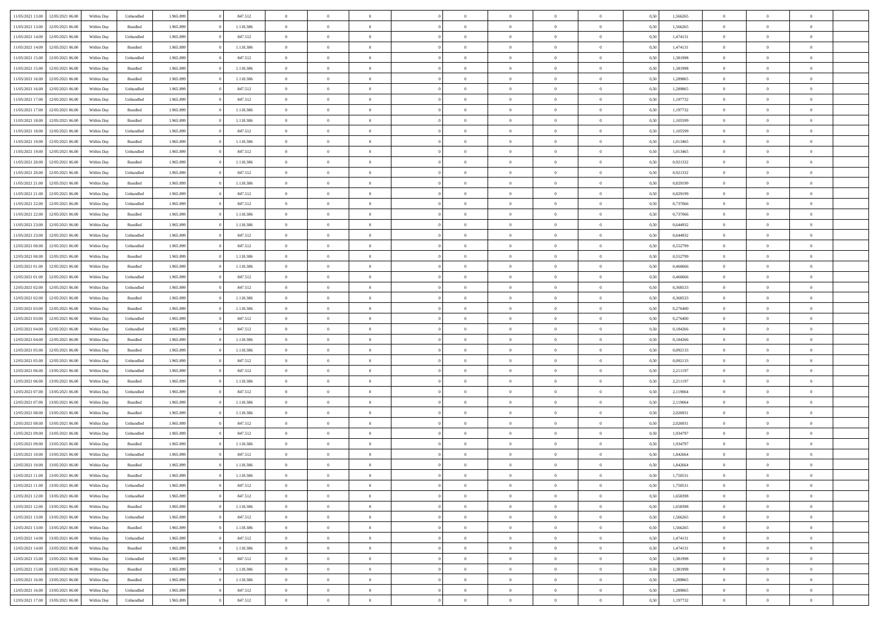| | | | | | | | | | | | | | | | | | | | | |
|---|---|---|---|---|---|---|---|---|---|---|---|---|---|---|---|---|---|---|---|---|
| 11/05/2021 13:00 | 12/05/2021 06:00 | Within Day | Unbundled | 1.965.899 | 0 | 847.512 | 0 | 0 | 0 | | 0 | 0 | 0 | 0 | 0,50 | 1,566265 | 0 | 0 | 0 | |
| 11/05/2021 13:00 | 12/05/2021 06:00 | Within Day | Bundled | 1.965.899 | 0 | 1.118.386 | 0 | 0 | 0 | | 0 | 0 | 0 | 0 | 0,50 | 1,566265 | 0 | 0 | 0 | |
| 11/05/2021 14:00 | 12/05/2021 06:00 | Within Day | Unbundled | 1.965.899 | 0 | 847.512 | 0 | 0 | 0 | | 0 | 0 | 0 | 0 | 0,50 | 1,474131 | 0 | 0 | 0 | |
| 11/05/2021 14:00 | 12/05/2021 06:00 | Within Day | Bundled | 1.965.899 | 0 | 1.118.386 | 0 | 0 | 0 | | 0 | 0 | 0 | 0 | 0,50 | 1,474131 | 0 | 0 | 0 | |
| 11/05/2021 15:00 | 12/05/2021 06:00 | Within Day | Unbundled | 1.965.899 | 0 | 847.512 | 0 | 0 | 0 | | 0 | 0 | 0 | 0 | 0,50 | 1,381998 | 0 | 0 | 0 | |
| 11/05/2021 15:00 | 12/05/2021 06:00 | Within Day | Bundled | 1.965.899 | 0 | 1.118.386 | 0 | 0 | 0 | | 0 | 0 | 0 | 0 | 0,50 | 1,381998 | 0 | 0 | 0 | |
| 11/05/2021 16:00 | 12/05/2021 06:00 | Within Day | Bundled | 1.965.899 | 0 | 1.118.386 | 0 | 0 | 0 | | 0 | 0 | 0 | 0 | 0,50 | 1,289865 | 0 | 0 | 0 | |
| 11/05/2021 16:00 | 12/05/2021 06:00 | Within Day | Unbundled | 1.965.899 | 0 | 847.512 | 0 | 0 | 0 | | 0 | 0 | 0 | 0 | 0,50 | 1,289865 | 0 | 0 | 0 | |
| 11/05/2021 17:00 | 12/05/2021 06:00 | Within Day | Unbundled | 1.965.899 | 0 | 847.512 | 0 | 0 | 0 | | 0 | 0 | 0 | 0 | 0,50 | 1,197732 | 0 | 0 | 0 | |
| 11/05/2021 17:00 | 12/05/2021 06:00 | Within Day | Bundled | 1.965.899 | 0 | 1.118.386 | 0 | 0 | 0 | | 0 | 0 | 0 | 0 | 0,50 | 1,197732 | 0 | 0 | 0 | |
| 11/05/2021 18:00 | 12/05/2021 06:00 | Within Day | Bundled | 1.965.899 | 0 | 1.118.386 | 0 | 0 | 0 | | 0 | 0 | 0 | 0 | 0,50 | 1,105599 | 0 | 0 | 0 | |
| 11/05/2021 18:00 | 12/05/2021 06:00 | Within Day | Unbundled | 1.965.899 | 0 | 847.512 | 0 | 0 | 0 | | 0 | 0 | 0 | 0 | 0,50 | 1,105599 | 0 | 0 | 0 | |
| 11/05/2021 19:00 | 12/05/2021 06:00 | Within Day | Bundled | 1.965.899 | 0 | 1.118.386 | 0 | 0 | 0 | | 0 | 0 | 0 | 0 | 0,50 | 1,013465 | 0 | 0 | 0 | |
| 11/05/2021 19:00 | 12/05/2021 06:00 | Within Day | Unbundled | 1.965.899 | 0 | 847.512 | 0 | 0 | 0 | | 0 | 0 | 0 | 0 | 0,50 | 1,013465 | 0 | 0 | 0 | |
| 11/05/2021 20:00 | 12/05/2021 06:00 | Within Day | Bundled | 1.965.899 | 0 | 1.118.386 | 0 | 0 | 0 | | 0 | 0 | 0 | 0 | 0,50 | 0,921332 | 0 | 0 | 0 | |
| 11/05/2021 20:00 | 12/05/2021 06:00 | Within Day | Unbundled | 1.965.899 | 0 | 847.512 | 0 | 0 | 0 | | 0 | 0 | 0 | 0 | 0,50 | 0,921332 | 0 | 0 | 0 | |
| 11/05/2021 21:00 | 12/05/2021 06:00 | Within Day | Bundled | 1.965.899 | 0 | 1.118.386 | 0 | 0 | 0 | | 0 | 0 | 0 | 0 | 0,50 | 0,829199 | 0 | 0 | 0 | |
| 11/05/2021 21:00 | 12/05/2021 06:00 | Within Day | Unbundled | 1.965.899 | 0 | 847.512 | 0 | 0 | 0 | | 0 | 0 | 0 | 0 | 0,50 | 0,829199 | 0 | 0 | 0 | |
| 11/05/2021 22:00 | 12/05/2021 06:00 | Within Day | Unbundled | 1.965.899 | 0 | 847.512 | 0 | 0 | 0 | | 0 | 0 | 0 | 0 | 0,50 | 0,737066 | 0 | 0 | 0 | |
| 11/05/2021 22:00 | 12/05/2021 06:00 | Within Day | Bundled | 1.965.899 | 0 | 1.118.386 | 0 | 0 | 0 | | 0 | 0 | 0 | 0 | 0,50 | 0,737066 | 0 | 0 | 0 | |
| 11/05/2021 23:00 | 12/05/2021 06:00 | Within Day | Bundled | 1.965.899 | 0 | 1.118.386 | 0 | 0 | 0 | | 0 | 0 | 0 | 0 | 0,50 | 0,644932 | 0 | 0 | 0 | |
| 11/05/2021 23:00 | 12/05/2021 06:00 | Within Day | Unbundled | 1.965.899 | 0 | 847.512 | 0 | 0 | 0 | | 0 | 0 | 0 | 0 | 0,50 | 0,644932 | 0 | 0 | 0 | |
| 12/05/2021 00:00 | 12/05/2021 06:00 | Within Day | Unbundled | 1.965.899 | 0 | 847.512 | 0 | 0 | 0 | | 0 | 0 | 0 | 0 | 0,50 | 0,552799 | 0 | 0 | 0 | |
| 12/05/2021 00:00 | 12/05/2021 06:00 | Within Day | Bundled | 1.965.899 | 0 | 1.118.386 | 0 | 0 | 0 | | 0 | 0 | 0 | 0 | 0,50 | 0,552799 | 0 | 0 | 0 | |
| 12/05/2021 01:00 | 12/05/2021 06:00 | Within Day | Bundled | 1.965.899 | 0 | 1.118.386 | 0 | 0 | 0 | | 0 | 0 | 0 | 0 | 0,50 | 0,460666 | 0 | 0 | 0 | |
| 12/05/2021 01:00 | 12/05/2021 06:00 | Within Day | Unbundled | 1.965.899 | 0 | 847.512 | 0 | 0 | 0 | | 0 | 0 | 0 | 0 | 0,50 | 0,460666 | 0 | 0 | 0 | |
| 12/05/2021 02:00 | 12/05/2021 06:00 | Within Day | Unbundled | 1.965.899 | 0 | 847.512 | 0 | 0 | 0 | | 0 | 0 | 0 | 0 | 0,50 | 0,368533 | 0 | 0 | 0 | |
| 12/05/2021 02:00 | 12/05/2021 06:00 | Within Day | Bundled | 1.965.899 | 0 | 1.118.386 | 0 | 0 | 0 | | 0 | 0 | 0 | 0 | 0,50 | 0,368533 | 0 | 0 | 0 | |
| 12/05/2021 03:00 | 12/05/2021 06:00 | Within Day | Bundled | 1.965.899 | 0 | 1.118.386 | 0 | 0 | 0 | | 0 | 0 | 0 | 0 | 0,50 | 0,276400 | 0 | 0 | 0 | |
| 12/05/2021 03:00 | 12/05/2021 06:00 | Within Day | Unbundled | 1.965.899 | 0 | 847.512 | 0 | 0 | 0 | | 0 | 0 | 0 | 0 | 0,50 | 0,276400 | 0 | 0 | 0 | |
| 12/05/2021 04:00 | 12/05/2021 06:00 | Within Day | Unbundled | 1.965.899 | 0 | 847.512 | 0 | 0 | 0 | | 0 | 0 | 0 | 0 | 0,50 | 0,184266 | 0 | 0 | 0 | |
| 12/05/2021 04:00 | 12/05/2021 06:00 | Within Day | Bundled | 1.965.899 | 0 | 1.118.386 | 0 | 0 | 0 | | 0 | 0 | 0 | 0 | 0,50 | 0,184266 | 0 | 0 | 0 | |
| 12/05/2021 05:00 | 12/05/2021 06:00 | Within Day | Bundled | 1.965.899 | 0 | 1.118.386 | 0 | 0 | 0 | | 0 | 0 | 0 | 0 | 0,50 | 0,092133 | 0 | 0 | 0 | |
| 12/05/2021 05:00 | 12/05/2021 06:00 | Within Day | Unbundled | 1.965.899 | 0 | 847.512 | 0 | 0 | 0 | | 0 | 0 | 0 | 0 | 0,50 | 0,092133 | 0 | 0 | 0 | |
| 12/05/2021 06:00 | 13/05/2021 06:00 | Within Day | Unbundled | 1.965.899 | 0 | 847.512 | 0 | 0 | 0 | | 0 | 0 | 0 | 0 | 0,50 | 2,211197 | 0 | 0 | 0 | |
| 12/05/2021 06:00 | 13/05/2021 06:00 | Within Day | Bundled | 1.965.899 | 0 | 1.118.386 | 0 | 0 | 0 | | 0 | 0 | 0 | 0 | 0,50 | 2,211197 | 0 | 0 | 0 | |
| 12/05/2021 07:00 | 13/05/2021 06:00 | Within Day | Unbundled | 1.965.899 | 0 | 847.512 | 0 | 0 | 0 | | 0 | 0 | 0 | 0 | 0,50 | 2,119064 | 0 | 0 | 0 | |
| 12/05/2021 07:00 | 13/05/2021 06:00 | Within Day | Bundled | 1.965.899 | 0 | 1.118.386 | 0 | 0 | 0 | | 0 | 0 | 0 | 0 | 0,50 | 2,119064 | 0 | 0 | 0 | |
| 12/05/2021 08:00 | 13/05/2021 06:00 | Within Day | Bundled | 1.965.899 | 0 | 1.118.386 | 0 | 0 | 0 | | 0 | 0 | 0 | 0 | 0,50 | 2,026931 | 0 | 0 | 0 | |
| 12/05/2021 08:00 | 13/05/2021 06:00 | Within Day | Unbundled | 1.965.899 | 0 | 847.512 | 0 | 0 | 0 | | 0 | 0 | 0 | 0 | 0,50 | 2,026931 | 0 | 0 | 0 | |
| 12/05/2021 09:00 | 13/05/2021 06:00 | Within Day | Unbundled | 1.965.899 | 0 | 847.512 | 0 | 0 | 0 | | 0 | 0 | 0 | 0 | 0,50 | 1,934797 | 0 | 0 | 0 | |
| 12/05/2021 09:00 | 13/05/2021 06:00 | Within Day | Bundled | 1.965.899 | 0 | 1.118.386 | 0 | 0 | 0 | | 0 | 0 | 0 | 0 | 0,50 | 1,934797 | 0 | 0 | 0 | |
| 12/05/2021 10:00 | 13/05/2021 06:00 | Within Day | Unbundled | 1.965.899 | 0 | 847.512 | 0 | 0 | 0 | | 0 | 0 | 0 | 0 | 0,50 | 1,842664 | 0 | 0 | 0 | |
| 12/05/2021 10:00 | 13/05/2021 06:00 | Within Day | Bundled | 1.965.899 | 0 | 1.118.386 | 0 | 0 | 0 | | 0 | 0 | 0 | 0 | 0,50 | 1,842664 | 0 | 0 | 0 | |
| 12/05/2021 11:00 | 13/05/2021 06:00 | Within Day | Bundled | 1.965.899 | 0 | 1.118.386 | 0 | 0 | 0 | | 0 | 0 | 0 | 0 | 0,50 | 1,750531 | 0 | 0 | 0 | |
| 12/05/2021 11:00 | 13/05/2021 06:00 | Within Day | Unbundled | 1.965.899 | 0 | 847.512 | 0 | 0 | 0 | | 0 | 0 | 0 | 0 | 0,50 | 1,750531 | 0 | 0 | 0 | |
| 12/05/2021 12:00 | 13/05/2021 06:00 | Within Day | Unbundled | 1.965.899 | 0 | 847.512 | 0 | 0 | 0 | | 0 | 0 | 0 | 0 | 0,50 | 1,658398 | 0 | 0 | 0 | |
| 12/05/2021 12:00 | 13/05/2021 06:00 | Within Day | Bundled | 1.965.899 | 0 | 1.118.386 | 0 | 0 | 0 | | 0 | 0 | 0 | 0 | 0,50 | 1,658398 | 0 | 0 | 0 | |
| 12/05/2021 13:00 | 13/05/2021 06:00 | Within Day | Unbundled | 1.965.899 | 0 | 847.512 | 0 | 0 | 0 | | 0 | 0 | 0 | 0 | 0,50 | 1,566265 | 0 | 0 | 0 | |
| 12/05/2021 13:00 | 13/05/2021 06:00 | Within Day | Bundled | 1.965.899 | 0 | 1.118.386 | 0 | 0 | 0 | | 0 | 0 | 0 | 0 | 0,50 | 1,566265 | 0 | 0 | 0 | |
| 12/05/2021 14:00 | 13/05/2021 06:00 | Within Day | Unbundled | 1.965.899 | 0 | 847.512 | 0 | 0 | 0 | | 0 | 0 | 0 | 0 | 0,50 | 1,474131 | 0 | 0 | 0 | |
| 12/05/2021 14:00 | 13/05/2021 06:00 | Within Day | Bundled | 1.965.899 | 0 | 1.118.386 | 0 | 0 | 0 | | 0 | 0 | 0 | 0 | 0,50 | 1,474131 | 0 | 0 | 0 | |
| 12/05/2021 15:00 | 13/05/2021 06:00 | Within Day | Unbundled | 1.965.899 | 0 | 847.512 | 0 | 0 | 0 | | 0 | 0 | 0 | 0 | 0,50 | 1,381998 | 0 | 0 | 0 | |
| 12/05/2021 15:00 | 13/05/2021 06:00 | Within Day | Bundled | 1.965.899 | 0 | 1.118.386 | 0 | 0 | 0 | | 0 | 0 | 0 | 0 | 0,50 | 1,381998 | 0 | 0 | 0 | |
| 12/05/2021 16:00 | 13/05/2021 06:00 | Within Day | Bundled | 1.965.899 | 0 | 1.118.386 | 0 | 0 | 0 | | 0 | 0 | 0 | 0 | 0,50 | 1,289865 | 0 | 0 | 0 | |
| 12/05/2021 16:00 | 13/05/2021 06:00 | Within Day | Unbundled | 1.965.899 | 0 | 847.512 | 0 | 0 | 0 | | 0 | 0 | 0 | 0 | 0,50 | 1,289865 | 0 | 0 | 0 | |
| 12/05/2021 17:00 | 13/05/2021 06:00 | Within Day | Unbundled | 1.965.899 | 0 | 847.512 | 0 | 0 | 0 | | 0 | 0 | 0 | 0 | 0,50 | 1,197732 | 0 | 0 | 0 | |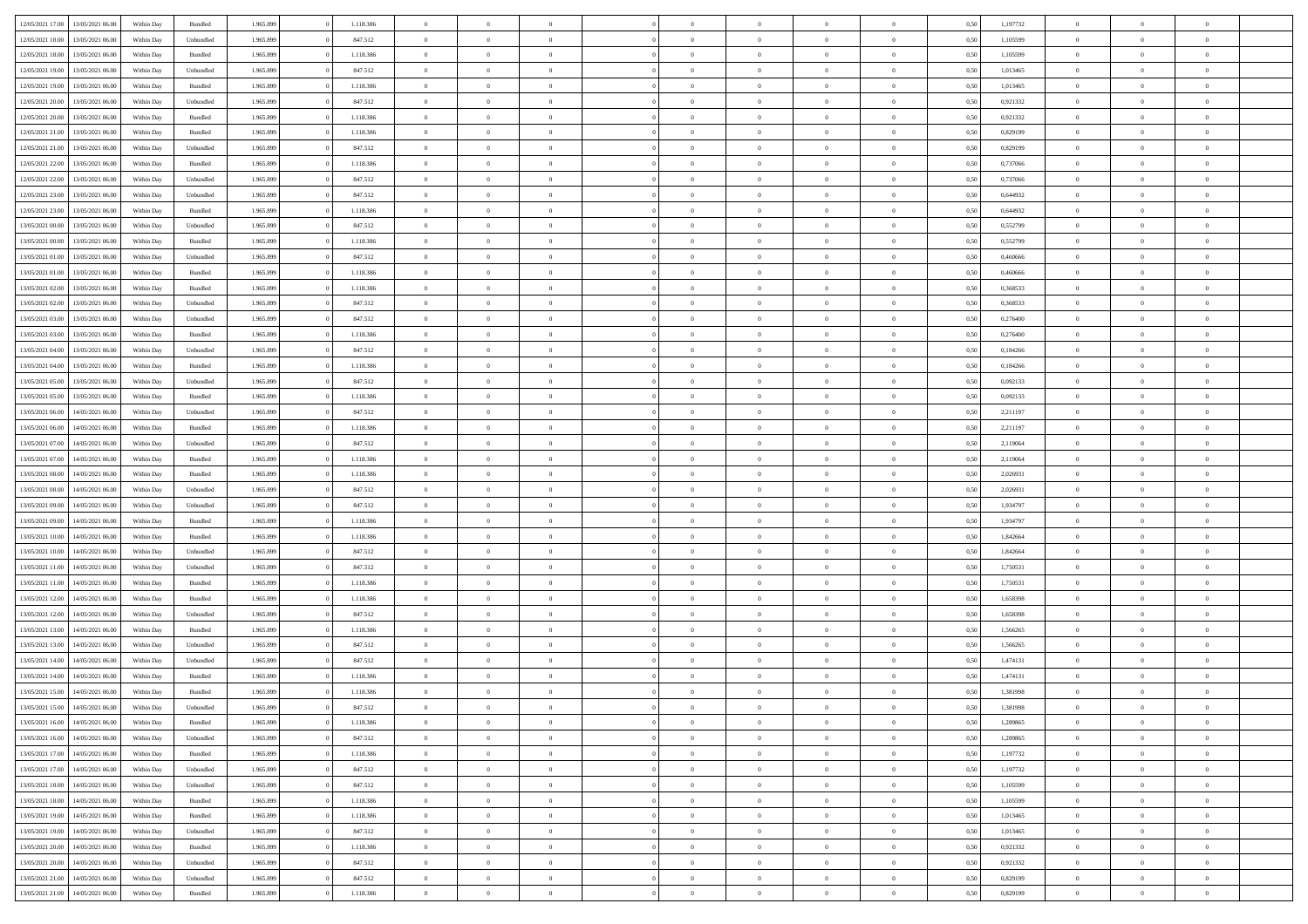| 12/05/2021 17:00 | 13/05/2021 06:00 | Within Day | Bundled | 1.965.899 | 0 | 1.118.386 | 0 | 0 | 0 | | 0 | 0 | 0 | 0 | 0 | 0,50 | 1,197732 | 0 | 0 | 0 | |
|---|---|---|---|---|---|---|---|---|---|---|---|---|---|---|---|---|---|---|---|---|---|
| 12/05/2021 18:00 | 13/05/2021 06:00 | Within Day | Unbundled | 1.965.899 | 0 | 847.512 | 0 | 0 | 0 | | 0 | 0 | 0 | 0 | 0 | 0,50 | 1,105599 | 0 | 0 | 0 | |
| 12/05/2021 18:00 | 13/05/2021 06:00 | Within Day | Bundled | 1.965.899 | 0 | 1.118.386 | 0 | 0 | 0 | | 0 | 0 | 0 | 0 | 0 | 0,50 | 1,105599 | 0 | 0 | 0 | |
| 12/05/2021 19:00 | 13/05/2021 06:00 | Within Day | Unbundled | 1.965.899 | 0 | 847.512 | 0 | 0 | 0 | | 0 | 0 | 0 | 0 | 0 | 0,50 | 1,013465 | 0 | 0 | 0 | |
| 12/05/2021 19:00 | 13/05/2021 06:00 | Within Day | Bundled | 1.965.899 | 0 | 1.118.386 | 0 | 0 | 0 | | 0 | 0 | 0 | 0 | 0 | 0,50 | 1,013465 | 0 | 0 | 0 | |
| 12/05/2021 20:00 | 13/05/2021 06:00 | Within Day | Unbundled | 1.965.899 | 0 | 847.512 | 0 | 0 | 0 | | 0 | 0 | 0 | 0 | 0 | 0,50 | 0,921332 | 0 | 0 | 0 | |
| 12/05/2021 20:00 | 13/05/2021 06:00 | Within Day | Bundled | 1.965.899 | 0 | 1.118.386 | 0 | 0 | 0 | | 0 | 0 | 0 | 0 | 0 | 0,50 | 0,921332 | 0 | 0 | 0 | |
| 12/05/2021 21:00 | 13/05/2021 06:00 | Within Day | Bundled | 1.965.899 | 0 | 1.118.386 | 0 | 0 | 0 | | 0 | 0 | 0 | 0 | 0 | 0,50 | 0,829199 | 0 | 0 | 0 | |
| 12/05/2021 21:00 | 13/05/2021 06:00 | Within Day | Unbundled | 1.965.899 | 0 | 847.512 | 0 | 0 | 0 | | 0 | 0 | 0 | 0 | 0 | 0,50 | 0,829199 | 0 | 0 | 0 | |
| 12/05/2021 22:00 | 13/05/2021 06:00 | Within Day | Bundled | 1.965.899 | 0 | 1.118.386 | 0 | 0 | 0 | | 0 | 0 | 0 | 0 | 0 | 0,50 | 0,737066 | 0 | 0 | 0 | |
| 12/05/2021 22:00 | 13/05/2021 06:00 | Within Day | Unbundled | 1.965.899 | 0 | 847.512 | 0 | 0 | 0 | | 0 | 0 | 0 | 0 | 0 | 0,50 | 0,737066 | 0 | 0 | 0 | |
| 12/05/2021 23:00 | 13/05/2021 06:00 | Within Day | Unbundled | 1.965.899 | 0 | 847.512 | 0 | 0 | 0 | | 0 | 0 | 0 | 0 | 0 | 0,50 | 0,644932 | 0 | 0 | 0 | |
| 12/05/2021 23:00 | 13/05/2021 06:00 | Within Day | Bundled | 1.965.899 | 0 | 1.118.386 | 0 | 0 | 0 | | 0 | 0 | 0 | 0 | 0 | 0,50 | 0,644932 | 0 | 0 | 0 | |
| 13/05/2021 00:00 | 13/05/2021 06:00 | Within Day | Unbundled | 1.965.899 | 0 | 847.512 | 0 | 0 | 0 | | 0 | 0 | 0 | 0 | 0 | 0,50 | 0,552799 | 0 | 0 | 0 | |
| 13/05/2021 00:00 | 13/05/2021 06:00 | Within Day | Bundled | 1.965.899 | 0 | 1.118.386 | 0 | 0 | 0 | | 0 | 0 | 0 | 0 | 0 | 0,50 | 0,552799 | 0 | 0 | 0 | |
| 13/05/2021 01:00 | 13/05/2021 06:00 | Within Day | Unbundled | 1.965.899 | 0 | 847.512 | 0 | 0 | 0 | | 0 | 0 | 0 | 0 | 0 | 0,50 | 0,460666 | 0 | 0 | 0 | |
| 13/05/2021 01:00 | 13/05/2021 06:00 | Within Day | Bundled | 1.965.899 | 0 | 1.118.386 | 0 | 0 | 0 | | 0 | 0 | 0 | 0 | 0 | 0,50 | 0,460666 | 0 | 0 | 0 | |
| 13/05/2021 02:00 | 13/05/2021 06:00 | Within Day | Bundled | 1.965.899 | 0 | 1.118.386 | 0 | 0 | 0 | | 0 | 0 | 0 | 0 | 0 | 0,50 | 0,368533 | 0 | 0 | 0 | |
| 13/05/2021 02:00 | 13/05/2021 06:00 | Within Day | Unbundled | 1.965.899 | 0 | 847.512 | 0 | 0 | 0 | | 0 | 0 | 0 | 0 | 0 | 0,50 | 0,368533 | 0 | 0 | 0 | |
| 13/05/2021 03:00 | 13/05/2021 06:00 | Within Day | Unbundled | 1.965.899 | 0 | 847.512 | 0 | 0 | 0 | | 0 | 0 | 0 | 0 | 0 | 0,50 | 0,276400 | 0 | 0 | 0 | |
| 13/05/2021 03:00 | 13/05/2021 06:00 | Within Day | Bundled | 1.965.899 | 0 | 1.118.386 | 0 | 0 | 0 | | 0 | 0 | 0 | 0 | 0 | 0,50 | 0,276400 | 0 | 0 | 0 | |
| 13/05/2021 04:00 | 13/05/2021 06:00 | Within Day | Unbundled | 1.965.899 | 0 | 847.512 | 0 | 0 | 0 | | 0 | 0 | 0 | 0 | 0 | 0,50 | 0,184266 | 0 | 0 | 0 | |
| 13/05/2021 04:00 | 13/05/2021 06:00 | Within Day | Bundled | 1.965.899 | 0 | 1.118.386 | 0 | 0 | 0 | | 0 | 0 | 0 | 0 | 0 | 0,50 | 0,184266 | 0 | 0 | 0 | |
| 13/05/2021 05:00 | 13/05/2021 06:00 | Within Day | Unbundled | 1.965.899 | 0 | 847.512 | 0 | 0 | 0 | | 0 | 0 | 0 | 0 | 0 | 0,50 | 0,092133 | 0 | 0 | 0 | |
| 13/05/2021 05:00 | 13/05/2021 06:00 | Within Day | Bundled | 1.965.899 | 0 | 1.118.386 | 0 | 0 | 0 | | 0 | 0 | 0 | 0 | 0 | 0,50 | 0,092133 | 0 | 0 | 0 | |
| 13/05/2021 06:00 | 14/05/2021 06:00 | Within Day | Unbundled | 1.965.899 | 0 | 847.512 | 0 | 0 | 0 | | 0 | 0 | 0 | 0 | 0 | 0,50 | 2,211197 | 0 | 0 | 0 | |
| 13/05/2021 06:00 | 14/05/2021 06:00 | Within Day | Bundled | 1.965.899 | 0 | 1.118.386 | 0 | 0 | 0 | | 0 | 0 | 0 | 0 | 0 | 0,50 | 2,211197 | 0 | 0 | 0 | |
| 13/05/2021 07:00 | 14/05/2021 06:00 | Within Day | Unbundled | 1.965.899 | 0 | 847.512 | 0 | 0 | 0 | | 0 | 0 | 0 | 0 | 0 | 0,50 | 2,119064 | 0 | 0 | 0 | |
| 13/05/2021 07:00 | 14/05/2021 06:00 | Within Day | Bundled | 1.965.899 | 0 | 1.118.386 | 0 | 0 | 0 | | 0 | 0 | 0 | 0 | 0 | 0,50 | 2,119064 | 0 | 0 | 0 | |
| 13/05/2021 08:00 | 14/05/2021 06:00 | Within Day | Bundled | 1.965.899 | 0 | 1.118.386 | 0 | 0 | 0 | | 0 | 0 | 0 | 0 | 0 | 0,50 | 2,026931 | 0 | 0 | 0 | |
| 13/05/2021 08:00 | 14/05/2021 06:00 | Within Day | Unbundled | 1.965.899 | 0 | 847.512 | 0 | 0 | 0 | | 0 | 0 | 0 | 0 | 0 | 0,50 | 2,026931 | 0 | 0 | 0 | |
| 13/05/2021 09:00 | 14/05/2021 06:00 | Within Day | Unbundled | 1.965.899 | 0 | 847.512 | 0 | 0 | 0 | | 0 | 0 | 0 | 0 | 0 | 0,50 | 1,934797 | 0 | 0 | 0 | |
| 13/05/2021 09:00 | 14/05/2021 06:00 | Within Day | Bundled | 1.965.899 | 0 | 1.118.386 | 0 | 0 | 0 | | 0 | 0 | 0 | 0 | 0 | 0,50 | 1,934797 | 0 | 0 | 0 | |
| 13/05/2021 10:00 | 14/05/2021 06:00 | Within Day | Bundled | 1.965.899 | 0 | 1.118.386 | 0 | 0 | 0 | | 0 | 0 | 0 | 0 | 0 | 0,50 | 1,842664 | 0 | 0 | 0 | |
| 13/05/2021 10:00 | 14/05/2021 06:00 | Within Day | Unbundled | 1.965.899 | 0 | 847.512 | 0 | 0 | 0 | | 0 | 0 | 0 | 0 | 0 | 0,50 | 1,842664 | 0 | 0 | 0 | |
| 13/05/2021 11:00 | 14/05/2021 06:00 | Within Day | Unbundled | 1.965.899 | 0 | 847.512 | 0 | 0 | 0 | | 0 | 0 | 0 | 0 | 0 | 0,50 | 1,750531 | 0 | 0 | 0 | |
| 13/05/2021 11:00 | 14/05/2021 06:00 | Within Day | Bundled | 1.965.899 | 0 | 1.118.386 | 0 | 0 | 0 | | 0 | 0 | 0 | 0 | 0 | 0,50 | 1,750531 | 0 | 0 | 0 | |
| 13/05/2021 12:00 | 14/05/2021 06:00 | Within Day | Bundled | 1.965.899 | 0 | 1.118.386 | 0 | 0 | 0 | | 0 | 0 | 0 | 0 | 0 | 0,50 | 1,658398 | 0 | 0 | 0 | |
| 13/05/2021 12:00 | 14/05/2021 06:00 | Within Day | Unbundled | 1.965.899 | 0 | 847.512 | 0 | 0 | 0 | | 0 | 0 | 0 | 0 | 0 | 0,50 | 1,658398 | 0 | 0 | 0 | |
| 13/05/2021 13:00 | 14/05/2021 06:00 | Within Day | Bundled | 1.965.899 | 0 | 1.118.386 | 0 | 0 | 0 | | 0 | 0 | 0 | 0 | 0 | 0,50 | 1,566265 | 0 | 0 | 0 | |
| 13/05/2021 13:00 | 14/05/2021 06:00 | Within Day | Unbundled | 1.965.899 | 0 | 847.512 | 0 | 0 | 0 | | 0 | 0 | 0 | 0 | 0 | 0,50 | 1,566265 | 0 | 0 | 0 | |
| 13/05/2021 14:00 | 14/05/2021 06:00 | Within Day | Unbundled | 1.965.899 | 0 | 847.512 | 0 | 0 | 0 | | 0 | 0 | 0 | 0 | 0 | 0,50 | 1,474131 | 0 | 0 | 0 | |
| 13/05/2021 14:00 | 14/05/2021 06:00 | Within Day | Bundled | 1.965.899 | 0 | 1.118.386 | 0 | 0 | 0 | | 0 | 0 | 0 | 0 | 0 | 0,50 | 1,474131 | 0 | 0 | 0 | |
| 13/05/2021 15:00 | 14/05/2021 06:00 | Within Day | Bundled | 1.965.899 | 0 | 1.118.386 | 0 | 0 | 0 | | 0 | 0 | 0 | 0 | 0 | 0,50 | 1,381998 | 0 | 0 | 0 | |
| 13/05/2021 15:00 | 14/05/2021 06:00 | Within Day | Unbundled | 1.965.899 | 0 | 847.512 | 0 | 0 | 0 | | 0 | 0 | 0 | 0 | 0 | 0,50 | 1,381998 | 0 | 0 | 0 | |
| 13/05/2021 16:00 | 14/05/2021 06:00 | Within Day | Bundled | 1.965.899 | 0 | 1.118.386 | 0 | 0 | 0 | | 0 | 0 | 0 | 0 | 0 | 0,50 | 1,289865 | 0 | 0 | 0 | |
| 13/05/2021 16:00 | 14/05/2021 06:00 | Within Day | Unbundled | 1.965.899 | 0 | 847.512 | 0 | 0 | 0 | | 0 | 0 | 0 | 0 | 0 | 0,50 | 1,289865 | 0 | 0 | 0 | |
| 13/05/2021 17:00 | 14/05/2021 06:00 | Within Day | Bundled | 1.965.899 | 0 | 1.118.386 | 0 | 0 | 0 | | 0 | 0 | 0 | 0 | 0 | 0,50 | 1,197732 | 0 | 0 | 0 | |
| 13/05/2021 17:00 | 14/05/2021 06:00 | Within Day | Unbundled | 1.965.899 | 0 | 847.512 | 0 | 0 | 0 | | 0 | 0 | 0 | 0 | 0 | 0,50 | 1,197732 | 0 | 0 | 0 | |
| 13/05/2021 18:00 | 14/05/2021 06:00 | Within Day | Unbundled | 1.965.899 | 0 | 847.512 | 0 | 0 | 0 | | 0 | 0 | 0 | 0 | 0 | 0,50 | 1,105599 | 0 | 0 | 0 | |
| 13/05/2021 18:00 | 14/05/2021 06:00 | Within Day | Bundled | 1.965.899 | 0 | 1.118.386 | 0 | 0 | 0 | | 0 | 0 | 0 | 0 | 0 | 0,50 | 1,105599 | 0 | 0 | 0 | |
| 13/05/2021 19:00 | 14/05/2021 06:00 | Within Day | Bundled | 1.965.899 | 0 | 1.118.386 | 0 | 0 | 0 | | 0 | 0 | 0 | 0 | 0 | 0,50 | 1,013465 | 0 | 0 | 0 | |
| 13/05/2021 19:00 | 14/05/2021 06:00 | Within Day | Unbundled | 1.965.899 | 0 | 847.512 | 0 | 0 | 0 | | 0 | 0 | 0 | 0 | 0 | 0,50 | 1,013465 | 0 | 0 | 0 | |
| 13/05/2021 20:00 | 14/05/2021 06:00 | Within Day | Bundled | 1.965.899 | 0 | 1.118.386 | 0 | 0 | 0 | | 0 | 0 | 0 | 0 | 0 | 0,50 | 0,921332 | 0 | 0 | 0 | |
| 13/05/2021 20:00 | 14/05/2021 06:00 | Within Day | Unbundled | 1.965.899 | 0 | 847.512 | 0 | 0 | 0 | | 0 | 0 | 0 | 0 | 0 | 0,50 | 0,921332 | 0 | 0 | 0 | |
| 13/05/2021 21:00 | 14/05/2021 06:00 | Within Day | Unbundled | 1.965.899 | 0 | 847.512 | 0 | 0 | 0 | | 0 | 0 | 0 | 0 | 0 | 0,50 | 0,829199 | 0 | 0 | 0 | |
| 13/05/2021 21:00 | 14/05/2021 06:00 | Within Day | Bundled | 1.965.899 | 0 | 1.118.386 | 0 | 0 | 0 | | 0 | 0 | 0 | 0 | 0 | 0,50 | 0,829199 | 0 | 0 | 0 | |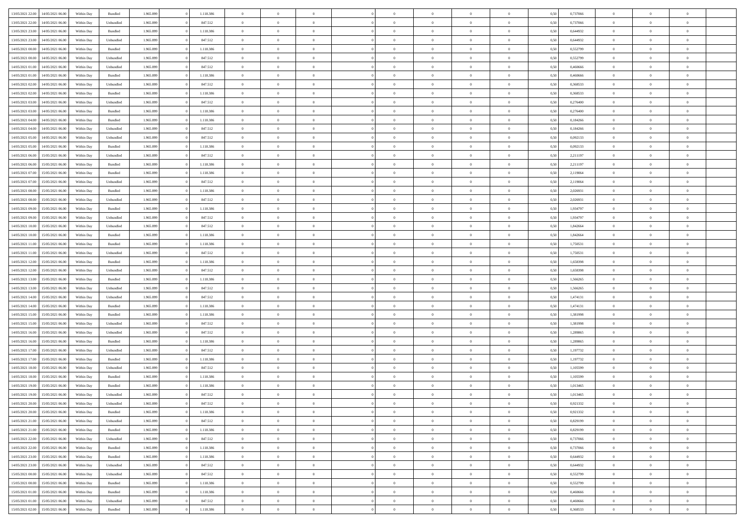| | | | | | | | | | | | | | | | | | | | | | |
|---|---|---|---|---|---|---|---|---|---|---|---|---|---|---|---|---|---|---|---|---|---|
| 13/05/2021 22:00 | 14/05/2021 06:00 | Within Day | Bundled | 1.965.899 | 0 | 1.118.386 | 0 | 0 | 0 | | 0 | 0 | 0 | 0 | 0 | 0,50 | 0,737066 | 0 | 0 | 0 | |
| 13/05/2021 22:00 | 14/05/2021 06:00 | Within Day | Unbundled | 1.965.899 | 0 | 847.512 | 0 | 0 | 0 | | 0 | 0 | 0 | 0 | 0 | 0,50 | 0,737066 | 0 | 0 | 0 | |
| 13/05/2021 23:00 | 14/05/2021 06:00 | Within Day | Bundled | 1.965.899 | 0 | 1.118.386 | 0 | 0 | 0 | | 0 | 0 | 0 | 0 | 0 | 0,50 | 0,644932 | 0 | 0 | 0 | |
| 13/05/2021 23:00 | 14/05/2021 06:00 | Within Day | Unbundled | 1.965.899 | 0 | 847.512 | 0 | 0 | 0 | | 0 | 0 | 0 | 0 | 0 | 0,50 | 0,644932 | 0 | 0 | 0 | |
| 14/05/2021 00:00 | 14/05/2021 06:00 | Within Day | Bundled | 1.965.899 | 0 | 1.118.386 | 0 | 0 | 0 | | 0 | 0 | 0 | 0 | 0 | 0,50 | 0,552799 | 0 | 0 | 0 | |
| 14/05/2021 00:00 | 14/05/2021 06:00 | Within Day | Unbundled | 1.965.899 | 0 | 847.512 | 0 | 0 | 0 | | 0 | 0 | 0 | 0 | 0 | 0,50 | 0,552799 | 0 | 0 | 0 | |
| 14/05/2021 01:00 | 14/05/2021 06:00 | Within Day | Unbundled | 1.965.899 | 0 | 847.512 | 0 | 0 | 0 | | 0 | 0 | 0 | 0 | 0 | 0,50 | 0,460666 | 0 | 0 | 0 | |
| 14/05/2021 01:00 | 14/05/2021 06:00 | Within Day | Bundled | 1.965.899 | 0 | 1.118.386 | 0 | 0 | 0 | | 0 | 0 | 0 | 0 | 0 | 0,50 | 0,460666 | 0 | 0 | 0 | |
| 14/05/2021 02:00 | 14/05/2021 06:00 | Within Day | Unbundled | 1.965.899 | 0 | 847.512 | 0 | 0 | 0 | | 0 | 0 | 0 | 0 | 0 | 0,50 | 0,368533 | 0 | 0 | 0 | |
| 14/05/2021 02:00 | 14/05/2021 06:00 | Within Day | Bundled | 1.965.899 | 0 | 1.118.386 | 0 | 0 | 0 | | 0 | 0 | 0 | 0 | 0 | 0,50 | 0,368533 | 0 | 0 | 0 | |
| 14/05/2021 03:00 | 14/05/2021 06:00 | Within Day | Unbundled | 1.965.899 | 0 | 847.512 | 0 | 0 | 0 | | 0 | 0 | 0 | 0 | 0 | 0,50 | 0,276400 | 0 | 0 | 0 | |
| 14/05/2021 03:00 | 14/05/2021 06:00 | Within Day | Bundled | 1.965.899 | 0 | 1.118.386 | 0 | 0 | 0 | | 0 | 0 | 0 | 0 | 0 | 0,50 | 0,276400 | 0 | 0 | 0 | |
| 14/05/2021 04:00 | 14/05/2021 06:00 | Within Day | Bundled | 1.965.899 | 0 | 1.118.386 | 0 | 0 | 0 | | 0 | 0 | 0 | 0 | 0 | 0,50 | 0,184266 | 0 | 0 | 0 | |
| 14/05/2021 04:00 | 14/05/2021 06:00 | Within Day | Unbundled | 1.965.899 | 0 | 847.512 | 0 | 0 | 0 | | 0 | 0 | 0 | 0 | 0 | 0,50 | 0,184266 | 0 | 0 | 0 | |
| 14/05/2021 05:00 | 14/05/2021 06:00 | Within Day | Unbundled | 1.965.899 | 0 | 847.512 | 0 | 0 | 0 | | 0 | 0 | 0 | 0 | 0 | 0,50 | 0,092133 | 0 | 0 | 0 | |
| 14/05/2021 05:00 | 14/05/2021 06:00 | Within Day | Bundled | 1.965.899 | 0 | 1.118.386 | 0 | 0 | 0 | | 0 | 0 | 0 | 0 | 0 | 0,50 | 0,092133 | 0 | 0 | 0 | |
| 14/05/2021 06:00 | 15/05/2021 06:00 | Within Day | Unbundled | 1.965.899 | 0 | 847.512 | 0 | 0 | 0 | | 0 | 0 | 0 | 0 | 0 | 0,50 | 2,211197 | 0 | 0 | 0 | |
| 14/05/2021 06:00 | 15/05/2021 06:00 | Within Day | Bundled | 1.965.899 | 0 | 1.118.386 | 0 | 0 | 0 | | 0 | 0 | 0 | 0 | 0 | 0,50 | 2,211197 | 0 | 0 | 0 | |
| 14/05/2021 07:00 | 15/05/2021 06:00 | Within Day | Bundled | 1.965.899 | 0 | 1.118.386 | 0 | 0 | 0 | | 0 | 0 | 0 | 0 | 0 | 0,50 | 2,119064 | 0 | 0 | 0 | |
| 14/05/2021 07:00 | 15/05/2021 06:00 | Within Day | Unbundled | 1.965.899 | 0 | 847.512 | 0 | 0 | 0 | | 0 | 0 | 0 | 0 | 0 | 0,50 | 2,119064 | 0 | 0 | 0 | |
| 14/05/2021 08:00 | 15/05/2021 06:00 | Within Day | Bundled | 1.965.899 | 0 | 1.118.386 | 0 | 0 | 0 | | 0 | 0 | 0 | 0 | 0 | 0,50 | 2,026931 | 0 | 0 | 0 | |
| 14/05/2021 08:00 | 15/05/2021 06:00 | Within Day | Unbundled | 1.965.899 | 0 | 847.512 | 0 | 0 | 0 | | 0 | 0 | 0 | 0 | 0 | 0,50 | 2,026931 | 0 | 0 | 0 | |
| 14/05/2021 09:00 | 15/05/2021 06:00 | Within Day | Bundled | 1.965.899 | 0 | 1.118.386 | 0 | 0 | 0 | | 0 | 0 | 0 | 0 | 0 | 0,50 | 1,934797 | 0 | 0 | 0 | |
| 14/05/2021 09:00 | 15/05/2021 06:00 | Within Day | Unbundled | 1.965.899 | 0 | 847.512 | 0 | 0 | 0 | | 0 | 0 | 0 | 0 | 0 | 0,50 | 1,934797 | 0 | 0 | 0 | |
| 14/05/2021 10:00 | 15/05/2021 06:00 | Within Day | Unbundled | 1.965.899 | 0 | 847.512 | 0 | 0 | 0 | | 0 | 0 | 0 | 0 | 0 | 0,50 | 1,842664 | 0 | 0 | 0 | |
| 14/05/2021 10:00 | 15/05/2021 06:00 | Within Day | Bundled | 1.965.899 | 0 | 1.118.386 | 0 | 0 | 0 | | 0 | 0 | 0 | 0 | 0 | 0,50 | 1,842664 | 0 | 0 | 0 | |
| 14/05/2021 11:00 | 15/05/2021 06:00 | Within Day | Bundled | 1.965.899 | 0 | 1.118.386 | 0 | 0 | 0 | | 0 | 0 | 0 | 0 | 0 | 0,50 | 1,750531 | 0 | 0 | 0 | |
| 14/05/2021 11:00 | 15/05/2021 06:00 | Within Day | Unbundled | 1.965.899 | 0 | 847.512 | 0 | 0 | 0 | | 0 | 0 | 0 | 0 | 0 | 0,50 | 1,750531 | 0 | 0 | 0 | |
| 14/05/2021 12:00 | 15/05/2021 06:00 | Within Day | Bundled | 1.965.899 | 0 | 1.118.386 | 0 | 0 | 0 | | 0 | 0 | 0 | 0 | 0 | 0,50 | 1,658398 | 0 | 0 | 0 | |
| 14/05/2021 12:00 | 15/05/2021 06:00 | Within Day | Unbundled | 1.965.899 | 0 | 847.512 | 0 | 0 | 0 | | 0 | 0 | 0 | 0 | 0 | 0,50 | 1,658398 | 0 | 0 | 0 | |
| 14/05/2021 13:00 | 15/05/2021 06:00 | Within Day | Bundled | 1.965.899 | 0 | 1.118.386 | 0 | 0 | 0 | | 0 | 0 | 0 | 0 | 0 | 0,50 | 1,566265 | 0 | 0 | 0 | |
| 14/05/2021 13:00 | 15/05/2021 06:00 | Within Day | Unbundled | 1.965.899 | 0 | 847.512 | 0 | 0 | 0 | | 0 | 0 | 0 | 0 | 0 | 0,50 | 1,566265 | 0 | 0 | 0 | |
| 14/05/2021 14:00 | 15/05/2021 06:00 | Within Day | Unbundled | 1.965.899 | 0 | 847.512 | 0 | 0 | 0 | | 0 | 0 | 0 | 0 | 0 | 0,50 | 1,474131 | 0 | 0 | 0 | |
| 14/05/2021 14:00 | 15/05/2021 06:00 | Within Day | Bundled | 1.965.899 | 0 | 1.118.386 | 0 | 0 | 0 | | 0 | 0 | 0 | 0 | 0 | 0,50 | 1,474131 | 0 | 0 | 0 | |
| 14/05/2021 15:00 | 15/05/2021 06:00 | Within Day | Bundled | 1.965.899 | 0 | 1.118.386 | 0 | 0 | 0 | | 0 | 0 | 0 | 0 | 0 | 0,50 | 1,381998 | 0 | 0 | 0 | |
| 14/05/2021 15:00 | 15/05/2021 06:00 | Within Day | Unbundled | 1.965.899 | 0 | 847.512 | 0 | 0 | 0 | | 0 | 0 | 0 | 0 | 0 | 0,50 | 1,381998 | 0 | 0 | 0 | |
| 14/05/2021 16:00 | 15/05/2021 06:00 | Within Day | Unbundled | 1.965.899 | 0 | 847.512 | 0 | 0 | 0 | | 0 | 0 | 0 | 0 | 0 | 0,50 | 1,289865 | 0 | 0 | 0 | |
| 14/05/2021 16:00 | 15/05/2021 06:00 | Within Day | Bundled | 1.965.899 | 0 | 1.118.386 | 0 | 0 | 0 | | 0 | 0 | 0 | 0 | 0 | 0,50 | 1,289865 | 0 | 0 | 0 | |
| 14/05/2021 17:00 | 15/05/2021 06:00 | Within Day | Unbundled | 1.965.899 | 0 | 847.512 | 0 | 0 | 0 | | 0 | 0 | 0 | 0 | 0 | 0,50 | 1,197732 | 0 | 0 | 0 | |
| 14/05/2021 17:00 | 15/05/2021 06:00 | Within Day | Bundled | 1.965.899 | 0 | 1.118.386 | 0 | 0 | 0 | | 0 | 0 | 0 | 0 | 0 | 0,50 | 1,197732 | 0 | 0 | 0 | |
| 14/05/2021 18:00 | 15/05/2021 06:00 | Within Day | Unbundled | 1.965.899 | 0 | 847.512 | 0 | 0 | 0 | | 0 | 0 | 0 | 0 | 0 | 0,50 | 1,105599 | 0 | 0 | 0 | |
| 14/05/2021 18:00 | 15/05/2021 06:00 | Within Day | Bundled | 1.965.899 | 0 | 1.118.386 | 0 | 0 | 0 | | 0 | 0 | 0 | 0 | 0 | 0,50 | 1,105599 | 0 | 0 | 0 | |
| 14/05/2021 19:00 | 15/05/2021 06:00 | Within Day | Bundled | 1.965.899 | 0 | 1.118.386 | 0 | 0 | 0 | | 0 | 0 | 0 | 0 | 0 | 0,50 | 1,013465 | 0 | 0 | 0 | |
| 14/05/2021 19:00 | 15/05/2021 06:00 | Within Day | Unbundled | 1.965.899 | 0 | 847.512 | 0 | 0 | 0 | | 0 | 0 | 0 | 0 | 0 | 0,50 | 1,013465 | 0 | 0 | 0 | |
| 14/05/2021 20:00 | 15/05/2021 06:00 | Within Day | Unbundled | 1.965.899 | 0 | 847.512 | 0 | 0 | 0 | | 0 | 0 | 0 | 0 | 0 | 0,50 | 0,921332 | 0 | 0 | 0 | |
| 14/05/2021 20:00 | 15/05/2021 06:00 | Within Day | Bundled | 1.965.899 | 0 | 1.118.386 | 0 | 0 | 0 | | 0 | 0 | 0 | 0 | 0 | 0,50 | 0,921332 | 0 | 0 | 0 | |
| 14/05/2021 21:00 | 15/05/2021 06:00 | Within Day | Unbundled | 1.965.899 | 0 | 847.512 | 0 | 0 | 0 | | 0 | 0 | 0 | 0 | 0 | 0,50 | 0,829199 | 0 | 0 | 0 | |
| 14/05/2021 21:00 | 15/05/2021 06:00 | Within Day | Bundled | 1.965.899 | 0 | 1.118.386 | 0 | 0 | 0 | | 0 | 0 | 0 | 0 | 0 | 0,50 | 0,829199 | 0 | 0 | 0 | |
| 14/05/2021 22:00 | 15/05/2021 06:00 | Within Day | Unbundled | 1.965.899 | 0 | 847.512 | 0 | 0 | 0 | | 0 | 0 | 0 | 0 | 0 | 0,50 | 0,737066 | 0 | 0 | 0 | |
| 14/05/2021 22:00 | 15/05/2021 06:00 | Within Day | Bundled | 1.965.899 | 0 | 1.118.386 | 0 | 0 | 0 | | 0 | 0 | 0 | 0 | 0 | 0,50 | 0,737066 | 0 | 0 | 0 | |
| 14/05/2021 23:00 | 15/05/2021 06:00 | Within Day | Bundled | 1.965.899 | 0 | 1.118.386 | 0 | 0 | 0 | | 0 | 0 | 0 | 0 | 0 | 0,50 | 0,644932 | 0 | 0 | 0 | |
| 14/05/2021 23:00 | 15/05/2021 06:00 | Within Day | Unbundled | 1.965.899 | 0 | 847.512 | 0 | 0 | 0 | | 0 | 0 | 0 | 0 | 0 | 0,50 | 0,644932 | 0 | 0 | 0 | |
| 15/05/2021 00:00 | 15/05/2021 06:00 | Within Day | Unbundled | 1.965.899 | 0 | 847.512 | 0 | 0 | 0 | | 0 | 0 | 0 | 0 | 0 | 0,50 | 0,552799 | 0 | 0 | 0 | |
| 15/05/2021 00:00 | 15/05/2021 06:00 | Within Day | Bundled | 1.965.899 | 0 | 1.118.386 | 0 | 0 | 0 | | 0 | 0 | 0 | 0 | 0 | 0,50 | 0,552799 | 0 | 0 | 0 | |
| 15/05/2021 01:00 | 15/05/2021 06:00 | Within Day | Bundled | 1.965.899 | 0 | 1.118.386 | 0 | 0 | 0 | | 0 | 0 | 0 | 0 | 0 | 0,50 | 0,460666 | 0 | 0 | 0 | |
| 15/05/2021 01:00 | 15/05/2021 06:00 | Within Day | Unbundled | 1.965.899 | 0 | 847.512 | 0 | 0 | 0 | | 0 | 0 | 0 | 0 | 0 | 0,50 | 0,460666 | 0 | 0 | 0 | |
| 15/05/2021 02:00 | 15/05/2021 06:00 | Within Day | Bundled | 1.965.899 | 0 | 1.118.386 | 0 | 0 | 0 | | 0 | 0 | 0 | 0 | 0 | 0,50 | 0,368533 | 0 | 0 | 0 | |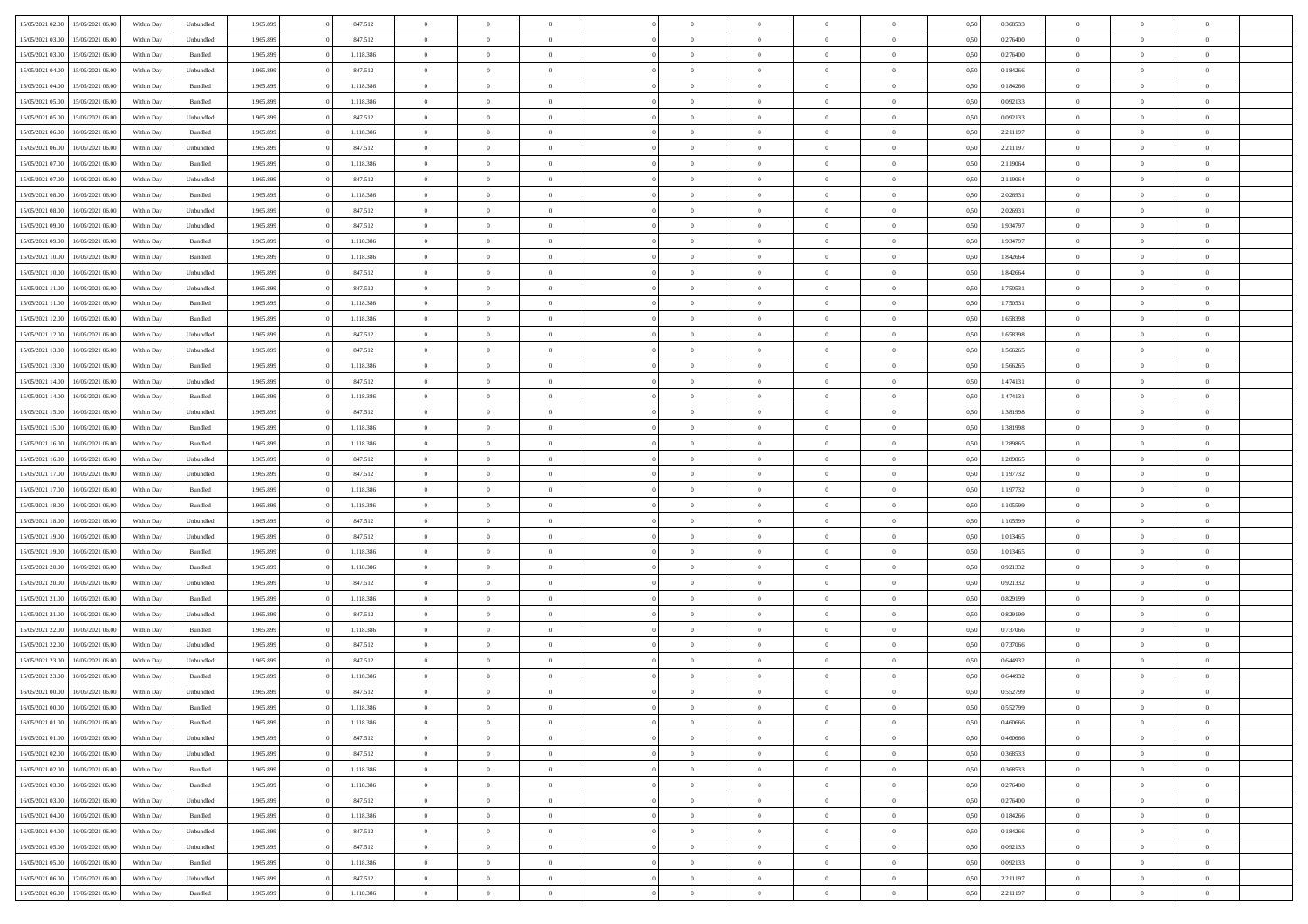| | | | | | | | | | | | | | | | | | | | | | |
|---|---|---|---|---|---|---|---|---|---|---|---|---|---|---|---|---|---|---|---|---|---|
| 15/05/2021 02:00 | 15/05/2021 06:00 | Within Day | Unbundled | 1.965.899 | 0 | 847.512 | 0 | 0 | 0 | | 0 | 0 | 0 | 0 | 0,50 | 0,368533 | 0 | 0 | 0 | |
| 15/05/2021 03:00 | 15/05/2021 06:00 | Within Day | Unbundled | 1.965.899 | 0 | 847.512 | 0 | 0 | 0 | | 0 | 0 | 0 | 0 | 0,50 | 0,276400 | 0 | 0 | 0 | |
| 15/05/2021 03:00 | 15/05/2021 06:00 | Within Day | Bundled | 1.965.899 | 0 | 1.118.386 | 0 | 0 | 0 | | 0 | 0 | 0 | 0 | 0,50 | 0,276400 | 0 | 0 | 0 | |
| 15/05/2021 04:00 | 15/05/2021 06:00 | Within Day | Unbundled | 1.965.899 | 0 | 847.512 | 0 | 0 | 0 | | 0 | 0 | 0 | 0 | 0,50 | 0,184266 | 0 | 0 | 0 | |
| 15/05/2021 04:00 | 15/05/2021 06:00 | Within Day | Bundled | 1.965.899 | 0 | 1.118.386 | 0 | 0 | 0 | | 0 | 0 | 0 | 0 | 0,50 | 0,184266 | 0 | 0 | 0 | |
| 15/05/2021 05:00 | 15/05/2021 06:00 | Within Day | Bundled | 1.965.899 | 0 | 1.118.386 | 0 | 0 | 0 | | 0 | 0 | 0 | 0 | 0,50 | 0,092133 | 0 | 0 | 0 | |
| 15/05/2021 05:00 | 15/05/2021 06:00 | Within Day | Unbundled | 1.965.899 | 0 | 847.512 | 0 | 0 | 0 | | 0 | 0 | 0 | 0 | 0,50 | 0,092133 | 0 | 0 | 0 | |
| 15/05/2021 06:00 | 16/05/2021 06:00 | Within Day | Bundled | 1.965.899 | 0 | 1.118.386 | 0 | 0 | 0 | | 0 | 0 | 0 | 0 | 0,50 | 2,211197 | 0 | 0 | 0 | |
| 15/05/2021 06:00 | 16/05/2021 06:00 | Within Day | Unbundled | 1.965.899 | 0 | 847.512 | 0 | 0 | 0 | | 0 | 0 | 0 | 0 | 0,50 | 2,211197 | 0 | 0 | 0 | |
| 15/05/2021 07:00 | 16/05/2021 06:00 | Within Day | Bundled | 1.965.899 | 0 | 1.118.386 | 0 | 0 | 0 | | 0 | 0 | 0 | 0 | 0,50 | 2,119064 | 0 | 0 | 0 | |
| 15/05/2021 07:00 | 16/05/2021 06:00 | Within Day | Unbundled | 1.965.899 | 0 | 847.512 | 0 | 0 | 0 | | 0 | 0 | 0 | 0 | 0,50 | 2,119064 | 0 | 0 | 0 | |
| 15/05/2021 08:00 | 16/05/2021 06:00 | Within Day | Bundled | 1.965.899 | 0 | 1.118.386 | 0 | 0 | 0 | | 0 | 0 | 0 | 0 | 0,50 | 2,026931 | 0 | 0 | 0 | |
| 15/05/2021 08:00 | 16/05/2021 06:00 | Within Day | Unbundled | 1.965.899 | 0 | 847.512 | 0 | 0 | 0 | | 0 | 0 | 0 | 0 | 0,50 | 2,026931 | 0 | 0 | 0 | |
| 15/05/2021 09:00 | 16/05/2021 06:00 | Within Day | Unbundled | 1.965.899 | 0 | 847.512 | 0 | 0 | 0 | | 0 | 0 | 0 | 0 | 0,50 | 1,934797 | 0 | 0 | 0 | |
| 15/05/2021 09:00 | 16/05/2021 06:00 | Within Day | Bundled | 1.965.899 | 0 | 1.118.386 | 0 | 0 | 0 | | 0 | 0 | 0 | 0 | 0,50 | 1,934797 | 0 | 0 | 0 | |
| 15/05/2021 10:00 | 16/05/2021 06:00 | Within Day | Bundled | 1.965.899 | 0 | 1.118.386 | 0 | 0 | 0 | | 0 | 0 | 0 | 0 | 0,50 | 1,842664 | 0 | 0 | 0 | |
| 15/05/2021 10:00 | 16/05/2021 06:00 | Within Day | Unbundled | 1.965.899 | 0 | 847.512 | 0 | 0 | 0 | | 0 | 0 | 0 | 0 | 0,50 | 1,842664 | 0 | 0 | 0 | |
| 15/05/2021 11:00 | 16/05/2021 06:00 | Within Day | Unbundled | 1.965.899 | 0 | 847.512 | 0 | 0 | 0 | | 0 | 0 | 0 | 0 | 0,50 | 1,750531 | 0 | 0 | 0 | |
| 15/05/2021 11:00 | 16/05/2021 06:00 | Within Day | Bundled | 1.965.899 | 0 | 1.118.386 | 0 | 0 | 0 | | 0 | 0 | 0 | 0 | 0,50 | 1,750531 | 0 | 0 | 0 | |
| 15/05/2021 12:00 | 16/05/2021 06:00 | Within Day | Bundled | 1.965.899 | 0 | 1.118.386 | 0 | 0 | 0 | | 0 | 0 | 0 | 0 | 0,50 | 1,658398 | 0 | 0 | 0 | |
| 15/05/2021 12:00 | 16/05/2021 06:00 | Within Day | Unbundled | 1.965.899 | 0 | 847.512 | 0 | 0 | 0 | | 0 | 0 | 0 | 0 | 0,50 | 1,658398 | 0 | 0 | 0 | |
| 15/05/2021 13:00 | 16/05/2021 06:00 | Within Day | Unbundled | 1.965.899 | 0 | 847.512 | 0 | 0 | 0 | | 0 | 0 | 0 | 0 | 0,50 | 1,566265 | 0 | 0 | 0 | |
| 15/05/2021 13:00 | 16/05/2021 06:00 | Within Day | Bundled | 1.965.899 | 0 | 1.118.386 | 0 | 0 | 0 | | 0 | 0 | 0 | 0 | 0,50 | 1,566265 | 0 | 0 | 0 | |
| 15/05/2021 14:00 | 16/05/2021 06:00 | Within Day | Unbundled | 1.965.899 | 0 | 847.512 | 0 | 0 | 0 | | 0 | 0 | 0 | 0 | 0,50 | 1,474131 | 0 | 0 | 0 | |
| 15/05/2021 14:00 | 16/05/2021 06:00 | Within Day | Bundled | 1.965.899 | 0 | 1.118.386 | 0 | 0 | 0 | | 0 | 0 | 0 | 0 | 0,50 | 1,474131 | 0 | 0 | 0 | |
| 15/05/2021 15:00 | 16/05/2021 06:00 | Within Day | Unbundled | 1.965.899 | 0 | 847.512 | 0 | 0 | 0 | | 0 | 0 | 0 | 0 | 0,50 | 1,381998 | 0 | 0 | 0 | |
| 15/05/2021 15:00 | 16/05/2021 06:00 | Within Day | Bundled | 1.965.899 | 0 | 1.118.386 | 0 | 0 | 0 | | 0 | 0 | 0 | 0 | 0,50 | 1,381998 | 0 | 0 | 0 | |
| 15/05/2021 16:00 | 16/05/2021 06:00 | Within Day | Bundled | 1.965.899 | 0 | 1.118.386 | 0 | 0 | 0 | | 0 | 0 | 0 | 0 | 0,50 | 1,289865 | 0 | 0 | 0 | |
| 15/05/2021 16:00 | 16/05/2021 06:00 | Within Day | Unbundled | 1.965.899 | 0 | 847.512 | 0 | 0 | 0 | | 0 | 0 | 0 | 0 | 0,50 | 1,289865 | 0 | 0 | 0 | |
| 15/05/2021 17:00 | 16/05/2021 06:00 | Within Day | Unbundled | 1.965.899 | 0 | 847.512 | 0 | 0 | 0 | | 0 | 0 | 0 | 0 | 0,50 | 1,197732 | 0 | 0 | 0 | |
| 15/05/2021 17:00 | 16/05/2021 06:00 | Within Day | Bundled | 1.965.899 | 0 | 1.118.386 | 0 | 0 | 0 | | 0 | 0 | 0 | 0 | 0,50 | 1,197732 | 0 | 0 | 0 | |
| 15/05/2021 18:00 | 16/05/2021 06:00 | Within Day | Bundled | 1.965.899 | 0 | 1.118.386 | 0 | 0 | 0 | | 0 | 0 | 0 | 0 | 0,50 | 1,105599 | 0 | 0 | 0 | |
| 15/05/2021 18:00 | 16/05/2021 06:00 | Within Day | Unbundled | 1.965.899 | 0 | 847.512 | 0 | 0 | 0 | | 0 | 0 | 0 | 0 | 0,50 | 1,105599 | 0 | 0 | 0 | |
| 15/05/2021 19:00 | 16/05/2021 06:00 | Within Day | Unbundled | 1.965.899 | 0 | 847.512 | 0 | 0 | 0 | | 0 | 0 | 0 | 0 | 0,50 | 1,013465 | 0 | 0 | 0 | |
| 15/05/2021 19:00 | 16/05/2021 06:00 | Within Day | Bundled | 1.965.899 | 0 | 1.118.386 | 0 | 0 | 0 | | 0 | 0 | 0 | 0 | 0,50 | 1,013465 | 0 | 0 | 0 | |
| 15/05/2021 20:00 | 16/05/2021 06:00 | Within Day | Bundled | 1.965.899 | 0 | 1.118.386 | 0 | 0 | 0 | | 0 | 0 | 0 | 0 | 0,50 | 0,921332 | 0 | 0 | 0 | |
| 15/05/2021 20:00 | 16/05/2021 06:00 | Within Day | Unbundled | 1.965.899 | 0 | 847.512 | 0 | 0 | 0 | | 0 | 0 | 0 | 0 | 0,50 | 0,921332 | 0 | 0 | 0 | |
| 15/05/2021 21:00 | 16/05/2021 06:00 | Within Day | Bundled | 1.965.899 | 0 | 1.118.386 | 0 | 0 | 0 | | 0 | 0 | 0 | 0 | 0,50 | 0,829199 | 0 | 0 | 0 | |
| 15/05/2021 21:00 | 16/05/2021 06:00 | Within Day | Unbundled | 1.965.899 | 0 | 847.512 | 0 | 0 | 0 | | 0 | 0 | 0 | 0 | 0,50 | 0,829199 | 0 | 0 | 0 | |
| 15/05/2021 22:00 | 16/05/2021 06:00 | Within Day | Bundled | 1.965.899 | 0 | 1.118.386 | 0 | 0 | 0 | | 0 | 0 | 0 | 0 | 0,50 | 0,737066 | 0 | 0 | 0 | |
| 15/05/2021 22:00 | 16/05/2021 06:00 | Within Day | Unbundled | 1.965.899 | 0 | 847.512 | 0 | 0 | 0 | | 0 | 0 | 0 | 0 | 0,50 | 0,737066 | 0 | 0 | 0 | |
| 15/05/2021 23:00 | 16/05/2021 06:00 | Within Day | Unbundled | 1.965.899 | 0 | 847.512 | 0 | 0 | 0 | | 0 | 0 | 0 | 0 | 0,50 | 0,644932 | 0 | 0 | 0 | |
| 15/05/2021 23:00 | 16/05/2021 06:00 | Within Day | Bundled | 1.965.899 | 0 | 1.118.386 | 0 | 0 | 0 | | 0 | 0 | 0 | 0 | 0,50 | 0,644932 | 0 | 0 | 0 | |
| 16/05/2021 00:00 | 16/05/2021 06:00 | Within Day | Unbundled | 1.965.899 | 0 | 847.512 | 0 | 0 | 0 | | 0 | 0 | 0 | 0 | 0,50 | 0,552799 | 0 | 0 | 0 | |
| 16/05/2021 00:00 | 16/05/2021 06:00 | Within Day | Bundled | 1.965.899 | 0 | 1.118.386 | 0 | 0 | 0 | | 0 | 0 | 0 | 0 | 0,50 | 0,552799 | 0 | 0 | 0 | |
| 16/05/2021 01:00 | 16/05/2021 06:00 | Within Day | Bundled | 1.965.899 | 0 | 1.118.386 | 0 | 0 | 0 | | 0 | 0 | 0 | 0 | 0,50 | 0,460666 | 0 | 0 | 0 | |
| 16/05/2021 01:00 | 16/05/2021 06:00 | Within Day | Unbundled | 1.965.899 | 0 | 847.512 | 0 | 0 | 0 | | 0 | 0 | 0 | 0 | 0,50 | 0,460666 | 0 | 0 | 0 | |
| 16/05/2021 02:00 | 16/05/2021 06:00 | Within Day | Unbundled | 1.965.899 | 0 | 847.512 | 0 | 0 | 0 | | 0 | 0 | 0 | 0 | 0,50 | 0,368533 | 0 | 0 | 0 | |
| 16/05/2021 02:00 | 16/05/2021 06:00 | Within Day | Bundled | 1.965.899 | 0 | 1.118.386 | 0 | 0 | 0 | | 0 | 0 | 0 | 0 | 0,50 | 0,368533 | 0 | 0 | 0 | |
| 16/05/2021 03:00 | 16/05/2021 06:00 | Within Day | Bundled | 1.965.899 | 0 | 1.118.386 | 0 | 0 | 0 | | 0 | 0 | 0 | 0 | 0,50 | 0,276400 | 0 | 0 | 0 | |
| 16/05/2021 03:00 | 16/05/2021 06:00 | Within Day | Unbundled | 1.965.899 | 0 | 847.512 | 0 | 0 | 0 | | 0 | 0 | 0 | 0 | 0,50 | 0,276400 | 0 | 0 | 0 | |
| 16/05/2021 04:00 | 16/05/2021 06:00 | Within Day | Bundled | 1.965.899 | 0 | 1.118.386 | 0 | 0 | 0 | | 0 | 0 | 0 | 0 | 0,50 | 0,184266 | 0 | 0 | 0 | |
| 16/05/2021 04:00 | 16/05/2021 06:00 | Within Day | Unbundled | 1.965.899 | 0 | 847.512 | 0 | 0 | 0 | | 0 | 0 | 0 | 0 | 0,50 | 0,184266 | 0 | 0 | 0 | |
| 16/05/2021 05:00 | 16/05/2021 06:00 | Within Day | Unbundled | 1.965.899 | 0 | 847.512 | 0 | 0 | 0 | | 0 | 0 | 0 | 0 | 0,50 | 0,092133 | 0 | 0 | 0 | |
| 16/05/2021 05:00 | 16/05/2021 06:00 | Within Day | Bundled | 1.965.899 | 0 | 1.118.386 | 0 | 0 | 0 | | 0 | 0 | 0 | 0 | 0,50 | 0,092133 | 0 | 0 | 0 | |
| 16/05/2021 06:00 | 17/05/2021 06:00 | Within Day | Unbundled | 1.965.899 | 0 | 847.512 | 0 | 0 | 0 | | 0 | 0 | 0 | 0 | 0,50 | 2,211197 | 0 | 0 | 0 | |
| 16/05/2021 06:00 | 17/05/2021 06:00 | Within Day | Bundled | 1.965.899 | 0 | 1.118.386 | 0 | 0 | 0 | | 0 | 0 | 0 | 0 | 0,50 | 2,211197 | 0 | 0 | 0 | |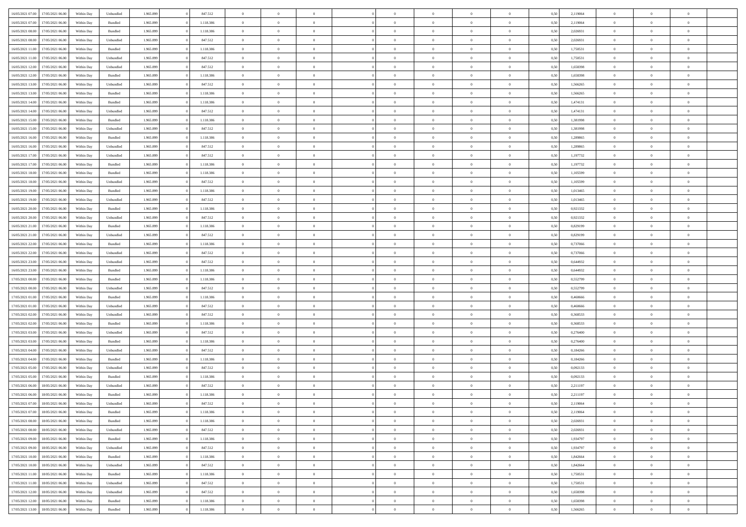| | | | | | | | | | | | | | | | | | | | | | |
|---|---|---|---|---|---|---|---|---|---|---|---|---|---|---|---|---|---|---|---|---|---|
| 16/05/2021 07:00 | 17/05/2021 06:00 | Within Day | Unbundled | 1.965.899 | 0 | 847.512 | 0 | 0 | 0 | | 0 | 0 | 0 | 0 | 0 | 0,50 | 2,119064 | 0 | 0 | 0 | |
| 16/05/2021 07:00 | 17/05/2021 06:00 | Within Day | Bundled | 1.965.899 | 0 | 1.118.386 | 0 | 0 | 0 | | 0 | 0 | 0 | 0 | 0 | 0,50 | 2,119064 | 0 | 0 | 0 | |
| 16/05/2021 08:00 | 17/05/2021 06:00 | Within Day | Bundled | 1.965.899 | 0 | 1.118.386 | 0 | 0 | 0 | | 0 | 0 | 0 | 0 | 0 | 0,50 | 2,026931 | 0 | 0 | 0 | |
| 16/05/2021 08:00 | 17/05/2021 06:00 | Within Day | Unbundled | 1.965.899 | 0 | 847.512 | 0 | 0 | 0 | | 0 | 0 | 0 | 0 | 0 | 0,50 | 2,026931 | 0 | 0 | 0 | |
| 16/05/2021 11:00 | 17/05/2021 06:00 | Within Day | Bundled | 1.965.899 | 0 | 1.118.386 | 0 | 0 | 0 | | 0 | 0 | 0 | 0 | 0 | 0,50 | 1,750531 | 0 | 0 | 0 | |
| 16/05/2021 11:00 | 17/05/2021 06:00 | Within Day | Unbundled | 1.965.899 | 0 | 847.512 | 0 | 0 | 0 | | 0 | 0 | 0 | 0 | 0 | 0,50 | 1,750531 | 0 | 0 | 0 | |
| 16/05/2021 12:00 | 17/05/2021 06:00 | Within Day | Unbundled | 1.965.899 | 0 | 847.512 | 0 | 0 | 0 | | 0 | 0 | 0 | 0 | 0 | 0,50 | 1,658398 | 0 | 0 | 0 | |
| 16/05/2021 12:00 | 17/05/2021 06:00 | Within Day | Bundled | 1.965.899 | 0 | 1.118.386 | 0 | 0 | 0 | | 0 | 0 | 0 | 0 | 0 | 0,50 | 1,658398 | 0 | 0 | 0 | |
| 16/05/2021 13:00 | 17/05/2021 06:00 | Within Day | Unbundled | 1.965.899 | 0 | 847.512 | 0 | 0 | 0 | | 0 | 0 | 0 | 0 | 0 | 0,50 | 1,566265 | 0 | 0 | 0 | |
| 16/05/2021 13:00 | 17/05/2021 06:00 | Within Day | Bundled | 1.965.899 | 0 | 1.118.386 | 0 | 0 | 0 | | 0 | 0 | 0 | 0 | 0 | 0,50 | 1,566265 | 0 | 0 | 0 | |
| 16/05/2021 14:00 | 17/05/2021 06:00 | Within Day | Bundled | 1.965.899 | 0 | 1.118.386 | 0 | 0 | 0 | | 0 | 0 | 0 | 0 | 0 | 0,50 | 1,474131 | 0 | 0 | 0 | |
| 16/05/2021 14:00 | 17/05/2021 06:00 | Within Day | Unbundled | 1.965.899 | 0 | 847.512 | 0 | 0 | 0 | | 0 | 0 | 0 | 0 | 0 | 0,50 | 1,474131 | 0 | 0 | 0 | |
| 16/05/2021 15:00 | 17/05/2021 06:00 | Within Day | Bundled | 1.965.899 | 0 | 1.118.386 | 0 | 0 | 0 | | 0 | 0 | 0 | 0 | 0 | 0,50 | 1,381998 | 0 | 0 | 0 | |
| 16/05/2021 15:00 | 17/05/2021 06:00 | Within Day | Unbundled | 1.965.899 | 0 | 847.512 | 0 | 0 | 0 | | 0 | 0 | 0 | 0 | 0 | 0,50 | 1,381998 | 0 | 0 | 0 | |
| 16/05/2021 16:00 | 17/05/2021 06:00 | Within Day | Bundled | 1.965.899 | 0 | 1.118.386 | 0 | 0 | 0 | | 0 | 0 | 0 | 0 | 0 | 0,50 | 1,289865 | 0 | 0 | 0 | |
| 16/05/2021 16:00 | 17/05/2021 06:00 | Within Day | Unbundled | 1.965.899 | 0 | 847.512 | 0 | 0 | 0 | | 0 | 0 | 0 | 0 | 0 | 0,50 | 1,289865 | 0 | 0 | 0 | |
| 16/05/2021 17:00 | 17/05/2021 06:00 | Within Day | Unbundled | 1.965.899 | 0 | 847.512 | 0 | 0 | 0 | | 0 | 0 | 0 | 0 | 0 | 0,50 | 1,197732 | 0 | 0 | 0 | |
| 16/05/2021 17:00 | 17/05/2021 06:00 | Within Day | Bundled | 1.965.899 | 0 | 1.118.386 | 0 | 0 | 0 | | 0 | 0 | 0 | 0 | 0 | 0,50 | 1,197732 | 0 | 0 | 0 | |
| 16/05/2021 18:00 | 17/05/2021 06:00 | Within Day | Bundled | 1.965.899 | 0 | 1.118.386 | 0 | 0 | 0 | | 0 | 0 | 0 | 0 | 0 | 0,50 | 1,105599 | 0 | 0 | 0 | |
| 16/05/2021 18:00 | 17/05/2021 06:00 | Within Day | Unbundled | 1.965.899 | 0 | 847.512 | 0 | 0 | 0 | | 0 | 0 | 0 | 0 | 0 | 0,50 | 1,105599 | 0 | 0 | 0 | |
| 16/05/2021 19:00 | 17/05/2021 06:00 | Within Day | Bundled | 1.965.899 | 0 | 1.118.386 | 0 | 0 | 0 | | 0 | 0 | 0 | 0 | 0 | 0,50 | 1,013465 | 0 | 0 | 0 | |
| 16/05/2021 19:00 | 17/05/2021 06:00 | Within Day | Unbundled | 1.965.899 | 0 | 847.512 | 0 | 0 | 0 | | 0 | 0 | 0 | 0 | 0 | 0,50 | 1,013465 | 0 | 0 | 0 | |
| 16/05/2021 20:00 | 17/05/2021 06:00 | Within Day | Bundled | 1.965.899 | 0 | 1.118.386 | 0 | 0 | 0 | | 0 | 0 | 0 | 0 | 0 | 0,50 | 0,921332 | 0 | 0 | 0 | |
| 16/05/2021 20:00 | 17/05/2021 06:00 | Within Day | Unbundled | 1.965.899 | 0 | 847.512 | 0 | 0 | 0 | | 0 | 0 | 0 | 0 | 0 | 0,50 | 0,921332 | 0 | 0 | 0 | |
| 16/05/2021 21:00 | 17/05/2021 06:00 | Within Day | Bundled | 1.965.899 | 0 | 1.118.386 | 0 | 0 | 0 | | 0 | 0 | 0 | 0 | 0 | 0,50 | 0,829199 | 0 | 0 | 0 | |
| 16/05/2021 21:00 | 17/05/2021 06:00 | Within Day | Unbundled | 1.965.899 | 0 | 847.512 | 0 | 0 | 0 | | 0 | 0 | 0 | 0 | 0 | 0,50 | 0,829199 | 0 | 0 | 0 | |
| 16/05/2021 22:00 | 17/05/2021 06:00 | Within Day | Bundled | 1.965.899 | 0 | 1.118.386 | 0 | 0 | 0 | | 0 | 0 | 0 | 0 | 0 | 0,50 | 0,737066 | 0 | 0 | 0 | |
| 16/05/2021 22:00 | 17/05/2021 06:00 | Within Day | Unbundled | 1.965.899 | 0 | 847.512 | 0 | 0 | 0 | | 0 | 0 | 0 | 0 | 0 | 0,50 | 0,737066 | 0 | 0 | 0 | |
| 16/05/2021 23:00 | 17/05/2021 06:00 | Within Day | Unbundled | 1.965.899 | 0 | 847.512 | 0 | 0 | 0 | | 0 | 0 | 0 | 0 | 0 | 0,50 | 0,644932 | 0 | 0 | 0 | |
| 16/05/2021 23:00 | 17/05/2021 06:00 | Within Day | Bundled | 1.965.899 | 0 | 1.118.386 | 0 | 0 | 0 | | 0 | 0 | 0 | 0 | 0 | 0,50 | 0,644932 | 0 | 0 | 0 | |
| 17/05/2021 00:00 | 17/05/2021 06:00 | Within Day | Bundled | 1.965.899 | 0 | 1.118.386 | 0 | 0 | 0 | | 0 | 0 | 0 | 0 | 0 | 0,50 | 0,552799 | 0 | 0 | 0 | |
| 17/05/2021 00:00 | 17/05/2021 06:00 | Within Day | Unbundled | 1.965.899 | 0 | 847.512 | 0 | 0 | 0 | | 0 | 0 | 0 | 0 | 0 | 0,50 | 0,552799 | 0 | 0 | 0 | |
| 17/05/2021 01:00 | 17/05/2021 06:00 | Within Day | Bundled | 1.965.899 | 0 | 1.118.386 | 0 | 0 | 0 | | 0 | 0 | 0 | 0 | 0 | 0,50 | 0,460666 | 0 | 0 | 0 | |
| 17/05/2021 01:00 | 17/05/2021 06:00 | Within Day | Unbundled | 1.965.899 | 0 | 847.512 | 0 | 0 | 0 | | 0 | 0 | 0 | 0 | 0 | 0,50 | 0,460666 | 0 | 0 | 0 | |
| 17/05/2021 02:00 | 17/05/2021 06:00 | Within Day | Unbundled | 1.965.899 | 0 | 847.512 | 0 | 0 | 0 | | 0 | 0 | 0 | 0 | 0 | 0,50 | 0,368533 | 0 | 0 | 0 | |
| 17/05/2021 02:00 | 17/05/2021 06:00 | Within Day | Bundled | 1.965.899 | 0 | 1.118.386 | 0 | 0 | 0 | | 0 | 0 | 0 | 0 | 0 | 0,50 | 0,368533 | 0 | 0 | 0 | |
| 17/05/2021 03:00 | 17/05/2021 06:00 | Within Day | Unbundled | 1.965.899 | 0 | 847.512 | 0 | 0 | 0 | | 0 | 0 | 0 | 0 | 0 | 0,50 | 0,276400 | 0 | 0 | 0 | |
| 17/05/2021 03:00 | 17/05/2021 06:00 | Within Day | Bundled | 1.965.899 | 0 | 1.118.386 | 0 | 0 | 0 | | 0 | 0 | 0 | 0 | 0 | 0,50 | 0,276400 | 0 | 0 | 0 | |
| 17/05/2021 04:00 | 17/05/2021 06:00 | Within Day | Unbundled | 1.965.899 | 0 | 847.512 | 0 | 0 | 0 | | 0 | 0 | 0 | 0 | 0 | 0,50 | 0,184266 | 0 | 0 | 0 | |
| 17/05/2021 04:00 | 17/05/2021 06:00 | Within Day | Bundled | 1.965.899 | 0 | 1.118.386 | 0 | 0 | 0 | | 0 | 0 | 0 | 0 | 0 | 0,50 | 0,184266 | 0 | 0 | 0 | |
| 17/05/2021 05:00 | 17/05/2021 06:00 | Within Day | Unbundled | 1.965.899 | 0 | 847.512 | 0 | 0 | 0 | | 0 | 0 | 0 | 0 | 0 | 0,50 | 0,092133 | 0 | 0 | 0 | |
| 17/05/2021 05:00 | 17/05/2021 06:00 | Within Day | Bundled | 1.965.899 | 0 | 1.118.386 | 0 | 0 | 0 | | 0 | 0 | 0 | 0 | 0 | 0,50 | 0,092133 | 0 | 0 | 0 | |
| 17/05/2021 06:00 | 18/05/2021 06:00 | Within Day | Unbundled | 1.965.899 | 0 | 847.512 | 0 | 0 | 0 | | 0 | 0 | 0 | 0 | 0 | 0,50 | 2,211197 | 0 | 0 | 0 | |
| 17/05/2021 06:00 | 18/05/2021 06:00 | Within Day | Bundled | 1.965.899 | 0 | 1.118.386 | 0 | 0 | 0 | | 0 | 0 | 0 | 0 | 0 | 0,50 | 2,211197 | 0 | 0 | 0 | |
| 17/05/2021 07:00 | 18/05/2021 06:00 | Within Day | Unbundled | 1.965.899 | 0 | 847.512 | 0 | 0 | 0 | | 0 | 0 | 0 | 0 | 0 | 0,50 | 2,119064 | 0 | 0 | 0 | |
| 17/05/2021 07:00 | 18/05/2021 06:00 | Within Day | Bundled | 1.965.899 | 0 | 1.118.386 | 0 | 0 | 0 | | 0 | 0 | 0 | 0 | 0 | 0,50 | 2,119064 | 0 | 0 | 0 | |
| 17/05/2021 08:00 | 18/05/2021 06:00 | Within Day | Bundled | 1.965.899 | 0 | 1.118.386 | 0 | 0 | 0 | | 0 | 0 | 0 | 0 | 0 | 0,50 | 2,026931 | 0 | 0 | 0 | |
| 17/05/2021 08:00 | 18/05/2021 06:00 | Within Day | Unbundled | 1.965.899 | 0 | 847.512 | 0 | 0 | 0 | | 0 | 0 | 0 | 0 | 0 | 0,50 | 2,026931 | 0 | 0 | 0 | |
| 17/05/2021 09:00 | 18/05/2021 06:00 | Within Day | Bundled | 1.965.899 | 0 | 1.118.386 | 0 | 0 | 0 | | 0 | 0 | 0 | 0 | 0 | 0,50 | 1,934797 | 0 | 0 | 0 | |
| 17/05/2021 09:00 | 18/05/2021 06:00 | Within Day | Unbundled | 1.965.899 | 0 | 847.512 | 0 | 0 | 0 | | 0 | 0 | 0 | 0 | 0 | 0,50 | 1,934797 | 0 | 0 | 0 | |
| 17/05/2021 10:00 | 18/05/2021 06:00 | Within Day | Bundled | 1.965.899 | 0 | 1.118.386 | 0 | 0 | 0 | | 0 | 0 | 0 | 0 | 0 | 0,50 | 1,842664 | 0 | 0 | 0 | |
| 17/05/2021 10:00 | 18/05/2021 06:00 | Within Day | Unbundled | 1.965.899 | 0 | 847.512 | 0 | 0 | 0 | | 0 | 0 | 0 | 0 | 0 | 0,50 | 1,842664 | 0 | 0 | 0 | |
| 17/05/2021 11:00 | 18/05/2021 06:00 | Within Day | Bundled | 1.965.899 | 0 | 1.118.386 | 0 | 0 | 0 | | 0 | 0 | 0 | 0 | 0 | 0,50 | 1,750531 | 0 | 0 | 0 | |
| 17/05/2021 11:00 | 18/05/2021 06:00 | Within Day | Unbundled | 1.965.899 | 0 | 847.512 | 0 | 0 | 0 | | 0 | 0 | 0 | 0 | 0 | 0,50 | 1,750531 | 0 | 0 | 0 | |
| 17/05/2021 12:00 | 18/05/2021 06:00 | Within Day | Unbundled | 1.965.899 | 0 | 847.512 | 0 | 0 | 0 | | 0 | 0 | 0 | 0 | 0 | 0,50 | 1,658398 | 0 | 0 | 0 | |
| 17/05/2021 12:00 | 18/05/2021 06:00 | Within Day | Bundled | 1.965.899 | 0 | 1.118.386 | 0 | 0 | 0 | | 0 | 0 | 0 | 0 | 0 | 0,50 | 1,658398 | 0 | 0 | 0 | |
| 17/05/2021 13:00 | 18/05/2021 06:00 | Within Day | Bundled | 1.965.899 | 0 | 1.118.386 | 0 | 0 | 0 | | 0 | 0 | 0 | 0 | 0 | 0,50 | 1,566265 | 0 | 0 | 0 | |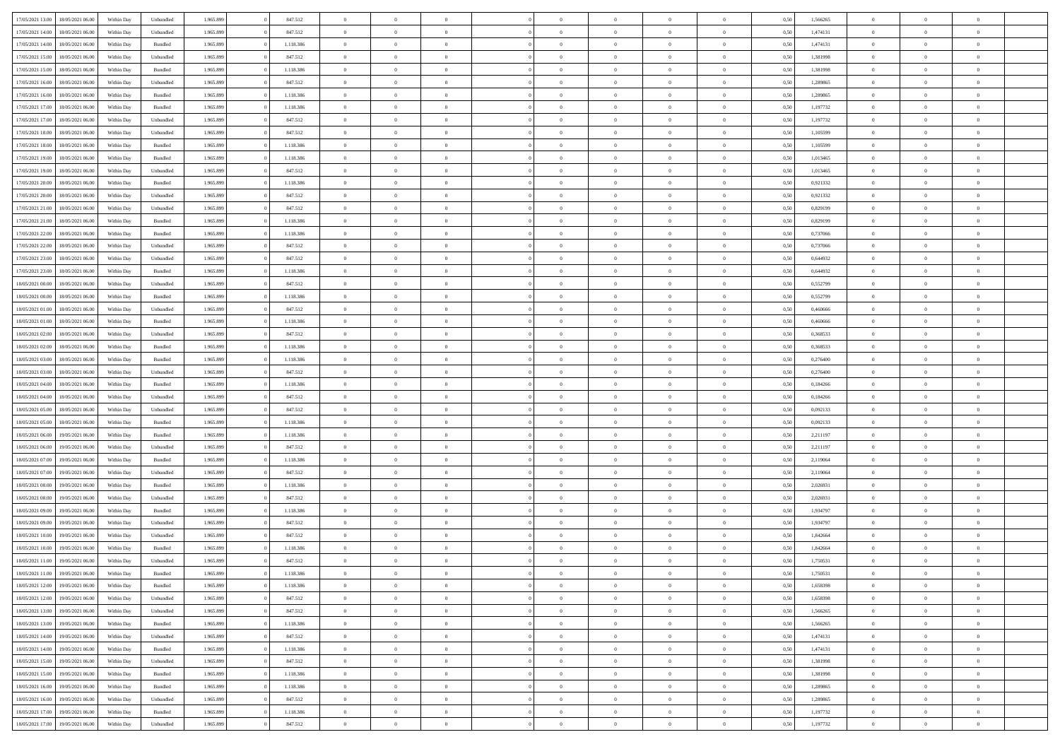| | | | | | | | | | | | | | | | | | | | | |
|---|---|---|---|---|---|---|---|---|---|---|---|---|---|---|---|---|---|---|---|---|
| 17/05/2021 13:00 | 18/05/2021 06:00 | Within Day | Unbundled | 1.965.899 | 0 | 847.512 | 0 | 0 | 0 | | 0 | 0 | 0 | 0 | 0,50 | 1,566265 | 0 | 0 | 0 | |
| 17/05/2021 14:00 | 18/05/2021 06:00 | Within Day | Unbundled | 1.965.899 | 0 | 847.512 | 0 | 0 | 0 | | 0 | 0 | 0 | 0 | 0,50 | 1,474131 | 0 | 0 | 0 | |
| 17/05/2021 14:00 | 18/05/2021 06:00 | Within Day | Bundled | 1.965.899 | 0 | 1.118.386 | 0 | 0 | 0 | | 0 | 0 | 0 | 0 | 0,50 | 1,474131 | 0 | 0 | 0 | |
| 17/05/2021 15:00 | 18/05/2021 06:00 | Within Day | Unbundled | 1.965.899 | 0 | 847.512 | 0 | 0 | 0 | | 0 | 0 | 0 | 0 | 0,50 | 1,381998 | 0 | 0 | 0 | |
| 17/05/2021 15:00 | 18/05/2021 06:00 | Within Day | Bundled | 1.965.899 | 0 | 1.118.386 | 0 | 0 | 0 | | 0 | 0 | 0 | 0 | 0,50 | 1,381998 | 0 | 0 | 0 | |
| 17/05/2021 16:00 | 18/05/2021 06:00 | Within Day | Unbundled | 1.965.899 | 0 | 847.512 | 0 | 0 | 0 | | 0 | 0 | 0 | 0 | 0,50 | 1,289865 | 0 | 0 | 0 | |
| 17/05/2021 16:00 | 18/05/2021 06:00 | Within Day | Bundled | 1.965.899 | 0 | 1.118.386 | 0 | 0 | 0 | | 0 | 0 | 0 | 0 | 0,50 | 1,289865 | 0 | 0 | 0 | |
| 17/05/2021 17:00 | 18/05/2021 06:00 | Within Day | Bundled | 1.965.899 | 0 | 1.118.386 | 0 | 0 | 0 | | 0 | 0 | 0 | 0 | 0,50 | 1,197732 | 0 | 0 | 0 | |
| 17/05/2021 17:00 | 18/05/2021 06:00 | Within Day | Unbundled | 1.965.899 | 0 | 847.512 | 0 | 0 | 0 | | 0 | 0 | 0 | 0 | 0,50 | 1,197732 | 0 | 0 | 0 | |
| 17/05/2021 18:00 | 18/05/2021 06:00 | Within Day | Unbundled | 1.965.899 | 0 | 847.512 | 0 | 0 | 0 | | 0 | 0 | 0 | 0 | 0,50 | 1,105599 | 0 | 0 | 0 | |
| 17/05/2021 18:00 | 18/05/2021 06:00 | Within Day | Bundled | 1.965.899 | 0 | 1.118.386 | 0 | 0 | 0 | | 0 | 0 | 0 | 0 | 0,50 | 1,105599 | 0 | 0 | 0 | |
| 17/05/2021 19:00 | 18/05/2021 06:00 | Within Day | Bundled | 1.965.899 | 0 | 1.118.386 | 0 | 0 | 0 | | 0 | 0 | 0 | 0 | 0,50 | 1,013465 | 0 | 0 | 0 | |
| 17/05/2021 19:00 | 18/05/2021 06:00 | Within Day | Unbundled | 1.965.899 | 0 | 847.512 | 0 | 0 | 0 | | 0 | 0 | 0 | 0 | 0,50 | 1,013465 | 0 | 0 | 0 | |
| 17/05/2021 20:00 | 18/05/2021 06:00 | Within Day | Bundled | 1.965.899 | 0 | 1.118.386 | 0 | 0 | 0 | | 0 | 0 | 0 | 0 | 0,50 | 0,921332 | 0 | 0 | 0 | |
| 17/05/2021 20:00 | 18/05/2021 06:00 | Within Day | Unbundled | 1.965.899 | 0 | 847.512 | 0 | 0 | 0 | | 0 | 0 | 0 | 0 | 0,50 | 0,921332 | 0 | 0 | 0 | |
| 17/05/2021 21:00 | 18/05/2021 06:00 | Within Day | Unbundled | 1.965.899 | 0 | 847.512 | 0 | 0 | 0 | | 0 | 0 | 0 | 0 | 0,50 | 0,829199 | 0 | 0 | 0 | |
| 17/05/2021 21:00 | 18/05/2021 06:00 | Within Day | Bundled | 1.965.899 | 0 | 1.118.386 | 0 | 0 | 0 | | 0 | 0 | 0 | 0 | 0,50 | 0,829199 | 0 | 0 | 0 | |
| 17/05/2021 22:00 | 18/05/2021 06:00 | Within Day | Bundled | 1.965.899 | 0 | 1.118.386 | 0 | 0 | 0 | | 0 | 0 | 0 | 0 | 0,50 | 0,737066 | 0 | 0 | 0 | |
| 17/05/2021 22:00 | 18/05/2021 06:00 | Within Day | Unbundled | 1.965.899 | 0 | 847.512 | 0 | 0 | 0 | | 0 | 0 | 0 | 0 | 0,50 | 0,737066 | 0 | 0 | 0 | |
| 17/05/2021 23:00 | 18/05/2021 06:00 | Within Day | Unbundled | 1.965.899 | 0 | 847.512 | 0 | 0 | 0 | | 0 | 0 | 0 | 0 | 0,50 | 0,644932 | 0 | 0 | 0 | |
| 17/05/2021 23:00 | 18/05/2021 06:00 | Within Day | Bundled | 1.965.899 | 0 | 1.118.386 | 0 | 0 | 0 | | 0 | 0 | 0 | 0 | 0,50 | 0,644932 | 0 | 0 | 0 | |
| 18/05/2021 00:00 | 18/05/2021 06:00 | Within Day | Unbundled | 1.965.899 | 0 | 847.512 | 0 | 0 | 0 | | 0 | 0 | 0 | 0 | 0,50 | 0,552799 | 0 | 0 | 0 | |
| 18/05/2021 00:00 | 18/05/2021 06:00 | Within Day | Bundled | 1.965.899 | 0 | 1.118.386 | 0 | 0 | 0 | | 0 | 0 | 0 | 0 | 0,50 | 0,552799 | 0 | 0 | 0 | |
| 18/05/2021 01:00 | 18/05/2021 06:00 | Within Day | Unbundled | 1.965.899 | 0 | 847.512 | 0 | 0 | 0 | | 0 | 0 | 0 | 0 | 0,50 | 0,460666 | 0 | 0 | 0 | |
| 18/05/2021 01:00 | 18/05/2021 06:00 | Within Day | Bundled | 1.965.899 | 0 | 1.118.386 | 0 | 0 | 0 | | 0 | 0 | 0 | 0 | 0,50 | 0,460666 | 0 | 0 | 0 | |
| 18/05/2021 02:00 | 18/05/2021 06:00 | Within Day | Unbundled | 1.965.899 | 0 | 847.512 | 0 | 0 | 0 | | 0 | 0 | 0 | 0 | 0,50 | 0,368533 | 0 | 0 | 0 | |
| 18/05/2021 02:00 | 18/05/2021 06:00 | Within Day | Bundled | 1.965.899 | 0 | 1.118.386 | 0 | 0 | 0 | | 0 | 0 | 0 | 0 | 0,50 | 0,368533 | 0 | 0 | 0 | |
| 18/05/2021 03:00 | 18/05/2021 06:00 | Within Day | Bundled | 1.965.899 | 0 | 1.118.386 | 0 | 0 | 0 | | 0 | 0 | 0 | 0 | 0,50 | 0,276400 | 0 | 0 | 0 | |
| 18/05/2021 03:00 | 18/05/2021 06:00 | Within Day | Unbundled | 1.965.899 | 0 | 847.512 | 0 | 0 | 0 | | 0 | 0 | 0 | 0 | 0,50 | 0,276400 | 0 | 0 | 0 | |
| 18/05/2021 04:00 | 18/05/2021 06:00 | Within Day | Bundled | 1.965.899 | 0 | 1.118.386 | 0 | 0 | 0 | | 0 | 0 | 0 | 0 | 0,50 | 0,184266 | 0 | 0 | 0 | |
| 18/05/2021 04:00 | 18/05/2021 06:00 | Within Day | Unbundled | 1.965.899 | 0 | 847.512 | 0 | 0 | 0 | | 0 | 0 | 0 | 0 | 0,50 | 0,184266 | 0 | 0 | 0 | |
| 18/05/2021 05:00 | 18/05/2021 06:00 | Within Day | Unbundled | 1.965.899 | 0 | 847.512 | 0 | 0 | 0 | | 0 | 0 | 0 | 0 | 0,50 | 0,092133 | 0 | 0 | 0 | |
| 18/05/2021 05:00 | 18/05/2021 06:00 | Within Day | Bundled | 1.965.899 | 0 | 1.118.386 | 0 | 0 | 0 | | 0 | 0 | 0 | 0 | 0,50 | 0,092133 | 0 | 0 | 0 | |
| 18/05/2021 06:00 | 19/05/2021 06:00 | Within Day | Bundled | 1.965.899 | 0 | 1.118.386 | 0 | 0 | 0 | | 0 | 0 | 0 | 0 | 0,50 | 2,211197 | 0 | 0 | 0 | |
| 18/05/2021 06:00 | 19/05/2021 06:00 | Within Day | Unbundled | 1.965.899 | 0 | 847.512 | 0 | 0 | 0 | | 0 | 0 | 0 | 0 | 0,50 | 2,211197 | 0 | 0 | 0 | |
| 18/05/2021 07:00 | 19/05/2021 06:00 | Within Day | Bundled | 1.965.899 | 0 | 1.118.386 | 0 | 0 | 0 | | 0 | 0 | 0 | 0 | 0,50 | 2,119064 | 0 | 0 | 0 | |
| 18/05/2021 07:00 | 19/05/2021 06:00 | Within Day | Unbundled | 1.965.899 | 0 | 847.512 | 0 | 0 | 0 | | 0 | 0 | 0 | 0 | 0,50 | 2,119064 | 0 | 0 | 0 | |
| 18/05/2021 08:00 | 19/05/2021 06:00 | Within Day | Bundled | 1.965.899 | 0 | 1.118.386 | 0 | 0 | 0 | | 0 | 0 | 0 | 0 | 0,50 | 2,026931 | 0 | 0 | 0 | |
| 18/05/2021 08:00 | 19/05/2021 06:00 | Within Day | Unbundled | 1.965.899 | 0 | 847.512 | 0 | 0 | 0 | | 0 | 0 | 0 | 0 | 0,50 | 2,026931 | 0 | 0 | 0 | |
| 18/05/2021 09:00 | 19/05/2021 06:00 | Within Day | Bundled | 1.965.899 | 0 | 1.118.386 | 0 | 0 | 0 | | 0 | 0 | 0 | 0 | 0,50 | 1,934797 | 0 | 0 | 0 | |
| 18/05/2021 09:00 | 19/05/2021 06:00 | Within Day | Unbundled | 1.965.899 | 0 | 847.512 | 0 | 0 | 0 | | 0 | 0 | 0 | 0 | 0,50 | 1,934797 | 0 | 0 | 0 | |
| 18/05/2021 10:00 | 19/05/2021 06:00 | Within Day | Unbundled | 1.965.899 | 0 | 847.512 | 0 | 0 | 0 | | 0 | 0 | 0 | 0 | 0,50 | 1,842664 | 0 | 0 | 0 | |
| 18/05/2021 10:00 | 19/05/2021 06:00 | Within Day | Bundled | 1.965.899 | 0 | 1.118.386 | 0 | 0 | 0 | | 0 | 0 | 0 | 0 | 0,50 | 1,842664 | 0 | 0 | 0 | |
| 18/05/2021 11:00 | 19/05/2021 06:00 | Within Day | Unbundled | 1.965.899 | 0 | 847.512 | 0 | 0 | 0 | | 0 | 0 | 0 | 0 | 0,50 | 1,750531 | 0 | 0 | 0 | |
| 18/05/2021 11:00 | 19/05/2021 06:00 | Within Day | Bundled | 1.965.899 | 0 | 1.118.386 | 0 | 0 | 0 | | 0 | 0 | 0 | 0 | 0,50 | 1,750531 | 0 | 0 | 0 | |
| 18/05/2021 12:00 | 19/05/2021 06:00 | Within Day | Bundled | 1.965.899 | 0 | 1.118.386 | 0 | 0 | 0 | | 0 | 0 | 0 | 0 | 0,50 | 1,658398 | 0 | 0 | 0 | |
| 18/05/2021 12:00 | 19/05/2021 06:00 | Within Day | Unbundled | 1.965.899 | 0 | 847.512 | 0 | 0 | 0 | | 0 | 0 | 0 | 0 | 0,50 | 1,658398 | 0 | 0 | 0 | |
| 18/05/2021 13:00 | 19/05/2021 06:00 | Within Day | Unbundled | 1.965.899 | 0 | 847.512 | 0 | 0 | 0 | | 0 | 0 | 0 | 0 | 0,50 | 1,566265 | 0 | 0 | 0 | |
| 18/05/2021 13:00 | 19/05/2021 06:00 | Within Day | Bundled | 1.965.899 | 0 | 1.118.386 | 0 | 0 | 0 | | 0 | 0 | 0 | 0 | 0,50 | 1,566265 | 0 | 0 | 0 | |
| 18/05/2021 14:00 | 19/05/2021 06:00 | Within Day | Unbundled | 1.965.899 | 0 | 847.512 | 0 | 0 | 0 | | 0 | 0 | 0 | 0 | 0,50 | 1,474131 | 0 | 0 | 0 | |
| 18/05/2021 14:00 | 19/05/2021 06:00 | Within Day | Bundled | 1.965.899 | 0 | 1.118.386 | 0 | 0 | 0 | | 0 | 0 | 0 | 0 | 0,50 | 1,474131 | 0 | 0 | 0 | |
| 18/05/2021 15:00 | 19/05/2021 06:00 | Within Day | Unbundled | 1.965.899 | 0 | 847.512 | 0 | 0 | 0 | | 0 | 0 | 0 | 0 | 0,50 | 1,381998 | 0 | 0 | 0 | |
| 18/05/2021 15:00 | 19/05/2021 06:00 | Within Day | Bundled | 1.965.899 | 0 | 1.118.386 | 0 | 0 | 0 | | 0 | 0 | 0 | 0 | 0,50 | 1,381998 | 0 | 0 | 0 | |
| 18/05/2021 16:00 | 19/05/2021 06:00 | Within Day | Bundled | 1.965.899 | 0 | 1.118.386 | 0 | 0 | 0 | | 0 | 0 | 0 | 0 | 0,50 | 1,289865 | 0 | 0 | 0 | |
| 18/05/2021 16:00 | 19/05/2021 06:00 | Within Day | Unbundled | 1.965.899 | 0 | 847.512 | 0 | 0 | 0 | | 0 | 0 | 0 | 0 | 0,50 | 1,289865 | 0 | 0 | 0 | |
| 18/05/2021 17:00 | 19/05/2021 06:00 | Within Day | Bundled | 1.965.899 | 0 | 1.118.386 | 0 | 0 | 0 | | 0 | 0 | 0 | 0 | 0,50 | 1,197732 | 0 | 0 | 0 | |
| 18/05/2021 17:00 | 19/05/2021 06:00 | Within Day | Unbundled | 1.965.899 | 0 | 847.512 | 0 | 0 | 0 | | 0 | 0 | 0 | 0 | 0,50 | 1,197732 | 0 | 0 | 0 | |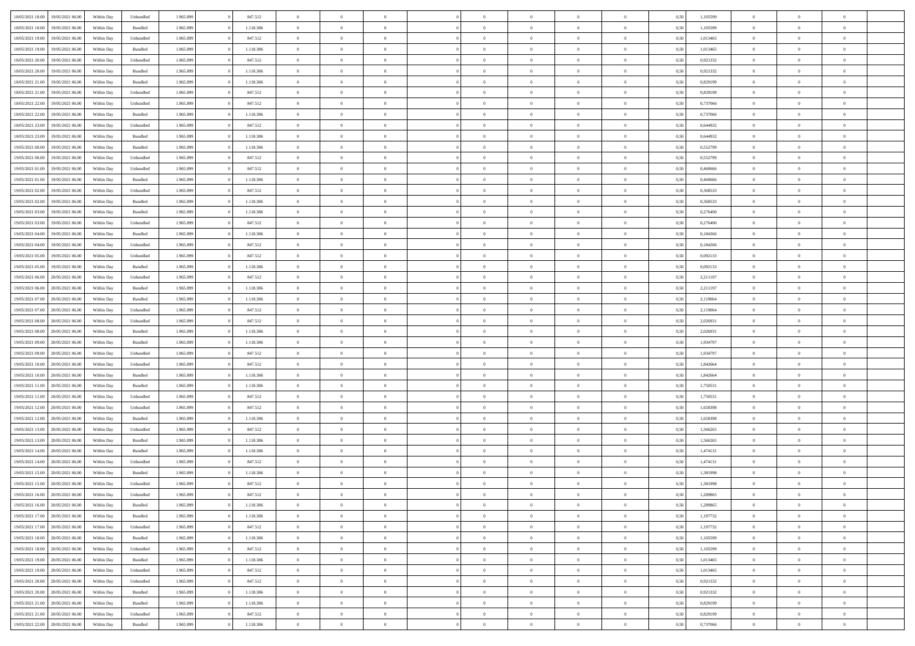| | | | | | | | | | | | | | | | | | | | | | |
|---|---|---|---|---|---|---|---|---|---|---|---|---|---|---|---|---|---|---|---|---|---|
| 18/05/2021 18:00 | 19/05/2021 06:00 | Within Day | Unbundled | 1.965.899 | 0 | 847.512 | 0 | 0 | 0 | | 0 | 0 | 0 | 0 | 0 | 0,50 | 1,105599 | 0 | 0 | 0 | |
| 18/05/2021 18:00 | 19/05/2021 06:00 | Within Day | Bundled | 1.965.899 | 0 | 1.118.386 | 0 | 0 | 0 | | 0 | 0 | 0 | 0 | 0 | 0,50 | 1,105599 | 0 | 0 | 0 | |
| 18/05/2021 19:00 | 19/05/2021 06:00 | Within Day | Unbundled | 1.965.899 | 0 | 847.512 | 0 | 0 | 0 | | 0 | 0 | 0 | 0 | 0 | 0,50 | 1,013465 | 0 | 0 | 0 | |
| 18/05/2021 19:00 | 19/05/2021 06:00 | Within Day | Bundled | 1.965.899 | 0 | 1.118.386 | 0 | 0 | 0 | | 0 | 0 | 0 | 0 | 0 | 0,50 | 1,013465 | 0 | 0 | 0 | |
| 18/05/2021 20:00 | 19/05/2021 06:00 | Within Day | Unbundled | 1.965.899 | 0 | 847.512 | 0 | 0 | 0 | | 0 | 0 | 0 | 0 | 0 | 0,50 | 0,921332 | 0 | 0 | 0 | |
| 18/05/2021 20:00 | 19/05/2021 06:00 | Within Day | Bundled | 1.965.899 | 0 | 1.118.386 | 0 | 0 | 0 | | 0 | 0 | 0 | 0 | 0 | 0,50 | 0,921332 | 0 | 0 | 0 | |
| 18/05/2021 21:00 | 19/05/2021 06:00 | Within Day | Bundled | 1.965.899 | 0 | 1.118.386 | 0 | 0 | 0 | | 0 | 0 | 0 | 0 | 0 | 0,50 | 0,829199 | 0 | 0 | 0 | |
| 18/05/2021 21:00 | 19/05/2021 06:00 | Within Day | Unbundled | 1.965.899 | 0 | 847.512 | 0 | 0 | 0 | | 0 | 0 | 0 | 0 | 0 | 0,50 | 0,829199 | 0 | 0 | 0 | |
| 18/05/2021 22:00 | 19/05/2021 06:00 | Within Day | Unbundled | 1.965.899 | 0 | 847.512 | 0 | 0 | 0 | | 0 | 0 | 0 | 0 | 0 | 0,50 | 0,737066 | 0 | 0 | 0 | |
| 18/05/2021 22:00 | 19/05/2021 06:00 | Within Day | Bundled | 1.965.899 | 0 | 1.118.386 | 0 | 0 | 0 | | 0 | 0 | 0 | 0 | 0 | 0,50 | 0,737066 | 0 | 0 | 0 | |
| 18/05/2021 23:00 | 19/05/2021 06:00 | Within Day | Unbundled | 1.965.899 | 0 | 847.512 | 0 | 0 | 0 | | 0 | 0 | 0 | 0 | 0 | 0,50 | 0,644932 | 0 | 0 | 0 | |
| 18/05/2021 23:00 | 19/05/2021 06:00 | Within Day | Bundled | 1.965.899 | 0 | 1.118.386 | 0 | 0 | 0 | | 0 | 0 | 0 | 0 | 0 | 0,50 | 0,644932 | 0 | 0 | 0 | |
| 19/05/2021 00:00 | 19/05/2021 06:00 | Within Day | Bundled | 1.965.899 | 0 | 1.118.386 | 0 | 0 | 0 | | 0 | 0 | 0 | 0 | 0 | 0,50 | 0,552799 | 0 | 0 | 0 | |
| 19/05/2021 00:00 | 19/05/2021 06:00 | Within Day | Unbundled | 1.965.899 | 0 | 847.512 | 0 | 0 | 0 | | 0 | 0 | 0 | 0 | 0 | 0,50 | 0,552799 | 0 | 0 | 0 | |
| 19/05/2021 01:00 | 19/05/2021 06:00 | Within Day | Unbundled | 1.965.899 | 0 | 847.512 | 0 | 0 | 0 | | 0 | 0 | 0 | 0 | 0 | 0,50 | 0,460666 | 0 | 0 | 0 | |
| 19/05/2021 01:00 | 19/05/2021 06:00 | Within Day | Bundled | 1.965.899 | 0 | 1.118.386 | 0 | 0 | 0 | | 0 | 0 | 0 | 0 | 0 | 0,50 | 0,460666 | 0 | 0 | 0 | |
| 19/05/2021 02:00 | 19/05/2021 06:00 | Within Day | Unbundled | 1.965.899 | 0 | 847.512 | 0 | 0 | 0 | | 0 | 0 | 0 | 0 | 0 | 0,50 | 0,368533 | 0 | 0 | 0 | |
| 19/05/2021 02:00 | 19/05/2021 06:00 | Within Day | Bundled | 1.965.899 | 0 | 1.118.386 | 0 | 0 | 0 | | 0 | 0 | 0 | 0 | 0 | 0,50 | 0,368533 | 0 | 0 | 0 | |
| 19/05/2021 03:00 | 19/05/2021 06:00 | Within Day | Bundled | 1.965.899 | 0 | 1.118.386 | 0 | 0 | 0 | | 0 | 0 | 0 | 0 | 0 | 0,50 | 0,276400 | 0 | 0 | 0 | |
| 19/05/2021 03:00 | 19/05/2021 06:00 | Within Day | Unbundled | 1.965.899 | 0 | 847.512 | 0 | 0 | 0 | | 0 | 0 | 0 | 0 | 0 | 0,50 | 0,276400 | 0 | 0 | 0 | |
| 19/05/2021 04:00 | 19/05/2021 06:00 | Within Day | Bundled | 1.965.899 | 0 | 1.118.386 | 0 | 0 | 0 | | 0 | 0 | 0 | 0 | 0 | 0,50 | 0,184266 | 0 | 0 | 0 | |
| 19/05/2021 04:00 | 19/05/2021 06:00 | Within Day | Unbundled | 1.965.899 | 0 | 847.512 | 0 | 0 | 0 | | 0 | 0 | 0 | 0 | 0 | 0,50 | 0,184266 | 0 | 0 | 0 | |
| 19/05/2021 05:00 | 19/05/2021 06:00 | Within Day | Unbundled | 1.965.899 | 0 | 847.512 | 0 | 0 | 0 | | 0 | 0 | 0 | 0 | 0 | 0,50 | 0,092133 | 0 | 0 | 0 | |
| 19/05/2021 05:00 | 19/05/2021 06:00 | Within Day | Bundled | 1.965.899 | 0 | 1.118.386 | 0 | 0 | 0 | | 0 | 0 | 0 | 0 | 0 | 0,50 | 0,092133 | 0 | 0 | 0 | |
| 19/05/2021 06:00 | 20/05/2021 06:00 | Within Day | Unbundled | 1.965.899 | 0 | 847.512 | 0 | 0 | 0 | | 0 | 0 | 0 | 0 | 0 | 0,50 | 2,211197 | 0 | 0 | 0 | |
| 19/05/2021 06:00 | 20/05/2021 06:00 | Within Day | Bundled | 1.965.899 | 0 | 1.118.386 | 0 | 0 | 0 | | 0 | 0 | 0 | 0 | 0 | 0,50 | 2,211197 | 0 | 0 | 0 | |
| 19/05/2021 07:00 | 20/05/2021 06:00 | Within Day | Bundled | 1.965.899 | 0 | 1.118.386 | 0 | 0 | 0 | | 0 | 0 | 0 | 0 | 0 | 0,50 | 2,119064 | 0 | 0 | 0 | |
| 19/05/2021 07:00 | 20/05/2021 06:00 | Within Day | Unbundled | 1.965.899 | 0 | 847.512 | 0 | 0 | 0 | | 0 | 0 | 0 | 0 | 0 | 0,50 | 2,119064 | 0 | 0 | 0 | |
| 19/05/2021 08:00 | 20/05/2021 06:00 | Within Day | Unbundled | 1.965.899 | 0 | 847.512 | 0 | 0 | 0 | | 0 | 0 | 0 | 0 | 0 | 0,50 | 2,026931 | 0 | 0 | 0 | |
| 19/05/2021 08:00 | 20/05/2021 06:00 | Within Day | Bundled | 1.965.899 | 0 | 1.118.386 | 0 | 0 | 0 | | 0 | 0 | 0 | 0 | 0 | 0,50 | 2,026931 | 0 | 0 | 0 | |
| 19/05/2021 09:00 | 20/05/2021 06:00 | Within Day | Bundled | 1.965.899 | 0 | 1.118.386 | 0 | 0 | 0 | | 0 | 0 | 0 | 0 | 0 | 0,50 | 1,934797 | 0 | 0 | 0 | |
| 19/05/2021 09:00 | 20/05/2021 06:00 | Within Day | Unbundled | 1.965.899 | 0 | 847.512 | 0 | 0 | 0 | | 0 | 0 | 0 | 0 | 0 | 0,50 | 1,934797 | 0 | 0 | 0 | |
| 19/05/2021 10:00 | 20/05/2021 06:00 | Within Day | Unbundled | 1.965.899 | 0 | 847.512 | 0 | 0 | 0 | | 0 | 0 | 0 | 0 | 0 | 0,50 | 1,842664 | 0 | 0 | 0 | |
| 19/05/2021 10:00 | 20/05/2021 06:00 | Within Day | Bundled | 1.965.899 | 0 | 1.118.386 | 0 | 0 | 0 | | 0 | 0 | 0 | 0 | 0 | 0,50 | 1,842664 | 0 | 0 | 0 | |
| 19/05/2021 11:00 | 20/05/2021 06:00 | Within Day | Bundled | 1.965.899 | 0 | 1.118.386 | 0 | 0 | 0 | | 0 | 0 | 0 | 0 | 0 | 0,50 | 1,750531 | 0 | 0 | 0 | |
| 19/05/2021 11:00 | 20/05/2021 06:00 | Within Day | Unbundled | 1.965.899 | 0 | 847.512 | 0 | 0 | 0 | | 0 | 0 | 0 | 0 | 0 | 0,50 | 1,750531 | 0 | 0 | 0 | |
| 19/05/2021 12:00 | 20/05/2021 06:00 | Within Day | Unbundled | 1.965.899 | 0 | 847.512 | 0 | 0 | 0 | | 0 | 0 | 0 | 0 | 0 | 0,50 | 1,658398 | 0 | 0 | 0 | |
| 19/05/2021 12:00 | 20/05/2021 06:00 | Within Day | Bundled | 1.965.899 | 0 | 1.118.386 | 0 | 0 | 0 | | 0 | 0 | 0 | 0 | 0 | 0,50 | 1,658398 | 0 | 0 | 0 | |
| 19/05/2021 13:00 | 20/05/2021 06:00 | Within Day | Unbundled | 1.965.899 | 0 | 847.512 | 0 | 0 | 0 | | 0 | 0 | 0 | 0 | 0 | 0,50 | 1,566265 | 0 | 0 | 0 | |
| 19/05/2021 13:00 | 20/05/2021 06:00 | Within Day | Bundled | 1.965.899 | 0 | 1.118.386 | 0 | 0 | 0 | | 0 | 0 | 0 | 0 | 0 | 0,50 | 1,566265 | 0 | 0 | 0 | |
| 19/05/2021 14:00 | 20/05/2021 06:00 | Within Day | Bundled | 1.965.899 | 0 | 1.118.386 | 0 | 0 | 0 | | 0 | 0 | 0 | 0 | 0 | 0,50 | 1,474131 | 0 | 0 | 0 | |
| 19/05/2021 14:00 | 20/05/2021 06:00 | Within Day | Unbundled | 1.965.899 | 0 | 847.512 | 0 | 0 | 0 | | 0 | 0 | 0 | 0 | 0 | 0,50 | 1,474131 | 0 | 0 | 0 | |
| 19/05/2021 15:00 | 20/05/2021 06:00 | Within Day | Bundled | 1.965.899 | 0 | 1.118.386 | 0 | 0 | 0 | | 0 | 0 | 0 | 0 | 0 | 0,50 | 1,381998 | 0 | 0 | 0 | |
| 19/05/2021 15:00 | 20/05/2021 06:00 | Within Day | Unbundled | 1.965.899 | 0 | 847.512 | 0 | 0 | 0 | | 0 | 0 | 0 | 0 | 0 | 0,50 | 1,381998 | 0 | 0 | 0 | |
| 19/05/2021 16:00 | 20/05/2021 06:00 | Within Day | Unbundled | 1.965.899 | 0 | 847.512 | 0 | 0 | 0 | | 0 | 0 | 0 | 0 | 0 | 0,50 | 1,289865 | 0 | 0 | 0 | |
| 19/05/2021 16:00 | 20/05/2021 06:00 | Within Day | Bundled | 1.965.899 | 0 | 1.118.386 | 0 | 0 | 0 | | 0 | 0 | 0 | 0 | 0 | 0,50 | 1,289865 | 0 | 0 | 0 | |
| 19/05/2021 17:00 | 20/05/2021 06:00 | Within Day | Bundled | 1.965.899 | 0 | 1.118.386 | 0 | 0 | 0 | | 0 | 0 | 0 | 0 | 0 | 0,50 | 1,197732 | 0 | 0 | 0 | |
| 19/05/2021 17:00 | 20/05/2021 06:00 | Within Day | Unbundled | 1.965.899 | 0 | 847.512 | 0 | 0 | 0 | | 0 | 0 | 0 | 0 | 0 | 0,50 | 1,197732 | 0 | 0 | 0 | |
| 19/05/2021 18:00 | 20/05/2021 06:00 | Within Day | Bundled | 1.965.899 | 0 | 1.118.386 | 0 | 0 | 0 | | 0 | 0 | 0 | 0 | 0 | 0,50 | 1,105599 | 0 | 0 | 0 | |
| 19/05/2021 18:00 | 20/05/2021 06:00 | Within Day | Unbundled | 1.965.899 | 0 | 847.512 | 0 | 0 | 0 | | 0 | 0 | 0 | 0 | 0 | 0,50 | 1,105599 | 0 | 0 | 0 | |
| 19/05/2021 19:00 | 20/05/2021 06:00 | Within Day | Bundled | 1.965.899 | 0 | 1.118.386 | 0 | 0 | 0 | | 0 | 0 | 0 | 0 | 0 | 0,50 | 1,013465 | 0 | 0 | 0 | |
| 19/05/2021 19:00 | 20/05/2021 06:00 | Within Day | Unbundled | 1.965.899 | 0 | 847.512 | 0 | 0 | 0 | | 0 | 0 | 0 | 0 | 0 | 0,50 | 1,013465 | 0 | 0 | 0 | |
| 19/05/2021 20:00 | 20/05/2021 06:00 | Within Day | Unbundled | 1.965.899 | 0 | 847.512 | 0 | 0 | 0 | | 0 | 0 | 0 | 0 | 0 | 0,50 | 0,921332 | 0 | 0 | 0 | |
| 19/05/2021 20:00 | 20/05/2021 06:00 | Within Day | Bundled | 1.965.899 | 0 | 1.118.386 | 0 | 0 | 0 | | 0 | 0 | 0 | 0 | 0 | 0,50 | 0,921332 | 0 | 0 | 0 | |
| 19/05/2021 21:00 | 20/05/2021 06:00 | Within Day | Bundled | 1.965.899 | 0 | 1.118.386 | 0 | 0 | 0 | | 0 | 0 | 0 | 0 | 0 | 0,50 | 0,829199 | 0 | 0 | 0 | |
| 19/05/2021 21:00 | 20/05/2021 06:00 | Within Day | Unbundled | 1.965.899 | 0 | 847.512 | 0 | 0 | 0 | | 0 | 0 | 0 | 0 | 0 | 0,50 | 0,829199 | 0 | 0 | 0 | |
| 19/05/2021 22:00 | 20/05/2021 06:00 | Within Day | Bundled | 1.965.899 | 0 | 1.118.386 | 0 | 0 | 0 | | 0 | 0 | 0 | 0 | 0 | 0,50 | 0,737066 | 0 | 0 | 0 | |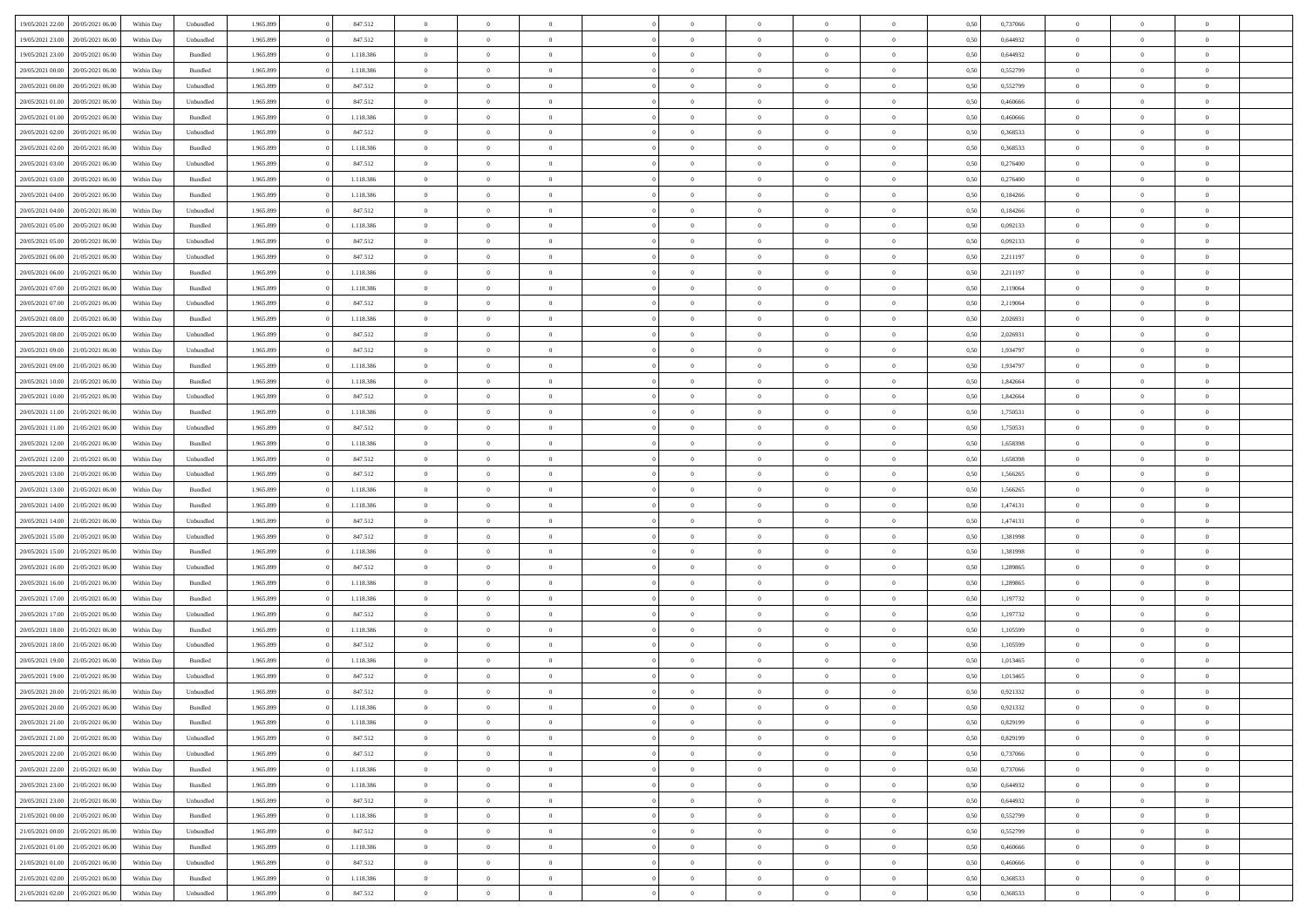| | | | | | | | | | | | | | | | | | | | | | |
|---|---|---|---|---|---|---|---|---|---|---|---|---|---|---|---|---|---|---|---|---|---|
| 19/05/2021 22:00 | 20/05/2021 06:00 | Within Day | Unbundled | 1.965.899 | 0 | 847.512 | 0 | 0 | 0 | | 0 | 0 | 0 | 0 | 0,50 | 0,737066 | 0 | 0 | 0 | |
| 19/05/2021 23:00 | 20/05/2021 06:00 | Within Day | Unbundled | 1.965.899 | 0 | 847.512 | 0 | 0 | 0 | | 0 | 0 | 0 | 0 | 0,50 | 0,644932 | 0 | 0 | 0 | |
| 19/05/2021 23:00 | 20/05/2021 06:00 | Within Day | Bundled | 1.965.899 | 0 | 1.118.386 | 0 | 0 | 0 | | 0 | 0 | 0 | 0 | 0,50 | 0,644932 | 0 | 0 | 0 | |
| 20/05/2021 00:00 | 20/05/2021 06:00 | Within Day | Bundled | 1.965.899 | 0 | 1.118.386 | 0 | 0 | 0 | | 0 | 0 | 0 | 0 | 0,50 | 0,552799 | 0 | 0 | 0 | |
| 20/05/2021 00:00 | 20/05/2021 06:00 | Within Day | Unbundled | 1.965.899 | 0 | 847.512 | 0 | 0 | 0 | | 0 | 0 | 0 | 0 | 0,50 | 0,552799 | 0 | 0 | 0 | |
| 20/05/2021 01:00 | 20/05/2021 06:00 | Within Day | Unbundled | 1.965.899 | 0 | 847.512 | 0 | 0 | 0 | | 0 | 0 | 0 | 0 | 0,50 | 0,460666 | 0 | 0 | 0 | |
| 20/05/2021 01:00 | 20/05/2021 06:00 | Within Day | Bundled | 1.965.899 | 0 | 1.118.386 | 0 | 0 | 0 | | 0 | 0 | 0 | 0 | 0,50 | 0,460666 | 0 | 0 | 0 | |
| 20/05/2021 02:00 | 20/05/2021 06:00 | Within Day | Unbundled | 1.965.899 | 0 | 847.512 | 0 | 0 | 0 | | 0 | 0 | 0 | 0 | 0,50 | 0,368533 | 0 | 0 | 0 | |
| 20/05/2021 02:00 | 20/05/2021 06:00 | Within Day | Bundled | 1.965.899 | 0 | 1.118.386 | 0 | 0 | 0 | | 0 | 0 | 0 | 0 | 0,50 | 0,368533 | 0 | 0 | 0 | |
| 20/05/2021 03:00 | 20/05/2021 06:00 | Within Day | Unbundled | 1.965.899 | 0 | 847.512 | 0 | 0 | 0 | | 0 | 0 | 0 | 0 | 0,50 | 0,276400 | 0 | 0 | 0 | |
| 20/05/2021 03:00 | 20/05/2021 06:00 | Within Day | Bundled | 1.965.899 | 0 | 1.118.386 | 0 | 0 | 0 | | 0 | 0 | 0 | 0 | 0,50 | 0,276400 | 0 | 0 | 0 | |
| 20/05/2021 04:00 | 20/05/2021 06:00 | Within Day | Bundled | 1.965.899 | 0 | 1.118.386 | 0 | 0 | 0 | | 0 | 0 | 0 | 0 | 0,50 | 0,184266 | 0 | 0 | 0 | |
| 20/05/2021 04:00 | 20/05/2021 06:00 | Within Day | Unbundled | 1.965.899 | 0 | 847.512 | 0 | 0 | 0 | | 0 | 0 | 0 | 0 | 0,50 | 0,184266 | 0 | 0 | 0 | |
| 20/05/2021 05:00 | 20/05/2021 06:00 | Within Day | Bundled | 1.965.899 | 0 | 1.118.386 | 0 | 0 | 0 | | 0 | 0 | 0 | 0 | 0,50 | 0,092133 | 0 | 0 | 0 | |
| 20/05/2021 05:00 | 20/05/2021 06:00 | Within Day | Unbundled | 1.965.899 | 0 | 847.512 | 0 | 0 | 0 | | 0 | 0 | 0 | 0 | 0,50 | 0,092133 | 0 | 0 | 0 | |
| 20/05/2021 06:00 | 21/05/2021 06:00 | Within Day | Unbundled | 1.965.899 | 0 | 847.512 | 0 | 0 | 0 | | 0 | 0 | 0 | 0 | 0,50 | 2,211197 | 0 | 0 | 0 | |
| 20/05/2021 06:00 | 21/05/2021 06:00 | Within Day | Bundled | 1.965.899 | 0 | 1.118.386 | 0 | 0 | 0 | | 0 | 0 | 0 | 0 | 0,50 | 2,211197 | 0 | 0 | 0 | |
| 20/05/2021 07:00 | 21/05/2021 06:00 | Within Day | Bundled | 1.965.899 | 0 | 1.118.386 | 0 | 0 | 0 | | 0 | 0 | 0 | 0 | 0,50 | 2,119064 | 0 | 0 | 0 | |
| 20/05/2021 07:00 | 21/05/2021 06:00 | Within Day | Unbundled | 1.965.899 | 0 | 847.512 | 0 | 0 | 0 | | 0 | 0 | 0 | 0 | 0,50 | 2,119064 | 0 | 0 | 0 | |
| 20/05/2021 08:00 | 21/05/2021 06:00 | Within Day | Bundled | 1.965.899 | 0 | 1.118.386 | 0 | 0 | 0 | | 0 | 0 | 0 | 0 | 0,50 | 2,026931 | 0 | 0 | 0 | |
| 20/05/2021 08:00 | 21/05/2021 06:00 | Within Day | Unbundled | 1.965.899 | 0 | 847.512 | 0 | 0 | 0 | | 0 | 0 | 0 | 0 | 0,50 | 2,026931 | 0 | 0 | 0 | |
| 20/05/2021 09:00 | 21/05/2021 06:00 | Within Day | Unbundled | 1.965.899 | 0 | 847.512 | 0 | 0 | 0 | | 0 | 0 | 0 | 0 | 0,50 | 1,934797 | 0 | 0 | 0 | |
| 20/05/2021 09:00 | 21/05/2021 06:00 | Within Day | Bundled | 1.965.899 | 0 | 1.118.386 | 0 | 0 | 0 | | 0 | 0 | 0 | 0 | 0,50 | 1,934797 | 0 | 0 | 0 | |
| 20/05/2021 10:00 | 21/05/2021 06:00 | Within Day | Bundled | 1.965.899 | 0 | 1.118.386 | 0 | 0 | 0 | | 0 | 0 | 0 | 0 | 0,50 | 1,842664 | 0 | 0 | 0 | |
| 20/05/2021 10:00 | 21/05/2021 06:00 | Within Day | Unbundled | 1.965.899 | 0 | 847.512 | 0 | 0 | 0 | | 0 | 0 | 0 | 0 | 0,50 | 1,842664 | 0 | 0 | 0 | |
| 20/05/2021 11:00 | 21/05/2021 06:00 | Within Day | Bundled | 1.965.899 | 0 | 1.118.386 | 0 | 0 | 0 | | 0 | 0 | 0 | 0 | 0,50 | 1,750531 | 0 | 0 | 0 | |
| 20/05/2021 11:00 | 21/05/2021 06:00 | Within Day | Unbundled | 1.965.899 | 0 | 847.512 | 0 | 0 | 0 | | 0 | 0 | 0 | 0 | 0,50 | 1,750531 | 0 | 0 | 0 | |
| 20/05/2021 12:00 | 21/05/2021 06:00 | Within Day | Bundled | 1.965.899 | 0 | 1.118.386 | 0 | 0 | 0 | | 0 | 0 | 0 | 0 | 0,50 | 1,658398 | 0 | 0 | 0 | |
| 20/05/2021 12:00 | 21/05/2021 06:00 | Within Day | Unbundled | 1.965.899 | 0 | 847.512 | 0 | 0 | 0 | | 0 | 0 | 0 | 0 | 0,50 | 1,658398 | 0 | 0 | 0 | |
| 20/05/2021 13:00 | 21/05/2021 06:00 | Within Day | Unbundled | 1.965.899 | 0 | 847.512 | 0 | 0 | 0 | | 0 | 0 | 0 | 0 | 0,50 | 1,566265 | 0 | 0 | 0 | |
| 20/05/2021 13:00 | 21/05/2021 06:00 | Within Day | Bundled | 1.965.899 | 0 | 1.118.386 | 0 | 0 | 0 | | 0 | 0 | 0 | 0 | 0,50 | 1,566265 | 0 | 0 | 0 | |
| 20/05/2021 14:00 | 21/05/2021 06:00 | Within Day | Bundled | 1.965.899 | 0 | 1.118.386 | 0 | 0 | 0 | | 0 | 0 | 0 | 0 | 0,50 | 1,474131 | 0 | 0 | 0 | |
| 20/05/2021 14:00 | 21/05/2021 06:00 | Within Day | Unbundled | 1.965.899 | 0 | 847.512 | 0 | 0 | 0 | | 0 | 0 | 0 | 0 | 0,50 | 1,474131 | 0 | 0 | 0 | |
| 20/05/2021 15:00 | 21/05/2021 06:00 | Within Day | Unbundled | 1.965.899 | 0 | 847.512 | 0 | 0 | 0 | | 0 | 0 | 0 | 0 | 0,50 | 1,381998 | 0 | 0 | 0 | |
| 20/05/2021 15:00 | 21/05/2021 06:00 | Within Day | Bundled | 1.965.899 | 0 | 1.118.386 | 0 | 0 | 0 | | 0 | 0 | 0 | 0 | 0,50 | 1,381998 | 0 | 0 | 0 | |
| 20/05/2021 16:00 | 21/05/2021 06:00 | Within Day | Unbundled | 1.965.899 | 0 | 847.512 | 0 | 0 | 0 | | 0 | 0 | 0 | 0 | 0,50 | 1,289865 | 0 | 0 | 0 | |
| 20/05/2021 16:00 | 21/05/2021 06:00 | Within Day | Bundled | 1.965.899 | 0 | 1.118.386 | 0 | 0 | 0 | | 0 | 0 | 0 | 0 | 0,50 | 1,289865 | 0 | 0 | 0 | |
| 20/05/2021 17:00 | 21/05/2021 06:00 | Within Day | Bundled | 1.965.899 | 0 | 1.118.386 | 0 | 0 | 0 | | 0 | 0 | 0 | 0 | 0,50 | 1,197732 | 0 | 0 | 0 | |
| 20/05/2021 17:00 | 21/05/2021 06:00 | Within Day | Unbundled | 1.965.899 | 0 | 847.512 | 0 | 0 | 0 | | 0 | 0 | 0 | 0 | 0,50 | 1,197732 | 0 | 0 | 0 | |
| 20/05/2021 18:00 | 21/05/2021 06:00 | Within Day | Bundled | 1.965.899 | 0 | 1.118.386 | 0 | 0 | 0 | | 0 | 0 | 0 | 0 | 0,50 | 1,105599 | 0 | 0 | 0 | |
| 20/05/2021 18:00 | 21/05/2021 06:00 | Within Day | Unbundled | 1.965.899 | 0 | 847.512 | 0 | 0 | 0 | | 0 | 0 | 0 | 0 | 0,50 | 1,105599 | 0 | 0 | 0 | |
| 20/05/2021 19:00 | 21/05/2021 06:00 | Within Day | Bundled | 1.965.899 | 0 | 1.118.386 | 0 | 0 | 0 | | 0 | 0 | 0 | 0 | 0,50 | 1,013465 | 0 | 0 | 0 | |
| 20/05/2021 19:00 | 21/05/2021 06:00 | Within Day | Unbundled | 1.965.899 | 0 | 847.512 | 0 | 0 | 0 | | 0 | 0 | 0 | 0 | 0,50 | 1,013465 | 0 | 0 | 0 | |
| 20/05/2021 20:00 | 21/05/2021 06:00 | Within Day | Unbundled | 1.965.899 | 0 | 847.512 | 0 | 0 | 0 | | 0 | 0 | 0 | 0 | 0,50 | 0,921332 | 0 | 0 | 0 | |
| 20/05/2021 20:00 | 21/05/2021 06:00 | Within Day | Bundled | 1.965.899 | 0 | 1.118.386 | 0 | 0 | 0 | | 0 | 0 | 0 | 0 | 0,50 | 0,921332 | 0 | 0 | 0 | |
| 20/05/2021 21:00 | 21/05/2021 06:00 | Within Day | Bundled | 1.965.899 | 0 | 1.118.386 | 0 | 0 | 0 | | 0 | 0 | 0 | 0 | 0,50 | 0,829199 | 0 | 0 | 0 | |
| 20/05/2021 21:00 | 21/05/2021 06:00 | Within Day | Unbundled | 1.965.899 | 0 | 847.512 | 0 | 0 | 0 | | 0 | 0 | 0 | 0 | 0,50 | 0,829199 | 0 | 0 | 0 | |
| 20/05/2021 22:00 | 21/05/2021 06:00 | Within Day | Unbundled | 1.965.899 | 0 | 847.512 | 0 | 0 | 0 | | 0 | 0 | 0 | 0 | 0,50 | 0,737066 | 0 | 0 | 0 | |
| 20/05/2021 22:00 | 21/05/2021 06:00 | Within Day | Bundled | 1.965.899 | 0 | 1.118.386 | 0 | 0 | 0 | | 0 | 0 | 0 | 0 | 0,50 | 0,737066 | 0 | 0 | 0 | |
| 20/05/2021 23:00 | 21/05/2021 06:00 | Within Day | Bundled | 1.965.899 | 0 | 1.118.386 | 0 | 0 | 0 | | 0 | 0 | 0 | 0 | 0,50 | 0,644932 | 0 | 0 | 0 | |
| 20/05/2021 23:00 | 21/05/2021 06:00 | Within Day | Unbundled | 1.965.899 | 0 | 847.512 | 0 | 0 | 0 | | 0 | 0 | 0 | 0 | 0,50 | 0,644932 | 0 | 0 | 0 | |
| 21/05/2021 00:00 | 21/05/2021 06:00 | Within Day | Bundled | 1.965.899 | 0 | 1.118.386 | 0 | 0 | 0 | | 0 | 0 | 0 | 0 | 0,50 | 0,552799 | 0 | 0 | 0 | |
| 21/05/2021 00:00 | 21/05/2021 06:00 | Within Day | Unbundled | 1.965.899 | 0 | 847.512 | 0 | 0 | 0 | | 0 | 0 | 0 | 0 | 0,50 | 0,552799 | 0 | 0 | 0 | |
| 21/05/2021 01:00 | 21/05/2021 06:00 | Within Day | Bundled | 1.965.899 | 0 | 1.118.386 | 0 | 0 | 0 | | 0 | 0 | 0 | 0 | 0,50 | 0,460666 | 0 | 0 | 0 | |
| 21/05/2021 01:00 | 21/05/2021 06:00 | Within Day | Unbundled | 1.965.899 | 0 | 847.512 | 0 | 0 | 0 | | 0 | 0 | 0 | 0 | 0,50 | 0,460666 | 0 | 0 | 0 | |
| 21/05/2021 02:00 | 21/05/2021 06:00 | Within Day | Bundled | 1.965.899 | 0 | 1.118.386 | 0 | 0 | 0 | | 0 | 0 | 0 | 0 | 0,50 | 0,368533 | 0 | 0 | 0 | |
| 21/05/2021 02:00 | 21/05/2021 06:00 | Within Day | Unbundled | 1.965.899 | 0 | 847.512 | 0 | 0 | 0 | | 0 | 0 | 0 | 0 | 0,50 | 0,368533 | 0 | 0 | 0 | |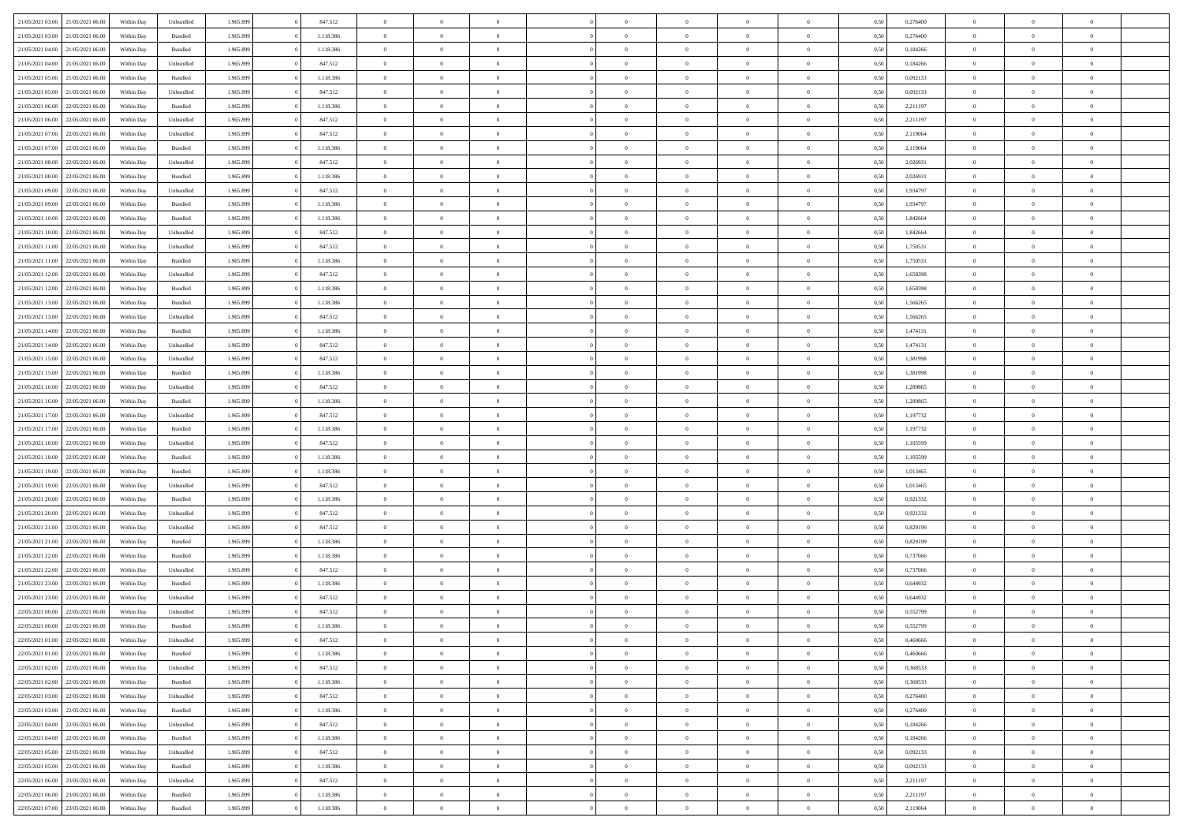| | | | | | | | | | | | | | | | | | | | | |
|---|---|---|---|---|---|---|---|---|---|---|---|---|---|---|---|---|---|---|---|---|
| 21/05/2021 03:00 | 21/05/2021 06:00 | Within Day | Unbundled | 1.965.899 | 0 | 847.512 | 0 | 0 | 0 | | 0 | 0 | 0 | 0 | 0,50 | 0,276400 | 0 | 0 | 0 | |
| 21/05/2021 03:00 | 21/05/2021 06:00 | Within Day | Bundled | 1.965.899 | 0 | 1.118.386 | 0 | 0 | 0 | | 0 | 0 | 0 | 0 | 0,50 | 0,276400 | 0 | 0 | 0 | |
| 21/05/2021 04:00 | 21/05/2021 06:00 | Within Day | Bundled | 1.965.899 | 0 | 1.118.386 | 0 | 0 | 0 | | 0 | 0 | 0 | 0 | 0,50 | 0,184266 | 0 | 0 | 0 | |
| 21/05/2021 04:00 | 21/05/2021 06:00 | Within Day | Unbundled | 1.965.899 | 0 | 847.512 | 0 | 0 | 0 | | 0 | 0 | 0 | 0 | 0,50 | 0,184266 | 0 | 0 | 0 | |
| 21/05/2021 05:00 | 21/05/2021 06:00 | Within Day | Bundled | 1.965.899 | 0 | 1.118.386 | 0 | 0 | 0 | | 0 | 0 | 0 | 0 | 0,50 | 0,092133 | 0 | 0 | 0 | |
| 21/05/2021 05:00 | 21/05/2021 06:00 | Within Day | Unbundled | 1.965.899 | 0 | 847.512 | 0 | 0 | 0 | | 0 | 0 | 0 | 0 | 0,50 | 0,092133 | 0 | 0 | 0 | |
| 21/05/2021 06:00 | 22/05/2021 06:00 | Within Day | Bundled | 1.965.899 | 0 | 1.118.386 | 0 | 0 | 0 | | 0 | 0 | 0 | 0 | 0,50 | 2,211197 | 0 | 0 | 0 | |
| 21/05/2021 06:00 | 22/05/2021 06:00 | Within Day | Unbundled | 1.965.899 | 0 | 847.512 | 0 | 0 | 0 | | 0 | 0 | 0 | 0 | 0,50 | 2,211197 | 0 | 0 | 0 | |
| 21/05/2021 07:00 | 22/05/2021 06:00 | Within Day | Unbundled | 1.965.899 | 0 | 847.512 | 0 | 0 | 0 | | 0 | 0 | 0 | 0 | 0,50 | 2,119064 | 0 | 0 | 0 | |
| 21/05/2021 07:00 | 22/05/2021 06:00 | Within Day | Bundled | 1.965.899 | 0 | 1.118.386 | 0 | 0 | 0 | | 0 | 0 | 0 | 0 | 0,50 | 2,119064 | 0 | 0 | 0 | |
| 21/05/2021 08:00 | 22/05/2021 06:00 | Within Day | Unbundled | 1.965.899 | 0 | 847.512 | 0 | 0 | 0 | | 0 | 0 | 0 | 0 | 0,50 | 2,026931 | 0 | 0 | 0 | |
| 21/05/2021 08:00 | 22/05/2021 06:00 | Within Day | Bundled | 1.965.899 | 0 | 1.118.386 | 0 | 0 | 0 | | 0 | 0 | 0 | 0 | 0,50 | 2,026931 | 0 | 0 | 0 | |
| 21/05/2021 09:00 | 22/05/2021 06:00 | Within Day | Unbundled | 1.965.899 | 0 | 847.512 | 0 | 0 | 0 | | 0 | 0 | 0 | 0 | 0,50 | 1,934797 | 0 | 0 | 0 | |
| 21/05/2021 09:00 | 22/05/2021 06:00 | Within Day | Bundled | 1.965.899 | 0 | 1.118.386 | 0 | 0 | 0 | | 0 | 0 | 0 | 0 | 0,50 | 1,934797 | 0 | 0 | 0 | |
| 21/05/2021 10:00 | 22/05/2021 06:00 | Within Day | Bundled | 1.965.899 | 0 | 1.118.386 | 0 | 0 | 0 | | 0 | 0 | 0 | 0 | 0,50 | 1,842664 | 0 | 0 | 0 | |
| 21/05/2021 10:00 | 22/05/2021 06:00 | Within Day | Unbundled | 1.965.899 | 0 | 847.512 | 0 | 0 | 0 | | 0 | 0 | 0 | 0 | 0,50 | 1,842664 | 0 | 0 | 0 | |
| 21/05/2021 11:00 | 22/05/2021 06:00 | Within Day | Unbundled | 1.965.899 | 0 | 847.512 | 0 | 0 | 0 | | 0 | 0 | 0 | 0 | 0,50 | 1,750531 | 0 | 0 | 0 | |
| 21/05/2021 11:00 | 22/05/2021 06:00 | Within Day | Bundled | 1.965.899 | 0 | 1.118.386 | 0 | 0 | 0 | | 0 | 0 | 0 | 0 | 0,50 | 1,750531 | 0 | 0 | 0 | |
| 21/05/2021 12:00 | 22/05/2021 06:00 | Within Day | Unbundled | 1.965.899 | 0 | 847.512 | 0 | 0 | 0 | | 0 | 0 | 0 | 0 | 0,50 | 1,658398 | 0 | 0 | 0 | |
| 21/05/2021 12:00 | 22/05/2021 06:00 | Within Day | Bundled | 1.965.899 | 0 | 1.118.386 | 0 | 0 | 0 | | 0 | 0 | 0 | 0 | 0,50 | 1,658398 | 0 | 0 | 0 | |
| 21/05/2021 13:00 | 22/05/2021 06:00 | Within Day | Bundled | 1.965.899 | 0 | 1.118.386 | 0 | 0 | 0 | | 0 | 0 | 0 | 0 | 0,50 | 1,566265 | 0 | 0 | 0 | |
| 21/05/2021 13:00 | 22/05/2021 06:00 | Within Day | Unbundled | 1.965.899 | 0 | 847.512 | 0 | 0 | 0 | | 0 | 0 | 0 | 0 | 0,50 | 1,566265 | 0 | 0 | 0 | |
| 21/05/2021 14:00 | 22/05/2021 06:00 | Within Day | Bundled | 1.965.899 | 0 | 1.118.386 | 0 | 0 | 0 | | 0 | 0 | 0 | 0 | 0,50 | 1,474131 | 0 | 0 | 0 | |
| 21/05/2021 14:00 | 22/05/2021 06:00 | Within Day | Unbundled | 1.965.899 | 0 | 847.512 | 0 | 0 | 0 | | 0 | 0 | 0 | 0 | 0,50 | 1,474131 | 0 | 0 | 0 | |
| 21/05/2021 15:00 | 22/05/2021 06:00 | Within Day | Unbundled | 1.965.899 | 0 | 847.512 | 0 | 0 | 0 | | 0 | 0 | 0 | 0 | 0,50 | 1,381998 | 0 | 0 | 0 | |
| 21/05/2021 15:00 | 22/05/2021 06:00 | Within Day | Bundled | 1.965.899 | 0 | 1.118.386 | 0 | 0 | 0 | | 0 | 0 | 0 | 0 | 0,50 | 1,381998 | 0 | 0 | 0 | |
| 21/05/2021 16:00 | 22/05/2021 06:00 | Within Day | Unbundled | 1.965.899 | 0 | 847.512 | 0 | 0 | 0 | | 0 | 0 | 0 | 0 | 0,50 | 1,289865 | 0 | 0 | 0 | |
| 21/05/2021 16:00 | 22/05/2021 06:00 | Within Day | Bundled | 1.965.899 | 0 | 1.118.386 | 0 | 0 | 0 | | 0 | 0 | 0 | 0 | 0,50 | 1,289865 | 0 | 0 | 0 | |
| 21/05/2021 17:00 | 22/05/2021 06:00 | Within Day | Unbundled | 1.965.899 | 0 | 847.512 | 0 | 0 | 0 | | 0 | 0 | 0 | 0 | 0,50 | 1,197732 | 0 | 0 | 0 | |
| 21/05/2021 17:00 | 22/05/2021 06:00 | Within Day | Bundled | 1.965.899 | 0 | 1.118.386 | 0 | 0 | 0 | | 0 | 0 | 0 | 0 | 0,50 | 1,197732 | 0 | 0 | 0 | |
| 21/05/2021 18:00 | 22/05/2021 06:00 | Within Day | Unbundled | 1.965.899 | 0 | 847.512 | 0 | 0 | 0 | | 0 | 0 | 0 | 0 | 0,50 | 1,105599 | 0 | 0 | 0 | |
| 21/05/2021 18:00 | 22/05/2021 06:00 | Within Day | Bundled | 1.965.899 | 0 | 1.118.386 | 0 | 0 | 0 | | 0 | 0 | 0 | 0 | 0,50 | 1,105599 | 0 | 0 | 0 | |
| 21/05/2021 19:00 | 22/05/2021 06:00 | Within Day | Bundled | 1.965.899 | 0 | 1.118.386 | 0 | 0 | 0 | | 0 | 0 | 0 | 0 | 0,50 | 1,013465 | 0 | 0 | 0 | |
| 21/05/2021 19:00 | 22/05/2021 06:00 | Within Day | Unbundled | 1.965.899 | 0 | 847.512 | 0 | 0 | 0 | | 0 | 0 | 0 | 0 | 0,50 | 1,013465 | 0 | 0 | 0 | |
| 21/05/2021 20:00 | 22/05/2021 06:00 | Within Day | Bundled | 1.965.899 | 0 | 1.118.386 | 0 | 0 | 0 | | 0 | 0 | 0 | 0 | 0,50 | 0,921332 | 0 | 0 | 0 | |
| 21/05/2021 20:00 | 22/05/2021 06:00 | Within Day | Unbundled | 1.965.899 | 0 | 847.512 | 0 | 0 | 0 | | 0 | 0 | 0 | 0 | 0,50 | 0,921332 | 0 | 0 | 0 | |
| 21/05/2021 21:00 | 22/05/2021 06:00 | Within Day | Unbundled | 1.965.899 | 0 | 847.512 | 0 | 0 | 0 | | 0 | 0 | 0 | 0 | 0,50 | 0,829199 | 0 | 0 | 0 | |
| 21/05/2021 21:00 | 22/05/2021 06:00 | Within Day | Bundled | 1.965.899 | 0 | 1.118.386 | 0 | 0 | 0 | | 0 | 0 | 0 | 0 | 0,50 | 0,829199 | 0 | 0 | 0 | |
| 21/05/2021 22:00 | 22/05/2021 06:00 | Within Day | Bundled | 1.965.899 | 0 | 1.118.386 | 0 | 0 | 0 | | 0 | 0 | 0 | 0 | 0,50 | 0,737066 | 0 | 0 | 0 | |
| 21/05/2021 22:00 | 22/05/2021 06:00 | Within Day | Unbundled | 1.965.899 | 0 | 847.512 | 0 | 0 | 0 | | 0 | 0 | 0 | 0 | 0,50 | 0,737066 | 0 | 0 | 0 | |
| 21/05/2021 23:00 | 22/05/2021 06:00 | Within Day | Bundled | 1.965.899 | 0 | 1.118.386 | 0 | 0 | 0 | | 0 | 0 | 0 | 0 | 0,50 | 0,644932 | 0 | 0 | 0 | |
| 21/05/2021 23:00 | 22/05/2021 06:00 | Within Day | Unbundled | 1.965.899 | 0 | 847.512 | 0 | 0 | 0 | | 0 | 0 | 0 | 0 | 0,50 | 0,644932 | 0 | 0 | 0 | |
| 22/05/2021 00:00 | 22/05/2021 06:00 | Within Day | Unbundled | 1.965.899 | 0 | 847.512 | 0 | 0 | 0 | | 0 | 0 | 0 | 0 | 0,50 | 0,552799 | 0 | 0 | 0 | |
| 22/05/2021 00:00 | 22/05/2021 06:00 | Within Day | Bundled | 1.965.899 | 0 | 1.118.386 | 0 | 0 | 0 | | 0 | 0 | 0 | 0 | 0,50 | 0,552799 | 0 | 0 | 0 | |
| 22/05/2021 01:00 | 22/05/2021 06:00 | Within Day | Unbundled | 1.965.899 | 0 | 847.512 | 0 | 0 | 0 | | 0 | 0 | 0 | 0 | 0,50 | 0,460666 | 0 | 0 | 0 | |
| 22/05/2021 01:00 | 22/05/2021 06:00 | Within Day | Bundled | 1.965.899 | 0 | 1.118.386 | 0 | 0 | 0 | | 0 | 0 | 0 | 0 | 0,50 | 0,460666 | 0 | 0 | 0 | |
| 22/05/2021 02:00 | 22/05/2021 06:00 | Within Day | Unbundled | 1.965.899 | 0 | 847.512 | 0 | 0 | 0 | | 0 | 0 | 0 | 0 | 0,50 | 0,368533 | 0 | 0 | 0 | |
| 22/05/2021 02:00 | 22/05/2021 06:00 | Within Day | Bundled | 1.965.899 | 0 | 1.118.386 | 0 | 0 | 0 | | 0 | 0 | 0 | 0 | 0,50 | 0,368533 | 0 | 0 | 0 | |
| 22/05/2021 03:00 | 22/05/2021 06:00 | Within Day | Unbundled | 1.965.899 | 0 | 847.512 | 0 | 0 | 0 | | 0 | 0 | 0 | 0 | 0,50 | 0,276400 | 0 | 0 | 0 | |
| 22/05/2021 03:00 | 22/05/2021 06:00 | Within Day | Bundled | 1.965.899 | 0 | 1.118.386 | 0 | 0 | 0 | | 0 | 0 | 0 | 0 | 0,50 | 0,276400 | 0 | 0 | 0 | |
| 22/05/2021 04:00 | 22/05/2021 06:00 | Within Day | Unbundled | 1.965.899 | 0 | 847.512 | 0 | 0 | 0 | | 0 | 0 | 0 | 0 | 0,50 | 0,184266 | 0 | 0 | 0 | |
| 22/05/2021 04:00 | 22/05/2021 06:00 | Within Day | Bundled | 1.965.899 | 0 | 1.118.386 | 0 | 0 | 0 | | 0 | 0 | 0 | 0 | 0,50 | 0,184266 | 0 | 0 | 0 | |
| 22/05/2021 05:00 | 22/05/2021 06:00 | Within Day | Unbundled | 1.965.899 | 0 | 847.512 | 0 | 0 | 0 | | 0 | 0 | 0 | 0 | 0,50 | 0,092133 | 0 | 0 | 0 | |
| 22/05/2021 05:00 | 22/05/2021 06:00 | Within Day | Bundled | 1.965.899 | 0 | 1.118.386 | 0 | 0 | 0 | | 0 | 0 | 0 | 0 | 0,50 | 0,092133 | 0 | 0 | 0 | |
| 22/05/2021 06:00 | 23/05/2021 06:00 | Within Day | Unbundled | 1.965.899 | 0 | 847.512 | 0 | 0 | 0 | | 0 | 0 | 0 | 0 | 0,50 | 2,211197 | 0 | 0 | 0 | |
| 22/05/2021 06:00 | 23/05/2021 06:00 | Within Day | Bundled | 1.965.899 | 0 | 1.118.386 | 0 | 0 | 0 | | 0 | 0 | 0 | 0 | 0,50 | 2,211197 | 0 | 0 | 0 | |
| 22/05/2021 07:00 | 23/05/2021 06:00 | Within Day | Bundled | 1.965.899 | 0 | 1.118.386 | 0 | 0 | 0 | | 0 | 0 | 0 | 0 | 0,50 | 2,119064 | 0 | 0 | 0 | |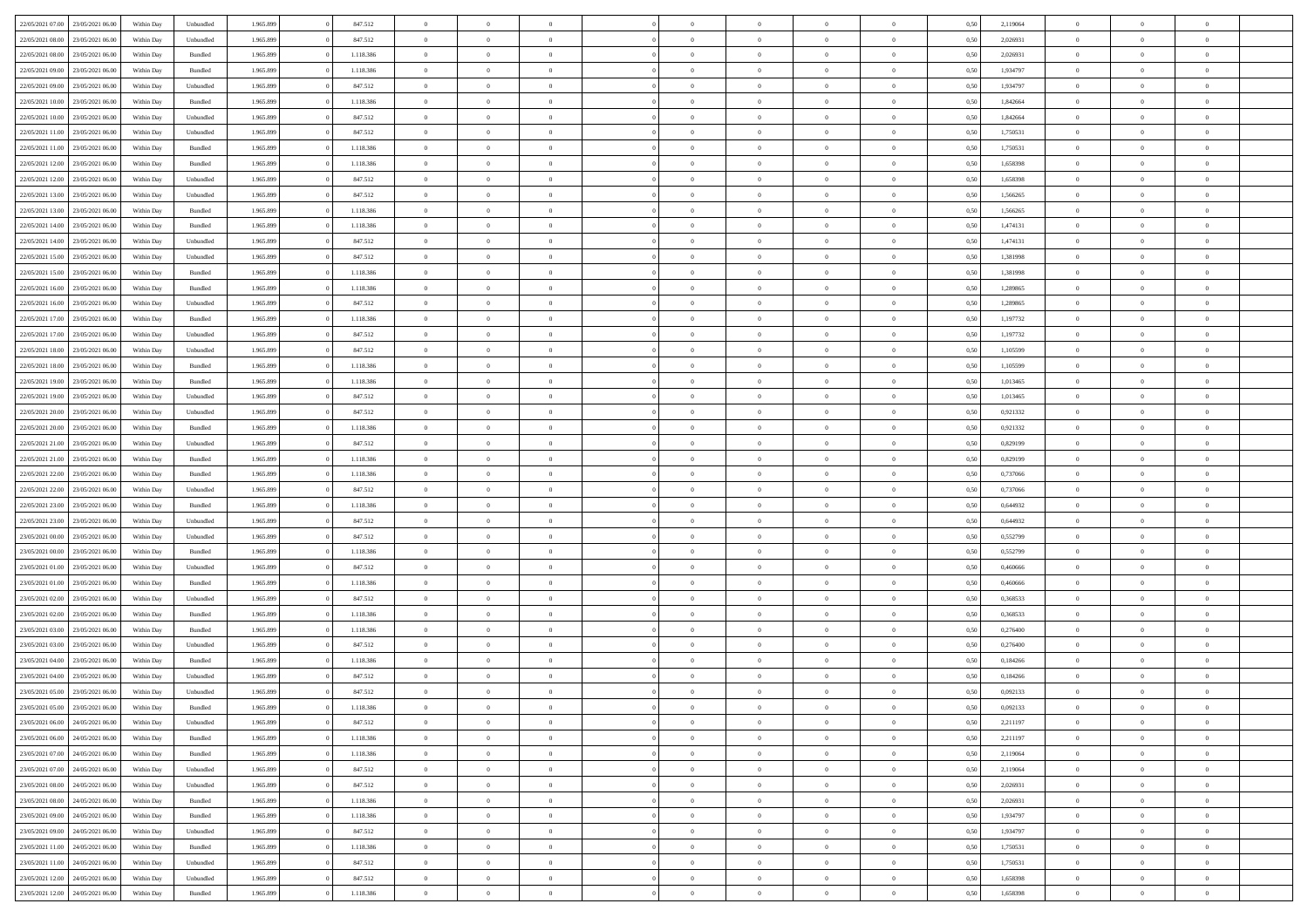| | | | | | | | | | | | | | | | | | | | | | | |
|---|---|---|---|---|---|---|---|---|---|---|---|---|---|---|---|---|---|---|---|---|---|---|
| 22/05/2021 07:00 | 23/05/2021 06:00 | Within Day | Unbundled | 1.965.899 | 0 | 847.512 | 0 | 0 | 0 | | 0 | 0 | 0 | 0 | 0 | 0,50 | 2,119064 | 0 | 0 | 0 | |
| 22/05/2021 08:00 | 23/05/2021 06:00 | Within Day | Unbundled | 1.965.899 | 0 | 847.512 | 0 | 0 | 0 | | 0 | 0 | 0 | 0 | 0 | 0,50 | 2,026931 | 0 | 0 | 0 | |
| 22/05/2021 08:00 | 23/05/2021 06:00 | Within Day | Bundled | 1.965.899 | 0 | 1.118.386 | 0 | 0 | 0 | | 0 | 0 | 0 | 0 | 0 | 0,50 | 2,026931 | 0 | 0 | 0 | |
| 22/05/2021 09:00 | 23/05/2021 06:00 | Within Day | Bundled | 1.965.899 | 0 | 1.118.386 | 0 | 0 | 0 | | 0 | 0 | 0 | 0 | 0 | 0,50 | 1,934797 | 0 | 0 | 0 | |
| 22/05/2021 09:00 | 23/05/2021 06:00 | Within Day | Unbundled | 1.965.899 | 0 | 847.512 | 0 | 0 | 0 | | 0 | 0 | 0 | 0 | 0 | 0,50 | 1,934797 | 0 | 0 | 0 | |
| 22/05/2021 10:00 | 23/05/2021 06:00 | Within Day | Bundled | 1.965.899 | 0 | 1.118.386 | 0 | 0 | 0 | | 0 | 0 | 0 | 0 | 0 | 0,50 | 1,842664 | 0 | 0 | 0 | |
| 22/05/2021 10:00 | 23/05/2021 06:00 | Within Day | Unbundled | 1.965.899 | 0 | 847.512 | 0 | 0 | 0 | | 0 | 0 | 0 | 0 | 0 | 0,50 | 1,842664 | 0 | 0 | 0 | |
| 22/05/2021 11:00 | 23/05/2021 06:00 | Within Day | Unbundled | 1.965.899 | 0 | 847.512 | 0 | 0 | 0 | | 0 | 0 | 0 | 0 | 0 | 0,50 | 1,750531 | 0 | 0 | 0 | |
| 22/05/2021 11:00 | 23/05/2021 06:00 | Within Day | Bundled | 1.965.899 | 0 | 1.118.386 | 0 | 0 | 0 | | 0 | 0 | 0 | 0 | 0 | 0,50 | 1,750531 | 0 | 0 | 0 | |
| 22/05/2021 12:00 | 23/05/2021 06:00 | Within Day | Bundled | 1.965.899 | 0 | 1.118.386 | 0 | 0 | 0 | | 0 | 0 | 0 | 0 | 0 | 0,50 | 1,658398 | 0 | 0 | 0 | |
| 22/05/2021 12:00 | 23/05/2021 06:00 | Within Day | Unbundled | 1.965.899 | 0 | 847.512 | 0 | 0 | 0 | | 0 | 0 | 0 | 0 | 0 | 0,50 | 1,658398 | 0 | 0 | 0 | |
| 22/05/2021 13:00 | 23/05/2021 06:00 | Within Day | Unbundled | 1.965.899 | 0 | 847.512 | 0 | 0 | 0 | | 0 | 0 | 0 | 0 | 0 | 0,50 | 1,566265 | 0 | 0 | 0 | |
| 22/05/2021 13:00 | 23/05/2021 06:00 | Within Day | Bundled | 1.965.899 | 0 | 1.118.386 | 0 | 0 | 0 | | 0 | 0 | 0 | 0 | 0 | 0,50 | 1,566265 | 0 | 0 | 0 | |
| 22/05/2021 14:00 | 23/05/2021 06:00 | Within Day | Bundled | 1.965.899 | 0 | 1.118.386 | 0 | 0 | 0 | | 0 | 0 | 0 | 0 | 0 | 0,50 | 1,474131 | 0 | 0 | 0 | |
| 22/05/2021 14:00 | 23/05/2021 06:00 | Within Day | Unbundled | 1.965.899 | 0 | 847.512 | 0 | 0 | 0 | | 0 | 0 | 0 | 0 | 0 | 0,50 | 1,474131 | 0 | 0 | 0 | |
| 22/05/2021 15:00 | 23/05/2021 06:00 | Within Day | Unbundled | 1.965.899 | 0 | 847.512 | 0 | 0 | 0 | | 0 | 0 | 0 | 0 | 0 | 0,50 | 1,381998 | 0 | 0 | 0 | |
| 22/05/2021 15:00 | 23/05/2021 06:00 | Within Day | Bundled | 1.965.899 | 0 | 1.118.386 | 0 | 0 | 0 | | 0 | 0 | 0 | 0 | 0 | 0,50 | 1,381998 | 0 | 0 | 0 | |
| 22/05/2021 16:00 | 23/05/2021 06:00 | Within Day | Bundled | 1.965.899 | 0 | 1.118.386 | 0 | 0 | 0 | | 0 | 0 | 0 | 0 | 0 | 0,50 | 1,289865 | 0 | 0 | 0 | |
| 22/05/2021 16:00 | 23/05/2021 06:00 | Within Day | Unbundled | 1.965.899 | 0 | 847.512 | 0 | 0 | 0 | | 0 | 0 | 0 | 0 | 0 | 0,50 | 1,289865 | 0 | 0 | 0 | |
| 22/05/2021 17:00 | 23/05/2021 06:00 | Within Day | Bundled | 1.965.899 | 0 | 1.118.386 | 0 | 0 | 0 | | 0 | 0 | 0 | 0 | 0 | 0,50 | 1,197732 | 0 | 0 | 0 | |
| 22/05/2021 17:00 | 23/05/2021 06:00 | Within Day | Unbundled | 1.965.899 | 0 | 847.512 | 0 | 0 | 0 | | 0 | 0 | 0 | 0 | 0 | 0,50 | 1,197732 | 0 | 0 | 0 | |
| 22/05/2021 18:00 | 23/05/2021 06:00 | Within Day | Unbundled | 1.965.899 | 0 | 847.512 | 0 | 0 | 0 | | 0 | 0 | 0 | 0 | 0 | 0,50 | 1,105599 | 0 | 0 | 0 | |
| 22/05/2021 18:00 | 23/05/2021 06:00 | Within Day | Bundled | 1.965.899 | 0 | 1.118.386 | 0 | 0 | 0 | | 0 | 0 | 0 | 0 | 0 | 0,50 | 1,105599 | 0 | 0 | 0 | |
| 22/05/2021 19:00 | 23/05/2021 06:00 | Within Day | Bundled | 1.965.899 | 0 | 1.118.386 | 0 | 0 | 0 | | 0 | 0 | 0 | 0 | 0 | 0,50 | 1,013465 | 0 | 0 | 0 | |
| 22/05/2021 19:00 | 23/05/2021 06:00 | Within Day | Unbundled | 1.965.899 | 0 | 847.512 | 0 | 0 | 0 | | 0 | 0 | 0 | 0 | 0 | 0,50 | 1,013465 | 0 | 0 | 0 | |
| 22/05/2021 20:00 | 23/05/2021 06:00 | Within Day | Unbundled | 1.965.899 | 0 | 847.512 | 0 | 0 | 0 | | 0 | 0 | 0 | 0 | 0 | 0,50 | 0,921332 | 0 | 0 | 0 | |
| 22/05/2021 20:00 | 23/05/2021 06:00 | Within Day | Bundled | 1.965.899 | 0 | 1.118.386 | 0 | 0 | 0 | | 0 | 0 | 0 | 0 | 0 | 0,50 | 0,921332 | 0 | 0 | 0 | |
| 22/05/2021 21:00 | 23/05/2021 06:00 | Within Day | Unbundled | 1.965.899 | 0 | 847.512 | 0 | 0 | 0 | | 0 | 0 | 0 | 0 | 0 | 0,50 | 0,829199 | 0 | 0 | 0 | |
| 22/05/2021 21:00 | 23/05/2021 06:00 | Within Day | Bundled | 1.965.899 | 0 | 1.118.386 | 0 | 0 | 0 | | 0 | 0 | 0 | 0 | 0 | 0,50 | 0,829199 | 0 | 0 | 0 | |
| 22/05/2021 22:00 | 23/05/2021 06:00 | Within Day | Bundled | 1.965.899 | 0 | 1.118.386 | 0 | 0 | 0 | | 0 | 0 | 0 | 0 | 0 | 0,50 | 0,737066 | 0 | 0 | 0 | |
| 22/05/2021 22:00 | 23/05/2021 06:00 | Within Day | Unbundled | 1.965.899 | 0 | 847.512 | 0 | 0 | 0 | | 0 | 0 | 0 | 0 | 0 | 0,50 | 0,737066 | 0 | 0 | 0 | |
| 22/05/2021 23:00 | 23/05/2021 06:00 | Within Day | Bundled | 1.965.899 | 0 | 1.118.386 | 0 | 0 | 0 | | 0 | 0 | 0 | 0 | 0 | 0,50 | 0,644932 | 0 | 0 | 0 | |
| 22/05/2021 23:00 | 23/05/2021 06:00 | Within Day | Unbundled | 1.965.899 | 0 | 847.512 | 0 | 0 | 0 | | 0 | 0 | 0 | 0 | 0 | 0,50 | 0,644932 | 0 | 0 | 0 | |
| 23/05/2021 00:00 | 23/05/2021 06:00 | Within Day | Unbundled | 1.965.899 | 0 | 847.512 | 0 | 0 | 0 | | 0 | 0 | 0 | 0 | 0 | 0,50 | 0,552799 | 0 | 0 | 0 | |
| 23/05/2021 00:00 | 23/05/2021 06:00 | Within Day | Bundled | 1.965.899 | 0 | 1.118.386 | 0 | 0 | 0 | | 0 | 0 | 0 | 0 | 0 | 0,50 | 0,552799 | 0 | 0 | 0 | |
| 23/05/2021 01:00 | 23/05/2021 06:00 | Within Day | Unbundled | 1.965.899 | 0 | 847.512 | 0 | 0 | 0 | | 0 | 0 | 0 | 0 | 0 | 0,50 | 0,460666 | 0 | 0 | 0 | |
| 23/05/2021 01:00 | 23/05/2021 06:00 | Within Day | Bundled | 1.965.899 | 0 | 1.118.386 | 0 | 0 | 0 | | 0 | 0 | 0 | 0 | 0 | 0,50 | 0,460666 | 0 | 0 | 0 | |
| 23/05/2021 02:00 | 23/05/2021 06:00 | Within Day | Unbundled | 1.965.899 | 0 | 847.512 | 0 | 0 | 0 | | 0 | 0 | 0 | 0 | 0 | 0,50 | 0,368533 | 0 | 0 | 0 | |
| 23/05/2021 02:00 | 23/05/2021 06:00 | Within Day | Bundled | 1.965.899 | 0 | 1.118.386 | 0 | 0 | 0 | | 0 | 0 | 0 | 0 | 0 | 0,50 | 0,368533 | 0 | 0 | 0 | |
| 23/05/2021 03:00 | 23/05/2021 06:00 | Within Day | Bundled | 1.965.899 | 0 | 1.118.386 | 0 | 0 | 0 | | 0 | 0 | 0 | 0 | 0 | 0,50 | 0,276400 | 0 | 0 | 0 | |
| 23/05/2021 03:00 | 23/05/2021 06:00 | Within Day | Unbundled | 1.965.899 | 0 | 847.512 | 0 | 0 | 0 | | 0 | 0 | 0 | 0 | 0 | 0,50 | 0,276400 | 0 | 0 | 0 | |
| 23/05/2021 04:00 | 23/05/2021 06:00 | Within Day | Bundled | 1.965.899 | 0 | 1.118.386 | 0 | 0 | 0 | | 0 | 0 | 0 | 0 | 0 | 0,50 | 0,184266 | 0 | 0 | 0 | |
| 23/05/2021 04:00 | 23/05/2021 06:00 | Within Day | Unbundled | 1.965.899 | 0 | 847.512 | 0 | 0 | 0 | | 0 | 0 | 0 | 0 | 0 | 0,50 | 0,184266 | 0 | 0 | 0 | |
| 23/05/2021 05:00 | 23/05/2021 06:00 | Within Day | Unbundled | 1.965.899 | 0 | 847.512 | 0 | 0 | 0 | | 0 | 0 | 0 | 0 | 0 | 0,50 | 0,092133 | 0 | 0 | 0 | |
| 23/05/2021 05:00 | 23/05/2021 06:00 | Within Day | Bundled | 1.965.899 | 0 | 1.118.386 | 0 | 0 | 0 | | 0 | 0 | 0 | 0 | 0 | 0,50 | 0,092133 | 0 | 0 | 0 | |
| 23/05/2021 06:00 | 24/05/2021 06:00 | Within Day | Unbundled | 1.965.899 | 0 | 847.512 | 0 | 0 | 0 | | 0 | 0 | 0 | 0 | 0 | 0,50 | 2,211197 | 0 | 0 | 0 | |
| 23/05/2021 06:00 | 24/05/2021 06:00 | Within Day | Bundled | 1.965.899 | 0 | 1.118.386 | 0 | 0 | 0 | | 0 | 0 | 0 | 0 | 0 | 0,50 | 2,211197 | 0 | 0 | 0 | |
| 23/05/2021 07:00 | 24/05/2021 06:00 | Within Day | Bundled | 1.965.899 | 0 | 1.118.386 | 0 | 0 | 0 | | 0 | 0 | 0 | 0 | 0 | 0,50 | 2,119064 | 0 | 0 | 0 | |
| 23/05/2021 07:00 | 24/05/2021 06:00 | Within Day | Unbundled | 1.965.899 | 0 | 847.512 | 0 | 0 | 0 | | 0 | 0 | 0 | 0 | 0 | 0,50 | 2,119064 | 0 | 0 | 0 | |
| 23/05/2021 08:00 | 24/05/2021 06:00 | Within Day | Unbundled | 1.965.899 | 0 | 847.512 | 0 | 0 | 0 | | 0 | 0 | 0 | 0 | 0 | 0,50 | 2,026931 | 0 | 0 | 0 | |
| 23/05/2021 08:00 | 24/05/2021 06:00 | Within Day | Bundled | 1.965.899 | 0 | 1.118.386 | 0 | 0 | 0 | | 0 | 0 | 0 | 0 | 0 | 0,50 | 2,026931 | 0 | 0 | 0 | |
| 23/05/2021 09:00 | 24/05/2021 06:00 | Within Day | Bundled | 1.965.899 | 0 | 1.118.386 | 0 | 0 | 0 | | 0 | 0 | 0 | 0 | 0 | 0,50 | 1,934797 | 0 | 0 | 0 | |
| 23/05/2021 09:00 | 24/05/2021 06:00 | Within Day | Unbundled | 1.965.899 | 0 | 847.512 | 0 | 0 | 0 | | 0 | 0 | 0 | 0 | 0 | 0,50 | 1,934797 | 0 | 0 | 0 | |
| 23/05/2021 11:00 | 24/05/2021 06:00 | Within Day | Bundled | 1.965.899 | 0 | 1.118.386 | 0 | 0 | 0 | | 0 | 0 | 0 | 0 | 0 | 0,50 | 1,750531 | 0 | 0 | 0 | |
| 23/05/2021 11:00 | 24/05/2021 06:00 | Within Day | Unbundled | 1.965.899 | 0 | 847.512 | 0 | 0 | 0 | | 0 | 0 | 0 | 0 | 0 | 0,50 | 1,750531 | 0 | 0 | 0 | |
| 23/05/2021 12:00 | 24/05/2021 06:00 | Within Day | Unbundled | 1.965.899 | 0 | 847.512 | 0 | 0 | 0 | | 0 | 0 | 0 | 0 | 0 | 0,50 | 1,658398 | 0 | 0 | 0 | |
| 23/05/2021 12:00 | 24/05/2021 06:00 | Within Day | Bundled | 1.965.899 | 0 | 1.118.386 | 0 | 0 | 0 | | 0 | 0 | 0 | 0 | 0 | 0,50 | 1,658398 | 0 | 0 | 0 | |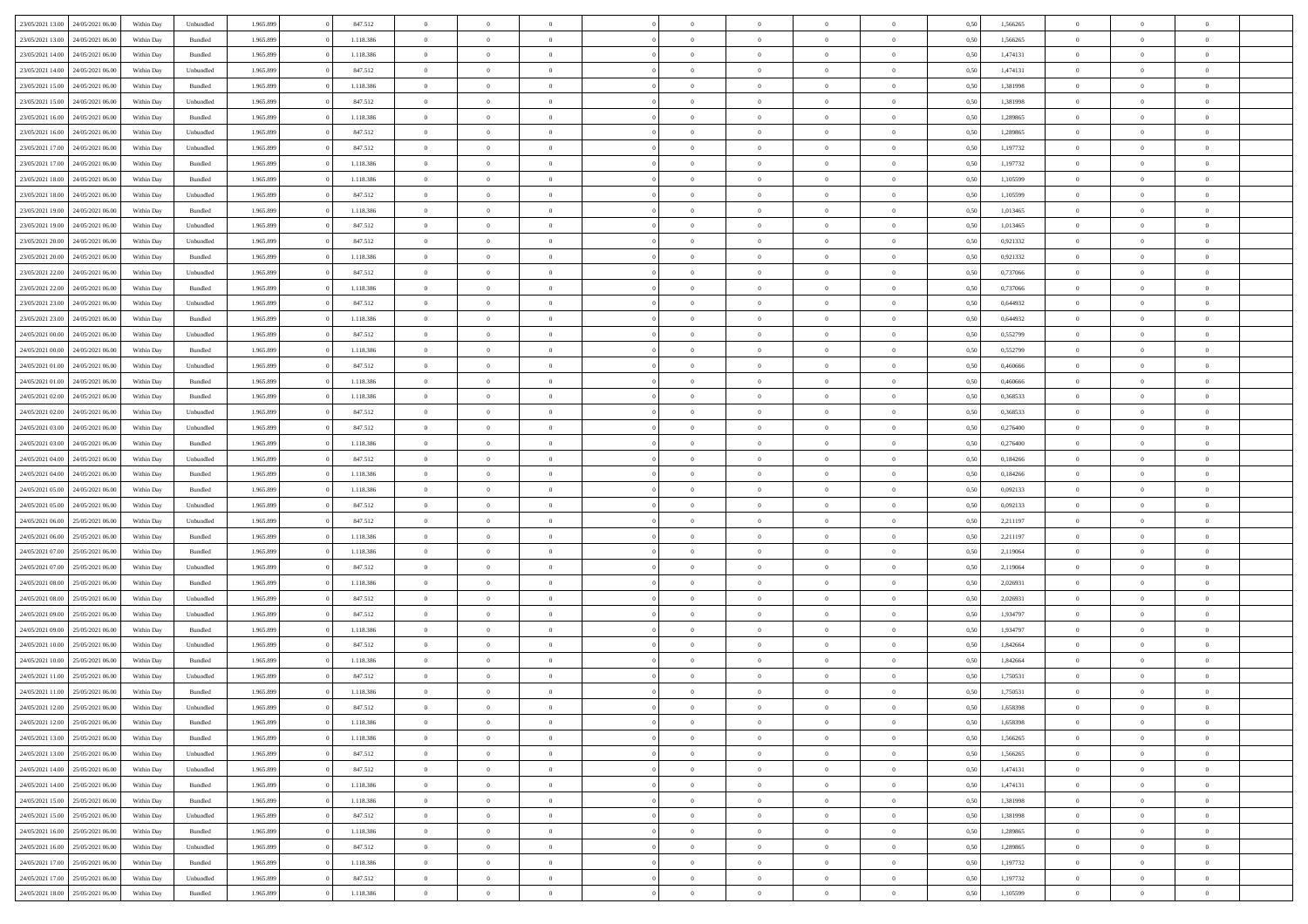| | | | | | | | | | | | | | | | | | | | | | |
|---|---|---|---|---|---|---|---|---|---|---|---|---|---|---|---|---|---|---|---|---|---|
| 23/05/2021 13:00 | 24/05/2021 06:00 | Within Day | Unbundled | 1.965.899 | 0 | 847.512 | 0 | 0 | 0 | | 0 | 0 | 0 | 0 | 0,50 | 1,566265 | 0 | 0 | 0 | |
| 23/05/2021 13:00 | 24/05/2021 06:00 | Within Day | Bundled | 1.965.899 | 0 | 1.118.386 | 0 | 0 | 0 | | 0 | 0 | 0 | 0 | 0,50 | 1,566265 | 0 | 0 | 0 | |
| 23/05/2021 14:00 | 24/05/2021 06:00 | Within Day | Bundled | 1.965.899 | 0 | 1.118.386 | 0 | 0 | 0 | | 0 | 0 | 0 | 0 | 0,50 | 1,474131 | 0 | 0 | 0 | |
| 23/05/2021 14:00 | 24/05/2021 06:00 | Within Day | Unbundled | 1.965.899 | 0 | 847.512 | 0 | 0 | 0 | | 0 | 0 | 0 | 0 | 0,50 | 1,474131 | 0 | 0 | 0 | |
| 23/05/2021 15:00 | 24/05/2021 06:00 | Within Day | Bundled | 1.965.899 | 0 | 1.118.386 | 0 | 0 | 0 | | 0 | 0 | 0 | 0 | 0,50 | 1,381998 | 0 | 0 | 0 | |
| 23/05/2021 15:00 | 24/05/2021 06:00 | Within Day | Unbundled | 1.965.899 | 0 | 847.512 | 0 | 0 | 0 | | 0 | 0 | 0 | 0 | 0,50 | 1,381998 | 0 | 0 | 0 | |
| 23/05/2021 16:00 | 24/05/2021 06:00 | Within Day | Bundled | 1.965.899 | 0 | 1.118.386 | 0 | 0 | 0 | | 0 | 0 | 0 | 0 | 0,50 | 1,289865 | 0 | 0 | 0 | |
| 23/05/2021 16:00 | 24/05/2021 06:00 | Within Day | Unbundled | 1.965.899 | 0 | 847.512 | 0 | 0 | 0 | | 0 | 0 | 0 | 0 | 0,50 | 1,289865 | 0 | 0 | 0 | |
| 23/05/2021 17:00 | 24/05/2021 06:00 | Within Day | Unbundled | 1.965.899 | 0 | 847.512 | 0 | 0 | 0 | | 0 | 0 | 0 | 0 | 0,50 | 1,197732 | 0 | 0 | 0 | |
| 23/05/2021 17:00 | 24/05/2021 06:00 | Within Day | Bundled | 1.965.899 | 0 | 1.118.386 | 0 | 0 | 0 | | 0 | 0 | 0 | 0 | 0,50 | 1,197732 | 0 | 0 | 0 | |
| 23/05/2021 18:00 | 24/05/2021 06:00 | Within Day | Bundled | 1.965.899 | 0 | 1.118.386 | 0 | 0 | 0 | | 0 | 0 | 0 | 0 | 0,50 | 1,105599 | 0 | 0 | 0 | |
| 23/05/2021 18:00 | 24/05/2021 06:00 | Within Day | Unbundled | 1.965.899 | 0 | 847.512 | 0 | 0 | 0 | | 0 | 0 | 0 | 0 | 0,50 | 1,105599 | 0 | 0 | 0 | |
| 23/05/2021 19:00 | 24/05/2021 06:00 | Within Day | Bundled | 1.965.899 | 0 | 1.118.386 | 0 | 0 | 0 | | 0 | 0 | 0 | 0 | 0,50 | 1,013465 | 0 | 0 | 0 | |
| 23/05/2021 19:00 | 24/05/2021 06:00 | Within Day | Unbundled | 1.965.899 | 0 | 847.512 | 0 | 0 | 0 | | 0 | 0 | 0 | 0 | 0,50 | 1,013465 | 0 | 0 | 0 | |
| 23/05/2021 20:00 | 24/05/2021 06:00 | Within Day | Unbundled | 1.965.899 | 0 | 847.512 | 0 | 0 | 0 | | 0 | 0 | 0 | 0 | 0,50 | 0,921332 | 0 | 0 | 0 | |
| 23/05/2021 20:00 | 24/05/2021 06:00 | Within Day | Bundled | 1.965.899 | 0 | 1.118.386 | 0 | 0 | 0 | | 0 | 0 | 0 | 0 | 0,50 | 0,921332 | 0 | 0 | 0 | |
| 23/05/2021 22:00 | 24/05/2021 06:00 | Within Day | Unbundled | 1.965.899 | 0 | 847.512 | 0 | 0 | 0 | | 0 | 0 | 0 | 0 | 0,50 | 0,737066 | 0 | 0 | 0 | |
| 23/05/2021 22:00 | 24/05/2021 06:00 | Within Day | Bundled | 1.965.899 | 0 | 1.118.386 | 0 | 0 | 0 | | 0 | 0 | 0 | 0 | 0,50 | 0,737066 | 0 | 0 | 0 | |
| 23/05/2021 23:00 | 24/05/2021 06:00 | Within Day | Unbundled | 1.965.899 | 0 | 847.512 | 0 | 0 | 0 | | 0 | 0 | 0 | 0 | 0,50 | 0,644932 | 0 | 0 | 0 | |
| 23/05/2021 23:00 | 24/05/2021 06:00 | Within Day | Bundled | 1.965.899 | 0 | 1.118.386 | 0 | 0 | 0 | | 0 | 0 | 0 | 0 | 0,50 | 0,644932 | 0 | 0 | 0 | |
| 24/05/2021 00:00 | 24/05/2021 06:00 | Within Day | Unbundled | 1.965.899 | 0 | 847.512 | 0 | 0 | 0 | | 0 | 0 | 0 | 0 | 0,50 | 0,552799 | 0 | 0 | 0 | |
| 24/05/2021 00:00 | 24/05/2021 06:00 | Within Day | Bundled | 1.965.899 | 0 | 1.118.386 | 0 | 0 | 0 | | 0 | 0 | 0 | 0 | 0,50 | 0,552799 | 0 | 0 | 0 | |
| 24/05/2021 01:00 | 24/05/2021 06:00 | Within Day | Unbundled | 1.965.899 | 0 | 847.512 | 0 | 0 | 0 | | 0 | 0 | 0 | 0 | 0,50 | 0,460666 | 0 | 0 | 0 | |
| 24/05/2021 01:00 | 24/05/2021 06:00 | Within Day | Bundled | 1.965.899 | 0 | 1.118.386 | 0 | 0 | 0 | | 0 | 0 | 0 | 0 | 0,50 | 0,460666 | 0 | 0 | 0 | |
| 24/05/2021 02:00 | 24/05/2021 06:00 | Within Day | Bundled | 1.965.899 | 0 | 1.118.386 | 0 | 0 | 0 | | 0 | 0 | 0 | 0 | 0,50 | 0,368533 | 0 | 0 | 0 | |
| 24/05/2021 02:00 | 24/05/2021 06:00 | Within Day | Unbundled | 1.965.899 | 0 | 847.512 | 0 | 0 | 0 | | 0 | 0 | 0 | 0 | 0,50 | 0,368533 | 0 | 0 | 0 | |
| 24/05/2021 03:00 | 24/05/2021 06:00 | Within Day | Unbundled | 1.965.899 | 0 | 847.512 | 0 | 0 | 0 | | 0 | 0 | 0 | 0 | 0,50 | 0,276400 | 0 | 0 | 0 | |
| 24/05/2021 03:00 | 24/05/2021 06:00 | Within Day | Bundled | 1.965.899 | 0 | 1.118.386 | 0 | 0 | 0 | | 0 | 0 | 0 | 0 | 0,50 | 0,276400 | 0 | 0 | 0 | |
| 24/05/2021 04:00 | 24/05/2021 06:00 | Within Day | Unbundled | 1.965.899 | 0 | 847.512 | 0 | 0 | 0 | | 0 | 0 | 0 | 0 | 0,50 | 0,184266 | 0 | 0 | 0 | |
| 24/05/2021 04:00 | 24/05/2021 06:00 | Within Day | Bundled | 1.965.899 | 0 | 1.118.386 | 0 | 0 | 0 | | 0 | 0 | 0 | 0 | 0,50 | 0,184266 | 0 | 0 | 0 | |
| 24/05/2021 05:00 | 24/05/2021 06:00 | Within Day | Bundled | 1.965.899 | 0 | 1.118.386 | 0 | 0 | 0 | | 0 | 0 | 0 | 0 | 0,50 | 0,092133 | 0 | 0 | 0 | |
| 24/05/2021 05:00 | 24/05/2021 06:00 | Within Day | Unbundled | 1.965.899 | 0 | 847.512 | 0 | 0 | 0 | | 0 | 0 | 0 | 0 | 0,50 | 0,092133 | 0 | 0 | 0 | |
| 24/05/2021 06:00 | 25/05/2021 06:00 | Within Day | Unbundled | 1.965.899 | 0 | 847.512 | 0 | 0 | 0 | | 0 | 0 | 0 | 0 | 0,50 | 2,211197 | 0 | 0 | 0 | |
| 24/05/2021 06:00 | 25/05/2021 06:00 | Within Day | Bundled | 1.965.899 | 0 | 1.118.386 | 0 | 0 | 0 | | 0 | 0 | 0 | 0 | 0,50 | 2,211197 | 0 | 0 | 0 | |
| 24/05/2021 07:00 | 25/05/2021 06:00 | Within Day | Bundled | 1.965.899 | 0 | 1.118.386 | 0 | 0 | 0 | | 0 | 0 | 0 | 0 | 0,50 | 2,119064 | 0 | 0 | 0 | |
| 24/05/2021 07:00 | 25/05/2021 06:00 | Within Day | Unbundled | 1.965.899 | 0 | 847.512 | 0 | 0 | 0 | | 0 | 0 | 0 | 0 | 0,50 | 2,119064 | 0 | 0 | 0 | |
| 24/05/2021 08:00 | 25/05/2021 06:00 | Within Day | Bundled | 1.965.899 | 0 | 1.118.386 | 0 | 0 | 0 | | 0 | 0 | 0 | 0 | 0,50 | 2,026931 | 0 | 0 | 0 | |
| 24/05/2021 08:00 | 25/05/2021 06:00 | Within Day | Unbundled | 1.965.899 | 0 | 847.512 | 0 | 0 | 0 | | 0 | 0 | 0 | 0 | 0,50 | 2,026931 | 0 | 0 | 0 | |
| 24/05/2021 09:00 | 25/05/2021 06:00 | Within Day | Unbundled | 1.965.899 | 0 | 847.512 | 0 | 0 | 0 | | 0 | 0 | 0 | 0 | 0,50 | 1,934797 | 0 | 0 | 0 | |
| 24/05/2021 09:00 | 25/05/2021 06:00 | Within Day | Bundled | 1.965.899 | 0 | 1.118.386 | 0 | 0 | 0 | | 0 | 0 | 0 | 0 | 0,50 | 1,934797 | 0 | 0 | 0 | |
| 24/05/2021 10:00 | 25/05/2021 06:00 | Within Day | Unbundled | 1.965.899 | 0 | 847.512 | 0 | 0 | 0 | | 0 | 0 | 0 | 0 | 0,50 | 1,842664 | 0 | 0 | 0 | |
| 24/05/2021 10:00 | 25/05/2021 06:00 | Within Day | Bundled | 1.965.899 | 0 | 1.118.386 | 0 | 0 | 0 | | 0 | 0 | 0 | 0 | 0,50 | 1,842664 | 0 | 0 | 0 | |
| 24/05/2021 11:00 | 25/05/2021 06:00 | Within Day | Unbundled | 1.965.899 | 0 | 847.512 | 0 | 0 | 0 | | 0 | 0 | 0 | 0 | 0,50 | 1,750531 | 0 | 0 | 0 | |
| 24/05/2021 11:00 | 25/05/2021 06:00 | Within Day | Bundled | 1.965.899 | 0 | 1.118.386 | 0 | 0 | 0 | | 0 | 0 | 0 | 0 | 0,50 | 1,750531 | 0 | 0 | 0 | |
| 24/05/2021 12:00 | 25/05/2021 06:00 | Within Day | Unbundled | 1.965.899 | 0 | 847.512 | 0 | 0 | 0 | | 0 | 0 | 0 | 0 | 0,50 | 1,658398 | 0 | 0 | 0 | |
| 24/05/2021 12:00 | 25/05/2021 06:00 | Within Day | Bundled | 1.965.899 | 0 | 1.118.386 | 0 | 0 | 0 | | 0 | 0 | 0 | 0 | 0,50 | 1,658398 | 0 | 0 | 0 | |
| 24/05/2021 13:00 | 25/05/2021 06:00 | Within Day | Bundled | 1.965.899 | 0 | 1.118.386 | 0 | 0 | 0 | | 0 | 0 | 0 | 0 | 0,50 | 1,566265 | 0 | 0 | 0 | |
| 24/05/2021 13:00 | 25/05/2021 06:00 | Within Day | Unbundled | 1.965.899 | 0 | 847.512 | 0 | 0 | 0 | | 0 | 0 | 0 | 0 | 0,50 | 1,566265 | 0 | 0 | 0 | |
| 24/05/2021 14:00 | 25/05/2021 06:00 | Within Day | Unbundled | 1.965.899 | 0 | 847.512 | 0 | 0 | 0 | | 0 | 0 | 0 | 0 | 0,50 | 1,474131 | 0 | 0 | 0 | |
| 24/05/2021 14:00 | 25/05/2021 06:00 | Within Day | Bundled | 1.965.899 | 0 | 1.118.386 | 0 | 0 | 0 | | 0 | 0 | 0 | 0 | 0,50 | 1,474131 | 0 | 0 | 0 | |
| 24/05/2021 15:00 | 25/05/2021 06:00 | Within Day | Bundled | 1.965.899 | 0 | 1.118.386 | 0 | 0 | 0 | | 0 | 0 | 0 | 0 | 0,50 | 1,381998 | 0 | 0 | 0 | |
| 24/05/2021 15:00 | 25/05/2021 06:00 | Within Day | Unbundled | 1.965.899 | 0 | 847.512 | 0 | 0 | 0 | | 0 | 0 | 0 | 0 | 0,50 | 1,381998 | 0 | 0 | 0 | |
| 24/05/2021 16:00 | 25/05/2021 06:00 | Within Day | Bundled | 1.965.899 | 0 | 1.118.386 | 0 | 0 | 0 | | 0 | 0 | 0 | 0 | 0,50 | 1,289865 | 0 | 0 | 0 | |
| 24/05/2021 16:00 | 25/05/2021 06:00 | Within Day | Unbundled | 1.965.899 | 0 | 847.512 | 0 | 0 | 0 | | 0 | 0 | 0 | 0 | 0,50 | 1,289865 | 0 | 0 | 0 | |
| 24/05/2021 17:00 | 25/05/2021 06:00 | Within Day | Bundled | 1.965.899 | 0 | 1.118.386 | 0 | 0 | 0 | | 0 | 0 | 0 | 0 | 0,50 | 1,197732 | 0 | 0 | 0 | |
| 24/05/2021 17:00 | 25/05/2021 06:00 | Within Day | Unbundled | 1.965.899 | 0 | 847.512 | 0 | 0 | 0 | | 0 | 0 | 0 | 0 | 0,50 | 1,197732 | 0 | 0 | 0 | |
| 24/05/2021 18:00 | 25/05/2021 06:00 | Within Day | Bundled | 1.965.899 | 0 | 1.118.386 | 0 | 0 | 0 | | 0 | 0 | 0 | 0 | 0,50 | 1,105599 | 0 | 0 | 0 | |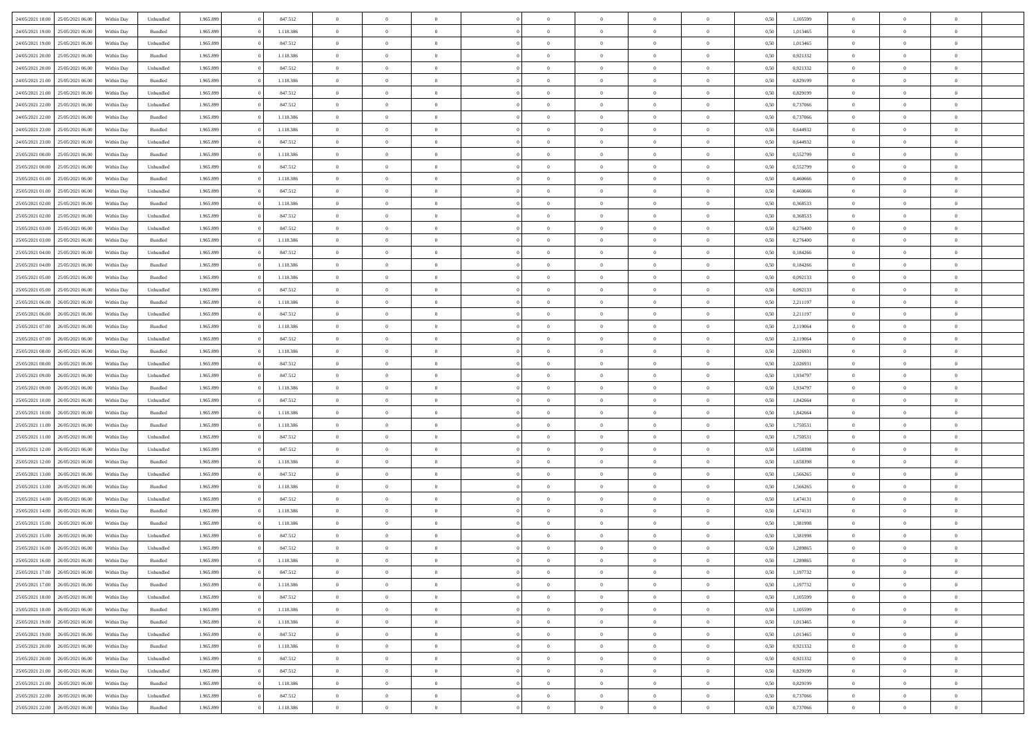| | | | | | | | | | | | | | | | | | | | | | |
|---|---|---|---|---|---|---|---|---|---|---|---|---|---|---|---|---|---|---|---|---|---|
| 24/05/2021 18:00 | 25/05/2021 06:00 | Within Day | Unbundled | 1.965.899 | 0 | 847.512 | 0 | 0 | 0 | | 0 | 0 | 0 | 0 | 0,50 | 1,105599 | 0 | 0 | 0 | |
| 24/05/2021 19:00 | 25/05/2021 06:00 | Within Day | Bundled | 1.965.899 | 0 | 1.118.386 | 0 | 0 | 0 | | 0 | 0 | 0 | 0 | 0,50 | 1,013465 | 0 | 0 | 0 | |
| 24/05/2021 19:00 | 25/05/2021 06:00 | Within Day | Unbundled | 1.965.899 | 0 | 847.512 | 0 | 0 | 0 | | 0 | 0 | 0 | 0 | 0,50 | 1,013465 | 0 | 0 | 0 | |
| 24/05/2021 20:00 | 25/05/2021 06:00 | Within Day | Bundled | 1.965.899 | 0 | 1.118.386 | 0 | 0 | 0 | | 0 | 0 | 0 | 0 | 0,50 | 0,921332 | 0 | 0 | 0 | |
| 24/05/2021 20:00 | 25/05/2021 06:00 | Within Day | Unbundled | 1.965.899 | 0 | 847.512 | 0 | 0 | 0 | | 0 | 0 | 0 | 0 | 0,50 | 0,921332 | 0 | 0 | 0 | |
| 24/05/2021 21:00 | 25/05/2021 06:00 | Within Day | Bundled | 1.965.899 | 0 | 1.118.386 | 0 | 0 | 0 | | 0 | 0 | 0 | 0 | 0,50 | 0,829199 | 0 | 0 | 0 | |
| 24/05/2021 21:00 | 25/05/2021 06:00 | Within Day | Unbundled | 1.965.899 | 0 | 847.512 | 0 | 0 | 0 | | 0 | 0 | 0 | 0 | 0,50 | 0,829199 | 0 | 0 | 0 | |
| 24/05/2021 22:00 | 25/05/2021 06:00 | Within Day | Unbundled | 1.965.899 | 0 | 847.512 | 0 | 0 | 0 | | 0 | 0 | 0 | 0 | 0,50 | 0,737066 | 0 | 0 | 0 | |
| 24/05/2021 22:00 | 25/05/2021 06:00 | Within Day | Bundled | 1.965.899 | 0 | 1.118.386 | 0 | 0 | 0 | | 0 | 0 | 0 | 0 | 0,50 | 0,737066 | 0 | 0 | 0 | |
| 24/05/2021 23:00 | 25/05/2021 06:00 | Within Day | Bundled | 1.965.899 | 0 | 1.118.386 | 0 | 0 | 0 | | 0 | 0 | 0 | 0 | 0,50 | 0,644932 | 0 | 0 | 0 | |
| 24/05/2021 23:00 | 25/05/2021 06:00 | Within Day | Unbundled | 1.965.899 | 0 | 847.512 | 0 | 0 | 0 | | 0 | 0 | 0 | 0 | 0,50 | 0,644932 | 0 | 0 | 0 | |
| 25/05/2021 00:00 | 25/05/2021 06:00 | Within Day | Bundled | 1.965.899 | 0 | 1.118.386 | 0 | 0 | 0 | | 0 | 0 | 0 | 0 | 0,50 | 0,552799 | 0 | 0 | 0 | |
| 25/05/2021 00:00 | 25/05/2021 06:00 | Within Day | Unbundled | 1.965.899 | 0 | 847.512 | 0 | 0 | 0 | | 0 | 0 | 0 | 0 | 0,50 | 0,552799 | 0 | 0 | 0 | |
| 25/05/2021 01:00 | 25/05/2021 06:00 | Within Day | Bundled | 1.965.899 | 0 | 1.118.386 | 0 | 0 | 0 | | 0 | 0 | 0 | 0 | 0,50 | 0,460666 | 0 | 0 | 0 | |
| 25/05/2021 01:00 | 25/05/2021 06:00 | Within Day | Unbundled | 1.965.899 | 0 | 847.512 | 0 | 0 | 0 | | 0 | 0 | 0 | 0 | 0,50 | 0,460666 | 0 | 0 | 0 | |
| 25/05/2021 02:00 | 25/05/2021 06:00 | Within Day | Bundled | 1.965.899 | 0 | 1.118.386 | 0 | 0 | 0 | | 0 | 0 | 0 | 0 | 0,50 | 0,368533 | 0 | 0 | 0 | |
| 25/05/2021 02:00 | 25/05/2021 06:00 | Within Day | Unbundled | 1.965.899 | 0 | 847.512 | 0 | 0 | 0 | | 0 | 0 | 0 | 0 | 0,50 | 0,368533 | 0 | 0 | 0 | |
| 25/05/2021 03:00 | 25/05/2021 06:00 | Within Day | Unbundled | 1.965.899 | 0 | 847.512 | 0 | 0 | 0 | | 0 | 0 | 0 | 0 | 0,50 | 0,276400 | 0 | 0 | 0 | |
| 25/05/2021 03:00 | 25/05/2021 06:00 | Within Day | Bundled | 1.965.899 | 0 | 1.118.386 | 0 | 0 | 0 | | 0 | 0 | 0 | 0 | 0,50 | 0,276400 | 0 | 0 | 0 | |
| 25/05/2021 04:00 | 25/05/2021 06:00 | Within Day | Unbundled | 1.965.899 | 0 | 847.512 | 0 | 0 | 0 | | 0 | 0 | 0 | 0 | 0,50 | 0,184266 | 0 | 0 | 0 | |
| 25/05/2021 04:00 | 25/05/2021 06:00 | Within Day | Bundled | 1.965.899 | 0 | 1.118.386 | 0 | 0 | 0 | | 0 | 0 | 0 | 0 | 0,50 | 0,184266 | 0 | 0 | 0 | |
| 25/05/2021 05:00 | 25/05/2021 06:00 | Within Day | Bundled | 1.965.899 | 0 | 1.118.386 | 0 | 0 | 0 | | 0 | 0 | 0 | 0 | 0,50 | 0,092133 | 0 | 0 | 0 | |
| 25/05/2021 05:00 | 25/05/2021 06:00 | Within Day | Unbundled | 1.965.899 | 0 | 847.512 | 0 | 0 | 0 | | 0 | 0 | 0 | 0 | 0,50 | 0,092133 | 0 | 0 | 0 | |
| 25/05/2021 06:00 | 26/05/2021 06:00 | Within Day | Bundled | 1.965.899 | 0 | 1.118.386 | 0 | 0 | 0 | | 0 | 0 | 0 | 0 | 0,50 | 2,211197 | 0 | 0 | 0 | |
| 25/05/2021 06:00 | 26/05/2021 06:00 | Within Day | Unbundled | 1.965.899 | 0 | 847.512 | 0 | 0 | 0 | | 0 | 0 | 0 | 0 | 0,50 | 2,211197 | 0 | 0 | 0 | |
| 25/05/2021 07:00 | 26/05/2021 06:00 | Within Day | Bundled | 1.965.899 | 0 | 1.118.386 | 0 | 0 | 0 | | 0 | 0 | 0 | 0 | 0,50 | 2,119064 | 0 | 0 | 0 | |
| 25/05/2021 07:00 | 26/05/2021 06:00 | Within Day | Unbundled | 1.965.899 | 0 | 847.512 | 0 | 0 | 0 | | 0 | 0 | 0 | 0 | 0,50 | 2,119064 | 0 | 0 | 0 | |
| 25/05/2021 08:00 | 26/05/2021 06:00 | Within Day | Bundled | 1.965.899 | 0 | 1.118.386 | 0 | 0 | 0 | | 0 | 0 | 0 | 0 | 0,50 | 2,026931 | 0 | 0 | 0 | |
| 25/05/2021 08:00 | 26/05/2021 06:00 | Within Day | Unbundled | 1.965.899 | 0 | 847.512 | 0 | 0 | 0 | | 0 | 0 | 0 | 0 | 0,50 | 2,026931 | 0 | 0 | 0 | |
| 25/05/2021 09:00 | 26/05/2021 06:00 | Within Day | Unbundled | 1.965.899 | 0 | 847.512 | 0 | 0 | 0 | | 0 | 0 | 0 | 0 | 0,50 | 1,934797 | 0 | 0 | 0 | |
| 25/05/2021 09:00 | 26/05/2021 06:00 | Within Day | Bundled | 1.965.899 | 0 | 1.118.386 | 0 | 0 | 0 | | 0 | 0 | 0 | 0 | 0,50 | 1,934797 | 0 | 0 | 0 | |
| 25/05/2021 10:00 | 26/05/2021 06:00 | Within Day | Unbundled | 1.965.899 | 0 | 847.512 | 0 | 0 | 0 | | 0 | 0 | 0 | 0 | 0,50 | 1,842664 | 0 | 0 | 0 | |
| 25/05/2021 10:00 | 26/05/2021 06:00 | Within Day | Bundled | 1.965.899 | 0 | 1.118.386 | 0 | 0 | 0 | | 0 | 0 | 0 | 0 | 0,50 | 1,842664 | 0 | 0 | 0 | |
| 25/05/2021 11:00 | 26/05/2021 06:00 | Within Day | Bundled | 1.965.899 | 0 | 1.118.386 | 0 | 0 | 0 | | 0 | 0 | 0 | 0 | 0,50 | 1,750531 | 0 | 0 | 0 | |
| 25/05/2021 11:00 | 26/05/2021 06:00 | Within Day | Unbundled | 1.965.899 | 0 | 847.512 | 0 | 0 | 0 | | 0 | 0 | 0 | 0 | 0,50 | 1,750531 | 0 | 0 | 0 | |
| 25/05/2021 12:00 | 26/05/2021 06:00 | Within Day | Unbundled | 1.965.899 | 0 | 847.512 | 0 | 0 | 0 | | 0 | 0 | 0 | 0 | 0,50 | 1,658398 | 0 | 0 | 0 | |
| 25/05/2021 12:00 | 26/05/2021 06:00 | Within Day | Bundled | 1.965.899 | 0 | 1.118.386 | 0 | 0 | 0 | | 0 | 0 | 0 | 0 | 0,50 | 1,658398 | 0 | 0 | 0 | |
| 25/05/2021 13:00 | 26/05/2021 06:00 | Within Day | Unbundled | 1.965.899 | 0 | 847.512 | 0 | 0 | 0 | | 0 | 0 | 0 | 0 | 0,50 | 1,566265 | 0 | 0 | 0 | |
| 25/05/2021 13:00 | 26/05/2021 06:00 | Within Day | Bundled | 1.965.899 | 0 | 1.118.386 | 0 | 0 | 0 | | 0 | 0 | 0 | 0 | 0,50 | 1,566265 | 0 | 0 | 0 | |
| 25/05/2021 14:00 | 26/05/2021 06:00 | Within Day | Unbundled | 1.965.899 | 0 | 847.512 | 0 | 0 | 0 | | 0 | 0 | 0 | 0 | 0,50 | 1,474131 | 0 | 0 | 0 | |
| 25/05/2021 14:00 | 26/05/2021 06:00 | Within Day | Bundled | 1.965.899 | 0 | 1.118.386 | 0 | 0 | 0 | | 0 | 0 | 0 | 0 | 0,50 | 1,474131 | 0 | 0 | 0 | |
| 25/05/2021 15:00 | 26/05/2021 06:00 | Within Day | Bundled | 1.965.899 | 0 | 1.118.386 | 0 | 0 | 0 | | 0 | 0 | 0 | 0 | 0,50 | 1,381998 | 0 | 0 | 0 | |
| 25/05/2021 15:00 | 26/05/2021 06:00 | Within Day | Unbundled | 1.965.899 | 0 | 847.512 | 0 | 0 | 0 | | 0 | 0 | 0 | 0 | 0,50 | 1,381998 | 0 | 0 | 0 | |
| 25/05/2021 16:00 | 26/05/2021 06:00 | Within Day | Unbundled | 1.965.899 | 0 | 847.512 | 0 | 0 | 0 | | 0 | 0 | 0 | 0 | 0,50 | 1,289865 | 0 | 0 | 0 | |
| 25/05/2021 16:00 | 26/05/2021 06:00 | Within Day | Bundled | 1.965.899 | 0 | 1.118.386 | 0 | 0 | 0 | | 0 | 0 | 0 | 0 | 0,50 | 1,289865 | 0 | 0 | 0 | |
| 25/05/2021 17:00 | 26/05/2021 06:00 | Within Day | Unbundled | 1.965.899 | 0 | 847.512 | 0 | 0 | 0 | | 0 | 0 | 0 | 0 | 0,50 | 1,197732 | 0 | 0 | 0 | |
| 25/05/2021 17:00 | 26/05/2021 06:00 | Within Day | Bundled | 1.965.899 | 0 | 1.118.386 | 0 | 0 | 0 | | 0 | 0 | 0 | 0 | 0,50 | 1,197732 | 0 | 0 | 0 | |
| 25/05/2021 18:00 | 26/05/2021 06:00 | Within Day | Unbundled | 1.965.899 | 0 | 847.512 | 0 | 0 | 0 | | 0 | 0 | 0 | 0 | 0,50 | 1,105599 | 0 | 0 | 0 | |
| 25/05/2021 18:00 | 26/05/2021 06:00 | Within Day | Bundled | 1.965.899 | 0 | 1.118.386 | 0 | 0 | 0 | | 0 | 0 | 0 | 0 | 0,50 | 1,105599 | 0 | 0 | 0 | |
| 25/05/2021 19:00 | 26/05/2021 06:00 | Within Day | Bundled | 1.965.899 | 0 | 1.118.386 | 0 | 0 | 0 | | 0 | 0 | 0 | 0 | 0,50 | 1,013465 | 0 | 0 | 0 | |
| 25/05/2021 19:00 | 26/05/2021 06:00 | Within Day | Unbundled | 1.965.899 | 0 | 847.512 | 0 | 0 | 0 | | 0 | 0 | 0 | 0 | 0,50 | 1,013465 | 0 | 0 | 0 | |
| 25/05/2021 20:00 | 26/05/2021 06:00 | Within Day | Bundled | 1.965.899 | 0 | 1.118.386 | 0 | 0 | 0 | | 0 | 0 | 0 | 0 | 0,50 | 0,921332 | 0 | 0 | 0 | |
| 25/05/2021 20:00 | 26/05/2021 06:00 | Within Day | Unbundled | 1.965.899 | 0 | 847.512 | 0 | 0 | 0 | | 0 | 0 | 0 | 0 | 0,50 | 0,921332 | 0 | 0 | 0 | |
| 25/05/2021 21:00 | 26/05/2021 06:00 | Within Day | Unbundled | 1.965.899 | 0 | 847.512 | 0 | 0 | 0 | | 0 | 0 | 0 | 0 | 0,50 | 0,829199 | 0 | 0 | 0 | |
| 25/05/2021 21:00 | 26/05/2021 06:00 | Within Day | Bundled | 1.965.899 | 0 | 1.118.386 | 0 | 0 | 0 | | 0 | 0 | 0 | 0 | 0,50 | 0,829199 | 0 | 0 | 0 | |
| 25/05/2021 22:00 | 26/05/2021 06:00 | Within Day | Unbundled | 1.965.899 | 0 | 847.512 | 0 | 0 | 0 | | 0 | 0 | 0 | 0 | 0,50 | 0,737066 | 0 | 0 | 0 | |
| 25/05/2021 22:00 | 26/05/2021 06:00 | Within Day | Bundled | 1.965.899 | 0 | 1.118.386 | 0 | 0 | 0 | | 0 | 0 | 0 | 0 | 0,50 | 0,737066 | 0 | 0 | 0 | |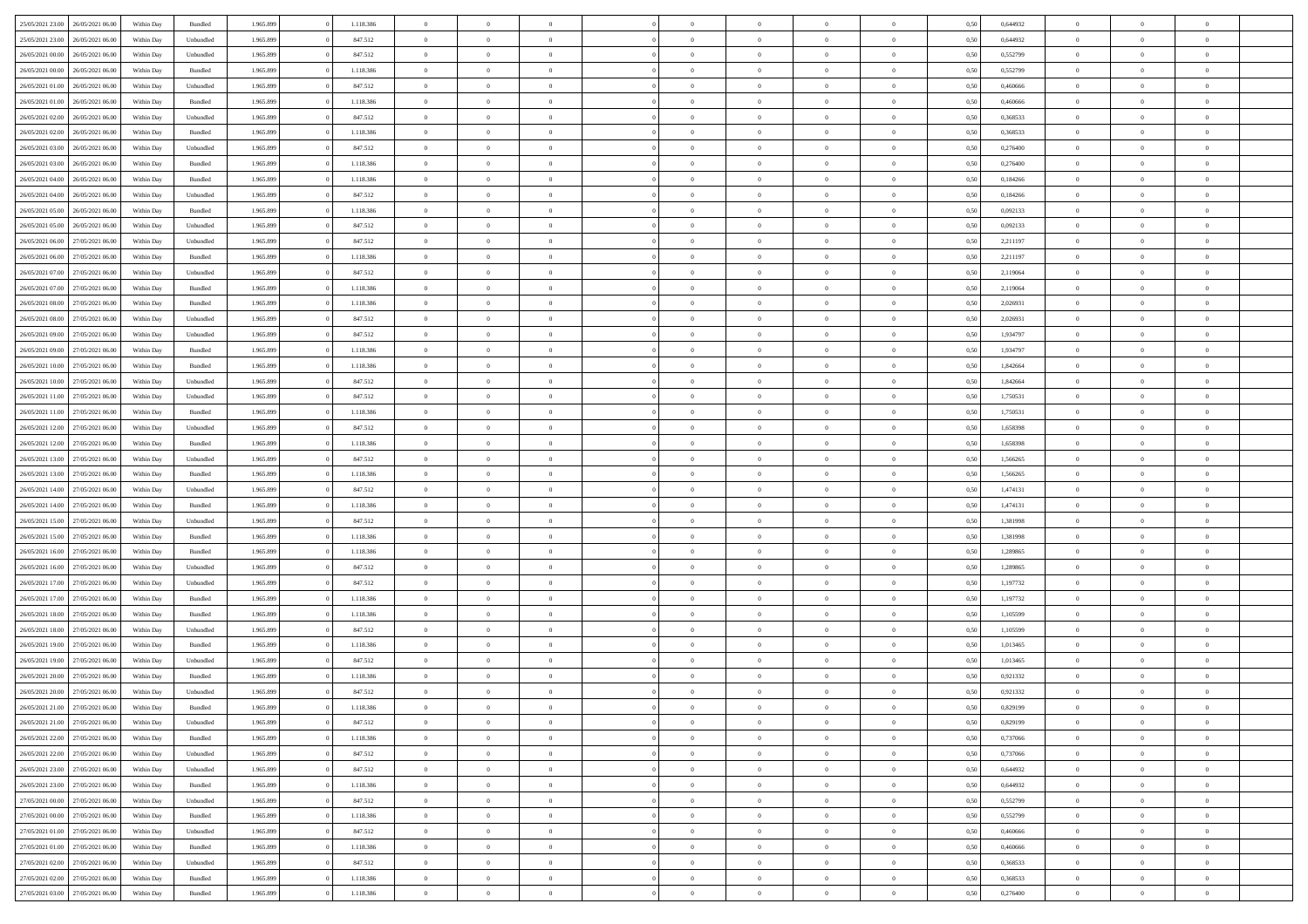| | | | | | | | | | | | | | | | | | | | | | |
|---|---|---|---|---|---|---|---|---|---|---|---|---|---|---|---|---|---|---|---|---|---|
| 25/05/2021 23:00 | 26/05/2021 06:00 | Within Day | Bundled | 1.965.899 | 0 | 1.118.386 | 0 | 0 | 0 | | 0 | 0 | 0 | 0 | 0,50 | 0,644932 | 0 | 0 | 0 | |
| 25/05/2021 23:00 | 26/05/2021 06:00 | Within Day | Unbundled | 1.965.899 | 0 | 847.512 | 0 | 0 | 0 | | 0 | 0 | 0 | 0 | 0,50 | 0,644932 | 0 | 0 | 0 | |
| 26/05/2021 00:00 | 26/05/2021 06:00 | Within Day | Unbundled | 1.965.899 | 0 | 847.512 | 0 | 0 | 0 | | 0 | 0 | 0 | 0 | 0,50 | 0,552799 | 0 | 0 | 0 | |
| 26/05/2021 00:00 | 26/05/2021 06:00 | Within Day | Bundled | 1.965.899 | 0 | 1.118.386 | 0 | 0 | 0 | | 0 | 0 | 0 | 0 | 0,50 | 0,552799 | 0 | 0 | 0 | |
| 26/05/2021 01:00 | 26/05/2021 06:00 | Within Day | Unbundled | 1.965.899 | 0 | 847.512 | 0 | 0 | 0 | | 0 | 0 | 0 | 0 | 0,50 | 0,460666 | 0 | 0 | 0 | |
| 26/05/2021 01:00 | 26/05/2021 06:00 | Within Day | Bundled | 1.965.899 | 0 | 1.118.386 | 0 | 0 | 0 | | 0 | 0 | 0 | 0 | 0,50 | 0,460666 | 0 | 0 | 0 | |
| 26/05/2021 02:00 | 26/05/2021 06:00 | Within Day | Unbundled | 1.965.899 | 0 | 847.512 | 0 | 0 | 0 | | 0 | 0 | 0 | 0 | 0,50 | 0,368533 | 0 | 0 | 0 | |
| 26/05/2021 02:00 | 26/05/2021 06:00 | Within Day | Bundled | 1.965.899 | 0 | 1.118.386 | 0 | 0 | 0 | | 0 | 0 | 0 | 0 | 0,50 | 0,368533 | 0 | 0 | 0 | |
| 26/05/2021 03:00 | 26/05/2021 06:00 | Within Day | Unbundled | 1.965.899 | 0 | 847.512 | 0 | 0 | 0 | | 0 | 0 | 0 | 0 | 0,50 | 0,276400 | 0 | 0 | 0 | |
| 26/05/2021 03:00 | 26/05/2021 06:00 | Within Day | Bundled | 1.965.899 | 0 | 1.118.386 | 0 | 0 | 0 | | 0 | 0 | 0 | 0 | 0,50 | 0,276400 | 0 | 0 | 0 | |
| 26/05/2021 04:00 | 26/05/2021 06:00 | Within Day | Bundled | 1.965.899 | 0 | 1.118.386 | 0 | 0 | 0 | | 0 | 0 | 0 | 0 | 0,50 | 0,184266 | 0 | 0 | 0 | |
| 26/05/2021 04:00 | 26/05/2021 06:00 | Within Day | Unbundled | 1.965.899 | 0 | 847.512 | 0 | 0 | 0 | | 0 | 0 | 0 | 0 | 0,50 | 0,184266 | 0 | 0 | 0 | |
| 26/05/2021 05:00 | 26/05/2021 06:00 | Within Day | Bundled | 1.965.899 | 0 | 1.118.386 | 0 | 0 | 0 | | 0 | 0 | 0 | 0 | 0,50 | 0,092133 | 0 | 0 | 0 | |
| 26/05/2021 05:00 | 26/05/2021 06:00 | Within Day | Unbundled | 1.965.899 | 0 | 847.512 | 0 | 0 | 0 | | 0 | 0 | 0 | 0 | 0,50 | 0,092133 | 0 | 0 | 0 | |
| 26/05/2021 06:00 | 27/05/2021 06:00 | Within Day | Unbundled | 1.965.899 | 0 | 847.512 | 0 | 0 | 0 | | 0 | 0 | 0 | 0 | 0,50 | 2,211197 | 0 | 0 | 0 | |
| 26/05/2021 06:00 | 27/05/2021 06:00 | Within Day | Bundled | 1.965.899 | 0 | 1.118.386 | 0 | 0 | 0 | | 0 | 0 | 0 | 0 | 0,50 | 2,211197 | 0 | 0 | 0 | |
| 26/05/2021 07:00 | 27/05/2021 06:00 | Within Day | Unbundled | 1.965.899 | 0 | 847.512 | 0 | 0 | 0 | | 0 | 0 | 0 | 0 | 0,50 | 2,119064 | 0 | 0 | 0 | |
| 26/05/2021 07:00 | 27/05/2021 06:00 | Within Day | Bundled | 1.965.899 | 0 | 1.118.386 | 0 | 0 | 0 | | 0 | 0 | 0 | 0 | 0,50 | 2,119064 | 0 | 0 | 0 | |
| 26/05/2021 08:00 | 27/05/2021 06:00 | Within Day | Bundled | 1.965.899 | 0 | 1.118.386 | 0 | 0 | 0 | | 0 | 0 | 0 | 0 | 0,50 | 2,026931 | 0 | 0 | 0 | |
| 26/05/2021 08:00 | 27/05/2021 06:00 | Within Day | Unbundled | 1.965.899 | 0 | 847.512 | 0 | 0 | 0 | | 0 | 0 | 0 | 0 | 0,50 | 2,026931 | 0 | 0 | 0 | |
| 26/05/2021 09:00 | 27/05/2021 06:00 | Within Day | Unbundled | 1.965.899 | 0 | 847.512 | 0 | 0 | 0 | | 0 | 0 | 0 | 0 | 0,50 | 1,934797 | 0 | 0 | 0 | |
| 26/05/2021 09:00 | 27/05/2021 06:00 | Within Day | Bundled | 1.965.899 | 0 | 1.118.386 | 0 | 0 | 0 | | 0 | 0 | 0 | 0 | 0,50 | 1,934797 | 0 | 0 | 0 | |
| 26/05/2021 10:00 | 27/05/2021 06:00 | Within Day | Bundled | 1.965.899 | 0 | 1.118.386 | 0 | 0 | 0 | | 0 | 0 | 0 | 0 | 0,50 | 1,842664 | 0 | 0 | 0 | |
| 26/05/2021 10:00 | 27/05/2021 06:00 | Within Day | Unbundled | 1.965.899 | 0 | 847.512 | 0 | 0 | 0 | | 0 | 0 | 0 | 0 | 0,50 | 1,842664 | 0 | 0 | 0 | |
| 26/05/2021 11:00 | 27/05/2021 06:00 | Within Day | Unbundled | 1.965.899 | 0 | 847.512 | 0 | 0 | 0 | | 0 | 0 | 0 | 0 | 0,50 | 1,750531 | 0 | 0 | 0 | |
| 26/05/2021 11:00 | 27/05/2021 06:00 | Within Day | Bundled | 1.965.899 | 0 | 1.118.386 | 0 | 0 | 0 | | 0 | 0 | 0 | 0 | 0,50 | 1,750531 | 0 | 0 | 0 | |
| 26/05/2021 12:00 | 27/05/2021 06:00 | Within Day | Unbundled | 1.965.899 | 0 | 847.512 | 0 | 0 | 0 | | 0 | 0 | 0 | 0 | 0,50 | 1,658398 | 0 | 0 | 0 | |
| 26/05/2021 12:00 | 27/05/2021 06:00 | Within Day | Bundled | 1.965.899 | 0 | 1.118.386 | 0 | 0 | 0 | | 0 | 0 | 0 | 0 | 0,50 | 1,658398 | 0 | 0 | 0 | |
| 26/05/2021 13:00 | 27/05/2021 06:00 | Within Day | Unbundled | 1.965.899 | 0 | 847.512 | 0 | 0 | 0 | | 0 | 0 | 0 | 0 | 0,50 | 1,566265 | 0 | 0 | 0 | |
| 26/05/2021 13:00 | 27/05/2021 06:00 | Within Day | Bundled | 1.965.899 | 0 | 1.118.386 | 0 | 0 | 0 | | 0 | 0 | 0 | 0 | 0,50 | 1,566265 | 0 | 0 | 0 | |
| 26/05/2021 14:00 | 27/05/2021 06:00 | Within Day | Unbundled | 1.965.899 | 0 | 847.512 | 0 | 0 | 0 | | 0 | 0 | 0 | 0 | 0,50 | 1,474131 | 0 | 0 | 0 | |
| 26/05/2021 14:00 | 27/05/2021 06:00 | Within Day | Bundled | 1.965.899 | 0 | 1.118.386 | 0 | 0 | 0 | | 0 | 0 | 0 | 0 | 0,50 | 1,474131 | 0 | 0 | 0 | |
| 26/05/2021 15:00 | 27/05/2021 06:00 | Within Day | Unbundled | 1.965.899 | 0 | 847.512 | 0 | 0 | 0 | | 0 | 0 | 0 | 0 | 0,50 | 1,381998 | 0 | 0 | 0 | |
| 26/05/2021 15:00 | 27/05/2021 06:00 | Within Day | Bundled | 1.965.899 | 0 | 1.118.386 | 0 | 0 | 0 | | 0 | 0 | 0 | 0 | 0,50 | 1,381998 | 0 | 0 | 0 | |
| 26/05/2021 16:00 | 27/05/2021 06:00 | Within Day | Bundled | 1.965.899 | 0 | 1.118.386 | 0 | 0 | 0 | | 0 | 0 | 0 | 0 | 0,50 | 1,289865 | 0 | 0 | 0 | |
| 26/05/2021 16:00 | 27/05/2021 06:00 | Within Day | Unbundled | 1.965.899 | 0 | 847.512 | 0 | 0 | 0 | | 0 | 0 | 0 | 0 | 0,50 | 1,289865 | 0 | 0 | 0 | |
| 26/05/2021 17:00 | 27/05/2021 06:00 | Within Day | Unbundled | 1.965.899 | 0 | 847.512 | 0 | 0 | 0 | | 0 | 0 | 0 | 0 | 0,50 | 1,197732 | 0 | 0 | 0 | |
| 26/05/2021 17:00 | 27/05/2021 06:00 | Within Day | Bundled | 1.965.899 | 0 | 1.118.386 | 0 | 0 | 0 | | 0 | 0 | 0 | 0 | 0,50 | 1,197732 | 0 | 0 | 0 | |
| 26/05/2021 18:00 | 27/05/2021 06:00 | Within Day | Bundled | 1.965.899 | 0 | 1.118.386 | 0 | 0 | 0 | | 0 | 0 | 0 | 0 | 0,50 | 1,105599 | 0 | 0 | 0 | |
| 26/05/2021 18:00 | 27/05/2021 06:00 | Within Day | Unbundled | 1.965.899 | 0 | 847.512 | 0 | 0 | 0 | | 0 | 0 | 0 | 0 | 0,50 | 1,105599 | 0 | 0 | 0 | |
| 26/05/2021 19:00 | 27/05/2021 06:00 | Within Day | Bundled | 1.965.899 | 0 | 1.118.386 | 0 | 0 | 0 | | 0 | 0 | 0 | 0 | 0,50 | 1,013465 | 0 | 0 | 0 | |
| 26/05/2021 19:00 | 27/05/2021 06:00 | Within Day | Unbundled | 1.965.899 | 0 | 847.512 | 0 | 0 | 0 | | 0 | 0 | 0 | 0 | 0,50 | 1,013465 | 0 | 0 | 0 | |
| 26/05/2021 20:00 | 27/05/2021 06:00 | Within Day | Bundled | 1.965.899 | 0 | 1.118.386 | 0 | 0 | 0 | | 0 | 0 | 0 | 0 | 0,50 | 0,921332 | 0 | 0 | 0 | |
| 26/05/2021 20:00 | 27/05/2021 06:00 | Within Day | Unbundled | 1.965.899 | 0 | 847.512 | 0 | 0 | 0 | | 0 | 0 | 0 | 0 | 0,50 | 0,921332 | 0 | 0 | 0 | |
| 26/05/2021 21:00 | 27/05/2021 06:00 | Within Day | Bundled | 1.965.899 | 0 | 1.118.386 | 0 | 0 | 0 | | 0 | 0 | 0 | 0 | 0,50 | 0,829199 | 0 | 0 | 0 | |
| 26/05/2021 21:00 | 27/05/2021 06:00 | Within Day | Unbundled | 1.965.899 | 0 | 847.512 | 0 | 0 | 0 | | 0 | 0 | 0 | 0 | 0,50 | 0,829199 | 0 | 0 | 0 | |
| 26/05/2021 22:00 | 27/05/2021 06:00 | Within Day | Bundled | 1.965.899 | 0 | 1.118.386 | 0 | 0 | 0 | | 0 | 0 | 0 | 0 | 0,50 | 0,737066 | 0 | 0 | 0 | |
| 26/05/2021 22:00 | 27/05/2021 06:00 | Within Day | Unbundled | 1.965.899 | 0 | 847.512 | 0 | 0 | 0 | | 0 | 0 | 0 | 0 | 0,50 | 0,737066 | 0 | 0 | 0 | |
| 26/05/2021 23:00 | 27/05/2021 06:00 | Within Day | Unbundled | 1.965.899 | 0 | 847.512 | 0 | 0 | 0 | | 0 | 0 | 0 | 0 | 0,50 | 0,644932 | 0 | 0 | 0 | |
| 26/05/2021 23:00 | 27/05/2021 06:00 | Within Day | Bundled | 1.965.899 | 0 | 1.118.386 | 0 | 0 | 0 | | 0 | 0 | 0 | 0 | 0,50 | 0,644932 | 0 | 0 | 0 | |
| 27/05/2021 00:00 | 27/05/2021 06:00 | Within Day | Unbundled | 1.965.899 | 0 | 847.512 | 0 | 0 | 0 | | 0 | 0 | 0 | 0 | 0,50 | 0,552799 | 0 | 0 | 0 | |
| 27/05/2021 00:00 | 27/05/2021 06:00 | Within Day | Bundled | 1.965.899 | 0 | 1.118.386 | 0 | 0 | 0 | | 0 | 0 | 0 | 0 | 0,50 | 0,552799 | 0 | 0 | 0 | |
| 27/05/2021 01:00 | 27/05/2021 06:00 | Within Day | Unbundled | 1.965.899 | 0 | 847.512 | 0 | 0 | 0 | | 0 | 0 | 0 | 0 | 0,50 | 0,460666 | 0 | 0 | 0 | |
| 27/05/2021 01:00 | 27/05/2021 06:00 | Within Day | Bundled | 1.965.899 | 0 | 1.118.386 | 0 | 0 | 0 | | 0 | 0 | 0 | 0 | 0,50 | 0,460666 | 0 | 0 | 0 | |
| 27/05/2021 02:00 | 27/05/2021 06:00 | Within Day | Unbundled | 1.965.899 | 0 | 847.512 | 0 | 0 | 0 | | 0 | 0 | 0 | 0 | 0,50 | 0,368533 | 0 | 0 | 0 | |
| 27/05/2021 02:00 | 27/05/2021 06:00 | Within Day | Bundled | 1.965.899 | 0 | 1.118.386 | 0 | 0 | 0 | | 0 | 0 | 0 | 0 | 0,50 | 0,368533 | 0 | 0 | 0 | |
| 27/05/2021 03:00 | 27/05/2021 06:00 | Within Day | Bundled | 1.965.899 | 0 | 1.118.386 | 0 | 0 | 0 | | 0 | 0 | 0 | 0 | 0,50 | 0,276400 | 0 | 0 | 0 | |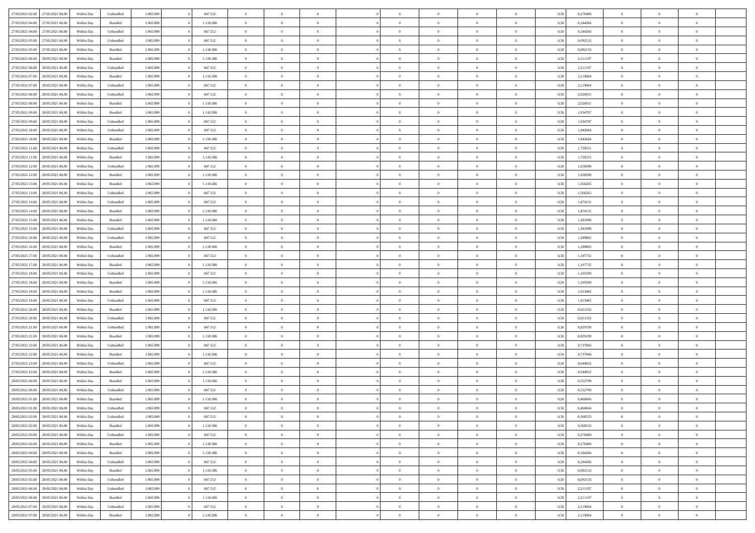| | | | | | | | | | | | | | | | | | | | | | |
|---|---|---|---|---|---|---|---|---|---|---|---|---|---|---|---|---|---|---|---|---|---|
| 27/05/2021 03:00 | 27/05/2021 06:00 | Within Day | Unbundled | 1.965.899 | 0 | 847.512 | 0 | 0 | 0 | | 0 | 0 | 0 | 0 | 0 | 0,50 | 0,276400 | 0 | 0 | 0 | |
| 27/05/2021 04:00 | 27/05/2021 06:00 | Within Day | Bundled | 1.965.899 | 0 | 1.118.386 | 0 | 0 | 0 | | 0 | 0 | 0 | 0 | 0 | 0,50 | 0,184266 | 0 | 0 | 0 | |
| 27/05/2021 04:00 | 27/05/2021 06:00 | Within Day | Unbundled | 1.965.899 | 0 | 847.512 | 0 | 0 | 0 | | 0 | 0 | 0 | 0 | 0 | 0,50 | 0,184266 | 0 | 0 | 0 | |
| 27/05/2021 05:00 | 27/05/2021 06:00 | Within Day | Unbundled | 1.965.899 | 0 | 847.512 | 0 | 0 | 0 | | 0 | 0 | 0 | 0 | 0 | 0,50 | 0,092133 | 0 | 0 | 0 | |
| 27/05/2021 05:00 | 27/05/2021 06:00 | Within Day | Bundled | 1.965.899 | 0 | 1.118.386 | 0 | 0 | 0 | | 0 | 0 | 0 | 0 | 0 | 0,50 | 0,092133 | 0 | 0 | 0 | |
| 27/05/2021 06:00 | 28/05/2021 06:00 | Within Day | Bundled | 1.965.899 | 0 | 1.118.386 | 0 | 0 | 0 | | 0 | 0 | 0 | 0 | 0 | 0,50 | 2,211197 | 0 | 0 | 0 | |
| 27/05/2021 06:00 | 28/05/2021 06:00 | Within Day | Unbundled | 1.965.899 | 0 | 847.512 | 0 | 0 | 0 | | 0 | 0 | 0 | 0 | 0 | 0,50 | 2,211197 | 0 | 0 | 0 | |
| 27/05/2021 07:00 | 28/05/2021 06:00 | Within Day | Bundled | 1.965.899 | 0 | 1.118.386 | 0 | 0 | 0 | | 0 | 0 | 0 | 0 | 0 | 0,50 | 2,119064 | 0 | 0 | 0 | |
| 27/05/2021 07:00 | 28/05/2021 06:00 | Within Day | Unbundled | 1.965.899 | 0 | 847.512 | 0 | 0 | 0 | | 0 | 0 | 0 | 0 | 0 | 0,50 | 2,119064 | 0 | 0 | 0 | |
| 27/05/2021 08:00 | 28/05/2021 06:00 | Within Day | Unbundled | 1.965.899 | 0 | 847.512 | 0 | 0 | 0 | | 0 | 0 | 0 | 0 | 0 | 0,50 | 2,026931 | 0 | 0 | 0 | |
| 27/05/2021 08:00 | 28/05/2021 06:00 | Within Day | Bundled | 1.965.899 | 0 | 1.118.386 | 0 | 0 | 0 | | 0 | 0 | 0 | 0 | 0 | 0,50 | 2,026931 | 0 | 0 | 0 | |
| 27/05/2021 09:00 | 28/05/2021 06:00 | Within Day | Bundled | 1.965.899 | 0 | 1.118.386 | 0 | 0 | 0 | | 0 | 0 | 0 | 0 | 0 | 0,50 | 1,934797 | 0 | 0 | 0 | |
| 27/05/2021 09:00 | 28/05/2021 06:00 | Within Day | Unbundled | 1.965.899 | 0 | 847.512 | 0 | 0 | 0 | | 0 | 0 | 0 | 0 | 0 | 0,50 | 1,934797 | 0 | 0 | 0 | |
| 27/05/2021 10:00 | 28/05/2021 06:00 | Within Day | Unbundled | 1.965.899 | 0 | 847.512 | 0 | 0 | 0 | | 0 | 0 | 0 | 0 | 0 | 0,50 | 1,842664 | 0 | 0 | 0 | |
| 27/05/2021 10:00 | 28/05/2021 06:00 | Within Day | Bundled | 1.965.899 | 0 | 1.118.386 | 0 | 0 | 0 | | 0 | 0 | 0 | 0 | 0 | 0,50 | 1,842664 | 0 | 0 | 0 | |
| 27/05/2021 11:00 | 28/05/2021 06:00 | Within Day | Unbundled | 1.965.899 | 0 | 847.512 | 0 | 0 | 0 | | 0 | 0 | 0 | 0 | 0 | 0,50 | 1,750531 | 0 | 0 | 0 | |
| 27/05/2021 11:00 | 28/05/2021 06:00 | Within Day | Bundled | 1.965.899 | 0 | 1.118.386 | 0 | 0 | 0 | | 0 | 0 | 0 | 0 | 0 | 0,50 | 1,750531 | 0 | 0 | 0 | |
| 27/05/2021 12:00 | 28/05/2021 06:00 | Within Day | Unbundled | 1.965.899 | 0 | 847.512 | 0 | 0 | 0 | | 0 | 0 | 0 | 0 | 0 | 0,50 | 1,658398 | 0 | 0 | 0 | |
| 27/05/2021 12:00 | 28/05/2021 06:00 | Within Day | Bundled | 1.965.899 | 0 | 1.118.386 | 0 | 0 | 0 | | 0 | 0 | 0 | 0 | 0 | 0,50 | 1,658398 | 0 | 0 | 0 | |
| 27/05/2021 13:00 | 28/05/2021 06:00 | Within Day | Bundled | 1.965.899 | 0 | 1.118.386 | 0 | 0 | 0 | | 0 | 0 | 0 | 0 | 0 | 0,50 | 1,566265 | 0 | 0 | 0 | |
| 27/05/2021 13:00 | 28/05/2021 06:00 | Within Day | Unbundled | 1.965.899 | 0 | 847.512 | 0 | 0 | 0 | | 0 | 0 | 0 | 0 | 0 | 0,50 | 1,566265 | 0 | 0 | 0 | |
| 27/05/2021 14:00 | 28/05/2021 06:00 | Within Day | Unbundled | 1.965.899 | 0 | 847.512 | 0 | 0 | 0 | | 0 | 0 | 0 | 0 | 0 | 0,50 | 1,474131 | 0 | 0 | 0 | |
| 27/05/2021 14:00 | 28/05/2021 06:00 | Within Day | Bundled | 1.965.899 | 0 | 1.118.386 | 0 | 0 | 0 | | 0 | 0 | 0 | 0 | 0 | 0,50 | 1,474131 | 0 | 0 | 0 | |
| 27/05/2021 15:00 | 28/05/2021 06:00 | Within Day | Bundled | 1.965.899 | 0 | 1.118.386 | 0 | 0 | 0 | | 0 | 0 | 0 | 0 | 0 | 0,50 | 1,381998 | 0 | 0 | 0 | |
| 27/05/2021 15:00 | 28/05/2021 06:00 | Within Day | Unbundled | 1.965.899 | 0 | 847.512 | 0 | 0 | 0 | | 0 | 0 | 0 | 0 | 0 | 0,50 | 1,381998 | 0 | 0 | 0 | |
| 27/05/2021 16:00 | 28/05/2021 06:00 | Within Day | Unbundled | 1.965.899 | 0 | 847.512 | 0 | 0 | 0 | | 0 | 0 | 0 | 0 | 0 | 0,50 | 1,289865 | 0 | 0 | 0 | |
| 27/05/2021 16:00 | 28/05/2021 06:00 | Within Day | Bundled | 1.965.899 | 0 | 1.118.386 | 0 | 0 | 0 | | 0 | 0 | 0 | 0 | 0 | 0,50 | 1,289865 | 0 | 0 | 0 | |
| 27/05/2021 17:00 | 28/05/2021 06:00 | Within Day | Unbundled | 1.965.899 | 0 | 847.512 | 0 | 0 | 0 | | 0 | 0 | 0 | 0 | 0 | 0,50 | 1,197732 | 0 | 0 | 0 | |
| 27/05/2021 17:00 | 28/05/2021 06:00 | Within Day | Bundled | 1.965.899 | 0 | 1.118.386 | 0 | 0 | 0 | | 0 | 0 | 0 | 0 | 0 | 0,50 | 1,197732 | 0 | 0 | 0 | |
| 27/05/2021 18:00 | 28/05/2021 06:00 | Within Day | Unbundled | 1.965.899 | 0 | 847.512 | 0 | 0 | 0 | | 0 | 0 | 0 | 0 | 0 | 0,50 | 1,105599 | 0 | 0 | 0 | |
| 27/05/2021 18:00 | 28/05/2021 06:00 | Within Day | Bundled | 1.965.899 | 0 | 1.118.386 | 0 | 0 | 0 | | 0 | 0 | 0 | 0 | 0 | 0,50 | 1,105599 | 0 | 0 | 0 | |
| 27/05/2021 19:00 | 28/05/2021 06:00 | Within Day | Bundled | 1.965.899 | 0 | 1.118.386 | 0 | 0 | 0 | | 0 | 0 | 0 | 0 | 0 | 0,50 | 1,013465 | 0 | 0 | 0 | |
| 27/05/2021 19:00 | 28/05/2021 06:00 | Within Day | Unbundled | 1.965.899 | 0 | 847.512 | 0 | 0 | 0 | | 0 | 0 | 0 | 0 | 0 | 0,50 | 1,013465 | 0 | 0 | 0 | |
| 27/05/2021 20:00 | 28/05/2021 06:00 | Within Day | Bundled | 1.965.899 | 0 | 1.118.386 | 0 | 0 | 0 | | 0 | 0 | 0 | 0 | 0 | 0,50 | 0,921332 | 0 | 0 | 0 | |
| 27/05/2021 20:00 | 28/05/2021 06:00 | Within Day | Unbundled | 1.965.899 | 0 | 847.512 | 0 | 0 | 0 | | 0 | 0 | 0 | 0 | 0 | 0,50 | 0,921332 | 0 | 0 | 0 | |
| 27/05/2021 21:00 | 28/05/2021 06:00 | Within Day | Unbundled | 1.965.899 | 0 | 847.512 | 0 | 0 | 0 | | 0 | 0 | 0 | 0 | 0 | 0,50 | 0,829199 | 0 | 0 | 0 | |
| 27/05/2021 21:00 | 28/05/2021 06:00 | Within Day | Bundled | 1.965.899 | 0 | 1.118.386 | 0 | 0 | 0 | | 0 | 0 | 0 | 0 | 0 | 0,50 | 0,829199 | 0 | 0 | 0 | |
| 27/05/2021 22:00 | 28/05/2021 06:00 | Within Day | Unbundled | 1.965.899 | 0 | 847.512 | 0 | 0 | 0 | | 0 | 0 | 0 | 0 | 0 | 0,50 | 0,737066 | 0 | 0 | 0 | |
| 27/05/2021 22:00 | 28/05/2021 06:00 | Within Day | Bundled | 1.965.899 | 0 | 1.118.386 | 0 | 0 | 0 | | 0 | 0 | 0 | 0 | 0 | 0,50 | 0,737066 | 0 | 0 | 0 | |
| 27/05/2021 23:00 | 28/05/2021 06:00 | Within Day | Unbundled | 1.965.899 | 0 | 847.512 | 0 | 0 | 0 | | 0 | 0 | 0 | 0 | 0 | 0,50 | 0,644932 | 0 | 0 | 0 | |
| 27/05/2021 23:00 | 28/05/2021 06:00 | Within Day | Bundled | 1.965.899 | 0 | 1.118.386 | 0 | 0 | 0 | | 0 | 0 | 0 | 0 | 0 | 0,50 | 0,644932 | 0 | 0 | 0 | |
| 28/05/2021 00:00 | 28/05/2021 06:00 | Within Day | Bundled | 1.965.899 | 0 | 1.118.386 | 0 | 0 | 0 | | 0 | 0 | 0 | 0 | 0 | 0,50 | 0,552799 | 0 | 0 | 0 | |
| 28/05/2021 00:00 | 28/05/2021 06:00 | Within Day | Unbundled | 1.965.899 | 0 | 847.512 | 0 | 0 | 0 | | 0 | 0 | 0 | 0 | 0 | 0,50 | 0,552799 | 0 | 0 | 0 | |
| 28/05/2021 01:00 | 28/05/2021 06:00 | Within Day | Bundled | 1.965.899 | 0 | 1.118.386 | 0 | 0 | 0 | | 0 | 0 | 0 | 0 | 0 | 0,50 | 0,460666 | 0 | 0 | 0 | |
| 28/05/2021 01:00 | 28/05/2021 06:00 | Within Day | Unbundled | 1.965.899 | 0 | 847.512 | 0 | 0 | 0 | | 0 | 0 | 0 | 0 | 0 | 0,50 | 0,460666 | 0 | 0 | 0 | |
| 28/05/2021 02:00 | 28/05/2021 06:00 | Within Day | Unbundled | 1.965.899 | 0 | 847.512 | 0 | 0 | 0 | | 0 | 0 | 0 | 0 | 0 | 0,50 | 0,368533 | 0 | 0 | 0 | |
| 28/05/2021 02:00 | 28/05/2021 06:00 | Within Day | Bundled | 1.965.899 | 0 | 1.118.386 | 0 | 0 | 0 | | 0 | 0 | 0 | 0 | 0 | 0,50 | 0,368533 | 0 | 0 | 0 | |
| 28/05/2021 03:00 | 28/05/2021 06:00 | Within Day | Unbundled | 1.965.899 | 0 | 847.512 | 0 | 0 | 0 | | 0 | 0 | 0 | 0 | 0 | 0,50 | 0,276400 | 0 | 0 | 0 | |
| 28/05/2021 03:00 | 28/05/2021 06:00 | Within Day | Bundled | 1.965.899 | 0 | 1.118.386 | 0 | 0 | 0 | | 0 | 0 | 0 | 0 | 0 | 0,50 | 0,276400 | 0 | 0 | 0 | |
| 28/05/2021 04:00 | 28/05/2021 06:00 | Within Day | Bundled | 1.965.899 | 0 | 1.118.386 | 0 | 0 | 0 | | 0 | 0 | 0 | 0 | 0 | 0,50 | 0,184266 | 0 | 0 | 0 | |
| 28/05/2021 04:00 | 28/05/2021 06:00 | Within Day | Unbundled | 1.965.899 | 0 | 847.512 | 0 | 0 | 0 | | 0 | 0 | 0 | 0 | 0 | 0,50 | 0,184266 | 0 | 0 | 0 | |
| 28/05/2021 05:00 | 28/05/2021 06:00 | Within Day | Bundled | 1.965.899 | 0 | 1.118.386 | 0 | 0 | 0 | | 0 | 0 | 0 | 0 | 0 | 0,50 | 0,092133 | 0 | 0 | 0 | |
| 28/05/2021 05:00 | 28/05/2021 06:00 | Within Day | Unbundled | 1.965.899 | 0 | 847.512 | 0 | 0 | 0 | | 0 | 0 | 0 | 0 | 0 | 0,50 | 0,092133 | 0 | 0 | 0 | |
| 28/05/2021 06:00 | 29/05/2021 06:00 | Within Day | Unbundled | 1.965.899 | 0 | 847.512 | 0 | 0 | 0 | | 0 | 0 | 0 | 0 | 0 | 0,50 | 2,211197 | 0 | 0 | 0 | |
| 28/05/2021 06:00 | 29/05/2021 06:00 | Within Day | Bundled | 1.965.899 | 0 | 1.118.386 | 0 | 0 | 0 | | 0 | 0 | 0 | 0 | 0 | 0,50 | 2,211197 | 0 | 0 | 0 | |
| 28/05/2021 07:00 | 29/05/2021 06:00 | Within Day | Unbundled | 1.965.899 | 0 | 847.512 | 0 | 0 | 0 | | 0 | 0 | 0 | 0 | 0 | 0,50 | 2,119064 | 0 | 0 | 0 | |
| 28/05/2021 07:00 | 29/05/2021 06:00 | Within Day | Bundled | 1.965.899 | 0 | 1.118.386 | 0 | 0 | 0 | | 0 | 0 | 0 | 0 | 0 | 0,50 | 2,119064 | 0 | 0 | 0 | |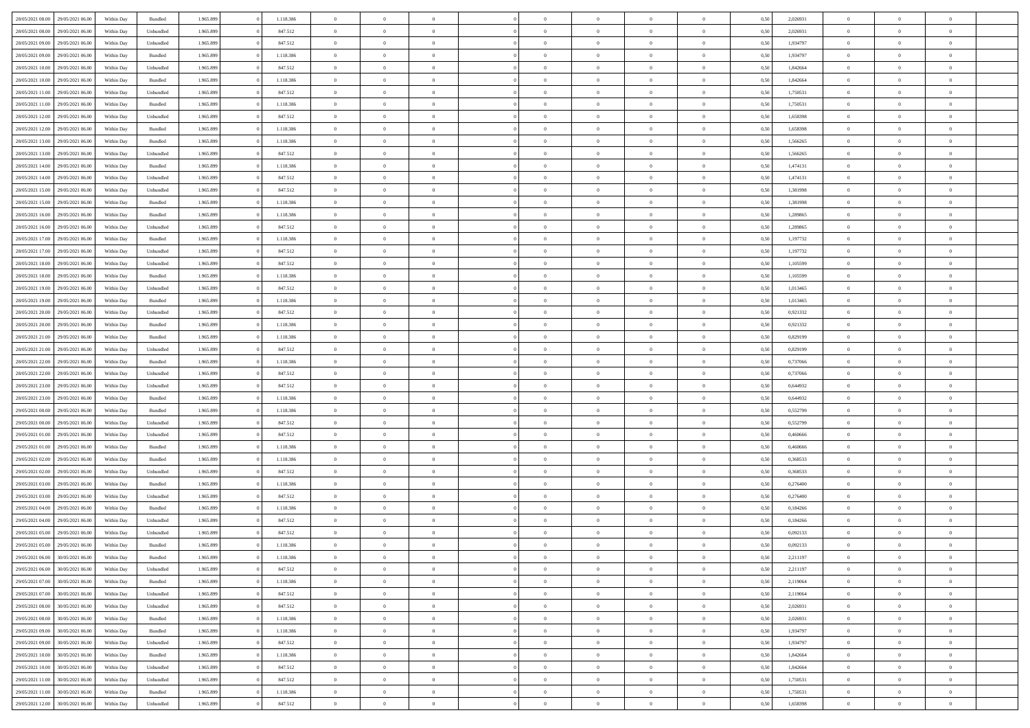| 28/05/2021 08:00 | 29/05/2021 06:00 | Within Day | Bundled | 1.965.899 | 0 | 1.118.386 | 0 | 0 | 0 | | 0 | 0 | 0 | 0 | 0,50 | 2,026931 | 0 | 0 | 0 | |
|---|---|---|---|---|---|---|---|---|---|---|---|---|---|---|---|---|---|---|---|---|
| 28/05/2021 08:00 | 29/05/2021 06:00 | Within Day | Unbundled | 1.965.899 | 0 | 847.512 | 0 | 0 | 0 | | 0 | 0 | 0 | 0 | 0,50 | 2,026931 | 0 | 0 | 0 | |
| 28/05/2021 09:00 | 29/05/2021 06:00 | Within Day | Unbundled | 1.965.899 | 0 | 847.512 | 0 | 0 | 0 | | 0 | 0 | 0 | 0 | 0,50 | 1,934797 | 0 | 0 | 0 | |
| 28/05/2021 09:00 | 29/05/2021 06:00 | Within Day | Bundled | 1.965.899 | 0 | 1.118.386 | 0 | 0 | 0 | | 0 | 0 | 0 | 0 | 0,50 | 1,934797 | 0 | 0 | 0 | |
| 28/05/2021 10:00 | 29/05/2021 06:00 | Within Day | Unbundled | 1.965.899 | 0 | 847.512 | 0 | 0 | 0 | | 0 | 0 | 0 | 0 | 0,50 | 1,842664 | 0 | 0 | 0 | |
| 28/05/2021 10:00 | 29/05/2021 06:00 | Within Day | Bundled | 1.965.899 | 0 | 1.118.386 | 0 | 0 | 0 | | 0 | 0 | 0 | 0 | 0,50 | 1,842664 | 0 | 0 | 0 | |
| 28/05/2021 11:00 | 29/05/2021 06:00 | Within Day | Unbundled | 1.965.899 | 0 | 847.512 | 0 | 0 | 0 | | 0 | 0 | 0 | 0 | 0,50 | 1,750531 | 0 | 0 | 0 | |
| 28/05/2021 11:00 | 29/05/2021 06:00 | Within Day | Bundled | 1.965.899 | 0 | 1.118.386 | 0 | 0 | 0 | | 0 | 0 | 0 | 0 | 0,50 | 1,750531 | 0 | 0 | 0 | |
| 28/05/2021 12:00 | 29/05/2021 06:00 | Within Day | Unbundled | 1.965.899 | 0 | 847.512 | 0 | 0 | 0 | | 0 | 0 | 0 | 0 | 0,50 | 1,658398 | 0 | 0 | 0 | |
| 28/05/2021 12:00 | 29/05/2021 06:00 | Within Day | Bundled | 1.965.899 | 0 | 1.118.386 | 0 | 0 | 0 | | 0 | 0 | 0 | 0 | 0,50 | 1,658398 | 0 | 0 | 0 | |
| 28/05/2021 13:00 | 29/05/2021 06:00 | Within Day | Bundled | 1.965.899 | 0 | 1.118.386 | 0 | 0 | 0 | | 0 | 0 | 0 | 0 | 0,50 | 1,566265 | 0 | 0 | 0 | |
| 28/05/2021 13:00 | 29/05/2021 06:00 | Within Day | Unbundled | 1.965.899 | 0 | 847.512 | 0 | 0 | 0 | | 0 | 0 | 0 | 0 | 0,50 | 1,566265 | 0 | 0 | 0 | |
| 28/05/2021 14:00 | 29/05/2021 06:00 | Within Day | Bundled | 1.965.899 | 0 | 1.118.386 | 0 | 0 | 0 | | 0 | 0 | 0 | 0 | 0,50 | 1,474131 | 0 | 0 | 0 | |
| 28/05/2021 14:00 | 29/05/2021 06:00 | Within Day | Unbundled | 1.965.899 | 0 | 847.512 | 0 | 0 | 0 | | 0 | 0 | 0 | 0 | 0,50 | 1,474131 | 0 | 0 | 0 | |
| 28/05/2021 15:00 | 29/05/2021 06:00 | Within Day | Unbundled | 1.965.899 | 0 | 847.512 | 0 | 0 | 0 | | 0 | 0 | 0 | 0 | 0,50 | 1,381998 | 0 | 0 | 0 | |
| 28/05/2021 15:00 | 29/05/2021 06:00 | Within Day | Bundled | 1.965.899 | 0 | 1.118.386 | 0 | 0 | 0 | | 0 | 0 | 0 | 0 | 0,50 | 1,381998 | 0 | 0 | 0 | |
| 28/05/2021 16:00 | 29/05/2021 06:00 | Within Day | Bundled | 1.965.899 | 0 | 1.118.386 | 0 | 0 | 0 | | 0 | 0 | 0 | 0 | 0,50 | 1,289865 | 0 | 0 | 0 | |
| 28/05/2021 16:00 | 29/05/2021 06:00 | Within Day | Unbundled | 1.965.899 | 0 | 847.512 | 0 | 0 | 0 | | 0 | 0 | 0 | 0 | 0,50 | 1,289865 | 0 | 0 | 0 | |
| 28/05/2021 17:00 | 29/05/2021 06:00 | Within Day | Bundled | 1.965.899 | 0 | 1.118.386 | 0 | 0 | 0 | | 0 | 0 | 0 | 0 | 0,50 | 1,197732 | 0 | 0 | 0 | |
| 28/05/2021 17:00 | 29/05/2021 06:00 | Within Day | Unbundled | 1.965.899 | 0 | 847.512 | 0 | 0 | 0 | | 0 | 0 | 0 | 0 | 0,50 | 1,197732 | 0 | 0 | 0 | |
| 28/05/2021 18:00 | 29/05/2021 06:00 | Within Day | Unbundled | 1.965.899 | 0 | 847.512 | 0 | 0 | 0 | | 0 | 0 | 0 | 0 | 0,50 | 1,105599 | 0 | 0 | 0 | |
| 28/05/2021 18:00 | 29/05/2021 06:00 | Within Day | Bundled | 1.965.899 | 0 | 1.118.386 | 0 | 0 | 0 | | 0 | 0 | 0 | 0 | 0,50 | 1,105599 | 0 | 0 | 0 | |
| 28/05/2021 19:00 | 29/05/2021 06:00 | Within Day | Unbundled | 1.965.899 | 0 | 847.512 | 0 | 0 | 0 | | 0 | 0 | 0 | 0 | 0,50 | 1,013465 | 0 | 0 | 0 | |
| 28/05/2021 19:00 | 29/05/2021 06:00 | Within Day | Bundled | 1.965.899 | 0 | 1.118.386 | 0 | 0 | 0 | | 0 | 0 | 0 | 0 | 0,50 | 1,013465 | 0 | 0 | 0 | |
| 28/05/2021 20:00 | 29/05/2021 06:00 | Within Day | Unbundled | 1.965.899 | 0 | 847.512 | 0 | 0 | 0 | | 0 | 0 | 0 | 0 | 0,50 | 0,921332 | 0 | 0 | 0 | |
| 28/05/2021 20:00 | 29/05/2021 06:00 | Within Day | Bundled | 1.965.899 | 0 | 1.118.386 | 0 | 0 | 0 | | 0 | 0 | 0 | 0 | 0,50 | 0,921332 | 0 | 0 | 0 | |
| 28/05/2021 21:00 | 29/05/2021 06:00 | Within Day | Bundled | 1.965.899 | 0 | 1.118.386 | 0 | 0 | 0 | | 0 | 0 | 0 | 0 | 0,50 | 0,829199 | 0 | 0 | 0 | |
| 28/05/2021 21:00 | 29/05/2021 06:00 | Within Day | Unbundled | 1.965.899 | 0 | 847.512 | 0 | 0 | 0 | | 0 | 0 | 0 | 0 | 0,50 | 0,829199 | 0 | 0 | 0 | |
| 28/05/2021 22:00 | 29/05/2021 06:00 | Within Day | Bundled | 1.965.899 | 0 | 1.118.386 | 0 | 0 | 0 | | 0 | 0 | 0 | 0 | 0,50 | 0,737066 | 0 | 0 | 0 | |
| 28/05/2021 22:00 | 29/05/2021 06:00 | Within Day | Unbundled | 1.965.899 | 0 | 847.512 | 0 | 0 | 0 | | 0 | 0 | 0 | 0 | 0,50 | 0,737066 | 0 | 0 | 0 | |
| 28/05/2021 23:00 | 29/05/2021 06:00 | Within Day | Unbundled | 1.965.899 | 0 | 847.512 | 0 | 0 | 0 | | 0 | 0 | 0 | 0 | 0,50 | 0,644932 | 0 | 0 | 0 | |
| 28/05/2021 23:00 | 29/05/2021 06:00 | Within Day | Bundled | 1.965.899 | 0 | 1.118.386 | 0 | 0 | 0 | | 0 | 0 | 0 | 0 | 0,50 | 0,644932 | 0 | 0 | 0 | |
| 29/05/2021 00:00 | 29/05/2021 06:00 | Within Day | Bundled | 1.965.899 | 0 | 1.118.386 | 0 | 0 | 0 | | 0 | 0 | 0 | 0 | 0,50 | 0,552799 | 0 | 0 | 0 | |
| 29/05/2021 00:00 | 29/05/2021 06:00 | Within Day | Unbundled | 1.965.899 | 0 | 847.512 | 0 | 0 | 0 | | 0 | 0 | 0 | 0 | 0,50 | 0,552799 | 0 | 0 | 0 | |
| 29/05/2021 01:00 | 29/05/2021 06:00 | Within Day | Unbundled | 1.965.899 | 0 | 847.512 | 0 | 0 | 0 | | 0 | 0 | 0 | 0 | 0,50 | 0,460666 | 0 | 0 | 0 | |
| 29/05/2021 01:00 | 29/05/2021 06:00 | Within Day | Bundled | 1.965.899 | 0 | 1.118.386 | 0 | 0 | 0 | | 0 | 0 | 0 | 0 | 0,50 | 0,460666 | 0 | 0 | 0 | |
| 29/05/2021 02:00 | 29/05/2021 06:00 | Within Day | Bundled | 1.965.899 | 0 | 1.118.386 | 0 | 0 | 0 | | 0 | 0 | 0 | 0 | 0,50 | 0,368533 | 0 | 0 | 0 | |
| 29/05/2021 02:00 | 29/05/2021 06:00 | Within Day | Unbundled | 1.965.899 | 0 | 847.512 | 0 | 0 | 0 | | 0 | 0 | 0 | 0 | 0,50 | 0,368533 | 0 | 0 | 0 | |
| 29/05/2021 03:00 | 29/05/2021 06:00 | Within Day | Bundled | 1.965.899 | 0 | 1.118.386 | 0 | 0 | 0 | | 0 | 0 | 0 | 0 | 0,50 | 0,276400 | 0 | 0 | 0 | |
| 29/05/2021 03:00 | 29/05/2021 06:00 | Within Day | Unbundled | 1.965.899 | 0 | 847.512 | 0 | 0 | 0 | | 0 | 0 | 0 | 0 | 0,50 | 0,276400 | 0 | 0 | 0 | |
| 29/05/2021 04:00 | 29/05/2021 06:00 | Within Day | Bundled | 1.965.899 | 0 | 1.118.386 | 0 | 0 | 0 | | 0 | 0 | 0 | 0 | 0,50 | 0,184266 | 0 | 0 | 0 | |
| 29/05/2021 04:00 | 29/05/2021 06:00 | Within Day | Unbundled | 1.965.899 | 0 | 847.512 | 0 | 0 | 0 | | 0 | 0 | 0 | 0 | 0,50 | 0,184266 | 0 | 0 | 0 | |
| 29/05/2021 05:00 | 29/05/2021 06:00 | Within Day | Unbundled | 1.965.899 | 0 | 847.512 | 0 | 0 | 0 | | 0 | 0 | 0 | 0 | 0,50 | 0,092133 | 0 | 0 | 0 | |
| 29/05/2021 05:00 | 29/05/2021 06:00 | Within Day | Bundled | 1.965.899 | 0 | 1.118.386 | 0 | 0 | 0 | | 0 | 0 | 0 | 0 | 0,50 | 0,092133 | 0 | 0 | 0 | |
| 29/05/2021 06:00 | 30/05/2021 06:00 | Within Day | Bundled | 1.965.899 | 0 | 1.118.386 | 0 | 0 | 0 | | 0 | 0 | 0 | 0 | 0,50 | 2,211197 | 0 | 0 | 0 | |
| 29/05/2021 06:00 | 30/05/2021 06:00 | Within Day | Unbundled | 1.965.899 | 0 | 847.512 | 0 | 0 | 0 | | 0 | 0 | 0 | 0 | 0,50 | 2,211197 | 0 | 0 | 0 | |
| 29/05/2021 07:00 | 30/05/2021 06:00 | Within Day | Bundled | 1.965.899 | 0 | 1.118.386 | 0 | 0 | 0 | | 0 | 0 | 0 | 0 | 0,50 | 2,119064 | 0 | 0 | 0 | |
| 29/05/2021 07:00 | 30/05/2021 06:00 | Within Day | Unbundled | 1.965.899 | 0 | 847.512 | 0 | 0 | 0 | | 0 | 0 | 0 | 0 | 0,50 | 2,119064 | 0 | 0 | 0 | |
| 29/05/2021 08:00 | 30/05/2021 06:00 | Within Day | Unbundled | 1.965.899 | 0 | 847.512 | 0 | 0 | 0 | | 0 | 0 | 0 | 0 | 0,50 | 2,026931 | 0 | 0 | 0 | |
| 29/05/2021 08:00 | 30/05/2021 06:00 | Within Day | Bundled | 1.965.899 | 0 | 1.118.386 | 0 | 0 | 0 | | 0 | 0 | 0 | 0 | 0,50 | 2,026931 | 0 | 0 | 0 | |
| 29/05/2021 09:00 | 30/05/2021 06:00 | Within Day | Bundled | 1.965.899 | 0 | 1.118.386 | 0 | 0 | 0 | | 0 | 0 | 0 | 0 | 0,50 | 1,934797 | 0 | 0 | 0 | |
| 29/05/2021 09:00 | 30/05/2021 06:00 | Within Day | Unbundled | 1.965.899 | 0 | 847.512 | 0 | 0 | 0 | | 0 | 0 | 0 | 0 | 0,50 | 1,934797 | 0 | 0 | 0 | |
| 29/05/2021 10:00 | 30/05/2021 06:00 | Within Day | Bundled | 1.965.899 | 0 | 1.118.386 | 0 | 0 | 0 | | 0 | 0 | 0 | 0 | 0,50 | 1,842664 | 0 | 0 | 0 | |
| 29/05/2021 10:00 | 30/05/2021 06:00 | Within Day | Unbundled | 1.965.899 | 0 | 847.512 | 0 | 0 | 0 | | 0 | 0 | 0 | 0 | 0,50 | 1,842664 | 0 | 0 | 0 | |
| 29/05/2021 11:00 | 30/05/2021 06:00 | Within Day | Unbundled | 1.965.899 | 0 | 847.512 | 0 | 0 | 0 | | 0 | 0 | 0 | 0 | 0,50 | 1,750531 | 0 | 0 | 0 | |
| 29/05/2021 11:00 | 30/05/2021 06:00 | Within Day | Bundled | 1.965.899 | 0 | 1.118.386 | 0 | 0 | 0 | | 0 | 0 | 0 | 0 | 0,50 | 1,750531 | 0 | 0 | 0 | |
| 29/05/2021 12:00 | 30/05/2021 06:00 | Within Day | Unbundled | 1.965.899 | 0 | 847.512 | 0 | 0 | 0 | | 0 | 0 | 0 | 0 | 0,50 | 1,658398 | 0 | 0 | 0 | |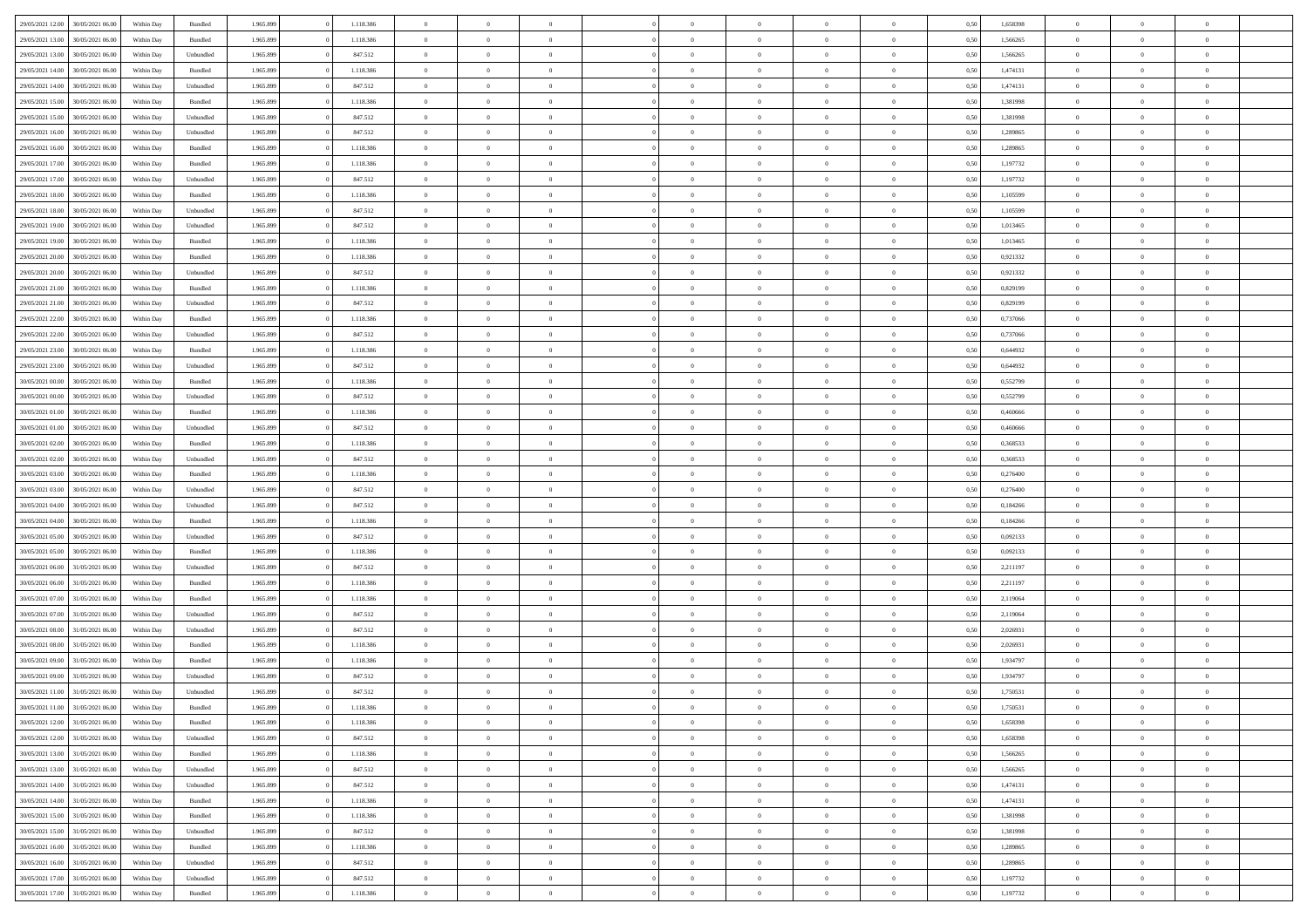| 29/05/2021 12:00 | 30/05/2021 06:00 | Within Day | Bundled | 1.965.899 | 0 | 1.118.386 | 0 | 0 | 0 | | 0 | 0 | 0 | 0 | 0,50 | 1,658398 | 0 | 0 | 0 | |
|---|---|---|---|---|---|---|---|---|---|---|---|---|---|---|---|---|---|---|---|---|
| 29/05/2021 13:00 | 30/05/2021 06:00 | Within Day | Bundled | 1.965.899 | 0 | 1.118.386 | 0 | 0 | 0 | | 0 | 0 | 0 | 0 | 0,50 | 1,566265 | 0 | 0 | 0 | |
| 29/05/2021 13:00 | 30/05/2021 06:00 | Within Day | Unbundled | 1.965.899 | 0 | 847.512 | 0 | 0 | 0 | | 0 | 0 | 0 | 0 | 0,50 | 1,566265 | 0 | 0 | 0 | |
| 29/05/2021 14:00 | 30/05/2021 06:00 | Within Day | Bundled | 1.965.899 | 0 | 1.118.386 | 0 | 0 | 0 | | 0 | 0 | 0 | 0 | 0,50 | 1,474131 | 0 | 0 | 0 | |
| 29/05/2021 14:00 | 30/05/2021 06:00 | Within Day | Unbundled | 1.965.899 | 0 | 847.512 | 0 | 0 | 0 | | 0 | 0 | 0 | 0 | 0,50 | 1,474131 | 0 | 0 | 0 | |
| 29/05/2021 15:00 | 30/05/2021 06:00 | Within Day | Bundled | 1.965.899 | 0 | 1.118.386 | 0 | 0 | 0 | | 0 | 0 | 0 | 0 | 0,50 | 1,381998 | 0 | 0 | 0 | |
| 29/05/2021 15:00 | 30/05/2021 06:00 | Within Day | Unbundled | 1.965.899 | 0 | 847.512 | 0 | 0 | 0 | | 0 | 0 | 0 | 0 | 0,50 | 1,381998 | 0 | 0 | 0 | |
| 29/05/2021 16:00 | 30/05/2021 06:00 | Within Day | Unbundled | 1.965.899 | 0 | 847.512 | 0 | 0 | 0 | | 0 | 0 | 0 | 0 | 0,50 | 1,289865 | 0 | 0 | 0 | |
| 29/05/2021 16:00 | 30/05/2021 06:00 | Within Day | Bundled | 1.965.899 | 0 | 1.118.386 | 0 | 0 | 0 | | 0 | 0 | 0 | 0 | 0,50 | 1,289865 | 0 | 0 | 0 | |
| 29/05/2021 17:00 | 30/05/2021 06:00 | Within Day | Bundled | 1.965.899 | 0 | 1.118.386 | 0 | 0 | 0 | | 0 | 0 | 0 | 0 | 0,50 | 1,197732 | 0 | 0 | 0 | |
| 29/05/2021 17:00 | 30/05/2021 06:00 | Within Day | Unbundled | 1.965.899 | 0 | 847.512 | 0 | 0 | 0 | | 0 | 0 | 0 | 0 | 0,50 | 1,197732 | 0 | 0 | 0 | |
| 29/05/2021 18:00 | 30/05/2021 06:00 | Within Day | Bundled | 1.965.899 | 0 | 1.118.386 | 0 | 0 | 0 | | 0 | 0 | 0 | 0 | 0,50 | 1,105599 | 0 | 0 | 0 | |
| 29/05/2021 18:00 | 30/05/2021 06:00 | Within Day | Unbundled | 1.965.899 | 0 | 847.512 | 0 | 0 | 0 | | 0 | 0 | 0 | 0 | 0,50 | 1,105599 | 0 | 0 | 0 | |
| 29/05/2021 19:00 | 30/05/2021 06:00 | Within Day | Unbundled | 1.965.899 | 0 | 847.512 | 0 | 0 | 0 | | 0 | 0 | 0 | 0 | 0,50 | 1,013465 | 0 | 0 | 0 | |
| 29/05/2021 19:00 | 30/05/2021 06:00 | Within Day | Bundled | 1.965.899 | 0 | 1.118.386 | 0 | 0 | 0 | | 0 | 0 | 0 | 0 | 0,50 | 1,013465 | 0 | 0 | 0 | |
| 29/05/2021 20:00 | 30/05/2021 06:00 | Within Day | Bundled | 1.965.899 | 0 | 1.118.386 | 0 | 0 | 0 | | 0 | 0 | 0 | 0 | 0,50 | 0,921332 | 0 | 0 | 0 | |
| 29/05/2021 20:00 | 30/05/2021 06:00 | Within Day | Unbundled | 1.965.899 | 0 | 847.512 | 0 | 0 | 0 | | 0 | 0 | 0 | 0 | 0,50 | 0,921332 | 0 | 0 | 0 | |
| 29/05/2021 21:00 | 30/05/2021 06:00 | Within Day | Bundled | 1.965.899 | 0 | 1.118.386 | 0 | 0 | 0 | | 0 | 0 | 0 | 0 | 0,50 | 0,829199 | 0 | 0 | 0 | |
| 29/05/2021 21:00 | 30/05/2021 06:00 | Within Day | Unbundled | 1.965.899 | 0 | 847.512 | 0 | 0 | 0 | | 0 | 0 | 0 | 0 | 0,50 | 0,829199 | 0 | 0 | 0 | |
| 29/05/2021 22:00 | 30/05/2021 06:00 | Within Day | Bundled | 1.965.899 | 0 | 1.118.386 | 0 | 0 | 0 | | 0 | 0 | 0 | 0 | 0,50 | 0,737066 | 0 | 0 | 0 | |
| 29/05/2021 22:00 | 30/05/2021 06:00 | Within Day | Unbundled | 1.965.899 | 0 | 847.512 | 0 | 0 | 0 | | 0 | 0 | 0 | 0 | 0,50 | 0,737066 | 0 | 0 | 0 | |
| 29/05/2021 23:00 | 30/05/2021 06:00 | Within Day | Bundled | 1.965.899 | 0 | 1.118.386 | 0 | 0 | 0 | | 0 | 0 | 0 | 0 | 0,50 | 0,644932 | 0 | 0 | 0 | |
| 29/05/2021 23:00 | 30/05/2021 06:00 | Within Day | Unbundled | 1.965.899 | 0 | 847.512 | 0 | 0 | 0 | | 0 | 0 | 0 | 0 | 0,50 | 0,644932 | 0 | 0 | 0 | |
| 30/05/2021 00:00 | 30/05/2021 06:00 | Within Day | Bundled | 1.965.899 | 0 | 1.118.386 | 0 | 0 | 0 | | 0 | 0 | 0 | 0 | 0,50 | 0,552799 | 0 | 0 | 0 | |
| 30/05/2021 00:00 | 30/05/2021 06:00 | Within Day | Unbundled | 1.965.899 | 0 | 847.512 | 0 | 0 | 0 | | 0 | 0 | 0 | 0 | 0,50 | 0,552799 | 0 | 0 | 0 | |
| 30/05/2021 01:00 | 30/05/2021 06:00 | Within Day | Bundled | 1.965.899 | 0 | 1.118.386 | 0 | 0 | 0 | | 0 | 0 | 0 | 0 | 0,50 | 0,460666 | 0 | 0 | 0 | |
| 30/05/2021 01:00 | 30/05/2021 06:00 | Within Day | Unbundled | 1.965.899 | 0 | 847.512 | 0 | 0 | 0 | | 0 | 0 | 0 | 0 | 0,50 | 0,460666 | 0 | 0 | 0 | |
| 30/05/2021 02:00 | 30/05/2021 06:00 | Within Day | Bundled | 1.965.899 | 0 | 1.118.386 | 0 | 0 | 0 | | 0 | 0 | 0 | 0 | 0,50 | 0,368533 | 0 | 0 | 0 | |
| 30/05/2021 02:00 | 30/05/2021 06:00 | Within Day | Unbundled | 1.965.899 | 0 | 847.512 | 0 | 0 | 0 | | 0 | 0 | 0 | 0 | 0,50 | 0,368533 | 0 | 0 | 0 | |
| 30/05/2021 03:00 | 30/05/2021 06:00 | Within Day | Bundled | 1.965.899 | 0 | 1.118.386 | 0 | 0 | 0 | | 0 | 0 | 0 | 0 | 0,50 | 0,276400 | 0 | 0 | 0 | |
| 30/05/2021 03:00 | 30/05/2021 06:00 | Within Day | Unbundled | 1.965.899 | 0 | 847.512 | 0 | 0 | 0 | | 0 | 0 | 0 | 0 | 0,50 | 0,276400 | 0 | 0 | 0 | |
| 30/05/2021 04:00 | 30/05/2021 06:00 | Within Day | Unbundled | 1.965.899 | 0 | 847.512 | 0 | 0 | 0 | | 0 | 0 | 0 | 0 | 0,50 | 0,184266 | 0 | 0 | 0 | |
| 30/05/2021 04:00 | 30/05/2021 06:00 | Within Day | Bundled | 1.965.899 | 0 | 1.118.386 | 0 | 0 | 0 | | 0 | 0 | 0 | 0 | 0,50 | 0,184266 | 0 | 0 | 0 | |
| 30/05/2021 05:00 | 30/05/2021 06:00 | Within Day | Unbundled | 1.965.899 | 0 | 847.512 | 0 | 0 | 0 | | 0 | 0 | 0 | 0 | 0,50 | 0,092133 | 0 | 0 | 0 | |
| 30/05/2021 05:00 | 30/05/2021 06:00 | Within Day | Bundled | 1.965.899 | 0 | 1.118.386 | 0 | 0 | 0 | | 0 | 0 | 0 | 0 | 0,50 | 0,092133 | 0 | 0 | 0 | |
| 30/05/2021 06:00 | 31/05/2021 06:00 | Within Day | Unbundled | 1.965.899 | 0 | 847.512 | 0 | 0 | 0 | | 0 | 0 | 0 | 0 | 0,50 | 2,211197 | 0 | 0 | 0 | |
| 30/05/2021 06:00 | 31/05/2021 06:00 | Within Day | Bundled | 1.965.899 | 0 | 1.118.386 | 0 | 0 | 0 | | 0 | 0 | 0 | 0 | 0,50 | 2,211197 | 0 | 0 | 0 | |
| 30/05/2021 07:00 | 31/05/2021 06:00 | Within Day | Bundled | 1.965.899 | 0 | 1.118.386 | 0 | 0 | 0 | | 0 | 0 | 0 | 0 | 0,50 | 2,119064 | 0 | 0 | 0 | |
| 30/05/2021 07:00 | 31/05/2021 06:00 | Within Day | Unbundled | 1.965.899 | 0 | 847.512 | 0 | 0 | 0 | | 0 | 0 | 0 | 0 | 0,50 | 2,119064 | 0 | 0 | 0 | |
| 30/05/2021 08:00 | 31/05/2021 06:00 | Within Day | Unbundled | 1.965.899 | 0 | 847.512 | 0 | 0 | 0 | | 0 | 0 | 0 | 0 | 0,50 | 2,026931 | 0 | 0 | 0 | |
| 30/05/2021 08:00 | 31/05/2021 06:00 | Within Day | Bundled | 1.965.899 | 0 | 1.118.386 | 0 | 0 | 0 | | 0 | 0 | 0 | 0 | 0,50 | 2,026931 | 0 | 0 | 0 | |
| 30/05/2021 09:00 | 31/05/2021 06:00 | Within Day | Bundled | 1.965.899 | 0 | 1.118.386 | 0 | 0 | 0 | | 0 | 0 | 0 | 0 | 0,50 | 1,934797 | 0 | 0 | 0 | |
| 30/05/2021 09:00 | 31/05/2021 06:00 | Within Day | Unbundled | 1.965.899 | 0 | 847.512 | 0 | 0 | 0 | | 0 | 0 | 0 | 0 | 0,50 | 1,934797 | 0 | 0 | 0 | |
| 30/05/2021 11:00 | 31/05/2021 06:00 | Within Day | Unbundled | 1.965.899 | 0 | 847.512 | 0 | 0 | 0 | | 0 | 0 | 0 | 0 | 0,50 | 1,750531 | 0 | 0 | 0 | |
| 30/05/2021 11:00 | 31/05/2021 06:00 | Within Day | Bundled | 1.965.899 | 0 | 1.118.386 | 0 | 0 | 0 | | 0 | 0 | 0 | 0 | 0,50 | 1,750531 | 0 | 0 | 0 | |
| 30/05/2021 12:00 | 31/05/2021 06:00 | Within Day | Bundled | 1.965.899 | 0 | 1.118.386 | 0 | 0 | 0 | | 0 | 0 | 0 | 0 | 0,50 | 1,658398 | 0 | 0 | 0 | |
| 30/05/2021 12:00 | 31/05/2021 06:00 | Within Day | Unbundled | 1.965.899 | 0 | 847.512 | 0 | 0 | 0 | | 0 | 0 | 0 | 0 | 0,50 | 1,658398 | 0 | 0 | 0 | |
| 30/05/2021 13:00 | 31/05/2021 06:00 | Within Day | Bundled | 1.965.899 | 0 | 1.118.386 | 0 | 0 | 0 | | 0 | 0 | 0 | 0 | 0,50 | 1,566265 | 0 | 0 | 0 | |
| 30/05/2021 13:00 | 31/05/2021 06:00 | Within Day | Unbundled | 1.965.899 | 0 | 847.512 | 0 | 0 | 0 | | 0 | 0 | 0 | 0 | 0,50 | 1,566265 | 0 | 0 | 0 | |
| 30/05/2021 14:00 | 31/05/2021 06:00 | Within Day | Unbundled | 1.965.899 | 0 | 847.512 | 0 | 0 | 0 | | 0 | 0 | 0 | 0 | 0,50 | 1,474131 | 0 | 0 | 0 | |
| 30/05/2021 14:00 | 31/05/2021 06:00 | Within Day | Bundled | 1.965.899 | 0 | 1.118.386 | 0 | 0 | 0 | | 0 | 0 | 0 | 0 | 0,50 | 1,474131 | 0 | 0 | 0 | |
| 30/05/2021 15:00 | 31/05/2021 06:00 | Within Day | Bundled | 1.965.899 | 0 | 1.118.386 | 0 | 0 | 0 | | 0 | 0 | 0 | 0 | 0,50 | 1,381998 | 0 | 0 | 0 | |
| 30/05/2021 15:00 | 31/05/2021 06:00 | Within Day | Unbundled | 1.965.899 | 0 | 847.512 | 0 | 0 | 0 | | 0 | 0 | 0 | 0 | 0,50 | 1,381998 | 0 | 0 | 0 | |
| 30/05/2021 16:00 | 31/05/2021 06:00 | Within Day | Bundled | 1.965.899 | 0 | 1.118.386 | 0 | 0 | 0 | | 0 | 0 | 0 | 0 | 0,50 | 1,289865 | 0 | 0 | 0 | |
| 30/05/2021 16:00 | 31/05/2021 06:00 | Within Day | Unbundled | 1.965.899 | 0 | 847.512 | 0 | 0 | 0 | | 0 | 0 | 0 | 0 | 0,50 | 1,289865 | 0 | 0 | 0 | |
| 30/05/2021 17:00 | 31/05/2021 06:00 | Within Day | Unbundled | 1.965.899 | 0 | 847.512 | 0 | 0 | 0 | | 0 | 0 | 0 | 0 | 0,50 | 1,197732 | 0 | 0 | 0 | |
| 30/05/2021 17:00 | 31/05/2021 06:00 | Within Day | Bundled | 1.965.899 | 0 | 1.118.386 | 0 | 0 | 0 | | 0 | 0 | 0 | 0 | 0,50 | 1,197732 | 0 | 0 | 0 | |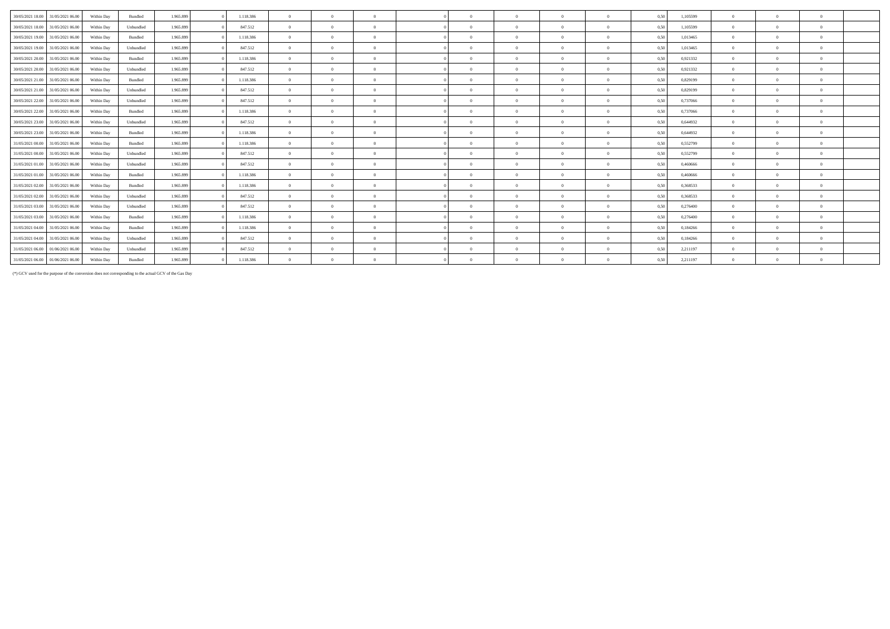| | | | | | | | | | | | | | | | | | | | | |
|---|---|---|---|---|---|---|---|---|---|---|---|---|---|---|---|---|---|---|---|---|
| 30/05/2021 18.00 | 31/05/2021 06.00 | Within Day | Bundled | 1.965.899 | 0 | 1.118.386 | 0 | 0 | 0 | 0 | 0 | 0 | 0 | 0 | 0,50 | 1,105599 | 0 | 0 | 0 | |
| 30/05/2021 18.00 | 31/05/2021 06.00 | Within Day | Unbundled | 1.965.899 | 0 | 847.512 | 0 | 0 | 0 | 0 | 0 | 0 | 0 | 0 | 0,50 | 1,105599 | 0 | 0 | 0 | |
| 30/05/2021 19.00 | 31/05/2021 06.00 | Within Day | Bundled | 1.965.899 | 0 | 1.118.386 | 0 | 0 | 0 | 0 | 0 | 0 | 0 | 0 | 0,50 | 1,013465 | 0 | 0 | 0 | |
| 30/05/2021 19.00 | 31/05/2021 06.00 | Within Day | Unbundled | 1.965.899 | 0 | 847.512 | 0 | 0 | 0 | 0 | 0 | 0 | 0 | 0 | 0,50 | 1,013465 | 0 | 0 | 0 | |
| 30/05/2021 20.00 | 31/05/2021 06.00 | Within Day | Bundled | 1.965.899 | 0 | 1.118.386 | 0 | 0 | 0 | 0 | 0 | 0 | 0 | 0 | 0,50 | 0,921332 | 0 | 0 | 0 | |
| 30/05/2021 20.00 | 31/05/2021 06.00 | Within Day | Unbundled | 1.965.899 | 0 | 847.512 | 0 | 0 | 0 | 0 | 0 | 0 | 0 | 0 | 0,50 | 0,921332 | 0 | 0 | 0 | |
| 30/05/2021 21.00 | 31/05/2021 06.00 | Within Day | Bundled | 1.965.899 | 0 | 1.118.386 | 0 | 0 | 0 | 0 | 0 | 0 | 0 | 0 | 0,50 | 0,829199 | 0 | 0 | 0 | |
| 30/05/2021 21.00 | 31/05/2021 06.00 | Within Day | Unbundled | 1.965.899 | 0 | 847.512 | 0 | 0 | 0 | 0 | 0 | 0 | 0 | 0 | 0,50 | 0,829199 | 0 | 0 | 0 | |
| 30/05/2021 22.00 | 31/05/2021 06.00 | Within Day | Unbundled | 1.965.899 | 0 | 847.512 | 0 | 0 | 0 | 0 | 0 | 0 | 0 | 0 | 0,50 | 0,737066 | 0 | 0 | 0 | |
| 30/05/2021 22.00 | 31/05/2021 06.00 | Within Day | Bundled | 1.965.899 | 0 | 1.118.386 | 0 | 0 | 0 | 0 | 0 | 0 | 0 | 0 | 0,50 | 0,737066 | 0 | 0 | 0 | |
| 30/05/2021 23.00 | 31/05/2021 06.00 | Within Day | Unbundled | 1.965.899 | 0 | 847.512 | 0 | 0 | 0 | 0 | 0 | 0 | 0 | 0 | 0,50 | 0,644932 | 0 | 0 | 0 | |
| 30/05/2021 23.00 | 31/05/2021 06.00 | Within Day | Bundled | 1.965.899 | 0 | 1.118.386 | 0 | 0 | 0 | 0 | 0 | 0 | 0 | 0 | 0,50 | 0,644932 | 0 | 0 | 0 | |
| 31/05/2021 00.00 | 31/05/2021 06.00 | Within Day | Bundled | 1.965.899 | 0 | 1.118.386 | 0 | 0 | 0 | 0 | 0 | 0 | 0 | 0 | 0,50 | 0,552799 | 0 | 0 | 0 | |
| 31/05/2021 00.00 | 31/05/2021 06.00 | Within Day | Unbundled | 1.965.899 | 0 | 847.512 | 0 | 0 | 0 | 0 | 0 | 0 | 0 | 0 | 0,50 | 0,552799 | 0 | 0 | 0 | |
| 31/05/2021 01.00 | 31/05/2021 06.00 | Within Day | Unbundled | 1.965.899 | 0 | 847.512 | 0 | 0 | 0 | 0 | 0 | 0 | 0 | 0 | 0,50 | 0,460666 | 0 | 0 | 0 | |
| 31/05/2021 01.00 | 31/05/2021 06.00 | Within Day | Bundled | 1.965.899 | 0 | 1.118.386 | 0 | 0 | 0 | 0 | 0 | 0 | 0 | 0 | 0,50 | 0,460666 | 0 | 0 | 0 | |
| 31/05/2021 02.00 | 31/05/2021 06.00 | Within Day | Bundled | 1.965.899 | 0 | 1.118.386 | 0 | 0 | 0 | 0 | 0 | 0 | 0 | 0 | 0,50 | 0,368533 | 0 | 0 | 0 | |
| 31/05/2021 02.00 | 31/05/2021 06.00 | Within Day | Unbundled | 1.965.899 | 0 | 847.512 | 0 | 0 | 0 | 0 | 0 | 0 | 0 | 0 | 0,50 | 0,368533 | 0 | 0 | 0 | |
| 31/05/2021 03.00 | 31/05/2021 06.00 | Within Day | Unbundled | 1.965.899 | 0 | 847.512 | 0 | 0 | 0 | 0 | 0 | 0 | 0 | 0 | 0,50 | 0,276400 | 0 | 0 | 0 | |
| 31/05/2021 03.00 | 31/05/2021 06.00 | Within Day | Bundled | 1.965.899 | 0 | 1.118.386 | 0 | 0 | 0 | 0 | 0 | 0 | 0 | 0 | 0,50 | 0,276400 | 0 | 0 | 0 | |
| 31/05/2021 04.00 | 31/05/2021 06.00 | Within Day | Bundled | 1.965.899 | 0 | 1.118.386 | 0 | 0 | 0 | 0 | 0 | 0 | 0 | 0 | 0,50 | 0,184266 | 0 | 0 | 0 | |
| 31/05/2021 04.00 | 31/05/2021 06.00 | Within Day | Unbundled | 1.965.899 | 0 | 847.512 | 0 | 0 | 0 | 0 | 0 | 0 | 0 | 0 | 0,50 | 0,184266 | 0 | 0 | 0 | |
| 31/05/2021 06.00 | 01/06/2021 06.00 | Within Day | Unbundled | 1.965.899 | 0 | 847.512 | 0 | 0 | 0 | 0 | 0 | 0 | 0 | 0 | 0,50 | 2,211197 | 0 | 0 | 0 | |
| 31/05/2021 06.00 | 01/06/2021 06.00 | Within Day | Bundled | 1.965.899 | 0 | 1.118.386 | 0 | 0 | 0 | 0 | 0 | 0 | 0 | 0 | 0,50 | 2,211197 | 0 | 0 | 0 | |

(*) GCV used for the purpose of the conversion does not corresponding to the actual GCV of the Gas Day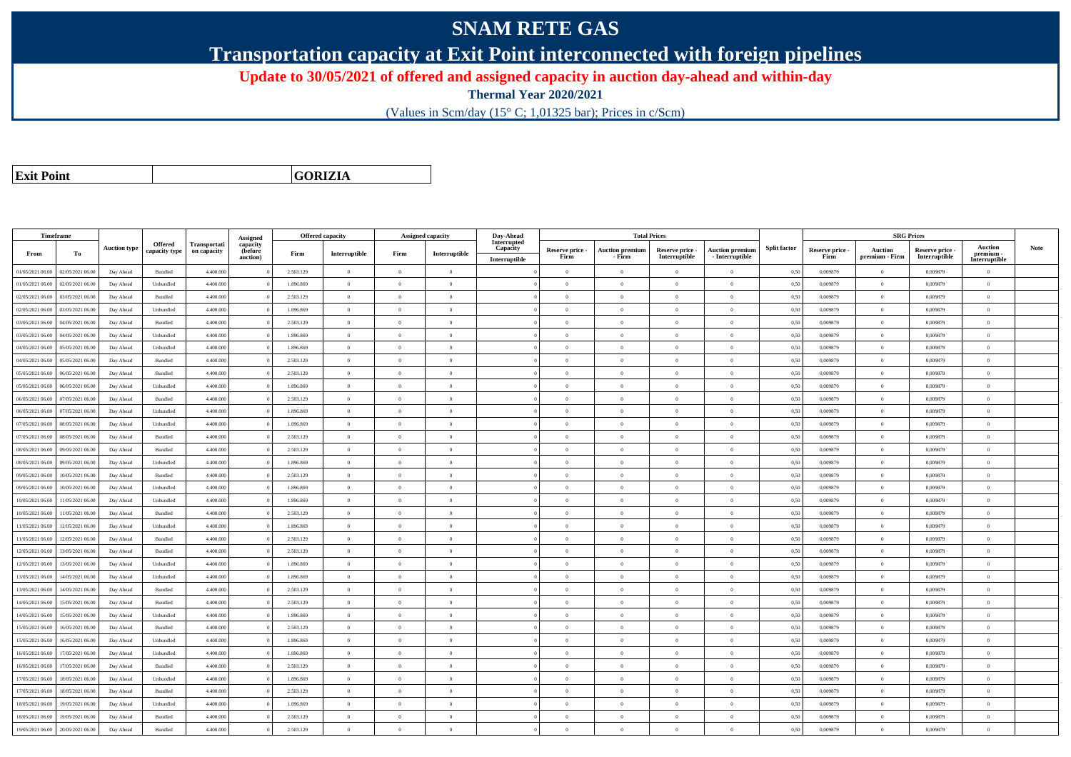# SNAM RETE GAS

## Transportation capacity at Exit Point interconnected with foreign pipelines

### Update to 30/05/2021 of offered and assigned capacity in auction day-ahead and within-day

**Thermal Year 2020/2021**

(Values in Scm/day (15° C; 1,01325 bar); Prices in c/Scm)

| Exit Point | GORIZIA |
|---|---|

| Timeframe | | Auction type | Offered capacity type | Transportation capacity | Assigned capacity (before auction) | Offered capacity | | Assigned capacity | | Day-Ahead Interrupted Capacity | Total Prices | | | | Split factor | SRG Prices | | | | Note |
|---|---|---|---|---|---|---|---|---|---|---|---|---|---|---|---|---|---|---|---|---|
| From | To | | | | | Firm | Interruptible | Firm | Interruptible | Interruptible | Reserve price - Firm | Auction premium - Firm | Reserve price - Interruptible | Auction premium - Interruptible | | Reserve price - Firm | Auction premium - Firm | Reserve price - Interruptible | Auction premium - Interruptible | |
| 01/05/2021 06.00 | 02/05/2021 06.00 | Day Ahead | Bundled | 4.400.000 | 0 | 2.503.129 | 0 | 0 | 0 | 0 | 0 | 0 | 0 | 0 | 0,50 | 0,009879 | 0 | 0,009879 | 0 | |
| 01/05/2021 06.00 | 02/05/2021 06.00 | Day Ahead | Unbundled | 4.400.000 | 0 | 1.896.869 | 0 | 0 | 0 | 0 | 0 | 0 | 0 | 0 | 0,50 | 0,009879 | 0 | 0,009879 | 0 | |
| 02/05/2021 06.00 | 03/05/2021 06.00 | Day Ahead | Bundled | 4.400.000 | 0 | 2.503.129 | 0 | 0 | 0 | 0 | 0 | 0 | 0 | 0 | 0,50 | 0,009879 | 0 | 0,009879 | 0 | |
| 02/05/2021 06.00 | 03/05/2021 06.00 | Day Ahead | Unbundled | 4.400.000 | 0 | 1.896.869 | 0 | 0 | 0 | 0 | 0 | 0 | 0 | 0 | 0,50 | 0,009879 | 0 | 0,009879 | 0 | |
| 03/05/2021 06.00 | 04/05/2021 06.00 | Day Ahead | Bundled | 4.400.000 | 0 | 2.503.129 | 0 | 0 | 0 | 0 | 0 | 0 | 0 | 0 | 0,50 | 0,009879 | 0 | 0,009879 | 0 | |
| 03/05/2021 06.00 | 04/05/2021 06.00 | Day Ahead | Unbundled | 4.400.000 | 0 | 1.896.869 | 0 | 0 | 0 | 0 | 0 | 0 | 0 | 0 | 0,50 | 0,009879 | 0 | 0,009879 | 0 | |
| 04/05/2021 06.00 | 05/05/2021 06.00 | Day Ahead | Unbundled | 4.400.000 | 0 | 1.896.869 | 0 | 0 | 0 | 0 | 0 | 0 | 0 | 0 | 0,50 | 0,009879 | 0 | 0,009879 | 0 | |
| 04/05/2021 06.00 | 05/05/2021 06.00 | Day Ahead | Bundled | 4.400.000 | 0 | 2.503.129 | 0 | 0 | 0 | 0 | 0 | 0 | 0 | 0 | 0,50 | 0,009879 | 0 | 0,009879 | 0 | |
| 05/05/2021 06.00 | 06/05/2021 06.00 | Day Ahead | Bundled | 4.400.000 | 0 | 2.503.129 | 0 | 0 | 0 | 0 | 0 | 0 | 0 | 0 | 0,50 | 0,009879 | 0 | 0,009879 | 0 | |
| 05/05/2021 06.00 | 06/05/2021 06.00 | Day Ahead | Unbundled | 4.400.000 | 0 | 1.896.869 | 0 | 0 | 0 | 0 | 0 | 0 | 0 | 0 | 0,50 | 0,009879 | 0 | 0,009879 | 0 | |
| 06/05/2021 06.00 | 07/05/2021 06.00 | Day Ahead | Bundled | 4.400.000 | 0 | 2.503.129 | 0 | 0 | 0 | 0 | 0 | 0 | 0 | 0 | 0,50 | 0,009879 | 0 | 0,009879 | 0 | |
| 06/05/2021 06.00 | 07/05/2021 06.00 | Day Ahead | Unbundled | 4.400.000 | 0 | 1.896.869 | 0 | 0 | 0 | 0 | 0 | 0 | 0 | 0 | 0,50 | 0,009879 | 0 | 0,009879 | 0 | |
| 07/05/2021 06.00 | 08/05/2021 06.00 | Day Ahead | Unbundled | 4.400.000 | 0 | 1.896.869 | 0 | 0 | 0 | 0 | 0 | 0 | 0 | 0 | 0,50 | 0,009879 | 0 | 0,009879 | 0 | |
| 07/05/2021 06.00 | 08/05/2021 06.00 | Day Ahead | Bundled | 4.400.000 | 0 | 2.503.129 | 0 | 0 | 0 | 0 | 0 | 0 | 0 | 0 | 0,50 | 0,009879 | 0 | 0,009879 | 0 | |
| 08/05/2021 06.00 | 09/05/2021 06.00 | Day Ahead | Bundled | 4.400.000 | 0 | 2.503.129 | 0 | 0 | 0 | 0 | 0 | 0 | 0 | 0 | 0,50 | 0,009879 | 0 | 0,009879 | 0 | |
| 08/05/2021 06.00 | 09/05/2021 06.00 | Day Ahead | Unbundled | 4.400.000 | 0 | 1.896.869 | 0 | 0 | 0 | 0 | 0 | 0 | 0 | 0 | 0,50 | 0,009879 | 0 | 0,009879 | 0 | |
| 09/05/2021 06.00 | 10/05/2021 06.00 | Day Ahead | Bundled | 4.400.000 | 0 | 2.503.129 | 0 | 0 | 0 | 0 | 0 | 0 | 0 | 0 | 0,50 | 0,009879 | 0 | 0,009879 | 0 | |
| 09/05/2021 06.00 | 10/05/2021 06.00 | Day Ahead | Unbundled | 4.400.000 | 0 | 1.896.869 | 0 | 0 | 0 | 0 | 0 | 0 | 0 | 0 | 0,50 | 0,009879 | 0 | 0,009879 | 0 | |
| 10/05/2021 06.00 | 11/05/2021 06.00 | Day Ahead | Unbundled | 4.400.000 | 0 | 1.896.869 | 0 | 0 | 0 | 0 | 0 | 0 | 0 | 0 | 0,50 | 0,009879 | 0 | 0,009879 | 0 | |
| 10/05/2021 06.00 | 11/05/2021 06.00 | Day Ahead | Bundled | 4.400.000 | 0 | 2.503.129 | 0 | 0 | 0 | 0 | 0 | 0 | 0 | 0 | 0,50 | 0,009879 | 0 | 0,009879 | 0 | |
| 11/05/2021 06.00 | 12/05/2021 06.00 | Day Ahead | Unbundled | 4.400.000 | 0 | 1.896.869 | 0 | 0 | 0 | 0 | 0 | 0 | 0 | 0 | 0,50 | 0,009879 | 0 | 0,009879 | 0 | |
| 11/05/2021 06.00 | 12/05/2021 06.00 | Day Ahead | Bundled | 4.400.000 | 0 | 2.503.129 | 0 | 0 | 0 | 0 | 0 | 0 | 0 | 0 | 0,50 | 0,009879 | 0 | 0,009879 | 0 | |
| 12/05/2021 06.00 | 13/05/2021 06.00 | Day Ahead | Bundled | 4.400.000 | 0 | 2.503.129 | 0 | 0 | 0 | 0 | 0 | 0 | 0 | 0 | 0,50 | 0,009879 | 0 | 0,009879 | 0 | |
| 12/05/2021 06.00 | 13/05/2021 06.00 | Day Ahead | Unbundled | 4.400.000 | 0 | 1.896.869 | 0 | 0 | 0 | 0 | 0 | 0 | 0 | 0 | 0,50 | 0,009879 | 0 | 0,009879 | 0 | |
| 13/05/2021 06.00 | 14/05/2021 06.00 | Day Ahead | Unbundled | 4.400.000 | 0 | 1.896.869 | 0 | 0 | 0 | 0 | 0 | 0 | 0 | 0 | 0,50 | 0,009879 | 0 | 0,009879 | 0 | |
| 13/05/2021 06.00 | 14/05/2021 06.00 | Day Ahead | Bundled | 4.400.000 | 0 | 2.503.129 | 0 | 0 | 0 | 0 | 0 | 0 | 0 | 0 | 0,50 | 0,009879 | 0 | 0,009879 | 0 | |
| 14/05/2021 06.00 | 15/05/2021 06.00 | Day Ahead | Bundled | 4.400.000 | 0 | 2.503.129 | 0 | 0 | 0 | 0 | 0 | 0 | 0 | 0 | 0,50 | 0,009879 | 0 | 0,009879 | 0 | |
| 14/05/2021 06.00 | 15/05/2021 06.00 | Day Ahead | Unbundled | 4.400.000 | 0 | 1.896.869 | 0 | 0 | 0 | 0 | 0 | 0 | 0 | 0 | 0,50 | 0,009879 | 0 | 0,009879 | 0 | |
| 15/05/2021 06.00 | 16/05/2021 06.00 | Day Ahead | Bundled | 4.400.000 | 0 | 2.503.129 | 0 | 0 | 0 | 0 | 0 | 0 | 0 | 0 | 0,50 | 0,009879 | 0 | 0,009879 | 0 | |
| 15/05/2021 06.00 | 16/05/2021 06.00 | Day Ahead | Unbundled | 4.400.000 | 0 | 1.896.869 | 0 | 0 | 0 | 0 | 0 | 0 | 0 | 0 | 0,50 | 0,009879 | 0 | 0,009879 | 0 | |
| 16/05/2021 06.00 | 17/05/2021 06.00 | Day Ahead | Unbundled | 4.400.000 | 0 | 1.896.869 | 0 | 0 | 0 | 0 | 0 | 0 | 0 | 0 | 0,50 | 0,009879 | 0 | 0,009879 | 0 | |
| 16/05/2021 06.00 | 17/05/2021 06.00 | Day Ahead | Bundled | 4.400.000 | 0 | 2.503.129 | 0 | 0 | 0 | 0 | 0 | 0 | 0 | 0 | 0,50 | 0,009879 | 0 | 0,009879 | 0 | |
| 17/05/2021 06.00 | 18/05/2021 06.00 | Day Ahead | Unbundled | 4.400.000 | 0 | 1.896.869 | 0 | 0 | 0 | 0 | 0 | 0 | 0 | 0 | 0,50 | 0,009879 | 0 | 0,009879 | 0 | |
| 17/05/2021 06.00 | 18/05/2021 06.00 | Day Ahead | Bundled | 4.400.000 | 0 | 2.503.129 | 0 | 0 | 0 | 0 | 0 | 0 | 0 | 0 | 0,50 | 0,009879 | 0 | 0,009879 | 0 | |
| 18/05/2021 06.00 | 19/05/2021 06.00 | Day Ahead | Unbundled | 4.400.000 | 0 | 1.896.869 | 0 | 0 | 0 | 0 | 0 | 0 | 0 | 0 | 0,50 | 0,009879 | 0 | 0,009879 | 0 | |
| 18/05/2021 06.00 | 19/05/2021 06.00 | Day Ahead | Bundled | 4.400.000 | 0 | 2.503.129 | 0 | 0 | 0 | 0 | 0 | 0 | 0 | 0 | 0,50 | 0,009879 | 0 | 0,009879 | 0 | |
| 19/05/2021 06.00 | 20/05/2021 06.00 | Day Ahead | Bundled | 4.400.000 | 0 | 2.503.129 | 0 | 0 | 0 | 0 | 0 | 0 | 0 | 0 | 0,50 | 0,009879 | 0 | 0,009879 | 0 | |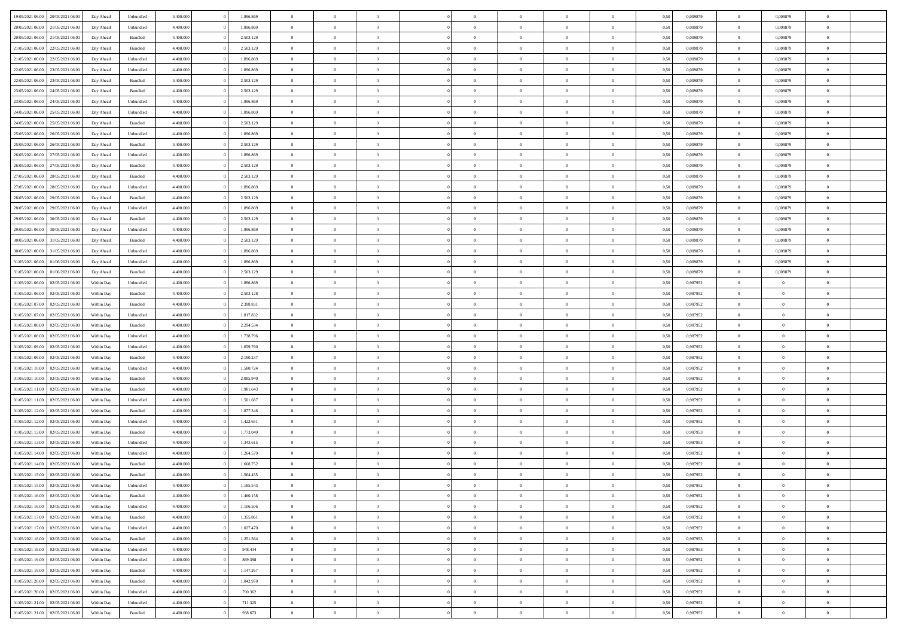| 19/05/2021 06:00 | 20/05/2021 06:00 | Day Ahead | Unbundled | 4.400.000 | 0 | 1.896.869 | 0 | 0 | 0 | | 0 | 0 | 0 | 0 | 0,50 | 0,009879 | 0 | 0,009879 | 0 | |
|---|---|---|---|---|---|---|---|---|---|---|---|---|---|---|---|---|---|---|---|---|
| 20/05/2021 06:00 | 21/05/2021 06:00 | Day Ahead | Unbundled | 4.400.000 | 0 | 1.896.869 | 0 | 0 | 0 | | 0 | 0 | 0 | 0 | 0,50 | 0,009879 | 0 | 0,009879 | 0 | |
| 20/05/2021 06:00 | 21/05/2021 06:00 | Day Ahead | Bundled | 4.400.000 | 0 | 2.503.129 | 0 | 0 | 0 | | 0 | 0 | 0 | 0 | 0,50 | 0,009879 | 0 | 0,009879 | 0 | |
| 21/05/2021 06:00 | 22/05/2021 06:00 | Day Ahead | Bundled | 4.400.000 | 0 | 2.503.129 | 0 | 0 | 0 | | 0 | 0 | 0 | 0 | 0,50 | 0,009879 | 0 | 0,009879 | 0 | |
| 21/05/2021 06:00 | 22/05/2021 06:00 | Day Ahead | Unbundled | 4.400.000 | 0 | 1.896.869 | 0 | 0 | 0 | | 0 | 0 | 0 | 0 | 0,50 | 0,009879 | 0 | 0,009879 | 0 | |
| 22/05/2021 06:00 | 23/05/2021 06:00 | Day Ahead | Unbundled | 4.400.000 | 0 | 1.896.869 | 0 | 0 | 0 | | 0 | 0 | 0 | 0 | 0,50 | 0,009879 | 0 | 0,009879 | 0 | |
| 22/05/2021 06:00 | 23/05/2021 06:00 | Day Ahead | Bundled | 4.400.000 | 0 | 2.503.129 | 0 | 0 | 0 | | 0 | 0 | 0 | 0 | 0,50 | 0,009879 | 0 | 0,009879 | 0 | |
| 23/05/2021 06:00 | 24/05/2021 06:00 | Day Ahead | Bundled | 4.400.000 | 0 | 2.503.129 | 0 | 0 | 0 | | 0 | 0 | 0 | 0 | 0,50 | 0,009879 | 0 | 0,009879 | 0 | |
| 23/05/2021 06:00 | 24/05/2021 06:00 | Day Ahead | Unbundled | 4.400.000 | 0 | 1.896.869 | 0 | 0 | 0 | | 0 | 0 | 0 | 0 | 0,50 | 0,009879 | 0 | 0,009879 | 0 | |
| 24/05/2021 06:00 | 25/05/2021 06:00 | Day Ahead | Unbundled | 4.400.000 | 0 | 1.896.869 | 0 | 0 | 0 | | 0 | 0 | 0 | 0 | 0,50 | 0,009879 | 0 | 0,009879 | 0 | |
| 24/05/2021 06:00 | 25/05/2021 06:00 | Day Ahead | Bundled | 4.400.000 | 0 | 2.503.129 | 0 | 0 | 0 | | 0 | 0 | 0 | 0 | 0,50 | 0,009879 | 0 | 0,009879 | 0 | |
| 25/05/2021 06:00 | 26/05/2021 06:00 | Day Ahead | Unbundled | 4.400.000 | 0 | 1.896.869 | 0 | 0 | 0 | | 0 | 0 | 0 | 0 | 0,50 | 0,009879 | 0 | 0,009879 | 0 | |
| 25/05/2021 06:00 | 26/05/2021 06:00 | Day Ahead | Bundled | 4.400.000 | 0 | 2.503.129 | 0 | 0 | 0 | | 0 | 0 | 0 | 0 | 0,50 | 0,009879 | 0 | 0,009879 | 0 | |
| 26/05/2021 06:00 | 27/05/2021 06:00 | Day Ahead | Unbundled | 4.400.000 | 0 | 1.896.869 | 0 | 0 | 0 | | 0 | 0 | 0 | 0 | 0,50 | 0,009879 | 0 | 0,009879 | 0 | |
| 26/05/2021 06:00 | 27/05/2021 06:00 | Day Ahead | Bundled | 4.400.000 | 0 | 2.503.129 | 0 | 0 | 0 | | 0 | 0 | 0 | 0 | 0,50 | 0,009879 | 0 | 0,009879 | 0 | |
| 27/05/2021 06:00 | 28/05/2021 06:00 | Day Ahead | Bundled | 4.400.000 | 0 | 2.503.129 | 0 | 0 | 0 | | 0 | 0 | 0 | 0 | 0,50 | 0,009879 | 0 | 0,009879 | 0 | |
| 27/05/2021 06:00 | 28/05/2021 06:00 | Day Ahead | Unbundled | 4.400.000 | 0 | 1.896.869 | 0 | 0 | 0 | | 0 | 0 | 0 | 0 | 0,50 | 0,009879 | 0 | 0,009879 | 0 | |
| 28/05/2021 06:00 | 29/05/2021 06:00 | Day Ahead | Bundled | 4.400.000 | 0 | 2.503.129 | 0 | 0 | 0 | | 0 | 0 | 0 | 0 | 0,50 | 0,009879 | 0 | 0,009879 | 0 | |
| 28/05/2021 06:00 | 29/05/2021 06:00 | Day Ahead | Unbundled | 4.400.000 | 0 | 1.896.869 | 0 | 0 | 0 | | 0 | 0 | 0 | 0 | 0,50 | 0,009879 | 0 | 0,009879 | 0 | |
| 29/05/2021 06:00 | 30/05/2021 06:00 | Day Ahead | Bundled | 4.400.000 | 0 | 2.503.129 | 0 | 0 | 0 | | 0 | 0 | 0 | 0 | 0,50 | 0,009879 | 0 | 0,009879 | 0 | |
| 29/05/2021 06:00 | 30/05/2021 06:00 | Day Ahead | Unbundled | 4.400.000 | 0 | 1.896.869 | 0 | 0 | 0 | | 0 | 0 | 0 | 0 | 0,50 | 0,009879 | 0 | 0,009879 | 0 | |
| 30/05/2021 06:00 | 31/05/2021 06:00 | Day Ahead | Bundled | 4.400.000 | 0 | 2.503.129 | 0 | 0 | 0 | | 0 | 0 | 0 | 0 | 0,50 | 0,009879 | 0 | 0,009879 | 0 | |
| 30/05/2021 06:00 | 31/05/2021 06:00 | Day Ahead | Unbundled | 4.400.000 | 0 | 1.896.869 | 0 | 0 | 0 | | 0 | 0 | 0 | 0 | 0,50 | 0,009879 | 0 | 0,009879 | 0 | |
| 31/05/2021 06:00 | 01/06/2021 06:00 | Day Ahead | Unbundled | 4.400.000 | 0 | 1.896.869 | 0 | 0 | 0 | | 0 | 0 | 0 | 0 | 0,50 | 0,009879 | 0 | 0,009879 | 0 | |
| 31/05/2021 06:00 | 01/06/2021 06:00 | Day Ahead | Bundled | 4.400.000 | 0 | 2.503.129 | 0 | 0 | 0 | | 0 | 0 | 0 | 0 | 0,50 | 0,009879 | 0 | 0,009879 | 0 | |
| 01/05/2021 06:00 | 02/05/2021 06:00 | Within Day | Unbundled | 4.400.000 | 0 | 1.896.869 | 0 | 0 | 0 | | 0 | 0 | 0 | 0 | 0,50 | 0,987952 | 0 | 0 | 0 | |
| 01/05/2021 06:00 | 02/05/2021 06:00 | Within Day | Bundled | 4.400.000 | 0 | 2.503.128 | 0 | 0 | 0 | | 0 | 0 | 0 | 0 | 0,50 | 0,987952 | 0 | 0 | 0 | |
| 01/05/2021 07:00 | 02/05/2021 06:00 | Within Day | Bundled | 4.400.000 | 0 | 2.398.831 | 0 | 0 | 0 | | 0 | 0 | 0 | 0 | 0,50 | 0,987952 | 0 | 0 | 0 | |
| 01/05/2021 07:00 | 02/05/2021 06:00 | Within Day | Unbundled | 4.400.000 | 0 | 1.817.832 | 0 | 0 | 0 | | 0 | 0 | 0 | 0 | 0,50 | 0,987952 | 0 | 0 | 0 | |
| 01/05/2021 08:00 | 02/05/2021 06:00 | Within Day | Bundled | 4.400.000 | 0 | 2.294.534 | 0 | 0 | 0 | | 0 | 0 | 0 | 0 | 0,50 | 0,987952 | 0 | 0 | 0 | |
| 01/05/2021 08:00 | 02/05/2021 06:00 | Within Day | Unbundled | 4.400.000 | 0 | 1.738.796 | 0 | 0 | 0 | | 0 | 0 | 0 | 0 | 0,50 | 0,987952 | 0 | 0 | 0 | |
| 01/05/2021 09:00 | 02/05/2021 06:00 | Within Day | Unbundled | 4.400.000 | 0 | 1.659.760 | 0 | 0 | 0 | | 0 | 0 | 0 | 0 | 0,50 | 0,987952 | 0 | 0 | 0 | |
| 01/05/2021 09:00 | 02/05/2021 06:00 | Within Day | Bundled | 4.400.000 | 0 | 2.190.237 | 0 | 0 | 0 | | 0 | 0 | 0 | 0 | 0,50 | 0,987952 | 0 | 0 | 0 | |
| 01/05/2021 10:00 | 02/05/2021 06:00 | Within Day | Unbundled | 4.400.000 | 0 | 1.580.724 | 0 | 0 | 0 | | 0 | 0 | 0 | 0 | 0,50 | 0,987952 | 0 | 0 | 0 | |
| 01/05/2021 10:00 | 02/05/2021 06:00 | Within Day | Bundled | 4.400.000 | 0 | 2.085.940 | 0 | 0 | 0 | | 0 | 0 | 0 | 0 | 0,50 | 0,987952 | 0 | 0 | 0 | |
| 01/05/2021 11:00 | 02/05/2021 06:00 | Within Day | Bundled | 4.400.000 | 0 | 1.981.643 | 0 | 0 | 0 | | 0 | 0 | 0 | 0 | 0,50 | 0,987952 | 0 | 0 | 0 | |
| 01/05/2021 11:00 | 02/05/2021 06:00 | Within Day | Unbundled | 4.400.000 | 0 | 1.501.687 | 0 | 0 | 0 | | 0 | 0 | 0 | 0 | 0,50 | 0,987952 | 0 | 0 | 0 | |
| 01/05/2021 12:00 | 02/05/2021 06:00 | Within Day | Bundled | 4.400.000 | 0 | 1.877.346 | 0 | 0 | 0 | | 0 | 0 | 0 | 0 | 0,50 | 0,987952 | 0 | 0 | 0 | |
| 01/05/2021 12:00 | 02/05/2021 06:00 | Within Day | Unbundled | 4.400.000 | 0 | 1.422.651 | 0 | 0 | 0 | | 0 | 0 | 0 | 0 | 0,50 | 0,987952 | 0 | 0 | 0 | |
| 01/05/2021 13:00 | 02/05/2021 06:00 | Within Day | Bundled | 4.400.000 | 0 | 1.773.049 | 0 | 0 | 0 | | 0 | 0 | 0 | 0 | 0,50 | 0,987953 | 0 | 0 | 0 | |
| 01/05/2021 13:00 | 02/05/2021 06:00 | Within Day | Unbundled | 4.400.000 | 0 | 1.343.615 | 0 | 0 | 0 | | 0 | 0 | 0 | 0 | 0,50 | 0,987953 | 0 | 0 | 0 | |
| 01/05/2021 14:00 | 02/05/2021 06:00 | Within Day | Unbundled | 4.400.000 | 0 | 1.264.579 | 0 | 0 | 0 | | 0 | 0 | 0 | 0 | 0,50 | 0,987952 | 0 | 0 | 0 | |
| 01/05/2021 14:00 | 02/05/2021 06:00 | Within Day | Bundled | 4.400.000 | 0 | 1.668.752 | 0 | 0 | 0 | | 0 | 0 | 0 | 0 | 0,50 | 0,987952 | 0 | 0 | 0 | |
| 01/05/2021 15:00 | 02/05/2021 06:00 | Within Day | Bundled | 4.400.000 | 0 | 1.564.455 | 0 | 0 | 0 | | 0 | 0 | 0 | 0 | 0,50 | 0,987952 | 0 | 0 | 0 | |
| 01/05/2021 15:00 | 02/05/2021 06:00 | Within Day | Unbundled | 4.400.000 | 0 | 1.185.543 | 0 | 0 | 0 | | 0 | 0 | 0 | 0 | 0,50 | 0,987952 | 0 | 0 | 0 | |
| 01/05/2021 16:00 | 02/05/2021 06:00 | Within Day | Bundled | 4.400.000 | 0 | 1.460.158 | 0 | 0 | 0 | | 0 | 0 | 0 | 0 | 0,50 | 0,987952 | 0 | 0 | 0 | |
| 01/05/2021 16:00 | 02/05/2021 06:00 | Within Day | Unbundled | 4.400.000 | 0 | 1.106.506 | 0 | 0 | 0 | | 0 | 0 | 0 | 0 | 0,50 | 0,987952 | 0 | 0 | 0 | |
| 01/05/2021 17:00 | 02/05/2021 06:00 | Within Day | Bundled | 4.400.000 | 0 | 1.355.861 | 0 | 0 | 0 | | 0 | 0 | 0 | 0 | 0,50 | 0,987952 | 0 | 0 | 0 | |
| 01/05/2021 17:00 | 02/05/2021 06:00 | Within Day | Unbundled | 4.400.000 | 0 | 1.027.470 | 0 | 0 | 0 | | 0 | 0 | 0 | 0 | 0,50 | 0,987952 | 0 | 0 | 0 | |
| 01/05/2021 18:00 | 02/05/2021 06:00 | Within Day | Bundled | 4.400.000 | 0 | 1.251.564 | 0 | 0 | 0 | | 0 | 0 | 0 | 0 | 0,50 | 0,987953 | 0 | 0 | 0 | |
| 01/05/2021 18:00 | 02/05/2021 06:00 | Within Day | Unbundled | 4.400.000 | 0 | 948.434 | 0 | 0 | 0 | | 0 | 0 | 0 | 0 | 0,50 | 0,987953 | 0 | 0 | 0 | |
| 01/05/2021 19:00 | 02/05/2021 06:00 | Within Day | Unbundled | 4.400.000 | 0 | 869.398 | 0 | 0 | 0 | | 0 | 0 | 0 | 0 | 0,50 | 0,987952 | 0 | 0 | 0 | |
| 01/05/2021 19:00 | 02/05/2021 06:00 | Within Day | Bundled | 4.400.000 | 0 | 1.147.267 | 0 | 0 | 0 | | 0 | 0 | 0 | 0 | 0,50 | 0,987952 | 0 | 0 | 0 | |
| 01/05/2021 20:00 | 02/05/2021 06:00 | Within Day | Bundled | 4.400.000 | 0 | 1.042.970 | 0 | 0 | 0 | | 0 | 0 | 0 | 0 | 0,50 | 0,987952 | 0 | 0 | 0 | |
| 01/05/2021 20:00 | 02/05/2021 06:00 | Within Day | Unbundled | 4.400.000 | 0 | 790.362 | 0 | 0 | 0 | | 0 | 0 | 0 | 0 | 0,50 | 0,987952 | 0 | 0 | 0 | |
| 01/05/2021 21:00 | 02/05/2021 06:00 | Within Day | Unbundled | 4.400.000 | 0 | 711.325 | 0 | 0 | 0 | | 0 | 0 | 0 | 0 | 0,50 | 0,987952 | 0 | 0 | 0 | |
| 01/05/2021 21:00 | 02/05/2021 06:00 | Within Day | Bundled | 4.400.000 | 0 | 938.673 | 0 | 0 | 0 | | 0 | 0 | 0 | 0 | 0,50 | 0,987952 | 0 | 0 | 0 | |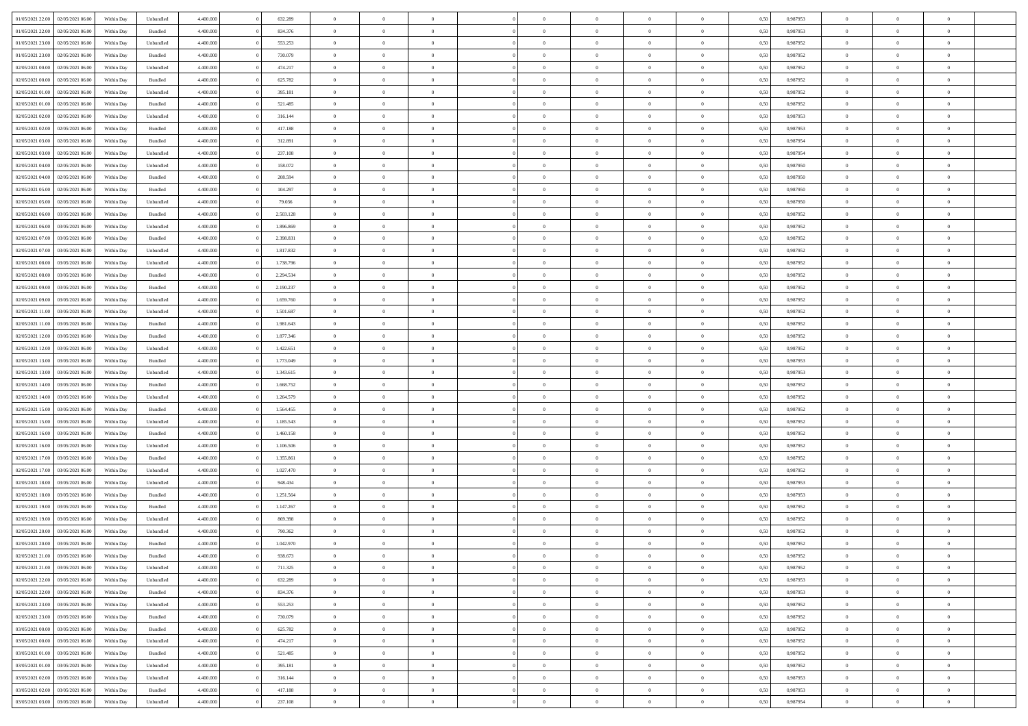| | | | | | | | | | | | | | | | | | | | | | |
|---|---|---|---|---|---|---|---|---|---|---|---|---|---|---|---|---|---|---|---|---|---|
| 01/05/2021 22:00 | 02/05/2021 06:00 | Within Day | Unbundled | 4.400.000 | 0 | 632.289 | 0 | 0 | 0 | | 0 | 0 | 0 | 0 | 0 | 0,50 | 0,987953 | 0 | 0 | 0 | |
| 01/05/2021 22:00 | 02/05/2021 06:00 | Within Day | Bundled | 4.400.000 | 0 | 834.376 | 0 | 0 | 0 | | 0 | 0 | 0 | 0 | 0 | 0,50 | 0,987953 | 0 | 0 | 0 | |
| 01/05/2021 23:00 | 02/05/2021 06:00 | Within Day | Unbundled | 4.400.000 | 0 | 553.253 | 0 | 0 | 0 | | 0 | 0 | 0 | 0 | 0 | 0,50 | 0,987952 | 0 | 0 | 0 | |
| 01/05/2021 23:00 | 02/05/2021 06:00 | Within Day | Bundled | 4.400.000 | 0 | 730.079 | 0 | 0 | 0 | | 0 | 0 | 0 | 0 | 0 | 0,50 | 0,987952 | 0 | 0 | 0 | |
| 02/05/2021 00:00 | 02/05/2021 06:00 | Within Day | Unbundled | 4.400.000 | 0 | 474.217 | 0 | 0 | 0 | | 0 | 0 | 0 | 0 | 0 | 0,50 | 0,987952 | 0 | 0 | 0 | |
| 02/05/2021 00:00 | 02/05/2021 06:00 | Within Day | Bundled | 4.400.000 | 0 | 625.782 | 0 | 0 | 0 | | 0 | 0 | 0 | 0 | 0 | 0,50 | 0,987952 | 0 | 0 | 0 | |
| 02/05/2021 01:00 | 02/05/2021 06:00 | Within Day | Unbundled | 4.400.000 | 0 | 395.181 | 0 | 0 | 0 | | 0 | 0 | 0 | 0 | 0 | 0,50 | 0,987952 | 0 | 0 | 0 | |
| 02/05/2021 01:00 | 02/05/2021 06:00 | Within Day | Bundled | 4.400.000 | 0 | 521.485 | 0 | 0 | 0 | | 0 | 0 | 0 | 0 | 0 | 0,50 | 0,987952 | 0 | 0 | 0 | |
| 02/05/2021 02:00 | 02/05/2021 06:00 | Within Day | Unbundled | 4.400.000 | 0 | 316.144 | 0 | 0 | 0 | | 0 | 0 | 0 | 0 | 0 | 0,50 | 0,987953 | 0 | 0 | 0 | |
| 02/05/2021 02:00 | 02/05/2021 06:00 | Within Day | Bundled | 4.400.000 | 0 | 417.188 | 0 | 0 | 0 | | 0 | 0 | 0 | 0 | 0 | 0,50 | 0,987953 | 0 | 0 | 0 | |
| 02/05/2021 03:00 | 02/05/2021 06:00 | Within Day | Bundled | 4.400.000 | 0 | 312.891 | 0 | 0 | 0 | | 0 | 0 | 0 | 0 | 0 | 0,50 | 0,987954 | 0 | 0 | 0 | |
| 02/05/2021 03:00 | 02/05/2021 06:00 | Within Day | Unbundled | 4.400.000 | 0 | 237.108 | 0 | 0 | 0 | | 0 | 0 | 0 | 0 | 0 | 0,50 | 0,987954 | 0 | 0 | 0 | |
| 02/05/2021 04:00 | 02/05/2021 06:00 | Within Day | Unbundled | 4.400.000 | 0 | 158.072 | 0 | 0 | 0 | | 0 | 0 | 0 | 0 | 0 | 0,50 | 0,987950 | 0 | 0 | 0 | |
| 02/05/2021 04:00 | 02/05/2021 06:00 | Within Day | Bundled | 4.400.000 | 0 | 208.594 | 0 | 0 | 0 | | 0 | 0 | 0 | 0 | 0 | 0,50 | 0,987950 | 0 | 0 | 0 | |
| 02/05/2021 05:00 | 02/05/2021 06:00 | Within Day | Bundled | 4.400.000 | 0 | 104.297 | 0 | 0 | 0 | | 0 | 0 | 0 | 0 | 0 | 0,50 | 0,987950 | 0 | 0 | 0 | |
| 02/05/2021 05:00 | 02/05/2021 06:00 | Within Day | Unbundled | 4.400.000 | 0 | 79.036 | 0 | 0 | 0 | | 0 | 0 | 0 | 0 | 0 | 0,50 | 0,987950 | 0 | 0 | 0 | |
| 02/05/2021 06:00 | 03/05/2021 06:00 | Within Day | Bundled | 4.400.000 | 0 | 2.503.128 | 0 | 0 | 0 | | 0 | 0 | 0 | 0 | 0 | 0,50 | 0,987952 | 0 | 0 | 0 | |
| 02/05/2021 06:00 | 03/05/2021 06:00 | Within Day | Unbundled | 4.400.000 | 0 | 1.896.869 | 0 | 0 | 0 | | 0 | 0 | 0 | 0 | 0 | 0,50 | 0,987952 | 0 | 0 | 0 | |
| 02/05/2021 07:00 | 03/05/2021 06:00 | Within Day | Bundled | 4.400.000 | 0 | 2.398.831 | 0 | 0 | 0 | | 0 | 0 | 0 | 0 | 0 | 0,50 | 0,987952 | 0 | 0 | 0 | |
| 02/05/2021 07:00 | 03/05/2021 06:00 | Within Day | Unbundled | 4.400.000 | 0 | 1.817.832 | 0 | 0 | 0 | | 0 | 0 | 0 | 0 | 0 | 0,50 | 0,987952 | 0 | 0 | 0 | |
| 02/05/2021 08:00 | 03/05/2021 06:00 | Within Day | Unbundled | 4.400.000 | 0 | 1.738.796 | 0 | 0 | 0 | | 0 | 0 | 0 | 0 | 0 | 0,50 | 0,987952 | 0 | 0 | 0 | |
| 02/05/2021 08:00 | 03/05/2021 06:00 | Within Day | Bundled | 4.400.000 | 0 | 2.294.534 | 0 | 0 | 0 | | 0 | 0 | 0 | 0 | 0 | 0,50 | 0,987952 | 0 | 0 | 0 | |
| 02/05/2021 09:00 | 03/05/2021 06:00 | Within Day | Bundled | 4.400.000 | 0 | 2.190.237 | 0 | 0 | 0 | | 0 | 0 | 0 | 0 | 0 | 0,50 | 0,987952 | 0 | 0 | 0 | |
| 02/05/2021 09:00 | 03/05/2021 06:00 | Within Day | Unbundled | 4.400.000 | 0 | 1.659.760 | 0 | 0 | 0 | | 0 | 0 | 0 | 0 | 0 | 0,50 | 0,987952 | 0 | 0 | 0 | |
| 02/05/2021 11:00 | 03/05/2021 06:00 | Within Day | Unbundled | 4.400.000 | 0 | 1.501.687 | 0 | 0 | 0 | | 0 | 0 | 0 | 0 | 0 | 0,50 | 0,987952 | 0 | 0 | 0 | |
| 02/05/2021 11:00 | 03/05/2021 06:00 | Within Day | Bundled | 4.400.000 | 0 | 1.981.643 | 0 | 0 | 0 | | 0 | 0 | 0 | 0 | 0 | 0,50 | 0,987952 | 0 | 0 | 0 | |
| 02/05/2021 12:00 | 03/05/2021 06:00 | Within Day | Bundled | 4.400.000 | 0 | 1.877.346 | 0 | 0 | 0 | | 0 | 0 | 0 | 0 | 0 | 0,50 | 0,987952 | 0 | 0 | 0 | |
| 02/05/2021 12:00 | 03/05/2021 06:00 | Within Day | Unbundled | 4.400.000 | 0 | 1.422.651 | 0 | 0 | 0 | | 0 | 0 | 0 | 0 | 0 | 0,50 | 0,987952 | 0 | 0 | 0 | |
| 02/05/2021 13:00 | 03/05/2021 06:00 | Within Day | Bundled | 4.400.000 | 0 | 1.773.049 | 0 | 0 | 0 | | 0 | 0 | 0 | 0 | 0 | 0,50 | 0,987953 | 0 | 0 | 0 | |
| 02/05/2021 13:00 | 03/05/2021 06:00 | Within Day | Unbundled | 4.400.000 | 0 | 1.343.615 | 0 | 0 | 0 | | 0 | 0 | 0 | 0 | 0 | 0,50 | 0,987953 | 0 | 0 | 0 | |
| 02/05/2021 14:00 | 03/05/2021 06:00 | Within Day | Bundled | 4.400.000 | 0 | 1.668.752 | 0 | 0 | 0 | | 0 | 0 | 0 | 0 | 0 | 0,50 | 0,987952 | 0 | 0 | 0 | |
| 02/05/2021 14:00 | 03/05/2021 06:00 | Within Day | Unbundled | 4.400.000 | 0 | 1.264.579 | 0 | 0 | 0 | | 0 | 0 | 0 | 0 | 0 | 0,50 | 0,987952 | 0 | 0 | 0 | |
| 02/05/2021 15:00 | 03/05/2021 06:00 | Within Day | Bundled | 4.400.000 | 0 | 1.564.455 | 0 | 0 | 0 | | 0 | 0 | 0 | 0 | 0 | 0,50 | 0,987952 | 0 | 0 | 0 | |
| 02/05/2021 15:00 | 03/05/2021 06:00 | Within Day | Unbundled | 4.400.000 | 0 | 1.185.543 | 0 | 0 | 0 | | 0 | 0 | 0 | 0 | 0 | 0,50 | 0,987952 | 0 | 0 | 0 | |
| 02/05/2021 16:00 | 03/05/2021 06:00 | Within Day | Bundled | 4.400.000 | 0 | 1.460.158 | 0 | 0 | 0 | | 0 | 0 | 0 | 0 | 0 | 0,50 | 0,987952 | 0 | 0 | 0 | |
| 02/05/2021 16:00 | 03/05/2021 06:00 | Within Day | Unbundled | 4.400.000 | 0 | 1.106.506 | 0 | 0 | 0 | | 0 | 0 | 0 | 0 | 0 | 0,50 | 0,987952 | 0 | 0 | 0 | |
| 02/05/2021 17:00 | 03/05/2021 06:00 | Within Day | Bundled | 4.400.000 | 0 | 1.355.861 | 0 | 0 | 0 | | 0 | 0 | 0 | 0 | 0 | 0,50 | 0,987952 | 0 | 0 | 0 | |
| 02/05/2021 17:00 | 03/05/2021 06:00 | Within Day | Unbundled | 4.400.000 | 0 | 1.027.470 | 0 | 0 | 0 | | 0 | 0 | 0 | 0 | 0 | 0,50 | 0,987952 | 0 | 0 | 0 | |
| 02/05/2021 18:00 | 03/05/2021 06:00 | Within Day | Unbundled | 4.400.000 | 0 | 948.434 | 0 | 0 | 0 | | 0 | 0 | 0 | 0 | 0 | 0,50 | 0,987953 | 0 | 0 | 0 | |
| 02/05/2021 18:00 | 03/05/2021 06:00 | Within Day | Bundled | 4.400.000 | 0 | 1.251.564 | 0 | 0 | 0 | | 0 | 0 | 0 | 0 | 0 | 0,50 | 0,987953 | 0 | 0 | 0 | |
| 02/05/2021 19:00 | 03/05/2021 06:00 | Within Day | Bundled | 4.400.000 | 0 | 1.147.267 | 0 | 0 | 0 | | 0 | 0 | 0 | 0 | 0 | 0,50 | 0,987952 | 0 | 0 | 0 | |
| 02/05/2021 19:00 | 03/05/2021 06:00 | Within Day | Unbundled | 4.400.000 | 0 | 869.398 | 0 | 0 | 0 | | 0 | 0 | 0 | 0 | 0 | 0,50 | 0,987952 | 0 | 0 | 0 | |
| 02/05/2021 20:00 | 03/05/2021 06:00 | Within Day | Unbundled | 4.400.000 | 0 | 790.362 | 0 | 0 | 0 | | 0 | 0 | 0 | 0 | 0 | 0,50 | 0,987952 | 0 | 0 | 0 | |
| 02/05/2021 20:00 | 03/05/2021 06:00 | Within Day | Bundled | 4.400.000 | 0 | 1.042.970 | 0 | 0 | 0 | | 0 | 0 | 0 | 0 | 0 | 0,50 | 0,987952 | 0 | 0 | 0 | |
| 02/05/2021 21:00 | 03/05/2021 06:00 | Within Day | Bundled | 4.400.000 | 0 | 938.673 | 0 | 0 | 0 | | 0 | 0 | 0 | 0 | 0 | 0,50 | 0,987952 | 0 | 0 | 0 | |
| 02/05/2021 21:00 | 03/05/2021 06:00 | Within Day | Unbundled | 4.400.000 | 0 | 711.325 | 0 | 0 | 0 | | 0 | 0 | 0 | 0 | 0 | 0,50 | 0,987952 | 0 | 0 | 0 | |
| 02/05/2021 22:00 | 03/05/2021 06:00 | Within Day | Unbundled | 4.400.000 | 0 | 632.289 | 0 | 0 | 0 | | 0 | 0 | 0 | 0 | 0 | 0,50 | 0,987953 | 0 | 0 | 0 | |
| 02/05/2021 22:00 | 03/05/2021 06:00 | Within Day | Bundled | 4.400.000 | 0 | 834.376 | 0 | 0 | 0 | | 0 | 0 | 0 | 0 | 0 | 0,50 | 0,987953 | 0 | 0 | 0 | |
| 02/05/2021 23:00 | 03/05/2021 06:00 | Within Day | Unbundled | 4.400.000 | 0 | 553.253 | 0 | 0 | 0 | | 0 | 0 | 0 | 0 | 0 | 0,50 | 0,987952 | 0 | 0 | 0 | |
| 02/05/2021 23:00 | 03/05/2021 06:00 | Within Day | Bundled | 4.400.000 | 0 | 730.079 | 0 | 0 | 0 | | 0 | 0 | 0 | 0 | 0 | 0,50 | 0,987952 | 0 | 0 | 0 | |
| 03/05/2021 00:00 | 03/05/2021 06:00 | Within Day | Bundled | 4.400.000 | 0 | 625.782 | 0 | 0 | 0 | | 0 | 0 | 0 | 0 | 0 | 0,50 | 0,987952 | 0 | 0 | 0 | |
| 03/05/2021 00:00 | 03/05/2021 06:00 | Within Day | Unbundled | 4.400.000 | 0 | 474.217 | 0 | 0 | 0 | | 0 | 0 | 0 | 0 | 0 | 0,50 | 0,987952 | 0 | 0 | 0 | |
| 03/05/2021 01:00 | 03/05/2021 06:00 | Within Day | Bundled | 4.400.000 | 0 | 521.485 | 0 | 0 | 0 | | 0 | 0 | 0 | 0 | 0 | 0,50 | 0,987952 | 0 | 0 | 0 | |
| 03/05/2021 01:00 | 03/05/2021 06:00 | Within Day | Unbundled | 4.400.000 | 0 | 395.181 | 0 | 0 | 0 | | 0 | 0 | 0 | 0 | 0 | 0,50 | 0,987952 | 0 | 0 | 0 | |
| 03/05/2021 02:00 | 03/05/2021 06:00 | Within Day | Unbundled | 4.400.000 | 0 | 316.144 | 0 | 0 | 0 | | 0 | 0 | 0 | 0 | 0 | 0,50 | 0,987953 | 0 | 0 | 0 | |
| 03/05/2021 02:00 | 03/05/2021 06:00 | Within Day | Bundled | 4.400.000 | 0 | 417.188 | 0 | 0 | 0 | | 0 | 0 | 0 | 0 | 0 | 0,50 | 0,987953 | 0 | 0 | 0 | |
| 03/05/2021 03:00 | 03/05/2021 06:00 | Within Day | Unbundled | 4.400.000 | 0 | 237.108 | 0 | 0 | 0 | | 0 | 0 | 0 | 0 | 0 | 0,50 | 0,987954 | 0 | 0 | 0 | |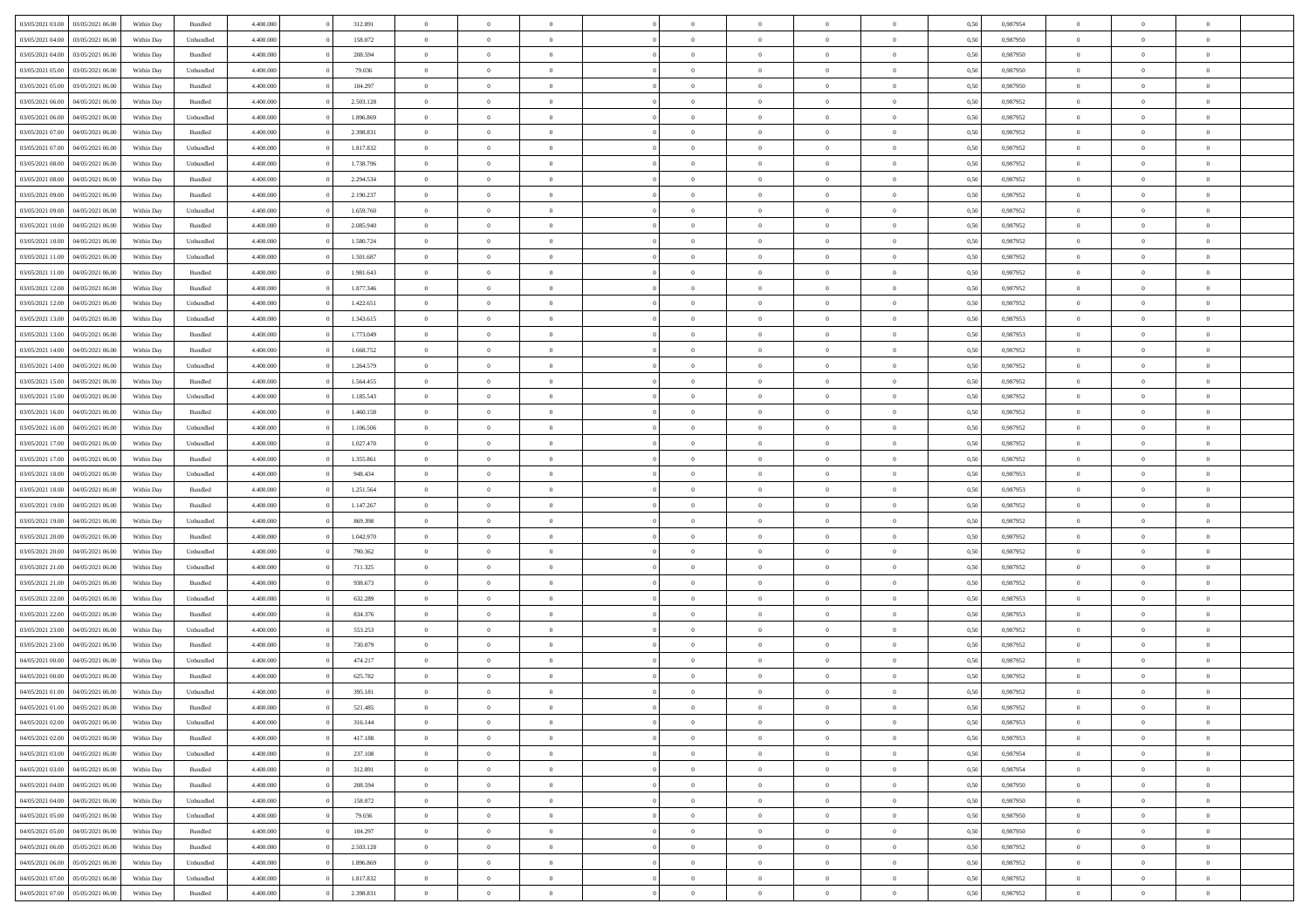| | | | | | | | | | | | | | | | | | | | | | |
|---|---|---|---|---|---|---|---|---|---|---|---|---|---|---|---|---|---|---|---|---|---|
| 03/05/2021 03:00 | 03/05/2021 06:00 | Within Day | Bundled | 4.400.000 | 0 | 312.891 | 0 | 0 | 0 | | 0 | 0 | 0 | 0 | 0 | 0,50 | 0,987954 | 0 | 0 | 0 | |
| 03/05/2021 04:00 | 03/05/2021 06:00 | Within Day | Unbundled | 4.400.000 | 0 | 158.072 | 0 | 0 | 0 | | 0 | 0 | 0 | 0 | 0 | 0,50 | 0,987950 | 0 | 0 | 0 | |
| 03/05/2021 04:00 | 03/05/2021 06:00 | Within Day | Bundled | 4.400.000 | 0 | 208.594 | 0 | 0 | 0 | | 0 | 0 | 0 | 0 | 0 | 0,50 | 0,987950 | 0 | 0 | 0 | |
| 03/05/2021 05:00 | 03/05/2021 06:00 | Within Day | Unbundled | 4.400.000 | 0 | 79.036 | 0 | 0 | 0 | | 0 | 0 | 0 | 0 | 0 | 0,50 | 0,987950 | 0 | 0 | 0 | |
| 03/05/2021 05:00 | 03/05/2021 06:00 | Within Day | Bundled | 4.400.000 | 0 | 104.297 | 0 | 0 | 0 | | 0 | 0 | 0 | 0 | 0 | 0,50 | 0,987950 | 0 | 0 | 0 | |
| 03/05/2021 06:00 | 04/05/2021 06:00 | Within Day | Bundled | 4.400.000 | 0 | 2.503.128 | 0 | 0 | 0 | | 0 | 0 | 0 | 0 | 0 | 0,50 | 0,987952 | 0 | 0 | 0 | |
| 03/05/2021 06:00 | 04/05/2021 06:00 | Within Day | Unbundled | 4.400.000 | 0 | 1.896.869 | 0 | 0 | 0 | | 0 | 0 | 0 | 0 | 0 | 0,50 | 0,987952 | 0 | 0 | 0 | |
| 03/05/2021 07:00 | 04/05/2021 06:00 | Within Day | Bundled | 4.400.000 | 0 | 2.398.831 | 0 | 0 | 0 | | 0 | 0 | 0 | 0 | 0 | 0,50 | 0,987952 | 0 | 0 | 0 | |
| 03/05/2021 07:00 | 04/05/2021 06:00 | Within Day | Unbundled | 4.400.000 | 0 | 1.817.832 | 0 | 0 | 0 | | 0 | 0 | 0 | 0 | 0 | 0,50 | 0,987952 | 0 | 0 | 0 | |
| 03/05/2021 08:00 | 04/05/2021 06:00 | Within Day | Unbundled | 4.400.000 | 0 | 1.738.796 | 0 | 0 | 0 | | 0 | 0 | 0 | 0 | 0 | 0,50 | 0,987952 | 0 | 0 | 0 | |
| 03/05/2021 08:00 | 04/05/2021 06:00 | Within Day | Bundled | 4.400.000 | 0 | 2.294.534 | 0 | 0 | 0 | | 0 | 0 | 0 | 0 | 0 | 0,50 | 0,987952 | 0 | 0 | 0 | |
| 03/05/2021 09:00 | 04/05/2021 06:00 | Within Day | Bundled | 4.400.000 | 0 | 2.190.237 | 0 | 0 | 0 | | 0 | 0 | 0 | 0 | 0 | 0,50 | 0,987952 | 0 | 0 | 0 | |
| 03/05/2021 09:00 | 04/05/2021 06:00 | Within Day | Unbundled | 4.400.000 | 0 | 1.659.760 | 0 | 0 | 0 | | 0 | 0 | 0 | 0 | 0 | 0,50 | 0,987952 | 0 | 0 | 0 | |
| 03/05/2021 10:00 | 04/05/2021 06:00 | Within Day | Bundled | 4.400.000 | 0 | 2.085.940 | 0 | 0 | 0 | | 0 | 0 | 0 | 0 | 0 | 0,50 | 0,987952 | 0 | 0 | 0 | |
| 03/05/2021 10:00 | 04/05/2021 06:00 | Within Day | Unbundled | 4.400.000 | 0 | 1.580.724 | 0 | 0 | 0 | | 0 | 0 | 0 | 0 | 0 | 0,50 | 0,987952 | 0 | 0 | 0 | |
| 03/05/2021 11:00 | 04/05/2021 06:00 | Within Day | Unbundled | 4.400.000 | 0 | 1.501.687 | 0 | 0 | 0 | | 0 | 0 | 0 | 0 | 0 | 0,50 | 0,987952 | 0 | 0 | 0 | |
| 03/05/2021 11:00 | 04/05/2021 06:00 | Within Day | Bundled | 4.400.000 | 0 | 1.981.643 | 0 | 0 | 0 | | 0 | 0 | 0 | 0 | 0 | 0,50 | 0,987952 | 0 | 0 | 0 | |
| 03/05/2021 12:00 | 04/05/2021 06:00 | Within Day | Bundled | 4.400.000 | 0 | 1.877.346 | 0 | 0 | 0 | | 0 | 0 | 0 | 0 | 0 | 0,50 | 0,987952 | 0 | 0 | 0 | |
| 03/05/2021 12:00 | 04/05/2021 06:00 | Within Day | Unbundled | 4.400.000 | 0 | 1.422.651 | 0 | 0 | 0 | | 0 | 0 | 0 | 0 | 0 | 0,50 | 0,987952 | 0 | 0 | 0 | |
| 03/05/2021 13:00 | 04/05/2021 06:00 | Within Day | Unbundled | 4.400.000 | 0 | 1.343.615 | 0 | 0 | 0 | | 0 | 0 | 0 | 0 | 0 | 0,50 | 0,987953 | 0 | 0 | 0 | |
| 03/05/2021 13:00 | 04/05/2021 06:00 | Within Day | Bundled | 4.400.000 | 0 | 1.773.049 | 0 | 0 | 0 | | 0 | 0 | 0 | 0 | 0 | 0,50 | 0,987953 | 0 | 0 | 0 | |
| 03/05/2021 14:00 | 04/05/2021 06:00 | Within Day | Bundled | 4.400.000 | 0 | 1.668.752 | 0 | 0 | 0 | | 0 | 0 | 0 | 0 | 0 | 0,50 | 0,987952 | 0 | 0 | 0 | |
| 03/05/2021 14:00 | 04/05/2021 06:00 | Within Day | Unbundled | 4.400.000 | 0 | 1.264.579 | 0 | 0 | 0 | | 0 | 0 | 0 | 0 | 0 | 0,50 | 0,987952 | 0 | 0 | 0 | |
| 03/05/2021 15:00 | 04/05/2021 06:00 | Within Day | Bundled | 4.400.000 | 0 | 1.564.455 | 0 | 0 | 0 | | 0 | 0 | 0 | 0 | 0 | 0,50 | 0,987952 | 0 | 0 | 0 | |
| 03/05/2021 15:00 | 04/05/2021 06:00 | Within Day | Unbundled | 4.400.000 | 0 | 1.185.543 | 0 | 0 | 0 | | 0 | 0 | 0 | 0 | 0 | 0,50 | 0,987952 | 0 | 0 | 0 | |
| 03/05/2021 16:00 | 04/05/2021 06:00 | Within Day | Bundled | 4.400.000 | 0 | 1.460.158 | 0 | 0 | 0 | | 0 | 0 | 0 | 0 | 0 | 0,50 | 0,987952 | 0 | 0 | 0 | |
| 03/05/2021 16:00 | 04/05/2021 06:00 | Within Day | Unbundled | 4.400.000 | 0 | 1.106.506 | 0 | 0 | 0 | | 0 | 0 | 0 | 0 | 0 | 0,50 | 0,987952 | 0 | 0 | 0 | |
| 03/05/2021 17:00 | 04/05/2021 06:00 | Within Day | Unbundled | 4.400.000 | 0 | 1.027.470 | 0 | 0 | 0 | | 0 | 0 | 0 | 0 | 0 | 0,50 | 0,987952 | 0 | 0 | 0 | |
| 03/05/2021 17:00 | 04/05/2021 06:00 | Within Day | Bundled | 4.400.000 | 0 | 1.355.861 | 0 | 0 | 0 | | 0 | 0 | 0 | 0 | 0 | 0,50 | 0,987952 | 0 | 0 | 0 | |
| 03/05/2021 18:00 | 04/05/2021 06:00 | Within Day | Unbundled | 4.400.000 | 0 | 948.434 | 0 | 0 | 0 | | 0 | 0 | 0 | 0 | 0 | 0,50 | 0,987953 | 0 | 0 | 0 | |
| 03/05/2021 18:00 | 04/05/2021 06:00 | Within Day | Bundled | 4.400.000 | 0 | 1.251.564 | 0 | 0 | 0 | | 0 | 0 | 0 | 0 | 0 | 0,50 | 0,987953 | 0 | 0 | 0 | |
| 03/05/2021 19:00 | 04/05/2021 06:00 | Within Day | Bundled | 4.400.000 | 0 | 1.147.267 | 0 | 0 | 0 | | 0 | 0 | 0 | 0 | 0 | 0,50 | 0,987952 | 0 | 0 | 0 | |
| 03/05/2021 19:00 | 04/05/2021 06:00 | Within Day | Unbundled | 4.400.000 | 0 | 869.398 | 0 | 0 | 0 | | 0 | 0 | 0 | 0 | 0 | 0,50 | 0,987952 | 0 | 0 | 0 | |
| 03/05/2021 20:00 | 04/05/2021 06:00 | Within Day | Bundled | 4.400.000 | 0 | 1.042.970 | 0 | 0 | 0 | | 0 | 0 | 0 | 0 | 0 | 0,50 | 0,987952 | 0 | 0 | 0 | |
| 03/05/2021 20:00 | 04/05/2021 06:00 | Within Day | Unbundled | 4.400.000 | 0 | 790.362 | 0 | 0 | 0 | | 0 | 0 | 0 | 0 | 0 | 0,50 | 0,987952 | 0 | 0 | 0 | |
| 03/05/2021 21:00 | 04/05/2021 06:00 | Within Day | Unbundled | 4.400.000 | 0 | 711.325 | 0 | 0 | 0 | | 0 | 0 | 0 | 0 | 0 | 0,50 | 0,987952 | 0 | 0 | 0 | |
| 03/05/2021 21:00 | 04/05/2021 06:00 | Within Day | Bundled | 4.400.000 | 0 | 938.673 | 0 | 0 | 0 | | 0 | 0 | 0 | 0 | 0 | 0,50 | 0,987952 | 0 | 0 | 0 | |
| 03/05/2021 22:00 | 04/05/2021 06:00 | Within Day | Unbundled | 4.400.000 | 0 | 632.289 | 0 | 0 | 0 | | 0 | 0 | 0 | 0 | 0 | 0,50 | 0,987953 | 0 | 0 | 0 | |
| 03/05/2021 22:00 | 04/05/2021 06:00 | Within Day | Bundled | 4.400.000 | 0 | 834.376 | 0 | 0 | 0 | | 0 | 0 | 0 | 0 | 0 | 0,50 | 0,987953 | 0 | 0 | 0 | |
| 03/05/2021 23:00 | 04/05/2021 06:00 | Within Day | Unbundled | 4.400.000 | 0 | 553.253 | 0 | 0 | 0 | | 0 | 0 | 0 | 0 | 0 | 0,50 | 0,987952 | 0 | 0 | 0 | |
| 03/05/2021 23:00 | 04/05/2021 06:00 | Within Day | Bundled | 4.400.000 | 0 | 730.079 | 0 | 0 | 0 | | 0 | 0 | 0 | 0 | 0 | 0,50 | 0,987952 | 0 | 0 | 0 | |
| 04/05/2021 00:00 | 04/05/2021 06:00 | Within Day | Unbundled | 4.400.000 | 0 | 474.217 | 0 | 0 | 0 | | 0 | 0 | 0 | 0 | 0 | 0,50 | 0,987952 | 0 | 0 | 0 | |
| 04/05/2021 00:00 | 04/05/2021 06:00 | Within Day | Bundled | 4.400.000 | 0 | 625.782 | 0 | 0 | 0 | | 0 | 0 | 0 | 0 | 0 | 0,50 | 0,987952 | 0 | 0 | 0 | |
| 04/05/2021 01:00 | 04/05/2021 06:00 | Within Day | Unbundled | 4.400.000 | 0 | 395.181 | 0 | 0 | 0 | | 0 | 0 | 0 | 0 | 0 | 0,50 | 0,987952 | 0 | 0 | 0 | |
| 04/05/2021 01:00 | 04/05/2021 06:00 | Within Day | Bundled | 4.400.000 | 0 | 521.485 | 0 | 0 | 0 | | 0 | 0 | 0 | 0 | 0 | 0,50 | 0,987952 | 0 | 0 | 0 | |
| 04/05/2021 02:00 | 04/05/2021 06:00 | Within Day | Unbundled | 4.400.000 | 0 | 316.144 | 0 | 0 | 0 | | 0 | 0 | 0 | 0 | 0 | 0,50 | 0,987953 | 0 | 0 | 0 | |
| 04/05/2021 02:00 | 04/05/2021 06:00 | Within Day | Bundled | 4.400.000 | 0 | 417.188 | 0 | 0 | 0 | | 0 | 0 | 0 | 0 | 0 | 0,50 | 0,987953 | 0 | 0 | 0 | |
| 04/05/2021 03:00 | 04/05/2021 06:00 | Within Day | Unbundled | 4.400.000 | 0 | 237.108 | 0 | 0 | 0 | | 0 | 0 | 0 | 0 | 0 | 0,50 | 0,987954 | 0 | 0 | 0 | |
| 04/05/2021 03:00 | 04/05/2021 06:00 | Within Day | Bundled | 4.400.000 | 0 | 312.891 | 0 | 0 | 0 | | 0 | 0 | 0 | 0 | 0 | 0,50 | 0,987954 | 0 | 0 | 0 | |
| 04/05/2021 04:00 | 04/05/2021 06:00 | Within Day | Bundled | 4.400.000 | 0 | 208.594 | 0 | 0 | 0 | | 0 | 0 | 0 | 0 | 0 | 0,50 | 0,987950 | 0 | 0 | 0 | |
| 04/05/2021 04:00 | 04/05/2021 06:00 | Within Day | Unbundled | 4.400.000 | 0 | 158.072 | 0 | 0 | 0 | | 0 | 0 | 0 | 0 | 0 | 0,50 | 0,987950 | 0 | 0 | 0 | |
| 04/05/2021 05:00 | 04/05/2021 06:00 | Within Day | Unbundled | 4.400.000 | 0 | 79.036 | 0 | 0 | 0 | | 0 | 0 | 0 | 0 | 0 | 0,50 | 0,987950 | 0 | 0 | 0 | |
| 04/05/2021 05:00 | 04/05/2021 06:00 | Within Day | Bundled | 4.400.000 | 0 | 104.297 | 0 | 0 | 0 | | 0 | 0 | 0 | 0 | 0 | 0,50 | 0,987950 | 0 | 0 | 0 | |
| 04/05/2021 06:00 | 05/05/2021 06:00 | Within Day | Bundled | 4.400.000 | 0 | 2.503.128 | 0 | 0 | 0 | | 0 | 0 | 0 | 0 | 0 | 0,50 | 0,987952 | 0 | 0 | 0 | |
| 04/05/2021 06:00 | 05/05/2021 06:00 | Within Day | Unbundled | 4.400.000 | 0 | 1.896.869 | 0 | 0 | 0 | | 0 | 0 | 0 | 0 | 0 | 0,50 | 0,987952 | 0 | 0 | 0 | |
| 04/05/2021 07:00 | 05/05/2021 06:00 | Within Day | Unbundled | 4.400.000 | 0 | 1.817.832 | 0 | 0 | 0 | | 0 | 0 | 0 | 0 | 0 | 0,50 | 0,987952 | 0 | 0 | 0 | |
| 04/05/2021 07:00 | 05/05/2021 06:00 | Within Day | Bundled | 4.400.000 | 0 | 2.398.831 | 0 | 0 | 0 | | 0 | 0 | 0 | 0 | 0 | 0,50 | 0,987952 | 0 | 0 | 0 | |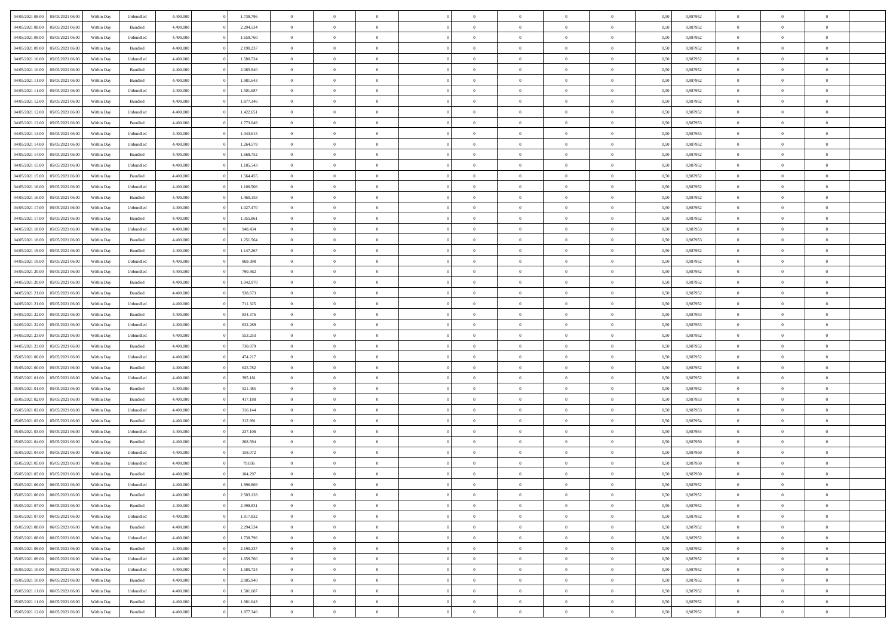| | | | | | | | | | | | | | | | | | | | | | |
|---|---|---|---|---|---|---|---|---|---|---|---|---|---|---|---|---|---|---|---|---|---|
| 04/05/2021 08:00 | 05/05/2021 06:00 | Within Day | Unbundled | 4.400.000 | 0 | 1.738.796 | 0 | 0 | 0 | | 0 | 0 | 0 | 0 | 0 | 0,50 | 0,987952 | 0 | 0 | 0 | |
| 04/05/2021 08:00 | 05/05/2021 06:00 | Within Day | Bundled | 4.400.000 | 0 | 2.294.534 | 0 | 0 | 0 | | 0 | 0 | 0 | 0 | 0 | 0,50 | 0,987952 | 0 | 0 | 0 | |
| 04/05/2021 09:00 | 05/05/2021 06:00 | Within Day | Unbundled | 4.400.000 | 0 | 1.659.760 | 0 | 0 | 0 | | 0 | 0 | 0 | 0 | 0 | 0,50 | 0,987952 | 0 | 0 | 0 | |
| 04/05/2021 09:00 | 05/05/2021 06:00 | Within Day | Bundled | 4.400.000 | 0 | 2.190.237 | 0 | 0 | 0 | | 0 | 0 | 0 | 0 | 0 | 0,50 | 0,987952 | 0 | 0 | 0 | |
| 04/05/2021 10:00 | 05/05/2021 06:00 | Within Day | Unbundled | 4.400.000 | 0 | 1.580.724 | 0 | 0 | 0 | | 0 | 0 | 0 | 0 | 0 | 0,50 | 0,987952 | 0 | 0 | 0 | |
| 04/05/2021 10:00 | 05/05/2021 06:00 | Within Day | Bundled | 4.400.000 | 0 | 2.085.940 | 0 | 0 | 0 | | 0 | 0 | 0 | 0 | 0 | 0,50 | 0,987952 | 0 | 0 | 0 | |
| 04/05/2021 11:00 | 05/05/2021 06:00 | Within Day | Bundled | 4.400.000 | 0 | 1.981.643 | 0 | 0 | 0 | | 0 | 0 | 0 | 0 | 0 | 0,50 | 0,987952 | 0 | 0 | 0 | |
| 04/05/2021 11:00 | 05/05/2021 06:00 | Within Day | Unbundled | 4.400.000 | 0 | 1.501.687 | 0 | 0 | 0 | | 0 | 0 | 0 | 0 | 0 | 0,50 | 0,987952 | 0 | 0 | 0 | |
| 04/05/2021 12:00 | 05/05/2021 06:00 | Within Day | Bundled | 4.400.000 | 0 | 1.877.346 | 0 | 0 | 0 | | 0 | 0 | 0 | 0 | 0 | 0,50 | 0,987952 | 0 | 0 | 0 | |
| 04/05/2021 12:00 | 05/05/2021 06:00 | Within Day | Unbundled | 4.400.000 | 0 | 1.422.651 | 0 | 0 | 0 | | 0 | 0 | 0 | 0 | 0 | 0,50 | 0,987952 | 0 | 0 | 0 | |
| 04/05/2021 13:00 | 05/05/2021 06:00 | Within Day | Bundled | 4.400.000 | 0 | 1.773.049 | 0 | 0 | 0 | | 0 | 0 | 0 | 0 | 0 | 0,50 | 0,987953 | 0 | 0 | 0 | |
| 04/05/2021 13:00 | 05/05/2021 06:00 | Within Day | Unbundled | 4.400.000 | 0 | 1.343.615 | 0 | 0 | 0 | | 0 | 0 | 0 | 0 | 0 | 0,50 | 0,987953 | 0 | 0 | 0 | |
| 04/05/2021 14:00 | 05/05/2021 06:00 | Within Day | Unbundled | 4.400.000 | 0 | 1.264.579 | 0 | 0 | 0 | | 0 | 0 | 0 | 0 | 0 | 0,50 | 0,987952 | 0 | 0 | 0 | |
| 04/05/2021 14:00 | 05/05/2021 06:00 | Within Day | Bundled | 4.400.000 | 0 | 1.668.752 | 0 | 0 | 0 | | 0 | 0 | 0 | 0 | 0 | 0,50 | 0,987952 | 0 | 0 | 0 | |
| 04/05/2021 15:00 | 05/05/2021 06:00 | Within Day | Unbundled | 4.400.000 | 0 | 1.185.543 | 0 | 0 | 0 | | 0 | 0 | 0 | 0 | 0 | 0,50 | 0,987952 | 0 | 0 | 0 | |
| 04/05/2021 15:00 | 05/05/2021 06:00 | Within Day | Bundled | 4.400.000 | 0 | 1.564.455 | 0 | 0 | 0 | | 0 | 0 | 0 | 0 | 0 | 0,50 | 0,987952 | 0 | 0 | 0 | |
| 04/05/2021 16:00 | 05/05/2021 06:00 | Within Day | Unbundled | 4.400.000 | 0 | 1.106.506 | 0 | 0 | 0 | | 0 | 0 | 0 | 0 | 0 | 0,50 | 0,987952 | 0 | 0 | 0 | |
| 04/05/2021 16:00 | 05/05/2021 06:00 | Within Day | Bundled | 4.400.000 | 0 | 1.460.158 | 0 | 0 | 0 | | 0 | 0 | 0 | 0 | 0 | 0,50 | 0,987952 | 0 | 0 | 0 | |
| 04/05/2021 17:00 | 05/05/2021 06:00 | Within Day | Unbundled | 4.400.000 | 0 | 1.027.470 | 0 | 0 | 0 | | 0 | 0 | 0 | 0 | 0 | 0,50 | 0,987952 | 0 | 0 | 0 | |
| 04/05/2021 17:00 | 05/05/2021 06:00 | Within Day | Bundled | 4.400.000 | 0 | 1.355.861 | 0 | 0 | 0 | | 0 | 0 | 0 | 0 | 0 | 0,50 | 0,987952 | 0 | 0 | 0 | |
| 04/05/2021 18:00 | 05/05/2021 06:00 | Within Day | Unbundled | 4.400.000 | 0 | 948.434 | 0 | 0 | 0 | | 0 | 0 | 0 | 0 | 0 | 0,50 | 0,987953 | 0 | 0 | 0 | |
| 04/05/2021 18:00 | 05/05/2021 06:00 | Within Day | Bundled | 4.400.000 | 0 | 1.251.564 | 0 | 0 | 0 | | 0 | 0 | 0 | 0 | 0 | 0,50 | 0,987953 | 0 | 0 | 0 | |
| 04/05/2021 19:00 | 05/05/2021 06:00 | Within Day | Bundled | 4.400.000 | 0 | 1.147.267 | 0 | 0 | 0 | | 0 | 0 | 0 | 0 | 0 | 0,50 | 0,987952 | 0 | 0 | 0 | |
| 04/05/2021 19:00 | 05/05/2021 06:00 | Within Day | Unbundled | 4.400.000 | 0 | 869.398 | 0 | 0 | 0 | | 0 | 0 | 0 | 0 | 0 | 0,50 | 0,987952 | 0 | 0 | 0 | |
| 04/05/2021 20:00 | 05/05/2021 06:00 | Within Day | Unbundled | 4.400.000 | 0 | 790.362 | 0 | 0 | 0 | | 0 | 0 | 0 | 0 | 0 | 0,50 | 0,987952 | 0 | 0 | 0 | |
| 04/05/2021 20:00 | 05/05/2021 06:00 | Within Day | Bundled | 4.400.000 | 0 | 1.042.970 | 0 | 0 | 0 | | 0 | 0 | 0 | 0 | 0 | 0,50 | 0,987952 | 0 | 0 | 0 | |
| 04/05/2021 21:00 | 05/05/2021 06:00 | Within Day | Bundled | 4.400.000 | 0 | 938.673 | 0 | 0 | 0 | | 0 | 0 | 0 | 0 | 0 | 0,50 | 0,987952 | 0 | 0 | 0 | |
| 04/05/2021 21:00 | 05/05/2021 06:00 | Within Day | Unbundled | 4.400.000 | 0 | 711.325 | 0 | 0 | 0 | | 0 | 0 | 0 | 0 | 0 | 0,50 | 0,987952 | 0 | 0 | 0 | |
| 04/05/2021 22:00 | 05/05/2021 06:00 | Within Day | Bundled | 4.400.000 | 0 | 834.376 | 0 | 0 | 0 | | 0 | 0 | 0 | 0 | 0 | 0,50 | 0,987953 | 0 | 0 | 0 | |
| 04/05/2021 22:00 | 05/05/2021 06:00 | Within Day | Unbundled | 4.400.000 | 0 | 632.289 | 0 | 0 | 0 | | 0 | 0 | 0 | 0 | 0 | 0,50 | 0,987953 | 0 | 0 | 0 | |
| 04/05/2021 23:00 | 05/05/2021 06:00 | Within Day | Unbundled | 4.400.000 | 0 | 553.253 | 0 | 0 | 0 | | 0 | 0 | 0 | 0 | 0 | 0,50 | 0,987952 | 0 | 0 | 0 | |
| 04/05/2021 23:00 | 05/05/2021 06:00 | Within Day | Bundled | 4.400.000 | 0 | 730.079 | 0 | 0 | 0 | | 0 | 0 | 0 | 0 | 0 | 0,50 | 0,987952 | 0 | 0 | 0 | |
| 05/05/2021 00:00 | 05/05/2021 06:00 | Within Day | Unbundled | 4.400.000 | 0 | 474.217 | 0 | 0 | 0 | | 0 | 0 | 0 | 0 | 0 | 0,50 | 0,987952 | 0 | 0 | 0 | |
| 05/05/2021 00:00 | 05/05/2021 06:00 | Within Day | Bundled | 4.400.000 | 0 | 625.782 | 0 | 0 | 0 | | 0 | 0 | 0 | 0 | 0 | 0,50 | 0,987952 | 0 | 0 | 0 | |
| 05/05/2021 01:00 | 05/05/2021 06:00 | Within Day | Unbundled | 4.400.000 | 0 | 395.181 | 0 | 0 | 0 | | 0 | 0 | 0 | 0 | 0 | 0,50 | 0,987952 | 0 | 0 | 0 | |
| 05/05/2021 01:00 | 05/05/2021 06:00 | Within Day | Bundled | 4.400.000 | 0 | 521.485 | 0 | 0 | 0 | | 0 | 0 | 0 | 0 | 0 | 0,50 | 0,987952 | 0 | 0 | 0 | |
| 05/05/2021 02:00 | 05/05/2021 06:00 | Within Day | Bundled | 4.400.000 | 0 | 417.188 | 0 | 0 | 0 | | 0 | 0 | 0 | 0 | 0 | 0,50 | 0,987953 | 0 | 0 | 0 | |
| 05/05/2021 02:00 | 05/05/2021 06:00 | Within Day | Unbundled | 4.400.000 | 0 | 316.144 | 0 | 0 | 0 | | 0 | 0 | 0 | 0 | 0 | 0,50 | 0,987953 | 0 | 0 | 0 | |
| 05/05/2021 03:00 | 05/05/2021 06:00 | Within Day | Bundled | 4.400.000 | 0 | 312.891 | 0 | 0 | 0 | | 0 | 0 | 0 | 0 | 0 | 0,50 | 0,987954 | 0 | 0 | 0 | |
| 05/05/2021 03:00 | 05/05/2021 06:00 | Within Day | Unbundled | 4.400.000 | 0 | 237.108 | 0 | 0 | 0 | | 0 | 0 | 0 | 0 | 0 | 0,50 | 0,987954 | 0 | 0 | 0 | |
| 05/05/2021 04:00 | 05/05/2021 06:00 | Within Day | Bundled | 4.400.000 | 0 | 208.594 | 0 | 0 | 0 | | 0 | 0 | 0 | 0 | 0 | 0,50 | 0,987950 | 0 | 0 | 0 | |
| 05/05/2021 04:00 | 05/05/2021 06:00 | Within Day | Unbundled | 4.400.000 | 0 | 158.072 | 0 | 0 | 0 | | 0 | 0 | 0 | 0 | 0 | 0,50 | 0,987950 | 0 | 0 | 0 | |
| 05/05/2021 05:00 | 05/05/2021 06:00 | Within Day | Unbundled | 4.400.000 | 0 | 79.036 | 0 | 0 | 0 | | 0 | 0 | 0 | 0 | 0 | 0,50 | 0,987950 | 0 | 0 | 0 | |
| 05/05/2021 05:00 | 05/05/2021 06:00 | Within Day | Bundled | 4.400.000 | 0 | 104.297 | 0 | 0 | 0 | | 0 | 0 | 0 | 0 | 0 | 0,50 | 0,987950 | 0 | 0 | 0 | |
| 05/05/2021 06:00 | 06/05/2021 06:00 | Within Day | Unbundled | 4.400.000 | 0 | 1.896.869 | 0 | 0 | 0 | | 0 | 0 | 0 | 0 | 0 | 0,50 | 0,987952 | 0 | 0 | 0 | |
| 05/05/2021 06:00 | 06/05/2021 06:00 | Within Day | Bundled | 4.400.000 | 0 | 2.503.128 | 0 | 0 | 0 | | 0 | 0 | 0 | 0 | 0 | 0,50 | 0,987952 | 0 | 0 | 0 | |
| 05/05/2021 07:00 | 06/05/2021 06:00 | Within Day | Bundled | 4.400.000 | 0 | 2.398.831 | 0 | 0 | 0 | | 0 | 0 | 0 | 0 | 0 | 0,50 | 0,987952 | 0 | 0 | 0 | |
| 05/05/2021 07:00 | 06/05/2021 06:00 | Within Day | Unbundled | 4.400.000 | 0 | 1.817.832 | 0 | 0 | 0 | | 0 | 0 | 0 | 0 | 0 | 0,50 | 0,987952 | 0 | 0 | 0 | |
| 05/05/2021 08:00 | 06/05/2021 06:00 | Within Day | Bundled | 4.400.000 | 0 | 2.294.534 | 0 | 0 | 0 | | 0 | 0 | 0 | 0 | 0 | 0,50 | 0,987952 | 0 | 0 | 0 | |
| 05/05/2021 08:00 | 06/05/2021 06:00 | Within Day | Unbundled | 4.400.000 | 0 | 1.738.796 | 0 | 0 | 0 | | 0 | 0 | 0 | 0 | 0 | 0,50 | 0,987952 | 0 | 0 | 0 | |
| 05/05/2021 09:00 | 06/05/2021 06:00 | Within Day | Bundled | 4.400.000 | 0 | 2.190.237 | 0 | 0 | 0 | | 0 | 0 | 0 | 0 | 0 | 0,50 | 0,987952 | 0 | 0 | 0 | |
| 05/05/2021 09:00 | 06/05/2021 06:00 | Within Day | Unbundled | 4.400.000 | 0 | 1.659.760 | 0 | 0 | 0 | | 0 | 0 | 0 | 0 | 0 | 0,50 | 0,987952 | 0 | 0 | 0 | |
| 05/05/2021 10:00 | 06/05/2021 06:00 | Within Day | Unbundled | 4.400.000 | 0 | 1.580.724 | 0 | 0 | 0 | | 0 | 0 | 0 | 0 | 0 | 0,50 | 0,987952 | 0 | 0 | 0 | |
| 05/05/2021 10:00 | 06/05/2021 06:00 | Within Day | Bundled | 4.400.000 | 0 | 2.085.940 | 0 | 0 | 0 | | 0 | 0 | 0 | 0 | 0 | 0,50 | 0,987952 | 0 | 0 | 0 | |
| 05/05/2021 11:00 | 06/05/2021 06:00 | Within Day | Unbundled | 4.400.000 | 0 | 1.501.687 | 0 | 0 | 0 | | 0 | 0 | 0 | 0 | 0 | 0,50 | 0,987952 | 0 | 0 | 0 | |
| 05/05/2021 11:00 | 06/05/2021 06:00 | Within Day | Bundled | 4.400.000 | 0 | 1.981.643 | 0 | 0 | 0 | | 0 | 0 | 0 | 0 | 0 | 0,50 | 0,987952 | 0 | 0 | 0 | |
| 05/05/2021 12:00 | 06/05/2021 06:00 | Within Day | Bundled | 4.400.000 | 0 | 1.877.346 | 0 | 0 | 0 | | 0 | 0 | 0 | 0 | 0 | 0,50 | 0,987952 | 0 | 0 | 0 | |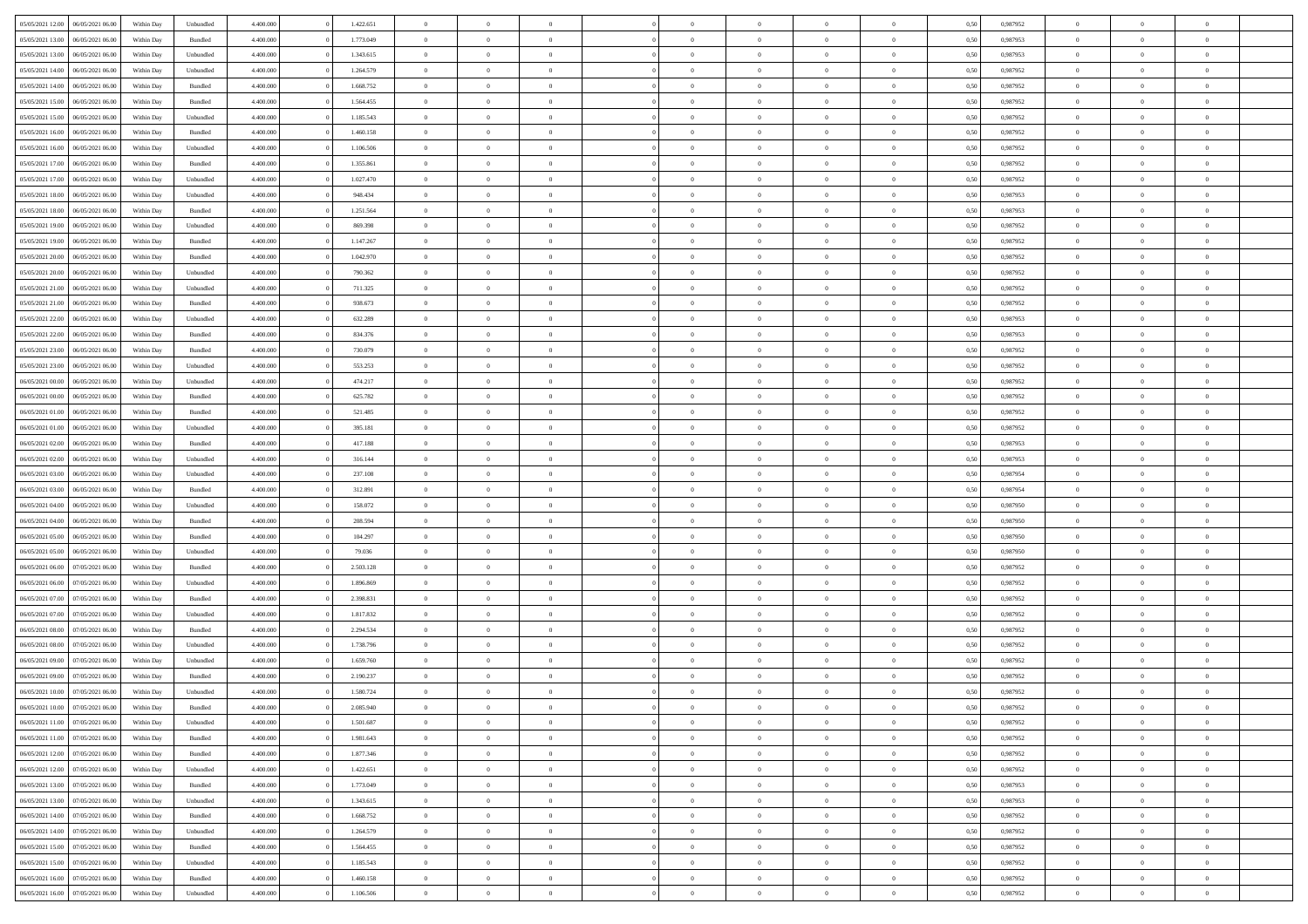| | | | | | | | | | | | | | | | | | | | | | |
|---|---|---|---|---|---|---|---|---|---|---|---|---|---|---|---|---|---|---|---|---|---|
| 05/05/2021 12:00 | 06/05/2021 06:00 | Within Day | Unbundled | 4.400.000 | 0 | 1.422.651 | 0 | 0 | 0 | | 0 | 0 | 0 | 0 | 0,50 | 0,987952 | 0 | 0 | 0 | |
| 05/05/2021 13:00 | 06/05/2021 06:00 | Within Day | Bundled | 4.400.000 | 0 | 1.773.049 | 0 | 0 | 0 | | 0 | 0 | 0 | 0 | 0,50 | 0,987953 | 0 | 0 | 0 | |
| 05/05/2021 13:00 | 06/05/2021 06:00 | Within Day | Unbundled | 4.400.000 | 0 | 1.343.615 | 0 | 0 | 0 | | 0 | 0 | 0 | 0 | 0,50 | 0,987953 | 0 | 0 | 0 | |
| 05/05/2021 14:00 | 06/05/2021 06:00 | Within Day | Unbundled | 4.400.000 | 0 | 1.264.579 | 0 | 0 | 0 | | 0 | 0 | 0 | 0 | 0,50 | 0,987952 | 0 | 0 | 0 | |
| 05/05/2021 14:00 | 06/05/2021 06:00 | Within Day | Bundled | 4.400.000 | 0 | 1.668.752 | 0 | 0 | 0 | | 0 | 0 | 0 | 0 | 0,50 | 0,987952 | 0 | 0 | 0 | |
| 05/05/2021 15:00 | 06/05/2021 06:00 | Within Day | Bundled | 4.400.000 | 0 | 1.564.455 | 0 | 0 | 0 | | 0 | 0 | 0 | 0 | 0,50 | 0,987952 | 0 | 0 | 0 | |
| 05/05/2021 15:00 | 06/05/2021 06:00 | Within Day | Unbundled | 4.400.000 | 0 | 1.185.543 | 0 | 0 | 0 | | 0 | 0 | 0 | 0 | 0,50 | 0,987952 | 0 | 0 | 0 | |
| 05/05/2021 16:00 | 06/05/2021 06:00 | Within Day | Bundled | 4.400.000 | 0 | 1.460.158 | 0 | 0 | 0 | | 0 | 0 | 0 | 0 | 0,50 | 0,987952 | 0 | 0 | 0 | |
| 05/05/2021 16:00 | 06/05/2021 06:00 | Within Day | Unbundled | 4.400.000 | 0 | 1.106.506 | 0 | 0 | 0 | | 0 | 0 | 0 | 0 | 0,50 | 0,987952 | 0 | 0 | 0 | |
| 05/05/2021 17:00 | 06/05/2021 06:00 | Within Day | Bundled | 4.400.000 | 0 | 1.355.861 | 0 | 0 | 0 | | 0 | 0 | 0 | 0 | 0,50 | 0,987952 | 0 | 0 | 0 | |
| 05/05/2021 17:00 | 06/05/2021 06:00 | Within Day | Unbundled | 4.400.000 | 0 | 1.027.470 | 0 | 0 | 0 | | 0 | 0 | 0 | 0 | 0,50 | 0,987952 | 0 | 0 | 0 | |
| 05/05/2021 18:00 | 06/05/2021 06:00 | Within Day | Unbundled | 4.400.000 | 0 | 948.434 | 0 | 0 | 0 | | 0 | 0 | 0 | 0 | 0,50 | 0,987953 | 0 | 0 | 0 | |
| 05/05/2021 18:00 | 06/05/2021 06:00 | Within Day | Bundled | 4.400.000 | 0 | 1.251.564 | 0 | 0 | 0 | | 0 | 0 | 0 | 0 | 0,50 | 0,987953 | 0 | 0 | 0 | |
| 05/05/2021 19:00 | 06/05/2021 06:00 | Within Day | Unbundled | 4.400.000 | 0 | 869.398 | 0 | 0 | 0 | | 0 | 0 | 0 | 0 | 0,50 | 0,987952 | 0 | 0 | 0 | |
| 05/05/2021 19:00 | 06/05/2021 06:00 | Within Day | Bundled | 4.400.000 | 0 | 1.147.267 | 0 | 0 | 0 | | 0 | 0 | 0 | 0 | 0,50 | 0,987952 | 0 | 0 | 0 | |
| 05/05/2021 20:00 | 06/05/2021 06:00 | Within Day | Bundled | 4.400.000 | 0 | 1.042.970 | 0 | 0 | 0 | | 0 | 0 | 0 | 0 | 0,50 | 0,987952 | 0 | 0 | 0 | |
| 05/05/2021 20:00 | 06/05/2021 06:00 | Within Day | Unbundled | 4.400.000 | 0 | 790.362 | 0 | 0 | 0 | | 0 | 0 | 0 | 0 | 0,50 | 0,987952 | 0 | 0 | 0 | |
| 05/05/2021 21:00 | 06/05/2021 06:00 | Within Day | Unbundled | 4.400.000 | 0 | 711.325 | 0 | 0 | 0 | | 0 | 0 | 0 | 0 | 0,50 | 0,987952 | 0 | 0 | 0 | |
| 05/05/2021 21:00 | 06/05/2021 06:00 | Within Day | Bundled | 4.400.000 | 0 | 938.673 | 0 | 0 | 0 | | 0 | 0 | 0 | 0 | 0,50 | 0,987952 | 0 | 0 | 0 | |
| 05/05/2021 22:00 | 06/05/2021 06:00 | Within Day | Unbundled | 4.400.000 | 0 | 632.289 | 0 | 0 | 0 | | 0 | 0 | 0 | 0 | 0,50 | 0,987953 | 0 | 0 | 0 | |
| 05/05/2021 22:00 | 06/05/2021 06:00 | Within Day | Bundled | 4.400.000 | 0 | 834.376 | 0 | 0 | 0 | | 0 | 0 | 0 | 0 | 0,50 | 0,987953 | 0 | 0 | 0 | |
| 05/05/2021 23:00 | 06/05/2021 06:00 | Within Day | Bundled | 4.400.000 | 0 | 730.079 | 0 | 0 | 0 | | 0 | 0 | 0 | 0 | 0,50 | 0,987952 | 0 | 0 | 0 | |
| 05/05/2021 23:00 | 06/05/2021 06:00 | Within Day | Unbundled | 4.400.000 | 0 | 553.253 | 0 | 0 | 0 | | 0 | 0 | 0 | 0 | 0,50 | 0,987952 | 0 | 0 | 0 | |
| 06/05/2021 00:00 | 06/05/2021 06:00 | Within Day | Unbundled | 4.400.000 | 0 | 474.217 | 0 | 0 | 0 | | 0 | 0 | 0 | 0 | 0,50 | 0,987952 | 0 | 0 | 0 | |
| 06/05/2021 00:00 | 06/05/2021 06:00 | Within Day | Bundled | 4.400.000 | 0 | 625.782 | 0 | 0 | 0 | | 0 | 0 | 0 | 0 | 0,50 | 0,987952 | 0 | 0 | 0 | |
| 06/05/2021 01:00 | 06/05/2021 06:00 | Within Day | Bundled | 4.400.000 | 0 | 521.485 | 0 | 0 | 0 | | 0 | 0 | 0 | 0 | 0,50 | 0,987952 | 0 | 0 | 0 | |
| 06/05/2021 01:00 | 06/05/2021 06:00 | Within Day | Unbundled | 4.400.000 | 0 | 395.181 | 0 | 0 | 0 | | 0 | 0 | 0 | 0 | 0,50 | 0,987952 | 0 | 0 | 0 | |
| 06/05/2021 02:00 | 06/05/2021 06:00 | Within Day | Bundled | 4.400.000 | 0 | 417.188 | 0 | 0 | 0 | | 0 | 0 | 0 | 0 | 0,50 | 0,987953 | 0 | 0 | 0 | |
| 06/05/2021 02:00 | 06/05/2021 06:00 | Within Day | Unbundled | 4.400.000 | 0 | 316.144 | 0 | 0 | 0 | | 0 | 0 | 0 | 0 | 0,50 | 0,987953 | 0 | 0 | 0 | |
| 06/05/2021 03:00 | 06/05/2021 06:00 | Within Day | Unbundled | 4.400.000 | 0 | 237.108 | 0 | 0 | 0 | | 0 | 0 | 0 | 0 | 0,50 | 0,987954 | 0 | 0 | 0 | |
| 06/05/2021 03:00 | 06/05/2021 06:00 | Within Day | Bundled | 4.400.000 | 0 | 312.891 | 0 | 0 | 0 | | 0 | 0 | 0 | 0 | 0,50 | 0,987954 | 0 | 0 | 0 | |
| 06/05/2021 04:00 | 06/05/2021 06:00 | Within Day | Unbundled | 4.400.000 | 0 | 158.072 | 0 | 0 | 0 | | 0 | 0 | 0 | 0 | 0,50 | 0,987950 | 0 | 0 | 0 | |
| 06/05/2021 04:00 | 06/05/2021 06:00 | Within Day | Bundled | 4.400.000 | 0 | 208.594 | 0 | 0 | 0 | | 0 | 0 | 0 | 0 | 0,50 | 0,987950 | 0 | 0 | 0 | |
| 06/05/2021 05:00 | 06/05/2021 06:00 | Within Day | Bundled | 4.400.000 | 0 | 104.297 | 0 | 0 | 0 | | 0 | 0 | 0 | 0 | 0,50 | 0,987950 | 0 | 0 | 0 | |
| 06/05/2021 05:00 | 06/05/2021 06:00 | Within Day | Unbundled | 4.400.000 | 0 | 79.036 | 0 | 0 | 0 | | 0 | 0 | 0 | 0 | 0,50 | 0,987950 | 0 | 0 | 0 | |
| 06/05/2021 06:00 | 07/05/2021 06:00 | Within Day | Bundled | 4.400.000 | 0 | 2.503.128 | 0 | 0 | 0 | | 0 | 0 | 0 | 0 | 0,50 | 0,987952 | 0 | 0 | 0 | |
| 06/05/2021 06:00 | 07/05/2021 06:00 | Within Day | Unbundled | 4.400.000 | 0 | 1.896.869 | 0 | 0 | 0 | | 0 | 0 | 0 | 0 | 0,50 | 0,987952 | 0 | 0 | 0 | |
| 06/05/2021 07:00 | 07/05/2021 06:00 | Within Day | Bundled | 4.400.000 | 0 | 2.398.831 | 0 | 0 | 0 | | 0 | 0 | 0 | 0 | 0,50 | 0,987952 | 0 | 0 | 0 | |
| 06/05/2021 07:00 | 07/05/2021 06:00 | Within Day | Unbundled | 4.400.000 | 0 | 1.817.832 | 0 | 0 | 0 | | 0 | 0 | 0 | 0 | 0,50 | 0,987952 | 0 | 0 | 0 | |
| 06/05/2021 08:00 | 07/05/2021 06:00 | Within Day | Bundled | 4.400.000 | 0 | 2.294.534 | 0 | 0 | 0 | | 0 | 0 | 0 | 0 | 0,50 | 0,987952 | 0 | 0 | 0 | |
| 06/05/2021 08:00 | 07/05/2021 06:00 | Within Day | Unbundled | 4.400.000 | 0 | 1.738.796 | 0 | 0 | 0 | | 0 | 0 | 0 | 0 | 0,50 | 0,987952 | 0 | 0 | 0 | |
| 06/05/2021 09:00 | 07/05/2021 06:00 | Within Day | Unbundled | 4.400.000 | 0 | 1.659.760 | 0 | 0 | 0 | | 0 | 0 | 0 | 0 | 0,50 | 0,987952 | 0 | 0 | 0 | |
| 06/05/2021 09:00 | 07/05/2021 06:00 | Within Day | Bundled | 4.400.000 | 0 | 2.190.237 | 0 | 0 | 0 | | 0 | 0 | 0 | 0 | 0,50 | 0,987952 | 0 | 0 | 0 | |
| 06/05/2021 10:00 | 07/05/2021 06:00 | Within Day | Unbundled | 4.400.000 | 0 | 1.580.724 | 0 | 0 | 0 | | 0 | 0 | 0 | 0 | 0,50 | 0,987952 | 0 | 0 | 0 | |
| 06/05/2021 10:00 | 07/05/2021 06:00 | Within Day | Bundled | 4.400.000 | 0 | 2.085.940 | 0 | 0 | 0 | | 0 | 0 | 0 | 0 | 0,50 | 0,987952 | 0 | 0 | 0 | |
| 06/05/2021 11:00 | 07/05/2021 06:00 | Within Day | Unbundled | 4.400.000 | 0 | 1.501.687 | 0 | 0 | 0 | | 0 | 0 | 0 | 0 | 0,50 | 0,987952 | 0 | 0 | 0 | |
| 06/05/2021 11:00 | 07/05/2021 06:00 | Within Day | Bundled | 4.400.000 | 0 | 1.981.643 | 0 | 0 | 0 | | 0 | 0 | 0 | 0 | 0,50 | 0,987952 | 0 | 0 | 0 | |
| 06/05/2021 12:00 | 07/05/2021 06:00 | Within Day | Bundled | 4.400.000 | 0 | 1.877.346 | 0 | 0 | 0 | | 0 | 0 | 0 | 0 | 0,50 | 0,987952 | 0 | 0 | 0 | |
| 06/05/2021 12:00 | 07/05/2021 06:00 | Within Day | Unbundled | 4.400.000 | 0 | 1.422.651 | 0 | 0 | 0 | | 0 | 0 | 0 | 0 | 0,50 | 0,987952 | 0 | 0 | 0 | |
| 06/05/2021 13:00 | 07/05/2021 06:00 | Within Day | Bundled | 4.400.000 | 0 | 1.773.049 | 0 | 0 | 0 | | 0 | 0 | 0 | 0 | 0,50 | 0,987953 | 0 | 0 | 0 | |
| 06/05/2021 13:00 | 07/05/2021 06:00 | Within Day | Unbundled | 4.400.000 | 0 | 1.343.615 | 0 | 0 | 0 | | 0 | 0 | 0 | 0 | 0,50 | 0,987953 | 0 | 0 | 0 | |
| 06/05/2021 14:00 | 07/05/2021 06:00 | Within Day | Bundled | 4.400.000 | 0 | 1.668.752 | 0 | 0 | 0 | | 0 | 0 | 0 | 0 | 0,50 | 0,987952 | 0 | 0 | 0 | |
| 06/05/2021 14:00 | 07/05/2021 06:00 | Within Day | Unbundled | 4.400.000 | 0 | 1.264.579 | 0 | 0 | 0 | | 0 | 0 | 0 | 0 | 0,50 | 0,987952 | 0 | 0 | 0 | |
| 06/05/2021 15:00 | 07/05/2021 06:00 | Within Day | Bundled | 4.400.000 | 0 | 1.564.455 | 0 | 0 | 0 | | 0 | 0 | 0 | 0 | 0,50 | 0,987952 | 0 | 0 | 0 | |
| 06/05/2021 15:00 | 07/05/2021 06:00 | Within Day | Unbundled | 4.400.000 | 0 | 1.185.543 | 0 | 0 | 0 | | 0 | 0 | 0 | 0 | 0,50 | 0,987952 | 0 | 0 | 0 | |
| 06/05/2021 16:00 | 07/05/2021 06:00 | Within Day | Bundled | 4.400.000 | 0 | 1.460.158 | 0 | 0 | 0 | | 0 | 0 | 0 | 0 | 0,50 | 0,987952 | 0 | 0 | 0 | |
| 06/05/2021 16:00 | 07/05/2021 06:00 | Within Day | Unbundled | 4.400.000 | 0 | 1.106.506 | 0 | 0 | 0 | | 0 | 0 | 0 | 0 | 0,50 | 0,987952 | 0 | 0 | 0 | |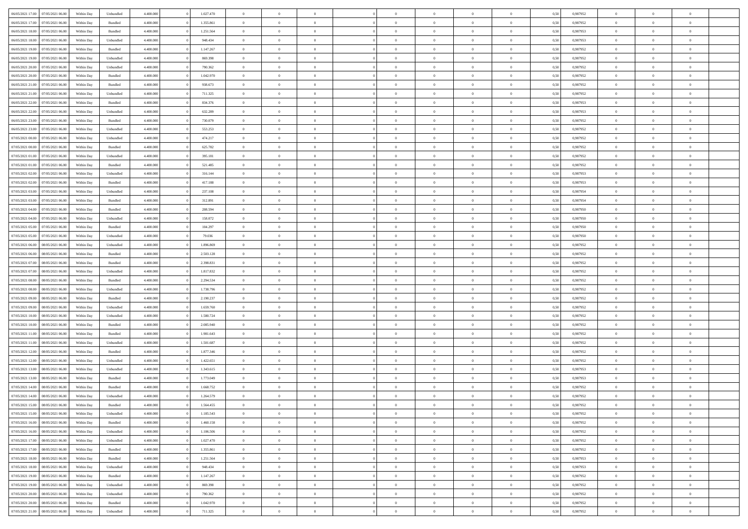| | | | | | | | | | | | | | | | | | | | | |
|---|---|---|---|---|---|---|---|---|---|---|---|---|---|---|---|---|---|---|---|---|
| 06/05/2021 17:00 | 07/05/2021 06:00 | Within Day | Unbundled | 4.400.000 | 0 | 1.027.470 | 0 | 0 | 0 | 0 | 0 | 0 | 0 | 0 | 0,50 | 0,987952 | 0 | 0 | 0 | |
| 06/05/2021 17:00 | 07/05/2021 06:00 | Within Day | Bundled | 4.400.000 | 0 | 1.355.861 | 0 | 0 | 0 | 0 | 0 | 0 | 0 | 0 | 0,50 | 0,987952 | 0 | 0 | 0 | |
| 06/05/2021 18:00 | 07/05/2021 06:00 | Within Day | Bundled | 4.400.000 | 0 | 1.251.564 | 0 | 0 | 0 | 0 | 0 | 0 | 0 | 0 | 0,50 | 0,987953 | 0 | 0 | 0 | |
| 06/05/2021 18:00 | 07/05/2021 06:00 | Within Day | Unbundled | 4.400.000 | 0 | 948.434 | 0 | 0 | 0 | 0 | 0 | 0 | 0 | 0 | 0,50 | 0,987953 | 0 | 0 | 0 | |
| 06/05/2021 19:00 | 07/05/2021 06:00 | Within Day | Bundled | 4.400.000 | 0 | 1.147.267 | 0 | 0 | 0 | 0 | 0 | 0 | 0 | 0 | 0,50 | 0,987952 | 0 | 0 | 0 | |
| 06/05/2021 19:00 | 07/05/2021 06:00 | Within Day | Unbundled | 4.400.000 | 0 | 869.398 | 0 | 0 | 0 | 0 | 0 | 0 | 0 | 0 | 0,50 | 0,987952 | 0 | 0 | 0 | |
| 06/05/2021 20:00 | 07/05/2021 06:00 | Within Day | Unbundled | 4.400.000 | 0 | 790.362 | 0 | 0 | 0 | 0 | 0 | 0 | 0 | 0 | 0,50 | 0,987952 | 0 | 0 | 0 | |
| 06/05/2021 20:00 | 07/05/2021 06:00 | Within Day | Bundled | 4.400.000 | 0 | 1.042.970 | 0 | 0 | 0 | 0 | 0 | 0 | 0 | 0 | 0,50 | 0,987952 | 0 | 0 | 0 | |
| 06/05/2021 21:00 | 07/05/2021 06:00 | Within Day | Bundled | 4.400.000 | 0 | 938.673 | 0 | 0 | 0 | 0 | 0 | 0 | 0 | 0 | 0,50 | 0,987952 | 0 | 0 | 0 | |
| 06/05/2021 21:00 | 07/05/2021 06:00 | Within Day | Unbundled | 4.400.000 | 0 | 711.325 | 0 | 0 | 0 | 0 | 0 | 0 | 0 | 0 | 0,50 | 0,987952 | 0 | 0 | 0 | |
| 06/05/2021 22:00 | 07/05/2021 06:00 | Within Day | Bundled | 4.400.000 | 0 | 834.376 | 0 | 0 | 0 | 0 | 0 | 0 | 0 | 0 | 0,50 | 0,987953 | 0 | 0 | 0 | |
| 06/05/2021 22:00 | 07/05/2021 06:00 | Within Day | Unbundled | 4.400.000 | 0 | 632.289 | 0 | 0 | 0 | 0 | 0 | 0 | 0 | 0 | 0,50 | 0,987953 | 0 | 0 | 0 | |
| 06/05/2021 23:00 | 07/05/2021 06:00 | Within Day | Bundled | 4.400.000 | 0 | 730.079 | 0 | 0 | 0 | 0 | 0 | 0 | 0 | 0 | 0,50 | 0,987952 | 0 | 0 | 0 | |
| 06/05/2021 23:00 | 07/05/2021 06:00 | Within Day | Unbundled | 4.400.000 | 0 | 553.253 | 0 | 0 | 0 | 0 | 0 | 0 | 0 | 0 | 0,50 | 0,987952 | 0 | 0 | 0 | |
| 07/05/2021 00:00 | 07/05/2021 06:00 | Within Day | Unbundled | 4.400.000 | 0 | 474.217 | 0 | 0 | 0 | 0 | 0 | 0 | 0 | 0 | 0,50 | 0,987952 | 0 | 0 | 0 | |
| 07/05/2021 00:00 | 07/05/2021 06:00 | Within Day | Bundled | 4.400.000 | 0 | 625.782 | 0 | 0 | 0 | 0 | 0 | 0 | 0 | 0 | 0,50 | 0,987952 | 0 | 0 | 0 | |
| 07/05/2021 01:00 | 07/05/2021 06:00 | Within Day | Unbundled | 4.400.000 | 0 | 395.181 | 0 | 0 | 0 | 0 | 0 | 0 | 0 | 0 | 0,50 | 0,987952 | 0 | 0 | 0 | |
| 07/05/2021 01:00 | 07/05/2021 06:00 | Within Day | Bundled | 4.400.000 | 0 | 521.485 | 0 | 0 | 0 | 0 | 0 | 0 | 0 | 0 | 0,50 | 0,987952 | 0 | 0 | 0 | |
| 07/05/2021 02:00 | 07/05/2021 06:00 | Within Day | Unbundled | 4.400.000 | 0 | 316.144 | 0 | 0 | 0 | 0 | 0 | 0 | 0 | 0 | 0,50 | 0,987953 | 0 | 0 | 0 | |
| 07/05/2021 02:00 | 07/05/2021 06:00 | Within Day | Bundled | 4.400.000 | 0 | 417.188 | 0 | 0 | 0 | 0 | 0 | 0 | 0 | 0 | 0,50 | 0,987953 | 0 | 0 | 0 | |
| 07/05/2021 03:00 | 07/05/2021 06:00 | Within Day | Unbundled | 4.400.000 | 0 | 237.108 | 0 | 0 | 0 | 0 | 0 | 0 | 0 | 0 | 0,50 | 0,987954 | 0 | 0 | 0 | |
| 07/05/2021 03:00 | 07/05/2021 06:00 | Within Day | Bundled | 4.400.000 | 0 | 312.891 | 0 | 0 | 0 | 0 | 0 | 0 | 0 | 0 | 0,50 | 0,987954 | 0 | 0 | 0 | |
| 07/05/2021 04:00 | 07/05/2021 06:00 | Within Day | Bundled | 4.400.000 | 0 | 208.594 | 0 | 0 | 0 | 0 | 0 | 0 | 0 | 0 | 0,50 | 0,987950 | 0 | 0 | 0 | |
| 07/05/2021 04:00 | 07/05/2021 06:00 | Within Day | Unbundled | 4.400.000 | 0 | 158.072 | 0 | 0 | 0 | 0 | 0 | 0 | 0 | 0 | 0,50 | 0,987950 | 0 | 0 | 0 | |
| 07/05/2021 05:00 | 07/05/2021 06:00 | Within Day | Bundled | 4.400.000 | 0 | 104.297 | 0 | 0 | 0 | 0 | 0 | 0 | 0 | 0 | 0,50 | 0,987950 | 0 | 0 | 0 | |
| 07/05/2021 05:00 | 07/05/2021 06:00 | Within Day | Unbundled | 4.400.000 | 0 | 79.036 | 0 | 0 | 0 | 0 | 0 | 0 | 0 | 0 | 0,50 | 0,987950 | 0 | 0 | 0 | |
| 07/05/2021 06:00 | 08/05/2021 06:00 | Within Day | Unbundled | 4.400.000 | 0 | 1.896.869 | 0 | 0 | 0 | 0 | 0 | 0 | 0 | 0 | 0,50 | 0,987952 | 0 | 0 | 0 | |
| 07/05/2021 06:00 | 08/05/2021 06:00 | Within Day | Bundled | 4.400.000 | 0 | 2.503.128 | 0 | 0 | 0 | 0 | 0 | 0 | 0 | 0 | 0,50 | 0,987952 | 0 | 0 | 0 | |
| 07/05/2021 07:00 | 08/05/2021 06:00 | Within Day | Bundled | 4.400.000 | 0 | 2.398.831 | 0 | 0 | 0 | 0 | 0 | 0 | 0 | 0 | 0,50 | 0,987952 | 0 | 0 | 0 | |
| 07/05/2021 07:00 | 08/05/2021 06:00 | Within Day | Unbundled | 4.400.000 | 0 | 1.817.832 | 0 | 0 | 0 | 0 | 0 | 0 | 0 | 0 | 0,50 | 0,987952 | 0 | 0 | 0 | |
| 07/05/2021 08:00 | 08/05/2021 06:00 | Within Day | Bundled | 4.400.000 | 0 | 2.294.534 | 0 | 0 | 0 | 0 | 0 | 0 | 0 | 0 | 0,50 | 0,987952 | 0 | 0 | 0 | |
| 07/05/2021 08:00 | 08/05/2021 06:00 | Within Day | Unbundled | 4.400.000 | 0 | 1.738.796 | 0 | 0 | 0 | 0 | 0 | 0 | 0 | 0 | 0,50 | 0,987952 | 0 | 0 | 0 | |
| 07/05/2021 09:00 | 08/05/2021 06:00 | Within Day | Bundled | 4.400.000 | 0 | 2.190.237 | 0 | 0 | 0 | 0 | 0 | 0 | 0 | 0 | 0,50 | 0,987952 | 0 | 0 | 0 | |
| 07/05/2021 09:00 | 08/05/2021 06:00 | Within Day | Unbundled | 4.400.000 | 0 | 1.659.760 | 0 | 0 | 0 | 0 | 0 | 0 | 0 | 0 | 0,50 | 0,987952 | 0 | 0 | 0 | |
| 07/05/2021 10:00 | 08/05/2021 06:00 | Within Day | Unbundled | 4.400.000 | 0 | 1.580.724 | 0 | 0 | 0 | 0 | 0 | 0 | 0 | 0 | 0,50 | 0,987952 | 0 | 0 | 0 | |
| 07/05/2021 10:00 | 08/05/2021 06:00 | Within Day | Bundled | 4.400.000 | 0 | 2.085.940 | 0 | 0 | 0 | 0 | 0 | 0 | 0 | 0 | 0,50 | 0,987952 | 0 | 0 | 0 | |
| 07/05/2021 11:00 | 08/05/2021 06:00 | Within Day | Bundled | 4.400.000 | 0 | 1.981.643 | 0 | 0 | 0 | 0 | 0 | 0 | 0 | 0 | 0,50 | 0,987952 | 0 | 0 | 0 | |
| 07/05/2021 11:00 | 08/05/2021 06:00 | Within Day | Unbundled | 4.400.000 | 0 | 1.501.687 | 0 | 0 | 0 | 0 | 0 | 0 | 0 | 0 | 0,50 | 0,987952 | 0 | 0 | 0 | |
| 07/05/2021 12:00 | 08/05/2021 06:00 | Within Day | Bundled | 4.400.000 | 0 | 1.877.346 | 0 | 0 | 0 | 0 | 0 | 0 | 0 | 0 | 0,50 | 0,987952 | 0 | 0 | 0 | |
| 07/05/2021 12:00 | 08/05/2021 06:00 | Within Day | Unbundled | 4.400.000 | 0 | 1.422.651 | 0 | 0 | 0 | 0 | 0 | 0 | 0 | 0 | 0,50 | 0,987952 | 0 | 0 | 0 | |
| 07/05/2021 13:00 | 08/05/2021 06:00 | Within Day | Unbundled | 4.400.000 | 0 | 1.343.615 | 0 | 0 | 0 | 0 | 0 | 0 | 0 | 0 | 0,50 | 0,987953 | 0 | 0 | 0 | |
| 07/05/2021 13:00 | 08/05/2021 06:00 | Within Day | Bundled | 4.400.000 | 0 | 1.773.049 | 0 | 0 | 0 | 0 | 0 | 0 | 0 | 0 | 0,50 | 0,987953 | 0 | 0 | 0 | |
| 07/05/2021 14:00 | 08/05/2021 06:00 | Within Day | Bundled | 4.400.000 | 0 | 1.668.752 | 0 | 0 | 0 | 0 | 0 | 0 | 0 | 0 | 0,50 | 0,987952 | 0 | 0 | 0 | |
| 07/05/2021 14:00 | 08/05/2021 06:00 | Within Day | Unbundled | 4.400.000 | 0 | 1.264.579 | 0 | 0 | 0 | 0 | 0 | 0 | 0 | 0 | 0,50 | 0,987952 | 0 | 0 | 0 | |
| 07/05/2021 15:00 | 08/05/2021 06:00 | Within Day | Bundled | 4.400.000 | 0 | 1.564.455 | 0 | 0 | 0 | 0 | 0 | 0 | 0 | 0 | 0,50 | 0,987952 | 0 | 0 | 0 | |
| 07/05/2021 15:00 | 08/05/2021 06:00 | Within Day | Unbundled | 4.400.000 | 0 | 1.185.543 | 0 | 0 | 0 | 0 | 0 | 0 | 0 | 0 | 0,50 | 0,987952 | 0 | 0 | 0 | |
| 07/05/2021 16:00 | 08/05/2021 06:00 | Within Day | Bundled | 4.400.000 | 0 | 1.460.158 | 0 | 0 | 0 | 0 | 0 | 0 | 0 | 0 | 0,50 | 0,987952 | 0 | 0 | 0 | |
| 07/05/2021 16:00 | 08/05/2021 06:00 | Within Day | Unbundled | 4.400.000 | 0 | 1.106.506 | 0 | 0 | 0 | 0 | 0 | 0 | 0 | 0 | 0,50 | 0,987952 | 0 | 0 | 0 | |
| 07/05/2021 17:00 | 08/05/2021 06:00 | Within Day | Unbundled | 4.400.000 | 0 | 1.027.470 | 0 | 0 | 0 | 0 | 0 | 0 | 0 | 0 | 0,50 | 0,987952 | 0 | 0 | 0 | |
| 07/05/2021 17:00 | 08/05/2021 06:00 | Within Day | Bundled | 4.400.000 | 0 | 1.355.861 | 0 | 0 | 0 | 0 | 0 | 0 | 0 | 0 | 0,50 | 0,987952 | 0 | 0 | 0 | |
| 07/05/2021 18:00 | 08/05/2021 06:00 | Within Day | Bundled | 4.400.000 | 0 | 1.251.564 | 0 | 0 | 0 | 0 | 0 | 0 | 0 | 0 | 0,50 | 0,987953 | 0 | 0 | 0 | |
| 07/05/2021 18:00 | 08/05/2021 06:00 | Within Day | Unbundled | 4.400.000 | 0 | 948.434 | 0 | 0 | 0 | 0 | 0 | 0 | 0 | 0 | 0,50 | 0,987953 | 0 | 0 | 0 | |
| 07/05/2021 19:00 | 08/05/2021 06:00 | Within Day | Bundled | 4.400.000 | 0 | 1.147.267 | 0 | 0 | 0 | 0 | 0 | 0 | 0 | 0 | 0,50 | 0,987952 | 0 | 0 | 0 | |
| 07/05/2021 19:00 | 08/05/2021 06:00 | Within Day | Unbundled | 4.400.000 | 0 | 869.398 | 0 | 0 | 0 | 0 | 0 | 0 | 0 | 0 | 0,50 | 0,987952 | 0 | 0 | 0 | |
| 07/05/2021 20:00 | 08/05/2021 06:00 | Within Day | Unbundled | 4.400.000 | 0 | 790.362 | 0 | 0 | 0 | 0 | 0 | 0 | 0 | 0 | 0,50 | 0,987952 | 0 | 0 | 0 | |
| 07/05/2021 20:00 | 08/05/2021 06:00 | Within Day | Bundled | 4.400.000 | 0 | 1.042.970 | 0 | 0 | 0 | 0 | 0 | 0 | 0 | 0 | 0,50 | 0,987952 | 0 | 0 | 0 | |
| 07/05/2021 21:00 | 08/05/2021 06:00 | Within Day | Unbundled | 4.400.000 | 0 | 711.325 | 0 | 0 | 0 | 0 | 0 | 0 | 0 | 0 | 0,50 | 0,987952 | 0 | 0 | 0 | |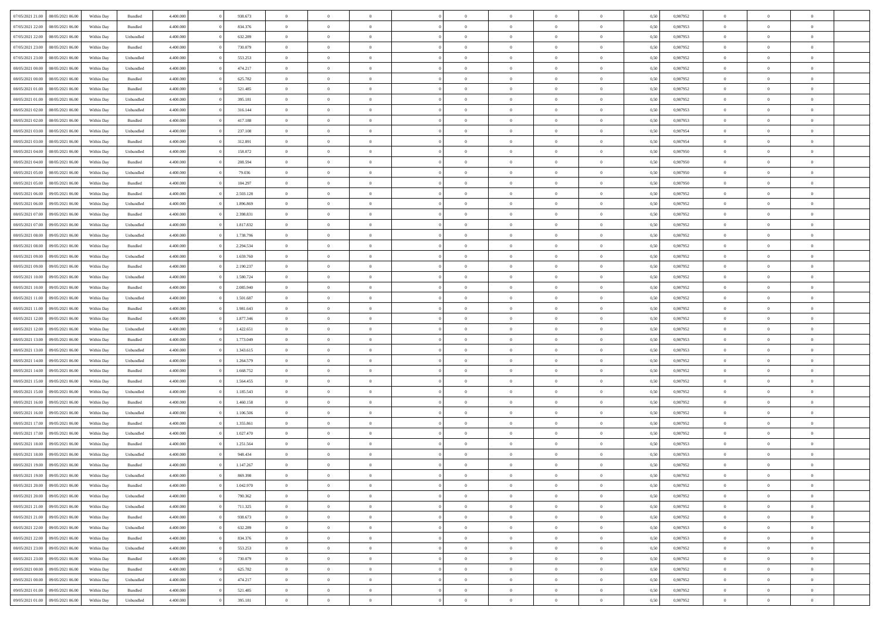| | | | | | | | | | | | | | | | | | | | | |
|---|---|---|---|---|---|---|---|---|---|---|---|---|---|---|---|---|---|---|---|---|
| 07/05/2021 21.00 | 08/05/2021 06.00 | Within Day | Bundled | 4.400.000 | 0 | 938.673 | 0 | 0 | 0 | | 0 | 0 | 0 | 0 | 0,50 | 0,987952 | 0 | 0 | 0 | |
| 07/05/2021 22.00 | 08/05/2021 06.00 | Within Day | Bundled | 4.400.000 | 0 | 834.376 | 0 | 0 | 0 | | 0 | 0 | 0 | 0 | 0,50 | 0,987953 | 0 | 0 | 0 | |
| 07/05/2021 22.00 | 08/05/2021 06.00 | Within Day | Unbundled | 4.400.000 | 0 | 632.289 | 0 | 0 | 0 | | 0 | 0 | 0 | 0 | 0,50 | 0,987953 | 0 | 0 | 0 | |
| 07/05/2021 23.00 | 08/05/2021 06.00 | Within Day | Bundled | 4.400.000 | 0 | 730.079 | 0 | 0 | 0 | | 0 | 0 | 0 | 0 | 0,50 | 0,987952 | 0 | 0 | 0 | |
| 07/05/2021 23.00 | 08/05/2021 06.00 | Within Day | Unbundled | 4.400.000 | 0 | 553.253 | 0 | 0 | 0 | | 0 | 0 | 0 | 0 | 0,50 | 0,987952 | 0 | 0 | 0 | |
| 08/05/2021 00.00 | 08/05/2021 06.00 | Within Day | Unbundled | 4.400.000 | 0 | 474.217 | 0 | 0 | 0 | | 0 | 0 | 0 | 0 | 0,50 | 0,987952 | 0 | 0 | 0 | |
| 08/05/2021 00.00 | 08/05/2021 06.00 | Within Day | Bundled | 4.400.000 | 0 | 625.782 | 0 | 0 | 0 | | 0 | 0 | 0 | 0 | 0,50 | 0,987952 | 0 | 0 | 0 | |
| 08/05/2021 01.00 | 08/05/2021 06.00 | Within Day | Bundled | 4.400.000 | 0 | 521.485 | 0 | 0 | 0 | | 0 | 0 | 0 | 0 | 0,50 | 0,987952 | 0 | 0 | 0 | |
| 08/05/2021 01.00 | 08/05/2021 06.00 | Within Day | Unbundled | 4.400.000 | 0 | 395.181 | 0 | 0 | 0 | | 0 | 0 | 0 | 0 | 0,50 | 0,987952 | 0 | 0 | 0 | |
| 08/05/2021 02.00 | 08/05/2021 06.00 | Within Day | Unbundled | 4.400.000 | 0 | 316.144 | 0 | 0 | 0 | | 0 | 0 | 0 | 0 | 0,50 | 0,987953 | 0 | 0 | 0 | |
| 08/05/2021 02.00 | 08/05/2021 06.00 | Within Day | Bundled | 4.400.000 | 0 | 417.188 | 0 | 0 | 0 | | 0 | 0 | 0 | 0 | 0,50 | 0,987953 | 0 | 0 | 0 | |
| 08/05/2021 03.00 | 08/05/2021 06.00 | Within Day | Unbundled | 4.400.000 | 0 | 237.108 | 0 | 0 | 0 | | 0 | 0 | 0 | 0 | 0,50 | 0,987954 | 0 | 0 | 0 | |
| 08/05/2021 03.00 | 08/05/2021 06.00 | Within Day | Bundled | 4.400.000 | 0 | 312.891 | 0 | 0 | 0 | | 0 | 0 | 0 | 0 | 0,50 | 0,987954 | 0 | 0 | 0 | |
| 08/05/2021 04.00 | 08/05/2021 06.00 | Within Day | Unbundled | 4.400.000 | 0 | 158.072 | 0 | 0 | 0 | | 0 | 0 | 0 | 0 | 0,50 | 0,987950 | 0 | 0 | 0 | |
| 08/05/2021 04.00 | 08/05/2021 06.00 | Within Day | Bundled | 4.400.000 | 0 | 208.594 | 0 | 0 | 0 | | 0 | 0 | 0 | 0 | 0,50 | 0,987950 | 0 | 0 | 0 | |
| 08/05/2021 05.00 | 08/05/2021 06.00 | Within Day | Unbundled | 4.400.000 | 0 | 79.036 | 0 | 0 | 0 | | 0 | 0 | 0 | 0 | 0,50 | 0,987950 | 0 | 0 | 0 | |
| 08/05/2021 05.00 | 08/05/2021 06.00 | Within Day | Bundled | 4.400.000 | 0 | 104.297 | 0 | 0 | 0 | | 0 | 0 | 0 | 0 | 0,50 | 0,987950 | 0 | 0 | 0 | |
| 08/05/2021 06.00 | 09/05/2021 06.00 | Within Day | Bundled | 4.400.000 | 0 | 2.503.128 | 0 | 0 | 0 | | 0 | 0 | 0 | 0 | 0,50 | 0,987952 | 0 | 0 | 0 | |
| 08/05/2021 06.00 | 09/05/2021 06.00 | Within Day | Unbundled | 4.400.000 | 0 | 1.896.869 | 0 | 0 | 0 | | 0 | 0 | 0 | 0 | 0,50 | 0,987952 | 0 | 0 | 0 | |
| 08/05/2021 07.00 | 09/05/2021 06.00 | Within Day | Bundled | 4.400.000 | 0 | 2.398.831 | 0 | 0 | 0 | | 0 | 0 | 0 | 0 | 0,50 | 0,987952 | 0 | 0 | 0 | |
| 08/05/2021 07.00 | 09/05/2021 06.00 | Within Day | Unbundled | 4.400.000 | 0 | 1.817.832 | 0 | 0 | 0 | | 0 | 0 | 0 | 0 | 0,50 | 0,987952 | 0 | 0 | 0 | |
| 08/05/2021 08.00 | 09/05/2021 06.00 | Within Day | Unbundled | 4.400.000 | 0 | 1.738.796 | 0 | 0 | 0 | | 0 | 0 | 0 | 0 | 0,50 | 0,987952 | 0 | 0 | 0 | |
| 08/05/2021 08.00 | 09/05/2021 06.00 | Within Day | Bundled | 4.400.000 | 0 | 2.294.534 | 0 | 0 | 0 | | 0 | 0 | 0 | 0 | 0,50 | 0,987952 | 0 | 0 | 0 | |
| 08/05/2021 09.00 | 09/05/2021 06.00 | Within Day | Unbundled | 4.400.000 | 0 | 1.659.760 | 0 | 0 | 0 | | 0 | 0 | 0 | 0 | 0,50 | 0,987952 | 0 | 0 | 0 | |
| 08/05/2021 09.00 | 09/05/2021 06.00 | Within Day | Bundled | 4.400.000 | 0 | 2.190.237 | 0 | 0 | 0 | | 0 | 0 | 0 | 0 | 0,50 | 0,987952 | 0 | 0 | 0 | |
| 08/05/2021 10.00 | 09/05/2021 06.00 | Within Day | Unbundled | 4.400.000 | 0 | 1.580.724 | 0 | 0 | 0 | | 0 | 0 | 0 | 0 | 0,50 | 0,987952 | 0 | 0 | 0 | |
| 08/05/2021 10.00 | 09/05/2021 06.00 | Within Day | Bundled | 4.400.000 | 0 | 2.085.940 | 0 | 0 | 0 | | 0 | 0 | 0 | 0 | 0,50 | 0,987952 | 0 | 0 | 0 | |
| 08/05/2021 11.00 | 09/05/2021 06.00 | Within Day | Unbundled | 4.400.000 | 0 | 1.501.687 | 0 | 0 | 0 | | 0 | 0 | 0 | 0 | 0,50 | 0,987952 | 0 | 0 | 0 | |
| 08/05/2021 11.00 | 09/05/2021 06.00 | Within Day | Bundled | 4.400.000 | 0 | 1.981.643 | 0 | 0 | 0 | | 0 | 0 | 0 | 0 | 0,50 | 0,987952 | 0 | 0 | 0 | |
| 08/05/2021 12.00 | 09/05/2021 06.00 | Within Day | Bundled | 4.400.000 | 0 | 1.877.346 | 0 | 0 | 0 | | 0 | 0 | 0 | 0 | 0,50 | 0,987952 | 0 | 0 | 0 | |
| 08/05/2021 12.00 | 09/05/2021 06.00 | Within Day | Unbundled | 4.400.000 | 0 | 1.422.651 | 0 | 0 | 0 | | 0 | 0 | 0 | 0 | 0,50 | 0,987952 | 0 | 0 | 0 | |
| 08/05/2021 13.00 | 09/05/2021 06.00 | Within Day | Bundled | 4.400.000 | 0 | 1.773.049 | 0 | 0 | 0 | | 0 | 0 | 0 | 0 | 0,50 | 0,987953 | 0 | 0 | 0 | |
| 08/05/2021 13.00 | 09/05/2021 06.00 | Within Day | Unbundled | 4.400.000 | 0 | 1.343.615 | 0 | 0 | 0 | | 0 | 0 | 0 | 0 | 0,50 | 0,987953 | 0 | 0 | 0 | |
| 08/05/2021 14.00 | 09/05/2021 06.00 | Within Day | Unbundled | 4.400.000 | 0 | 1.264.579 | 0 | 0 | 0 | | 0 | 0 | 0 | 0 | 0,50 | 0,987952 | 0 | 0 | 0 | |
| 08/05/2021 14.00 | 09/05/2021 06.00 | Within Day | Bundled | 4.400.000 | 0 | 1.668.752 | 0 | 0 | 0 | | 0 | 0 | 0 | 0 | 0,50 | 0,987952 | 0 | 0 | 0 | |
| 08/05/2021 15.00 | 09/05/2021 06.00 | Within Day | Bundled | 4.400.000 | 0 | 1.564.455 | 0 | 0 | 0 | | 0 | 0 | 0 | 0 | 0,50 | 0,987952 | 0 | 0 | 0 | |
| 08/05/2021 15.00 | 09/05/2021 06.00 | Within Day | Unbundled | 4.400.000 | 0 | 1.185.543 | 0 | 0 | 0 | | 0 | 0 | 0 | 0 | 0,50 | 0,987952 | 0 | 0 | 0 | |
| 08/05/2021 16.00 | 09/05/2021 06.00 | Within Day | Bundled | 4.400.000 | 0 | 1.460.158 | 0 | 0 | 0 | | 0 | 0 | 0 | 0 | 0,50 | 0,987952 | 0 | 0 | 0 | |
| 08/05/2021 16.00 | 09/05/2021 06.00 | Within Day | Unbundled | 4.400.000 | 0 | 1.106.506 | 0 | 0 | 0 | | 0 | 0 | 0 | 0 | 0,50 | 0,987952 | 0 | 0 | 0 | |
| 08/05/2021 17.00 | 09/05/2021 06.00 | Within Day | Bundled | 4.400.000 | 0 | 1.355.861 | 0 | 0 | 0 | | 0 | 0 | 0 | 0 | 0,50 | 0,987952 | 0 | 0 | 0 | |
| 08/05/2021 17.00 | 09/05/2021 06.00 | Within Day | Unbundled | 4.400.000 | 0 | 1.027.470 | 0 | 0 | 0 | | 0 | 0 | 0 | 0 | 0,50 | 0,987952 | 0 | 0 | 0 | |
| 08/05/2021 18.00 | 09/05/2021 06.00 | Within Day | Bundled | 4.400.000 | 0 | 1.251.564 | 0 | 0 | 0 | | 0 | 0 | 0 | 0 | 0,50 | 0,987953 | 0 | 0 | 0 | |
| 08/05/2021 18.00 | 09/05/2021 06.00 | Within Day | Unbundled | 4.400.000 | 0 | 948.434 | 0 | 0 | 0 | | 0 | 0 | 0 | 0 | 0,50 | 0,987953 | 0 | 0 | 0 | |
| 08/05/2021 19.00 | 09/05/2021 06.00 | Within Day | Bundled | 4.400.000 | 0 | 1.147.267 | 0 | 0 | 0 | | 0 | 0 | 0 | 0 | 0,50 | 0,987952 | 0 | 0 | 0 | |
| 08/05/2021 19.00 | 09/05/2021 06.00 | Within Day | Unbundled | 4.400.000 | 0 | 869.398 | 0 | 0 | 0 | | 0 | 0 | 0 | 0 | 0,50 | 0,987952 | 0 | 0 | 0 | |
| 08/05/2021 20.00 | 09/05/2021 06.00 | Within Day | Bundled | 4.400.000 | 0 | 1.042.970 | 0 | 0 | 0 | | 0 | 0 | 0 | 0 | 0,50 | 0,987952 | 0 | 0 | 0 | |
| 08/05/2021 20.00 | 09/05/2021 06.00 | Within Day | Unbundled | 4.400.000 | 0 | 790.362 | 0 | 0 | 0 | | 0 | 0 | 0 | 0 | 0,50 | 0,987952 | 0 | 0 | 0 | |
| 08/05/2021 21.00 | 09/05/2021 06.00 | Within Day | Unbundled | 4.400.000 | 0 | 711.325 | 0 | 0 | 0 | | 0 | 0 | 0 | 0 | 0,50 | 0,987952 | 0 | 0 | 0 | |
| 08/05/2021 21.00 | 09/05/2021 06.00 | Within Day | Bundled | 4.400.000 | 0 | 938.673 | 0 | 0 | 0 | | 0 | 0 | 0 | 0 | 0,50 | 0,987952 | 0 | 0 | 0 | |
| 08/05/2021 22.00 | 09/05/2021 06.00 | Within Day | Unbundled | 4.400.000 | 0 | 632.289 | 0 | 0 | 0 | | 0 | 0 | 0 | 0 | 0,50 | 0,987953 | 0 | 0 | 0 | |
| 08/05/2021 22.00 | 09/05/2021 06.00 | Within Day | Bundled | 4.400.000 | 0 | 834.376 | 0 | 0 | 0 | | 0 | 0 | 0 | 0 | 0,50 | 0,987953 | 0 | 0 | 0 | |
| 08/05/2021 23.00 | 09/05/2021 06.00 | Within Day | Unbundled | 4.400.000 | 0 | 553.253 | 0 | 0 | 0 | | 0 | 0 | 0 | 0 | 0,50 | 0,987952 | 0 | 0 | 0 | |
| 08/05/2021 23.00 | 09/05/2021 06.00 | Within Day | Bundled | 4.400.000 | 0 | 730.079 | 0 | 0 | 0 | | 0 | 0 | 0 | 0 | 0,50 | 0,987952 | 0 | 0 | 0 | |
| 09/05/2021 00.00 | 09/05/2021 06.00 | Within Day | Bundled | 4.400.000 | 0 | 625.782 | 0 | 0 | 0 | | 0 | 0 | 0 | 0 | 0,50 | 0,987952 | 0 | 0 | 0 | |
| 09/05/2021 00.00 | 09/05/2021 06.00 | Within Day | Unbundled | 4.400.000 | 0 | 474.217 | 0 | 0 | 0 | | 0 | 0 | 0 | 0 | 0,50 | 0,987952 | 0 | 0 | 0 | |
| 09/05/2021 01.00 | 09/05/2021 06.00 | Within Day | Bundled | 4.400.000 | 0 | 521.485 | 0 | 0 | 0 | | 0 | 0 | 0 | 0 | 0,50 | 0,987952 | 0 | 0 | 0 | |
| 09/05/2021 01.00 | 09/05/2021 06.00 | Within Day | Unbundled | 4.400.000 | 0 | 395.181 | 0 | 0 | 0 | | 0 | 0 | 0 | 0 | 0,50 | 0,987952 | 0 | 0 | 0 | |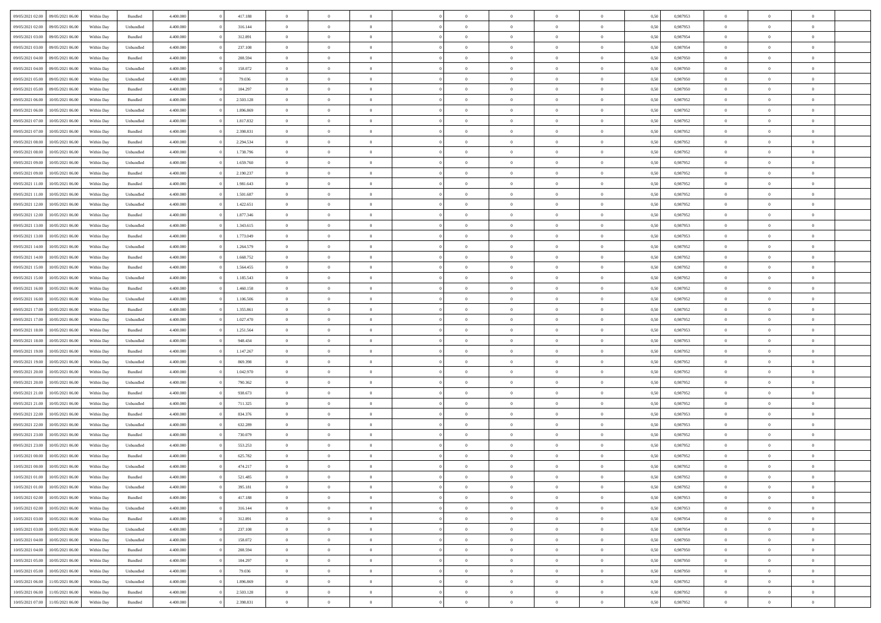| | | | | | | | | | | | | | | | | | | | | | |
|---|---|---|---|---|---|---|---|---|---|---|---|---|---|---|---|---|---|---|---|---|---|
| 09/05/2021 02.00 | 09/05/2021 06.00 | Within Day | Bundled | 4.400.000 | 0 | 417.188 | 0 | 0 | 0 | | 0 | 0 | 0 | 0 | 0 | 0,50 | 0,987953 | 0 | 0 | 0 | |
| 09/05/2021 02.00 | 09/05/2021 06.00 | Within Day | Unbundled | 4.400.000 | 0 | 316.144 | 0 | 0 | 0 | | 0 | 0 | 0 | 0 | 0 | 0,50 | 0,987953 | 0 | 0 | 0 | |
| 09/05/2021 03.00 | 09/05/2021 06.00 | Within Day | Bundled | 4.400.000 | 0 | 312.891 | 0 | 0 | 0 | | 0 | 0 | 0 | 0 | 0 | 0,50 | 0,987954 | 0 | 0 | 0 | |
| 09/05/2021 03.00 | 09/05/2021 06.00 | Within Day | Unbundled | 4.400.000 | 0 | 237.108 | 0 | 0 | 0 | | 0 | 0 | 0 | 0 | 0 | 0,50 | 0,987954 | 0 | 0 | 0 | |
| 09/05/2021 04.00 | 09/05/2021 06.00 | Within Day | Bundled | 4.400.000 | 0 | 208.594 | 0 | 0 | 0 | | 0 | 0 | 0 | 0 | 0 | 0,50 | 0,987950 | 0 | 0 | 0 | |
| 09/05/2021 04.00 | 09/05/2021 06.00 | Within Day | Unbundled | 4.400.000 | 0 | 158.072 | 0 | 0 | 0 | | 0 | 0 | 0 | 0 | 0 | 0,50 | 0,987950 | 0 | 0 | 0 | |
| 09/05/2021 05.00 | 09/05/2021 06.00 | Within Day | Unbundled | 4.400.000 | 0 | 79.036 | 0 | 0 | 0 | | 0 | 0 | 0 | 0 | 0 | 0,50 | 0,987950 | 0 | 0 | 0 | |
| 09/05/2021 05.00 | 09/05/2021 06.00 | Within Day | Bundled | 4.400.000 | 0 | 104.297 | 0 | 0 | 0 | | 0 | 0 | 0 | 0 | 0 | 0,50 | 0,987950 | 0 | 0 | 0 | |
| 09/05/2021 06.00 | 10/05/2021 06.00 | Within Day | Bundled | 4.400.000 | 0 | 2.503.128 | 0 | 0 | 0 | | 0 | 0 | 0 | 0 | 0 | 0,50 | 0,987952 | 0 | 0 | 0 | |
| 09/05/2021 06.00 | 10/05/2021 06.00 | Within Day | Unbundled | 4.400.000 | 0 | 1.896.869 | 0 | 0 | 0 | | 0 | 0 | 0 | 0 | 0 | 0,50 | 0,987952 | 0 | 0 | 0 | |
| 09/05/2021 07.00 | 10/05/2021 06.00 | Within Day | Unbundled | 4.400.000 | 0 | 1.817.832 | 0 | 0 | 0 | | 0 | 0 | 0 | 0 | 0 | 0,50 | 0,987952 | 0 | 0 | 0 | |
| 09/05/2021 07.00 | 10/05/2021 06.00 | Within Day | Bundled | 4.400.000 | 0 | 2.398.831 | 0 | 0 | 0 | | 0 | 0 | 0 | 0 | 0 | 0,50 | 0,987952 | 0 | 0 | 0 | |
| 09/05/2021 08.00 | 10/05/2021 06.00 | Within Day | Bundled | 4.400.000 | 0 | 2.294.534 | 0 | 0 | 0 | | 0 | 0 | 0 | 0 | 0 | 0,50 | 0,987952 | 0 | 0 | 0 | |
| 09/05/2021 08.00 | 10/05/2021 06.00 | Within Day | Unbundled | 4.400.000 | 0 | 1.738.796 | 0 | 0 | 0 | | 0 | 0 | 0 | 0 | 0 | 0,50 | 0,987952 | 0 | 0 | 0 | |
| 09/05/2021 09.00 | 10/05/2021 06.00 | Within Day | Unbundled | 4.400.000 | 0 | 1.659.760 | 0 | 0 | 0 | | 0 | 0 | 0 | 0 | 0 | 0,50 | 0,987952 | 0 | 0 | 0 | |
| 09/05/2021 09.00 | 10/05/2021 06.00 | Within Day | Bundled | 4.400.000 | 0 | 2.190.237 | 0 | 0 | 0 | | 0 | 0 | 0 | 0 | 0 | 0,50 | 0,987952 | 0 | 0 | 0 | |
| 09/05/2021 11.00 | 10/05/2021 06.00 | Within Day | Bundled | 4.400.000 | 0 | 1.981.643 | 0 | 0 | 0 | | 0 | 0 | 0 | 0 | 0 | 0,50 | 0,987952 | 0 | 0 | 0 | |
| 09/05/2021 11.00 | 10/05/2021 06.00 | Within Day | Unbundled | 4.400.000 | 0 | 1.501.687 | 0 | 0 | 0 | | 0 | 0 | 0 | 0 | 0 | 0,50 | 0,987952 | 0 | 0 | 0 | |
| 09/05/2021 12.00 | 10/05/2021 06.00 | Within Day | Unbundled | 4.400.000 | 0 | 1.422.651 | 0 | 0 | 0 | | 0 | 0 | 0 | 0 | 0 | 0,50 | 0,987952 | 0 | 0 | 0 | |
| 09/05/2021 12.00 | 10/05/2021 06.00 | Within Day | Bundled | 4.400.000 | 0 | 1.877.346 | 0 | 0 | 0 | | 0 | 0 | 0 | 0 | 0 | 0,50 | 0,987952 | 0 | 0 | 0 | |
| 09/05/2021 13.00 | 10/05/2021 06.00 | Within Day | Unbundled | 4.400.000 | 0 | 1.343.615 | 0 | 0 | 0 | | 0 | 0 | 0 | 0 | 0 | 0,50 | 0,987953 | 0 | 0 | 0 | |
| 09/05/2021 13.00 | 10/05/2021 06.00 | Within Day | Bundled | 4.400.000 | 0 | 1.773.049 | 0 | 0 | 0 | | 0 | 0 | 0 | 0 | 0 | 0,50 | 0,987953 | 0 | 0 | 0 | |
| 09/05/2021 14.00 | 10/05/2021 06.00 | Within Day | Unbundled | 4.400.000 | 0 | 1.264.579 | 0 | 0 | 0 | | 0 | 0 | 0 | 0 | 0 | 0,50 | 0,987952 | 0 | 0 | 0 | |
| 09/05/2021 14.00 | 10/05/2021 06.00 | Within Day | Bundled | 4.400.000 | 0 | 1.668.752 | 0 | 0 | 0 | | 0 | 0 | 0 | 0 | 0 | 0,50 | 0,987952 | 0 | 0 | 0 | |
| 09/05/2021 15.00 | 10/05/2021 06.00 | Within Day | Bundled | 4.400.000 | 0 | 1.564.455 | 0 | 0 | 0 | | 0 | 0 | 0 | 0 | 0 | 0,50 | 0,987952 | 0 | 0 | 0 | |
| 09/05/2021 15.00 | 10/05/2021 06.00 | Within Day | Unbundled | 4.400.000 | 0 | 1.185.543 | 0 | 0 | 0 | | 0 | 0 | 0 | 0 | 0 | 0,50 | 0,987952 | 0 | 0 | 0 | |
| 09/05/2021 16.00 | 10/05/2021 06.00 | Within Day | Bundled | 4.400.000 | 0 | 1.460.158 | 0 | 0 | 0 | | 0 | 0 | 0 | 0 | 0 | 0,50 | 0,987952 | 0 | 0 | 0 | |
| 09/05/2021 16.00 | 10/05/2021 06.00 | Within Day | Unbundled | 4.400.000 | 0 | 1.106.506 | 0 | 0 | 0 | | 0 | 0 | 0 | 0 | 0 | 0,50 | 0,987952 | 0 | 0 | 0 | |
| 09/05/2021 17.00 | 10/05/2021 06.00 | Within Day | Bundled | 4.400.000 | 0 | 1.355.861 | 0 | 0 | 0 | | 0 | 0 | 0 | 0 | 0 | 0,50 | 0,987952 | 0 | 0 | 0 | |
| 09/05/2021 17.00 | 10/05/2021 06.00 | Within Day | Unbundled | 4.400.000 | 0 | 1.027.470 | 0 | 0 | 0 | | 0 | 0 | 0 | 0 | 0 | 0,50 | 0,987952 | 0 | 0 | 0 | |
| 09/05/2021 18.00 | 10/05/2021 06.00 | Within Day | Bundled | 4.400.000 | 0 | 1.251.564 | 0 | 0 | 0 | | 0 | 0 | 0 | 0 | 0 | 0,50 | 0,987953 | 0 | 0 | 0 | |
| 09/05/2021 18.00 | 10/05/2021 06.00 | Within Day | Unbundled | 4.400.000 | 0 | 948.434 | 0 | 0 | 0 | | 0 | 0 | 0 | 0 | 0 | 0,50 | 0,987953 | 0 | 0 | 0 | |
| 09/05/2021 19.00 | 10/05/2021 06.00 | Within Day | Bundled | 4.400.000 | 0 | 1.147.267 | 0 | 0 | 0 | | 0 | 0 | 0 | 0 | 0 | 0,50 | 0,987952 | 0 | 0 | 0 | |
| 09/05/2021 19.00 | 10/05/2021 06.00 | Within Day | Unbundled | 4.400.000 | 0 | 869.398 | 0 | 0 | 0 | | 0 | 0 | 0 | 0 | 0 | 0,50 | 0,987952 | 0 | 0 | 0 | |
| 09/05/2021 20.00 | 10/05/2021 06.00 | Within Day | Bundled | 4.400.000 | 0 | 1.042.970 | 0 | 0 | 0 | | 0 | 0 | 0 | 0 | 0 | 0,50 | 0,987952 | 0 | 0 | 0 | |
| 09/05/2021 20.00 | 10/05/2021 06.00 | Within Day | Unbundled | 4.400.000 | 0 | 790.362 | 0 | 0 | 0 | | 0 | 0 | 0 | 0 | 0 | 0,50 | 0,987952 | 0 | 0 | 0 | |
| 09/05/2021 21.00 | 10/05/2021 06.00 | Within Day | Bundled | 4.400.000 | 0 | 938.673 | 0 | 0 | 0 | | 0 | 0 | 0 | 0 | 0 | 0,50 | 0,987952 | 0 | 0 | 0 | |
| 09/05/2021 21.00 | 10/05/2021 06.00 | Within Day | Unbundled | 4.400.000 | 0 | 711.325 | 0 | 0 | 0 | | 0 | 0 | 0 | 0 | 0 | 0,50 | 0,987952 | 0 | 0 | 0 | |
| 09/05/2021 22.00 | 10/05/2021 06.00 | Within Day | Bundled | 4.400.000 | 0 | 834.376 | 0 | 0 | 0 | | 0 | 0 | 0 | 0 | 0 | 0,50 | 0,987953 | 0 | 0 | 0 | |
| 09/05/2021 22.00 | 10/05/2021 06.00 | Within Day | Unbundled | 4.400.000 | 0 | 632.289 | 0 | 0 | 0 | | 0 | 0 | 0 | 0 | 0 | 0,50 | 0,987953 | 0 | 0 | 0 | |
| 09/05/2021 23.00 | 10/05/2021 06.00 | Within Day | Bundled | 4.400.000 | 0 | 730.079 | 0 | 0 | 0 | | 0 | 0 | 0 | 0 | 0 | 0,50 | 0,987952 | 0 | 0 | 0 | |
| 09/05/2021 23.00 | 10/05/2021 06.00 | Within Day | Unbundled | 4.400.000 | 0 | 553.253 | 0 | 0 | 0 | | 0 | 0 | 0 | 0 | 0 | 0,50 | 0,987952 | 0 | 0 | 0 | |
| 10/05/2021 00.00 | 10/05/2021 06.00 | Within Day | Bundled | 4.400.000 | 0 | 625.782 | 0 | 0 | 0 | | 0 | 0 | 0 | 0 | 0 | 0,50 | 0,987952 | 0 | 0 | 0 | |
| 10/05/2021 00.00 | 10/05/2021 06.00 | Within Day | Unbundled | 4.400.000 | 0 | 474.217 | 0 | 0 | 0 | | 0 | 0 | 0 | 0 | 0 | 0,50 | 0,987952 | 0 | 0 | 0 | |
| 10/05/2021 01.00 | 10/05/2021 06.00 | Within Day | Bundled | 4.400.000 | 0 | 521.485 | 0 | 0 | 0 | | 0 | 0 | 0 | 0 | 0 | 0,50 | 0,987952 | 0 | 0 | 0 | |
| 10/05/2021 01.00 | 10/05/2021 06.00 | Within Day | Unbundled | 4.400.000 | 0 | 395.181 | 0 | 0 | 0 | | 0 | 0 | 0 | 0 | 0 | 0,50 | 0,987952 | 0 | 0 | 0 | |
| 10/05/2021 02.00 | 10/05/2021 06.00 | Within Day | Bundled | 4.400.000 | 0 | 417.188 | 0 | 0 | 0 | | 0 | 0 | 0 | 0 | 0 | 0,50 | 0,987953 | 0 | 0 | 0 | |
| 10/05/2021 02.00 | 10/05/2021 06.00 | Within Day | Unbundled | 4.400.000 | 0 | 316.144 | 0 | 0 | 0 | | 0 | 0 | 0 | 0 | 0 | 0,50 | 0,987953 | 0 | 0 | 0 | |
| 10/05/2021 03.00 | 10/05/2021 06.00 | Within Day | Bundled | 4.400.000 | 0 | 312.891 | 0 | 0 | 0 | | 0 | 0 | 0 | 0 | 0 | 0,50 | 0,987954 | 0 | 0 | 0 | |
| 10/05/2021 03.00 | 10/05/2021 06.00 | Within Day | Unbundled | 4.400.000 | 0 | 237.108 | 0 | 0 | 0 | | 0 | 0 | 0 | 0 | 0 | 0,50 | 0,987954 | 0 | 0 | 0 | |
| 10/05/2021 04.00 | 10/05/2021 06.00 | Within Day | Unbundled | 4.400.000 | 0 | 158.072 | 0 | 0 | 0 | | 0 | 0 | 0 | 0 | 0 | 0,50 | 0,987950 | 0 | 0 | 0 | |
| 10/05/2021 04.00 | 10/05/2021 06.00 | Within Day | Bundled | 4.400.000 | 0 | 208.594 | 0 | 0 | 0 | | 0 | 0 | 0 | 0 | 0 | 0,50 | 0,987950 | 0 | 0 | 0 | |
| 10/05/2021 05.00 | 10/05/2021 06.00 | Within Day | Bundled | 4.400.000 | 0 | 104.297 | 0 | 0 | 0 | | 0 | 0 | 0 | 0 | 0 | 0,50 | 0,987950 | 0 | 0 | 0 | |
| 10/05/2021 05.00 | 10/05/2021 06.00 | Within Day | Unbundled | 4.400.000 | 0 | 79.036 | 0 | 0 | 0 | | 0 | 0 | 0 | 0 | 0 | 0,50 | 0,987950 | 0 | 0 | 0 | |
| 10/05/2021 06.00 | 11/05/2021 06.00 | Within Day | Unbundled | 4.400.000 | 0 | 1.896.869 | 0 | 0 | 0 | | 0 | 0 | 0 | 0 | 0 | 0,50 | 0,987952 | 0 | 0 | 0 | |
| 10/05/2021 06.00 | 11/05/2021 06.00 | Within Day | Bundled | 4.400.000 | 0 | 2.503.128 | 0 | 0 | 0 | | 0 | 0 | 0 | 0 | 0 | 0,50 | 0,987952 | 0 | 0 | 0 | |
| 10/05/2021 07.00 | 11/05/2021 06.00 | Within Day | Bundled | 4.400.000 | 0 | 2.398.831 | 0 | 0 | 0 | | 0 | 0 | 0 | 0 | 0 | 0,50 | 0,987952 | 0 | 0 | 0 | |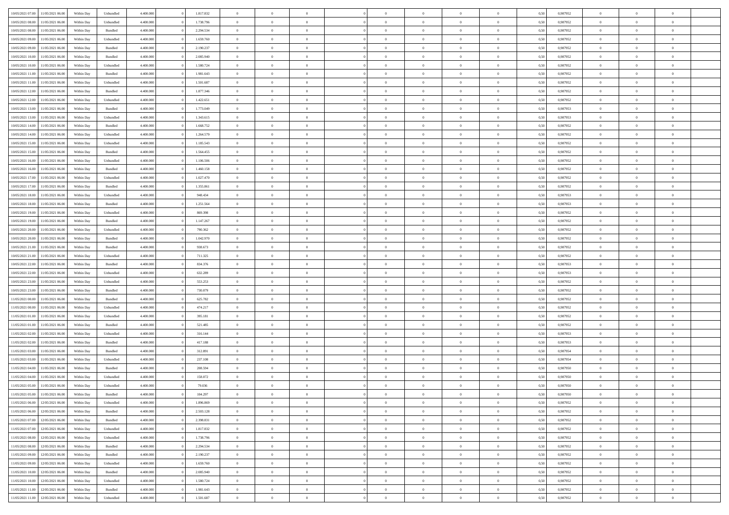| | | | | | | | | | | | | | | | | | | | | | |
|---|---|---|---|---|---|---|---|---|---|---|---|---|---|---|---|---|---|---|---|---|---|
| 10/05/2021 07:00 | 11/05/2021 06:00 | Within Day | Unbundled | 4.400.000 | 0 | 1.817.832 | 0 | 0 | 0 | | 0 | 0 | 0 | 0 | 0 | 0,50 | 0,987952 | 0 | 0 | 0 | |
| 10/05/2021 08:00 | 11/05/2021 06:00 | Within Day | Unbundled | 4.400.000 | 0 | 1.738.796 | 0 | 0 | 0 | | 0 | 0 | 0 | 0 | 0 | 0,50 | 0,987952 | 0 | 0 | 0 | |
| 10/05/2021 08:00 | 11/05/2021 06:00 | Within Day | Bundled | 4.400.000 | 0 | 2.294.534 | 0 | 0 | 0 | | 0 | 0 | 0 | 0 | 0 | 0,50 | 0,987952 | 0 | 0 | 0 | |
| 10/05/2021 09:00 | 11/05/2021 06:00 | Within Day | Unbundled | 4.400.000 | 0 | 1.659.760 | 0 | 0 | 0 | | 0 | 0 | 0 | 0 | 0 | 0,50 | 0,987952 | 0 | 0 | 0 | |
| 10/05/2021 09:00 | 11/05/2021 06:00 | Within Day | Bundled | 4.400.000 | 0 | 2.190.237 | 0 | 0 | 0 | | 0 | 0 | 0 | 0 | 0 | 0,50 | 0,987952 | 0 | 0 | 0 | |
| 10/05/2021 10:00 | 11/05/2021 06:00 | Within Day | Bundled | 4.400.000 | 0 | 2.085.940 | 0 | 0 | 0 | | 0 | 0 | 0 | 0 | 0 | 0,50 | 0,987952 | 0 | 0 | 0 | |
| 10/05/2021 10:00 | 11/05/2021 06:00 | Within Day | Unbundled | 4.400.000 | 0 | 1.580.724 | 0 | 0 | 0 | | 0 | 0 | 0 | 0 | 0 | 0,50 | 0,987952 | 0 | 0 | 0 | |
| 10/05/2021 11:00 | 11/05/2021 06:00 | Within Day | Bundled | 4.400.000 | 0 | 1.981.643 | 0 | 0 | 0 | | 0 | 0 | 0 | 0 | 0 | 0,50 | 0,987952 | 0 | 0 | 0 | |
| 10/05/2021 11:00 | 11/05/2021 06:00 | Within Day | Unbundled | 4.400.000 | 0 | 1.501.687 | 0 | 0 | 0 | | 0 | 0 | 0 | 0 | 0 | 0,50 | 0,987952 | 0 | 0 | 0 | |
| 10/05/2021 12:00 | 11/05/2021 06:00 | Within Day | Bundled | 4.400.000 | 0 | 1.877.346 | 0 | 0 | 0 | | 0 | 0 | 0 | 0 | 0 | 0,50 | 0,987952 | 0 | 0 | 0 | |
| 10/05/2021 12:00 | 11/05/2021 06:00 | Within Day | Unbundled | 4.400.000 | 0 | 1.422.651 | 0 | 0 | 0 | | 0 | 0 | 0 | 0 | 0 | 0,50 | 0,987952 | 0 | 0 | 0 | |
| 10/05/2021 13:00 | 11/05/2021 06:00 | Within Day | Bundled | 4.400.000 | 0 | 1.773.049 | 0 | 0 | 0 | | 0 | 0 | 0 | 0 | 0 | 0,50 | 0,987953 | 0 | 0 | 0 | |
| 10/05/2021 13:00 | 11/05/2021 06:00 | Within Day | Unbundled | 4.400.000 | 0 | 1.343.615 | 0 | 0 | 0 | | 0 | 0 | 0 | 0 | 0 | 0,50 | 0,987953 | 0 | 0 | 0 | |
| 10/05/2021 14:00 | 11/05/2021 06:00 | Within Day | Bundled | 4.400.000 | 0 | 1.668.752 | 0 | 0 | 0 | | 0 | 0 | 0 | 0 | 0 | 0,50 | 0,987952 | 0 | 0 | 0 | |
| 10/05/2021 14:00 | 11/05/2021 06:00 | Within Day | Unbundled | 4.400.000 | 0 | 1.264.579 | 0 | 0 | 0 | | 0 | 0 | 0 | 0 | 0 | 0,50 | 0,987952 | 0 | 0 | 0 | |
| 10/05/2021 15:00 | 11/05/2021 06:00 | Within Day | Unbundled | 4.400.000 | 0 | 1.185.543 | 0 | 0 | 0 | | 0 | 0 | 0 | 0 | 0 | 0,50 | 0,987952 | 0 | 0 | 0 | |
| 10/05/2021 15:00 | 11/05/2021 06:00 | Within Day | Bundled | 4.400.000 | 0 | 1.564.455 | 0 | 0 | 0 | | 0 | 0 | 0 | 0 | 0 | 0,50 | 0,987952 | 0 | 0 | 0 | |
| 10/05/2021 16:00 | 11/05/2021 06:00 | Within Day | Unbundled | 4.400.000 | 0 | 1.106.506 | 0 | 0 | 0 | | 0 | 0 | 0 | 0 | 0 | 0,50 | 0,987952 | 0 | 0 | 0 | |
| 10/05/2021 16:00 | 11/05/2021 06:00 | Within Day | Bundled | 4.400.000 | 0 | 1.460.158 | 0 | 0 | 0 | | 0 | 0 | 0 | 0 | 0 | 0,50 | 0,987952 | 0 | 0 | 0 | |
| 10/05/2021 17:00 | 11/05/2021 06:00 | Within Day | Unbundled | 4.400.000 | 0 | 1.027.470 | 0 | 0 | 0 | | 0 | 0 | 0 | 0 | 0 | 0,50 | 0,987952 | 0 | 0 | 0 | |
| 10/05/2021 17:00 | 11/05/2021 06:00 | Within Day | Bundled | 4.400.000 | 0 | 1.355.861 | 0 | 0 | 0 | | 0 | 0 | 0 | 0 | 0 | 0,50 | 0,987952 | 0 | 0 | 0 | |
| 10/05/2021 18:00 | 11/05/2021 06:00 | Within Day | Unbundled | 4.400.000 | 0 | 948.434 | 0 | 0 | 0 | | 0 | 0 | 0 | 0 | 0 | 0,50 | 0,987953 | 0 | 0 | 0 | |
| 10/05/2021 18:00 | 11/05/2021 06:00 | Within Day | Bundled | 4.400.000 | 0 | 1.251.564 | 0 | 0 | 0 | | 0 | 0 | 0 | 0 | 0 | 0,50 | 0,987953 | 0 | 0 | 0 | |
| 10/05/2021 19:00 | 11/05/2021 06:00 | Within Day | Unbundled | 4.400.000 | 0 | 869.398 | 0 | 0 | 0 | | 0 | 0 | 0 | 0 | 0 | 0,50 | 0,987952 | 0 | 0 | 0 | |
| 10/05/2021 19:00 | 11/05/2021 06:00 | Within Day | Bundled | 4.400.000 | 0 | 1.147.267 | 0 | 0 | 0 | | 0 | 0 | 0 | 0 | 0 | 0,50 | 0,987952 | 0 | 0 | 0 | |
| 10/05/2021 20:00 | 11/05/2021 06:00 | Within Day | Unbundled | 4.400.000 | 0 | 790.362 | 0 | 0 | 0 | | 0 | 0 | 0 | 0 | 0 | 0,50 | 0,987952 | 0 | 0 | 0 | |
| 10/05/2021 20:00 | 11/05/2021 06:00 | Within Day | Bundled | 4.400.000 | 0 | 1.042.970 | 0 | 0 | 0 | | 0 | 0 | 0 | 0 | 0 | 0,50 | 0,987952 | 0 | 0 | 0 | |
| 10/05/2021 21:00 | 11/05/2021 06:00 | Within Day | Bundled | 4.400.000 | 0 | 938.673 | 0 | 0 | 0 | | 0 | 0 | 0 | 0 | 0 | 0,50 | 0,987952 | 0 | 0 | 0 | |
| 10/05/2021 21:00 | 11/05/2021 06:00 | Within Day | Unbundled | 4.400.000 | 0 | 711.325 | 0 | 0 | 0 | | 0 | 0 | 0 | 0 | 0 | 0,50 | 0,987952 | 0 | 0 | 0 | |
| 10/05/2021 22:00 | 11/05/2021 06:00 | Within Day | Bundled | 4.400.000 | 0 | 834.376 | 0 | 0 | 0 | | 0 | 0 | 0 | 0 | 0 | 0,50 | 0,987953 | 0 | 0 | 0 | |
| 10/05/2021 22:00 | 11/05/2021 06:00 | Within Day | Unbundled | 4.400.000 | 0 | 632.289 | 0 | 0 | 0 | | 0 | 0 | 0 | 0 | 0 | 0,50 | 0,987953 | 0 | 0 | 0 | |
| 10/05/2021 23:00 | 11/05/2021 06:00 | Within Day | Unbundled | 4.400.000 | 0 | 553.253 | 0 | 0 | 0 | | 0 | 0 | 0 | 0 | 0 | 0,50 | 0,987952 | 0 | 0 | 0 | |
| 10/05/2021 23:00 | 11/05/2021 06:00 | Within Day | Bundled | 4.400.000 | 0 | 730.079 | 0 | 0 | 0 | | 0 | 0 | 0 | 0 | 0 | 0,50 | 0,987952 | 0 | 0 | 0 | |
| 11/05/2021 00:00 | 11/05/2021 06:00 | Within Day | Bundled | 4.400.000 | 0 | 625.782 | 0 | 0 | 0 | | 0 | 0 | 0 | 0 | 0 | 0,50 | 0,987952 | 0 | 0 | 0 | |
| 11/05/2021 00:00 | 11/05/2021 06:00 | Within Day | Unbundled | 4.400.000 | 0 | 474.217 | 0 | 0 | 0 | | 0 | 0 | 0 | 0 | 0 | 0,50 | 0,987952 | 0 | 0 | 0 | |
| 11/05/2021 01:00 | 11/05/2021 06:00 | Within Day | Unbundled | 4.400.000 | 0 | 395.181 | 0 | 0 | 0 | | 0 | 0 | 0 | 0 | 0 | 0,50 | 0,987952 | 0 | 0 | 0 | |
| 11/05/2021 01:00 | 11/05/2021 06:00 | Within Day | Bundled | 4.400.000 | 0 | 521.485 | 0 | 0 | 0 | | 0 | 0 | 0 | 0 | 0 | 0,50 | 0,987952 | 0 | 0 | 0 | |
| 11/05/2021 02:00 | 11/05/2021 06:00 | Within Day | Unbundled | 4.400.000 | 0 | 316.144 | 0 | 0 | 0 | | 0 | 0 | 0 | 0 | 0 | 0,50 | 0,987953 | 0 | 0 | 0 | |
| 11/05/2021 02:00 | 11/05/2021 06:00 | Within Day | Bundled | 4.400.000 | 0 | 417.188 | 0 | 0 | 0 | | 0 | 0 | 0 | 0 | 0 | 0,50 | 0,987953 | 0 | 0 | 0 | |
| 11/05/2021 03:00 | 11/05/2021 06:00 | Within Day | Bundled | 4.400.000 | 0 | 312.891 | 0 | 0 | 0 | | 0 | 0 | 0 | 0 | 0 | 0,50 | 0,987954 | 0 | 0 | 0 | |
| 11/05/2021 03:00 | 11/05/2021 06:00 | Within Day | Unbundled | 4.400.000 | 0 | 237.108 | 0 | 0 | 0 | | 0 | 0 | 0 | 0 | 0 | 0,50 | 0,987954 | 0 | 0 | 0 | |
| 11/05/2021 04:00 | 11/05/2021 06:00 | Within Day | Bundled | 4.400.000 | 0 | 208.594 | 0 | 0 | 0 | | 0 | 0 | 0 | 0 | 0 | 0,50 | 0,987950 | 0 | 0 | 0 | |
| 11/05/2021 04:00 | 11/05/2021 06:00 | Within Day | Unbundled | 4.400.000 | 0 | 158.072 | 0 | 0 | 0 | | 0 | 0 | 0 | 0 | 0 | 0,50 | 0,987950 | 0 | 0 | 0 | |
| 11/05/2021 05:00 | 11/05/2021 06:00 | Within Day | Unbundled | 4.400.000 | 0 | 79.036 | 0 | 0 | 0 | | 0 | 0 | 0 | 0 | 0 | 0,50 | 0,987950 | 0 | 0 | 0 | |
| 11/05/2021 05:00 | 11/05/2021 06:00 | Within Day | Bundled | 4.400.000 | 0 | 104.297 | 0 | 0 | 0 | | 0 | 0 | 0 | 0 | 0 | 0,50 | 0,987950 | 0 | 0 | 0 | |
| 11/05/2021 06:00 | 12/05/2021 06:00 | Within Day | Unbundled | 4.400.000 | 0 | 1.896.869 | 0 | 0 | 0 | | 0 | 0 | 0 | 0 | 0 | 0,50 | 0,987952 | 0 | 0 | 0 | |
| 11/05/2021 06:00 | 12/05/2021 06:00 | Within Day | Bundled | 4.400.000 | 0 | 2.503.128 | 0 | 0 | 0 | | 0 | 0 | 0 | 0 | 0 | 0,50 | 0,987952 | 0 | 0 | 0 | |
| 11/05/2021 07:00 | 12/05/2021 06:00 | Within Day | Bundled | 4.400.000 | 0 | 2.398.831 | 0 | 0 | 0 | | 0 | 0 | 0 | 0 | 0 | 0,50 | 0,987952 | 0 | 0 | 0 | |
| 11/05/2021 07:00 | 12/05/2021 06:00 | Within Day | Unbundled | 4.400.000 | 0 | 1.817.832 | 0 | 0 | 0 | | 0 | 0 | 0 | 0 | 0 | 0,50 | 0,987952 | 0 | 0 | 0 | |
| 11/05/2021 08:00 | 12/05/2021 06:00 | Within Day | Unbundled | 4.400.000 | 0 | 1.738.796 | 0 | 0 | 0 | | 0 | 0 | 0 | 0 | 0 | 0,50 | 0,987952 | 0 | 0 | 0 | |
| 11/05/2021 08:00 | 12/05/2021 06:00 | Within Day | Bundled | 4.400.000 | 0 | 2.294.534 | 0 | 0 | 0 | | 0 | 0 | 0 | 0 | 0 | 0,50 | 0,987952 | 0 | 0 | 0 | |
| 11/05/2021 09:00 | 12/05/2021 06:00 | Within Day | Bundled | 4.400.000 | 0 | 2.190.237 | 0 | 0 | 0 | | 0 | 0 | 0 | 0 | 0 | 0,50 | 0,987952 | 0 | 0 | 0 | |
| 11/05/2021 09:00 | 12/05/2021 06:00 | Within Day | Unbundled | 4.400.000 | 0 | 1.659.760 | 0 | 0 | 0 | | 0 | 0 | 0 | 0 | 0 | 0,50 | 0,987952 | 0 | 0 | 0 | |
| 11/05/2021 10:00 | 12/05/2021 06:00 | Within Day | Bundled | 4.400.000 | 0 | 2.085.940 | 0 | 0 | 0 | | 0 | 0 | 0 | 0 | 0 | 0,50 | 0,987952 | 0 | 0 | 0 | |
| 11/05/2021 10:00 | 12/05/2021 06:00 | Within Day | Unbundled | 4.400.000 | 0 | 1.580.724 | 0 | 0 | 0 | | 0 | 0 | 0 | 0 | 0 | 0,50 | 0,987952 | 0 | 0 | 0 | |
| 11/05/2021 11:00 | 12/05/2021 06:00 | Within Day | Bundled | 4.400.000 | 0 | 1.981.643 | 0 | 0 | 0 | | 0 | 0 | 0 | 0 | 0 | 0,50 | 0,987952 | 0 | 0 | 0 | |
| 11/05/2021 11:00 | 12/05/2021 06:00 | Within Day | Unbundled | 4.400.000 | 0 | 1.501.687 | 0 | 0 | 0 | | 0 | 0 | 0 | 0 | 0 | 0,50 | 0,987952 | 0 | 0 | 0 | |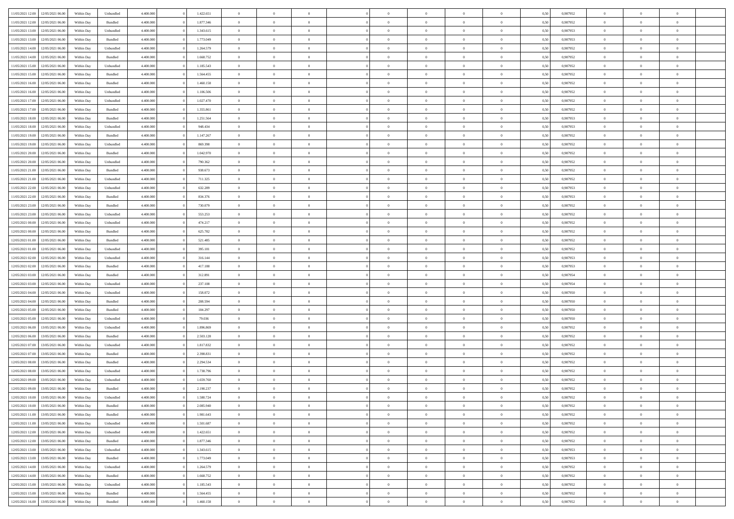| | | | | | | | | | | | | | | | | | | | | | |
|---|---|---|---|---|---|---|---|---|---|---|---|---|---|---|---|---|---|---|---|---|---|
| 11/05/2021 12:00 | 12/05/2021 06:00 | Within Day | Unbundled | 4.400.000 | 0 | 1.422.651 | 0 | 0 | 0 | | 0 | 0 | 0 | 0 | 0 | 0,50 | 0,987952 | 0 | 0 | 0 | |
| 11/05/2021 12:00 | 12/05/2021 06:00 | Within Day | Bundled | 4.400.000 | 0 | 1.877.346 | 0 | 0 | 0 | | 0 | 0 | 0 | 0 | 0 | 0,50 | 0,987952 | 0 | 0 | 0 | |
| 11/05/2021 13:00 | 12/05/2021 06:00 | Within Day | Unbundled | 4.400.000 | 0 | 1.343.615 | 0 | 0 | 0 | | 0 | 0 | 0 | 0 | 0 | 0,50 | 0,987953 | 0 | 0 | 0 | |
| 11/05/2021 13:00 | 12/05/2021 06:00 | Within Day | Bundled | 4.400.000 | 0 | 1.773.049 | 0 | 0 | 0 | | 0 | 0 | 0 | 0 | 0 | 0,50 | 0,987953 | 0 | 0 | 0 | |
| 11/05/2021 14:00 | 12/05/2021 06:00 | Within Day | Unbundled | 4.400.000 | 0 | 1.264.579 | 0 | 0 | 0 | | 0 | 0 | 0 | 0 | 0 | 0,50 | 0,987952 | 0 | 0 | 0 | |
| 11/05/2021 14:00 | 12/05/2021 06:00 | Within Day | Bundled | 4.400.000 | 0 | 1.668.752 | 0 | 0 | 0 | | 0 | 0 | 0 | 0 | 0 | 0,50 | 0,987952 | 0 | 0 | 0 | |
| 11/05/2021 15:00 | 12/05/2021 06:00 | Within Day | Unbundled | 4.400.000 | 0 | 1.185.543 | 0 | 0 | 0 | | 0 | 0 | 0 | 0 | 0 | 0,50 | 0,987952 | 0 | 0 | 0 | |
| 11/05/2021 15:00 | 12/05/2021 06:00 | Within Day | Bundled | 4.400.000 | 0 | 1.564.455 | 0 | 0 | 0 | | 0 | 0 | 0 | 0 | 0 | 0,50 | 0,987952 | 0 | 0 | 0 | |
| 11/05/2021 16:00 | 12/05/2021 06:00 | Within Day | Bundled | 4.400.000 | 0 | 1.460.158 | 0 | 0 | 0 | | 0 | 0 | 0 | 0 | 0 | 0,50 | 0,987952 | 0 | 0 | 0 | |
| 11/05/2021 16:00 | 12/05/2021 06:00 | Within Day | Unbundled | 4.400.000 | 0 | 1.106.506 | 0 | 0 | 0 | | 0 | 0 | 0 | 0 | 0 | 0,50 | 0,987952 | 0 | 0 | 0 | |
| 11/05/2021 17:00 | 12/05/2021 06:00 | Within Day | Unbundled | 4.400.000 | 0 | 1.027.470 | 0 | 0 | 0 | | 0 | 0 | 0 | 0 | 0 | 0,50 | 0,987952 | 0 | 0 | 0 | |
| 11/05/2021 17:00 | 12/05/2021 06:00 | Within Day | Bundled | 4.400.000 | 0 | 1.355.861 | 0 | 0 | 0 | | 0 | 0 | 0 | 0 | 0 | 0,50 | 0,987952 | 0 | 0 | 0 | |
| 11/05/2021 18:00 | 12/05/2021 06:00 | Within Day | Bundled | 4.400.000 | 0 | 1.251.564 | 0 | 0 | 0 | | 0 | 0 | 0 | 0 | 0 | 0,50 | 0,987953 | 0 | 0 | 0 | |
| 11/05/2021 18:00 | 12/05/2021 06:00 | Within Day | Unbundled | 4.400.000 | 0 | 948.434 | 0 | 0 | 0 | | 0 | 0 | 0 | 0 | 0 | 0,50 | 0,987953 | 0 | 0 | 0 | |
| 11/05/2021 19:00 | 12/05/2021 06:00 | Within Day | Bundled | 4.400.000 | 0 | 1.147.267 | 0 | 0 | 0 | | 0 | 0 | 0 | 0 | 0 | 0,50 | 0,987952 | 0 | 0 | 0 | |
| 11/05/2021 19:00 | 12/05/2021 06:00 | Within Day | Unbundled | 4.400.000 | 0 | 869.398 | 0 | 0 | 0 | | 0 | 0 | 0 | 0 | 0 | 0,50 | 0,987952 | 0 | 0 | 0 | |
| 11/05/2021 20:00 | 12/05/2021 06:00 | Within Day | Bundled | 4.400.000 | 0 | 1.042.970 | 0 | 0 | 0 | | 0 | 0 | 0 | 0 | 0 | 0,50 | 0,987952 | 0 | 0 | 0 | |
| 11/05/2021 20:00 | 12/05/2021 06:00 | Within Day | Unbundled | 4.400.000 | 0 | 790.362 | 0 | 0 | 0 | | 0 | 0 | 0 | 0 | 0 | 0,50 | 0,987952 | 0 | 0 | 0 | |
| 11/05/2021 21:00 | 12/05/2021 06:00 | Within Day | Bundled | 4.400.000 | 0 | 938.673 | 0 | 0 | 0 | | 0 | 0 | 0 | 0 | 0 | 0,50 | 0,987952 | 0 | 0 | 0 | |
| 11/05/2021 21:00 | 12/05/2021 06:00 | Within Day | Unbundled | 4.400.000 | 0 | 711.325 | 0 | 0 | 0 | | 0 | 0 | 0 | 0 | 0 | 0,50 | 0,987952 | 0 | 0 | 0 | |
| 11/05/2021 22:00 | 12/05/2021 06:00 | Within Day | Unbundled | 4.400.000 | 0 | 632.289 | 0 | 0 | 0 | | 0 | 0 | 0 | 0 | 0 | 0,50 | 0,987953 | 0 | 0 | 0 | |
| 11/05/2021 22:00 | 12/05/2021 06:00 | Within Day | Bundled | 4.400.000 | 0 | 834.376 | 0 | 0 | 0 | | 0 | 0 | 0 | 0 | 0 | 0,50 | 0,987953 | 0 | 0 | 0 | |
| 11/05/2021 23:00 | 12/05/2021 06:00 | Within Day | Bundled | 4.400.000 | 0 | 730.079 | 0 | 0 | 0 | | 0 | 0 | 0 | 0 | 0 | 0,50 | 0,987952 | 0 | 0 | 0 | |
| 11/05/2021 23:00 | 12/05/2021 06:00 | Within Day | Unbundled | 4.400.000 | 0 | 553.253 | 0 | 0 | 0 | | 0 | 0 | 0 | 0 | 0 | 0,50 | 0,987952 | 0 | 0 | 0 | |
| 12/05/2021 00:00 | 12/05/2021 06:00 | Within Day | Unbundled | 4.400.000 | 0 | 474.217 | 0 | 0 | 0 | | 0 | 0 | 0 | 0 | 0 | 0,50 | 0,987952 | 0 | 0 | 0 | |
| 12/05/2021 00:00 | 12/05/2021 06:00 | Within Day | Bundled | 4.400.000 | 0 | 625.782 | 0 | 0 | 0 | | 0 | 0 | 0 | 0 | 0 | 0,50 | 0,987952 | 0 | 0 | 0 | |
| 12/05/2021 01:00 | 12/05/2021 06:00 | Within Day | Bundled | 4.400.000 | 0 | 521.485 | 0 | 0 | 0 | | 0 | 0 | 0 | 0 | 0 | 0,50 | 0,987952 | 0 | 0 | 0 | |
| 12/05/2021 01:00 | 12/05/2021 06:00 | Within Day | Unbundled | 4.400.000 | 0 | 395.181 | 0 | 0 | 0 | | 0 | 0 | 0 | 0 | 0 | 0,50 | 0,987952 | 0 | 0 | 0 | |
| 12/05/2021 02:00 | 12/05/2021 06:00 | Within Day | Unbundled | 4.400.000 | 0 | 316.144 | 0 | 0 | 0 | | 0 | 0 | 0 | 0 | 0 | 0,50 | 0,987953 | 0 | 0 | 0 | |
| 12/05/2021 02:00 | 12/05/2021 06:00 | Within Day | Bundled | 4.400.000 | 0 | 417.188 | 0 | 0 | 0 | | 0 | 0 | 0 | 0 | 0 | 0,50 | 0,987953 | 0 | 0 | 0 | |
| 12/05/2021 03:00 | 12/05/2021 06:00 | Within Day | Bundled | 4.400.000 | 0 | 312.891 | 0 | 0 | 0 | | 0 | 0 | 0 | 0 | 0 | 0,50 | 0,987954 | 0 | 0 | 0 | |
| 12/05/2021 03:00 | 12/05/2021 06:00 | Within Day | Unbundled | 4.400.000 | 0 | 237.108 | 0 | 0 | 0 | | 0 | 0 | 0 | 0 | 0 | 0,50 | 0,987954 | 0 | 0 | 0 | |
| 12/05/2021 04:00 | 12/05/2021 06:00 | Within Day | Unbundled | 4.400.000 | 0 | 158.072 | 0 | 0 | 0 | | 0 | 0 | 0 | 0 | 0 | 0,50 | 0,987950 | 0 | 0 | 0 | |
| 12/05/2021 04:00 | 12/05/2021 06:00 | Within Day | Bundled | 4.400.000 | 0 | 208.594 | 0 | 0 | 0 | | 0 | 0 | 0 | 0 | 0 | 0,50 | 0,987950 | 0 | 0 | 0 | |
| 12/05/2021 05:00 | 12/05/2021 06:00 | Within Day | Bundled | 4.400.000 | 0 | 104.297 | 0 | 0 | 0 | | 0 | 0 | 0 | 0 | 0 | 0,50 | 0,987950 | 0 | 0 | 0 | |
| 12/05/2021 05:00 | 12/05/2021 06:00 | Within Day | Unbundled | 4.400.000 | 0 | 79.036 | 0 | 0 | 0 | | 0 | 0 | 0 | 0 | 0 | 0,50 | 0,987950 | 0 | 0 | 0 | |
| 12/05/2021 06:00 | 13/05/2021 06:00 | Within Day | Unbundled | 4.400.000 | 0 | 1.896.869 | 0 | 0 | 0 | | 0 | 0 | 0 | 0 | 0 | 0,50 | 0,987952 | 0 | 0 | 0 | |
| 12/05/2021 06:00 | 13/05/2021 06:00 | Within Day | Bundled | 4.400.000 | 0 | 2.503.128 | 0 | 0 | 0 | | 0 | 0 | 0 | 0 | 0 | 0,50 | 0,987952 | 0 | 0 | 0 | |
| 12/05/2021 07:00 | 13/05/2021 06:00 | Within Day | Unbundled | 4.400.000 | 0 | 1.817.832 | 0 | 0 | 0 | | 0 | 0 | 0 | 0 | 0 | 0,50 | 0,987952 | 0 | 0 | 0 | |
| 12/05/2021 07:00 | 13/05/2021 06:00 | Within Day | Bundled | 4.400.000 | 0 | 2.398.831 | 0 | 0 | 0 | | 0 | 0 | 0 | 0 | 0 | 0,50 | 0,987952 | 0 | 0 | 0 | |
| 12/05/2021 08:00 | 13/05/2021 06:00 | Within Day | Bundled | 4.400.000 | 0 | 2.294.534 | 0 | 0 | 0 | | 0 | 0 | 0 | 0 | 0 | 0,50 | 0,987952 | 0 | 0 | 0 | |
| 12/05/2021 08:00 | 13/05/2021 06:00 | Within Day | Unbundled | 4.400.000 | 0 | 1.738.796 | 0 | 0 | 0 | | 0 | 0 | 0 | 0 | 0 | 0,50 | 0,987952 | 0 | 0 | 0 | |
| 12/05/2021 09:00 | 13/05/2021 06:00 | Within Day | Unbundled | 4.400.000 | 0 | 1.659.760 | 0 | 0 | 0 | | 0 | 0 | 0 | 0 | 0 | 0,50 | 0,987952 | 0 | 0 | 0 | |
| 12/05/2021 09:00 | 13/05/2021 06:00 | Within Day | Bundled | 4.400.000 | 0 | 2.190.237 | 0 | 0 | 0 | | 0 | 0 | 0 | 0 | 0 | 0,50 | 0,987952 | 0 | 0 | 0 | |
| 12/05/2021 10:00 | 13/05/2021 06:00 | Within Day | Unbundled | 4.400.000 | 0 | 1.580.724 | 0 | 0 | 0 | | 0 | 0 | 0 | 0 | 0 | 0,50 | 0,987952 | 0 | 0 | 0 | |
| 12/05/2021 10:00 | 13/05/2021 06:00 | Within Day | Bundled | 4.400.000 | 0 | 2.085.940 | 0 | 0 | 0 | | 0 | 0 | 0 | 0 | 0 | 0,50 | 0,987952 | 0 | 0 | 0 | |
| 12/05/2021 11:00 | 13/05/2021 06:00 | Within Day | Bundled | 4.400.000 | 0 | 1.981.643 | 0 | 0 | 0 | | 0 | 0 | 0 | 0 | 0 | 0,50 | 0,987952 | 0 | 0 | 0 | |
| 12/05/2021 11:00 | 13/05/2021 06:00 | Within Day | Unbundled | 4.400.000 | 0 | 1.501.687 | 0 | 0 | 0 | | 0 | 0 | 0 | 0 | 0 | 0,50 | 0,987952 | 0 | 0 | 0 | |
| 12/05/2021 12:00 | 13/05/2021 06:00 | Within Day | Unbundled | 4.400.000 | 0 | 1.422.651 | 0 | 0 | 0 | | 0 | 0 | 0 | 0 | 0 | 0,50 | 0,987952 | 0 | 0 | 0 | |
| 12/05/2021 12:00 | 13/05/2021 06:00 | Within Day | Bundled | 4.400.000 | 0 | 1.877.346 | 0 | 0 | 0 | | 0 | 0 | 0 | 0 | 0 | 0,50 | 0,987952 | 0 | 0 | 0 | |
| 12/05/2021 13:00 | 13/05/2021 06:00 | Within Day | Unbundled | 4.400.000 | 0 | 1.343.615 | 0 | 0 | 0 | | 0 | 0 | 0 | 0 | 0 | 0,50 | 0,987953 | 0 | 0 | 0 | |
| 12/05/2021 13:00 | 13/05/2021 06:00 | Within Day | Bundled | 4.400.000 | 0 | 1.773.049 | 0 | 0 | 0 | | 0 | 0 | 0 | 0 | 0 | 0,50 | 0,987953 | 0 | 0 | 0 | |
| 12/05/2021 14:00 | 13/05/2021 06:00 | Within Day | Unbundled | 4.400.000 | 0 | 1.264.579 | 0 | 0 | 0 | | 0 | 0 | 0 | 0 | 0 | 0,50 | 0,987952 | 0 | 0 | 0 | |
| 12/05/2021 14:00 | 13/05/2021 06:00 | Within Day | Bundled | 4.400.000 | 0 | 1.668.752 | 0 | 0 | 0 | | 0 | 0 | 0 | 0 | 0 | 0,50 | 0,987952 | 0 | 0 | 0 | |
| 12/05/2021 15:00 | 13/05/2021 06:00 | Within Day | Unbundled | 4.400.000 | 0 | 1.185.543 | 0 | 0 | 0 | | 0 | 0 | 0 | 0 | 0 | 0,50 | 0,987952 | 0 | 0 | 0 | |
| 12/05/2021 15:00 | 13/05/2021 06:00 | Within Day | Bundled | 4.400.000 | 0 | 1.564.455 | 0 | 0 | 0 | | 0 | 0 | 0 | 0 | 0 | 0,50 | 0,987952 | 0 | 0 | 0 | |
| 12/05/2021 16:00 | 13/05/2021 06:00 | Within Day | Bundled | 4.400.000 | 0 | 1.460.158 | 0 | 0 | 0 | | 0 | 0 | 0 | 0 | 0 | 0,50 | 0,987952 | 0 | 0 | 0 | |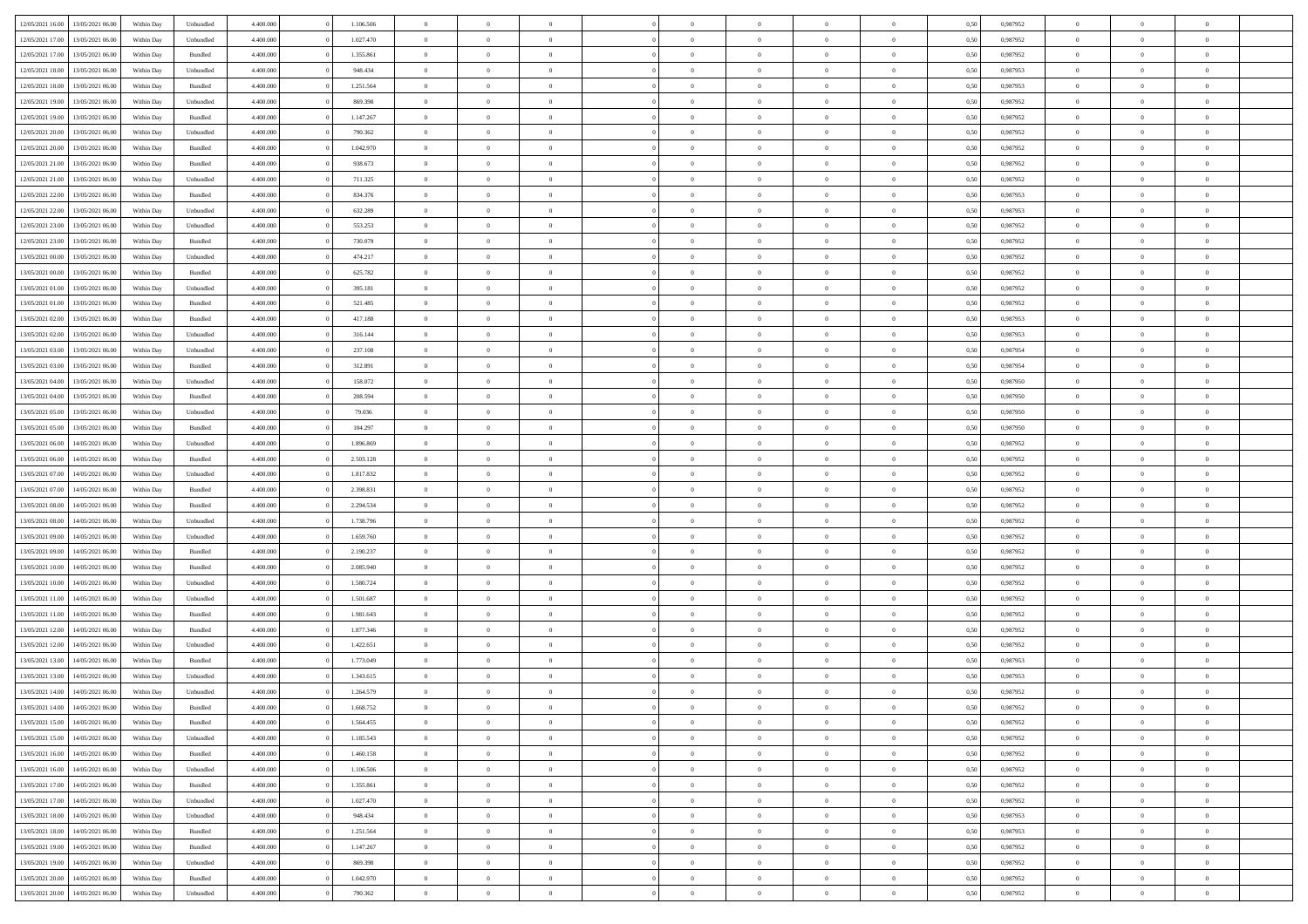| | | | | | | | | | | | | | | | | | | | | | |
|---|---|---|---|---|---|---|---|---|---|---|---|---|---|---|---|---|---|---|---|---|---|
| 12/05/2021 16:00 | 13/05/2021 06:00 | Within Day | Unbundled | 4.400.000 | 0 | 1.106.506 | 0 | 0 | 0 | | 0 | 0 | 0 | 0 | 0 | 0,50 | 0,987952 | 0 | 0 | 0 | |
| 12/05/2021 17:00 | 13/05/2021 06:00 | Within Day | Unbundled | 4.400.000 | 0 | 1.027.470 | 0 | 0 | 0 | | 0 | 0 | 0 | 0 | 0 | 0,50 | 0,987952 | 0 | 0 | 0 | |
| 12/05/2021 17:00 | 13/05/2021 06:00 | Within Day | Bundled | 4.400.000 | 0 | 1.355.861 | 0 | 0 | 0 | | 0 | 0 | 0 | 0 | 0 | 0,50 | 0,987952 | 0 | 0 | 0 | |
| 12/05/2021 18:00 | 13/05/2021 06:00 | Within Day | Unbundled | 4.400.000 | 0 | 948.434 | 0 | 0 | 0 | | 0 | 0 | 0 | 0 | 0 | 0,50 | 0,987953 | 0 | 0 | 0 | |
| 12/05/2021 18:00 | 13/05/2021 06:00 | Within Day | Bundled | 4.400.000 | 0 | 1.251.564 | 0 | 0 | 0 | | 0 | 0 | 0 | 0 | 0 | 0,50 | 0,987953 | 0 | 0 | 0 | |
| 12/05/2021 19:00 | 13/05/2021 06:00 | Within Day | Unbundled | 4.400.000 | 0 | 869.398 | 0 | 0 | 0 | | 0 | 0 | 0 | 0 | 0 | 0,50 | 0,987952 | 0 | 0 | 0 | |
| 12/05/2021 19:00 | 13/05/2021 06:00 | Within Day | Bundled | 4.400.000 | 0 | 1.147.267 | 0 | 0 | 0 | | 0 | 0 | 0 | 0 | 0 | 0,50 | 0,987952 | 0 | 0 | 0 | |
| 12/05/2021 20:00 | 13/05/2021 06:00 | Within Day | Unbundled | 4.400.000 | 0 | 790.362 | 0 | 0 | 0 | | 0 | 0 | 0 | 0 | 0 | 0,50 | 0,987952 | 0 | 0 | 0 | |
| 12/05/2021 20:00 | 13/05/2021 06:00 | Within Day | Bundled | 4.400.000 | 0 | 1.042.970 | 0 | 0 | 0 | | 0 | 0 | 0 | 0 | 0 | 0,50 | 0,987952 | 0 | 0 | 0 | |
| 12/05/2021 21:00 | 13/05/2021 06:00 | Within Day | Bundled | 4.400.000 | 0 | 938.673 | 0 | 0 | 0 | | 0 | 0 | 0 | 0 | 0 | 0,50 | 0,987952 | 0 | 0 | 0 | |
| 12/05/2021 21:00 | 13/05/2021 06:00 | Within Day | Unbundled | 4.400.000 | 0 | 711.325 | 0 | 0 | 0 | | 0 | 0 | 0 | 0 | 0 | 0,50 | 0,987952 | 0 | 0 | 0 | |
| 12/05/2021 22:00 | 13/05/2021 06:00 | Within Day | Bundled | 4.400.000 | 0 | 834.376 | 0 | 0 | 0 | | 0 | 0 | 0 | 0 | 0 | 0,50 | 0,987953 | 0 | 0 | 0 | |
| 12/05/2021 22:00 | 13/05/2021 06:00 | Within Day | Unbundled | 4.400.000 | 0 | 632.289 | 0 | 0 | 0 | | 0 | 0 | 0 | 0 | 0 | 0,50 | 0,987953 | 0 | 0 | 0 | |
| 12/05/2021 23:00 | 13/05/2021 06:00 | Within Day | Unbundled | 4.400.000 | 0 | 553.253 | 0 | 0 | 0 | | 0 | 0 | 0 | 0 | 0 | 0,50 | 0,987952 | 0 | 0 | 0 | |
| 12/05/2021 23:00 | 13/05/2021 06:00 | Within Day | Bundled | 4.400.000 | 0 | 730.079 | 0 | 0 | 0 | | 0 | 0 | 0 | 0 | 0 | 0,50 | 0,987952 | 0 | 0 | 0 | |
| 13/05/2021 00:00 | 13/05/2021 06:00 | Within Day | Unbundled | 4.400.000 | 0 | 474.217 | 0 | 0 | 0 | | 0 | 0 | 0 | 0 | 0 | 0,50 | 0,987952 | 0 | 0 | 0 | |
| 13/05/2021 00:00 | 13/05/2021 06:00 | Within Day | Bundled | 4.400.000 | 0 | 625.782 | 0 | 0 | 0 | | 0 | 0 | 0 | 0 | 0 | 0,50 | 0,987952 | 0 | 0 | 0 | |
| 13/05/2021 01:00 | 13/05/2021 06:00 | Within Day | Unbundled | 4.400.000 | 0 | 395.181 | 0 | 0 | 0 | | 0 | 0 | 0 | 0 | 0 | 0,50 | 0,987952 | 0 | 0 | 0 | |
| 13/05/2021 01:00 | 13/05/2021 06:00 | Within Day | Bundled | 4.400.000 | 0 | 521.485 | 0 | 0 | 0 | | 0 | 0 | 0 | 0 | 0 | 0,50 | 0,987952 | 0 | 0 | 0 | |
| 13/05/2021 02:00 | 13/05/2021 06:00 | Within Day | Bundled | 4.400.000 | 0 | 417.188 | 0 | 0 | 0 | | 0 | 0 | 0 | 0 | 0 | 0,50 | 0,987953 | 0 | 0 | 0 | |
| 13/05/2021 02:00 | 13/05/2021 06:00 | Within Day | Unbundled | 4.400.000 | 0 | 316.144 | 0 | 0 | 0 | | 0 | 0 | 0 | 0 | 0 | 0,50 | 0,987953 | 0 | 0 | 0 | |
| 13/05/2021 03:00 | 13/05/2021 06:00 | Within Day | Unbundled | 4.400.000 | 0 | 237.108 | 0 | 0 | 0 | | 0 | 0 | 0 | 0 | 0 | 0,50 | 0,987954 | 0 | 0 | 0 | |
| 13/05/2021 03:00 | 13/05/2021 06:00 | Within Day | Bundled | 4.400.000 | 0 | 312.891 | 0 | 0 | 0 | | 0 | 0 | 0 | 0 | 0 | 0,50 | 0,987954 | 0 | 0 | 0 | |
| 13/05/2021 04:00 | 13/05/2021 06:00 | Within Day | Unbundled | 4.400.000 | 0 | 158.072 | 0 | 0 | 0 | | 0 | 0 | 0 | 0 | 0 | 0,50 | 0,987950 | 0 | 0 | 0 | |
| 13/05/2021 04:00 | 13/05/2021 06:00 | Within Day | Bundled | 4.400.000 | 0 | 208.594 | 0 | 0 | 0 | | 0 | 0 | 0 | 0 | 0 | 0,50 | 0,987950 | 0 | 0 | 0 | |
| 13/05/2021 05:00 | 13/05/2021 06:00 | Within Day | Unbundled | 4.400.000 | 0 | 79.036 | 0 | 0 | 0 | | 0 | 0 | 0 | 0 | 0 | 0,50 | 0,987950 | 0 | 0 | 0 | |
| 13/05/2021 05:00 | 13/05/2021 06:00 | Within Day | Bundled | 4.400.000 | 0 | 104.297 | 0 | 0 | 0 | | 0 | 0 | 0 | 0 | 0 | 0,50 | 0,987950 | 0 | 0 | 0 | |
| 13/05/2021 06:00 | 14/05/2021 06:00 | Within Day | Unbundled | 4.400.000 | 0 | 1.896.869 | 0 | 0 | 0 | | 0 | 0 | 0 | 0 | 0 | 0,50 | 0,987952 | 0 | 0 | 0 | |
| 13/05/2021 06:00 | 14/05/2021 06:00 | Within Day | Bundled | 4.400.000 | 0 | 2.503.128 | 0 | 0 | 0 | | 0 | 0 | 0 | 0 | 0 | 0,50 | 0,987952 | 0 | 0 | 0 | |
| 13/05/2021 07:00 | 14/05/2021 06:00 | Within Day | Unbundled | 4.400.000 | 0 | 1.817.832 | 0 | 0 | 0 | | 0 | 0 | 0 | 0 | 0 | 0,50 | 0,987952 | 0 | 0 | 0 | |
| 13/05/2021 07:00 | 14/05/2021 06:00 | Within Day | Bundled | 4.400.000 | 0 | 2.398.831 | 0 | 0 | 0 | | 0 | 0 | 0 | 0 | 0 | 0,50 | 0,987952 | 0 | 0 | 0 | |
| 13/05/2021 08:00 | 14/05/2021 06:00 | Within Day | Bundled | 4.400.000 | 0 | 2.294.534 | 0 | 0 | 0 | | 0 | 0 | 0 | 0 | 0 | 0,50 | 0,987952 | 0 | 0 | 0 | |
| 13/05/2021 08:00 | 14/05/2021 06:00 | Within Day | Unbundled | 4.400.000 | 0 | 1.738.796 | 0 | 0 | 0 | | 0 | 0 | 0 | 0 | 0 | 0,50 | 0,987952 | 0 | 0 | 0 | |
| 13/05/2021 09:00 | 14/05/2021 06:00 | Within Day | Unbundled | 4.400.000 | 0 | 1.659.760 | 0 | 0 | 0 | | 0 | 0 | 0 | 0 | 0 | 0,50 | 0,987952 | 0 | 0 | 0 | |
| 13/05/2021 09:00 | 14/05/2021 06:00 | Within Day | Bundled | 4.400.000 | 0 | 2.190.237 | 0 | 0 | 0 | | 0 | 0 | 0 | 0 | 0 | 0,50 | 0,987952 | 0 | 0 | 0 | |
| 13/05/2021 10:00 | 14/05/2021 06:00 | Within Day | Bundled | 4.400.000 | 0 | 2.085.940 | 0 | 0 | 0 | | 0 | 0 | 0 | 0 | 0 | 0,50 | 0,987952 | 0 | 0 | 0 | |
| 13/05/2021 10:00 | 14/05/2021 06:00 | Within Day | Unbundled | 4.400.000 | 0 | 1.580.724 | 0 | 0 | 0 | | 0 | 0 | 0 | 0 | 0 | 0,50 | 0,987952 | 0 | 0 | 0 | |
| 13/05/2021 11:00 | 14/05/2021 06:00 | Within Day | Unbundled | 4.400.000 | 0 | 1.501.687 | 0 | 0 | 0 | | 0 | 0 | 0 | 0 | 0 | 0,50 | 0,987952 | 0 | 0 | 0 | |
| 13/05/2021 11:00 | 14/05/2021 06:00 | Within Day | Bundled | 4.400.000 | 0 | 1.981.643 | 0 | 0 | 0 | | 0 | 0 | 0 | 0 | 0 | 0,50 | 0,987952 | 0 | 0 | 0 | |
| 13/05/2021 12:00 | 14/05/2021 06:00 | Within Day | Bundled | 4.400.000 | 0 | 1.877.346 | 0 | 0 | 0 | | 0 | 0 | 0 | 0 | 0 | 0,50 | 0,987952 | 0 | 0 | 0 | |
| 13/05/2021 12:00 | 14/05/2021 06:00 | Within Day | Unbundled | 4.400.000 | 0 | 1.422.651 | 0 | 0 | 0 | | 0 | 0 | 0 | 0 | 0 | 0,50 | 0,987952 | 0 | 0 | 0 | |
| 13/05/2021 13:00 | 14/05/2021 06:00 | Within Day | Bundled | 4.400.000 | 0 | 1.773.049 | 0 | 0 | 0 | | 0 | 0 | 0 | 0 | 0 | 0,50 | 0,987953 | 0 | 0 | 0 | |
| 13/05/2021 13:00 | 14/05/2021 06:00 | Within Day | Unbundled | 4.400.000 | 0 | 1.343.615 | 0 | 0 | 0 | | 0 | 0 | 0 | 0 | 0 | 0,50 | 0,987953 | 0 | 0 | 0 | |
| 13/05/2021 14:00 | 14/05/2021 06:00 | Within Day | Unbundled | 4.400.000 | 0 | 1.264.579 | 0 | 0 | 0 | | 0 | 0 | 0 | 0 | 0 | 0,50 | 0,987952 | 0 | 0 | 0 | |
| 13/05/2021 14:00 | 14/05/2021 06:00 | Within Day | Bundled | 4.400.000 | 0 | 1.668.752 | 0 | 0 | 0 | | 0 | 0 | 0 | 0 | 0 | 0,50 | 0,987952 | 0 | 0 | 0 | |
| 13/05/2021 15:00 | 14/05/2021 06:00 | Within Day | Bundled | 4.400.000 | 0 | 1.564.455 | 0 | 0 | 0 | | 0 | 0 | 0 | 0 | 0 | 0,50 | 0,987952 | 0 | 0 | 0 | |
| 13/05/2021 15:00 | 14/05/2021 06:00 | Within Day | Unbundled | 4.400.000 | 0 | 1.185.543 | 0 | 0 | 0 | | 0 | 0 | 0 | 0 | 0 | 0,50 | 0,987952 | 0 | 0 | 0 | |
| 13/05/2021 16:00 | 14/05/2021 06:00 | Within Day | Bundled | 4.400.000 | 0 | 1.460.158 | 0 | 0 | 0 | | 0 | 0 | 0 | 0 | 0 | 0,50 | 0,987952 | 0 | 0 | 0 | |
| 13/05/2021 16:00 | 14/05/2021 06:00 | Within Day | Unbundled | 4.400.000 | 0 | 1.106.506 | 0 | 0 | 0 | | 0 | 0 | 0 | 0 | 0 | 0,50 | 0,987952 | 0 | 0 | 0 | |
| 13/05/2021 17:00 | 14/05/2021 06:00 | Within Day | Bundled | 4.400.000 | 0 | 1.355.861 | 0 | 0 | 0 | | 0 | 0 | 0 | 0 | 0 | 0,50 | 0,987952 | 0 | 0 | 0 | |
| 13/05/2021 17:00 | 14/05/2021 06:00 | Within Day | Unbundled | 4.400.000 | 0 | 1.027.470 | 0 | 0 | 0 | | 0 | 0 | 0 | 0 | 0 | 0,50 | 0,987952 | 0 | 0 | 0 | |
| 13/05/2021 18:00 | 14/05/2021 06:00 | Within Day | Unbundled | 4.400.000 | 0 | 948.434 | 0 | 0 | 0 | | 0 | 0 | 0 | 0 | 0 | 0,50 | 0,987953 | 0 | 0 | 0 | |
| 13/05/2021 18:00 | 14/05/2021 06:00 | Within Day | Bundled | 4.400.000 | 0 | 1.251.564 | 0 | 0 | 0 | | 0 | 0 | 0 | 0 | 0 | 0,50 | 0,987953 | 0 | 0 | 0 | |
| 13/05/2021 19:00 | 14/05/2021 06:00 | Within Day | Bundled | 4.400.000 | 0 | 1.147.267 | 0 | 0 | 0 | | 0 | 0 | 0 | 0 | 0 | 0,50 | 0,987952 | 0 | 0 | 0 | |
| 13/05/2021 19:00 | 14/05/2021 06:00 | Within Day | Unbundled | 4.400.000 | 0 | 869.398 | 0 | 0 | 0 | | 0 | 0 | 0 | 0 | 0 | 0,50 | 0,987952 | 0 | 0 | 0 | |
| 13/05/2021 20:00 | 14/05/2021 06:00 | Within Day | Bundled | 4.400.000 | 0 | 1.042.970 | 0 | 0 | 0 | | 0 | 0 | 0 | 0 | 0 | 0,50 | 0,987952 | 0 | 0 | 0 | |
| 13/05/2021 20:00 | 14/05/2021 06:00 | Within Day | Unbundled | 4.400.000 | 0 | 790.362 | 0 | 0 | 0 | | 0 | 0 | 0 | 0 | 0 | 0,50 | 0,987952 | 0 | 0 | 0 | |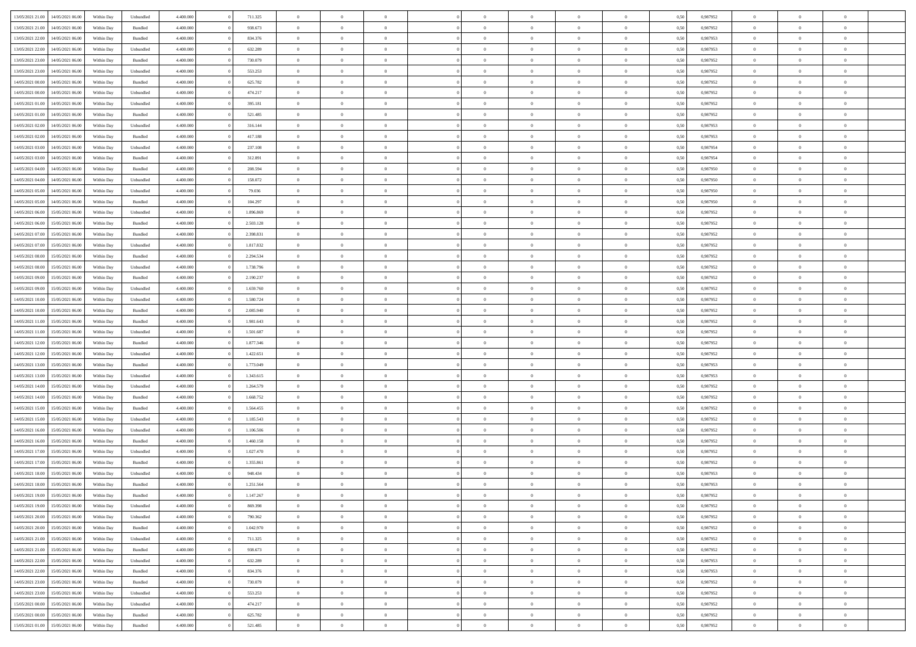| | | | | | | | | | | | | | | | | | | | | |
|---|---|---|---|---|---|---|---|---|---|---|---|---|---|---|---|---|---|---|---|---|
| 13/05/2021 21:00 | 14/05/2021 06:00 | Within Day | Unbundled | 4.400.000 | 0 | 711.325 | 0 | 0 | 0 | | 0 | 0 | 0 | 0 | 0,50 | 0,987952 | 0 | 0 | 0 | |
| 13/05/2021 21:00 | 14/05/2021 06:00 | Within Day | Bundled | 4.400.000 | 0 | 938.673 | 0 | 0 | 0 | | 0 | 0 | 0 | 0 | 0,50 | 0,987952 | 0 | 0 | 0 | |
| 13/05/2021 22:00 | 14/05/2021 06:00 | Within Day | Bundled | 4.400.000 | 0 | 834.376 | 0 | 0 | 0 | | 0 | 0 | 0 | 0 | 0,50 | 0,987953 | 0 | 0 | 0 | |
| 13/05/2021 22:00 | 14/05/2021 06:00 | Within Day | Unbundled | 4.400.000 | 0 | 632.289 | 0 | 0 | 0 | | 0 | 0 | 0 | 0 | 0,50 | 0,987953 | 0 | 0 | 0 | |
| 13/05/2021 23:00 | 14/05/2021 06:00 | Within Day | Bundled | 4.400.000 | 0 | 730.079 | 0 | 0 | 0 | | 0 | 0 | 0 | 0 | 0,50 | 0,987952 | 0 | 0 | 0 | |
| 13/05/2021 23:00 | 14/05/2021 06:00 | Within Day | Unbundled | 4.400.000 | 0 | 553.253 | 0 | 0 | 0 | | 0 | 0 | 0 | 0 | 0,50 | 0,987952 | 0 | 0 | 0 | |
| 14/05/2021 00:00 | 14/05/2021 06:00 | Within Day | Bundled | 4.400.000 | 0 | 625.782 | 0 | 0 | 0 | | 0 | 0 | 0 | 0 | 0,50 | 0,987952 | 0 | 0 | 0 | |
| 14/05/2021 00:00 | 14/05/2021 06:00 | Within Day | Unbundled | 4.400.000 | 0 | 474.217 | 0 | 0 | 0 | | 0 | 0 | 0 | 0 | 0,50 | 0,987952 | 0 | 0 | 0 | |
| 14/05/2021 01:00 | 14/05/2021 06:00 | Within Day | Unbundled | 4.400.000 | 0 | 395.181 | 0 | 0 | 0 | | 0 | 0 | 0 | 0 | 0,50 | 0,987952 | 0 | 0 | 0 | |
| 14/05/2021 01:00 | 14/05/2021 06:00 | Within Day | Bundled | 4.400.000 | 0 | 521.485 | 0 | 0 | 0 | | 0 | 0 | 0 | 0 | 0,50 | 0,987952 | 0 | 0 | 0 | |
| 14/05/2021 02:00 | 14/05/2021 06:00 | Within Day | Unbundled | 4.400.000 | 0 | 316.144 | 0 | 0 | 0 | | 0 | 0 | 0 | 0 | 0,50 | 0,987953 | 0 | 0 | 0 | |
| 14/05/2021 02:00 | 14/05/2021 06:00 | Within Day | Bundled | 4.400.000 | 0 | 417.188 | 0 | 0 | 0 | | 0 | 0 | 0 | 0 | 0,50 | 0,987953 | 0 | 0 | 0 | |
| 14/05/2021 03:00 | 14/05/2021 06:00 | Within Day | Unbundled | 4.400.000 | 0 | 237.108 | 0 | 0 | 0 | | 0 | 0 | 0 | 0 | 0,50 | 0,987954 | 0 | 0 | 0 | |
| 14/05/2021 03:00 | 14/05/2021 06:00 | Within Day | Bundled | 4.400.000 | 0 | 312.891 | 0 | 0 | 0 | | 0 | 0 | 0 | 0 | 0,50 | 0,987954 | 0 | 0 | 0 | |
| 14/05/2021 04:00 | 14/05/2021 06:00 | Within Day | Bundled | 4.400.000 | 0 | 208.594 | 0 | 0 | 0 | | 0 | 0 | 0 | 0 | 0,50 | 0,987950 | 0 | 0 | 0 | |
| 14/05/2021 04:00 | 14/05/2021 06:00 | Within Day | Unbundled | 4.400.000 | 0 | 158.072 | 0 | 0 | 0 | | 0 | 0 | 0 | 0 | 0,50 | 0,987950 | 0 | 0 | 0 | |
| 14/05/2021 05:00 | 14/05/2021 06:00 | Within Day | Unbundled | 4.400.000 | 0 | 79.036 | 0 | 0 | 0 | | 0 | 0 | 0 | 0 | 0,50 | 0,987950 | 0 | 0 | 0 | |
| 14/05/2021 05:00 | 14/05/2021 06:00 | Within Day | Bundled | 4.400.000 | 0 | 104.297 | 0 | 0 | 0 | | 0 | 0 | 0 | 0 | 0,50 | 0,987950 | 0 | 0 | 0 | |
| 14/05/2021 06:00 | 15/05/2021 06:00 | Within Day | Unbundled | 4.400.000 | 0 | 1.896.869 | 0 | 0 | 0 | | 0 | 0 | 0 | 0 | 0,50 | 0,987952 | 0 | 0 | 0 | |
| 14/05/2021 06:00 | 15/05/2021 06:00 | Within Day | Bundled | 4.400.000 | 0 | 2.503.128 | 0 | 0 | 0 | | 0 | 0 | 0 | 0 | 0,50 | 0,987952 | 0 | 0 | 0 | |
| 14/05/2021 07:00 | 15/05/2021 06:00 | Within Day | Bundled | 4.400.000 | 0 | 2.398.831 | 0 | 0 | 0 | | 0 | 0 | 0 | 0 | 0,50 | 0,987952 | 0 | 0 | 0 | |
| 14/05/2021 07:00 | 15/05/2021 06:00 | Within Day | Unbundled | 4.400.000 | 0 | 1.817.832 | 0 | 0 | 0 | | 0 | 0 | 0 | 0 | 0,50 | 0,987952 | 0 | 0 | 0 | |
| 14/05/2021 08:00 | 15/05/2021 06:00 | Within Day | Bundled | 4.400.000 | 0 | 2.294.534 | 0 | 0 | 0 | | 0 | 0 | 0 | 0 | 0,50 | 0,987952 | 0 | 0 | 0 | |
| 14/05/2021 08:00 | 15/05/2021 06:00 | Within Day | Unbundled | 4.400.000 | 0 | 1.738.796 | 0 | 0 | 0 | | 0 | 0 | 0 | 0 | 0,50 | 0,987952 | 0 | 0 | 0 | |
| 14/05/2021 09:00 | 15/05/2021 06:00 | Within Day | Bundled | 4.400.000 | 0 | 2.190.237 | 0 | 0 | 0 | | 0 | 0 | 0 | 0 | 0,50 | 0,987952 | 0 | 0 | 0 | |
| 14/05/2021 09:00 | 15/05/2021 06:00 | Within Day | Unbundled | 4.400.000 | 0 | 1.659.760 | 0 | 0 | 0 | | 0 | 0 | 0 | 0 | 0,50 | 0,987952 | 0 | 0 | 0 | |
| 14/05/2021 10:00 | 15/05/2021 06:00 | Within Day | Unbundled | 4.400.000 | 0 | 1.580.724 | 0 | 0 | 0 | | 0 | 0 | 0 | 0 | 0,50 | 0,987952 | 0 | 0 | 0 | |
| 14/05/2021 10:00 | 15/05/2021 06:00 | Within Day | Bundled | 4.400.000 | 0 | 2.085.940 | 0 | 0 | 0 | | 0 | 0 | 0 | 0 | 0,50 | 0,987952 | 0 | 0 | 0 | |
| 14/05/2021 11:00 | 15/05/2021 06:00 | Within Day | Bundled | 4.400.000 | 0 | 1.981.643 | 0 | 0 | 0 | | 0 | 0 | 0 | 0 | 0,50 | 0,987952 | 0 | 0 | 0 | |
| 14/05/2021 11:00 | 15/05/2021 06:00 | Within Day | Unbundled | 4.400.000 | 0 | 1.501.687 | 0 | 0 | 0 | | 0 | 0 | 0 | 0 | 0,50 | 0,987952 | 0 | 0 | 0 | |
| 14/05/2021 12:00 | 15/05/2021 06:00 | Within Day | Bundled | 4.400.000 | 0 | 1.877.346 | 0 | 0 | 0 | | 0 | 0 | 0 | 0 | 0,50 | 0,987952 | 0 | 0 | 0 | |
| 14/05/2021 12:00 | 15/05/2021 06:00 | Within Day | Unbundled | 4.400.000 | 0 | 1.422.651 | 0 | 0 | 0 | | 0 | 0 | 0 | 0 | 0,50 | 0,987952 | 0 | 0 | 0 | |
| 14/05/2021 13:00 | 15/05/2021 06:00 | Within Day | Bundled | 4.400.000 | 0 | 1.773.049 | 0 | 0 | 0 | | 0 | 0 | 0 | 0 | 0,50 | 0,987953 | 0 | 0 | 0 | |
| 14/05/2021 13:00 | 15/05/2021 06:00 | Within Day | Unbundled | 4.400.000 | 0 | 1.343.615 | 0 | 0 | 0 | | 0 | 0 | 0 | 0 | 0,50 | 0,987953 | 0 | 0 | 0 | |
| 14/05/2021 14:00 | 15/05/2021 06:00 | Within Day | Unbundled | 4.400.000 | 0 | 1.264.579 | 0 | 0 | 0 | | 0 | 0 | 0 | 0 | 0,50 | 0,987952 | 0 | 0 | 0 | |
| 14/05/2021 14:00 | 15/05/2021 06:00 | Within Day | Bundled | 4.400.000 | 0 | 1.668.752 | 0 | 0 | 0 | | 0 | 0 | 0 | 0 | 0,50 | 0,987952 | 0 | 0 | 0 | |
| 14/05/2021 15:00 | 15/05/2021 06:00 | Within Day | Bundled | 4.400.000 | 0 | 1.564.455 | 0 | 0 | 0 | | 0 | 0 | 0 | 0 | 0,50 | 0,987952 | 0 | 0 | 0 | |
| 14/05/2021 15:00 | 15/05/2021 06:00 | Within Day | Unbundled | 4.400.000 | 0 | 1.185.543 | 0 | 0 | 0 | | 0 | 0 | 0 | 0 | 0,50 | 0,987952 | 0 | 0 | 0 | |
| 14/05/2021 16:00 | 15/05/2021 06:00 | Within Day | Unbundled | 4.400.000 | 0 | 1.106.506 | 0 | 0 | 0 | | 0 | 0 | 0 | 0 | 0,50 | 0,987952 | 0 | 0 | 0 | |
| 14/05/2021 16:00 | 15/05/2021 06:00 | Within Day | Bundled | 4.400.000 | 0 | 1.460.158 | 0 | 0 | 0 | | 0 | 0 | 0 | 0 | 0,50 | 0,987952 | 0 | 0 | 0 | |
| 14/05/2021 17:00 | 15/05/2021 06:00 | Within Day | Unbundled | 4.400.000 | 0 | 1.027.470 | 0 | 0 | 0 | | 0 | 0 | 0 | 0 | 0,50 | 0,987952 | 0 | 0 | 0 | |
| 14/05/2021 17:00 | 15/05/2021 06:00 | Within Day | Bundled | 4.400.000 | 0 | 1.355.861 | 0 | 0 | 0 | | 0 | 0 | 0 | 0 | 0,50 | 0,987952 | 0 | 0 | 0 | |
| 14/05/2021 18:00 | 15/05/2021 06:00 | Within Day | Unbundled | 4.400.000 | 0 | 948.434 | 0 | 0 | 0 | | 0 | 0 | 0 | 0 | 0,50 | 0,987953 | 0 | 0 | 0 | |
| 14/05/2021 18:00 | 15/05/2021 06:00 | Within Day | Bundled | 4.400.000 | 0 | 1.251.564 | 0 | 0 | 0 | | 0 | 0 | 0 | 0 | 0,50 | 0,987953 | 0 | 0 | 0 | |
| 14/05/2021 19:00 | 15/05/2021 06:00 | Within Day | Bundled | 4.400.000 | 0 | 1.147.267 | 0 | 0 | 0 | | 0 | 0 | 0 | 0 | 0,50 | 0,987952 | 0 | 0 | 0 | |
| 14/05/2021 19:00 | 15/05/2021 06:00 | Within Day | Unbundled | 4.400.000 | 0 | 869.398 | 0 | 0 | 0 | | 0 | 0 | 0 | 0 | 0,50 | 0,987952 | 0 | 0 | 0 | |
| 14/05/2021 20:00 | 15/05/2021 06:00 | Within Day | Unbundled | 4.400.000 | 0 | 790.362 | 0 | 0 | 0 | | 0 | 0 | 0 | 0 | 0,50 | 0,987952 | 0 | 0 | 0 | |
| 14/05/2021 20:00 | 15/05/2021 06:00 | Within Day | Bundled | 4.400.000 | 0 | 1.042.970 | 0 | 0 | 0 | | 0 | 0 | 0 | 0 | 0,50 | 0,987952 | 0 | 0 | 0 | |
| 14/05/2021 21:00 | 15/05/2021 06:00 | Within Day | Unbundled | 4.400.000 | 0 | 711.325 | 0 | 0 | 0 | | 0 | 0 | 0 | 0 | 0,50 | 0,987952 | 0 | 0 | 0 | |
| 14/05/2021 21:00 | 15/05/2021 06:00 | Within Day | Bundled | 4.400.000 | 0 | 938.673 | 0 | 0 | 0 | | 0 | 0 | 0 | 0 | 0,50 | 0,987952 | 0 | 0 | 0 | |
| 14/05/2021 22:00 | 15/05/2021 06:00 | Within Day | Unbundled | 4.400.000 | 0 | 632.289 | 0 | 0 | 0 | | 0 | 0 | 0 | 0 | 0,50 | 0,987953 | 0 | 0 | 0 | |
| 14/05/2021 22:00 | 15/05/2021 06:00 | Within Day | Bundled | 4.400.000 | 0 | 834.376 | 0 | 0 | 0 | | 0 | 0 | 0 | 0 | 0,50 | 0,987953 | 0 | 0 | 0 | |
| 14/05/2021 23:00 | 15/05/2021 06:00 | Within Day | Bundled | 4.400.000 | 0 | 730.079 | 0 | 0 | 0 | | 0 | 0 | 0 | 0 | 0,50 | 0,987952 | 0 | 0 | 0 | |
| 14/05/2021 23:00 | 15/05/2021 06:00 | Within Day | Unbundled | 4.400.000 | 0 | 553.253 | 0 | 0 | 0 | | 0 | 0 | 0 | 0 | 0,50 | 0,987952 | 0 | 0 | 0 | |
| 15/05/2021 00:00 | 15/05/2021 06:00 | Within Day | Unbundled | 4.400.000 | 0 | 474.217 | 0 | 0 | 0 | | 0 | 0 | 0 | 0 | 0,50 | 0,987952 | 0 | 0 | 0 | |
| 15/05/2021 00:00 | 15/05/2021 06:00 | Within Day | Bundled | 4.400.000 | 0 | 625.782 | 0 | 0 | 0 | | 0 | 0 | 0 | 0 | 0,50 | 0,987952 | 0 | 0 | 0 | |
| 15/05/2021 01:00 | 15/05/2021 06:00 | Within Day | Bundled | 4.400.000 | 0 | 521.485 | 0 | 0 | 0 | | 0 | 0 | 0 | 0 | 0,50 | 0,987952 | 0 | 0 | 0 | |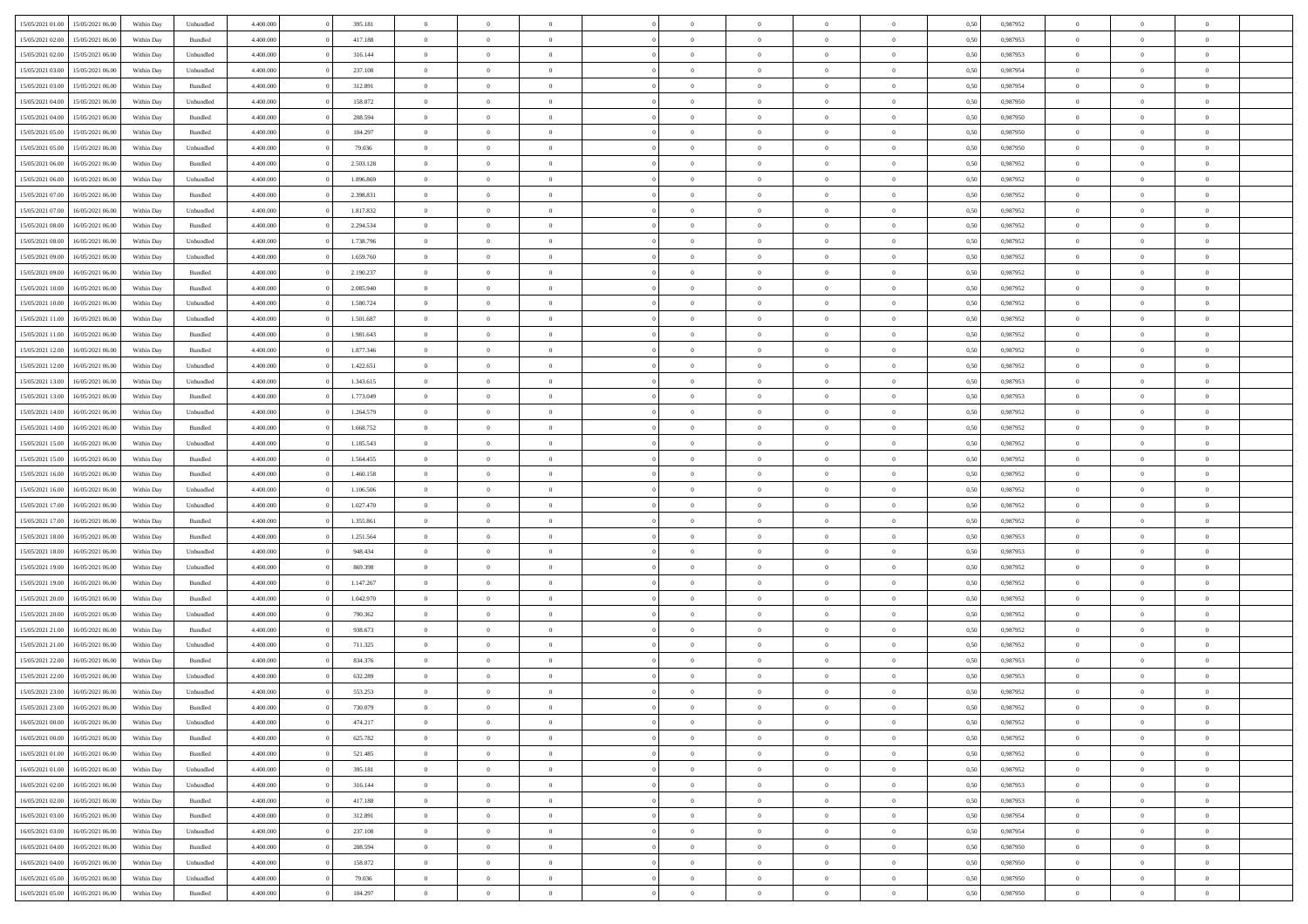| | | | | | | | | | | | | | | | | | | | | |
|---|---|---|---|---|---|---|---|---|---|---|---|---|---|---|---|---|---|---|---|---|
| 15/05/2021 01:00 | 15/05/2021 06:00 | Within Day | Unbundled | 4.400.000 | 0 | 395.181 | 0 | 0 | 0 | | 0 | 0 | 0 | 0 | 0,50 | 0,987952 | 0 | 0 | 0 | |
| 15/05/2021 02:00 | 15/05/2021 06:00 | Within Day | Bundled | 4.400.000 | 0 | 417.188 | 0 | 0 | 0 | | 0 | 0 | 0 | 0 | 0,50 | 0,987953 | 0 | 0 | 0 | |
| 15/05/2021 02:00 | 15/05/2021 06:00 | Within Day | Unbundled | 4.400.000 | 0 | 316.144 | 0 | 0 | 0 | | 0 | 0 | 0 | 0 | 0,50 | 0,987953 | 0 | 0 | 0 | |
| 15/05/2021 03:00 | 15/05/2021 06:00 | Within Day | Unbundled | 4.400.000 | 0 | 237.108 | 0 | 0 | 0 | | 0 | 0 | 0 | 0 | 0,50 | 0,987954 | 0 | 0 | 0 | |
| 15/05/2021 03:00 | 15/05/2021 06:00 | Within Day | Bundled | 4.400.000 | 0 | 312.891 | 0 | 0 | 0 | | 0 | 0 | 0 | 0 | 0,50 | 0,987954 | 0 | 0 | 0 | |
| 15/05/2021 04:00 | 15/05/2021 06:00 | Within Day | Unbundled | 4.400.000 | 0 | 158.072 | 0 | 0 | 0 | | 0 | 0 | 0 | 0 | 0,50 | 0,987950 | 0 | 0 | 0 | |
| 15/05/2021 04:00 | 15/05/2021 06:00 | Within Day | Bundled | 4.400.000 | 0 | 208.594 | 0 | 0 | 0 | | 0 | 0 | 0 | 0 | 0,50 | 0,987950 | 0 | 0 | 0 | |
| 15/05/2021 05:00 | 15/05/2021 06:00 | Within Day | Bundled | 4.400.000 | 0 | 104.297 | 0 | 0 | 0 | | 0 | 0 | 0 | 0 | 0,50 | 0,987950 | 0 | 0 | 0 | |
| 15/05/2021 05:00 | 15/05/2021 06:00 | Within Day | Unbundled | 4.400.000 | 0 | 79.036 | 0 | 0 | 0 | | 0 | 0 | 0 | 0 | 0,50 | 0,987950 | 0 | 0 | 0 | |
| 15/05/2021 06:00 | 16/05/2021 06:00 | Within Day | Bundled | 4.400.000 | 0 | 2.503.128 | 0 | 0 | 0 | | 0 | 0 | 0 | 0 | 0,50 | 0,987952 | 0 | 0 | 0 | |
| 15/05/2021 06:00 | 16/05/2021 06:00 | Within Day | Unbundled | 4.400.000 | 0 | 1.896.869 | 0 | 0 | 0 | | 0 | 0 | 0 | 0 | 0,50 | 0,987952 | 0 | 0 | 0 | |
| 15/05/2021 07:00 | 16/05/2021 06:00 | Within Day | Bundled | 4.400.000 | 0 | 2.398.831 | 0 | 0 | 0 | | 0 | 0 | 0 | 0 | 0,50 | 0,987952 | 0 | 0 | 0 | |
| 15/05/2021 07:00 | 16/05/2021 06:00 | Within Day | Unbundled | 4.400.000 | 0 | 1.817.832 | 0 | 0 | 0 | | 0 | 0 | 0 | 0 | 0,50 | 0,987952 | 0 | 0 | 0 | |
| 15/05/2021 08:00 | 16/05/2021 06:00 | Within Day | Bundled | 4.400.000 | 0 | 2.294.534 | 0 | 0 | 0 | | 0 | 0 | 0 | 0 | 0,50 | 0,987952 | 0 | 0 | 0 | |
| 15/05/2021 08:00 | 16/05/2021 06:00 | Within Day | Unbundled | 4.400.000 | 0 | 1.738.796 | 0 | 0 | 0 | | 0 | 0 | 0 | 0 | 0,50 | 0,987952 | 0 | 0 | 0 | |
| 15/05/2021 09:00 | 16/05/2021 06:00 | Within Day | Unbundled | 4.400.000 | 0 | 1.659.760 | 0 | 0 | 0 | | 0 | 0 | 0 | 0 | 0,50 | 0,987952 | 0 | 0 | 0 | |
| 15/05/2021 09:00 | 16/05/2021 06:00 | Within Day | Bundled | 4.400.000 | 0 | 2.190.237 | 0 | 0 | 0 | | 0 | 0 | 0 | 0 | 0,50 | 0,987952 | 0 | 0 | 0 | |
| 15/05/2021 10:00 | 16/05/2021 06:00 | Within Day | Bundled | 4.400.000 | 0 | 2.085.940 | 0 | 0 | 0 | | 0 | 0 | 0 | 0 | 0,50 | 0,987952 | 0 | 0 | 0 | |
| 15/05/2021 10:00 | 16/05/2021 06:00 | Within Day | Unbundled | 4.400.000 | 0 | 1.580.724 | 0 | 0 | 0 | | 0 | 0 | 0 | 0 | 0,50 | 0,987952 | 0 | 0 | 0 | |
| 15/05/2021 11:00 | 16/05/2021 06:00 | Within Day | Unbundled | 4.400.000 | 0 | 1.501.687 | 0 | 0 | 0 | | 0 | 0 | 0 | 0 | 0,50 | 0,987952 | 0 | 0 | 0 | |
| 15/05/2021 11:00 | 16/05/2021 06:00 | Within Day | Bundled | 4.400.000 | 0 | 1.981.643 | 0 | 0 | 0 | | 0 | 0 | 0 | 0 | 0,50 | 0,987952 | 0 | 0 | 0 | |
| 15/05/2021 12:00 | 16/05/2021 06:00 | Within Day | Bundled | 4.400.000 | 0 | 1.877.346 | 0 | 0 | 0 | | 0 | 0 | 0 | 0 | 0,50 | 0,987952 | 0 | 0 | 0 | |
| 15/05/2021 12:00 | 16/05/2021 06:00 | Within Day | Unbundled | 4.400.000 | 0 | 1.422.651 | 0 | 0 | 0 | | 0 | 0 | 0 | 0 | 0,50 | 0,987952 | 0 | 0 | 0 | |
| 15/05/2021 13:00 | 16/05/2021 06:00 | Within Day | Unbundled | 4.400.000 | 0 | 1.343.615 | 0 | 0 | 0 | | 0 | 0 | 0 | 0 | 0,50 | 0,987953 | 0 | 0 | 0 | |
| 15/05/2021 13:00 | 16/05/2021 06:00 | Within Day | Bundled | 4.400.000 | 0 | 1.773.049 | 0 | 0 | 0 | | 0 | 0 | 0 | 0 | 0,50 | 0,987953 | 0 | 0 | 0 | |
| 15/05/2021 14:00 | 16/05/2021 06:00 | Within Day | Unbundled | 4.400.000 | 0 | 1.264.579 | 0 | 0 | 0 | | 0 | 0 | 0 | 0 | 0,50 | 0,987952 | 0 | 0 | 0 | |
| 15/05/2021 14:00 | 16/05/2021 06:00 | Within Day | Bundled | 4.400.000 | 0 | 1.668.752 | 0 | 0 | 0 | | 0 | 0 | 0 | 0 | 0,50 | 0,987952 | 0 | 0 | 0 | |
| 15/05/2021 15:00 | 16/05/2021 06:00 | Within Day | Unbundled | 4.400.000 | 0 | 1.185.543 | 0 | 0 | 0 | | 0 | 0 | 0 | 0 | 0,50 | 0,987952 | 0 | 0 | 0 | |
| 15/05/2021 15:00 | 16/05/2021 06:00 | Within Day | Bundled | 4.400.000 | 0 | 1.564.455 | 0 | 0 | 0 | | 0 | 0 | 0 | 0 | 0,50 | 0,987952 | 0 | 0 | 0 | |
| 15/05/2021 16:00 | 16/05/2021 06:00 | Within Day | Bundled | 4.400.000 | 0 | 1.460.158 | 0 | 0 | 0 | | 0 | 0 | 0 | 0 | 0,50 | 0,987952 | 0 | 0 | 0 | |
| 15/05/2021 16:00 | 16/05/2021 06:00 | Within Day | Unbundled | 4.400.000 | 0 | 1.106.506 | 0 | 0 | 0 | | 0 | 0 | 0 | 0 | 0,50 | 0,987952 | 0 | 0 | 0 | |
| 15/05/2021 17:00 | 16/05/2021 06:00 | Within Day | Unbundled | 4.400.000 | 0 | 1.027.470 | 0 | 0 | 0 | | 0 | 0 | 0 | 0 | 0,50 | 0,987952 | 0 | 0 | 0 | |
| 15/05/2021 17:00 | 16/05/2021 06:00 | Within Day | Bundled | 4.400.000 | 0 | 1.355.861 | 0 | 0 | 0 | | 0 | 0 | 0 | 0 | 0,50 | 0,987952 | 0 | 0 | 0 | |
| 15/05/2021 18:00 | 16/05/2021 06:00 | Within Day | Bundled | 4.400.000 | 0 | 1.251.564 | 0 | 0 | 0 | | 0 | 0 | 0 | 0 | 0,50 | 0,987953 | 0 | 0 | 0 | |
| 15/05/2021 18:00 | 16/05/2021 06:00 | Within Day | Unbundled | 4.400.000 | 0 | 948.434 | 0 | 0 | 0 | | 0 | 0 | 0 | 0 | 0,50 | 0,987953 | 0 | 0 | 0 | |
| 15/05/2021 19:00 | 16/05/2021 06:00 | Within Day | Unbundled | 4.400.000 | 0 | 869.398 | 0 | 0 | 0 | | 0 | 0 | 0 | 0 | 0,50 | 0,987952 | 0 | 0 | 0 | |
| 15/05/2021 19:00 | 16/05/2021 06:00 | Within Day | Bundled | 4.400.000 | 0 | 1.147.267 | 0 | 0 | 0 | | 0 | 0 | 0 | 0 | 0,50 | 0,987952 | 0 | 0 | 0 | |
| 15/05/2021 20:00 | 16/05/2021 06:00 | Within Day | Bundled | 4.400.000 | 0 | 1.042.970 | 0 | 0 | 0 | | 0 | 0 | 0 | 0 | 0,50 | 0,987952 | 0 | 0 | 0 | |
| 15/05/2021 20:00 | 16/05/2021 06:00 | Within Day | Unbundled | 4.400.000 | 0 | 790.362 | 0 | 0 | 0 | | 0 | 0 | 0 | 0 | 0,50 | 0,987952 | 0 | 0 | 0 | |
| 15/05/2021 21:00 | 16/05/2021 06:00 | Within Day | Bundled | 4.400.000 | 0 | 938.673 | 0 | 0 | 0 | | 0 | 0 | 0 | 0 | 0,50 | 0,987952 | 0 | 0 | 0 | |
| 15/05/2021 21:00 | 16/05/2021 06:00 | Within Day | Unbundled | 4.400.000 | 0 | 711.325 | 0 | 0 | 0 | | 0 | 0 | 0 | 0 | 0,50 | 0,987952 | 0 | 0 | 0 | |
| 15/05/2021 22:00 | 16/05/2021 06:00 | Within Day | Bundled | 4.400.000 | 0 | 834.376 | 0 | 0 | 0 | | 0 | 0 | 0 | 0 | 0,50 | 0,987953 | 0 | 0 | 0 | |
| 15/05/2021 22:00 | 16/05/2021 06:00 | Within Day | Unbundled | 4.400.000 | 0 | 632.289 | 0 | 0 | 0 | | 0 | 0 | 0 | 0 | 0,50 | 0,987953 | 0 | 0 | 0 | |
| 15/05/2021 23:00 | 16/05/2021 06:00 | Within Day | Unbundled | 4.400.000 | 0 | 553.253 | 0 | 0 | 0 | | 0 | 0 | 0 | 0 | 0,50 | 0,987952 | 0 | 0 | 0 | |
| 15/05/2021 23:00 | 16/05/2021 06:00 | Within Day | Bundled | 4.400.000 | 0 | 730.079 | 0 | 0 | 0 | | 0 | 0 | 0 | 0 | 0,50 | 0,987952 | 0 | 0 | 0 | |
| 16/05/2021 00:00 | 16/05/2021 06:00 | Within Day | Unbundled | 4.400.000 | 0 | 474.217 | 0 | 0 | 0 | | 0 | 0 | 0 | 0 | 0,50 | 0,987952 | 0 | 0 | 0 | |
| 16/05/2021 00:00 | 16/05/2021 06:00 | Within Day | Bundled | 4.400.000 | 0 | 625.782 | 0 | 0 | 0 | | 0 | 0 | 0 | 0 | 0,50 | 0,987952 | 0 | 0 | 0 | |
| 16/05/2021 01:00 | 16/05/2021 06:00 | Within Day | Bundled | 4.400.000 | 0 | 521.485 | 0 | 0 | 0 | | 0 | 0 | 0 | 0 | 0,50 | 0,987952 | 0 | 0 | 0 | |
| 16/05/2021 01:00 | 16/05/2021 06:00 | Within Day | Unbundled | 4.400.000 | 0 | 395.181 | 0 | 0 | 0 | | 0 | 0 | 0 | 0 | 0,50 | 0,987952 | 0 | 0 | 0 | |
| 16/05/2021 02:00 | 16/05/2021 06:00 | Within Day | Unbundled | 4.400.000 | 0 | 316.144 | 0 | 0 | 0 | | 0 | 0 | 0 | 0 | 0,50 | 0,987953 | 0 | 0 | 0 | |
| 16/05/2021 02:00 | 16/05/2021 06:00 | Within Day | Bundled | 4.400.000 | 0 | 417.188 | 0 | 0 | 0 | | 0 | 0 | 0 | 0 | 0,50 | 0,987953 | 0 | 0 | 0 | |
| 16/05/2021 03:00 | 16/05/2021 06:00 | Within Day | Bundled | 4.400.000 | 0 | 312.891 | 0 | 0 | 0 | | 0 | 0 | 0 | 0 | 0,50 | 0,987954 | 0 | 0 | 0 | |
| 16/05/2021 03:00 | 16/05/2021 06:00 | Within Day | Unbundled | 4.400.000 | 0 | 237.108 | 0 | 0 | 0 | | 0 | 0 | 0 | 0 | 0,50 | 0,987954 | 0 | 0 | 0 | |
| 16/05/2021 04:00 | 16/05/2021 06:00 | Within Day | Bundled | 4.400.000 | 0 | 208.594 | 0 | 0 | 0 | | 0 | 0 | 0 | 0 | 0,50 | 0,987950 | 0 | 0 | 0 | |
| 16/05/2021 04:00 | 16/05/2021 06:00 | Within Day | Unbundled | 4.400.000 | 0 | 158.072 | 0 | 0 | 0 | | 0 | 0 | 0 | 0 | 0,50 | 0,987950 | 0 | 0 | 0 | |
| 16/05/2021 05:00 | 16/05/2021 06:00 | Within Day | Unbundled | 4.400.000 | 0 | 79.036 | 0 | 0 | 0 | | 0 | 0 | 0 | 0 | 0,50 | 0,987950 | 0 | 0 | 0 | |
| 16/05/2021 05:00 | 16/05/2021 06:00 | Within Day | Bundled | 4.400.000 | 0 | 104.297 | 0 | 0 | 0 | | 0 | 0 | 0 | 0 | 0,50 | 0,987950 | 0 | 0 | 0 | |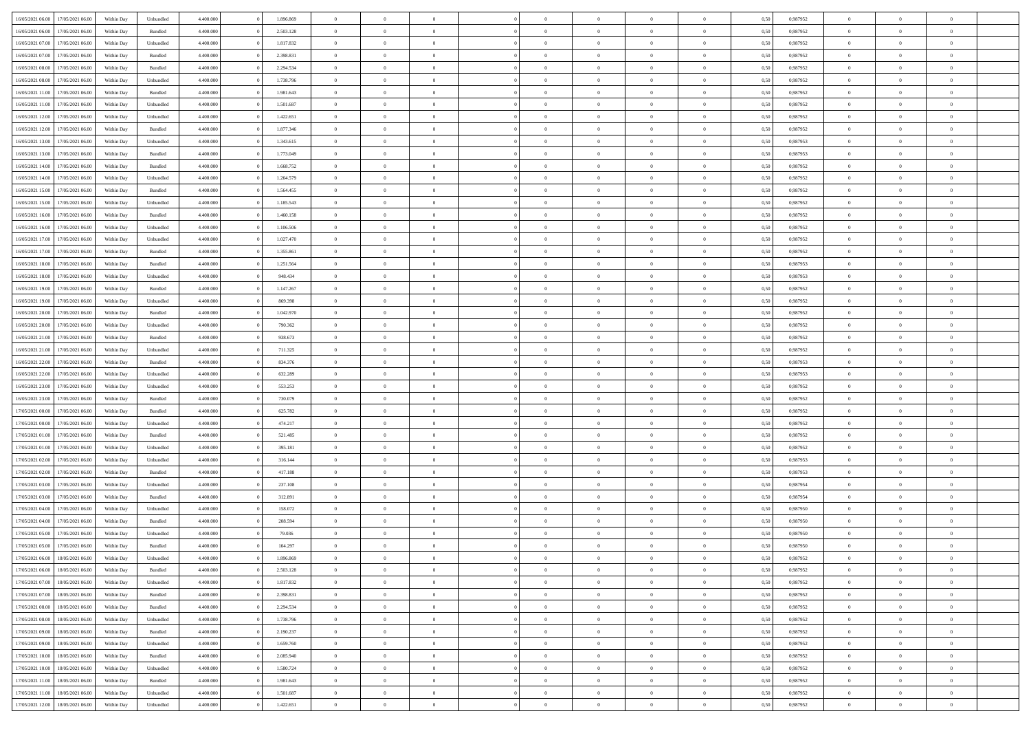| | | | | | | | | | | | | | | | | | | | | | |
|---|---|---|---|---|---|---|---|---|---|---|---|---|---|---|---|---|---|---|---|---|---|
| 16/05/2021 06:00 | 17/05/2021 06:00 | Within Day | Unbundled | 4.400.000 | 0 | 1.896.869 | 0 | 0 | 0 | | 0 | 0 | 0 | 0 | 0,50 | 0,987952 | 0 | 0 | 0 | |
| 16/05/2021 06:00 | 17/05/2021 06:00 | Within Day | Bundled | 4.400.000 | 0 | 2.503.128 | 0 | 0 | 0 | | 0 | 0 | 0 | 0 | 0,50 | 0,987952 | 0 | 0 | 0 | |
| 16/05/2021 07:00 | 17/05/2021 06:00 | Within Day | Unbundled | 4.400.000 | 0 | 1.817.832 | 0 | 0 | 0 | | 0 | 0 | 0 | 0 | 0,50 | 0,987952 | 0 | 0 | 0 | |
| 16/05/2021 07:00 | 17/05/2021 06:00 | Within Day | Bundled | 4.400.000 | 0 | 2.398.831 | 0 | 0 | 0 | | 0 | 0 | 0 | 0 | 0,50 | 0,987952 | 0 | 0 | 0 | |
| 16/05/2021 08:00 | 17/05/2021 06:00 | Within Day | Bundled | 4.400.000 | 0 | 2.294.534 | 0 | 0 | 0 | | 0 | 0 | 0 | 0 | 0,50 | 0,987952 | 0 | 0 | 0 | |
| 16/05/2021 08:00 | 17/05/2021 06:00 | Within Day | Unbundled | 4.400.000 | 0 | 1.738.796 | 0 | 0 | 0 | | 0 | 0 | 0 | 0 | 0,50 | 0,987952 | 0 | 0 | 0 | |
| 16/05/2021 11:00 | 17/05/2021 06:00 | Within Day | Bundled | 4.400.000 | 0 | 1.981.643 | 0 | 0 | 0 | | 0 | 0 | 0 | 0 | 0,50 | 0,987952 | 0 | 0 | 0 | |
| 16/05/2021 11:00 | 17/05/2021 06:00 | Within Day | Unbundled | 4.400.000 | 0 | 1.501.687 | 0 | 0 | 0 | | 0 | 0 | 0 | 0 | 0,50 | 0,987952 | 0 | 0 | 0 | |
| 16/05/2021 12:00 | 17/05/2021 06:00 | Within Day | Unbundled | 4.400.000 | 0 | 1.422.651 | 0 | 0 | 0 | | 0 | 0 | 0 | 0 | 0,50 | 0,987952 | 0 | 0 | 0 | |
| 16/05/2021 12:00 | 17/05/2021 06:00 | Within Day | Bundled | 4.400.000 | 0 | 1.877.346 | 0 | 0 | 0 | | 0 | 0 | 0 | 0 | 0,50 | 0,987952 | 0 | 0 | 0 | |
| 16/05/2021 13:00 | 17/05/2021 06:00 | Within Day | Unbundled | 4.400.000 | 0 | 1.343.615 | 0 | 0 | 0 | | 0 | 0 | 0 | 0 | 0,50 | 0,987953 | 0 | 0 | 0 | |
| 16/05/2021 13:00 | 17/05/2021 06:00 | Within Day | Bundled | 4.400.000 | 0 | 1.773.049 | 0 | 0 | 0 | | 0 | 0 | 0 | 0 | 0,50 | 0,987953 | 0 | 0 | 0 | |
| 16/05/2021 14:00 | 17/05/2021 06:00 | Within Day | Bundled | 4.400.000 | 0 | 1.668.752 | 0 | 0 | 0 | | 0 | 0 | 0 | 0 | 0,50 | 0,987952 | 0 | 0 | 0 | |
| 16/05/2021 14:00 | 17/05/2021 06:00 | Within Day | Unbundled | 4.400.000 | 0 | 1.264.579 | 0 | 0 | 0 | | 0 | 0 | 0 | 0 | 0,50 | 0,987952 | 0 | 0 | 0 | |
| 16/05/2021 15:00 | 17/05/2021 06:00 | Within Day | Bundled | 4.400.000 | 0 | 1.564.455 | 0 | 0 | 0 | | 0 | 0 | 0 | 0 | 0,50 | 0,987952 | 0 | 0 | 0 | |
| 16/05/2021 15:00 | 17/05/2021 06:00 | Within Day | Unbundled | 4.400.000 | 0 | 1.185.543 | 0 | 0 | 0 | | 0 | 0 | 0 | 0 | 0,50 | 0,987952 | 0 | 0 | 0 | |
| 16/05/2021 16:00 | 17/05/2021 06:00 | Within Day | Bundled | 4.400.000 | 0 | 1.460.158 | 0 | 0 | 0 | | 0 | 0 | 0 | 0 | 0,50 | 0,987952 | 0 | 0 | 0 | |
| 16/05/2021 16:00 | 17/05/2021 06:00 | Within Day | Unbundled | 4.400.000 | 0 | 1.106.506 | 0 | 0 | 0 | | 0 | 0 | 0 | 0 | 0,50 | 0,987952 | 0 | 0 | 0 | |
| 16/05/2021 17:00 | 17/05/2021 06:00 | Within Day | Unbundled | 4.400.000 | 0 | 1.027.470 | 0 | 0 | 0 | | 0 | 0 | 0 | 0 | 0,50 | 0,987952 | 0 | 0 | 0 | |
| 16/05/2021 17:00 | 17/05/2021 06:00 | Within Day | Bundled | 4.400.000 | 0 | 1.355.861 | 0 | 0 | 0 | | 0 | 0 | 0 | 0 | 0,50 | 0,987952 | 0 | 0 | 0 | |
| 16/05/2021 18:00 | 17/05/2021 06:00 | Within Day | Bundled | 4.400.000 | 0 | 1.251.564 | 0 | 0 | 0 | | 0 | 0 | 0 | 0 | 0,50 | 0,987953 | 0 | 0 | 0 | |
| 16/05/2021 18:00 | 17/05/2021 06:00 | Within Day | Unbundled | 4.400.000 | 0 | 948.434 | 0 | 0 | 0 | | 0 | 0 | 0 | 0 | 0,50 | 0,987953 | 0 | 0 | 0 | |
| 16/05/2021 19:00 | 17/05/2021 06:00 | Within Day | Bundled | 4.400.000 | 0 | 1.147.267 | 0 | 0 | 0 | | 0 | 0 | 0 | 0 | 0,50 | 0,987952 | 0 | 0 | 0 | |
| 16/05/2021 19:00 | 17/05/2021 06:00 | Within Day | Unbundled | 4.400.000 | 0 | 869.398 | 0 | 0 | 0 | | 0 | 0 | 0 | 0 | 0,50 | 0,987952 | 0 | 0 | 0 | |
| 16/05/2021 20:00 | 17/05/2021 06:00 | Within Day | Bundled | 4.400.000 | 0 | 1.042.970 | 0 | 0 | 0 | | 0 | 0 | 0 | 0 | 0,50 | 0,987952 | 0 | 0 | 0 | |
| 16/05/2021 20:00 | 17/05/2021 06:00 | Within Day | Unbundled | 4.400.000 | 0 | 790.362 | 0 | 0 | 0 | | 0 | 0 | 0 | 0 | 0,50 | 0,987952 | 0 | 0 | 0 | |
| 16/05/2021 21:00 | 17/05/2021 06:00 | Within Day | Bundled | 4.400.000 | 0 | 938.673 | 0 | 0 | 0 | | 0 | 0 | 0 | 0 | 0,50 | 0,987952 | 0 | 0 | 0 | |
| 16/05/2021 21:00 | 17/05/2021 06:00 | Within Day | Unbundled | 4.400.000 | 0 | 711.325 | 0 | 0 | 0 | | 0 | 0 | 0 | 0 | 0,50 | 0,987952 | 0 | 0 | 0 | |
| 16/05/2021 22:00 | 17/05/2021 06:00 | Within Day | Bundled | 4.400.000 | 0 | 834.376 | 0 | 0 | 0 | | 0 | 0 | 0 | 0 | 0,50 | 0,987953 | 0 | 0 | 0 | |
| 16/05/2021 22:00 | 17/05/2021 06:00 | Within Day | Unbundled | 4.400.000 | 0 | 632.289 | 0 | 0 | 0 | | 0 | 0 | 0 | 0 | 0,50 | 0,987953 | 0 | 0 | 0 | |
| 16/05/2021 23:00 | 17/05/2021 06:00 | Within Day | Unbundled | 4.400.000 | 0 | 553.253 | 0 | 0 | 0 | | 0 | 0 | 0 | 0 | 0,50 | 0,987952 | 0 | 0 | 0 | |
| 16/05/2021 23:00 | 17/05/2021 06:00 | Within Day | Bundled | 4.400.000 | 0 | 730.079 | 0 | 0 | 0 | | 0 | 0 | 0 | 0 | 0,50 | 0,987952 | 0 | 0 | 0 | |
| 17/05/2021 00:00 | 17/05/2021 06:00 | Within Day | Bundled | 4.400.000 | 0 | 625.782 | 0 | 0 | 0 | | 0 | 0 | 0 | 0 | 0,50 | 0,987952 | 0 | 0 | 0 | |
| 17/05/2021 00:00 | 17/05/2021 06:00 | Within Day | Unbundled | 4.400.000 | 0 | 474.217 | 0 | 0 | 0 | | 0 | 0 | 0 | 0 | 0,50 | 0,987952 | 0 | 0 | 0 | |
| 17/05/2021 01:00 | 17/05/2021 06:00 | Within Day | Bundled | 4.400.000 | 0 | 521.485 | 0 | 0 | 0 | | 0 | 0 | 0 | 0 | 0,50 | 0,987952 | 0 | 0 | 0 | |
| 17/05/2021 01:00 | 17/05/2021 06:00 | Within Day | Unbundled | 4.400.000 | 0 | 395.181 | 0 | 0 | 0 | | 0 | 0 | 0 | 0 | 0,50 | 0,987952 | 0 | 0 | 0 | |
| 17/05/2021 02:00 | 17/05/2021 06:00 | Within Day | Unbundled | 4.400.000 | 0 | 316.144 | 0 | 0 | 0 | | 0 | 0 | 0 | 0 | 0,50 | 0,987953 | 0 | 0 | 0 | |
| 17/05/2021 02:00 | 17/05/2021 06:00 | Within Day | Bundled | 4.400.000 | 0 | 417.188 | 0 | 0 | 0 | | 0 | 0 | 0 | 0 | 0,50 | 0,987953 | 0 | 0 | 0 | |
| 17/05/2021 03:00 | 17/05/2021 06:00 | Within Day | Unbundled | 4.400.000 | 0 | 237.108 | 0 | 0 | 0 | | 0 | 0 | 0 | 0 | 0,50 | 0,987954 | 0 | 0 | 0 | |
| 17/05/2021 03:00 | 17/05/2021 06:00 | Within Day | Bundled | 4.400.000 | 0 | 312.891 | 0 | 0 | 0 | | 0 | 0 | 0 | 0 | 0,50 | 0,987954 | 0 | 0 | 0 | |
| 17/05/2021 04:00 | 17/05/2021 06:00 | Within Day | Unbundled | 4.400.000 | 0 | 158.072 | 0 | 0 | 0 | | 0 | 0 | 0 | 0 | 0,50 | 0,987950 | 0 | 0 | 0 | |
| 17/05/2021 04:00 | 17/05/2021 06:00 | Within Day | Bundled | 4.400.000 | 0 | 208.594 | 0 | 0 | 0 | | 0 | 0 | 0 | 0 | 0,50 | 0,987950 | 0 | 0 | 0 | |
| 17/05/2021 05:00 | 17/05/2021 06:00 | Within Day | Unbundled | 4.400.000 | 0 | 79.036 | 0 | 0 | 0 | | 0 | 0 | 0 | 0 | 0,50 | 0,987950 | 0 | 0 | 0 | |
| 17/05/2021 05:00 | 17/05/2021 06:00 | Within Day | Bundled | 4.400.000 | 0 | 104.297 | 0 | 0 | 0 | | 0 | 0 | 0 | 0 | 0,50 | 0,987950 | 0 | 0 | 0 | |
| 17/05/2021 06:00 | 18/05/2021 06:00 | Within Day | Unbundled | 4.400.000 | 0 | 1.896.869 | 0 | 0 | 0 | | 0 | 0 | 0 | 0 | 0,50 | 0,987952 | 0 | 0 | 0 | |
| 17/05/2021 06:00 | 18/05/2021 06:00 | Within Day | Bundled | 4.400.000 | 0 | 2.503.128 | 0 | 0 | 0 | | 0 | 0 | 0 | 0 | 0,50 | 0,987952 | 0 | 0 | 0 | |
| 17/05/2021 07:00 | 18/05/2021 06:00 | Within Day | Unbundled | 4.400.000 | 0 | 1.817.832 | 0 | 0 | 0 | | 0 | 0 | 0 | 0 | 0,50 | 0,987952 | 0 | 0 | 0 | |
| 17/05/2021 07:00 | 18/05/2021 06:00 | Within Day | Bundled | 4.400.000 | 0 | 2.398.831 | 0 | 0 | 0 | | 0 | 0 | 0 | 0 | 0,50 | 0,987952 | 0 | 0 | 0 | |
| 17/05/2021 08:00 | 18/05/2021 06:00 | Within Day | Bundled | 4.400.000 | 0 | 2.294.534 | 0 | 0 | 0 | | 0 | 0 | 0 | 0 | 0,50 | 0,987952 | 0 | 0 | 0 | |
| 17/05/2021 08:00 | 18/05/2021 06:00 | Within Day | Unbundled | 4.400.000 | 0 | 1.738.796 | 0 | 0 | 0 | | 0 | 0 | 0 | 0 | 0,50 | 0,987952 | 0 | 0 | 0 | |
| 17/05/2021 09:00 | 18/05/2021 06:00 | Within Day | Bundled | 4.400.000 | 0 | 2.190.237 | 0 | 0 | 0 | | 0 | 0 | 0 | 0 | 0,50 | 0,987952 | 0 | 0 | 0 | |
| 17/05/2021 09:00 | 18/05/2021 06:00 | Within Day | Unbundled | 4.400.000 | 0 | 1.659.760 | 0 | 0 | 0 | | 0 | 0 | 0 | 0 | 0,50 | 0,987952 | 0 | 0 | 0 | |
| 17/05/2021 10:00 | 18/05/2021 06:00 | Within Day | Bundled | 4.400.000 | 0 | 2.085.940 | 0 | 0 | 0 | | 0 | 0 | 0 | 0 | 0,50 | 0,987952 | 0 | 0 | 0 | |
| 17/05/2021 10:00 | 18/05/2021 06:00 | Within Day | Unbundled | 4.400.000 | 0 | 1.580.724 | 0 | 0 | 0 | | 0 | 0 | 0 | 0 | 0,50 | 0,987952 | 0 | 0 | 0 | |
| 17/05/2021 11:00 | 18/05/2021 06:00 | Within Day | Bundled | 4.400.000 | 0 | 1.981.643 | 0 | 0 | 0 | | 0 | 0 | 0 | 0 | 0,50 | 0,987952 | 0 | 0 | 0 | |
| 17/05/2021 11:00 | 18/05/2021 06:00 | Within Day | Unbundled | 4.400.000 | 0 | 1.501.687 | 0 | 0 | 0 | | 0 | 0 | 0 | 0 | 0,50 | 0,987952 | 0 | 0 | 0 | |
| 17/05/2021 12:00 | 18/05/2021 06:00 | Within Day | Unbundled | 4.400.000 | 0 | 1.422.651 | 0 | 0 | 0 | | 0 | 0 | 0 | 0 | 0,50 | 0,987952 | 0 | 0 | 0 | |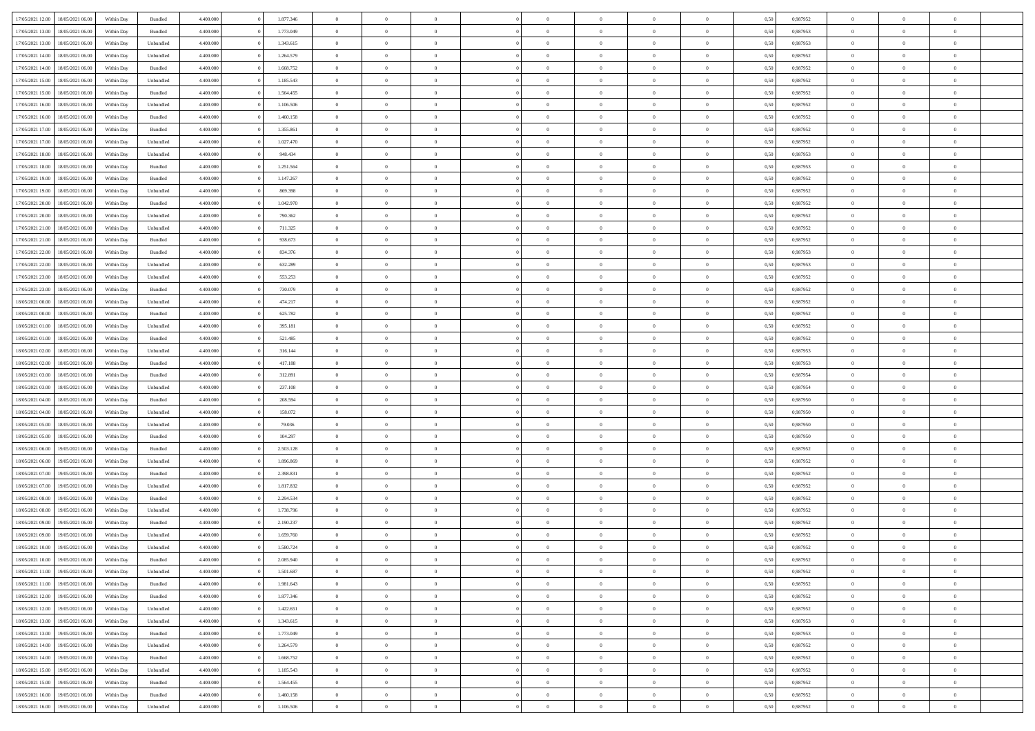| | | | | | | | | | | | | | | | | | | | | | |
|---|---|---|---|---|---|---|---|---|---|---|---|---|---|---|---|---|---|---|---|---|---|
| 17/05/2021 12:00 | 18/05/2021 06:00 | Within Day | Bundled | 4.400.000 | 0 | 1.877.346 | 0 | 0 | 0 | | 0 | 0 | 0 | 0 | 0 | 0,50 | 0,987952 | 0 | 0 | 0 | |
| 17/05/2021 13:00 | 18/05/2021 06:00 | Within Day | Bundled | 4.400.000 | 0 | 1.773.049 | 0 | 0 | 0 | | 0 | 0 | 0 | 0 | 0 | 0,50 | 0,987953 | 0 | 0 | 0 | |
| 17/05/2021 13:00 | 18/05/2021 06:00 | Within Day | Unbundled | 4.400.000 | 0 | 1.343.615 | 0 | 0 | 0 | | 0 | 0 | 0 | 0 | 0 | 0,50 | 0,987953 | 0 | 0 | 0 | |
| 17/05/2021 14:00 | 18/05/2021 06:00 | Within Day | Unbundled | 4.400.000 | 0 | 1.264.579 | 0 | 0 | 0 | | 0 | 0 | 0 | 0 | 0 | 0,50 | 0,987952 | 0 | 0 | 0 | |
| 17/05/2021 14:00 | 18/05/2021 06:00 | Within Day | Bundled | 4.400.000 | 0 | 1.668.752 | 0 | 0 | 0 | | 0 | 0 | 0 | 0 | 0 | 0,50 | 0,987952 | 0 | 0 | 0 | |
| 17/05/2021 15:00 | 18/05/2021 06:00 | Within Day | Unbundled | 4.400.000 | 0 | 1.185.543 | 0 | 0 | 0 | | 0 | 0 | 0 | 0 | 0 | 0,50 | 0,987952 | 0 | 0 | 0 | |
| 17/05/2021 15:00 | 18/05/2021 06:00 | Within Day | Bundled | 4.400.000 | 0 | 1.564.455 | 0 | 0 | 0 | | 0 | 0 | 0 | 0 | 0 | 0,50 | 0,987952 | 0 | 0 | 0 | |
| 17/05/2021 16:00 | 18/05/2021 06:00 | Within Day | Unbundled | 4.400.000 | 0 | 1.106.506 | 0 | 0 | 0 | | 0 | 0 | 0 | 0 | 0 | 0,50 | 0,987952 | 0 | 0 | 0 | |
| 17/05/2021 16:00 | 18/05/2021 06:00 | Within Day | Bundled | 4.400.000 | 0 | 1.460.158 | 0 | 0 | 0 | | 0 | 0 | 0 | 0 | 0 | 0,50 | 0,987952 | 0 | 0 | 0 | |
| 17/05/2021 17:00 | 18/05/2021 06:00 | Within Day | Bundled | 4.400.000 | 0 | 1.355.861 | 0 | 0 | 0 | | 0 | 0 | 0 | 0 | 0 | 0,50 | 0,987952 | 0 | 0 | 0 | |
| 17/05/2021 17:00 | 18/05/2021 06:00 | Within Day | Unbundled | 4.400.000 | 0 | 1.027.470 | 0 | 0 | 0 | | 0 | 0 | 0 | 0 | 0 | 0,50 | 0,987952 | 0 | 0 | 0 | |
| 17/05/2021 18:00 | 18/05/2021 06:00 | Within Day | Unbundled | 4.400.000 | 0 | 948.434 | 0 | 0 | 0 | | 0 | 0 | 0 | 0 | 0 | 0,50 | 0,987953 | 0 | 0 | 0 | |
| 17/05/2021 18:00 | 18/05/2021 06:00 | Within Day | Bundled | 4.400.000 | 0 | 1.251.564 | 0 | 0 | 0 | | 0 | 0 | 0 | 0 | 0 | 0,50 | 0,987953 | 0 | 0 | 0 | |
| 17/05/2021 19:00 | 18/05/2021 06:00 | Within Day | Bundled | 4.400.000 | 0 | 1.147.267 | 0 | 0 | 0 | | 0 | 0 | 0 | 0 | 0 | 0,50 | 0,987952 | 0 | 0 | 0 | |
| 17/05/2021 19:00 | 18/05/2021 06:00 | Within Day | Unbundled | 4.400.000 | 0 | 869.398 | 0 | 0 | 0 | | 0 | 0 | 0 | 0 | 0 | 0,50 | 0,987952 | 0 | 0 | 0 | |
| 17/05/2021 20:00 | 18/05/2021 06:00 | Within Day | Bundled | 4.400.000 | 0 | 1.042.970 | 0 | 0 | 0 | | 0 | 0 | 0 | 0 | 0 | 0,50 | 0,987952 | 0 | 0 | 0 | |
| 17/05/2021 20:00 | 18/05/2021 06:00 | Within Day | Unbundled | 4.400.000 | 0 | 790.362 | 0 | 0 | 0 | | 0 | 0 | 0 | 0 | 0 | 0,50 | 0,987952 | 0 | 0 | 0 | |
| 17/05/2021 21:00 | 18/05/2021 06:00 | Within Day | Unbundled | 4.400.000 | 0 | 711.325 | 0 | 0 | 0 | | 0 | 0 | 0 | 0 | 0 | 0,50 | 0,987952 | 0 | 0 | 0 | |
| 17/05/2021 21:00 | 18/05/2021 06:00 | Within Day | Bundled | 4.400.000 | 0 | 938.673 | 0 | 0 | 0 | | 0 | 0 | 0 | 0 | 0 | 0,50 | 0,987952 | 0 | 0 | 0 | |
| 17/05/2021 22:00 | 18/05/2021 06:00 | Within Day | Bundled | 4.400.000 | 0 | 834.376 | 0 | 0 | 0 | | 0 | 0 | 0 | 0 | 0 | 0,50 | 0,987953 | 0 | 0 | 0 | |
| 17/05/2021 22:00 | 18/05/2021 06:00 | Within Day | Unbundled | 4.400.000 | 0 | 632.289 | 0 | 0 | 0 | | 0 | 0 | 0 | 0 | 0 | 0,50 | 0,987953 | 0 | 0 | 0 | |
| 17/05/2021 23:00 | 18/05/2021 06:00 | Within Day | Unbundled | 4.400.000 | 0 | 553.253 | 0 | 0 | 0 | | 0 | 0 | 0 | 0 | 0 | 0,50 | 0,987952 | 0 | 0 | 0 | |
| 17/05/2021 23:00 | 18/05/2021 06:00 | Within Day | Bundled | 4.400.000 | 0 | 730.079 | 0 | 0 | 0 | | 0 | 0 | 0 | 0 | 0 | 0,50 | 0,987952 | 0 | 0 | 0 | |
| 18/05/2021 00:00 | 18/05/2021 06:00 | Within Day | Unbundled | 4.400.000 | 0 | 474.217 | 0 | 0 | 0 | | 0 | 0 | 0 | 0 | 0 | 0,50 | 0,987952 | 0 | 0 | 0 | |
| 18/05/2021 00:00 | 18/05/2021 06:00 | Within Day | Bundled | 4.400.000 | 0 | 625.782 | 0 | 0 | 0 | | 0 | 0 | 0 | 0 | 0 | 0,50 | 0,987952 | 0 | 0 | 0 | |
| 18/05/2021 01:00 | 18/05/2021 06:00 | Within Day | Unbundled | 4.400.000 | 0 | 395.181 | 0 | 0 | 0 | | 0 | 0 | 0 | 0 | 0 | 0,50 | 0,987952 | 0 | 0 | 0 | |
| 18/05/2021 01:00 | 18/05/2021 06:00 | Within Day | Bundled | 4.400.000 | 0 | 521.485 | 0 | 0 | 0 | | 0 | 0 | 0 | 0 | 0 | 0,50 | 0,987952 | 0 | 0 | 0 | |
| 18/05/2021 02:00 | 18/05/2021 06:00 | Within Day | Unbundled | 4.400.000 | 0 | 316.144 | 0 | 0 | 0 | | 0 | 0 | 0 | 0 | 0 | 0,50 | 0,987953 | 0 | 0 | 0 | |
| 18/05/2021 02:00 | 18/05/2021 06:00 | Within Day | Bundled | 4.400.000 | 0 | 417.188 | 0 | 0 | 0 | | 0 | 0 | 0 | 0 | 0 | 0,50 | 0,987953 | 0 | 0 | 0 | |
| 18/05/2021 03:00 | 18/05/2021 06:00 | Within Day | Bundled | 4.400.000 | 0 | 312.891 | 0 | 0 | 0 | | 0 | 0 | 0 | 0 | 0 | 0,50 | 0,987954 | 0 | 0 | 0 | |
| 18/05/2021 03:00 | 18/05/2021 06:00 | Within Day | Unbundled | 4.400.000 | 0 | 237.108 | 0 | 0 | 0 | | 0 | 0 | 0 | 0 | 0 | 0,50 | 0,987954 | 0 | 0 | 0 | |
| 18/05/2021 04:00 | 18/05/2021 06:00 | Within Day | Bundled | 4.400.000 | 0 | 208.594 | 0 | 0 | 0 | | 0 | 0 | 0 | 0 | 0 | 0,50 | 0,987950 | 0 | 0 | 0 | |
| 18/05/2021 04:00 | 18/05/2021 06:00 | Within Day | Unbundled | 4.400.000 | 0 | 158.072 | 0 | 0 | 0 | | 0 | 0 | 0 | 0 | 0 | 0,50 | 0,987950 | 0 | 0 | 0 | |
| 18/05/2021 05:00 | 18/05/2021 06:00 | Within Day | Unbundled | 4.400.000 | 0 | 79.036 | 0 | 0 | 0 | | 0 | 0 | 0 | 0 | 0 | 0,50 | 0,987950 | 0 | 0 | 0 | |
| 18/05/2021 05:00 | 18/05/2021 06:00 | Within Day | Bundled | 4.400.000 | 0 | 104.297 | 0 | 0 | 0 | | 0 | 0 | 0 | 0 | 0 | 0,50 | 0,987950 | 0 | 0 | 0 | |
| 18/05/2021 06:00 | 19/05/2021 06:00 | Within Day | Bundled | 4.400.000 | 0 | 2.503.128 | 0 | 0 | 0 | | 0 | 0 | 0 | 0 | 0 | 0,50 | 0,987952 | 0 | 0 | 0 | |
| 18/05/2021 06:00 | 19/05/2021 06:00 | Within Day | Unbundled | 4.400.000 | 0 | 1.896.869 | 0 | 0 | 0 | | 0 | 0 | 0 | 0 | 0 | 0,50 | 0,987952 | 0 | 0 | 0 | |
| 18/05/2021 07:00 | 19/05/2021 06:00 | Within Day | Bundled | 4.400.000 | 0 | 2.398.831 | 0 | 0 | 0 | | 0 | 0 | 0 | 0 | 0 | 0,50 | 0,987952 | 0 | 0 | 0 | |
| 18/05/2021 07:00 | 19/05/2021 06:00 | Within Day | Unbundled | 4.400.000 | 0 | 1.817.832 | 0 | 0 | 0 | | 0 | 0 | 0 | 0 | 0 | 0,50 | 0,987952 | 0 | 0 | 0 | |
| 18/05/2021 08:00 | 19/05/2021 06:00 | Within Day | Bundled | 4.400.000 | 0 | 2.294.534 | 0 | 0 | 0 | | 0 | 0 | 0 | 0 | 0 | 0,50 | 0,987952 | 0 | 0 | 0 | |
| 18/05/2021 08:00 | 19/05/2021 06:00 | Within Day | Unbundled | 4.400.000 | 0 | 1.738.796 | 0 | 0 | 0 | | 0 | 0 | 0 | 0 | 0 | 0,50 | 0,987952 | 0 | 0 | 0 | |
| 18/05/2021 09:00 | 19/05/2021 06:00 | Within Day | Bundled | 4.400.000 | 0 | 2.190.237 | 0 | 0 | 0 | | 0 | 0 | 0 | 0 | 0 | 0,50 | 0,987952 | 0 | 0 | 0 | |
| 18/05/2021 09:00 | 19/05/2021 06:00 | Within Day | Unbundled | 4.400.000 | 0 | 1.659.760 | 0 | 0 | 0 | | 0 | 0 | 0 | 0 | 0 | 0,50 | 0,987952 | 0 | 0 | 0 | |
| 18/05/2021 10:00 | 19/05/2021 06:00 | Within Day | Unbundled | 4.400.000 | 0 | 1.580.724 | 0 | 0 | 0 | | 0 | 0 | 0 | 0 | 0 | 0,50 | 0,987952 | 0 | 0 | 0 | |
| 18/05/2021 10:00 | 19/05/2021 06:00 | Within Day | Bundled | 4.400.000 | 0 | 2.085.940 | 0 | 0 | 0 | | 0 | 0 | 0 | 0 | 0 | 0,50 | 0,987952 | 0 | 0 | 0 | |
| 18/05/2021 11:00 | 19/05/2021 06:00 | Within Day | Unbundled | 4.400.000 | 0 | 1.501.687 | 0 | 0 | 0 | | 0 | 0 | 0 | 0 | 0 | 0,50 | 0,987952 | 0 | 0 | 0 | |
| 18/05/2021 11:00 | 19/05/2021 06:00 | Within Day | Bundled | 4.400.000 | 0 | 1.981.643 | 0 | 0 | 0 | | 0 | 0 | 0 | 0 | 0 | 0,50 | 0,987952 | 0 | 0 | 0 | |
| 18/05/2021 12:00 | 19/05/2021 06:00 | Within Day | Bundled | 4.400.000 | 0 | 1.877.346 | 0 | 0 | 0 | | 0 | 0 | 0 | 0 | 0 | 0,50 | 0,987952 | 0 | 0 | 0 | |
| 18/05/2021 12:00 | 19/05/2021 06:00 | Within Day | Unbundled | 4.400.000 | 0 | 1.422.651 | 0 | 0 | 0 | | 0 | 0 | 0 | 0 | 0 | 0,50 | 0,987952 | 0 | 0 | 0 | |
| 18/05/2021 13:00 | 19/05/2021 06:00 | Within Day | Unbundled | 4.400.000 | 0 | 1.343.615 | 0 | 0 | 0 | | 0 | 0 | 0 | 0 | 0 | 0,50 | 0,987953 | 0 | 0 | 0 | |
| 18/05/2021 13:00 | 19/05/2021 06:00 | Within Day | Bundled | 4.400.000 | 0 | 1.773.049 | 0 | 0 | 0 | | 0 | 0 | 0 | 0 | 0 | 0,50 | 0,987953 | 0 | 0 | 0 | |
| 18/05/2021 14:00 | 19/05/2021 06:00 | Within Day | Unbundled | 4.400.000 | 0 | 1.264.579 | 0 | 0 | 0 | | 0 | 0 | 0 | 0 | 0 | 0,50 | 0,987952 | 0 | 0 | 0 | |
| 18/05/2021 14:00 | 19/05/2021 06:00 | Within Day | Bundled | 4.400.000 | 0 | 1.668.752 | 0 | 0 | 0 | | 0 | 0 | 0 | 0 | 0 | 0,50 | 0,987952 | 0 | 0 | 0 | |
| 18/05/2021 15:00 | 19/05/2021 06:00 | Within Day | Unbundled | 4.400.000 | 0 | 1.185.543 | 0 | 0 | 0 | | 0 | 0 | 0 | 0 | 0 | 0,50 | 0,987952 | 0 | 0 | 0 | |
| 18/05/2021 15:00 | 19/05/2021 06:00 | Within Day | Bundled | 4.400.000 | 0 | 1.564.455 | 0 | 0 | 0 | | 0 | 0 | 0 | 0 | 0 | 0,50 | 0,987952 | 0 | 0 | 0 | |
| 18/05/2021 16:00 | 19/05/2021 06:00 | Within Day | Bundled | 4.400.000 | 0 | 1.460.158 | 0 | 0 | 0 | | 0 | 0 | 0 | 0 | 0 | 0,50 | 0,987952 | 0 | 0 | 0 | |
| 18/05/2021 16:00 | 19/05/2021 06:00 | Within Day | Unbundled | 4.400.000 | 0 | 1.106.506 | 0 | 0 | 0 | | 0 | 0 | 0 | 0 | 0 | 0,50 | 0,987952 | 0 | 0 | 0 | |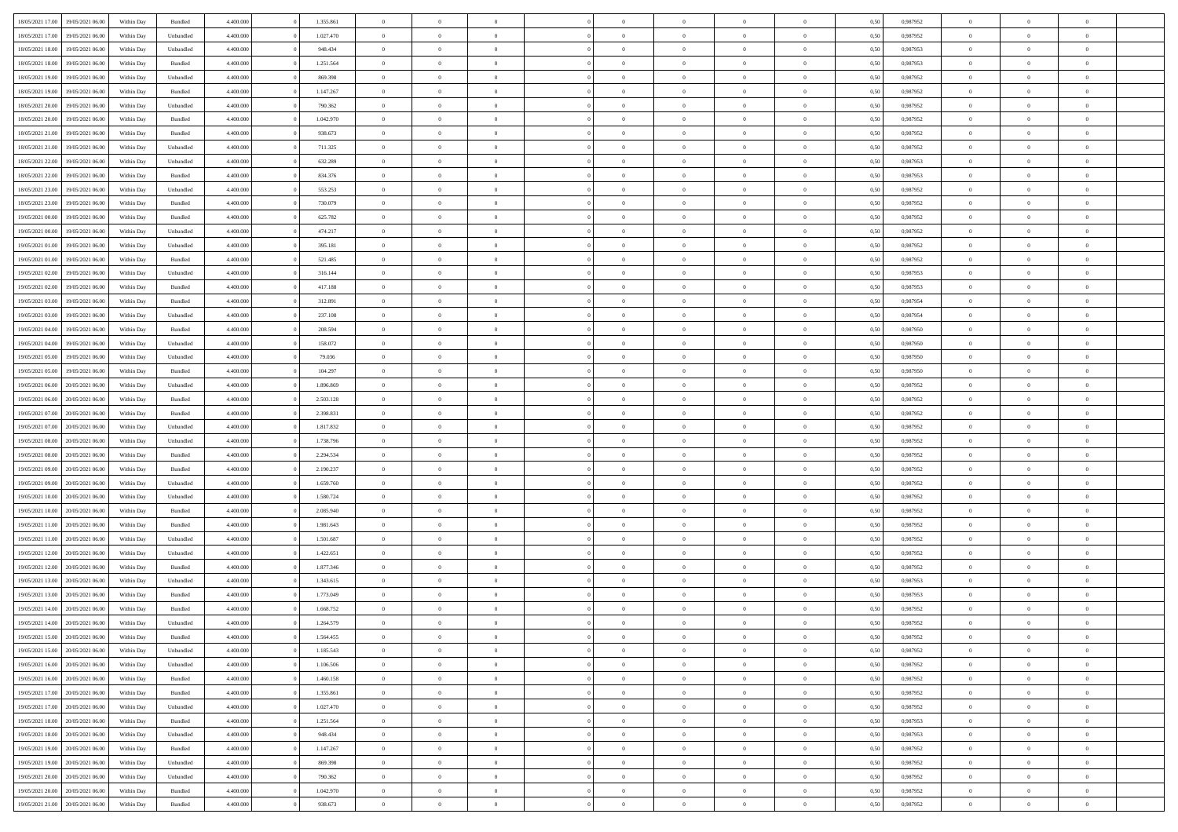| | | | | | | | | | | | | | | | | | | | | |
|---|---|---|---|---|---|---|---|---|---|---|---|---|---|---|---|---|---|---|---|---|
| 18/05/2021 17:00 | 19/05/2021 06:00 | Within Day | Bundled | 4.400.000 | 0 | 1.355.861 | 0 | 0 | 0 | | 0 | 0 | 0 | 0 | 0,50 | 0,987952 | 0 | 0 | 0 | |
| 18/05/2021 17:00 | 19/05/2021 06:00 | Within Day | Unbundled | 4.400.000 | 0 | 1.027.470 | 0 | 0 | 0 | | 0 | 0 | 0 | 0 | 0,50 | 0,987952 | 0 | 0 | 0 | |
| 18/05/2021 18:00 | 19/05/2021 06:00 | Within Day | Unbundled | 4.400.000 | 0 | 948.434 | 0 | 0 | 0 | | 0 | 0 | 0 | 0 | 0,50 | 0,987953 | 0 | 0 | 0 | |
| 18/05/2021 18:00 | 19/05/2021 06:00 | Within Day | Bundled | 4.400.000 | 0 | 1.251.564 | 0 | 0 | 0 | | 0 | 0 | 0 | 0 | 0,50 | 0,987953 | 0 | 0 | 0 | |
| 18/05/2021 19:00 | 19/05/2021 06:00 | Within Day | Unbundled | 4.400.000 | 0 | 869.398 | 0 | 0 | 0 | | 0 | 0 | 0 | 0 | 0,50 | 0,987952 | 0 | 0 | 0 | |
| 18/05/2021 19:00 | 19/05/2021 06:00 | Within Day | Bundled | 4.400.000 | 0 | 1.147.267 | 0 | 0 | 0 | | 0 | 0 | 0 | 0 | 0,50 | 0,987952 | 0 | 0 | 0 | |
| 18/05/2021 20:00 | 19/05/2021 06:00 | Within Day | Unbundled | 4.400.000 | 0 | 790.362 | 0 | 0 | 0 | | 0 | 0 | 0 | 0 | 0,50 | 0,987952 | 0 | 0 | 0 | |
| 18/05/2021 20:00 | 19/05/2021 06:00 | Within Day | Bundled | 4.400.000 | 0 | 1.042.970 | 0 | 0 | 0 | | 0 | 0 | 0 | 0 | 0,50 | 0,987952 | 0 | 0 | 0 | |
| 18/05/2021 21:00 | 19/05/2021 06:00 | Within Day | Bundled | 4.400.000 | 0 | 938.673 | 0 | 0 | 0 | | 0 | 0 | 0 | 0 | 0,50 | 0,987952 | 0 | 0 | 0 | |
| 18/05/2021 21:00 | 19/05/2021 06:00 | Within Day | Unbundled | 4.400.000 | 0 | 711.325 | 0 | 0 | 0 | | 0 | 0 | 0 | 0 | 0,50 | 0,987952 | 0 | 0 | 0 | |
| 18/05/2021 22:00 | 19/05/2021 06:00 | Within Day | Unbundled | 4.400.000 | 0 | 632.289 | 0 | 0 | 0 | | 0 | 0 | 0 | 0 | 0,50 | 0,987953 | 0 | 0 | 0 | |
| 18/05/2021 22:00 | 19/05/2021 06:00 | Within Day | Bundled | 4.400.000 | 0 | 834.376 | 0 | 0 | 0 | | 0 | 0 | 0 | 0 | 0,50 | 0,987953 | 0 | 0 | 0 | |
| 18/05/2021 23:00 | 19/05/2021 06:00 | Within Day | Unbundled | 4.400.000 | 0 | 553.253 | 0 | 0 | 0 | | 0 | 0 | 0 | 0 | 0,50 | 0,987952 | 0 | 0 | 0 | |
| 18/05/2021 23:00 | 19/05/2021 06:00 | Within Day | Bundled | 4.400.000 | 0 | 730.079 | 0 | 0 | 0 | | 0 | 0 | 0 | 0 | 0,50 | 0,987952 | 0 | 0 | 0 | |
| 19/05/2021 00:00 | 19/05/2021 06:00 | Within Day | Bundled | 4.400.000 | 0 | 625.782 | 0 | 0 | 0 | | 0 | 0 | 0 | 0 | 0,50 | 0,987952 | 0 | 0 | 0 | |
| 19/05/2021 00:00 | 19/05/2021 06:00 | Within Day | Unbundled | 4.400.000 | 0 | 474.217 | 0 | 0 | 0 | | 0 | 0 | 0 | 0 | 0,50 | 0,987952 | 0 | 0 | 0 | |
| 19/05/2021 01:00 | 19/05/2021 06:00 | Within Day | Unbundled | 4.400.000 | 0 | 395.181 | 0 | 0 | 0 | | 0 | 0 | 0 | 0 | 0,50 | 0,987952 | 0 | 0 | 0 | |
| 19/05/2021 01:00 | 19/05/2021 06:00 | Within Day | Bundled | 4.400.000 | 0 | 521.485 | 0 | 0 | 0 | | 0 | 0 | 0 | 0 | 0,50 | 0,987952 | 0 | 0 | 0 | |
| 19/05/2021 02:00 | 19/05/2021 06:00 | Within Day | Unbundled | 4.400.000 | 0 | 316.144 | 0 | 0 | 0 | | 0 | 0 | 0 | 0 | 0,50 | 0,987953 | 0 | 0 | 0 | |
| 19/05/2021 02:00 | 19/05/2021 06:00 | Within Day | Bundled | 4.400.000 | 0 | 417.188 | 0 | 0 | 0 | | 0 | 0 | 0 | 0 | 0,50 | 0,987953 | 0 | 0 | 0 | |
| 19/05/2021 03:00 | 19/05/2021 06:00 | Within Day | Bundled | 4.400.000 | 0 | 312.891 | 0 | 0 | 0 | | 0 | 0 | 0 | 0 | 0,50 | 0,987954 | 0 | 0 | 0 | |
| 19/05/2021 03:00 | 19/05/2021 06:00 | Within Day | Unbundled | 4.400.000 | 0 | 237.108 | 0 | 0 | 0 | | 0 | 0 | 0 | 0 | 0,50 | 0,987954 | 0 | 0 | 0 | |
| 19/05/2021 04:00 | 19/05/2021 06:00 | Within Day | Bundled | 4.400.000 | 0 | 208.594 | 0 | 0 | 0 | | 0 | 0 | 0 | 0 | 0,50 | 0,987950 | 0 | 0 | 0 | |
| 19/05/2021 04:00 | 19/05/2021 06:00 | Within Day | Unbundled | 4.400.000 | 0 | 158.072 | 0 | 0 | 0 | | 0 | 0 | 0 | 0 | 0,50 | 0,987950 | 0 | 0 | 0 | |
| 19/05/2021 05:00 | 19/05/2021 06:00 | Within Day | Unbundled | 4.400.000 | 0 | 79.036 | 0 | 0 | 0 | | 0 | 0 | 0 | 0 | 0,50 | 0,987950 | 0 | 0 | 0 | |
| 19/05/2021 05:00 | 19/05/2021 06:00 | Within Day | Bundled | 4.400.000 | 0 | 104.297 | 0 | 0 | 0 | | 0 | 0 | 0 | 0 | 0,50 | 0,987950 | 0 | 0 | 0 | |
| 19/05/2021 06:00 | 20/05/2021 06:00 | Within Day | Unbundled | 4.400.000 | 0 | 1.896.869 | 0 | 0 | 0 | | 0 | 0 | 0 | 0 | 0,50 | 0,987952 | 0 | 0 | 0 | |
| 19/05/2021 06:00 | 20/05/2021 06:00 | Within Day | Bundled | 4.400.000 | 0 | 2.503.128 | 0 | 0 | 0 | | 0 | 0 | 0 | 0 | 0,50 | 0,987952 | 0 | 0 | 0 | |
| 19/05/2021 07:00 | 20/05/2021 06:00 | Within Day | Bundled | 4.400.000 | 0 | 2.398.831 | 0 | 0 | 0 | | 0 | 0 | 0 | 0 | 0,50 | 0,987952 | 0 | 0 | 0 | |
| 19/05/2021 07:00 | 20/05/2021 06:00 | Within Day | Unbundled | 4.400.000 | 0 | 1.817.832 | 0 | 0 | 0 | | 0 | 0 | 0 | 0 | 0,50 | 0,987952 | 0 | 0 | 0 | |
| 19/05/2021 08:00 | 20/05/2021 06:00 | Within Day | Unbundled | 4.400.000 | 0 | 1.738.796 | 0 | 0 | 0 | | 0 | 0 | 0 | 0 | 0,50 | 0,987952 | 0 | 0 | 0 | |
| 19/05/2021 08:00 | 20/05/2021 06:00 | Within Day | Bundled | 4.400.000 | 0 | 2.294.534 | 0 | 0 | 0 | | 0 | 0 | 0 | 0 | 0,50 | 0,987952 | 0 | 0 | 0 | |
| 19/05/2021 09:00 | 20/05/2021 06:00 | Within Day | Bundled | 4.400.000 | 0 | 2.190.237 | 0 | 0 | 0 | | 0 | 0 | 0 | 0 | 0,50 | 0,987952 | 0 | 0 | 0 | |
| 19/05/2021 09:00 | 20/05/2021 06:00 | Within Day | Unbundled | 4.400.000 | 0 | 1.659.760 | 0 | 0 | 0 | | 0 | 0 | 0 | 0 | 0,50 | 0,987952 | 0 | 0 | 0 | |
| 19/05/2021 10:00 | 20/05/2021 06:00 | Within Day | Unbundled | 4.400.000 | 0 | 1.580.724 | 0 | 0 | 0 | | 0 | 0 | 0 | 0 | 0,50 | 0,987952 | 0 | 0 | 0 | |
| 19/05/2021 10:00 | 20/05/2021 06:00 | Within Day | Bundled | 4.400.000 | 0 | 2.085.940 | 0 | 0 | 0 | | 0 | 0 | 0 | 0 | 0,50 | 0,987952 | 0 | 0 | 0 | |
| 19/05/2021 11:00 | 20/05/2021 06:00 | Within Day | Bundled | 4.400.000 | 0 | 1.981.643 | 0 | 0 | 0 | | 0 | 0 | 0 | 0 | 0,50 | 0,987952 | 0 | 0 | 0 | |
| 19/05/2021 11:00 | 20/05/2021 06:00 | Within Day | Unbundled | 4.400.000 | 0 | 1.501.687 | 0 | 0 | 0 | | 0 | 0 | 0 | 0 | 0,50 | 0,987952 | 0 | 0 | 0 | |
| 19/05/2021 12:00 | 20/05/2021 06:00 | Within Day | Unbundled | 4.400.000 | 0 | 1.422.651 | 0 | 0 | 0 | | 0 | 0 | 0 | 0 | 0,50 | 0,987952 | 0 | 0 | 0 | |
| 19/05/2021 12:00 | 20/05/2021 06:00 | Within Day | Bundled | 4.400.000 | 0 | 1.877.346 | 0 | 0 | 0 | | 0 | 0 | 0 | 0 | 0,50 | 0,987952 | 0 | 0 | 0 | |
| 19/05/2021 13:00 | 20/05/2021 06:00 | Within Day | Unbundled | 4.400.000 | 0 | 1.343.615 | 0 | 0 | 0 | | 0 | 0 | 0 | 0 | 0,50 | 0,987953 | 0 | 0 | 0 | |
| 19/05/2021 13:00 | 20/05/2021 06:00 | Within Day | Bundled | 4.400.000 | 0 | 1.773.049 | 0 | 0 | 0 | | 0 | 0 | 0 | 0 | 0,50 | 0,987953 | 0 | 0 | 0 | |
| 19/05/2021 14:00 | 20/05/2021 06:00 | Within Day | Bundled | 4.400.000 | 0 | 1.668.752 | 0 | 0 | 0 | | 0 | 0 | 0 | 0 | 0,50 | 0,987952 | 0 | 0 | 0 | |
| 19/05/2021 14:00 | 20/05/2021 06:00 | Within Day | Unbundled | 4.400.000 | 0 | 1.264.579 | 0 | 0 | 0 | | 0 | 0 | 0 | 0 | 0,50 | 0,987952 | 0 | 0 | 0 | |
| 19/05/2021 15:00 | 20/05/2021 06:00 | Within Day | Bundled | 4.400.000 | 0 | 1.564.455 | 0 | 0 | 0 | | 0 | 0 | 0 | 0 | 0,50 | 0,987952 | 0 | 0 | 0 | |
| 19/05/2021 15:00 | 20/05/2021 06:00 | Within Day | Unbundled | 4.400.000 | 0 | 1.185.543 | 0 | 0 | 0 | | 0 | 0 | 0 | 0 | 0,50 | 0,987952 | 0 | 0 | 0 | |
| 19/05/2021 16:00 | 20/05/2021 06:00 | Within Day | Unbundled | 4.400.000 | 0 | 1.106.506 | 0 | 0 | 0 | | 0 | 0 | 0 | 0 | 0,50 | 0,987952 | 0 | 0 | 0 | |
| 19/05/2021 16:00 | 20/05/2021 06:00 | Within Day | Bundled | 4.400.000 | 0 | 1.460.158 | 0 | 0 | 0 | | 0 | 0 | 0 | 0 | 0,50 | 0,987952 | 0 | 0 | 0 | |
| 19/05/2021 17:00 | 20/05/2021 06:00 | Within Day | Bundled | 4.400.000 | 0 | 1.355.861 | 0 | 0 | 0 | | 0 | 0 | 0 | 0 | 0,50 | 0,987952 | 0 | 0 | 0 | |
| 19/05/2021 17:00 | 20/05/2021 06:00 | Within Day | Unbundled | 4.400.000 | 0 | 1.027.470 | 0 | 0 | 0 | | 0 | 0 | 0 | 0 | 0,50 | 0,987952 | 0 | 0 | 0 | |
| 19/05/2021 18:00 | 20/05/2021 06:00 | Within Day | Bundled | 4.400.000 | 0 | 1.251.564 | 0 | 0 | 0 | | 0 | 0 | 0 | 0 | 0,50 | 0,987953 | 0 | 0 | 0 | |
| 19/05/2021 18:00 | 20/05/2021 06:00 | Within Day | Unbundled | 4.400.000 | 0 | 948.434 | 0 | 0 | 0 | | 0 | 0 | 0 | 0 | 0,50 | 0,987953 | 0 | 0 | 0 | |
| 19/05/2021 19:00 | 20/05/2021 06:00 | Within Day | Bundled | 4.400.000 | 0 | 1.147.267 | 0 | 0 | 0 | | 0 | 0 | 0 | 0 | 0,50 | 0,987952 | 0 | 0 | 0 | |
| 19/05/2021 19:00 | 20/05/2021 06:00 | Within Day | Unbundled | 4.400.000 | 0 | 869.398 | 0 | 0 | 0 | | 0 | 0 | 0 | 0 | 0,50 | 0,987952 | 0 | 0 | 0 | |
| 19/05/2021 20:00 | 20/05/2021 06:00 | Within Day | Unbundled | 4.400.000 | 0 | 790.362 | 0 | 0 | 0 | | 0 | 0 | 0 | 0 | 0,50 | 0,987952 | 0 | 0 | 0 | |
| 19/05/2021 20:00 | 20/05/2021 06:00 | Within Day | Bundled | 4.400.000 | 0 | 1.042.970 | 0 | 0 | 0 | | 0 | 0 | 0 | 0 | 0,50 | 0,987952 | 0 | 0 | 0 | |
| 19/05/2021 21:00 | 20/05/2021 06:00 | Within Day | Bundled | 4.400.000 | 0 | 938.673 | 0 | 0 | 0 | | 0 | 0 | 0 | 0 | 0,50 | 0,987952 | 0 | 0 | 0 | |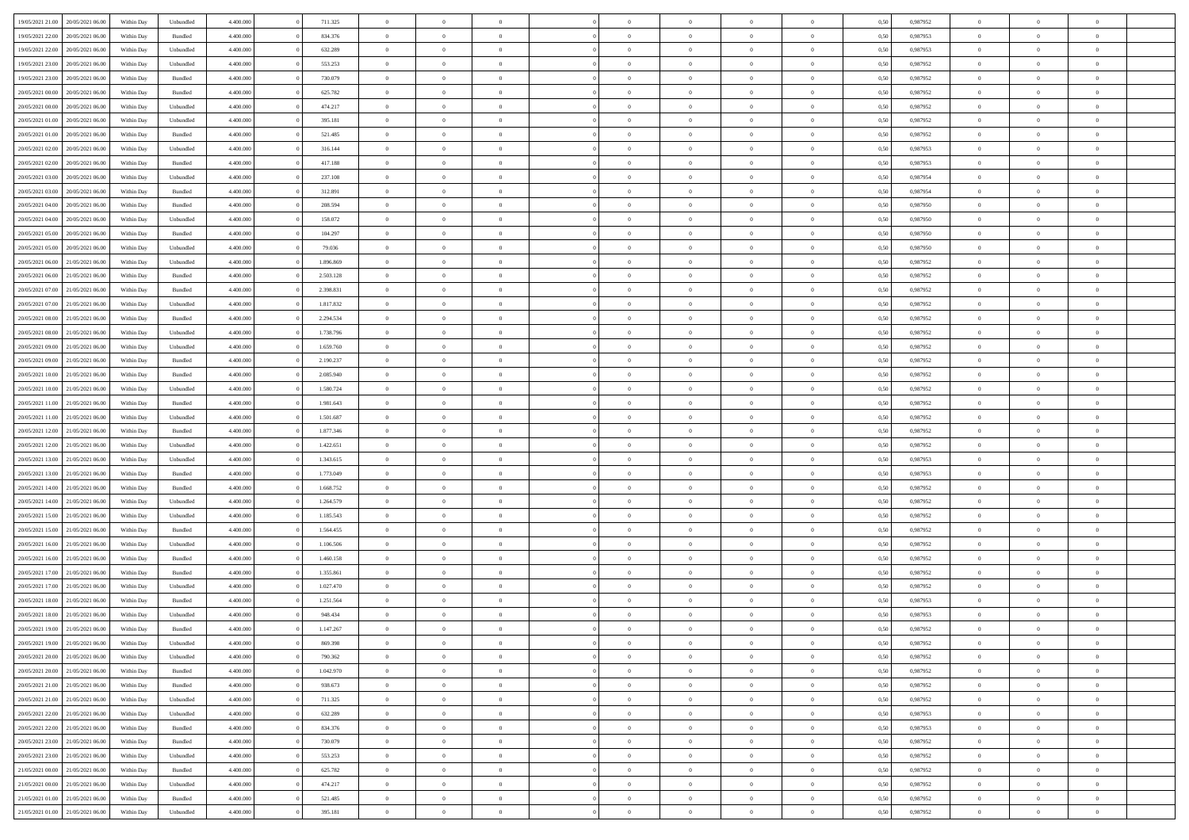| | | | | | | | | | | | | | | | | | | | | | |
|---|---|---|---|---|---|---|---|---|---|---|---|---|---|---|---|---|---|---|---|---|---|
| 19/05/2021 21:00 | 20/05/2021 06:00 | Within Day | Unbundled | 4.400.000 | 0 | 711.325 | 0 | 0 | 0 | | 0 | 0 | 0 | 0 | 0 | 0,50 | 0,987952 | 0 | 0 | 0 | |
| 19/05/2021 22:00 | 20/05/2021 06:00 | Within Day | Bundled | 4.400.000 | 0 | 834.376 | 0 | 0 | 0 | | 0 | 0 | 0 | 0 | 0 | 0,50 | 0,987953 | 0 | 0 | 0 | |
| 19/05/2021 22:00 | 20/05/2021 06:00 | Within Day | Unbundled | 4.400.000 | 0 | 632.289 | 0 | 0 | 0 | | 0 | 0 | 0 | 0 | 0 | 0,50 | 0,987953 | 0 | 0 | 0 | |
| 19/05/2021 23:00 | 20/05/2021 06:00 | Within Day | Unbundled | 4.400.000 | 0 | 553.253 | 0 | 0 | 0 | | 0 | 0 | 0 | 0 | 0 | 0,50 | 0,987952 | 0 | 0 | 0 | |
| 19/05/2021 23:00 | 20/05/2021 06:00 | Within Day | Bundled | 4.400.000 | 0 | 730.079 | 0 | 0 | 0 | | 0 | 0 | 0 | 0 | 0 | 0,50 | 0,987952 | 0 | 0 | 0 | |
| 20/05/2021 00:00 | 20/05/2021 06:00 | Within Day | Bundled | 4.400.000 | 0 | 625.782 | 0 | 0 | 0 | | 0 | 0 | 0 | 0 | 0 | 0,50 | 0,987952 | 0 | 0 | 0 | |
| 20/05/2021 00:00 | 20/05/2021 06:00 | Within Day | Unbundled | 4.400.000 | 0 | 474.217 | 0 | 0 | 0 | | 0 | 0 | 0 | 0 | 0 | 0,50 | 0,987952 | 0 | 0 | 0 | |
| 20/05/2021 01:00 | 20/05/2021 06:00 | Within Day | Unbundled | 4.400.000 | 0 | 395.181 | 0 | 0 | 0 | | 0 | 0 | 0 | 0 | 0 | 0,50 | 0,987952 | 0 | 0 | 0 | |
| 20/05/2021 01:00 | 20/05/2021 06:00 | Within Day | Bundled | 4.400.000 | 0 | 521.485 | 0 | 0 | 0 | | 0 | 0 | 0 | 0 | 0 | 0,50 | 0,987952 | 0 | 0 | 0 | |
| 20/05/2021 02:00 | 20/05/2021 06:00 | Within Day | Unbundled | 4.400.000 | 0 | 316.144 | 0 | 0 | 0 | | 0 | 0 | 0 | 0 | 0 | 0,50 | 0,987953 | 0 | 0 | 0 | |
| 20/05/2021 02:00 | 20/05/2021 06:00 | Within Day | Bundled | 4.400.000 | 0 | 417.188 | 0 | 0 | 0 | | 0 | 0 | 0 | 0 | 0 | 0,50 | 0,987953 | 0 | 0 | 0 | |
| 20/05/2021 03:00 | 20/05/2021 06:00 | Within Day | Unbundled | 4.400.000 | 0 | 237.108 | 0 | 0 | 0 | | 0 | 0 | 0 | 0 | 0 | 0,50 | 0,987954 | 0 | 0 | 0 | |
| 20/05/2021 03:00 | 20/05/2021 06:00 | Within Day | Bundled | 4.400.000 | 0 | 312.891 | 0 | 0 | 0 | | 0 | 0 | 0 | 0 | 0 | 0,50 | 0,987954 | 0 | 0 | 0 | |
| 20/05/2021 04:00 | 20/05/2021 06:00 | Within Day | Bundled | 4.400.000 | 0 | 208.594 | 0 | 0 | 0 | | 0 | 0 | 0 | 0 | 0 | 0,50 | 0,987950 | 0 | 0 | 0 | |
| 20/05/2021 04:00 | 20/05/2021 06:00 | Within Day | Unbundled | 4.400.000 | 0 | 158.072 | 0 | 0 | 0 | | 0 | 0 | 0 | 0 | 0 | 0,50 | 0,987950 | 0 | 0 | 0 | |
| 20/05/2021 05:00 | 20/05/2021 06:00 | Within Day | Bundled | 4.400.000 | 0 | 104.297 | 0 | 0 | 0 | | 0 | 0 | 0 | 0 | 0 | 0,50 | 0,987950 | 0 | 0 | 0 | |
| 20/05/2021 05:00 | 20/05/2021 06:00 | Within Day | Unbundled | 4.400.000 | 0 | 79.036 | 0 | 0 | 0 | | 0 | 0 | 0 | 0 | 0 | 0,50 | 0,987950 | 0 | 0 | 0 | |
| 20/05/2021 06:00 | 21/05/2021 06:00 | Within Day | Unbundled | 4.400.000 | 0 | 1.896.869 | 0 | 0 | 0 | | 0 | 0 | 0 | 0 | 0 | 0,50 | 0,987952 | 0 | 0 | 0 | |
| 20/05/2021 06:00 | 21/05/2021 06:00 | Within Day | Bundled | 4.400.000 | 0 | 2.503.128 | 0 | 0 | 0 | | 0 | 0 | 0 | 0 | 0 | 0,50 | 0,987952 | 0 | 0 | 0 | |
| 20/05/2021 07:00 | 21/05/2021 06:00 | Within Day | Bundled | 4.400.000 | 0 | 2.398.831 | 0 | 0 | 0 | | 0 | 0 | 0 | 0 | 0 | 0,50 | 0,987952 | 0 | 0 | 0 | |
| 20/05/2021 07:00 | 21/05/2021 06:00 | Within Day | Unbundled | 4.400.000 | 0 | 1.817.832 | 0 | 0 | 0 | | 0 | 0 | 0 | 0 | 0 | 0,50 | 0,987952 | 0 | 0 | 0 | |
| 20/05/2021 08:00 | 21/05/2021 06:00 | Within Day | Bundled | 4.400.000 | 0 | 2.294.534 | 0 | 0 | 0 | | 0 | 0 | 0 | 0 | 0 | 0,50 | 0,987952 | 0 | 0 | 0 | |
| 20/05/2021 08:00 | 21/05/2021 06:00 | Within Day | Unbundled | 4.400.000 | 0 | 1.738.796 | 0 | 0 | 0 | | 0 | 0 | 0 | 0 | 0 | 0,50 | 0,987952 | 0 | 0 | 0 | |
| 20/05/2021 09:00 | 21/05/2021 06:00 | Within Day | Unbundled | 4.400.000 | 0 | 1.659.760 | 0 | 0 | 0 | | 0 | 0 | 0 | 0 | 0 | 0,50 | 0,987952 | 0 | 0 | 0 | |
| 20/05/2021 09:00 | 21/05/2021 06:00 | Within Day | Bundled | 4.400.000 | 0 | 2.190.237 | 0 | 0 | 0 | | 0 | 0 | 0 | 0 | 0 | 0,50 | 0,987952 | 0 | 0 | 0 | |
| 20/05/2021 10:00 | 21/05/2021 06:00 | Within Day | Bundled | 4.400.000 | 0 | 2.085.940 | 0 | 0 | 0 | | 0 | 0 | 0 | 0 | 0 | 0,50 | 0,987952 | 0 | 0 | 0 | |
| 20/05/2021 10:00 | 21/05/2021 06:00 | Within Day | Unbundled | 4.400.000 | 0 | 1.580.724 | 0 | 0 | 0 | | 0 | 0 | 0 | 0 | 0 | 0,50 | 0,987952 | 0 | 0 | 0 | |
| 20/05/2021 11:00 | 21/05/2021 06:00 | Within Day | Bundled | 4.400.000 | 0 | 1.981.643 | 0 | 0 | 0 | | 0 | 0 | 0 | 0 | 0 | 0,50 | 0,987952 | 0 | 0 | 0 | |
| 20/05/2021 11:00 | 21/05/2021 06:00 | Within Day | Unbundled | 4.400.000 | 0 | 1.501.687 | 0 | 0 | 0 | | 0 | 0 | 0 | 0 | 0 | 0,50 | 0,987952 | 0 | 0 | 0 | |
| 20/05/2021 12:00 | 21/05/2021 06:00 | Within Day | Bundled | 4.400.000 | 0 | 1.877.346 | 0 | 0 | 0 | | 0 | 0 | 0 | 0 | 0 | 0,50 | 0,987952 | 0 | 0 | 0 | |
| 20/05/2021 12:00 | 21/05/2021 06:00 | Within Day | Unbundled | 4.400.000 | 0 | 1.422.651 | 0 | 0 | 0 | | 0 | 0 | 0 | 0 | 0 | 0,50 | 0,987952 | 0 | 0 | 0 | |
| 20/05/2021 13:00 | 21/05/2021 06:00 | Within Day | Unbundled | 4.400.000 | 0 | 1.343.615 | 0 | 0 | 0 | | 0 | 0 | 0 | 0 | 0 | 0,50 | 0,987953 | 0 | 0 | 0 | |
| 20/05/2021 13:00 | 21/05/2021 06:00 | Within Day | Bundled | 4.400.000 | 0 | 1.773.049 | 0 | 0 | 0 | | 0 | 0 | 0 | 0 | 0 | 0,50 | 0,987953 | 0 | 0 | 0 | |
| 20/05/2021 14:00 | 21/05/2021 06:00 | Within Day | Bundled | 4.400.000 | 0 | 1.668.752 | 0 | 0 | 0 | | 0 | 0 | 0 | 0 | 0 | 0,50 | 0,987952 | 0 | 0 | 0 | |
| 20/05/2021 14:00 | 21/05/2021 06:00 | Within Day | Unbundled | 4.400.000 | 0 | 1.264.579 | 0 | 0 | 0 | | 0 | 0 | 0 | 0 | 0 | 0,50 | 0,987952 | 0 | 0 | 0 | |
| 20/05/2021 15:00 | 21/05/2021 06:00 | Within Day | Unbundled | 4.400.000 | 0 | 1.185.543 | 0 | 0 | 0 | | 0 | 0 | 0 | 0 | 0 | 0,50 | 0,987952 | 0 | 0 | 0 | |
| 20/05/2021 15:00 | 21/05/2021 06:00 | Within Day | Bundled | 4.400.000 | 0 | 1.564.455 | 0 | 0 | 0 | | 0 | 0 | 0 | 0 | 0 | 0,50 | 0,987952 | 0 | 0 | 0 | |
| 20/05/2021 16:00 | 21/05/2021 06:00 | Within Day | Unbundled | 4.400.000 | 0 | 1.106.506 | 0 | 0 | 0 | | 0 | 0 | 0 | 0 | 0 | 0,50 | 0,987952 | 0 | 0 | 0 | |
| 20/05/2021 16:00 | 21/05/2021 06:00 | Within Day | Bundled | 4.400.000 | 0 | 1.460.158 | 0 | 0 | 0 | | 0 | 0 | 0 | 0 | 0 | 0,50 | 0,987952 | 0 | 0 | 0 | |
| 20/05/2021 17:00 | 21/05/2021 06:00 | Within Day | Bundled | 4.400.000 | 0 | 1.355.861 | 0 | 0 | 0 | | 0 | 0 | 0 | 0 | 0 | 0,50 | 0,987952 | 0 | 0 | 0 | |
| 20/05/2021 17:00 | 21/05/2021 06:00 | Within Day | Unbundled | 4.400.000 | 0 | 1.027.470 | 0 | 0 | 0 | | 0 | 0 | 0 | 0 | 0 | 0,50 | 0,987952 | 0 | 0 | 0 | |
| 20/05/2021 18:00 | 21/05/2021 06:00 | Within Day | Bundled | 4.400.000 | 0 | 1.251.564 | 0 | 0 | 0 | | 0 | 0 | 0 | 0 | 0 | 0,50 | 0,987953 | 0 | 0 | 0 | |
| 20/05/2021 18:00 | 21/05/2021 06:00 | Within Day | Unbundled | 4.400.000 | 0 | 948.434 | 0 | 0 | 0 | | 0 | 0 | 0 | 0 | 0 | 0,50 | 0,987953 | 0 | 0 | 0 | |
| 20/05/2021 19:00 | 21/05/2021 06:00 | Within Day | Bundled | 4.400.000 | 0 | 1.147.267 | 0 | 0 | 0 | | 0 | 0 | 0 | 0 | 0 | 0,50 | 0,987952 | 0 | 0 | 0 | |
| 20/05/2021 19:00 | 21/05/2021 06:00 | Within Day | Unbundled | 4.400.000 | 0 | 869.398 | 0 | 0 | 0 | | 0 | 0 | 0 | 0 | 0 | 0,50 | 0,987952 | 0 | 0 | 0 | |
| 20/05/2021 20:00 | 21/05/2021 06:00 | Within Day | Unbundled | 4.400.000 | 0 | 790.362 | 0 | 0 | 0 | | 0 | 0 | 0 | 0 | 0 | 0,50 | 0,987952 | 0 | 0 | 0 | |
| 20/05/2021 20:00 | 21/05/2021 06:00 | Within Day | Bundled | 4.400.000 | 0 | 1.042.970 | 0 | 0 | 0 | | 0 | 0 | 0 | 0 | 0 | 0,50 | 0,987952 | 0 | 0 | 0 | |
| 20/05/2021 21:00 | 21/05/2021 06:00 | Within Day | Bundled | 4.400.000 | 0 | 938.673 | 0 | 0 | 0 | | 0 | 0 | 0 | 0 | 0 | 0,50 | 0,987952 | 0 | 0 | 0 | |
| 20/05/2021 21:00 | 21/05/2021 06:00 | Within Day | Unbundled | 4.400.000 | 0 | 711.325 | 0 | 0 | 0 | | 0 | 0 | 0 | 0 | 0 | 0,50 | 0,987952 | 0 | 0 | 0 | |
| 20/05/2021 22:00 | 21/05/2021 06:00 | Within Day | Unbundled | 4.400.000 | 0 | 632.289 | 0 | 0 | 0 | | 0 | 0 | 0 | 0 | 0 | 0,50 | 0,987953 | 0 | 0 | 0 | |
| 20/05/2021 22:00 | 21/05/2021 06:00 | Within Day | Bundled | 4.400.000 | 0 | 834.376 | 0 | 0 | 0 | | 0 | 0 | 0 | 0 | 0 | 0,50 | 0,987953 | 0 | 0 | 0 | |
| 20/05/2021 23:00 | 21/05/2021 06:00 | Within Day | Bundled | 4.400.000 | 0 | 730.079 | 0 | 0 | 0 | | 0 | 0 | 0 | 0 | 0 | 0,50 | 0,987952 | 0 | 0 | 0 | |
| 20/05/2021 23:00 | 21/05/2021 06:00 | Within Day | Unbundled | 4.400.000 | 0 | 553.253 | 0 | 0 | 0 | | 0 | 0 | 0 | 0 | 0 | 0,50 | 0,987952 | 0 | 0 | 0 | |
| 21/05/2021 00:00 | 21/05/2021 06:00 | Within Day | Bundled | 4.400.000 | 0 | 625.782 | 0 | 0 | 0 | | 0 | 0 | 0 | 0 | 0 | 0,50 | 0,987952 | 0 | 0 | 0 | |
| 21/05/2021 00:00 | 21/05/2021 06:00 | Within Day | Unbundled | 4.400.000 | 0 | 474.217 | 0 | 0 | 0 | | 0 | 0 | 0 | 0 | 0 | 0,50 | 0,987952 | 0 | 0 | 0 | |
| 21/05/2021 01:00 | 21/05/2021 06:00 | Within Day | Bundled | 4.400.000 | 0 | 521.485 | 0 | 0 | 0 | | 0 | 0 | 0 | 0 | 0 | 0,50 | 0,987952 | 0 | 0 | 0 | |
| 21/05/2021 01:00 | 21/05/2021 06:00 | Within Day | Unbundled | 4.400.000 | 0 | 395.181 | 0 | 0 | 0 | | 0 | 0 | 0 | 0 | 0 | 0,50 | 0,987952 | 0 | 0 | 0 | |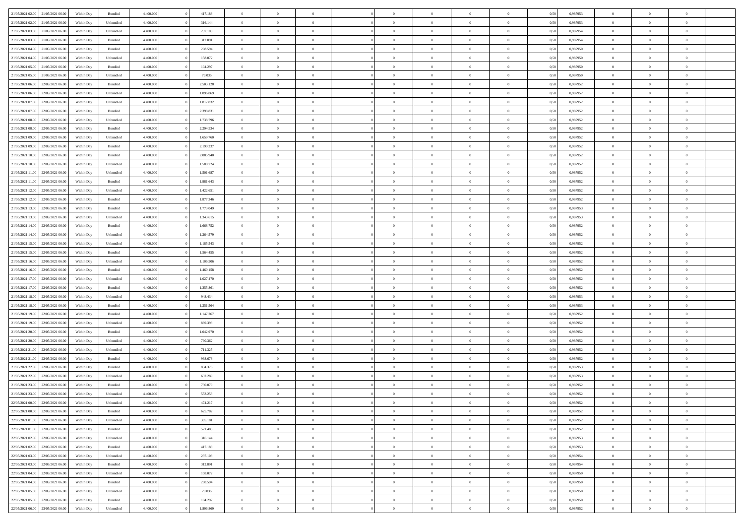| | | | | | | | | | | | | | | | | | | | | | |
|---|---|---|---|---|---|---|---|---|---|---|---|---|---|---|---|---|---|---|---|---|---|
| 21/05/2021 02:00 | 21/05/2021 06:00 | Within Day | Bundled | 4.400.000 | 0 | 417.188 | 0 | 0 | 0 | | 0 | 0 | 0 | 0 | 0 | 0,50 | 0,987953 | 0 | 0 | 0 | |
| 21/05/2021 02:00 | 21/05/2021 06:00 | Within Day | Unbundled | 4.400.000 | 0 | 316.144 | 0 | 0 | 0 | | 0 | 0 | 0 | 0 | 0 | 0,50 | 0,987953 | 0 | 0 | 0 | |
| 21/05/2021 03:00 | 21/05/2021 06:00 | Within Day | Unbundled | 4.400.000 | 0 | 237.108 | 0 | 0 | 0 | | 0 | 0 | 0 | 0 | 0 | 0,50 | 0,987954 | 0 | 0 | 0 | |
| 21/05/2021 03:00 | 21/05/2021 06:00 | Within Day | Bundled | 4.400.000 | 0 | 312.891 | 0 | 0 | 0 | | 0 | 0 | 0 | 0 | 0 | 0,50 | 0,987954 | 0 | 0 | 0 | |
| 21/05/2021 04:00 | 21/05/2021 06:00 | Within Day | Bundled | 4.400.000 | 0 | 208.594 | 0 | 0 | 0 | | 0 | 0 | 0 | 0 | 0 | 0,50 | 0,987950 | 0 | 0 | 0 | |
| 21/05/2021 04:00 | 21/05/2021 06:00 | Within Day | Unbundled | 4.400.000 | 0 | 158.072 | 0 | 0 | 0 | | 0 | 0 | 0 | 0 | 0 | 0,50 | 0,987950 | 0 | 0 | 0 | |
| 21/05/2021 05:00 | 21/05/2021 06:00 | Within Day | Bundled | 4.400.000 | 0 | 104.297 | 0 | 0 | 0 | | 0 | 0 | 0 | 0 | 0 | 0,50 | 0,987950 | 0 | 0 | 0 | |
| 21/05/2021 05:00 | 21/05/2021 06:00 | Within Day | Unbundled | 4.400.000 | 0 | 79.036 | 0 | 0 | 0 | | 0 | 0 | 0 | 0 | 0 | 0,50 | 0,987950 | 0 | 0 | 0 | |
| 21/05/2021 06:00 | 22/05/2021 06:00 | Within Day | Bundled | 4.400.000 | 0 | 2.503.128 | 0 | 0 | 0 | | 0 | 0 | 0 | 0 | 0 | 0,50 | 0,987952 | 0 | 0 | 0 | |
| 21/05/2021 06:00 | 22/05/2021 06:00 | Within Day | Unbundled | 4.400.000 | 0 | 1.896.869 | 0 | 0 | 0 | | 0 | 0 | 0 | 0 | 0 | 0,50 | 0,987952 | 0 | 0 | 0 | |
| 21/05/2021 07:00 | 22/05/2021 06:00 | Within Day | Unbundled | 4.400.000 | 0 | 1.817.832 | 0 | 0 | 0 | | 0 | 0 | 0 | 0 | 0 | 0,50 | 0,987952 | 0 | 0 | 0 | |
| 21/05/2021 07:00 | 22/05/2021 06:00 | Within Day | Bundled | 4.400.000 | 0 | 2.398.831 | 0 | 0 | 0 | | 0 | 0 | 0 | 0 | 0 | 0,50 | 0,987952 | 0 | 0 | 0 | |
| 21/05/2021 08:00 | 22/05/2021 06:00 | Within Day | Unbundled | 4.400.000 | 0 | 1.738.796 | 0 | 0 | 0 | | 0 | 0 | 0 | 0 | 0 | 0,50 | 0,987952 | 0 | 0 | 0 | |
| 21/05/2021 08:00 | 22/05/2021 06:00 | Within Day | Bundled | 4.400.000 | 0 | 2.294.534 | 0 | 0 | 0 | | 0 | 0 | 0 | 0 | 0 | 0,50 | 0,987952 | 0 | 0 | 0 | |
| 21/05/2021 09:00 | 22/05/2021 06:00 | Within Day | Unbundled | 4.400.000 | 0 | 1.659.760 | 0 | 0 | 0 | | 0 | 0 | 0 | 0 | 0 | 0,50 | 0,987952 | 0 | 0 | 0 | |
| 21/05/2021 09:00 | 22/05/2021 06:00 | Within Day | Bundled | 4.400.000 | 0 | 2.190.237 | 0 | 0 | 0 | | 0 | 0 | 0 | 0 | 0 | 0,50 | 0,987952 | 0 | 0 | 0 | |
| 21/05/2021 10:00 | 22/05/2021 06:00 | Within Day | Bundled | 4.400.000 | 0 | 2.085.940 | 0 | 0 | 0 | | 0 | 0 | 0 | 0 | 0 | 0,50 | 0,987952 | 0 | 0 | 0 | |
| 21/05/2021 10:00 | 22/05/2021 06:00 | Within Day | Unbundled | 4.400.000 | 0 | 1.580.724 | 0 | 0 | 0 | | 0 | 0 | 0 | 0 | 0 | 0,50 | 0,987952 | 0 | 0 | 0 | |
| 21/05/2021 11:00 | 22/05/2021 06:00 | Within Day | Unbundled | 4.400.000 | 0 | 1.501.687 | 0 | 0 | 0 | | 0 | 0 | 0 | 0 | 0 | 0,50 | 0,987952 | 0 | 0 | 0 | |
| 21/05/2021 11:00 | 22/05/2021 06:00 | Within Day | Bundled | 4.400.000 | 0 | 1.981.643 | 0 | 0 | 0 | | 0 | 0 | 0 | 0 | 0 | 0,50 | 0,987952 | 0 | 0 | 0 | |
| 21/05/2021 12:00 | 22/05/2021 06:00 | Within Day | Unbundled | 4.400.000 | 0 | 1.422.651 | 0 | 0 | 0 | | 0 | 0 | 0 | 0 | 0 | 0,50 | 0,987952 | 0 | 0 | 0 | |
| 21/05/2021 12:00 | 22/05/2021 06:00 | Within Day | Bundled | 4.400.000 | 0 | 1.877.346 | 0 | 0 | 0 | | 0 | 0 | 0 | 0 | 0 | 0,50 | 0,987952 | 0 | 0 | 0 | |
| 21/05/2021 13:00 | 22/05/2021 06:00 | Within Day | Bundled | 4.400.000 | 0 | 1.773.049 | 0 | 0 | 0 | | 0 | 0 | 0 | 0 | 0 | 0,50 | 0,987953 | 0 | 0 | 0 | |
| 21/05/2021 13:00 | 22/05/2021 06:00 | Within Day | Unbundled | 4.400.000 | 0 | 1.343.615 | 0 | 0 | 0 | | 0 | 0 | 0 | 0 | 0 | 0,50 | 0,987953 | 0 | 0 | 0 | |
| 21/05/2021 14:00 | 22/05/2021 06:00 | Within Day | Bundled | 4.400.000 | 0 | 1.668.752 | 0 | 0 | 0 | | 0 | 0 | 0 | 0 | 0 | 0,50 | 0,987952 | 0 | 0 | 0 | |
| 21/05/2021 14:00 | 22/05/2021 06:00 | Within Day | Unbundled | 4.400.000 | 0 | 1.264.579 | 0 | 0 | 0 | | 0 | 0 | 0 | 0 | 0 | 0,50 | 0,987952 | 0 | 0 | 0 | |
| 21/05/2021 15:00 | 22/05/2021 06:00 | Within Day | Unbundled | 4.400.000 | 0 | 1.185.543 | 0 | 0 | 0 | | 0 | 0 | 0 | 0 | 0 | 0,50 | 0,987952 | 0 | 0 | 0 | |
| 21/05/2021 15:00 | 22/05/2021 06:00 | Within Day | Bundled | 4.400.000 | 0 | 1.564.455 | 0 | 0 | 0 | | 0 | 0 | 0 | 0 | 0 | 0,50 | 0,987952 | 0 | 0 | 0 | |
| 21/05/2021 16:00 | 22/05/2021 06:00 | Within Day | Unbundled | 4.400.000 | 0 | 1.106.506 | 0 | 0 | 0 | | 0 | 0 | 0 | 0 | 0 | 0,50 | 0,987952 | 0 | 0 | 0 | |
| 21/05/2021 16:00 | 22/05/2021 06:00 | Within Day | Bundled | 4.400.000 | 0 | 1.460.158 | 0 | 0 | 0 | | 0 | 0 | 0 | 0 | 0 | 0,50 | 0,987952 | 0 | 0 | 0 | |
| 21/05/2021 17:00 | 22/05/2021 06:00 | Within Day | Unbundled | 4.400.000 | 0 | 1.027.470 | 0 | 0 | 0 | | 0 | 0 | 0 | 0 | 0 | 0,50 | 0,987952 | 0 | 0 | 0 | |
| 21/05/2021 17:00 | 22/05/2021 06:00 | Within Day | Bundled | 4.400.000 | 0 | 1.355.861 | 0 | 0 | 0 | | 0 | 0 | 0 | 0 | 0 | 0,50 | 0,987952 | 0 | 0 | 0 | |
| 21/05/2021 18:00 | 22/05/2021 06:00 | Within Day | Unbundled | 4.400.000 | 0 | 948.434 | 0 | 0 | 0 | | 0 | 0 | 0 | 0 | 0 | 0,50 | 0,987953 | 0 | 0 | 0 | |
| 21/05/2021 18:00 | 22/05/2021 06:00 | Within Day | Bundled | 4.400.000 | 0 | 1.251.564 | 0 | 0 | 0 | | 0 | 0 | 0 | 0 | 0 | 0,50 | 0,987953 | 0 | 0 | 0 | |
| 21/05/2021 19:00 | 22/05/2021 06:00 | Within Day | Bundled | 4.400.000 | 0 | 1.147.267 | 0 | 0 | 0 | | 0 | 0 | 0 | 0 | 0 | 0,50 | 0,987952 | 0 | 0 | 0 | |
| 21/05/2021 19:00 | 22/05/2021 06:00 | Within Day | Unbundled | 4.400.000 | 0 | 869.398 | 0 | 0 | 0 | | 0 | 0 | 0 | 0 | 0 | 0,50 | 0,987952 | 0 | 0 | 0 | |
| 21/05/2021 20:00 | 22/05/2021 06:00 | Within Day | Bundled | 4.400.000 | 0 | 1.042.970 | 0 | 0 | 0 | | 0 | 0 | 0 | 0 | 0 | 0,50 | 0,987952 | 0 | 0 | 0 | |
| 21/05/2021 20:00 | 22/05/2021 06:00 | Within Day | Unbundled | 4.400.000 | 0 | 790.362 | 0 | 0 | 0 | | 0 | 0 | 0 | 0 | 0 | 0,50 | 0,987952 | 0 | 0 | 0 | |
| 21/05/2021 21:00 | 22/05/2021 06:00 | Within Day | Unbundled | 4.400.000 | 0 | 711.325 | 0 | 0 | 0 | | 0 | 0 | 0 | 0 | 0 | 0,50 | 0,987952 | 0 | 0 | 0 | |
| 21/05/2021 21:00 | 22/05/2021 06:00 | Within Day | Bundled | 4.400.000 | 0 | 938.673 | 0 | 0 | 0 | | 0 | 0 | 0 | 0 | 0 | 0,50 | 0,987952 | 0 | 0 | 0 | |
| 21/05/2021 22:00 | 22/05/2021 06:00 | Within Day | Bundled | 4.400.000 | 0 | 834.376 | 0 | 0 | 0 | | 0 | 0 | 0 | 0 | 0 | 0,50 | 0,987953 | 0 | 0 | 0 | |
| 21/05/2021 22:00 | 22/05/2021 06:00 | Within Day | Unbundled | 4.400.000 | 0 | 632.289 | 0 | 0 | 0 | | 0 | 0 | 0 | 0 | 0 | 0,50 | 0,987953 | 0 | 0 | 0 | |
| 21/05/2021 23:00 | 22/05/2021 06:00 | Within Day | Bundled | 4.400.000 | 0 | 730.079 | 0 | 0 | 0 | | 0 | 0 | 0 | 0 | 0 | 0,50 | 0,987952 | 0 | 0 | 0 | |
| 21/05/2021 23:00 | 22/05/2021 06:00 | Within Day | Unbundled | 4.400.000 | 0 | 553.253 | 0 | 0 | 0 | | 0 | 0 | 0 | 0 | 0 | 0,50 | 0,987952 | 0 | 0 | 0 | |
| 22/05/2021 00:00 | 22/05/2021 06:00 | Within Day | Unbundled | 4.400.000 | 0 | 474.217 | 0 | 0 | 0 | | 0 | 0 | 0 | 0 | 0 | 0,50 | 0,987952 | 0 | 0 | 0 | |
| 22/05/2021 00:00 | 22/05/2021 06:00 | Within Day | Bundled | 4.400.000 | 0 | 625.782 | 0 | 0 | 0 | | 0 | 0 | 0 | 0 | 0 | 0,50 | 0,987952 | 0 | 0 | 0 | |
| 22/05/2021 01:00 | 22/05/2021 06:00 | Within Day | Unbundled | 4.400.000 | 0 | 395.181 | 0 | 0 | 0 | | 0 | 0 | 0 | 0 | 0 | 0,50 | 0,987952 | 0 | 0 | 0 | |
| 22/05/2021 01:00 | 22/05/2021 06:00 | Within Day | Bundled | 4.400.000 | 0 | 521.485 | 0 | 0 | 0 | | 0 | 0 | 0 | 0 | 0 | 0,50 | 0,987952 | 0 | 0 | 0 | |
| 22/05/2021 02:00 | 22/05/2021 06:00 | Within Day | Unbundled | 4.400.000 | 0 | 316.144 | 0 | 0 | 0 | | 0 | 0 | 0 | 0 | 0 | 0,50 | 0,987953 | 0 | 0 | 0 | |
| 22/05/2021 02:00 | 22/05/2021 06:00 | Within Day | Bundled | 4.400.000 | 0 | 417.188 | 0 | 0 | 0 | | 0 | 0 | 0 | 0 | 0 | 0,50 | 0,987953 | 0 | 0 | 0 | |
| 22/05/2021 03:00 | 22/05/2021 06:00 | Within Day | Unbundled | 4.400.000 | 0 | 237.108 | 0 | 0 | 0 | | 0 | 0 | 0 | 0 | 0 | 0,50 | 0,987954 | 0 | 0 | 0 | |
| 22/05/2021 03:00 | 22/05/2021 06:00 | Within Day | Bundled | 4.400.000 | 0 | 312.891 | 0 | 0 | 0 | | 0 | 0 | 0 | 0 | 0 | 0,50 | 0,987954 | 0 | 0 | 0 | |
| 22/05/2021 04:00 | 22/05/2021 06:00 | Within Day | Unbundled | 4.400.000 | 0 | 158.072 | 0 | 0 | 0 | | 0 | 0 | 0 | 0 | 0 | 0,50 | 0,987950 | 0 | 0 | 0 | |
| 22/05/2021 04:00 | 22/05/2021 06:00 | Within Day | Bundled | 4.400.000 | 0 | 208.594 | 0 | 0 | 0 | | 0 | 0 | 0 | 0 | 0 | 0,50 | 0,987950 | 0 | 0 | 0 | |
| 22/05/2021 05:00 | 22/05/2021 06:00 | Within Day | Unbundled | 4.400.000 | 0 | 79.036 | 0 | 0 | 0 | | 0 | 0 | 0 | 0 | 0 | 0,50 | 0,987950 | 0 | 0 | 0 | |
| 22/05/2021 05:00 | 22/05/2021 06:00 | Within Day | Bundled | 4.400.000 | 0 | 104.297 | 0 | 0 | 0 | | 0 | 0 | 0 | 0 | 0 | 0,50 | 0,987950 | 0 | 0 | 0 | |
| 22/05/2021 06:00 | 23/05/2021 06:00 | Within Day | Unbundled | 4.400.000 | 0 | 1.896.869 | 0 | 0 | 0 | | 0 | 0 | 0 | 0 | 0 | 0,50 | 0,987952 | 0 | 0 | 0 | |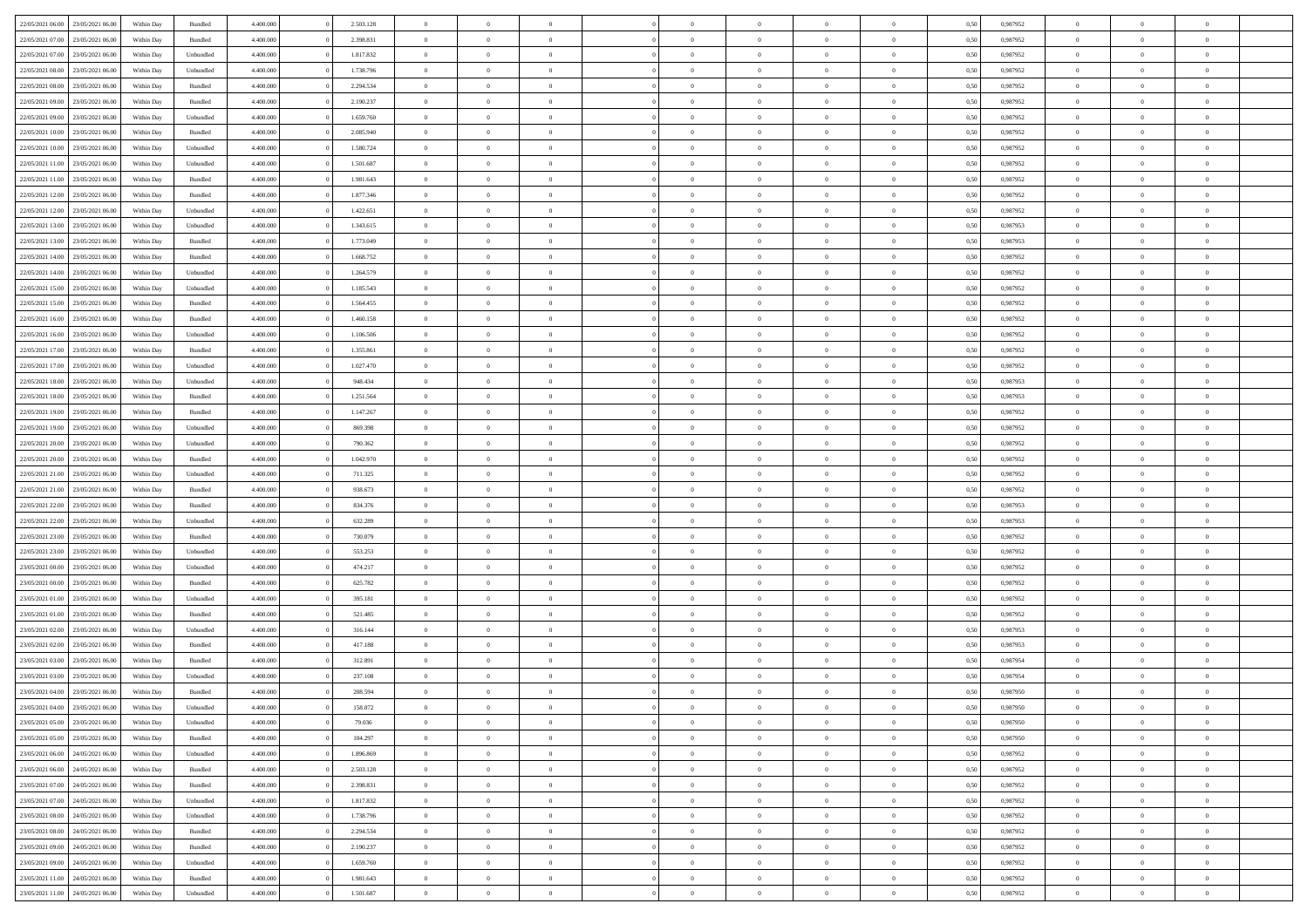| | | | | | | | | | | | | | | | | | | | | | |
|---|---|---|---|---|---|---|---|---|---|---|---|---|---|---|---|---|---|---|---|---|---|
| 22/05/2021 06:00 | 23/05/2021 06:00 | Within Day | Bundled | 4.400.000 | 0 | 2.503.128 | 0 | 0 | 0 | | 0 | 0 | 0 | 0 | 0 | 0,50 | 0,987952 | 0 | 0 | 0 | |
| 22/05/2021 07:00 | 23/05/2021 06:00 | Within Day | Bundled | 4.400.000 | 0 | 2.398.831 | 0 | 0 | 0 | | 0 | 0 | 0 | 0 | 0 | 0,50 | 0,987952 | 0 | 0 | 0 | |
| 22/05/2021 07:00 | 23/05/2021 06:00 | Within Day | Unbundled | 4.400.000 | 0 | 1.817.832 | 0 | 0 | 0 | | 0 | 0 | 0 | 0 | 0 | 0,50 | 0,987952 | 0 | 0 | 0 | |
| 22/05/2021 08:00 | 23/05/2021 06:00 | Within Day | Unbundled | 4.400.000 | 0 | 1.738.796 | 0 | 0 | 0 | | 0 | 0 | 0 | 0 | 0 | 0,50 | 0,987952 | 0 | 0 | 0 | |
| 22/05/2021 08:00 | 23/05/2021 06:00 | Within Day | Bundled | 4.400.000 | 0 | 2.294.534 | 0 | 0 | 0 | | 0 | 0 | 0 | 0 | 0 | 0,50 | 0,987952 | 0 | 0 | 0 | |
| 22/05/2021 09:00 | 23/05/2021 06:00 | Within Day | Bundled | 4.400.000 | 0 | 2.190.237 | 0 | 0 | 0 | | 0 | 0 | 0 | 0 | 0 | 0,50 | 0,987952 | 0 | 0 | 0 | |
| 22/05/2021 09:00 | 23/05/2021 06:00 | Within Day | Unbundled | 4.400.000 | 0 | 1.659.760 | 0 | 0 | 0 | | 0 | 0 | 0 | 0 | 0 | 0,50 | 0,987952 | 0 | 0 | 0 | |
| 22/05/2021 10:00 | 23/05/2021 06:00 | Within Day | Bundled | 4.400.000 | 0 | 2.085.940 | 0 | 0 | 0 | | 0 | 0 | 0 | 0 | 0 | 0,50 | 0,987952 | 0 | 0 | 0 | |
| 22/05/2021 10:00 | 23/05/2021 06:00 | Within Day | Unbundled | 4.400.000 | 0 | 1.580.724 | 0 | 0 | 0 | | 0 | 0 | 0 | 0 | 0 | 0,50 | 0,987952 | 0 | 0 | 0 | |
| 22/05/2021 11:00 | 23/05/2021 06:00 | Within Day | Unbundled | 4.400.000 | 0 | 1.501.687 | 0 | 0 | 0 | | 0 | 0 | 0 | 0 | 0 | 0,50 | 0,987952 | 0 | 0 | 0 | |
| 22/05/2021 11:00 | 23/05/2021 06:00 | Within Day | Bundled | 4.400.000 | 0 | 1.981.643 | 0 | 0 | 0 | | 0 | 0 | 0 | 0 | 0 | 0,50 | 0,987952 | 0 | 0 | 0 | |
| 22/05/2021 12:00 | 23/05/2021 06:00 | Within Day | Bundled | 4.400.000 | 0 | 1.877.346 | 0 | 0 | 0 | | 0 | 0 | 0 | 0 | 0 | 0,50 | 0,987952 | 0 | 0 | 0 | |
| 22/05/2021 12:00 | 23/05/2021 06:00 | Within Day | Unbundled | 4.400.000 | 0 | 1.422.651 | 0 | 0 | 0 | | 0 | 0 | 0 | 0 | 0 | 0,50 | 0,987952 | 0 | 0 | 0 | |
| 22/05/2021 13:00 | 23/05/2021 06:00 | Within Day | Unbundled | 4.400.000 | 0 | 1.343.615 | 0 | 0 | 0 | | 0 | 0 | 0 | 0 | 0 | 0,50 | 0,987953 | 0 | 0 | 0 | |
| 22/05/2021 13:00 | 23/05/2021 06:00 | Within Day | Bundled | 4.400.000 | 0 | 1.773.049 | 0 | 0 | 0 | | 0 | 0 | 0 | 0 | 0 | 0,50 | 0,987953 | 0 | 0 | 0 | |
| 22/05/2021 14:00 | 23/05/2021 06:00 | Within Day | Bundled | 4.400.000 | 0 | 1.668.752 | 0 | 0 | 0 | | 0 | 0 | 0 | 0 | 0 | 0,50 | 0,987952 | 0 | 0 | 0 | |
| 22/05/2021 14:00 | 23/05/2021 06:00 | Within Day | Unbundled | 4.400.000 | 0 | 1.264.579 | 0 | 0 | 0 | | 0 | 0 | 0 | 0 | 0 | 0,50 | 0,987952 | 0 | 0 | 0 | |
| 22/05/2021 15:00 | 23/05/2021 06:00 | Within Day | Unbundled | 4.400.000 | 0 | 1.185.543 | 0 | 0 | 0 | | 0 | 0 | 0 | 0 | 0 | 0,50 | 0,987952 | 0 | 0 | 0 | |
| 22/05/2021 15:00 | 23/05/2021 06:00 | Within Day | Bundled | 4.400.000 | 0 | 1.564.455 | 0 | 0 | 0 | | 0 | 0 | 0 | 0 | 0 | 0,50 | 0,987952 | 0 | 0 | 0 | |
| 22/05/2021 16:00 | 23/05/2021 06:00 | Within Day | Bundled | 4.400.000 | 0 | 1.460.158 | 0 | 0 | 0 | | 0 | 0 | 0 | 0 | 0 | 0,50 | 0,987952 | 0 | 0 | 0 | |
| 22/05/2021 16:00 | 23/05/2021 06:00 | Within Day | Unbundled | 4.400.000 | 0 | 1.106.506 | 0 | 0 | 0 | | 0 | 0 | 0 | 0 | 0 | 0,50 | 0,987952 | 0 | 0 | 0 | |
| 22/05/2021 17:00 | 23/05/2021 06:00 | Within Day | Bundled | 4.400.000 | 0 | 1.355.861 | 0 | 0 | 0 | | 0 | 0 | 0 | 0 | 0 | 0,50 | 0,987952 | 0 | 0 | 0 | |
| 22/05/2021 17:00 | 23/05/2021 06:00 | Within Day | Unbundled | 4.400.000 | 0 | 1.027.470 | 0 | 0 | 0 | | 0 | 0 | 0 | 0 | 0 | 0,50 | 0,987952 | 0 | 0 | 0 | |
| 22/05/2021 18:00 | 23/05/2021 06:00 | Within Day | Unbundled | 4.400.000 | 0 | 948.434 | 0 | 0 | 0 | | 0 | 0 | 0 | 0 | 0 | 0,50 | 0,987953 | 0 | 0 | 0 | |
| 22/05/2021 18:00 | 23/05/2021 06:00 | Within Day | Bundled | 4.400.000 | 0 | 1.251.564 | 0 | 0 | 0 | | 0 | 0 | 0 | 0 | 0 | 0,50 | 0,987953 | 0 | 0 | 0 | |
| 22/05/2021 19:00 | 23/05/2021 06:00 | Within Day | Bundled | 4.400.000 | 0 | 1.147.267 | 0 | 0 | 0 | | 0 | 0 | 0 | 0 | 0 | 0,50 | 0,987952 | 0 | 0 | 0 | |
| 22/05/2021 19:00 | 23/05/2021 06:00 | Within Day | Unbundled | 4.400.000 | 0 | 869.398 | 0 | 0 | 0 | | 0 | 0 | 0 | 0 | 0 | 0,50 | 0,987952 | 0 | 0 | 0 | |
| 22/05/2021 20:00 | 23/05/2021 06:00 | Within Day | Unbundled | 4.400.000 | 0 | 790.362 | 0 | 0 | 0 | | 0 | 0 | 0 | 0 | 0 | 0,50 | 0,987952 | 0 | 0 | 0 | |
| 22/05/2021 20:00 | 23/05/2021 06:00 | Within Day | Bundled | 4.400.000 | 0 | 1.042.970 | 0 | 0 | 0 | | 0 | 0 | 0 | 0 | 0 | 0,50 | 0,987952 | 0 | 0 | 0 | |
| 22/05/2021 21:00 | 23/05/2021 06:00 | Within Day | Unbundled | 4.400.000 | 0 | 711.325 | 0 | 0 | 0 | | 0 | 0 | 0 | 0 | 0 | 0,50 | 0,987952 | 0 | 0 | 0 | |
| 22/05/2021 21:00 | 23/05/2021 06:00 | Within Day | Bundled | 4.400.000 | 0 | 938.673 | 0 | 0 | 0 | | 0 | 0 | 0 | 0 | 0 | 0,50 | 0,987952 | 0 | 0 | 0 | |
| 22/05/2021 22:00 | 23/05/2021 06:00 | Within Day | Bundled | 4.400.000 | 0 | 834.376 | 0 | 0 | 0 | | 0 | 0 | 0 | 0 | 0 | 0,50 | 0,987953 | 0 | 0 | 0 | |
| 22/05/2021 22:00 | 23/05/2021 06:00 | Within Day | Unbundled | 4.400.000 | 0 | 632.289 | 0 | 0 | 0 | | 0 | 0 | 0 | 0 | 0 | 0,50 | 0,987953 | 0 | 0 | 0 | |
| 22/05/2021 23:00 | 23/05/2021 06:00 | Within Day | Bundled | 4.400.000 | 0 | 730.079 | 0 | 0 | 0 | | 0 | 0 | 0 | 0 | 0 | 0,50 | 0,987952 | 0 | 0 | 0 | |
| 22/05/2021 23:00 | 23/05/2021 06:00 | Within Day | Unbundled | 4.400.000 | 0 | 553.253 | 0 | 0 | 0 | | 0 | 0 | 0 | 0 | 0 | 0,50 | 0,987952 | 0 | 0 | 0 | |
| 23/05/2021 00:00 | 23/05/2021 06:00 | Within Day | Unbundled | 4.400.000 | 0 | 474.217 | 0 | 0 | 0 | | 0 | 0 | 0 | 0 | 0 | 0,50 | 0,987952 | 0 | 0 | 0 | |
| 23/05/2021 00:00 | 23/05/2021 06:00 | Within Day | Bundled | 4.400.000 | 0 | 625.782 | 0 | 0 | 0 | | 0 | 0 | 0 | 0 | 0 | 0,50 | 0,987952 | 0 | 0 | 0 | |
| 23/05/2021 01:00 | 23/05/2021 06:00 | Within Day | Unbundled | 4.400.000 | 0 | 395.181 | 0 | 0 | 0 | | 0 | 0 | 0 | 0 | 0 | 0,50 | 0,987952 | 0 | 0 | 0 | |
| 23/05/2021 01:00 | 23/05/2021 06:00 | Within Day | Bundled | 4.400.000 | 0 | 521.485 | 0 | 0 | 0 | | 0 | 0 | 0 | 0 | 0 | 0,50 | 0,987952 | 0 | 0 | 0 | |
| 23/05/2021 02:00 | 23/05/2021 06:00 | Within Day | Unbundled | 4.400.000 | 0 | 316.144 | 0 | 0 | 0 | | 0 | 0 | 0 | 0 | 0 | 0,50 | 0,987953 | 0 | 0 | 0 | |
| 23/05/2021 02:00 | 23/05/2021 06:00 | Within Day | Bundled | 4.400.000 | 0 | 417.188 | 0 | 0 | 0 | | 0 | 0 | 0 | 0 | 0 | 0,50 | 0,987953 | 0 | 0 | 0 | |
| 23/05/2021 03:00 | 23/05/2021 06:00 | Within Day | Bundled | 4.400.000 | 0 | 312.891 | 0 | 0 | 0 | | 0 | 0 | 0 | 0 | 0 | 0,50 | 0,987954 | 0 | 0 | 0 | |
| 23/05/2021 03:00 | 23/05/2021 06:00 | Within Day | Unbundled | 4.400.000 | 0 | 237.108 | 0 | 0 | 0 | | 0 | 0 | 0 | 0 | 0 | 0,50 | 0,987954 | 0 | 0 | 0 | |
| 23/05/2021 04:00 | 23/05/2021 06:00 | Within Day | Bundled | 4.400.000 | 0 | 208.594 | 0 | 0 | 0 | | 0 | 0 | 0 | 0 | 0 | 0,50 | 0,987950 | 0 | 0 | 0 | |
| 23/05/2021 04:00 | 23/05/2021 06:00 | Within Day | Unbundled | 4.400.000 | 0 | 158.072 | 0 | 0 | 0 | | 0 | 0 | 0 | 0 | 0 | 0,50 | 0,987950 | 0 | 0 | 0 | |
| 23/05/2021 05:00 | 23/05/2021 06:00 | Within Day | Unbundled | 4.400.000 | 0 | 79.036 | 0 | 0 | 0 | | 0 | 0 | 0 | 0 | 0 | 0,50 | 0,987950 | 0 | 0 | 0 | |
| 23/05/2021 05:00 | 23/05/2021 06:00 | Within Day | Bundled | 4.400.000 | 0 | 104.297 | 0 | 0 | 0 | | 0 | 0 | 0 | 0 | 0 | 0,50 | 0,987950 | 0 | 0 | 0 | |
| 23/05/2021 06:00 | 24/05/2021 06:00 | Within Day | Unbundled | 4.400.000 | 0 | 1.896.869 | 0 | 0 | 0 | | 0 | 0 | 0 | 0 | 0 | 0,50 | 0,987952 | 0 | 0 | 0 | |
| 23/05/2021 06:00 | 24/05/2021 06:00 | Within Day | Bundled | 4.400.000 | 0 | 2.503.128 | 0 | 0 | 0 | | 0 | 0 | 0 | 0 | 0 | 0,50 | 0,987952 | 0 | 0 | 0 | |
| 23/05/2021 07:00 | 24/05/2021 06:00 | Within Day | Bundled | 4.400.000 | 0 | 2.398.831 | 0 | 0 | 0 | | 0 | 0 | 0 | 0 | 0 | 0,50 | 0,987952 | 0 | 0 | 0 | |
| 23/05/2021 07:00 | 24/05/2021 06:00 | Within Day | Unbundled | 4.400.000 | 0 | 1.817.832 | 0 | 0 | 0 | | 0 | 0 | 0 | 0 | 0 | 0,50 | 0,987952 | 0 | 0 | 0 | |
| 23/05/2021 08:00 | 24/05/2021 06:00 | Within Day | Unbundled | 4.400.000 | 0 | 1.738.796 | 0 | 0 | 0 | | 0 | 0 | 0 | 0 | 0 | 0,50 | 0,987952 | 0 | 0 | 0 | |
| 23/05/2021 08:00 | 24/05/2021 06:00 | Within Day | Bundled | 4.400.000 | 0 | 2.294.534 | 0 | 0 | 0 | | 0 | 0 | 0 | 0 | 0 | 0,50 | 0,987952 | 0 | 0 | 0 | |
| 23/05/2021 09:00 | 24/05/2021 06:00 | Within Day | Bundled | 4.400.000 | 0 | 2.190.237 | 0 | 0 | 0 | | 0 | 0 | 0 | 0 | 0 | 0,50 | 0,987952 | 0 | 0 | 0 | |
| 23/05/2021 09:00 | 24/05/2021 06:00 | Within Day | Unbundled | 4.400.000 | 0 | 1.659.760 | 0 | 0 | 0 | | 0 | 0 | 0 | 0 | 0 | 0,50 | 0,987952 | 0 | 0 | 0 | |
| 23/05/2021 11:00 | 24/05/2021 06:00 | Within Day | Bundled | 4.400.000 | 0 | 1.981.643 | 0 | 0 | 0 | | 0 | 0 | 0 | 0 | 0 | 0,50 | 0,987952 | 0 | 0 | 0 | |
| 23/05/2021 11:00 | 24/05/2021 06:00 | Within Day | Unbundled | 4.400.000 | 0 | 1.501.687 | 0 | 0 | 0 | | 0 | 0 | 0 | 0 | 0 | 0,50 | 0,987952 | 0 | 0 | 0 | |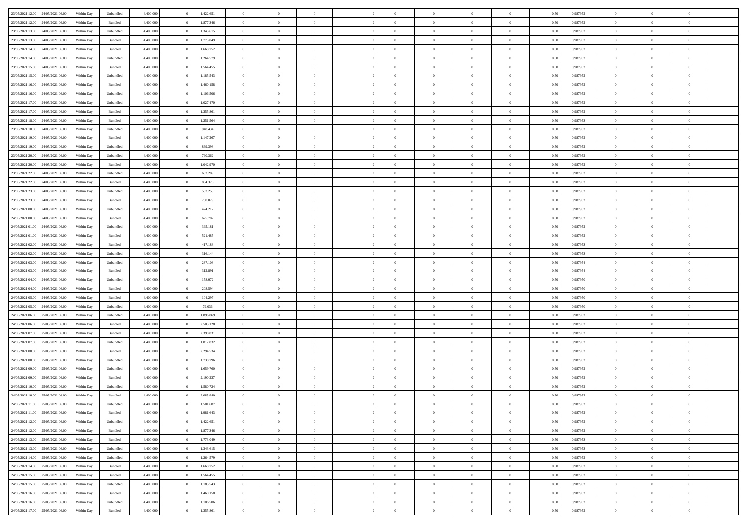| | | | | | | | | | | | | | | | | | | | | | |
|---|---|---|---|---|---|---|---|---|---|---|---|---|---|---|---|---|---|---|---|---|---|
| 23/05/2021 12:00 | 24/05/2021 06:00 | Within Day | Unbundled | 4.400.000 | 0 | 1.422.651 | 0 | 0 | 0 | | 0 | 0 | 0 | 0 | 0,50 | 0,987952 | 0 | 0 | 0 | |
| 23/05/2021 12:00 | 24/05/2021 06:00 | Within Day | Bundled | 4.400.000 | 0 | 1.877.346 | 0 | 0 | 0 | | 0 | 0 | 0 | 0 | 0,50 | 0,987952 | 0 | 0 | 0 | |
| 23/05/2021 13:00 | 24/05/2021 06:00 | Within Day | Unbundled | 4.400.000 | 0 | 1.343.615 | 0 | 0 | 0 | | 0 | 0 | 0 | 0 | 0,50 | 0,987953 | 0 | 0 | 0 | |
| 23/05/2021 13:00 | 24/05/2021 06:00 | Within Day | Bundled | 4.400.000 | 0 | 1.773.049 | 0 | 0 | 0 | | 0 | 0 | 0 | 0 | 0,50 | 0,987953 | 0 | 0 | 0 | |
| 23/05/2021 14:00 | 24/05/2021 06:00 | Within Day | Bundled | 4.400.000 | 0 | 1.668.752 | 0 | 0 | 0 | | 0 | 0 | 0 | 0 | 0,50 | 0,987952 | 0 | 0 | 0 | |
| 23/05/2021 14:00 | 24/05/2021 06:00 | Within Day | Unbundled | 4.400.000 | 0 | 1.264.579 | 0 | 0 | 0 | | 0 | 0 | 0 | 0 | 0,50 | 0,987952 | 0 | 0 | 0 | |
| 23/05/2021 15:00 | 24/05/2021 06:00 | Within Day | Bundled | 4.400.000 | 0 | 1.564.455 | 0 | 0 | 0 | | 0 | 0 | 0 | 0 | 0,50 | 0,987952 | 0 | 0 | 0 | |
| 23/05/2021 15:00 | 24/05/2021 06:00 | Within Day | Unbundled | 4.400.000 | 0 | 1.185.543 | 0 | 0 | 0 | | 0 | 0 | 0 | 0 | 0,50 | 0,987952 | 0 | 0 | 0 | |
| 23/05/2021 16:00 | 24/05/2021 06:00 | Within Day | Bundled | 4.400.000 | 0 | 1.460.158 | 0 | 0 | 0 | | 0 | 0 | 0 | 0 | 0,50 | 0,987952 | 0 | 0 | 0 | |
| 23/05/2021 16:00 | 24/05/2021 06:00 | Within Day | Unbundled | 4.400.000 | 0 | 1.106.506 | 0 | 0 | 0 | | 0 | 0 | 0 | 0 | 0,50 | 0,987952 | 0 | 0 | 0 | |
| 23/05/2021 17:00 | 24/05/2021 06:00 | Within Day | Unbundled | 4.400.000 | 0 | 1.027.470 | 0 | 0 | 0 | | 0 | 0 | 0 | 0 | 0,50 | 0,987952 | 0 | 0 | 0 | |
| 23/05/2021 17:00 | 24/05/2021 06:00 | Within Day | Bundled | 4.400.000 | 0 | 1.355.861 | 0 | 0 | 0 | | 0 | 0 | 0 | 0 | 0,50 | 0,987952 | 0 | 0 | 0 | |
| 23/05/2021 18:00 | 24/05/2021 06:00 | Within Day | Bundled | 4.400.000 | 0 | 1.251.564 | 0 | 0 | 0 | | 0 | 0 | 0 | 0 | 0,50 | 0,987953 | 0 | 0 | 0 | |
| 23/05/2021 18:00 | 24/05/2021 06:00 | Within Day | Unbundled | 4.400.000 | 0 | 948.434 | 0 | 0 | 0 | | 0 | 0 | 0 | 0 | 0,50 | 0,987953 | 0 | 0 | 0 | |
| 23/05/2021 19:00 | 24/05/2021 06:00 | Within Day | Bundled | 4.400.000 | 0 | 1.147.267 | 0 | 0 | 0 | | 0 | 0 | 0 | 0 | 0,50 | 0,987952 | 0 | 0 | 0 | |
| 23/05/2021 19:00 | 24/05/2021 06:00 | Within Day | Unbundled | 4.400.000 | 0 | 869.398 | 0 | 0 | 0 | | 0 | 0 | 0 | 0 | 0,50 | 0,987952 | 0 | 0 | 0 | |
| 23/05/2021 20:00 | 24/05/2021 06:00 | Within Day | Unbundled | 4.400.000 | 0 | 790.362 | 0 | 0 | 0 | | 0 | 0 | 0 | 0 | 0,50 | 0,987952 | 0 | 0 | 0 | |
| 23/05/2021 20:00 | 24/05/2021 06:00 | Within Day | Bundled | 4.400.000 | 0 | 1.042.970 | 0 | 0 | 0 | | 0 | 0 | 0 | 0 | 0,50 | 0,987952 | 0 | 0 | 0 | |
| 23/05/2021 22:00 | 24/05/2021 06:00 | Within Day | Unbundled | 4.400.000 | 0 | 632.289 | 0 | 0 | 0 | | 0 | 0 | 0 | 0 | 0,50 | 0,987953 | 0 | 0 | 0 | |
| 23/05/2021 22:00 | 24/05/2021 06:00 | Within Day | Bundled | 4.400.000 | 0 | 834.376 | 0 | 0 | 0 | | 0 | 0 | 0 | 0 | 0,50 | 0,987953 | 0 | 0 | 0 | |
| 23/05/2021 23:00 | 24/05/2021 06:00 | Within Day | Unbundled | 4.400.000 | 0 | 553.253 | 0 | 0 | 0 | | 0 | 0 | 0 | 0 | 0,50 | 0,987952 | 0 | 0 | 0 | |
| 23/05/2021 23:00 | 24/05/2021 06:00 | Within Day | Bundled | 4.400.000 | 0 | 730.079 | 0 | 0 | 0 | | 0 | 0 | 0 | 0 | 0,50 | 0,987952 | 0 | 0 | 0 | |
| 24/05/2021 00:00 | 24/05/2021 06:00 | Within Day | Unbundled | 4.400.000 | 0 | 474.217 | 0 | 0 | 0 | | 0 | 0 | 0 | 0 | 0,50 | 0,987952 | 0 | 0 | 0 | |
| 24/05/2021 00:00 | 24/05/2021 06:00 | Within Day | Bundled | 4.400.000 | 0 | 625.782 | 0 | 0 | 0 | | 0 | 0 | 0 | 0 | 0,50 | 0,987952 | 0 | 0 | 0 | |
| 24/05/2021 01:00 | 24/05/2021 06:00 | Within Day | Unbundled | 4.400.000 | 0 | 395.181 | 0 | 0 | 0 | | 0 | 0 | 0 | 0 | 0,50 | 0,987952 | 0 | 0 | 0 | |
| 24/05/2021 01:00 | 24/05/2021 06:00 | Within Day | Bundled | 4.400.000 | 0 | 521.485 | 0 | 0 | 0 | | 0 | 0 | 0 | 0 | 0,50 | 0,987952 | 0 | 0 | 0 | |
| 24/05/2021 02:00 | 24/05/2021 06:00 | Within Day | Bundled | 4.400.000 | 0 | 417.188 | 0 | 0 | 0 | | 0 | 0 | 0 | 0 | 0,50 | 0,987953 | 0 | 0 | 0 | |
| 24/05/2021 02:00 | 24/05/2021 06:00 | Within Day | Unbundled | 4.400.000 | 0 | 316.144 | 0 | 0 | 0 | | 0 | 0 | 0 | 0 | 0,50 | 0,987953 | 0 | 0 | 0 | |
| 24/05/2021 03:00 | 24/05/2021 06:00 | Within Day | Unbundled | 4.400.000 | 0 | 237.108 | 0 | 0 | 0 | | 0 | 0 | 0 | 0 | 0,50 | 0,987954 | 0 | 0 | 0 | |
| 24/05/2021 03:00 | 24/05/2021 06:00 | Within Day | Bundled | 4.400.000 | 0 | 312.891 | 0 | 0 | 0 | | 0 | 0 | 0 | 0 | 0,50 | 0,987954 | 0 | 0 | 0 | |
| 24/05/2021 04:00 | 24/05/2021 06:00 | Within Day | Unbundled | 4.400.000 | 0 | 158.072 | 0 | 0 | 0 | | 0 | 0 | 0 | 0 | 0,50 | 0,987950 | 0 | 0 | 0 | |
| 24/05/2021 04:00 | 24/05/2021 06:00 | Within Day | Bundled | 4.400.000 | 0 | 208.594 | 0 | 0 | 0 | | 0 | 0 | 0 | 0 | 0,50 | 0,987950 | 0 | 0 | 0 | |
| 24/05/2021 05:00 | 24/05/2021 06:00 | Within Day | Bundled | 4.400.000 | 0 | 104.297 | 0 | 0 | 0 | | 0 | 0 | 0 | 0 | 0,50 | 0,987950 | 0 | 0 | 0 | |
| 24/05/2021 05:00 | 24/05/2021 06:00 | Within Day | Unbundled | 4.400.000 | 0 | 79.036 | 0 | 0 | 0 | | 0 | 0 | 0 | 0 | 0,50 | 0,987950 | 0 | 0 | 0 | |
| 24/05/2021 06:00 | 25/05/2021 06:00 | Within Day | Unbundled | 4.400.000 | 0 | 1.896.869 | 0 | 0 | 0 | | 0 | 0 | 0 | 0 | 0,50 | 0,987952 | 0 | 0 | 0 | |
| 24/05/2021 06:00 | 25/05/2021 06:00 | Within Day | Bundled | 4.400.000 | 0 | 2.503.128 | 0 | 0 | 0 | | 0 | 0 | 0 | 0 | 0,50 | 0,987952 | 0 | 0 | 0 | |
| 24/05/2021 07:00 | 25/05/2021 06:00 | Within Day | Bundled | 4.400.000 | 0 | 2.398.831 | 0 | 0 | 0 | | 0 | 0 | 0 | 0 | 0,50 | 0,987952 | 0 | 0 | 0 | |
| 24/05/2021 07:00 | 25/05/2021 06:00 | Within Day | Unbundled | 4.400.000 | 0 | 1.817.832 | 0 | 0 | 0 | | 0 | 0 | 0 | 0 | 0,50 | 0,987952 | 0 | 0 | 0 | |
| 24/05/2021 08:00 | 25/05/2021 06:00 | Within Day | Bundled | 4.400.000 | 0 | 2.294.534 | 0 | 0 | 0 | | 0 | 0 | 0 | 0 | 0,50 | 0,987952 | 0 | 0 | 0 | |
| 24/05/2021 08:00 | 25/05/2021 06:00 | Within Day | Unbundled | 4.400.000 | 0 | 1.738.796 | 0 | 0 | 0 | | 0 | 0 | 0 | 0 | 0,50 | 0,987952 | 0 | 0 | 0 | |
| 24/05/2021 09:00 | 25/05/2021 06:00 | Within Day | Unbundled | 4.400.000 | 0 | 1.659.760 | 0 | 0 | 0 | | 0 | 0 | 0 | 0 | 0,50 | 0,987952 | 0 | 0 | 0 | |
| 24/05/2021 09:00 | 25/05/2021 06:00 | Within Day | Bundled | 4.400.000 | 0 | 2.190.237 | 0 | 0 | 0 | | 0 | 0 | 0 | 0 | 0,50 | 0,987952 | 0 | 0 | 0 | |
| 24/05/2021 10:00 | 25/05/2021 06:00 | Within Day | Unbundled | 4.400.000 | 0 | 1.580.724 | 0 | 0 | 0 | | 0 | 0 | 0 | 0 | 0,50 | 0,987952 | 0 | 0 | 0 | |
| 24/05/2021 10:00 | 25/05/2021 06:00 | Within Day | Bundled | 4.400.000 | 0 | 2.085.940 | 0 | 0 | 0 | | 0 | 0 | 0 | 0 | 0,50 | 0,987952 | 0 | 0 | 0 | |
| 24/05/2021 11:00 | 25/05/2021 06:00 | Within Day | Unbundled | 4.400.000 | 0 | 1.501.687 | 0 | 0 | 0 | | 0 | 0 | 0 | 0 | 0,50 | 0,987952 | 0 | 0 | 0 | |
| 24/05/2021 11:00 | 25/05/2021 06:00 | Within Day | Bundled | 4.400.000 | 0 | 1.981.643 | 0 | 0 | 0 | | 0 | 0 | 0 | 0 | 0,50 | 0,987952 | 0 | 0 | 0 | |
| 24/05/2021 12:00 | 25/05/2021 06:00 | Within Day | Unbundled | 4.400.000 | 0 | 1.422.651 | 0 | 0 | 0 | | 0 | 0 | 0 | 0 | 0,50 | 0,987952 | 0 | 0 | 0 | |
| 24/05/2021 12:00 | 25/05/2021 06:00 | Within Day | Bundled | 4.400.000 | 0 | 1.877.346 | 0 | 0 | 0 | | 0 | 0 | 0 | 0 | 0,50 | 0,987952 | 0 | 0 | 0 | |
| 24/05/2021 13:00 | 25/05/2021 06:00 | Within Day | Bundled | 4.400.000 | 0 | 1.773.049 | 0 | 0 | 0 | | 0 | 0 | 0 | 0 | 0,50 | 0,987953 | 0 | 0 | 0 | |
| 24/05/2021 13:00 | 25/05/2021 06:00 | Within Day | Unbundled | 4.400.000 | 0 | 1.343.615 | 0 | 0 | 0 | | 0 | 0 | 0 | 0 | 0,50 | 0,987953 | 0 | 0 | 0 | |
| 24/05/2021 14:00 | 25/05/2021 06:00 | Within Day | Unbundled | 4.400.000 | 0 | 1.264.579 | 0 | 0 | 0 | | 0 | 0 | 0 | 0 | 0,50 | 0,987952 | 0 | 0 | 0 | |
| 24/05/2021 14:00 | 25/05/2021 06:00 | Within Day | Bundled | 4.400.000 | 0 | 1.668.752 | 0 | 0 | 0 | | 0 | 0 | 0 | 0 | 0,50 | 0,987952 | 0 | 0 | 0 | |
| 24/05/2021 15:00 | 25/05/2021 06:00 | Within Day | Bundled | 4.400.000 | 0 | 1.564.455 | 0 | 0 | 0 | | 0 | 0 | 0 | 0 | 0,50 | 0,987952 | 0 | 0 | 0 | |
| 24/05/2021 15:00 | 25/05/2021 06:00 | Within Day | Unbundled | 4.400.000 | 0 | 1.185.543 | 0 | 0 | 0 | | 0 | 0 | 0 | 0 | 0,50 | 0,987952 | 0 | 0 | 0 | |
| 24/05/2021 16:00 | 25/05/2021 06:00 | Within Day | Bundled | 4.400.000 | 0 | 1.460.158 | 0 | 0 | 0 | | 0 | 0 | 0 | 0 | 0,50 | 0,987952 | 0 | 0 | 0 | |
| 24/05/2021 16:00 | 25/05/2021 06:00 | Within Day | Unbundled | 4.400.000 | 0 | 1.106.506 | 0 | 0 | 0 | | 0 | 0 | 0 | 0 | 0,50 | 0,987952 | 0 | 0 | 0 | |
| 24/05/2021 17:00 | 25/05/2021 06:00 | Within Day | Bundled | 4.400.000 | 0 | 1.355.861 | 0 | 0 | 0 | | 0 | 0 | 0 | 0 | 0,50 | 0,987952 | 0 | 0 | 0 | |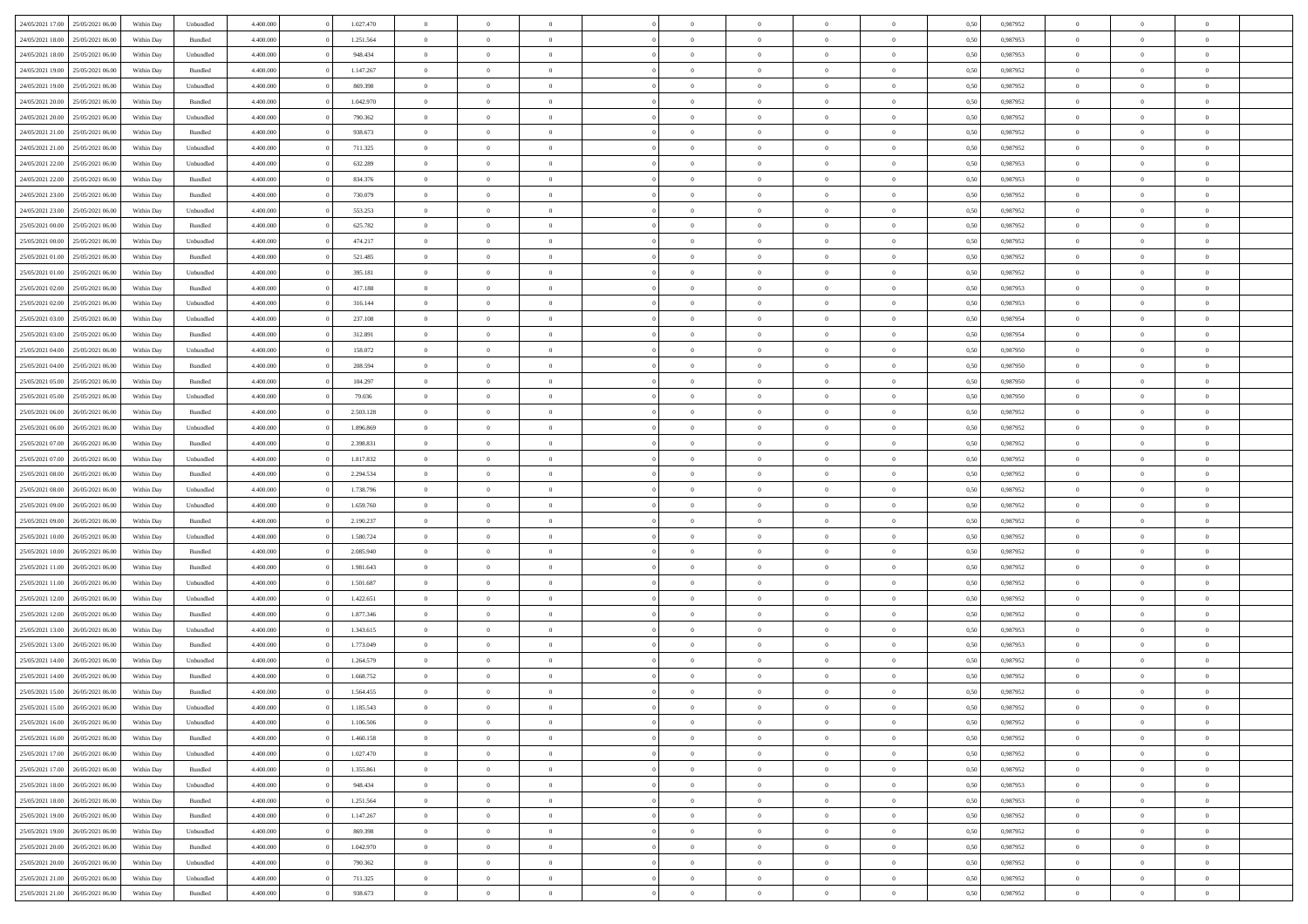| | | | | | | | | | | | | | | | | | | | | | |
|---|---|---|---|---|---|---|---|---|---|---|---|---|---|---|---|---|---|---|---|---|---|
| 24/05/2021 17:00 | 25/05/2021 06:00 | Within Day | Unbundled | 4.400.000 | 0 | 1.027.470 | 0 | 0 | 0 | | 0 | 0 | 0 | 0 | 0 | 0,50 | 0,987952 | 0 | 0 | 0 | |
| 24/05/2021 18:00 | 25/05/2021 06:00 | Within Day | Bundled | 4.400.000 | 0 | 1.251.564 | 0 | 0 | 0 | | 0 | 0 | 0 | 0 | 0 | 0,50 | 0,987953 | 0 | 0 | 0 | |
| 24/05/2021 18:00 | 25/05/2021 06:00 | Within Day | Unbundled | 4.400.000 | 0 | 948.434 | 0 | 0 | 0 | | 0 | 0 | 0 | 0 | 0 | 0,50 | 0,987953 | 0 | 0 | 0 | |
| 24/05/2021 19:00 | 25/05/2021 06:00 | Within Day | Bundled | 4.400.000 | 0 | 1.147.267 | 0 | 0 | 0 | | 0 | 0 | 0 | 0 | 0 | 0,50 | 0,987952 | 0 | 0 | 0 | |
| 24/05/2021 19:00 | 25/05/2021 06:00 | Within Day | Unbundled | 4.400.000 | 0 | 869.398 | 0 | 0 | 0 | | 0 | 0 | 0 | 0 | 0 | 0,50 | 0,987952 | 0 | 0 | 0 | |
| 24/05/2021 20:00 | 25/05/2021 06:00 | Within Day | Bundled | 4.400.000 | 0 | 1.042.970 | 0 | 0 | 0 | | 0 | 0 | 0 | 0 | 0 | 0,50 | 0,987952 | 0 | 0 | 0 | |
| 24/05/2021 20:00 | 25/05/2021 06:00 | Within Day | Unbundled | 4.400.000 | 0 | 790.362 | 0 | 0 | 0 | | 0 | 0 | 0 | 0 | 0 | 0,50 | 0,987952 | 0 | 0 | 0 | |
| 24/05/2021 21:00 | 25/05/2021 06:00 | Within Day | Bundled | 4.400.000 | 0 | 938.673 | 0 | 0 | 0 | | 0 | 0 | 0 | 0 | 0 | 0,50 | 0,987952 | 0 | 0 | 0 | |
| 24/05/2021 21:00 | 25/05/2021 06:00 | Within Day | Unbundled | 4.400.000 | 0 | 711.325 | 0 | 0 | 0 | | 0 | 0 | 0 | 0 | 0 | 0,50 | 0,987952 | 0 | 0 | 0 | |
| 24/05/2021 22:00 | 25/05/2021 06:00 | Within Day | Unbundled | 4.400.000 | 0 | 632.289 | 0 | 0 | 0 | | 0 | 0 | 0 | 0 | 0 | 0,50 | 0,987953 | 0 | 0 | 0 | |
| 24/05/2021 22:00 | 25/05/2021 06:00 | Within Day | Bundled | 4.400.000 | 0 | 834.376 | 0 | 0 | 0 | | 0 | 0 | 0 | 0 | 0 | 0,50 | 0,987953 | 0 | 0 | 0 | |
| 24/05/2021 23:00 | 25/05/2021 06:00 | Within Day | Bundled | 4.400.000 | 0 | 730.079 | 0 | 0 | 0 | | 0 | 0 | 0 | 0 | 0 | 0,50 | 0,987952 | 0 | 0 | 0 | |
| 24/05/2021 23:00 | 25/05/2021 06:00 | Within Day | Unbundled | 4.400.000 | 0 | 553.253 | 0 | 0 | 0 | | 0 | 0 | 0 | 0 | 0 | 0,50 | 0,987952 | 0 | 0 | 0 | |
| 25/05/2021 00:00 | 25/05/2021 06:00 | Within Day | Bundled | 4.400.000 | 0 | 625.782 | 0 | 0 | 0 | | 0 | 0 | 0 | 0 | 0 | 0,50 | 0,987952 | 0 | 0 | 0 | |
| 25/05/2021 00:00 | 25/05/2021 06:00 | Within Day | Unbundled | 4.400.000 | 0 | 474.217 | 0 | 0 | 0 | | 0 | 0 | 0 | 0 | 0 | 0,50 | 0,987952 | 0 | 0 | 0 | |
| 25/05/2021 01:00 | 25/05/2021 06:00 | Within Day | Bundled | 4.400.000 | 0 | 521.485 | 0 | 0 | 0 | | 0 | 0 | 0 | 0 | 0 | 0,50 | 0,987952 | 0 | 0 | 0 | |
| 25/05/2021 01:00 | 25/05/2021 06:00 | Within Day | Unbundled | 4.400.000 | 0 | 395.181 | 0 | 0 | 0 | | 0 | 0 | 0 | 0 | 0 | 0,50 | 0,987952 | 0 | 0 | 0 | |
| 25/05/2021 02:00 | 25/05/2021 06:00 | Within Day | Bundled | 4.400.000 | 0 | 417.188 | 0 | 0 | 0 | | 0 | 0 | 0 | 0 | 0 | 0,50 | 0,987953 | 0 | 0 | 0 | |
| 25/05/2021 02:00 | 25/05/2021 06:00 | Within Day | Unbundled | 4.400.000 | 0 | 316.144 | 0 | 0 | 0 | | 0 | 0 | 0 | 0 | 0 | 0,50 | 0,987953 | 0 | 0 | 0 | |
| 25/05/2021 03:00 | 25/05/2021 06:00 | Within Day | Unbundled | 4.400.000 | 0 | 237.108 | 0 | 0 | 0 | | 0 | 0 | 0 | 0 | 0 | 0,50 | 0,987954 | 0 | 0 | 0 | |
| 25/05/2021 03:00 | 25/05/2021 06:00 | Within Day | Bundled | 4.400.000 | 0 | 312.891 | 0 | 0 | 0 | | 0 | 0 | 0 | 0 | 0 | 0,50 | 0,987954 | 0 | 0 | 0 | |
| 25/05/2021 04:00 | 25/05/2021 06:00 | Within Day | Unbundled | 4.400.000 | 0 | 158.072 | 0 | 0 | 0 | | 0 | 0 | 0 | 0 | 0 | 0,50 | 0,987950 | 0 | 0 | 0 | |
| 25/05/2021 04:00 | 25/05/2021 06:00 | Within Day | Bundled | 4.400.000 | 0 | 208.594 | 0 | 0 | 0 | | 0 | 0 | 0 | 0 | 0 | 0,50 | 0,987950 | 0 | 0 | 0 | |
| 25/05/2021 05:00 | 25/05/2021 06:00 | Within Day | Bundled | 4.400.000 | 0 | 104.297 | 0 | 0 | 0 | | 0 | 0 | 0 | 0 | 0 | 0,50 | 0,987950 | 0 | 0 | 0 | |
| 25/05/2021 05:00 | 25/05/2021 06:00 | Within Day | Unbundled | 4.400.000 | 0 | 79.036 | 0 | 0 | 0 | | 0 | 0 | 0 | 0 | 0 | 0,50 | 0,987950 | 0 | 0 | 0 | |
| 25/05/2021 06:00 | 26/05/2021 06:00 | Within Day | Bundled | 4.400.000 | 0 | 2.503.128 | 0 | 0 | 0 | | 0 | 0 | 0 | 0 | 0 | 0,50 | 0,987952 | 0 | 0 | 0 | |
| 25/05/2021 06:00 | 26/05/2021 06:00 | Within Day | Unbundled | 4.400.000 | 0 | 1.896.869 | 0 | 0 | 0 | | 0 | 0 | 0 | 0 | 0 | 0,50 | 0,987952 | 0 | 0 | 0 | |
| 25/05/2021 07:00 | 26/05/2021 06:00 | Within Day | Bundled | 4.400.000 | 0 | 2.398.831 | 0 | 0 | 0 | | 0 | 0 | 0 | 0 | 0 | 0,50 | 0,987952 | 0 | 0 | 0 | |
| 25/05/2021 07:00 | 26/05/2021 06:00 | Within Day | Unbundled | 4.400.000 | 0 | 1.817.832 | 0 | 0 | 0 | | 0 | 0 | 0 | 0 | 0 | 0,50 | 0,987952 | 0 | 0 | 0 | |
| 25/05/2021 08:00 | 26/05/2021 06:00 | Within Day | Bundled | 4.400.000 | 0 | 2.294.534 | 0 | 0 | 0 | | 0 | 0 | 0 | 0 | 0 | 0,50 | 0,987952 | 0 | 0 | 0 | |
| 25/05/2021 08:00 | 26/05/2021 06:00 | Within Day | Unbundled | 4.400.000 | 0 | 1.738.796 | 0 | 0 | 0 | | 0 | 0 | 0 | 0 | 0 | 0,50 | 0,987952 | 0 | 0 | 0 | |
| 25/05/2021 09:00 | 26/05/2021 06:00 | Within Day | Unbundled | 4.400.000 | 0 | 1.659.760 | 0 | 0 | 0 | | 0 | 0 | 0 | 0 | 0 | 0,50 | 0,987952 | 0 | 0 | 0 | |
| 25/05/2021 09:00 | 26/05/2021 06:00 | Within Day | Bundled | 4.400.000 | 0 | 2.190.237 | 0 | 0 | 0 | | 0 | 0 | 0 | 0 | 0 | 0,50 | 0,987952 | 0 | 0 | 0 | |
| 25/05/2021 10:00 | 26/05/2021 06:00 | Within Day | Unbundled | 4.400.000 | 0 | 1.580.724 | 0 | 0 | 0 | | 0 | 0 | 0 | 0 | 0 | 0,50 | 0,987952 | 0 | 0 | 0 | |
| 25/05/2021 10:00 | 26/05/2021 06:00 | Within Day | Bundled | 4.400.000 | 0 | 2.085.940 | 0 | 0 | 0 | | 0 | 0 | 0 | 0 | 0 | 0,50 | 0,987952 | 0 | 0 | 0 | |
| 25/05/2021 11:00 | 26/05/2021 06:00 | Within Day | Bundled | 4.400.000 | 0 | 1.981.643 | 0 | 0 | 0 | | 0 | 0 | 0 | 0 | 0 | 0,50 | 0,987952 | 0 | 0 | 0 | |
| 25/05/2021 11:00 | 26/05/2021 06:00 | Within Day | Unbundled | 4.400.000 | 0 | 1.501.687 | 0 | 0 | 0 | | 0 | 0 | 0 | 0 | 0 | 0,50 | 0,987952 | 0 | 0 | 0 | |
| 25/05/2021 12:00 | 26/05/2021 06:00 | Within Day | Unbundled | 4.400.000 | 0 | 1.422.651 | 0 | 0 | 0 | | 0 | 0 | 0 | 0 | 0 | 0,50 | 0,987952 | 0 | 0 | 0 | |
| 25/05/2021 12:00 | 26/05/2021 06:00 | Within Day | Bundled | 4.400.000 | 0 | 1.877.346 | 0 | 0 | 0 | | 0 | 0 | 0 | 0 | 0 | 0,50 | 0,987952 | 0 | 0 | 0 | |
| 25/05/2021 13:00 | 26/05/2021 06:00 | Within Day | Unbundled | 4.400.000 | 0 | 1.343.615 | 0 | 0 | 0 | | 0 | 0 | 0 | 0 | 0 | 0,50 | 0,987953 | 0 | 0 | 0 | |
| 25/05/2021 13:00 | 26/05/2021 06:00 | Within Day | Bundled | 4.400.000 | 0 | 1.773.049 | 0 | 0 | 0 | | 0 | 0 | 0 | 0 | 0 | 0,50 | 0,987953 | 0 | 0 | 0 | |
| 25/05/2021 14:00 | 26/05/2021 06:00 | Within Day | Unbundled | 4.400.000 | 0 | 1.264.579 | 0 | 0 | 0 | | 0 | 0 | 0 | 0 | 0 | 0,50 | 0,987952 | 0 | 0 | 0 | |
| 25/05/2021 14:00 | 26/05/2021 06:00 | Within Day | Bundled | 4.400.000 | 0 | 1.668.752 | 0 | 0 | 0 | | 0 | 0 | 0 | 0 | 0 | 0,50 | 0,987952 | 0 | 0 | 0 | |
| 25/05/2021 15:00 | 26/05/2021 06:00 | Within Day | Bundled | 4.400.000 | 0 | 1.564.455 | 0 | 0 | 0 | | 0 | 0 | 0 | 0 | 0 | 0,50 | 0,987952 | 0 | 0 | 0 | |
| 25/05/2021 15:00 | 26/05/2021 06:00 | Within Day | Unbundled | 4.400.000 | 0 | 1.185.543 | 0 | 0 | 0 | | 0 | 0 | 0 | 0 | 0 | 0,50 | 0,987952 | 0 | 0 | 0 | |
| 25/05/2021 16:00 | 26/05/2021 06:00 | Within Day | Unbundled | 4.400.000 | 0 | 1.106.506 | 0 | 0 | 0 | | 0 | 0 | 0 | 0 | 0 | 0,50 | 0,987952 | 0 | 0 | 0 | |
| 25/05/2021 16:00 | 26/05/2021 06:00 | Within Day | Bundled | 4.400.000 | 0 | 1.460.158 | 0 | 0 | 0 | | 0 | 0 | 0 | 0 | 0 | 0,50 | 0,987952 | 0 | 0 | 0 | |
| 25/05/2021 17:00 | 26/05/2021 06:00 | Within Day | Unbundled | 4.400.000 | 0 | 1.027.470 | 0 | 0 | 0 | | 0 | 0 | 0 | 0 | 0 | 0,50 | 0,987952 | 0 | 0 | 0 | |
| 25/05/2021 17:00 | 26/05/2021 06:00 | Within Day | Bundled | 4.400.000 | 0 | 1.355.861 | 0 | 0 | 0 | | 0 | 0 | 0 | 0 | 0 | 0,50 | 0,987952 | 0 | 0 | 0 | |
| 25/05/2021 18:00 | 26/05/2021 06:00 | Within Day | Unbundled | 4.400.000 | 0 | 948.434 | 0 | 0 | 0 | | 0 | 0 | 0 | 0 | 0 | 0,50 | 0,987953 | 0 | 0 | 0 | |
| 25/05/2021 18:00 | 26/05/2021 06:00 | Within Day | Bundled | 4.400.000 | 0 | 1.251.564 | 0 | 0 | 0 | | 0 | 0 | 0 | 0 | 0 | 0,50 | 0,987953 | 0 | 0 | 0 | |
| 25/05/2021 19:00 | 26/05/2021 06:00 | Within Day | Bundled | 4.400.000 | 0 | 1.147.267 | 0 | 0 | 0 | | 0 | 0 | 0 | 0 | 0 | 0,50 | 0,987952 | 0 | 0 | 0 | |
| 25/05/2021 19:00 | 26/05/2021 06:00 | Within Day | Unbundled | 4.400.000 | 0 | 869.398 | 0 | 0 | 0 | | 0 | 0 | 0 | 0 | 0 | 0,50 | 0,987952 | 0 | 0 | 0 | |
| 25/05/2021 20:00 | 26/05/2021 06:00 | Within Day | Bundled | 4.400.000 | 0 | 1.042.970 | 0 | 0 | 0 | | 0 | 0 | 0 | 0 | 0 | 0,50 | 0,987952 | 0 | 0 | 0 | |
| 25/05/2021 20:00 | 26/05/2021 06:00 | Within Day | Unbundled | 4.400.000 | 0 | 790.362 | 0 | 0 | 0 | | 0 | 0 | 0 | 0 | 0 | 0,50 | 0,987952 | 0 | 0 | 0 | |
| 25/05/2021 21:00 | 26/05/2021 06:00 | Within Day | Unbundled | 4.400.000 | 0 | 711.325 | 0 | 0 | 0 | | 0 | 0 | 0 | 0 | 0 | 0,50 | 0,987952 | 0 | 0 | 0 | |
| 25/05/2021 21:00 | 26/05/2021 06:00 | Within Day | Bundled | 4.400.000 | 0 | 938.673 | 0 | 0 | 0 | | 0 | 0 | 0 | 0 | 0 | 0,50 | 0,987952 | 0 | 0 | 0 | |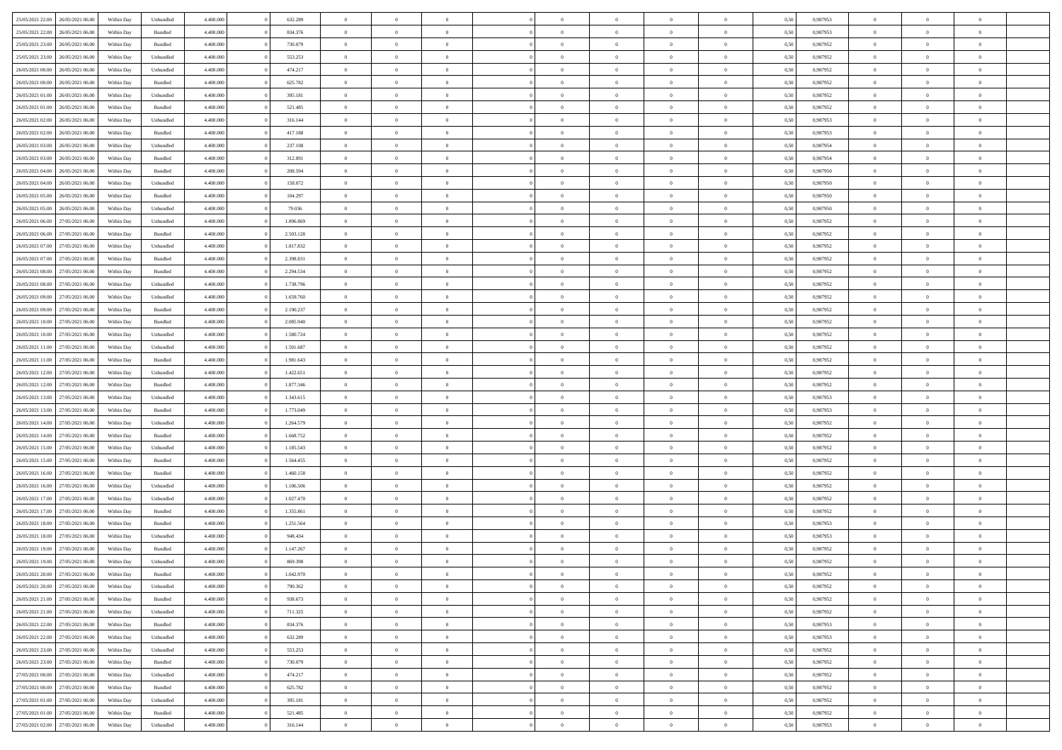| | | | | | | | | | | | | | | | | | | | | | |
|---|---|---|---|---|---|---|---|---|---|---|---|---|---|---|---|---|---|---|---|---|---|
| 25/05/2021 22.00 | 26/05/2021 06.00 | Within Day | Unbundled | 4.400.000 | 0 | 632.289 | 0 | 0 | 0 | | 0 | 0 | 0 | 0 | 0,50 | 0,987953 | 0 | 0 | 0 | |
| 25/05/2021 22.00 | 26/05/2021 06.00 | Within Day | Bundled | 4.400.000 | 0 | 834.376 | 0 | 0 | 0 | | 0 | 0 | 0 | 0 | 0,50 | 0,987953 | 0 | 0 | 0 | |
| 25/05/2021 23.00 | 26/05/2021 06.00 | Within Day | Bundled | 4.400.000 | 0 | 730.079 | 0 | 0 | 0 | | 0 | 0 | 0 | 0 | 0,50 | 0,987952 | 0 | 0 | 0 | |
| 25/05/2021 23.00 | 26/05/2021 06.00 | Within Day | Unbundled | 4.400.000 | 0 | 553.253 | 0 | 0 | 0 | | 0 | 0 | 0 | 0 | 0,50 | 0,987952 | 0 | 0 | 0 | |
| 26/05/2021 00.00 | 26/05/2021 06.00 | Within Day | Unbundled | 4.400.000 | 0 | 474.217 | 0 | 0 | 0 | | 0 | 0 | 0 | 0 | 0,50 | 0,987952 | 0 | 0 | 0 | |
| 26/05/2021 00.00 | 26/05/2021 06.00 | Within Day | Bundled | 4.400.000 | 0 | 625.782 | 0 | 0 | 0 | | 0 | 0 | 0 | 0 | 0,50 | 0,987952 | 0 | 0 | 0 | |
| 26/05/2021 01.00 | 26/05/2021 06.00 | Within Day | Unbundled | 4.400.000 | 0 | 395.181 | 0 | 0 | 0 | | 0 | 0 | 0 | 0 | 0,50 | 0,987952 | 0 | 0 | 0 | |
| 26/05/2021 01.00 | 26/05/2021 06.00 | Within Day | Bundled | 4.400.000 | 0 | 521.485 | 0 | 0 | 0 | | 0 | 0 | 0 | 0 | 0,50 | 0,987952 | 0 | 0 | 0 | |
| 26/05/2021 02.00 | 26/05/2021 06.00 | Within Day | Unbundled | 4.400.000 | 0 | 316.144 | 0 | 0 | 0 | | 0 | 0 | 0 | 0 | 0,50 | 0,987953 | 0 | 0 | 0 | |
| 26/05/2021 02.00 | 26/05/2021 06.00 | Within Day | Bundled | 4.400.000 | 0 | 417.188 | 0 | 0 | 0 | | 0 | 0 | 0 | 0 | 0,50 | 0,987953 | 0 | 0 | 0 | |
| 26/05/2021 03.00 | 26/05/2021 06.00 | Within Day | Unbundled | 4.400.000 | 0 | 237.108 | 0 | 0 | 0 | | 0 | 0 | 0 | 0 | 0,50 | 0,987954 | 0 | 0 | 0 | |
| 26/05/2021 03.00 | 26/05/2021 06.00 | Within Day | Bundled | 4.400.000 | 0 | 312.891 | 0 | 0 | 0 | | 0 | 0 | 0 | 0 | 0,50 | 0,987954 | 0 | 0 | 0 | |
| 26/05/2021 04.00 | 26/05/2021 06.00 | Within Day | Bundled | 4.400.000 | 0 | 208.594 | 0 | 0 | 0 | | 0 | 0 | 0 | 0 | 0,50 | 0,987950 | 0 | 0 | 0 | |
| 26/05/2021 04.00 | 26/05/2021 06.00 | Within Day | Unbundled | 4.400.000 | 0 | 158.072 | 0 | 0 | 0 | | 0 | 0 | 0 | 0 | 0,50 | 0,987950 | 0 | 0 | 0 | |
| 26/05/2021 05.00 | 26/05/2021 06.00 | Within Day | Bundled | 4.400.000 | 0 | 104.297 | 0 | 0 | 0 | | 0 | 0 | 0 | 0 | 0,50 | 0,987950 | 0 | 0 | 0 | |
| 26/05/2021 05.00 | 26/05/2021 06.00 | Within Day | Unbundled | 4.400.000 | 0 | 79.036 | 0 | 0 | 0 | | 0 | 0 | 0 | 0 | 0,50 | 0,987950 | 0 | 0 | 0 | |
| 26/05/2021 06.00 | 27/05/2021 06.00 | Within Day | Unbundled | 4.400.000 | 0 | 1.896.869 | 0 | 0 | 0 | | 0 | 0 | 0 | 0 | 0,50 | 0,987952 | 0 | 0 | 0 | |
| 26/05/2021 06.00 | 27/05/2021 06.00 | Within Day | Bundled | 4.400.000 | 0 | 2.503.128 | 0 | 0 | 0 | | 0 | 0 | 0 | 0 | 0,50 | 0,987952 | 0 | 0 | 0 | |
| 26/05/2021 07.00 | 27/05/2021 06.00 | Within Day | Unbundled | 4.400.000 | 0 | 1.817.832 | 0 | 0 | 0 | | 0 | 0 | 0 | 0 | 0,50 | 0,987952 | 0 | 0 | 0 | |
| 26/05/2021 07.00 | 27/05/2021 06.00 | Within Day | Bundled | 4.400.000 | 0 | 2.398.831 | 0 | 0 | 0 | | 0 | 0 | 0 | 0 | 0,50 | 0,987952 | 0 | 0 | 0 | |
| 26/05/2021 08.00 | 27/05/2021 06.00 | Within Day | Bundled | 4.400.000 | 0 | 2.294.534 | 0 | 0 | 0 | | 0 | 0 | 0 | 0 | 0,50 | 0,987952 | 0 | 0 | 0 | |
| 26/05/2021 08.00 | 27/05/2021 06.00 | Within Day | Unbundled | 4.400.000 | 0 | 1.738.796 | 0 | 0 | 0 | | 0 | 0 | 0 | 0 | 0,50 | 0,987952 | 0 | 0 | 0 | |
| 26/05/2021 09.00 | 27/05/2021 06.00 | Within Day | Unbundled | 4.400.000 | 0 | 1.659.760 | 0 | 0 | 0 | | 0 | 0 | 0 | 0 | 0,50 | 0,987952 | 0 | 0 | 0 | |
| 26/05/2021 09.00 | 27/05/2021 06.00 | Within Day | Bundled | 4.400.000 | 0 | 2.190.237 | 0 | 0 | 0 | | 0 | 0 | 0 | 0 | 0,50 | 0,987952 | 0 | 0 | 0 | |
| 26/05/2021 10.00 | 27/05/2021 06.00 | Within Day | Bundled | 4.400.000 | 0 | 2.085.940 | 0 | 0 | 0 | | 0 | 0 | 0 | 0 | 0,50 | 0,987952 | 0 | 0 | 0 | |
| 26/05/2021 10.00 | 27/05/2021 06.00 | Within Day | Unbundled | 4.400.000 | 0 | 1.580.724 | 0 | 0 | 0 | | 0 | 0 | 0 | 0 | 0,50 | 0,987952 | 0 | 0 | 0 | |
| 26/05/2021 11.00 | 27/05/2021 06.00 | Within Day | Unbundled | 4.400.000 | 0 | 1.501.687 | 0 | 0 | 0 | | 0 | 0 | 0 | 0 | 0,50 | 0,987952 | 0 | 0 | 0 | |
| 26/05/2021 11.00 | 27/05/2021 06.00 | Within Day | Bundled | 4.400.000 | 0 | 1.981.643 | 0 | 0 | 0 | | 0 | 0 | 0 | 0 | 0,50 | 0,987952 | 0 | 0 | 0 | |
| 26/05/2021 12.00 | 27/05/2021 06.00 | Within Day | Unbundled | 4.400.000 | 0 | 1.422.651 | 0 | 0 | 0 | | 0 | 0 | 0 | 0 | 0,50 | 0,987952 | 0 | 0 | 0 | |
| 26/05/2021 12.00 | 27/05/2021 06.00 | Within Day | Bundled | 4.400.000 | 0 | 1.877.346 | 0 | 0 | 0 | | 0 | 0 | 0 | 0 | 0,50 | 0,987952 | 0 | 0 | 0 | |
| 26/05/2021 13.00 | 27/05/2021 06.00 | Within Day | Unbundled | 4.400.000 | 0 | 1.343.615 | 0 | 0 | 0 | | 0 | 0 | 0 | 0 | 0,50 | 0,987953 | 0 | 0 | 0 | |
| 26/05/2021 13.00 | 27/05/2021 06.00 | Within Day | Bundled | 4.400.000 | 0 | 1.773.049 | 0 | 0 | 0 | | 0 | 0 | 0 | 0 | 0,50 | 0,987953 | 0 | 0 | 0 | |
| 26/05/2021 14.00 | 27/05/2021 06.00 | Within Day | Unbundled | 4.400.000 | 0 | 1.264.579 | 0 | 0 | 0 | | 0 | 0 | 0 | 0 | 0,50 | 0,987952 | 0 | 0 | 0 | |
| 26/05/2021 14.00 | 27/05/2021 06.00 | Within Day | Bundled | 4.400.000 | 0 | 1.668.752 | 0 | 0 | 0 | | 0 | 0 | 0 | 0 | 0,50 | 0,987952 | 0 | 0 | 0 | |
| 26/05/2021 15.00 | 27/05/2021 06.00 | Within Day | Unbundled | 4.400.000 | 0 | 1.185.543 | 0 | 0 | 0 | | 0 | 0 | 0 | 0 | 0,50 | 0,987952 | 0 | 0 | 0 | |
| 26/05/2021 15.00 | 27/05/2021 06.00 | Within Day | Bundled | 4.400.000 | 0 | 1.564.455 | 0 | 0 | 0 | | 0 | 0 | 0 | 0 | 0,50 | 0,987952 | 0 | 0 | 0 | |
| 26/05/2021 16.00 | 27/05/2021 06.00 | Within Day | Bundled | 4.400.000 | 0 | 1.460.158 | 0 | 0 | 0 | | 0 | 0 | 0 | 0 | 0,50 | 0,987952 | 0 | 0 | 0 | |
| 26/05/2021 16.00 | 27/05/2021 06.00 | Within Day | Unbundled | 4.400.000 | 0 | 1.106.506 | 0 | 0 | 0 | | 0 | 0 | 0 | 0 | 0,50 | 0,987952 | 0 | 0 | 0 | |
| 26/05/2021 17.00 | 27/05/2021 06.00 | Within Day | Unbundled | 4.400.000 | 0 | 1.027.470 | 0 | 0 | 0 | | 0 | 0 | 0 | 0 | 0,50 | 0,987952 | 0 | 0 | 0 | |
| 26/05/2021 17.00 | 27/05/2021 06.00 | Within Day | Bundled | 4.400.000 | 0 | 1.355.861 | 0 | 0 | 0 | | 0 | 0 | 0 | 0 | 0,50 | 0,987952 | 0 | 0 | 0 | |
| 26/05/2021 18.00 | 27/05/2021 06.00 | Within Day | Bundled | 4.400.000 | 0 | 1.251.564 | 0 | 0 | 0 | | 0 | 0 | 0 | 0 | 0,50 | 0,987953 | 0 | 0 | 0 | |
| 26/05/2021 18.00 | 27/05/2021 06.00 | Within Day | Unbundled | 4.400.000 | 0 | 948.434 | 0 | 0 | 0 | | 0 | 0 | 0 | 0 | 0,50 | 0,987953 | 0 | 0 | 0 | |
| 26/05/2021 19.00 | 27/05/2021 06.00 | Within Day | Bundled | 4.400.000 | 0 | 1.147.267 | 0 | 0 | 0 | | 0 | 0 | 0 | 0 | 0,50 | 0,987952 | 0 | 0 | 0 | |
| 26/05/2021 19.00 | 27/05/2021 06.00 | Within Day | Unbundled | 4.400.000 | 0 | 869.398 | 0 | 0 | 0 | | 0 | 0 | 0 | 0 | 0,50 | 0,987952 | 0 | 0 | 0 | |
| 26/05/2021 20.00 | 27/05/2021 06.00 | Within Day | Bundled | 4.400.000 | 0 | 1.042.970 | 0 | 0 | 0 | | 0 | 0 | 0 | 0 | 0,50 | 0,987952 | 0 | 0 | 0 | |
| 26/05/2021 20.00 | 27/05/2021 06.00 | Within Day | Unbundled | 4.400.000 | 0 | 790.362 | 0 | 0 | 0 | | 0 | 0 | 0 | 0 | 0,50 | 0,987952 | 0 | 0 | 0 | |
| 26/05/2021 21.00 | 27/05/2021 06.00 | Within Day | Bundled | 4.400.000 | 0 | 938.673 | 0 | 0 | 0 | | 0 | 0 | 0 | 0 | 0,50 | 0,987952 | 0 | 0 | 0 | |
| 26/05/2021 21.00 | 27/05/2021 06.00 | Within Day | Unbundled | 4.400.000 | 0 | 711.325 | 0 | 0 | 0 | | 0 | 0 | 0 | 0 | 0,50 | 0,987952 | 0 | 0 | 0 | |
| 26/05/2021 22.00 | 27/05/2021 06.00 | Within Day | Bundled | 4.400.000 | 0 | 834.376 | 0 | 0 | 0 | | 0 | 0 | 0 | 0 | 0,50 | 0,987953 | 0 | 0 | 0 | |
| 26/05/2021 22.00 | 27/05/2021 06.00 | Within Day | Unbundled | 4.400.000 | 0 | 632.289 | 0 | 0 | 0 | | 0 | 0 | 0 | 0 | 0,50 | 0,987953 | 0 | 0 | 0 | |
| 26/05/2021 23.00 | 27/05/2021 06.00 | Within Day | Unbundled | 4.400.000 | 0 | 553.253 | 0 | 0 | 0 | | 0 | 0 | 0 | 0 | 0,50 | 0,987952 | 0 | 0 | 0 | |
| 26/05/2021 23.00 | 27/05/2021 06.00 | Within Day | Bundled | 4.400.000 | 0 | 730.079 | 0 | 0 | 0 | | 0 | 0 | 0 | 0 | 0,50 | 0,987952 | 0 | 0 | 0 | |
| 27/05/2021 00.00 | 27/05/2021 06.00 | Within Day | Unbundled | 4.400.000 | 0 | 474.217 | 0 | 0 | 0 | | 0 | 0 | 0 | 0 | 0,50 | 0,987952 | 0 | 0 | 0 | |
| 27/05/2021 00.00 | 27/05/2021 06.00 | Within Day | Bundled | 4.400.000 | 0 | 625.782 | 0 | 0 | 0 | | 0 | 0 | 0 | 0 | 0,50 | 0,987952 | 0 | 0 | 0 | |
| 27/05/2021 01.00 | 27/05/2021 06.00 | Within Day | Unbundled | 4.400.000 | 0 | 395.181 | 0 | 0 | 0 | | 0 | 0 | 0 | 0 | 0,50 | 0,987952 | 0 | 0 | 0 | |
| 27/05/2021 01.00 | 27/05/2021 06.00 | Within Day | Bundled | 4.400.000 | 0 | 521.485 | 0 | 0 | 0 | | 0 | 0 | 0 | 0 | 0,50 | 0,987952 | 0 | 0 | 0 | |
| 27/05/2021 02.00 | 27/05/2021 06.00 | Within Day | Unbundled | 4.400.000 | 0 | 316.144 | 0 | 0 | 0 | | 0 | 0 | 0 | 0 | 0,50 | 0,987953 | 0 | 0 | 0 | |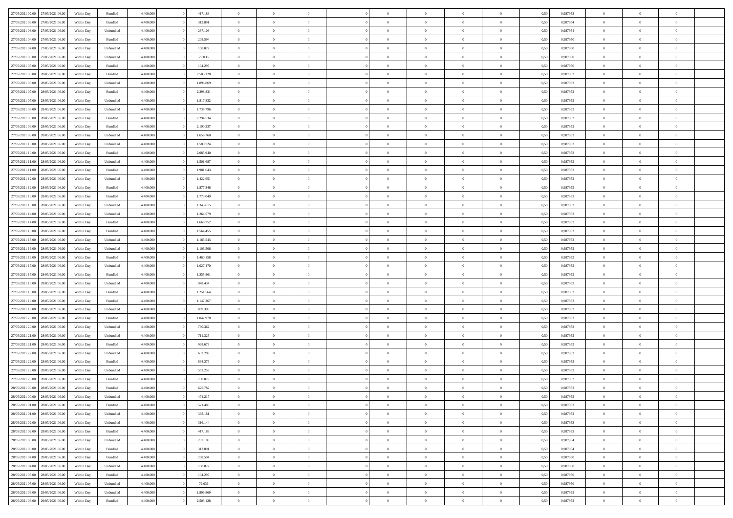| | | | | | | | | | | | | | | | | | | | | |
|---|---|---|---|---|---|---|---|---|---|---|---|---|---|---|---|---|---|---|---|---|
| 27/05/2021 02:00 | 27/05/2021 06:00 | Within Day | Bundled | 4.400.000 | 0 | 417.188 | 0 | 0 | 0 | | 0 | 0 | 0 | 0 | 0,50 | 0,987953 | 0 | 0 | 0 | |
| 27/05/2021 03:00 | 27/05/2021 06:00 | Within Day | Bundled | 4.400.000 | 0 | 312.891 | 0 | 0 | 0 | | 0 | 0 | 0 | 0 | 0,50 | 0,987954 | 0 | 0 | 0 | |
| 27/05/2021 03:00 | 27/05/2021 06:00 | Within Day | Unbundled | 4.400.000 | 0 | 237.108 | 0 | 0 | 0 | | 0 | 0 | 0 | 0 | 0,50 | 0,987954 | 0 | 0 | 0 | |
| 27/05/2021 04:00 | 27/05/2021 06:00 | Within Day | Bundled | 4.400.000 | 0 | 208.594 | 0 | 0 | 0 | | 0 | 0 | 0 | 0 | 0,50 | 0,987950 | 0 | 0 | 0 | |
| 27/05/2021 04:00 | 27/05/2021 06:00 | Within Day | Unbundled | 4.400.000 | 0 | 158.072 | 0 | 0 | 0 | | 0 | 0 | 0 | 0 | 0,50 | 0,987950 | 0 | 0 | 0 | |
| 27/05/2021 05:00 | 27/05/2021 06:00 | Within Day | Unbundled | 4.400.000 | 0 | 79.036 | 0 | 0 | 0 | | 0 | 0 | 0 | 0 | 0,50 | 0,987950 | 0 | 0 | 0 | |
| 27/05/2021 05:00 | 27/05/2021 06:00 | Within Day | Bundled | 4.400.000 | 0 | 104.297 | 0 | 0 | 0 | | 0 | 0 | 0 | 0 | 0,50 | 0,987950 | 0 | 0 | 0 | |
| 27/05/2021 06:00 | 28/05/2021 06:00 | Within Day | Bundled | 4.400.000 | 0 | 2.503.128 | 0 | 0 | 0 | | 0 | 0 | 0 | 0 | 0,50 | 0,987952 | 0 | 0 | 0 | |
| 27/05/2021 06:00 | 28/05/2021 06:00 | Within Day | Unbundled | 4.400.000 | 0 | 1.896.869 | 0 | 0 | 0 | | 0 | 0 | 0 | 0 | 0,50 | 0,987952 | 0 | 0 | 0 | |
| 27/05/2021 07:00 | 28/05/2021 06:00 | Within Day | Bundled | 4.400.000 | 0 | 2.398.831 | 0 | 0 | 0 | | 0 | 0 | 0 | 0 | 0,50 | 0,987952 | 0 | 0 | 0 | |
| 27/05/2021 07:00 | 28/05/2021 06:00 | Within Day | Unbundled | 4.400.000 | 0 | 1.817.832 | 0 | 0 | 0 | | 0 | 0 | 0 | 0 | 0,50 | 0,987952 | 0 | 0 | 0 | |
| 27/05/2021 08:00 | 28/05/2021 06:00 | Within Day | Unbundled | 4.400.000 | 0 | 1.738.796 | 0 | 0 | 0 | | 0 | 0 | 0 | 0 | 0,50 | 0,987952 | 0 | 0 | 0 | |
| 27/05/2021 08:00 | 28/05/2021 06:00 | Within Day | Bundled | 4.400.000 | 0 | 2.294.534 | 0 | 0 | 0 | | 0 | 0 | 0 | 0 | 0,50 | 0,987952 | 0 | 0 | 0 | |
| 27/05/2021 09:00 | 28/05/2021 06:00 | Within Day | Bundled | 4.400.000 | 0 | 2.190.237 | 0 | 0 | 0 | | 0 | 0 | 0 | 0 | 0,50 | 0,987952 | 0 | 0 | 0 | |
| 27/05/2021 09:00 | 28/05/2021 06:00 | Within Day | Unbundled | 4.400.000 | 0 | 1.659.760 | 0 | 0 | 0 | | 0 | 0 | 0 | 0 | 0,50 | 0,987952 | 0 | 0 | 0 | |
| 27/05/2021 10:00 | 28/05/2021 06:00 | Within Day | Unbundled | 4.400.000 | 0 | 1.580.724 | 0 | 0 | 0 | | 0 | 0 | 0 | 0 | 0,50 | 0,987952 | 0 | 0 | 0 | |
| 27/05/2021 10:00 | 28/05/2021 06:00 | Within Day | Bundled | 4.400.000 | 0 | 2.085.940 | 0 | 0 | 0 | | 0 | 0 | 0 | 0 | 0,50 | 0,987952 | 0 | 0 | 0 | |
| 27/05/2021 11:00 | 28/05/2021 06:00 | Within Day | Unbundled | 4.400.000 | 0 | 1.501.687 | 0 | 0 | 0 | | 0 | 0 | 0 | 0 | 0,50 | 0,987952 | 0 | 0 | 0 | |
| 27/05/2021 11:00 | 28/05/2021 06:00 | Within Day | Bundled | 4.400.000 | 0 | 1.981.643 | 0 | 0 | 0 | | 0 | 0 | 0 | 0 | 0,50 | 0,987952 | 0 | 0 | 0 | |
| 27/05/2021 12:00 | 28/05/2021 06:00 | Within Day | Unbundled | 4.400.000 | 0 | 1.422.651 | 0 | 0 | 0 | | 0 | 0 | 0 | 0 | 0,50 | 0,987952 | 0 | 0 | 0 | |
| 27/05/2021 12:00 | 28/05/2021 06:00 | Within Day | Bundled | 4.400.000 | 0 | 1.877.346 | 0 | 0 | 0 | | 0 | 0 | 0 | 0 | 0,50 | 0,987952 | 0 | 0 | 0 | |
| 27/05/2021 13:00 | 28/05/2021 06:00 | Within Day | Bundled | 4.400.000 | 0 | 1.773.049 | 0 | 0 | 0 | | 0 | 0 | 0 | 0 | 0,50 | 0,987953 | 0 | 0 | 0 | |
| 27/05/2021 13:00 | 28/05/2021 06:00 | Within Day | Unbundled | 4.400.000 | 0 | 1.343.615 | 0 | 0 | 0 | | 0 | 0 | 0 | 0 | 0,50 | 0,987953 | 0 | 0 | 0 | |
| 27/05/2021 14:00 | 28/05/2021 06:00 | Within Day | Unbundled | 4.400.000 | 0 | 1.264.579 | 0 | 0 | 0 | | 0 | 0 | 0 | 0 | 0,50 | 0,987952 | 0 | 0 | 0 | |
| 27/05/2021 14:00 | 28/05/2021 06:00 | Within Day | Bundled | 4.400.000 | 0 | 1.668.752 | 0 | 0 | 0 | | 0 | 0 | 0 | 0 | 0,50 | 0,987952 | 0 | 0 | 0 | |
| 27/05/2021 15:00 | 28/05/2021 06:00 | Within Day | Bundled | 4.400.000 | 0 | 1.564.455 | 0 | 0 | 0 | | 0 | 0 | 0 | 0 | 0,50 | 0,987952 | 0 | 0 | 0 | |
| 27/05/2021 15:00 | 28/05/2021 06:00 | Within Day | Unbundled | 4.400.000 | 0 | 1.185.543 | 0 | 0 | 0 | | 0 | 0 | 0 | 0 | 0,50 | 0,987952 | 0 | 0 | 0 | |
| 27/05/2021 16:00 | 28/05/2021 06:00 | Within Day | Unbundled | 4.400.000 | 0 | 1.106.506 | 0 | 0 | 0 | | 0 | 0 | 0 | 0 | 0,50 | 0,987952 | 0 | 0 | 0 | |
| 27/05/2021 16:00 | 28/05/2021 06:00 | Within Day | Bundled | 4.400.000 | 0 | 1.460.158 | 0 | 0 | 0 | | 0 | 0 | 0 | 0 | 0,50 | 0,987952 | 0 | 0 | 0 | |
| 27/05/2021 17:00 | 28/05/2021 06:00 | Within Day | Unbundled | 4.400.000 | 0 | 1.027.470 | 0 | 0 | 0 | | 0 | 0 | 0 | 0 | 0,50 | 0,987952 | 0 | 0 | 0 | |
| 27/05/2021 17:00 | 28/05/2021 06:00 | Within Day | Bundled | 4.400.000 | 0 | 1.355.861 | 0 | 0 | 0 | | 0 | 0 | 0 | 0 | 0,50 | 0,987952 | 0 | 0 | 0 | |
| 27/05/2021 18:00 | 28/05/2021 06:00 | Within Day | Unbundled | 4.400.000 | 0 | 948.434 | 0 | 0 | 0 | | 0 | 0 | 0 | 0 | 0,50 | 0,987953 | 0 | 0 | 0 | |
| 27/05/2021 18:00 | 28/05/2021 06:00 | Within Day | Bundled | 4.400.000 | 0 | 1.251.564 | 0 | 0 | 0 | | 0 | 0 | 0 | 0 | 0,50 | 0,987953 | 0 | 0 | 0 | |
| 27/05/2021 19:00 | 28/05/2021 06:00 | Within Day | Bundled | 4.400.000 | 0 | 1.147.267 | 0 | 0 | 0 | | 0 | 0 | 0 | 0 | 0,50 | 0,987952 | 0 | 0 | 0 | |
| 27/05/2021 19:00 | 28/05/2021 06:00 | Within Day | Unbundled | 4.400.000 | 0 | 869.398 | 0 | 0 | 0 | | 0 | 0 | 0 | 0 | 0,50 | 0,987952 | 0 | 0 | 0 | |
| 27/05/2021 20:00 | 28/05/2021 06:00 | Within Day | Bundled | 4.400.000 | 0 | 1.042.970 | 0 | 0 | 0 | | 0 | 0 | 0 | 0 | 0,50 | 0,987952 | 0 | 0 | 0 | |
| 27/05/2021 20:00 | 28/05/2021 06:00 | Within Day | Unbundled | 4.400.000 | 0 | 790.362 | 0 | 0 | 0 | | 0 | 0 | 0 | 0 | 0,50 | 0,987952 | 0 | 0 | 0 | |
| 27/05/2021 21:00 | 28/05/2021 06:00 | Within Day | Unbundled | 4.400.000 | 0 | 711.325 | 0 | 0 | 0 | | 0 | 0 | 0 | 0 | 0,50 | 0,987952 | 0 | 0 | 0 | |
| 27/05/2021 21:00 | 28/05/2021 06:00 | Within Day | Bundled | 4.400.000 | 0 | 938.673 | 0 | 0 | 0 | | 0 | 0 | 0 | 0 | 0,50 | 0,987952 | 0 | 0 | 0 | |
| 27/05/2021 22:00 | 28/05/2021 06:00 | Within Day | Unbundled | 4.400.000 | 0 | 632.289 | 0 | 0 | 0 | | 0 | 0 | 0 | 0 | 0,50 | 0,987953 | 0 | 0 | 0 | |
| 27/05/2021 22:00 | 28/05/2021 06:00 | Within Day | Bundled | 4.400.000 | 0 | 834.376 | 0 | 0 | 0 | | 0 | 0 | 0 | 0 | 0,50 | 0,987953 | 0 | 0 | 0 | |
| 27/05/2021 23:00 | 28/05/2021 06:00 | Within Day | Unbundled | 4.400.000 | 0 | 553.253 | 0 | 0 | 0 | | 0 | 0 | 0 | 0 | 0,50 | 0,987952 | 0 | 0 | 0 | |
| 27/05/2021 23:00 | 28/05/2021 06:00 | Within Day | Bundled | 4.400.000 | 0 | 730.079 | 0 | 0 | 0 | | 0 | 0 | 0 | 0 | 0,50 | 0,987952 | 0 | 0 | 0 | |
| 28/05/2021 00:00 | 28/05/2021 06:00 | Within Day | Bundled | 4.400.000 | 0 | 625.782 | 0 | 0 | 0 | | 0 | 0 | 0 | 0 | 0,50 | 0,987952 | 0 | 0 | 0 | |
| 28/05/2021 00:00 | 28/05/2021 06:00 | Within Day | Unbundled | 4.400.000 | 0 | 474.217 | 0 | 0 | 0 | | 0 | 0 | 0 | 0 | 0,50 | 0,987952 | 0 | 0 | 0 | |
| 28/05/2021 01:00 | 28/05/2021 06:00 | Within Day | Bundled | 4.400.000 | 0 | 521.485 | 0 | 0 | 0 | | 0 | 0 | 0 | 0 | 0,50 | 0,987952 | 0 | 0 | 0 | |
| 28/05/2021 01:00 | 28/05/2021 06:00 | Within Day | Unbundled | 4.400.000 | 0 | 395.181 | 0 | 0 | 0 | | 0 | 0 | 0 | 0 | 0,50 | 0,987952 | 0 | 0 | 0 | |
| 28/05/2021 02:00 | 28/05/2021 06:00 | Within Day | Unbundled | 4.400.000 | 0 | 316.144 | 0 | 0 | 0 | | 0 | 0 | 0 | 0 | 0,50 | 0,987953 | 0 | 0 | 0 | |
| 28/05/2021 02:00 | 28/05/2021 06:00 | Within Day | Bundled | 4.400.000 | 0 | 417.188 | 0 | 0 | 0 | | 0 | 0 | 0 | 0 | 0,50 | 0,987953 | 0 | 0 | 0 | |
| 28/05/2021 03:00 | 28/05/2021 06:00 | Within Day | Unbundled | 4.400.000 | 0 | 237.108 | 0 | 0 | 0 | | 0 | 0 | 0 | 0 | 0,50 | 0,987954 | 0 | 0 | 0 | |
| 28/05/2021 03:00 | 28/05/2021 06:00 | Within Day | Bundled | 4.400.000 | 0 | 312.891 | 0 | 0 | 0 | | 0 | 0 | 0 | 0 | 0,50 | 0,987954 | 0 | 0 | 0 | |
| 28/05/2021 04:00 | 28/05/2021 06:00 | Within Day | Bundled | 4.400.000 | 0 | 208.594 | 0 | 0 | 0 | | 0 | 0 | 0 | 0 | 0,50 | 0,987950 | 0 | 0 | 0 | |
| 28/05/2021 04:00 | 28/05/2021 06:00 | Within Day | Unbundled | 4.400.000 | 0 | 158.072 | 0 | 0 | 0 | | 0 | 0 | 0 | 0 | 0,50 | 0,987950 | 0 | 0 | 0 | |
| 28/05/2021 05:00 | 28/05/2021 06:00 | Within Day | Bundled | 4.400.000 | 0 | 104.297 | 0 | 0 | 0 | | 0 | 0 | 0 | 0 | 0,50 | 0,987950 | 0 | 0 | 0 | |
| 28/05/2021 05:00 | 28/05/2021 06:00 | Within Day | Unbundled | 4.400.000 | 0 | 79.036 | 0 | 0 | 0 | | 0 | 0 | 0 | 0 | 0,50 | 0,987950 | 0 | 0 | 0 | |
| 28/05/2021 06:00 | 29/05/2021 06:00 | Within Day | Unbundled | 4.400.000 | 0 | 1.896.869 | 0 | 0 | 0 | | 0 | 0 | 0 | 0 | 0,50 | 0,987952 | 0 | 0 | 0 | |
| 28/05/2021 06:00 | 29/05/2021 06:00 | Within Day | Bundled | 4.400.000 | 0 | 2.503.128 | 0 | 0 | 0 | | 0 | 0 | 0 | 0 | 0,50 | 0,987952 | 0 | 0 | 0 | |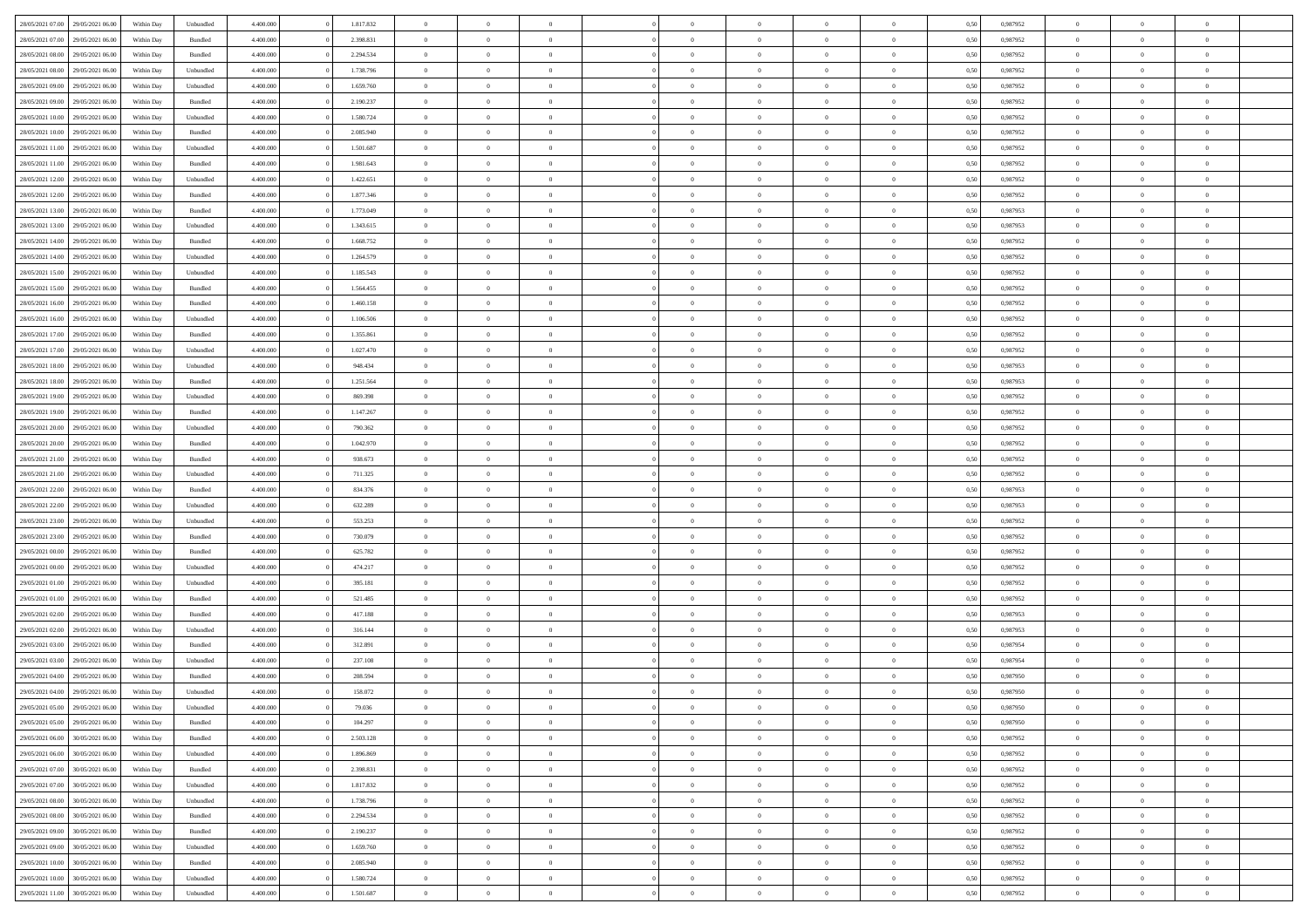| | | | | | | | | | | | | | | | | | | | | | |
|---|---|---|---|---|---|---|---|---|---|---|---|---|---|---|---|---|---|---|---|---|---|
| 28/05/2021 07:00 | 29/05/2021 06:00 | Within Day | Unbundled | 4.400.000 | 0 | 1.817.832 | 0 | 0 | 0 | | 0 | 0 | 0 | 0 | 0 | 0,50 | 0,987952 | 0 | 0 | 0 | |
| 28/05/2021 07:00 | 29/05/2021 06:00 | Within Day | Bundled | 4.400.000 | 0 | 2.398.831 | 0 | 0 | 0 | | 0 | 0 | 0 | 0 | 0 | 0,50 | 0,987952 | 0 | 0 | 0 | |
| 28/05/2021 08:00 | 29/05/2021 06:00 | Within Day | Bundled | 4.400.000 | 0 | 2.294.534 | 0 | 0 | 0 | | 0 | 0 | 0 | 0 | 0 | 0,50 | 0,987952 | 0 | 0 | 0 | |
| 28/05/2021 08:00 | 29/05/2021 06:00 | Within Day | Unbundled | 4.400.000 | 0 | 1.738.796 | 0 | 0 | 0 | | 0 | 0 | 0 | 0 | 0 | 0,50 | 0,987952 | 0 | 0 | 0 | |
| 28/05/2021 09:00 | 29/05/2021 06:00 | Within Day | Unbundled | 4.400.000 | 0 | 1.659.760 | 0 | 0 | 0 | | 0 | 0 | 0 | 0 | 0 | 0,50 | 0,987952 | 0 | 0 | 0 | |
| 28/05/2021 09:00 | 29/05/2021 06:00 | Within Day | Bundled | 4.400.000 | 0 | 2.190.237 | 0 | 0 | 0 | | 0 | 0 | 0 | 0 | 0 | 0,50 | 0,987952 | 0 | 0 | 0 | |
| 28/05/2021 10:00 | 29/05/2021 06:00 | Within Day | Unbundled | 4.400.000 | 0 | 1.580.724 | 0 | 0 | 0 | | 0 | 0 | 0 | 0 | 0 | 0,50 | 0,987952 | 0 | 0 | 0 | |
| 28/05/2021 10:00 | 29/05/2021 06:00 | Within Day | Bundled | 4.400.000 | 0 | 2.085.940 | 0 | 0 | 0 | | 0 | 0 | 0 | 0 | 0 | 0,50 | 0,987952 | 0 | 0 | 0 | |
| 28/05/2021 11:00 | 29/05/2021 06:00 | Within Day | Unbundled | 4.400.000 | 0 | 1.501.687 | 0 | 0 | 0 | | 0 | 0 | 0 | 0 | 0 | 0,50 | 0,987952 | 0 | 0 | 0 | |
| 28/05/2021 11:00 | 29/05/2021 06:00 | Within Day | Bundled | 4.400.000 | 0 | 1.981.643 | 0 | 0 | 0 | | 0 | 0 | 0 | 0 | 0 | 0,50 | 0,987952 | 0 | 0 | 0 | |
| 28/05/2021 12:00 | 29/05/2021 06:00 | Within Day | Unbundled | 4.400.000 | 0 | 1.422.651 | 0 | 0 | 0 | | 0 | 0 | 0 | 0 | 0 | 0,50 | 0,987952 | 0 | 0 | 0 | |
| 28/05/2021 12:00 | 29/05/2021 06:00 | Within Day | Bundled | 4.400.000 | 0 | 1.877.346 | 0 | 0 | 0 | | 0 | 0 | 0 | 0 | 0 | 0,50 | 0,987952 | 0 | 0 | 0 | |
| 28/05/2021 13:00 | 29/05/2021 06:00 | Within Day | Bundled | 4.400.000 | 0 | 1.773.049 | 0 | 0 | 0 | | 0 | 0 | 0 | 0 | 0 | 0,50 | 0,987953 | 0 | 0 | 0 | |
| 28/05/2021 13:00 | 29/05/2021 06:00 | Within Day | Unbundled | 4.400.000 | 0 | 1.343.615 | 0 | 0 | 0 | | 0 | 0 | 0 | 0 | 0 | 0,50 | 0,987953 | 0 | 0 | 0 | |
| 28/05/2021 14:00 | 29/05/2021 06:00 | Within Day | Bundled | 4.400.000 | 0 | 1.668.752 | 0 | 0 | 0 | | 0 | 0 | 0 | 0 | 0 | 0,50 | 0,987952 | 0 | 0 | 0 | |
| 28/05/2021 14:00 | 29/05/2021 06:00 | Within Day | Unbundled | 4.400.000 | 0 | 1.264.579 | 0 | 0 | 0 | | 0 | 0 | 0 | 0 | 0 | 0,50 | 0,987952 | 0 | 0 | 0 | |
| 28/05/2021 15:00 | 29/05/2021 06:00 | Within Day | Unbundled | 4.400.000 | 0 | 1.185.543 | 0 | 0 | 0 | | 0 | 0 | 0 | 0 | 0 | 0,50 | 0,987952 | 0 | 0 | 0 | |
| 28/05/2021 15:00 | 29/05/2021 06:00 | Within Day | Bundled | 4.400.000 | 0 | 1.564.455 | 0 | 0 | 0 | | 0 | 0 | 0 | 0 | 0 | 0,50 | 0,987952 | 0 | 0 | 0 | |
| 28/05/2021 16:00 | 29/05/2021 06:00 | Within Day | Bundled | 4.400.000 | 0 | 1.460.158 | 0 | 0 | 0 | | 0 | 0 | 0 | 0 | 0 | 0,50 | 0,987952 | 0 | 0 | 0 | |
| 28/05/2021 16:00 | 29/05/2021 06:00 | Within Day | Unbundled | 4.400.000 | 0 | 1.106.506 | 0 | 0 | 0 | | 0 | 0 | 0 | 0 | 0 | 0,50 | 0,987952 | 0 | 0 | 0 | |
| 28/05/2021 17:00 | 29/05/2021 06:00 | Within Day | Bundled | 4.400.000 | 0 | 1.355.861 | 0 | 0 | 0 | | 0 | 0 | 0 | 0 | 0 | 0,50 | 0,987952 | 0 | 0 | 0 | |
| 28/05/2021 17:00 | 29/05/2021 06:00 | Within Day | Unbundled | 4.400.000 | 0 | 1.027.470 | 0 | 0 | 0 | | 0 | 0 | 0 | 0 | 0 | 0,50 | 0,987952 | 0 | 0 | 0 | |
| 28/05/2021 18:00 | 29/05/2021 06:00 | Within Day | Unbundled | 4.400.000 | 0 | 948.434 | 0 | 0 | 0 | | 0 | 0 | 0 | 0 | 0 | 0,50 | 0,987953 | 0 | 0 | 0 | |
| 28/05/2021 18:00 | 29/05/2021 06:00 | Within Day | Bundled | 4.400.000 | 0 | 1.251.564 | 0 | 0 | 0 | | 0 | 0 | 0 | 0 | 0 | 0,50 | 0,987953 | 0 | 0 | 0 | |
| 28/05/2021 19:00 | 29/05/2021 06:00 | Within Day | Unbundled | 4.400.000 | 0 | 869.398 | 0 | 0 | 0 | | 0 | 0 | 0 | 0 | 0 | 0,50 | 0,987952 | 0 | 0 | 0 | |
| 28/05/2021 19:00 | 29/05/2021 06:00 | Within Day | Bundled | 4.400.000 | 0 | 1.147.267 | 0 | 0 | 0 | | 0 | 0 | 0 | 0 | 0 | 0,50 | 0,987952 | 0 | 0 | 0 | |
| 28/05/2021 20:00 | 29/05/2021 06:00 | Within Day | Unbundled | 4.400.000 | 0 | 790.362 | 0 | 0 | 0 | | 0 | 0 | 0 | 0 | 0 | 0,50 | 0,987952 | 0 | 0 | 0 | |
| 28/05/2021 20:00 | 29/05/2021 06:00 | Within Day | Bundled | 4.400.000 | 0 | 1.042.970 | 0 | 0 | 0 | | 0 | 0 | 0 | 0 | 0 | 0,50 | 0,987952 | 0 | 0 | 0 | |
| 28/05/2021 21:00 | 29/05/2021 06:00 | Within Day | Bundled | 4.400.000 | 0 | 938.673 | 0 | 0 | 0 | | 0 | 0 | 0 | 0 | 0 | 0,50 | 0,987952 | 0 | 0 | 0 | |
| 28/05/2021 21:00 | 29/05/2021 06:00 | Within Day | Unbundled | 4.400.000 | 0 | 711.325 | 0 | 0 | 0 | | 0 | 0 | 0 | 0 | 0 | 0,50 | 0,987952 | 0 | 0 | 0 | |
| 28/05/2021 22:00 | 29/05/2021 06:00 | Within Day | Bundled | 4.400.000 | 0 | 834.376 | 0 | 0 | 0 | | 0 | 0 | 0 | 0 | 0 | 0,50 | 0,987953 | 0 | 0 | 0 | |
| 28/05/2021 22:00 | 29/05/2021 06:00 | Within Day | Unbundled | 4.400.000 | 0 | 632.289 | 0 | 0 | 0 | | 0 | 0 | 0 | 0 | 0 | 0,50 | 0,987953 | 0 | 0 | 0 | |
| 28/05/2021 23:00 | 29/05/2021 06:00 | Within Day | Unbundled | 4.400.000 | 0 | 553.253 | 0 | 0 | 0 | | 0 | 0 | 0 | 0 | 0 | 0,50 | 0,987952 | 0 | 0 | 0 | |
| 28/05/2021 23:00 | 29/05/2021 06:00 | Within Day | Bundled | 4.400.000 | 0 | 730.079 | 0 | 0 | 0 | | 0 | 0 | 0 | 0 | 0 | 0,50 | 0,987952 | 0 | 0 | 0 | |
| 29/05/2021 00:00 | 29/05/2021 06:00 | Within Day | Bundled | 4.400.000 | 0 | 625.782 | 0 | 0 | 0 | | 0 | 0 | 0 | 0 | 0 | 0,50 | 0,987952 | 0 | 0 | 0 | |
| 29/05/2021 00:00 | 29/05/2021 06:00 | Within Day | Unbundled | 4.400.000 | 0 | 474.217 | 0 | 0 | 0 | | 0 | 0 | 0 | 0 | 0 | 0,50 | 0,987952 | 0 | 0 | 0 | |
| 29/05/2021 01:00 | 29/05/2021 06:00 | Within Day | Unbundled | 4.400.000 | 0 | 395.181 | 0 | 0 | 0 | | 0 | 0 | 0 | 0 | 0 | 0,50 | 0,987952 | 0 | 0 | 0 | |
| 29/05/2021 01:00 | 29/05/2021 06:00 | Within Day | Bundled | 4.400.000 | 0 | 521.485 | 0 | 0 | 0 | | 0 | 0 | 0 | 0 | 0 | 0,50 | 0,987952 | 0 | 0 | 0 | |
| 29/05/2021 02:00 | 29/05/2021 06:00 | Within Day | Bundled | 4.400.000 | 0 | 417.188 | 0 | 0 | 0 | | 0 | 0 | 0 | 0 | 0 | 0,50 | 0,987953 | 0 | 0 | 0 | |
| 29/05/2021 02:00 | 29/05/2021 06:00 | Within Day | Unbundled | 4.400.000 | 0 | 316.144 | 0 | 0 | 0 | | 0 | 0 | 0 | 0 | 0 | 0,50 | 0,987953 | 0 | 0 | 0 | |
| 29/05/2021 03:00 | 29/05/2021 06:00 | Within Day | Bundled | 4.400.000 | 0 | 312.891 | 0 | 0 | 0 | | 0 | 0 | 0 | 0 | 0 | 0,50 | 0,987954 | 0 | 0 | 0 | |
| 29/05/2021 03:00 | 29/05/2021 06:00 | Within Day | Unbundled | 4.400.000 | 0 | 237.108 | 0 | 0 | 0 | | 0 | 0 | 0 | 0 | 0 | 0,50 | 0,987954 | 0 | 0 | 0 | |
| 29/05/2021 04:00 | 29/05/2021 06:00 | Within Day | Bundled | 4.400.000 | 0 | 208.594 | 0 | 0 | 0 | | 0 | 0 | 0 | 0 | 0 | 0,50 | 0,987950 | 0 | 0 | 0 | |
| 29/05/2021 04:00 | 29/05/2021 06:00 | Within Day | Unbundled | 4.400.000 | 0 | 158.072 | 0 | 0 | 0 | | 0 | 0 | 0 | 0 | 0 | 0,50 | 0,987950 | 0 | 0 | 0 | |
| 29/05/2021 05:00 | 29/05/2021 06:00 | Within Day | Unbundled | 4.400.000 | 0 | 79.036 | 0 | 0 | 0 | | 0 | 0 | 0 | 0 | 0 | 0,50 | 0,987950 | 0 | 0 | 0 | |
| 29/05/2021 05:00 | 29/05/2021 06:00 | Within Day | Bundled | 4.400.000 | 0 | 104.297 | 0 | 0 | 0 | | 0 | 0 | 0 | 0 | 0 | 0,50 | 0,987950 | 0 | 0 | 0 | |
| 29/05/2021 06:00 | 30/05/2021 06:00 | Within Day | Bundled | 4.400.000 | 0 | 2.503.128 | 0 | 0 | 0 | | 0 | 0 | 0 | 0 | 0 | 0,50 | 0,987952 | 0 | 0 | 0 | |
| 29/05/2021 06:00 | 30/05/2021 06:00 | Within Day | Unbundled | 4.400.000 | 0 | 1.896.869 | 0 | 0 | 0 | | 0 | 0 | 0 | 0 | 0 | 0,50 | 0,987952 | 0 | 0 | 0 | |
| 29/05/2021 07:00 | 30/05/2021 06:00 | Within Day | Bundled | 4.400.000 | 0 | 2.398.831 | 0 | 0 | 0 | | 0 | 0 | 0 | 0 | 0 | 0,50 | 0,987952 | 0 | 0 | 0 | |
| 29/05/2021 07:00 | 30/05/2021 06:00 | Within Day | Unbundled | 4.400.000 | 0 | 1.817.832 | 0 | 0 | 0 | | 0 | 0 | 0 | 0 | 0 | 0,50 | 0,987952 | 0 | 0 | 0 | |
| 29/05/2021 08:00 | 30/05/2021 06:00 | Within Day | Unbundled | 4.400.000 | 0 | 1.738.796 | 0 | 0 | 0 | | 0 | 0 | 0 | 0 | 0 | 0,50 | 0,987952 | 0 | 0 | 0 | |
| 29/05/2021 08:00 | 30/05/2021 06:00 | Within Day | Bundled | 4.400.000 | 0 | 2.294.534 | 0 | 0 | 0 | | 0 | 0 | 0 | 0 | 0 | 0,50 | 0,987952 | 0 | 0 | 0 | |
| 29/05/2021 09:00 | 30/05/2021 06:00 | Within Day | Bundled | 4.400.000 | 0 | 2.190.237 | 0 | 0 | 0 | | 0 | 0 | 0 | 0 | 0 | 0,50 | 0,987952 | 0 | 0 | 0 | |
| 29/05/2021 09:00 | 30/05/2021 06:00 | Within Day | Unbundled | 4.400.000 | 0 | 1.659.760 | 0 | 0 | 0 | | 0 | 0 | 0 | 0 | 0 | 0,50 | 0,987952 | 0 | 0 | 0 | |
| 29/05/2021 10:00 | 30/05/2021 06:00 | Within Day | Bundled | 4.400.000 | 0 | 2.085.940 | 0 | 0 | 0 | | 0 | 0 | 0 | 0 | 0 | 0,50 | 0,987952 | 0 | 0 | 0 | |
| 29/05/2021 10:00 | 30/05/2021 06:00 | Within Day | Unbundled | 4.400.000 | 0 | 1.580.724 | 0 | 0 | 0 | | 0 | 0 | 0 | 0 | 0 | 0,50 | 0,987952 | 0 | 0 | 0 | |
| 29/05/2021 11:00 | 30/05/2021 06:00 | Within Day | Unbundled | 4.400.000 | 0 | 1.501.687 | 0 | 0 | 0 | | 0 | 0 | 0 | 0 | 0 | 0,50 | 0,987952 | 0 | 0 | 0 | |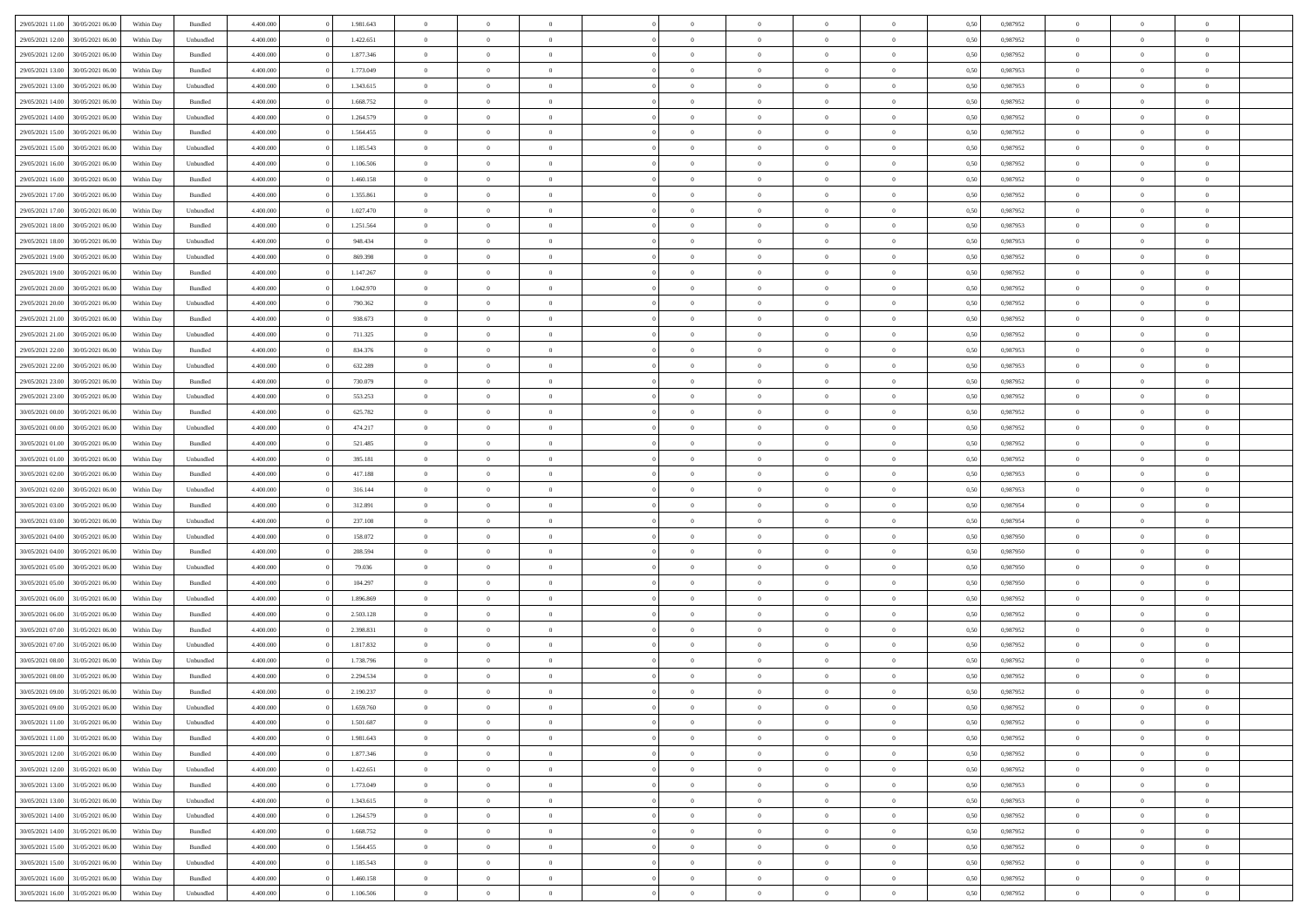| | | | | | | | | | | | | | | | | | | | | | |
|---|---|---|---|---|---|---|---|---|---|---|---|---|---|---|---|---|---|---|---|---|---|
| 29/05/2021 11:00 | 30/05/2021 06:00 | Within Day | Bundled | 4.400.000 | 0 | 1.981.643 | 0 | 0 | 0 | | 0 | 0 | 0 | 0 | 0,50 | 0,987952 | 0 | 0 | 0 | |
| 29/05/2021 12:00 | 30/05/2021 06:00 | Within Day | Unbundled | 4.400.000 | 0 | 1.422.651 | 0 | 0 | 0 | | 0 | 0 | 0 | 0 | 0,50 | 0,987952 | 0 | 0 | 0 | |
| 29/05/2021 12:00 | 30/05/2021 06:00 | Within Day | Bundled | 4.400.000 | 0 | 1.877.346 | 0 | 0 | 0 | | 0 | 0 | 0 | 0 | 0,50 | 0,987952 | 0 | 0 | 0 | |
| 29/05/2021 13:00 | 30/05/2021 06:00 | Within Day | Bundled | 4.400.000 | 0 | 1.773.049 | 0 | 0 | 0 | | 0 | 0 | 0 | 0 | 0,50 | 0,987953 | 0 | 0 | 0 | |
| 29/05/2021 13:00 | 30/05/2021 06:00 | Within Day | Unbundled | 4.400.000 | 0 | 1.343.615 | 0 | 0 | 0 | | 0 | 0 | 0 | 0 | 0,50 | 0,987953 | 0 | 0 | 0 | |
| 29/05/2021 14:00 | 30/05/2021 06:00 | Within Day | Bundled | 4.400.000 | 0 | 1.668.752 | 0 | 0 | 0 | | 0 | 0 | 0 | 0 | 0,50 | 0,987952 | 0 | 0 | 0 | |
| 29/05/2021 14:00 | 30/05/2021 06:00 | Within Day | Unbundled | 4.400.000 | 0 | 1.264.579 | 0 | 0 | 0 | | 0 | 0 | 0 | 0 | 0,50 | 0,987952 | 0 | 0 | 0 | |
| 29/05/2021 15:00 | 30/05/2021 06:00 | Within Day | Bundled | 4.400.000 | 0 | 1.564.455 | 0 | 0 | 0 | | 0 | 0 | 0 | 0 | 0,50 | 0,987952 | 0 | 0 | 0 | |
| 29/05/2021 15:00 | 30/05/2021 06:00 | Within Day | Unbundled | 4.400.000 | 0 | 1.185.543 | 0 | 0 | 0 | | 0 | 0 | 0 | 0 | 0,50 | 0,987952 | 0 | 0 | 0 | |
| 29/05/2021 16:00 | 30/05/2021 06:00 | Within Day | Unbundled | 4.400.000 | 0 | 1.106.506 | 0 | 0 | 0 | | 0 | 0 | 0 | 0 | 0,50 | 0,987952 | 0 | 0 | 0 | |
| 29/05/2021 16:00 | 30/05/2021 06:00 | Within Day | Bundled | 4.400.000 | 0 | 1.460.158 | 0 | 0 | 0 | | 0 | 0 | 0 | 0 | 0,50 | 0,987952 | 0 | 0 | 0 | |
| 29/05/2021 17:00 | 30/05/2021 06:00 | Within Day | Bundled | 4.400.000 | 0 | 1.355.861 | 0 | 0 | 0 | | 0 | 0 | 0 | 0 | 0,50 | 0,987952 | 0 | 0 | 0 | |
| 29/05/2021 17:00 | 30/05/2021 06:00 | Within Day | Unbundled | 4.400.000 | 0 | 1.027.470 | 0 | 0 | 0 | | 0 | 0 | 0 | 0 | 0,50 | 0,987952 | 0 | 0 | 0 | |
| 29/05/2021 18:00 | 30/05/2021 06:00 | Within Day | Bundled | 4.400.000 | 0 | 1.251.564 | 0 | 0 | 0 | | 0 | 0 | 0 | 0 | 0,50 | 0,987953 | 0 | 0 | 0 | |
| 29/05/2021 18:00 | 30/05/2021 06:00 | Within Day | Unbundled | 4.400.000 | 0 | 948.434 | 0 | 0 | 0 | | 0 | 0 | 0 | 0 | 0,50 | 0,987953 | 0 | 0 | 0 | |
| 29/05/2021 19:00 | 30/05/2021 06:00 | Within Day | Unbundled | 4.400.000 | 0 | 869.398 | 0 | 0 | 0 | | 0 | 0 | 0 | 0 | 0,50 | 0,987952 | 0 | 0 | 0 | |
| 29/05/2021 19:00 | 30/05/2021 06:00 | Within Day | Bundled | 4.400.000 | 0 | 1.147.267 | 0 | 0 | 0 | | 0 | 0 | 0 | 0 | 0,50 | 0,987952 | 0 | 0 | 0 | |
| 29/05/2021 20:00 | 30/05/2021 06:00 | Within Day | Bundled | 4.400.000 | 0 | 1.042.970 | 0 | 0 | 0 | | 0 | 0 | 0 | 0 | 0,50 | 0,987952 | 0 | 0 | 0 | |
| 29/05/2021 20:00 | 30/05/2021 06:00 | Within Day | Unbundled | 4.400.000 | 0 | 790.362 | 0 | 0 | 0 | | 0 | 0 | 0 | 0 | 0,50 | 0,987952 | 0 | 0 | 0 | |
| 29/05/2021 21:00 | 30/05/2021 06:00 | Within Day | Bundled | 4.400.000 | 0 | 938.673 | 0 | 0 | 0 | | 0 | 0 | 0 | 0 | 0,50 | 0,987952 | 0 | 0 | 0 | |
| 29/05/2021 21:00 | 30/05/2021 06:00 | Within Day | Unbundled | 4.400.000 | 0 | 711.325 | 0 | 0 | 0 | | 0 | 0 | 0 | 0 | 0,50 | 0,987952 | 0 | 0 | 0 | |
| 29/05/2021 22:00 | 30/05/2021 06:00 | Within Day | Bundled | 4.400.000 | 0 | 834.376 | 0 | 0 | 0 | | 0 | 0 | 0 | 0 | 0,50 | 0,987953 | 0 | 0 | 0 | |
| 29/05/2021 22:00 | 30/05/2021 06:00 | Within Day | Unbundled | 4.400.000 | 0 | 632.289 | 0 | 0 | 0 | | 0 | 0 | 0 | 0 | 0,50 | 0,987953 | 0 | 0 | 0 | |
| 29/05/2021 23:00 | 30/05/2021 06:00 | Within Day | Bundled | 4.400.000 | 0 | 730.079 | 0 | 0 | 0 | | 0 | 0 | 0 | 0 | 0,50 | 0,987952 | 0 | 0 | 0 | |
| 29/05/2021 23:00 | 30/05/2021 06:00 | Within Day | Unbundled | 4.400.000 | 0 | 553.253 | 0 | 0 | 0 | | 0 | 0 | 0 | 0 | 0,50 | 0,987952 | 0 | 0 | 0 | |
| 30/05/2021 00:00 | 30/05/2021 06:00 | Within Day | Bundled | 4.400.000 | 0 | 625.782 | 0 | 0 | 0 | | 0 | 0 | 0 | 0 | 0,50 | 0,987952 | 0 | 0 | 0 | |
| 30/05/2021 00:00 | 30/05/2021 06:00 | Within Day | Unbundled | 4.400.000 | 0 | 474.217 | 0 | 0 | 0 | | 0 | 0 | 0 | 0 | 0,50 | 0,987952 | 0 | 0 | 0 | |
| 30/05/2021 01:00 | 30/05/2021 06:00 | Within Day | Bundled | 4.400.000 | 0 | 521.485 | 0 | 0 | 0 | | 0 | 0 | 0 | 0 | 0,50 | 0,987952 | 0 | 0 | 0 | |
| 30/05/2021 01:00 | 30/05/2021 06:00 | Within Day | Unbundled | 4.400.000 | 0 | 395.181 | 0 | 0 | 0 | | 0 | 0 | 0 | 0 | 0,50 | 0,987952 | 0 | 0 | 0 | |
| 30/05/2021 02:00 | 30/05/2021 06:00 | Within Day | Bundled | 4.400.000 | 0 | 417.188 | 0 | 0 | 0 | | 0 | 0 | 0 | 0 | 0,50 | 0,987953 | 0 | 0 | 0 | |
| 30/05/2021 02:00 | 30/05/2021 06:00 | Within Day | Unbundled | 4.400.000 | 0 | 316.144 | 0 | 0 | 0 | | 0 | 0 | 0 | 0 | 0,50 | 0,987953 | 0 | 0 | 0 | |
| 30/05/2021 03:00 | 30/05/2021 06:00 | Within Day | Bundled | 4.400.000 | 0 | 312.891 | 0 | 0 | 0 | | 0 | 0 | 0 | 0 | 0,50 | 0,987954 | 0 | 0 | 0 | |
| 30/05/2021 03:00 | 30/05/2021 06:00 | Within Day | Unbundled | 4.400.000 | 0 | 237.108 | 0 | 0 | 0 | | 0 | 0 | 0 | 0 | 0,50 | 0,987954 | 0 | 0 | 0 | |
| 30/05/2021 04:00 | 30/05/2021 06:00 | Within Day | Unbundled | 4.400.000 | 0 | 158.072 | 0 | 0 | 0 | | 0 | 0 | 0 | 0 | 0,50 | 0,987950 | 0 | 0 | 0 | |
| 30/05/2021 04:00 | 30/05/2021 06:00 | Within Day | Bundled | 4.400.000 | 0 | 208.594 | 0 | 0 | 0 | | 0 | 0 | 0 | 0 | 0,50 | 0,987950 | 0 | 0 | 0 | |
| 30/05/2021 05:00 | 30/05/2021 06:00 | Within Day | Unbundled | 4.400.000 | 0 | 79.036 | 0 | 0 | 0 | | 0 | 0 | 0 | 0 | 0,50 | 0,987950 | 0 | 0 | 0 | |
| 30/05/2021 05:00 | 30/05/2021 06:00 | Within Day | Bundled | 4.400.000 | 0 | 104.297 | 0 | 0 | 0 | | 0 | 0 | 0 | 0 | 0,50 | 0,987950 | 0 | 0 | 0 | |
| 30/05/2021 06:00 | 31/05/2021 06:00 | Within Day | Unbundled | 4.400.000 | 0 | 1.896.869 | 0 | 0 | 0 | | 0 | 0 | 0 | 0 | 0,50 | 0,987952 | 0 | 0 | 0 | |
| 30/05/2021 06:00 | 31/05/2021 06:00 | Within Day | Bundled | 4.400.000 | 0 | 2.503.128 | 0 | 0 | 0 | | 0 | 0 | 0 | 0 | 0,50 | 0,987952 | 0 | 0 | 0 | |
| 30/05/2021 07:00 | 31/05/2021 06:00 | Within Day | Bundled | 4.400.000 | 0 | 2.398.831 | 0 | 0 | 0 | | 0 | 0 | 0 | 0 | 0,50 | 0,987952 | 0 | 0 | 0 | |
| 30/05/2021 07:00 | 31/05/2021 06:00 | Within Day | Unbundled | 4.400.000 | 0 | 1.817.832 | 0 | 0 | 0 | | 0 | 0 | 0 | 0 | 0,50 | 0,987952 | 0 | 0 | 0 | |
| 30/05/2021 08:00 | 31/05/2021 06:00 | Within Day | Unbundled | 4.400.000 | 0 | 1.738.796 | 0 | 0 | 0 | | 0 | 0 | 0 | 0 | 0,50 | 0,987952 | 0 | 0 | 0 | |
| 30/05/2021 08:00 | 31/05/2021 06:00 | Within Day | Bundled | 4.400.000 | 0 | 2.294.534 | 0 | 0 | 0 | | 0 | 0 | 0 | 0 | 0,50 | 0,987952 | 0 | 0 | 0 | |
| 30/05/2021 09:00 | 31/05/2021 06:00 | Within Day | Bundled | 4.400.000 | 0 | 2.190.237 | 0 | 0 | 0 | | 0 | 0 | 0 | 0 | 0,50 | 0,987952 | 0 | 0 | 0 | |
| 30/05/2021 09:00 | 31/05/2021 06:00 | Within Day | Unbundled | 4.400.000 | 0 | 1.659.760 | 0 | 0 | 0 | | 0 | 0 | 0 | 0 | 0,50 | 0,987952 | 0 | 0 | 0 | |
| 30/05/2021 11:00 | 31/05/2021 06:00 | Within Day | Unbundled | 4.400.000 | 0 | 1.501.687 | 0 | 0 | 0 | | 0 | 0 | 0 | 0 | 0,50 | 0,987952 | 0 | 0 | 0 | |
| 30/05/2021 11:00 | 31/05/2021 06:00 | Within Day | Bundled | 4.400.000 | 0 | 1.981.643 | 0 | 0 | 0 | | 0 | 0 | 0 | 0 | 0,50 | 0,987952 | 0 | 0 | 0 | |
| 30/05/2021 12:00 | 31/05/2021 06:00 | Within Day | Bundled | 4.400.000 | 0 | 1.877.346 | 0 | 0 | 0 | | 0 | 0 | 0 | 0 | 0,50 | 0,987952 | 0 | 0 | 0 | |
| 30/05/2021 12:00 | 31/05/2021 06:00 | Within Day | Unbundled | 4.400.000 | 0 | 1.422.651 | 0 | 0 | 0 | | 0 | 0 | 0 | 0 | 0,50 | 0,987952 | 0 | 0 | 0 | |
| 30/05/2021 13:00 | 31/05/2021 06:00 | Within Day | Bundled | 4.400.000 | 0 | 1.773.049 | 0 | 0 | 0 | | 0 | 0 | 0 | 0 | 0,50 | 0,987953 | 0 | 0 | 0 | |
| 30/05/2021 13:00 | 31/05/2021 06:00 | Within Day | Unbundled | 4.400.000 | 0 | 1.343.615 | 0 | 0 | 0 | | 0 | 0 | 0 | 0 | 0,50 | 0,987953 | 0 | 0 | 0 | |
| 30/05/2021 14:00 | 31/05/2021 06:00 | Within Day | Unbundled | 4.400.000 | 0 | 1.264.579 | 0 | 0 | 0 | | 0 | 0 | 0 | 0 | 0,50 | 0,987952 | 0 | 0 | 0 | |
| 30/05/2021 14:00 | 31/05/2021 06:00 | Within Day | Bundled | 4.400.000 | 0 | 1.668.752 | 0 | 0 | 0 | | 0 | 0 | 0 | 0 | 0,50 | 0,987952 | 0 | 0 | 0 | |
| 30/05/2021 15:00 | 31/05/2021 06:00 | Within Day | Bundled | 4.400.000 | 0 | 1.564.455 | 0 | 0 | 0 | | 0 | 0 | 0 | 0 | 0,50 | 0,987952 | 0 | 0 | 0 | |
| 30/05/2021 15:00 | 31/05/2021 06:00 | Within Day | Unbundled | 4.400.000 | 0 | 1.185.543 | 0 | 0 | 0 | | 0 | 0 | 0 | 0 | 0,50 | 0,987952 | 0 | 0 | 0 | |
| 30/05/2021 16:00 | 31/05/2021 06:00 | Within Day | Bundled | 4.400.000 | 0 | 1.460.158 | 0 | 0 | 0 | | 0 | 0 | 0 | 0 | 0,50 | 0,987952 | 0 | 0 | 0 | |
| 30/05/2021 16:00 | 31/05/2021 06:00 | Within Day | Unbundled | 4.400.000 | 0 | 1.106.506 | 0 | 0 | 0 | | 0 | 0 | 0 | 0 | 0,50 | 0,987952 | 0 | 0 | 0 | |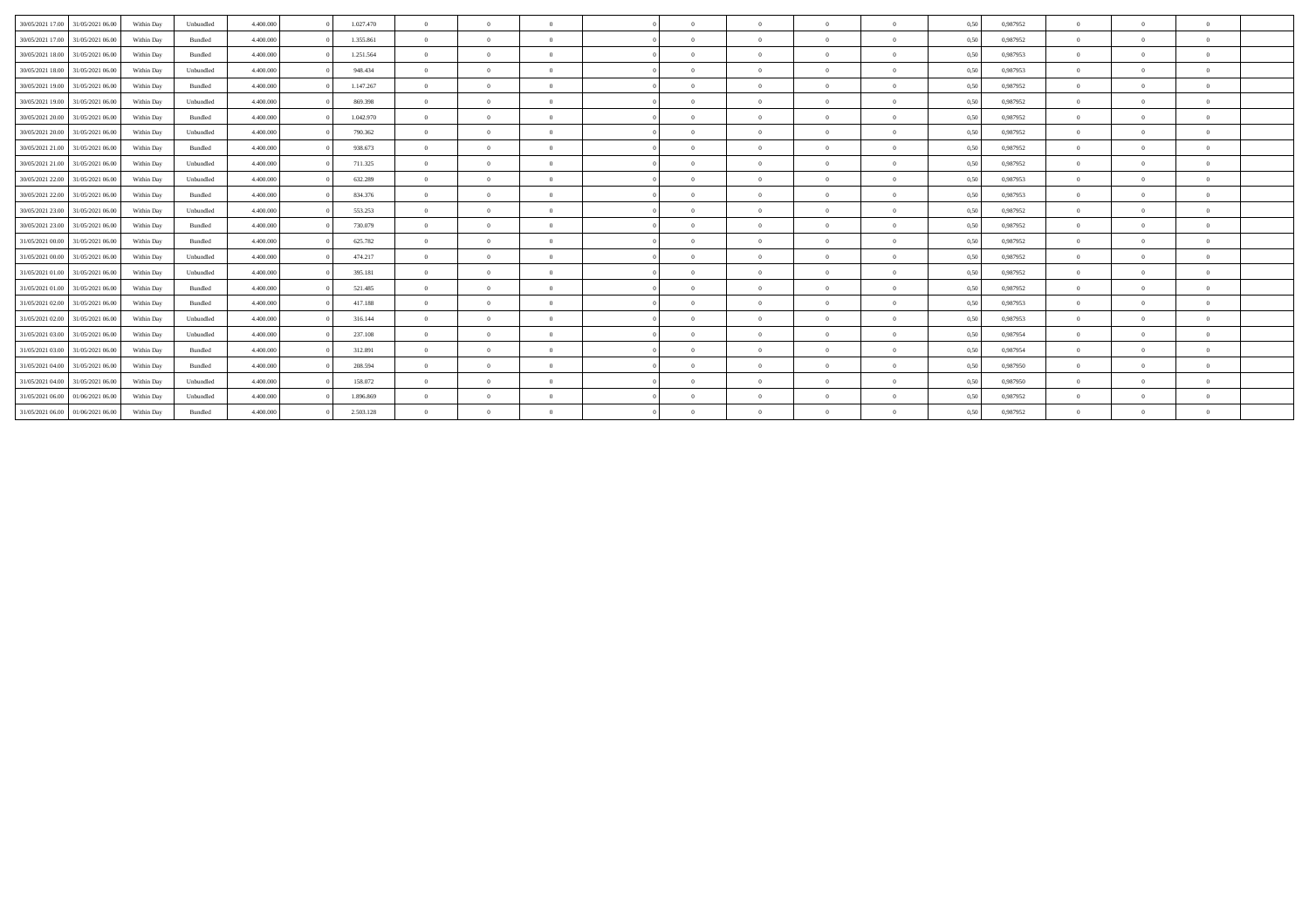| | | | | | | | | | | | | | | | | | | | | | |
|---|---|---|---|---|---|---|---|---|---|---|---|---|---|---|---|---|---|---|---|---|---|
| 30/05/2021 17.00 | 31/05/2021 06.00 | Within Day | Unbundled | 4.400.000 | 0 | 1.027.470 | 0 | 0 | 0 | | 0 | 0 | 0 | 0 | 0 | 0,50 | 0,987952 | 0 | 0 | 0 | |
| 30/05/2021 17.00 | 31/05/2021 06.00 | Within Day | Bundled | 4.400.000 | 0 | 1.355.861 | 0 | 0 | 0 | | 0 | 0 | 0 | 0 | 0 | 0,50 | 0,987952 | 0 | 0 | 0 | |
| 30/05/2021 18.00 | 31/05/2021 06.00 | Within Day | Bundled | 4.400.000 | 0 | 1.251.564 | 0 | 0 | 0 | | 0 | 0 | 0 | 0 | 0 | 0,50 | 0,987953 | 0 | 0 | 0 | |
| 30/05/2021 18.00 | 31/05/2021 06.00 | Within Day | Unbundled | 4.400.000 | 0 | 948.434 | 0 | 0 | 0 | | 0 | 0 | 0 | 0 | 0 | 0,50 | 0,987953 | 0 | 0 | 0 | |
| 30/05/2021 19.00 | 31/05/2021 06.00 | Within Day | Bundled | 4.400.000 | 0 | 1.147.267 | 0 | 0 | 0 | | 0 | 0 | 0 | 0 | 0 | 0,50 | 0,987952 | 0 | 0 | 0 | |
| 30/05/2021 19.00 | 31/05/2021 06.00 | Within Day | Unbundled | 4.400.000 | 0 | 869.398 | 0 | 0 | 0 | | 0 | 0 | 0 | 0 | 0 | 0,50 | 0,987952 | 0 | 0 | 0 | |
| 30/05/2021 20.00 | 31/05/2021 06.00 | Within Day | Bundled | 4.400.000 | 0 | 1.042.970 | 0 | 0 | 0 | | 0 | 0 | 0 | 0 | 0 | 0,50 | 0,987952 | 0 | 0 | 0 | |
| 30/05/2021 20.00 | 31/05/2021 06.00 | Within Day | Unbundled | 4.400.000 | 0 | 790.362 | 0 | 0 | 0 | | 0 | 0 | 0 | 0 | 0 | 0,50 | 0,987952 | 0 | 0 | 0 | |
| 30/05/2021 21.00 | 31/05/2021 06.00 | Within Day | Bundled | 4.400.000 | 0 | 938.673 | 0 | 0 | 0 | | 0 | 0 | 0 | 0 | 0 | 0,50 | 0,987952 | 0 | 0 | 0 | |
| 30/05/2021 21.00 | 31/05/2021 06.00 | Within Day | Unbundled | 4.400.000 | 0 | 711.325 | 0 | 0 | 0 | | 0 | 0 | 0 | 0 | 0 | 0,50 | 0,987952 | 0 | 0 | 0 | |
| 30/05/2021 22.00 | 31/05/2021 06.00 | Within Day | Unbundled | 4.400.000 | 0 | 632.289 | 0 | 0 | 0 | | 0 | 0 | 0 | 0 | 0 | 0,50 | 0,987953 | 0 | 0 | 0 | |
| 30/05/2021 22.00 | 31/05/2021 06.00 | Within Day | Bundled | 4.400.000 | 0 | 834.376 | 0 | 0 | 0 | | 0 | 0 | 0 | 0 | 0 | 0,50 | 0,987953 | 0 | 0 | 0 | |
| 30/05/2021 23.00 | 31/05/2021 06.00 | Within Day | Unbundled | 4.400.000 | 0 | 553.253 | 0 | 0 | 0 | | 0 | 0 | 0 | 0 | 0 | 0,50 | 0,987952 | 0 | 0 | 0 | |
| 30/05/2021 23.00 | 31/05/2021 06.00 | Within Day | Bundled | 4.400.000 | 0 | 730.079 | 0 | 0 | 0 | | 0 | 0 | 0 | 0 | 0 | 0,50 | 0,987952 | 0 | 0 | 0 | |
| 31/05/2021 00.00 | 31/05/2021 06.00 | Within Day | Bundled | 4.400.000 | 0 | 625.782 | 0 | 0 | 0 | | 0 | 0 | 0 | 0 | 0 | 0,50 | 0,987952 | 0 | 0 | 0 | |
| 31/05/2021 00.00 | 31/05/2021 06.00 | Within Day | Unbundled | 4.400.000 | 0 | 474.217 | 0 | 0 | 0 | | 0 | 0 | 0 | 0 | 0 | 0,50 | 0,987952 | 0 | 0 | 0 | |
| 31/05/2021 01.00 | 31/05/2021 06.00 | Within Day | Unbundled | 4.400.000 | 0 | 395.181 | 0 | 0 | 0 | | 0 | 0 | 0 | 0 | 0 | 0,50 | 0,987952 | 0 | 0 | 0 | |
| 31/05/2021 01.00 | 31/05/2021 06.00 | Within Day | Bundled | 4.400.000 | 0 | 521.485 | 0 | 0 | 0 | | 0 | 0 | 0 | 0 | 0 | 0,50 | 0,987952 | 0 | 0 | 0 | |
| 31/05/2021 02.00 | 31/05/2021 06.00 | Within Day | Bundled | 4.400.000 | 0 | 417.188 | 0 | 0 | 0 | | 0 | 0 | 0 | 0 | 0 | 0,50 | 0,987953 | 0 | 0 | 0 | |
| 31/05/2021 02.00 | 31/05/2021 06.00 | Within Day | Unbundled | 4.400.000 | 0 | 316.144 | 0 | 0 | 0 | | 0 | 0 | 0 | 0 | 0 | 0,50 | 0,987953 | 0 | 0 | 0 | |
| 31/05/2021 03.00 | 31/05/2021 06.00 | Within Day | Unbundled | 4.400.000 | 0 | 237.108 | 0 | 0 | 0 | | 0 | 0 | 0 | 0 | 0 | 0,50 | 0,987954 | 0 | 0 | 0 | |
| 31/05/2021 03.00 | 31/05/2021 06.00 | Within Day | Bundled | 4.400.000 | 0 | 312.891 | 0 | 0 | 0 | | 0 | 0 | 0 | 0 | 0 | 0,50 | 0,987954 | 0 | 0 | 0 | |
| 31/05/2021 04.00 | 31/05/2021 06.00 | Within Day | Bundled | 4.400.000 | 0 | 208.594 | 0 | 0 | 0 | | 0 | 0 | 0 | 0 | 0 | 0,50 | 0,987950 | 0 | 0 | 0 | |
| 31/05/2021 04.00 | 31/05/2021 06.00 | Within Day | Unbundled | 4.400.000 | 0 | 158.072 | 0 | 0 | 0 | | 0 | 0 | 0 | 0 | 0 | 0,50 | 0,987950 | 0 | 0 | 0 | |
| 31/05/2021 06.00 | 01/06/2021 06.00 | Within Day | Unbundled | 4.400.000 | 0 | 1.896.869 | 0 | 0 | 0 | | 0 | 0 | 0 | 0 | 0 | 0,50 | 0,987952 | 0 | 0 | 0 | |
| 31/05/2021 06.00 | 01/06/2021 06.00 | Within Day | Bundled | 4.400.000 | 0 | 2.503.128 | 0 | 0 | 0 | | 0 | 0 | 0 | 0 | 0 | 0,50 | 0,987952 | 0 | 0 | 0 | |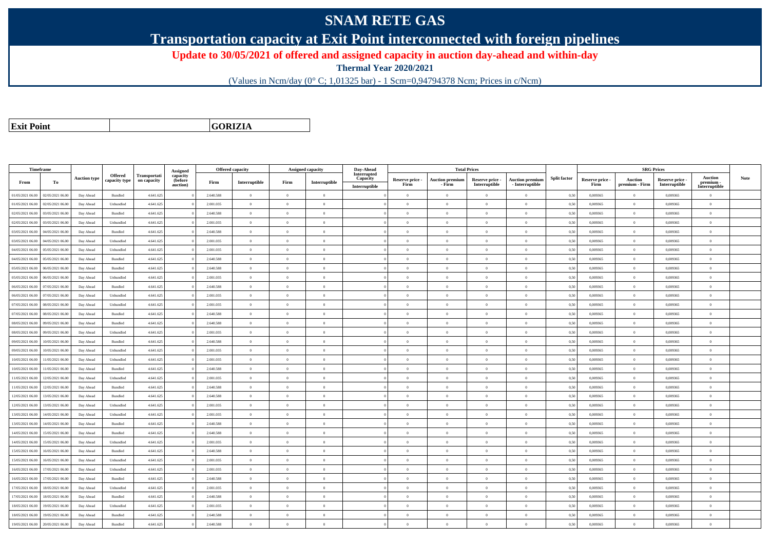# SNAM RETE GAS

## Transportation capacity at Exit Point interconnected with foreign pipelines

### Update to 30/05/2021 of offered and assigned capacity in auction day-ahead and within-day

**Thermal Year 2020/2021**

(Values in Ncm/day (0° C; 1,01325 bar) - 1 Scm=0,94794378 Ncm; Prices in c/Ncm)

| **Exit Point** | | **GORIZIA** |
|---|---|---|

| Timeframe | | Auction type | Offered capacity type | Transportation capacity | Assigned capacity (before auction) | Offered capacity | | Assigned capacity | | Day-Ahead Interrupted Capacity | Total Prices | | | | Split factor | SRG Prices | | | | Note |
|---|---|---|---|---|---|---|---|---|---|---|---|---|---|---|---|---|---|---|---|---|
| From | To | | | | | Firm | Interruptible | Firm | Interruptible | Interruptible | Reserve price - Firm | Auction premium - Firm | Reserve price - Interruptible | Auction premium - Interruptible | | Reserve price - Firm | Auction premium - Firm | Reserve price - Interruptible | Auction premium - Interruptible | |
| 01/05/2021 06.00 | 02/05/2021 06.00 | Day Ahead | Bundled | 4.641.625 | 0 | 2.640.588 | 0 | 0 | 0 | 0 | 0 | 0 | 0 | 0 | 0,50 | 0,009365 | 0 | 0,009365 | 0 | |
| 01/05/2021 06.00 | 02/05/2021 06.00 | Day Ahead | Unbundled | 4.641.625 | 0 | 2.001.035 | 0 | 0 | 0 | 0 | 0 | 0 | 0 | 0 | 0,50 | 0,009365 | 0 | 0,009365 | 0 | |
| 02/05/2021 06.00 | 03/05/2021 06.00 | Day Ahead | Bundled | 4.641.625 | 0 | 2.640.588 | 0 | 0 | 0 | 0 | 0 | 0 | 0 | 0 | 0,50 | 0,009365 | 0 | 0,009365 | 0 | |
| 02/05/2021 06.00 | 03/05/2021 06.00 | Day Ahead | Unbundled | 4.641.625 | 0 | 2.001.035 | 0 | 0 | 0 | 0 | 0 | 0 | 0 | 0 | 0,50 | 0,009365 | 0 | 0,009365 | 0 | |
| 03/05/2021 06.00 | 04/05/2021 06.00 | Day Ahead | Bundled | 4.641.625 | 0 | 2.640.588 | 0 | 0 | 0 | 0 | 0 | 0 | 0 | 0 | 0,50 | 0,009365 | 0 | 0,009365 | 0 | |
| 03/05/2021 06.00 | 04/05/2021 06.00 | Day Ahead | Unbundled | 4.641.625 | 0 | 2.001.035 | 0 | 0 | 0 | 0 | 0 | 0 | 0 | 0 | 0,50 | 0,009365 | 0 | 0,009365 | 0 | |
| 04/05/2021 06.00 | 05/05/2021 06.00 | Day Ahead | Unbundled | 4.641.625 | 0 | 2.001.035 | 0 | 0 | 0 | 0 | 0 | 0 | 0 | 0 | 0,50 | 0,009365 | 0 | 0,009365 | 0 | |
| 04/05/2021 06.00 | 05/05/2021 06.00 | Day Ahead | Bundled | 4.641.625 | 0 | 2.640.588 | 0 | 0 | 0 | 0 | 0 | 0 | 0 | 0 | 0,50 | 0,009365 | 0 | 0,009365 | 0 | |
| 05/05/2021 06.00 | 06/05/2021 06.00 | Day Ahead | Bundled | 4.641.625 | 0 | 2.640.588 | 0 | 0 | 0 | 0 | 0 | 0 | 0 | 0 | 0,50 | 0,009365 | 0 | 0,009365 | 0 | |
| 05/05/2021 06.00 | 06/05/2021 06.00 | Day Ahead | Unbundled | 4.641.625 | 0 | 2.001.035 | 0 | 0 | 0 | 0 | 0 | 0 | 0 | 0 | 0,50 | 0,009365 | 0 | 0,009365 | 0 | |
| 06/05/2021 06.00 | 07/05/2021 06.00 | Day Ahead | Bundled | 4.641.625 | 0 | 2.640.588 | 0 | 0 | 0 | 0 | 0 | 0 | 0 | 0 | 0,50 | 0,009365 | 0 | 0,009365 | 0 | |
| 06/05/2021 06.00 | 07/05/2021 06.00 | Day Ahead | Unbundled | 4.641.625 | 0 | 2.001.035 | 0 | 0 | 0 | 0 | 0 | 0 | 0 | 0 | 0,50 | 0,009365 | 0 | 0,009365 | 0 | |
| 07/05/2021 06.00 | 08/05/2021 06.00 | Day Ahead | Unbundled | 4.641.625 | 0 | 2.001.035 | 0 | 0 | 0 | 0 | 0 | 0 | 0 | 0 | 0,50 | 0,009365 | 0 | 0,009365 | 0 | |
| 07/05/2021 06.00 | 08/05/2021 06.00 | Day Ahead | Bundled | 4.641.625 | 0 | 2.640.588 | 0 | 0 | 0 | 0 | 0 | 0 | 0 | 0 | 0,50 | 0,009365 | 0 | 0,009365 | 0 | |
| 08/05/2021 06.00 | 09/05/2021 06.00 | Day Ahead | Bundled | 4.641.625 | 0 | 2.640.588 | 0 | 0 | 0 | 0 | 0 | 0 | 0 | 0 | 0,50 | 0,009365 | 0 | 0,009365 | 0 | |
| 08/05/2021 06.00 | 09/05/2021 06.00 | Day Ahead | Unbundled | 4.641.625 | 0 | 2.001.035 | 0 | 0 | 0 | 0 | 0 | 0 | 0 | 0 | 0,50 | 0,009365 | 0 | 0,009365 | 0 | |
| 09/05/2021 06.00 | 10/05/2021 06.00 | Day Ahead | Bundled | 4.641.625 | 0 | 2.640.588 | 0 | 0 | 0 | 0 | 0 | 0 | 0 | 0 | 0,50 | 0,009365 | 0 | 0,009365 | 0 | |
| 09/05/2021 06.00 | 10/05/2021 06.00 | Day Ahead | Unbundled | 4.641.625 | 0 | 2.001.035 | 0 | 0 | 0 | 0 | 0 | 0 | 0 | 0 | 0,50 | 0,009365 | 0 | 0,009365 | 0 | |
| 10/05/2021 06.00 | 11/05/2021 06.00 | Day Ahead | Unbundled | 4.641.625 | 0 | 2.001.035 | 0 | 0 | 0 | 0 | 0 | 0 | 0 | 0 | 0,50 | 0,009365 | 0 | 0,009365 | 0 | |
| 10/05/2021 06.00 | 11/05/2021 06.00 | Day Ahead | Bundled | 4.641.625 | 0 | 2.640.588 | 0 | 0 | 0 | 0 | 0 | 0 | 0 | 0 | 0,50 | 0,009365 | 0 | 0,009365 | 0 | |
| 11/05/2021 06.00 | 12/05/2021 06.00 | Day Ahead | Unbundled | 4.641.625 | 0 | 2.001.035 | 0 | 0 | 0 | 0 | 0 | 0 | 0 | 0 | 0,50 | 0,009365 | 0 | 0,009365 | 0 | |
| 11/05/2021 06.00 | 12/05/2021 06.00 | Day Ahead | Bundled | 4.641.625 | 0 | 2.640.588 | 0 | 0 | 0 | 0 | 0 | 0 | 0 | 0 | 0,50 | 0,009365 | 0 | 0,009365 | 0 | |
| 12/05/2021 06.00 | 13/05/2021 06.00 | Day Ahead | Bundled | 4.641.625 | 0 | 2.640.588 | 0 | 0 | 0 | 0 | 0 | 0 | 0 | 0 | 0,50 | 0,009365 | 0 | 0,009365 | 0 | |
| 12/05/2021 06.00 | 13/05/2021 06.00 | Day Ahead | Unbundled | 4.641.625 | 0 | 2.001.035 | 0 | 0 | 0 | 0 | 0 | 0 | 0 | 0 | 0,50 | 0,009365 | 0 | 0,009365 | 0 | |
| 13/05/2021 06.00 | 14/05/2021 06.00 | Day Ahead | Unbundled | 4.641.625 | 0 | 2.001.035 | 0 | 0 | 0 | 0 | 0 | 0 | 0 | 0 | 0,50 | 0,009365 | 0 | 0,009365 | 0 | |
| 13/05/2021 06.00 | 14/05/2021 06.00 | Day Ahead | Bundled | 4.641.625 | 0 | 2.640.588 | 0 | 0 | 0 | 0 | 0 | 0 | 0 | 0 | 0,50 | 0,009365 | 0 | 0,009365 | 0 | |
| 14/05/2021 06.00 | 15/05/2021 06.00 | Day Ahead | Bundled | 4.641.625 | 0 | 2.640.588 | 0 | 0 | 0 | 0 | 0 | 0 | 0 | 0 | 0,50 | 0,009365 | 0 | 0,009365 | 0 | |
| 14/05/2021 06.00 | 15/05/2021 06.00 | Day Ahead | Unbundled | 4.641.625 | 0 | 2.001.035 | 0 | 0 | 0 | 0 | 0 | 0 | 0 | 0 | 0,50 | 0,009365 | 0 | 0,009365 | 0 | |
| 15/05/2021 06.00 | 16/05/2021 06.00 | Day Ahead | Bundled | 4.641.625 | 0 | 2.640.588 | 0 | 0 | 0 | 0 | 0 | 0 | 0 | 0 | 0,50 | 0,009365 | 0 | 0,009365 | 0 | |
| 15/05/2021 06.00 | 16/05/2021 06.00 | Day Ahead | Unbundled | 4.641.625 | 0 | 2.001.035 | 0 | 0 | 0 | 0 | 0 | 0 | 0 | 0 | 0,50 | 0,009365 | 0 | 0,009365 | 0 | |
| 16/05/2021 06.00 | 17/05/2021 06.00 | Day Ahead | Unbundled | 4.641.625 | 0 | 2.001.035 | 0 | 0 | 0 | 0 | 0 | 0 | 0 | 0 | 0,50 | 0,009365 | 0 | 0,009365 | 0 | |
| 16/05/2021 06.00 | 17/05/2021 06.00 | Day Ahead | Bundled | 4.641.625 | 0 | 2.640.588 | 0 | 0 | 0 | 0 | 0 | 0 | 0 | 0 | 0,50 | 0,009365 | 0 | 0,009365 | 0 | |
| 17/05/2021 06.00 | 18/05/2021 06.00 | Day Ahead | Unbundled | 4.641.625 | 0 | 2.001.035 | 0 | 0 | 0 | 0 | 0 | 0 | 0 | 0 | 0,50 | 0,009365 | 0 | 0,009365 | 0 | |
| 17/05/2021 06.00 | 18/05/2021 06.00 | Day Ahead | Bundled | 4.641.625 | 0 | 2.640.588 | 0 | 0 | 0 | 0 | 0 | 0 | 0 | 0 | 0,50 | 0,009365 | 0 | 0,009365 | 0 | |
| 18/05/2021 06.00 | 19/05/2021 06.00 | Day Ahead | Unbundled | 4.641.625 | 0 | 2.001.035 | 0 | 0 | 0 | 0 | 0 | 0 | 0 | 0 | 0,50 | 0,009365 | 0 | 0,009365 | 0 | |
| 18/05/2021 06.00 | 19/05/2021 06.00 | Day Ahead | Bundled | 4.641.625 | 0 | 2.640.588 | 0 | 0 | 0 | 0 | 0 | 0 | 0 | 0 | 0,50 | 0,009365 | 0 | 0,009365 | 0 | |
| 19/05/2021 06.00 | 20/05/2021 06.00 | Day Ahead | Bundled | 4.641.625 | 0 | 2.640.588 | 0 | 0 | 0 | 0 | 0 | 0 | 0 | 0 | 0,50 | 0,009365 | 0 | 0,009365 | 0 | |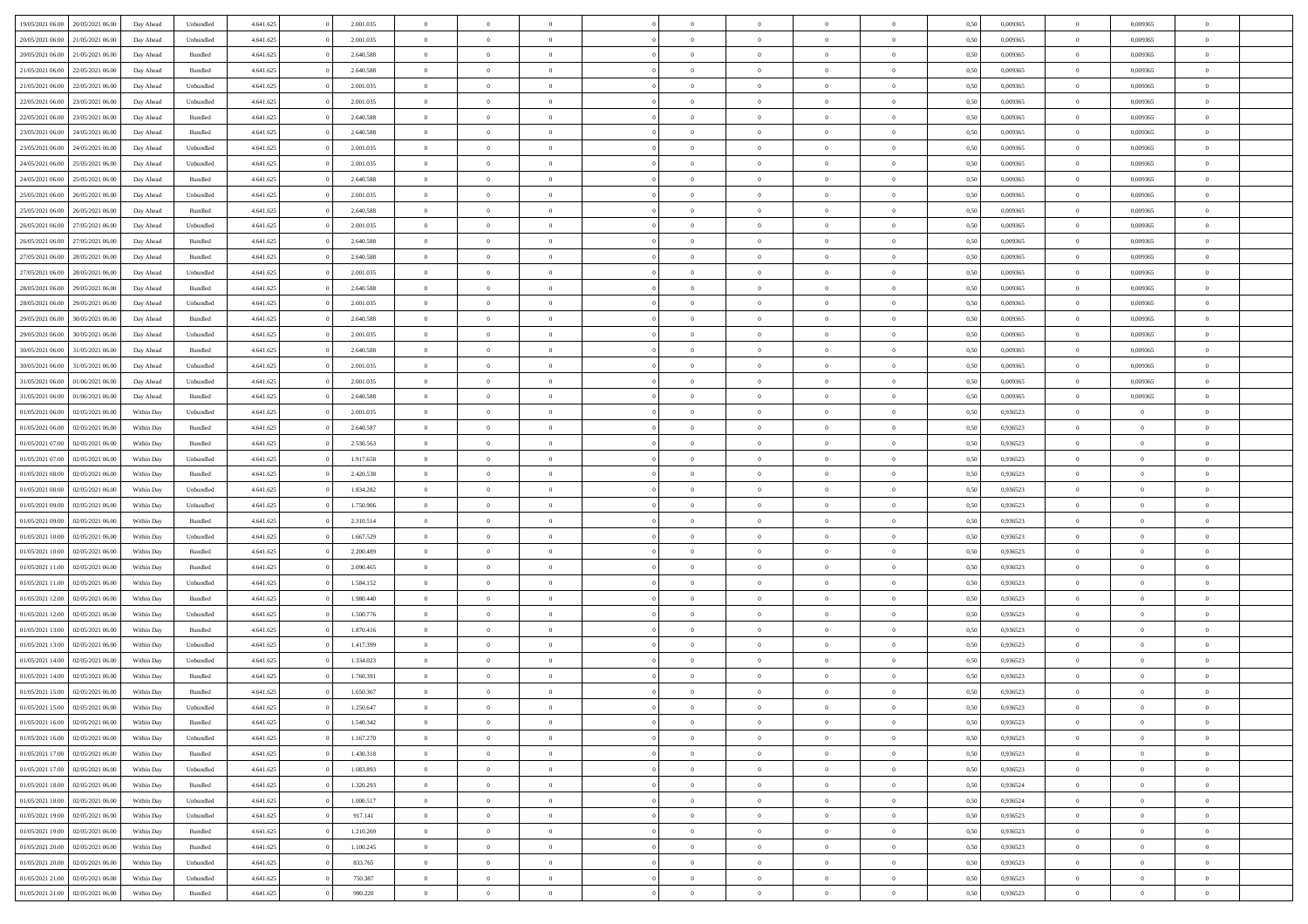| | | | | | | | | | | | | | | | | | | | | |
|---|---|---|---|---|---|---|---|---|---|---|---|---|---|---|---|---|---|---|---|---|
| 19/05/2021 06:00 | 20/05/2021 06:00 | Day Ahead | Unbundled | 4.641.625 | 0 | 2.001.035 | 0 | 0 | 0 | | 0 | 0 | 0 | 0 | 0,50 | 0,009365 | 0 | 0,009365 | 0 | |
| 20/05/2021 06:00 | 21/05/2021 06:00 | Day Ahead | Unbundled | 4.641.625 | 0 | 2.001.035 | 0 | 0 | 0 | | 0 | 0 | 0 | 0 | 0,50 | 0,009365 | 0 | 0,009365 | 0 | |
| 20/05/2021 06:00 | 21/05/2021 06:00 | Day Ahead | Bundled | 4.641.625 | 0 | 2.640.588 | 0 | 0 | 0 | | 0 | 0 | 0 | 0 | 0,50 | 0,009365 | 0 | 0,009365 | 0 | |
| 21/05/2021 06:00 | 22/05/2021 06:00 | Day Ahead | Bundled | 4.641.625 | 0 | 2.640.588 | 0 | 0 | 0 | | 0 | 0 | 0 | 0 | 0,50 | 0,009365 | 0 | 0,009365 | 0 | |
| 21/05/2021 06:00 | 22/05/2021 06:00 | Day Ahead | Unbundled | 4.641.625 | 0 | 2.001.035 | 0 | 0 | 0 | | 0 | 0 | 0 | 0 | 0,50 | 0,009365 | 0 | 0,009365 | 0 | |
| 22/05/2021 06:00 | 23/05/2021 06:00 | Day Ahead | Unbundled | 4.641.625 | 0 | 2.001.035 | 0 | 0 | 0 | | 0 | 0 | 0 | 0 | 0,50 | 0,009365 | 0 | 0,009365 | 0 | |
| 22/05/2021 06:00 | 23/05/2021 06:00 | Day Ahead | Bundled | 4.641.625 | 0 | 2.640.588 | 0 | 0 | 0 | | 0 | 0 | 0 | 0 | 0,50 | 0,009365 | 0 | 0,009365 | 0 | |
| 23/05/2021 06:00 | 24/05/2021 06:00 | Day Ahead | Bundled | 4.641.625 | 0 | 2.640.588 | 0 | 0 | 0 | | 0 | 0 | 0 | 0 | 0,50 | 0,009365 | 0 | 0,009365 | 0 | |
| 23/05/2021 06:00 | 24/05/2021 06:00 | Day Ahead | Unbundled | 4.641.625 | 0 | 2.001.035 | 0 | 0 | 0 | | 0 | 0 | 0 | 0 | 0,50 | 0,009365 | 0 | 0,009365 | 0 | |
| 24/05/2021 06:00 | 25/05/2021 06:00 | Day Ahead | Unbundled | 4.641.625 | 0 | 2.001.035 | 0 | 0 | 0 | | 0 | 0 | 0 | 0 | 0,50 | 0,009365 | 0 | 0,009365 | 0 | |
| 24/05/2021 06:00 | 25/05/2021 06:00 | Day Ahead | Bundled | 4.641.625 | 0 | 2.640.588 | 0 | 0 | 0 | | 0 | 0 | 0 | 0 | 0,50 | 0,009365 | 0 | 0,009365 | 0 | |
| 25/05/2021 06:00 | 26/05/2021 06:00 | Day Ahead | Unbundled | 4.641.625 | 0 | 2.001.035 | 0 | 0 | 0 | | 0 | 0 | 0 | 0 | 0,50 | 0,009365 | 0 | 0,009365 | 0 | |
| 25/05/2021 06:00 | 26/05/2021 06:00 | Day Ahead | Bundled | 4.641.625 | 0 | 2.640.588 | 0 | 0 | 0 | | 0 | 0 | 0 | 0 | 0,50 | 0,009365 | 0 | 0,009365 | 0 | |
| 26/05/2021 06:00 | 27/05/2021 06:00 | Day Ahead | Unbundled | 4.641.625 | 0 | 2.001.035 | 0 | 0 | 0 | | 0 | 0 | 0 | 0 | 0,50 | 0,009365 | 0 | 0,009365 | 0 | |
| 26/05/2021 06:00 | 27/05/2021 06:00 | Day Ahead | Bundled | 4.641.625 | 0 | 2.640.588 | 0 | 0 | 0 | | 0 | 0 | 0 | 0 | 0,50 | 0,009365 | 0 | 0,009365 | 0 | |
| 27/05/2021 06:00 | 28/05/2021 06:00 | Day Ahead | Bundled | 4.641.625 | 0 | 2.640.588 | 0 | 0 | 0 | | 0 | 0 | 0 | 0 | 0,50 | 0,009365 | 0 | 0,009365 | 0 | |
| 27/05/2021 06:00 | 28/05/2021 06:00 | Day Ahead | Unbundled | 4.641.625 | 0 | 2.001.035 | 0 | 0 | 0 | | 0 | 0 | 0 | 0 | 0,50 | 0,009365 | 0 | 0,009365 | 0 | |
| 28/05/2021 06:00 | 29/05/2021 06:00 | Day Ahead | Bundled | 4.641.625 | 0 | 2.640.588 | 0 | 0 | 0 | | 0 | 0 | 0 | 0 | 0,50 | 0,009365 | 0 | 0,009365 | 0 | |
| 28/05/2021 06:00 | 29/05/2021 06:00 | Day Ahead | Unbundled | 4.641.625 | 0 | 2.001.035 | 0 | 0 | 0 | | 0 | 0 | 0 | 0 | 0,50 | 0,009365 | 0 | 0,009365 | 0 | |
| 29/05/2021 06:00 | 30/05/2021 06:00 | Day Ahead | Bundled | 4.641.625 | 0 | 2.640.588 | 0 | 0 | 0 | | 0 | 0 | 0 | 0 | 0,50 | 0,009365 | 0 | 0,009365 | 0 | |
| 29/05/2021 06:00 | 30/05/2021 06:00 | Day Ahead | Unbundled | 4.641.625 | 0 | 2.001.035 | 0 | 0 | 0 | | 0 | 0 | 0 | 0 | 0,50 | 0,009365 | 0 | 0,009365 | 0 | |
| 30/05/2021 06:00 | 31/05/2021 06:00 | Day Ahead | Bundled | 4.641.625 | 0 | 2.640.588 | 0 | 0 | 0 | | 0 | 0 | 0 | 0 | 0,50 | 0,009365 | 0 | 0,009365 | 0 | |
| 30/05/2021 06:00 | 31/05/2021 06:00 | Day Ahead | Unbundled | 4.641.625 | 0 | 2.001.035 | 0 | 0 | 0 | | 0 | 0 | 0 | 0 | 0,50 | 0,009365 | 0 | 0,009365 | 0 | |
| 31/05/2021 06:00 | 01/06/2021 06:00 | Day Ahead | Unbundled | 4.641.625 | 0 | 2.001.035 | 0 | 0 | 0 | | 0 | 0 | 0 | 0 | 0,50 | 0,009365 | 0 | 0,009365 | 0 | |
| 31/05/2021 06:00 | 01/06/2021 06:00 | Day Ahead | Bundled | 4.641.625 | 0 | 2.640.588 | 0 | 0 | 0 | | 0 | 0 | 0 | 0 | 0,50 | 0,009365 | 0 | 0,009365 | 0 | |
| 01/05/2021 06:00 | 02/05/2021 06:00 | Within Day | Unbundled | 4.641.625 | 0 | 2.001.035 | 0 | 0 | 0 | | 0 | 0 | 0 | 0 | 0,50 | 0,936523 | 0 | 0 | 0 | |
| 01/05/2021 06:00 | 02/05/2021 06:00 | Within Day | Bundled | 4.641.625 | 0 | 2.640.587 | 0 | 0 | 0 | | 0 | 0 | 0 | 0 | 0,50 | 0,936523 | 0 | 0 | 0 | |
| 01/05/2021 07:00 | 02/05/2021 06:00 | Within Day | Bundled | 4.641.625 | 0 | 2.530.563 | 0 | 0 | 0 | | 0 | 0 | 0 | 0 | 0,50 | 0,936523 | 0 | 0 | 0 | |
| 01/05/2021 07:00 | 02/05/2021 06:00 | Within Day | Unbundled | 4.641.625 | 0 | 1.917.658 | 0 | 0 | 0 | | 0 | 0 | 0 | 0 | 0,50 | 0,936523 | 0 | 0 | 0 | |
| 01/05/2021 08:00 | 02/05/2021 06:00 | Within Day | Bundled | 4.641.625 | 0 | 2.420.538 | 0 | 0 | 0 | | 0 | 0 | 0 | 0 | 0,50 | 0,936523 | 0 | 0 | 0 | |
| 01/05/2021 08:00 | 02/05/2021 06:00 | Within Day | Unbundled | 4.641.625 | 0 | 1.834.282 | 0 | 0 | 0 | | 0 | 0 | 0 | 0 | 0,50 | 0,936523 | 0 | 0 | 0 | |
| 01/05/2021 09:00 | 02/05/2021 06:00 | Within Day | Unbundled | 4.641.625 | 0 | 1.750.906 | 0 | 0 | 0 | | 0 | 0 | 0 | 0 | 0,50 | 0,936523 | 0 | 0 | 0 | |
| 01/05/2021 09:00 | 02/05/2021 06:00 | Within Day | Bundled | 4.641.625 | 0 | 2.310.514 | 0 | 0 | 0 | | 0 | 0 | 0 | 0 | 0,50 | 0,936523 | 0 | 0 | 0 | |
| 01/05/2021 10:00 | 02/05/2021 06:00 | Within Day | Unbundled | 4.641.625 | 0 | 1.667.529 | 0 | 0 | 0 | | 0 | 0 | 0 | 0 | 0,50 | 0,936523 | 0 | 0 | 0 | |
| 01/05/2021 10:00 | 02/05/2021 06:00 | Within Day | Bundled | 4.641.625 | 0 | 2.200.489 | 0 | 0 | 0 | | 0 | 0 | 0 | 0 | 0,50 | 0,936523 | 0 | 0 | 0 | |
| 01/05/2021 11:00 | 02/05/2021 06:00 | Within Day | Bundled | 4.641.625 | 0 | 2.090.465 | 0 | 0 | 0 | | 0 | 0 | 0 | 0 | 0,50 | 0,936523 | 0 | 0 | 0 | |
| 01/05/2021 11:00 | 02/05/2021 06:00 | Within Day | Unbundled | 4.641.625 | 0 | 1.584.152 | 0 | 0 | 0 | | 0 | 0 | 0 | 0 | 0,50 | 0,936523 | 0 | 0 | 0 | |
| 01/05/2021 12:00 | 02/05/2021 06:00 | Within Day | Bundled | 4.641.625 | 0 | 1.980.440 | 0 | 0 | 0 | | 0 | 0 | 0 | 0 | 0,50 | 0,936523 | 0 | 0 | 0 | |
| 01/05/2021 12:00 | 02/05/2021 06:00 | Within Day | Unbundled | 4.641.625 | 0 | 1.500.776 | 0 | 0 | 0 | | 0 | 0 | 0 | 0 | 0,50 | 0,936523 | 0 | 0 | 0 | |
| 01/05/2021 13:00 | 02/05/2021 06:00 | Within Day | Bundled | 4.641.625 | 0 | 1.870.416 | 0 | 0 | 0 | | 0 | 0 | 0 | 0 | 0,50 | 0,936523 | 0 | 0 | 0 | |
| 01/05/2021 13:00 | 02/05/2021 06:00 | Within Day | Unbundled | 4.641.625 | 0 | 1.417.399 | 0 | 0 | 0 | | 0 | 0 | 0 | 0 | 0,50 | 0,936523 | 0 | 0 | 0 | |
| 01/05/2021 14:00 | 02/05/2021 06:00 | Within Day | Unbundled | 4.641.625 | 0 | 1.334.023 | 0 | 0 | 0 | | 0 | 0 | 0 | 0 | 0,50 | 0,936523 | 0 | 0 | 0 | |
| 01/05/2021 14:00 | 02/05/2021 06:00 | Within Day | Bundled | 4.641.625 | 0 | 1.760.391 | 0 | 0 | 0 | | 0 | 0 | 0 | 0 | 0,50 | 0,936523 | 0 | 0 | 0 | |
| 01/05/2021 15:00 | 02/05/2021 06:00 | Within Day | Bundled | 4.641.625 | 0 | 1.650.367 | 0 | 0 | 0 | | 0 | 0 | 0 | 0 | 0,50 | 0,936523 | 0 | 0 | 0 | |
| 01/05/2021 15:00 | 02/05/2021 06:00 | Within Day | Unbundled | 4.641.625 | 0 | 1.250.647 | 0 | 0 | 0 | | 0 | 0 | 0 | 0 | 0,50 | 0,936523 | 0 | 0 | 0 | |
| 01/05/2021 16:00 | 02/05/2021 06:00 | Within Day | Bundled | 4.641.625 | 0 | 1.540.342 | 0 | 0 | 0 | | 0 | 0 | 0 | 0 | 0,50 | 0,936523 | 0 | 0 | 0 | |
| 01/05/2021 16:00 | 02/05/2021 06:00 | Within Day | Unbundled | 4.641.625 | 0 | 1.167.270 | 0 | 0 | 0 | | 0 | 0 | 0 | 0 | 0,50 | 0,936523 | 0 | 0 | 0 | |
| 01/05/2021 17:00 | 02/05/2021 06:00 | Within Day | Bundled | 4.641.625 | 0 | 1.430.318 | 0 | 0 | 0 | | 0 | 0 | 0 | 0 | 0,50 | 0,936523 | 0 | 0 | 0 | |
| 01/05/2021 17:00 | 02/05/2021 06:00 | Within Day | Unbundled | 4.641.625 | 0 | 1.083.893 | 0 | 0 | 0 | | 0 | 0 | 0 | 0 | 0,50 | 0,936523 | 0 | 0 | 0 | |
| 01/05/2021 18:00 | 02/05/2021 06:00 | Within Day | Bundled | 4.641.625 | 0 | 1.320.293 | 0 | 0 | 0 | | 0 | 0 | 0 | 0 | 0,50 | 0,936524 | 0 | 0 | 0 | |
| 01/05/2021 18:00 | 02/05/2021 06:00 | Within Day | Unbundled | 4.641.625 | 0 | 1.000.517 | 0 | 0 | 0 | | 0 | 0 | 0 | 0 | 0,50 | 0,936524 | 0 | 0 | 0 | |
| 01/05/2021 19:00 | 02/05/2021 06:00 | Within Day | Unbundled | 4.641.625 | 0 | 917.141 | 0 | 0 | 0 | | 0 | 0 | 0 | 0 | 0,50 | 0,936523 | 0 | 0 | 0 | |
| 01/05/2021 19:00 | 02/05/2021 06:00 | Within Day | Bundled | 4.641.625 | 0 | 1.210.269 | 0 | 0 | 0 | | 0 | 0 | 0 | 0 | 0,50 | 0,936523 | 0 | 0 | 0 | |
| 01/05/2021 20:00 | 02/05/2021 06:00 | Within Day | Bundled | 4.641.625 | 0 | 1.100.245 | 0 | 0 | 0 | | 0 | 0 | 0 | 0 | 0,50 | 0,936523 | 0 | 0 | 0 | |
| 01/05/2021 20:00 | 02/05/2021 06:00 | Within Day | Unbundled | 4.641.625 | 0 | 833.765 | 0 | 0 | 0 | | 0 | 0 | 0 | 0 | 0,50 | 0,936523 | 0 | 0 | 0 | |
| 01/05/2021 21:00 | 02/05/2021 06:00 | Within Day | Unbundled | 4.641.625 | 0 | 750.387 | 0 | 0 | 0 | | 0 | 0 | 0 | 0 | 0,50 | 0,936523 | 0 | 0 | 0 | |
| 01/05/2021 21:00 | 02/05/2021 06:00 | Within Day | Bundled | 4.641.625 | 0 | 990.220 | 0 | 0 | 0 | | 0 | 0 | 0 | 0 | 0,50 | 0,936523 | 0 | 0 | 0 | |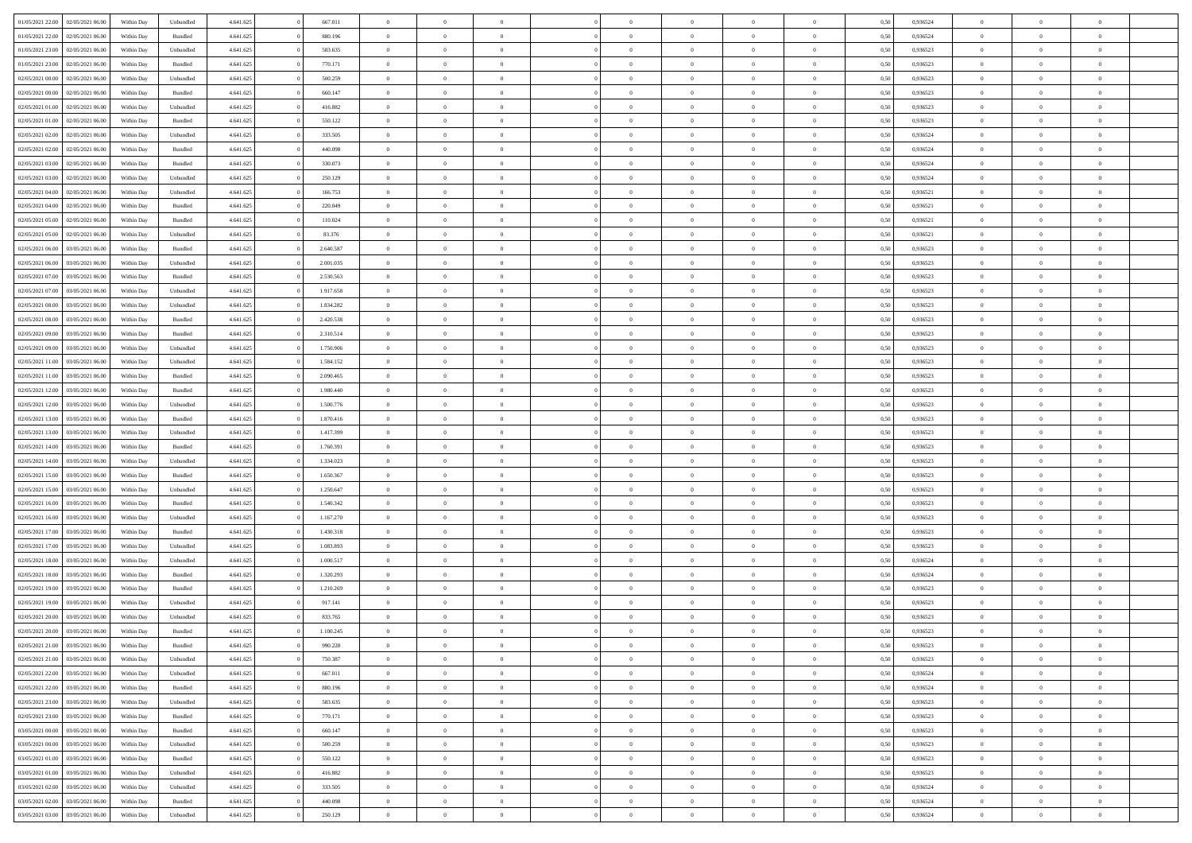| | | | | | | | | | | | | | | | | | | | | |
|---|---|---|---|---|---|---|---|---|---|---|---|---|---|---|---|---|---|---|---|---|
| 01/05/2021 22:00 | 02/05/2021 06:00 | Within Day | Unbundled | 4.641.625 | 0 | 667.011 | 0 | 0 | 0 | | 0 | 0 | 0 | 0 | 0,50 | 0,936524 | 0 | 0 | 0 | |
| 01/05/2021 22:00 | 02/05/2021 06:00 | Within Day | Bundled | 4.641.625 | 0 | 880.196 | 0 | 0 | 0 | | 0 | 0 | 0 | 0 | 0,50 | 0,936524 | 0 | 0 | 0 | |
| 01/05/2021 23:00 | 02/05/2021 06:00 | Within Day | Unbundled | 4.641.625 | 0 | 583.635 | 0 | 0 | 0 | | 0 | 0 | 0 | 0 | 0,50 | 0,936523 | 0 | 0 | 0 | |
| 01/05/2021 23:00 | 02/05/2021 06:00 | Within Day | Bundled | 4.641.625 | 0 | 770.171 | 0 | 0 | 0 | | 0 | 0 | 0 | 0 | 0,50 | 0,936523 | 0 | 0 | 0 | |
| 02/05/2021 00:00 | 02/05/2021 06:00 | Within Day | Unbundled | 4.641.625 | 0 | 500.259 | 0 | 0 | 0 | | 0 | 0 | 0 | 0 | 0,50 | 0,936523 | 0 | 0 | 0 | |
| 02/05/2021 00:00 | 02/05/2021 06:00 | Within Day | Bundled | 4.641.625 | 0 | 660.147 | 0 | 0 | 0 | | 0 | 0 | 0 | 0 | 0,50 | 0,936523 | 0 | 0 | 0 | |
| 02/05/2021 01:00 | 02/05/2021 06:00 | Within Day | Unbundled | 4.641.625 | 0 | 416.882 | 0 | 0 | 0 | | 0 | 0 | 0 | 0 | 0,50 | 0,936523 | 0 | 0 | 0 | |
| 02/05/2021 01:00 | 02/05/2021 06:00 | Within Day | Bundled | 4.641.625 | 0 | 550.122 | 0 | 0 | 0 | | 0 | 0 | 0 | 0 | 0,50 | 0,936523 | 0 | 0 | 0 | |
| 02/05/2021 02:00 | 02/05/2021 06:00 | Within Day | Unbundled | 4.641.625 | 0 | 333.505 | 0 | 0 | 0 | | 0 | 0 | 0 | 0 | 0,50 | 0,936524 | 0 | 0 | 0 | |
| 02/05/2021 02:00 | 02/05/2021 06:00 | Within Day | Bundled | 4.641.625 | 0 | 440.098 | 0 | 0 | 0 | | 0 | 0 | 0 | 0 | 0,50 | 0,936524 | 0 | 0 | 0 | |
| 02/05/2021 03:00 | 02/05/2021 06:00 | Within Day | Bundled | 4.641.625 | 0 | 330.073 | 0 | 0 | 0 | | 0 | 0 | 0 | 0 | 0,50 | 0,936524 | 0 | 0 | 0 | |
| 02/05/2021 03:00 | 02/05/2021 06:00 | Within Day | Unbundled | 4.641.625 | 0 | 250.129 | 0 | 0 | 0 | | 0 | 0 | 0 | 0 | 0,50 | 0,936524 | 0 | 0 | 0 | |
| 02/05/2021 04:00 | 02/05/2021 06:00 | Within Day | Unbundled | 4.641.625 | 0 | 166.753 | 0 | 0 | 0 | | 0 | 0 | 0 | 0 | 0,50 | 0,936521 | 0 | 0 | 0 | |
| 02/05/2021 04:00 | 02/05/2021 06:00 | Within Day | Bundled | 4.641.625 | 0 | 220.049 | 0 | 0 | 0 | | 0 | 0 | 0 | 0 | 0,50 | 0,936521 | 0 | 0 | 0 | |
| 02/05/2021 05:00 | 02/05/2021 06:00 | Within Day | Bundled | 4.641.625 | 0 | 110.024 | 0 | 0 | 0 | | 0 | 0 | 0 | 0 | 0,50 | 0,936521 | 0 | 0 | 0 | |
| 02/05/2021 05:00 | 02/05/2021 06:00 | Within Day | Unbundled | 4.641.625 | 0 | 83.376 | 0 | 0 | 0 | | 0 | 0 | 0 | 0 | 0,50 | 0,936521 | 0 | 0 | 0 | |
| 02/05/2021 06:00 | 03/05/2021 06:00 | Within Day | Bundled | 4.641.625 | 0 | 2.640.587 | 0 | 0 | 0 | | 0 | 0 | 0 | 0 | 0,50 | 0,936523 | 0 | 0 | 0 | |
| 02/05/2021 06:00 | 03/05/2021 06:00 | Within Day | Unbundled | 4.641.625 | 0 | 2.001.035 | 0 | 0 | 0 | | 0 | 0 | 0 | 0 | 0,50 | 0,936523 | 0 | 0 | 0 | |
| 02/05/2021 07:00 | 03/05/2021 06:00 | Within Day | Bundled | 4.641.625 | 0 | 2.530.563 | 0 | 0 | 0 | | 0 | 0 | 0 | 0 | 0,50 | 0,936523 | 0 | 0 | 0 | |
| 02/05/2021 07:00 | 03/05/2021 06:00 | Within Day | Unbundled | 4.641.625 | 0 | 1.917.658 | 0 | 0 | 0 | | 0 | 0 | 0 | 0 | 0,50 | 0,936523 | 0 | 0 | 0 | |
| 02/05/2021 08:00 | 03/05/2021 06:00 | Within Day | Unbundled | 4.641.625 | 0 | 1.834.282 | 0 | 0 | 0 | | 0 | 0 | 0 | 0 | 0,50 | 0,936523 | 0 | 0 | 0 | |
| 02/05/2021 08:00 | 03/05/2021 06:00 | Within Day | Bundled | 4.641.625 | 0 | 2.420.538 | 0 | 0 | 0 | | 0 | 0 | 0 | 0 | 0,50 | 0,936523 | 0 | 0 | 0 | |
| 02/05/2021 09:00 | 03/05/2021 06:00 | Within Day | Bundled | 4.641.625 | 0 | 2.310.514 | 0 | 0 | 0 | | 0 | 0 | 0 | 0 | 0,50 | 0,936523 | 0 | 0 | 0 | |
| 02/05/2021 09:00 | 03/05/2021 06:00 | Within Day | Unbundled | 4.641.625 | 0 | 1.750.906 | 0 | 0 | 0 | | 0 | 0 | 0 | 0 | 0,50 | 0,936523 | 0 | 0 | 0 | |
| 02/05/2021 11:00 | 03/05/2021 06:00 | Within Day | Unbundled | 4.641.625 | 0 | 1.584.152 | 0 | 0 | 0 | | 0 | 0 | 0 | 0 | 0,50 | 0,936523 | 0 | 0 | 0 | |
| 02/05/2021 11:00 | 03/05/2021 06:00 | Within Day | Bundled | 4.641.625 | 0 | 2.090.465 | 0 | 0 | 0 | | 0 | 0 | 0 | 0 | 0,50 | 0,936523 | 0 | 0 | 0 | |
| 02/05/2021 12:00 | 03/05/2021 06:00 | Within Day | Bundled | 4.641.625 | 0 | 1.980.440 | 0 | 0 | 0 | | 0 | 0 | 0 | 0 | 0,50 | 0,936523 | 0 | 0 | 0 | |
| 02/05/2021 12:00 | 03/05/2021 06:00 | Within Day | Unbundled | 4.641.625 | 0 | 1.500.776 | 0 | 0 | 0 | | 0 | 0 | 0 | 0 | 0,50 | 0,936523 | 0 | 0 | 0 | |
| 02/05/2021 13:00 | 03/05/2021 06:00 | Within Day | Bundled | 4.641.625 | 0 | 1.870.416 | 0 | 0 | 0 | | 0 | 0 | 0 | 0 | 0,50 | 0,936523 | 0 | 0 | 0 | |
| 02/05/2021 13:00 | 03/05/2021 06:00 | Within Day | Unbundled | 4.641.625 | 0 | 1.417.399 | 0 | 0 | 0 | | 0 | 0 | 0 | 0 | 0,50 | 0,936523 | 0 | 0 | 0 | |
| 02/05/2021 14:00 | 03/05/2021 06:00 | Within Day | Bundled | 4.641.625 | 0 | 1.760.391 | 0 | 0 | 0 | | 0 | 0 | 0 | 0 | 0,50 | 0,936523 | 0 | 0 | 0 | |
| 02/05/2021 14:00 | 03/05/2021 06:00 | Within Day | Unbundled | 4.641.625 | 0 | 1.334.023 | 0 | 0 | 0 | | 0 | 0 | 0 | 0 | 0,50 | 0,936523 | 0 | 0 | 0 | |
| 02/05/2021 15:00 | 03/05/2021 06:00 | Within Day | Bundled | 4.641.625 | 0 | 1.650.367 | 0 | 0 | 0 | | 0 | 0 | 0 | 0 | 0,50 | 0,936523 | 0 | 0 | 0 | |
| 02/05/2021 15:00 | 03/05/2021 06:00 | Within Day | Unbundled | 4.641.625 | 0 | 1.250.647 | 0 | 0 | 0 | | 0 | 0 | 0 | 0 | 0,50 | 0,936523 | 0 | 0 | 0 | |
| 02/05/2021 16:00 | 03/05/2021 06:00 | Within Day | Bundled | 4.641.625 | 0 | 1.540.342 | 0 | 0 | 0 | | 0 | 0 | 0 | 0 | 0,50 | 0,936523 | 0 | 0 | 0 | |
| 02/05/2021 16:00 | 03/05/2021 06:00 | Within Day | Unbundled | 4.641.625 | 0 | 1.167.270 | 0 | 0 | 0 | | 0 | 0 | 0 | 0 | 0,50 | 0,936523 | 0 | 0 | 0 | |
| 02/05/2021 17:00 | 03/05/2021 06:00 | Within Day | Bundled | 4.641.625 | 0 | 1.430.318 | 0 | 0 | 0 | | 0 | 0 | 0 | 0 | 0,50 | 0,936523 | 0 | 0 | 0 | |
| 02/05/2021 17:00 | 03/05/2021 06:00 | Within Day | Unbundled | 4.641.625 | 0 | 1.083.893 | 0 | 0 | 0 | | 0 | 0 | 0 | 0 | 0,50 | 0,936523 | 0 | 0 | 0 | |
| 02/05/2021 18:00 | 03/05/2021 06:00 | Within Day | Unbundled | 4.641.625 | 0 | 1.000.517 | 0 | 0 | 0 | | 0 | 0 | 0 | 0 | 0,50 | 0,936524 | 0 | 0 | 0 | |
| 02/05/2021 18:00 | 03/05/2021 06:00 | Within Day | Bundled | 4.641.625 | 0 | 1.320.293 | 0 | 0 | 0 | | 0 | 0 | 0 | 0 | 0,50 | 0,936524 | 0 | 0 | 0 | |
| 02/05/2021 19:00 | 03/05/2021 06:00 | Within Day | Bundled | 4.641.625 | 0 | 1.210.269 | 0 | 0 | 0 | | 0 | 0 | 0 | 0 | 0,50 | 0,936523 | 0 | 0 | 0 | |
| 02/05/2021 19:00 | 03/05/2021 06:00 | Within Day | Unbundled | 4.641.625 | 0 | 917.141 | 0 | 0 | 0 | | 0 | 0 | 0 | 0 | 0,50 | 0,936523 | 0 | 0 | 0 | |
| 02/05/2021 20:00 | 03/05/2021 06:00 | Within Day | Unbundled | 4.641.625 | 0 | 833.765 | 0 | 0 | 0 | | 0 | 0 | 0 | 0 | 0,50 | 0,936523 | 0 | 0 | 0 | |
| 02/05/2021 20:00 | 03/05/2021 06:00 | Within Day | Bundled | 4.641.625 | 0 | 1.100.245 | 0 | 0 | 0 | | 0 | 0 | 0 | 0 | 0,50 | 0,936523 | 0 | 0 | 0 | |
| 02/05/2021 21:00 | 03/05/2021 06:00 | Within Day | Bundled | 4.641.625 | 0 | 990.220 | 0 | 0 | 0 | | 0 | 0 | 0 | 0 | 0,50 | 0,936523 | 0 | 0 | 0 | |
| 02/05/2021 21:00 | 03/05/2021 06:00 | Within Day | Unbundled | 4.641.625 | 0 | 750.387 | 0 | 0 | 0 | | 0 | 0 | 0 | 0 | 0,50 | 0,936523 | 0 | 0 | 0 | |
| 02/05/2021 22:00 | 03/05/2021 06:00 | Within Day | Unbundled | 4.641.625 | 0 | 667.011 | 0 | 0 | 0 | | 0 | 0 | 0 | 0 | 0,50 | 0,936524 | 0 | 0 | 0 | |
| 02/05/2021 22:00 | 03/05/2021 06:00 | Within Day | Bundled | 4.641.625 | 0 | 880.196 | 0 | 0 | 0 | | 0 | 0 | 0 | 0 | 0,50 | 0,936524 | 0 | 0 | 0 | |
| 02/05/2021 23:00 | 03/05/2021 06:00 | Within Day | Unbundled | 4.641.625 | 0 | 583.635 | 0 | 0 | 0 | | 0 | 0 | 0 | 0 | 0,50 | 0,936523 | 0 | 0 | 0 | |
| 02/05/2021 23:00 | 03/05/2021 06:00 | Within Day | Bundled | 4.641.625 | 0 | 770.171 | 0 | 0 | 0 | | 0 | 0 | 0 | 0 | 0,50 | 0,936523 | 0 | 0 | 0 | |
| 03/05/2021 00:00 | 03/05/2021 06:00 | Within Day | Bundled | 4.641.625 | 0 | 660.147 | 0 | 0 | 0 | | 0 | 0 | 0 | 0 | 0,50 | 0,936523 | 0 | 0 | 0 | |
| 03/05/2021 00:00 | 03/05/2021 06:00 | Within Day | Unbundled | 4.641.625 | 0 | 500.259 | 0 | 0 | 0 | | 0 | 0 | 0 | 0 | 0,50 | 0,936523 | 0 | 0 | 0 | |
| 03/05/2021 01:00 | 03/05/2021 06:00 | Within Day | Bundled | 4.641.625 | 0 | 550.122 | 0 | 0 | 0 | | 0 | 0 | 0 | 0 | 0,50 | 0,936523 | 0 | 0 | 0 | |
| 03/05/2021 01:00 | 03/05/2021 06:00 | Within Day | Unbundled | 4.641.625 | 0 | 416.882 | 0 | 0 | 0 | | 0 | 0 | 0 | 0 | 0,50 | 0,936523 | 0 | 0 | 0 | |
| 03/05/2021 02:00 | 03/05/2021 06:00 | Within Day | Unbundled | 4.641.625 | 0 | 333.505 | 0 | 0 | 0 | | 0 | 0 | 0 | 0 | 0,50 | 0,936524 | 0 | 0 | 0 | |
| 03/05/2021 02:00 | 03/05/2021 06:00 | Within Day | Bundled | 4.641.625 | 0 | 440.098 | 0 | 0 | 0 | | 0 | 0 | 0 | 0 | 0,50 | 0,936524 | 0 | 0 | 0 | |
| 03/05/2021 03:00 | 03/05/2021 06:00 | Within Day | Unbundled | 4.641.625 | 0 | 250.129 | 0 | 0 | 0 | | 0 | 0 | 0 | 0 | 0,50 | 0,936524 | 0 | 0 | 0 | |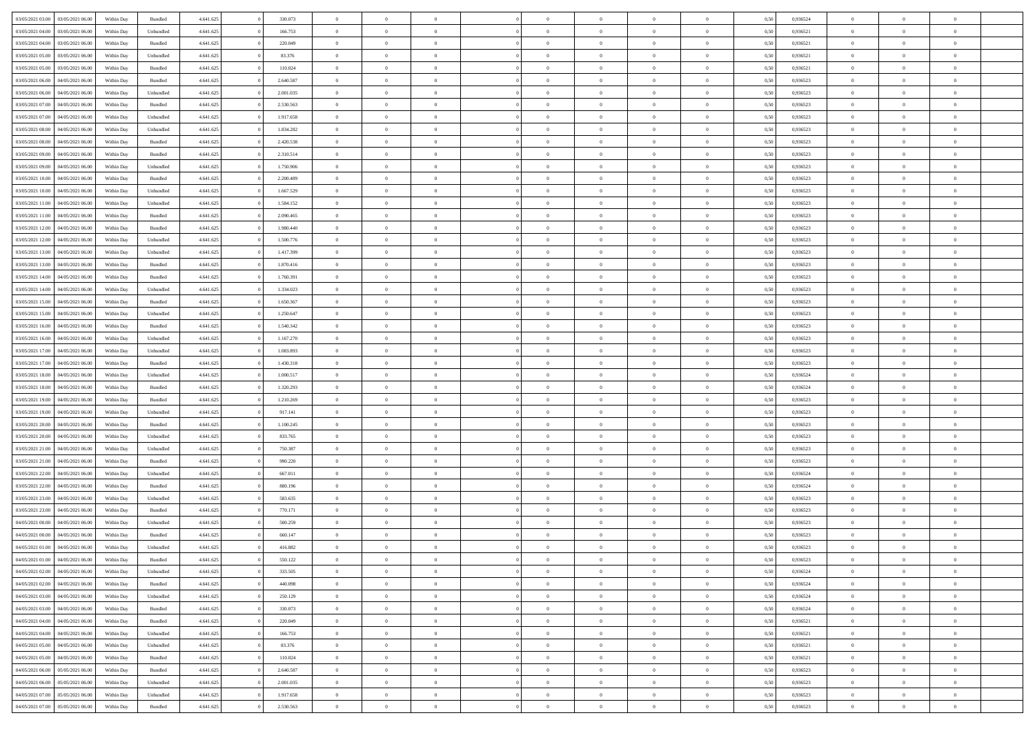| 03/05/2021 03:00 | 03/05/2021 06:00 | Within Day | Bundled | 4.641.625 | 0 | 330.073 | 0 | 0 | 0 | | 0 | 0 | 0 | 0 | 0,50 | 0,936524 | 0 | 0 | 0 | |
|---|---|---|---|---|---|---|---|---|---|---|---|---|---|---|---|---|---|---|---|---|
| 03/05/2021 04:00 | 03/05/2021 06:00 | Within Day | Unbundled | 4.641.625 | 0 | 166.753 | 0 | 0 | 0 | | 0 | 0 | 0 | 0 | 0,50 | 0,936521 | 0 | 0 | 0 | |
| 03/05/2021 04:00 | 03/05/2021 06:00 | Within Day | Bundled | 4.641.625 | 0 | 220.049 | 0 | 0 | 0 | | 0 | 0 | 0 | 0 | 0,50 | 0,936521 | 0 | 0 | 0 | |
| 03/05/2021 05:00 | 03/05/2021 06:00 | Within Day | Unbundled | 4.641.625 | 0 | 83.376 | 0 | 0 | 0 | | 0 | 0 | 0 | 0 | 0,50 | 0,936521 | 0 | 0 | 0 | |
| 03/05/2021 05:00 | 03/05/2021 06:00 | Within Day | Bundled | 4.641.625 | 0 | 110.024 | 0 | 0 | 0 | | 0 | 0 | 0 | 0 | 0,50 | 0,936521 | 0 | 0 | 0 | |
| 03/05/2021 06:00 | 04/05/2021 06:00 | Within Day | Bundled | 4.641.625 | 0 | 2.640.587 | 0 | 0 | 0 | | 0 | 0 | 0 | 0 | 0,50 | 0,936523 | 0 | 0 | 0 | |
| 03/05/2021 06:00 | 04/05/2021 06:00 | Within Day | Unbundled | 4.641.625 | 0 | 2.001.035 | 0 | 0 | 0 | | 0 | 0 | 0 | 0 | 0,50 | 0,936523 | 0 | 0 | 0 | |
| 03/05/2021 07:00 | 04/05/2021 06:00 | Within Day | Bundled | 4.641.625 | 0 | 2.530.563 | 0 | 0 | 0 | | 0 | 0 | 0 | 0 | 0,50 | 0,936523 | 0 | 0 | 0 | |
| 03/05/2021 07:00 | 04/05/2021 06:00 | Within Day | Unbundled | 4.641.625 | 0 | 1.917.658 | 0 | 0 | 0 | | 0 | 0 | 0 | 0 | 0,50 | 0,936523 | 0 | 0 | 0 | |
| 03/05/2021 08:00 | 04/05/2021 06:00 | Within Day | Unbundled | 4.641.625 | 0 | 1.834.282 | 0 | 0 | 0 | | 0 | 0 | 0 | 0 | 0,50 | 0,936523 | 0 | 0 | 0 | |
| 03/05/2021 08:00 | 04/05/2021 06:00 | Within Day | Bundled | 4.641.625 | 0 | 2.420.538 | 0 | 0 | 0 | | 0 | 0 | 0 | 0 | 0,50 | 0,936523 | 0 | 0 | 0 | |
| 03/05/2021 09:00 | 04/05/2021 06:00 | Within Day | Bundled | 4.641.625 | 0 | 2.310.514 | 0 | 0 | 0 | | 0 | 0 | 0 | 0 | 0,50 | 0,936523 | 0 | 0 | 0 | |
| 03/05/2021 09:00 | 04/05/2021 06:00 | Within Day | Unbundled | 4.641.625 | 0 | 1.750.906 | 0 | 0 | 0 | | 0 | 0 | 0 | 0 | 0,50 | 0,936523 | 0 | 0 | 0 | |
| 03/05/2021 10:00 | 04/05/2021 06:00 | Within Day | Bundled | 4.641.625 | 0 | 2.200.489 | 0 | 0 | 0 | | 0 | 0 | 0 | 0 | 0,50 | 0,936523 | 0 | 0 | 0 | |
| 03/05/2021 10:00 | 04/05/2021 06:00 | Within Day | Unbundled | 4.641.625 | 0 | 1.667.529 | 0 | 0 | 0 | | 0 | 0 | 0 | 0 | 0,50 | 0,936523 | 0 | 0 | 0 | |
| 03/05/2021 11:00 | 04/05/2021 06:00 | Within Day | Unbundled | 4.641.625 | 0 | 1.584.152 | 0 | 0 | 0 | | 0 | 0 | 0 | 0 | 0,50 | 0,936523 | 0 | 0 | 0 | |
| 03/05/2021 11:00 | 04/05/2021 06:00 | Within Day | Bundled | 4.641.625 | 0 | 2.090.465 | 0 | 0 | 0 | | 0 | 0 | 0 | 0 | 0,50 | 0,936523 | 0 | 0 | 0 | |
| 03/05/2021 12:00 | 04/05/2021 06:00 | Within Day | Bundled | 4.641.625 | 0 | 1.980.440 | 0 | 0 | 0 | | 0 | 0 | 0 | 0 | 0,50 | 0,936523 | 0 | 0 | 0 | |
| 03/05/2021 12:00 | 04/05/2021 06:00 | Within Day | Unbundled | 4.641.625 | 0 | 1.500.776 | 0 | 0 | 0 | | 0 | 0 | 0 | 0 | 0,50 | 0,936523 | 0 | 0 | 0 | |
| 03/05/2021 13:00 | 04/05/2021 06:00 | Within Day | Unbundled | 4.641.625 | 0 | 1.417.399 | 0 | 0 | 0 | | 0 | 0 | 0 | 0 | 0,50 | 0,936523 | 0 | 0 | 0 | |
| 03/05/2021 13:00 | 04/05/2021 06:00 | Within Day | Bundled | 4.641.625 | 0 | 1.870.416 | 0 | 0 | 0 | | 0 | 0 | 0 | 0 | 0,50 | 0,936523 | 0 | 0 | 0 | |
| 03/05/2021 14:00 | 04/05/2021 06:00 | Within Day | Bundled | 4.641.625 | 0 | 1.760.391 | 0 | 0 | 0 | | 0 | 0 | 0 | 0 | 0,50 | 0,936523 | 0 | 0 | 0 | |
| 03/05/2021 14:00 | 04/05/2021 06:00 | Within Day | Unbundled | 4.641.625 | 0 | 1.334.023 | 0 | 0 | 0 | | 0 | 0 | 0 | 0 | 0,50 | 0,936523 | 0 | 0 | 0 | |
| 03/05/2021 15:00 | 04/05/2021 06:00 | Within Day | Bundled | 4.641.625 | 0 | 1.650.367 | 0 | 0 | 0 | | 0 | 0 | 0 | 0 | 0,50 | 0,936523 | 0 | 0 | 0 | |
| 03/05/2021 15:00 | 04/05/2021 06:00 | Within Day | Unbundled | 4.641.625 | 0 | 1.250.647 | 0 | 0 | 0 | | 0 | 0 | 0 | 0 | 0,50 | 0,936523 | 0 | 0 | 0 | |
| 03/05/2021 16:00 | 04/05/2021 06:00 | Within Day | Bundled | 4.641.625 | 0 | 1.540.342 | 0 | 0 | 0 | | 0 | 0 | 0 | 0 | 0,50 | 0,936523 | 0 | 0 | 0 | |
| 03/05/2021 16:00 | 04/05/2021 06:00 | Within Day | Unbundled | 4.641.625 | 0 | 1.167.270 | 0 | 0 | 0 | | 0 | 0 | 0 | 0 | 0,50 | 0,936523 | 0 | 0 | 0 | |
| 03/05/2021 17:00 | 04/05/2021 06:00 | Within Day | Unbundled | 4.641.625 | 0 | 1.083.893 | 0 | 0 | 0 | | 0 | 0 | 0 | 0 | 0,50 | 0,936523 | 0 | 0 | 0 | |
| 03/05/2021 17:00 | 04/05/2021 06:00 | Within Day | Bundled | 4.641.625 | 0 | 1.430.318 | 0 | 0 | 0 | | 0 | 0 | 0 | 0 | 0,50 | 0,936523 | 0 | 0 | 0 | |
| 03/05/2021 18:00 | 04/05/2021 06:00 | Within Day | Unbundled | 4.641.625 | 0 | 1.000.517 | 0 | 0 | 0 | | 0 | 0 | 0 | 0 | 0,50 | 0,936524 | 0 | 0 | 0 | |
| 03/05/2021 18:00 | 04/05/2021 06:00 | Within Day | Bundled | 4.641.625 | 0 | 1.320.293 | 0 | 0 | 0 | | 0 | 0 | 0 | 0 | 0,50 | 0,936524 | 0 | 0 | 0 | |
| 03/05/2021 19:00 | 04/05/2021 06:00 | Within Day | Bundled | 4.641.625 | 0 | 1.210.269 | 0 | 0 | 0 | | 0 | 0 | 0 | 0 | 0,50 | 0,936523 | 0 | 0 | 0 | |
| 03/05/2021 19:00 | 04/05/2021 06:00 | Within Day | Unbundled | 4.641.625 | 0 | 917.141 | 0 | 0 | 0 | | 0 | 0 | 0 | 0 | 0,50 | 0,936523 | 0 | 0 | 0 | |
| 03/05/2021 20:00 | 04/05/2021 06:00 | Within Day | Bundled | 4.641.625 | 0 | 1.100.245 | 0 | 0 | 0 | | 0 | 0 | 0 | 0 | 0,50 | 0,936523 | 0 | 0 | 0 | |
| 03/05/2021 20:00 | 04/05/2021 06:00 | Within Day | Unbundled | 4.641.625 | 0 | 833.765 | 0 | 0 | 0 | | 0 | 0 | 0 | 0 | 0,50 | 0,936523 | 0 | 0 | 0 | |
| 03/05/2021 21:00 | 04/05/2021 06:00 | Within Day | Unbundled | 4.641.625 | 0 | 750.387 | 0 | 0 | 0 | | 0 | 0 | 0 | 0 | 0,50 | 0,936523 | 0 | 0 | 0 | |
| 03/05/2021 21:00 | 04/05/2021 06:00 | Within Day | Bundled | 4.641.625 | 0 | 990.220 | 0 | 0 | 0 | | 0 | 0 | 0 | 0 | 0,50 | 0,936523 | 0 | 0 | 0 | |
| 03/05/2021 22:00 | 04/05/2021 06:00 | Within Day | Unbundled | 4.641.625 | 0 | 667.011 | 0 | 0 | 0 | | 0 | 0 | 0 | 0 | 0,50 | 0,936524 | 0 | 0 | 0 | |
| 03/05/2021 22:00 | 04/05/2021 06:00 | Within Day | Bundled | 4.641.625 | 0 | 880.196 | 0 | 0 | 0 | | 0 | 0 | 0 | 0 | 0,50 | 0,936524 | 0 | 0 | 0 | |
| 03/05/2021 23:00 | 04/05/2021 06:00 | Within Day | Unbundled | 4.641.625 | 0 | 583.635 | 0 | 0 | 0 | | 0 | 0 | 0 | 0 | 0,50 | 0,936523 | 0 | 0 | 0 | |
| 03/05/2021 23:00 | 04/05/2021 06:00 | Within Day | Bundled | 4.641.625 | 0 | 770.171 | 0 | 0 | 0 | | 0 | 0 | 0 | 0 | 0,50 | 0,936523 | 0 | 0 | 0 | |
| 04/05/2021 00:00 | 04/05/2021 06:00 | Within Day | Unbundled | 4.641.625 | 0 | 500.259 | 0 | 0 | 0 | | 0 | 0 | 0 | 0 | 0,50 | 0,936523 | 0 | 0 | 0 | |
| 04/05/2021 00:00 | 04/05/2021 06:00 | Within Day | Bundled | 4.641.625 | 0 | 660.147 | 0 | 0 | 0 | | 0 | 0 | 0 | 0 | 0,50 | 0,936523 | 0 | 0 | 0 | |
| 04/05/2021 01:00 | 04/05/2021 06:00 | Within Day | Unbundled | 4.641.625 | 0 | 416.882 | 0 | 0 | 0 | | 0 | 0 | 0 | 0 | 0,50 | 0,936523 | 0 | 0 | 0 | |
| 04/05/2021 01:00 | 04/05/2021 06:00 | Within Day | Bundled | 4.641.625 | 0 | 550.122 | 0 | 0 | 0 | | 0 | 0 | 0 | 0 | 0,50 | 0,936523 | 0 | 0 | 0 | |
| 04/05/2021 02:00 | 04/05/2021 06:00 | Within Day | Unbundled | 4.641.625 | 0 | 333.505 | 0 | 0 | 0 | | 0 | 0 | 0 | 0 | 0,50 | 0,936524 | 0 | 0 | 0 | |
| 04/05/2021 02:00 | 04/05/2021 06:00 | Within Day | Bundled | 4.641.625 | 0 | 440.098 | 0 | 0 | 0 | | 0 | 0 | 0 | 0 | 0,50 | 0,936524 | 0 | 0 | 0 | |
| 04/05/2021 03:00 | 04/05/2021 06:00 | Within Day | Unbundled | 4.641.625 | 0 | 250.129 | 0 | 0 | 0 | | 0 | 0 | 0 | 0 | 0,50 | 0,936524 | 0 | 0 | 0 | |
| 04/05/2021 03:00 | 04/05/2021 06:00 | Within Day | Bundled | 4.641.625 | 0 | 330.073 | 0 | 0 | 0 | | 0 | 0 | 0 | 0 | 0,50 | 0,936524 | 0 | 0 | 0 | |
| 04/05/2021 04:00 | 04/05/2021 06:00 | Within Day | Bundled | 4.641.625 | 0 | 220.049 | 0 | 0 | 0 | | 0 | 0 | 0 | 0 | 0,50 | 0,936521 | 0 | 0 | 0 | |
| 04/05/2021 04:00 | 04/05/2021 06:00 | Within Day | Unbundled | 4.641.625 | 0 | 166.753 | 0 | 0 | 0 | | 0 | 0 | 0 | 0 | 0,50 | 0,936521 | 0 | 0 | 0 | |
| 04/05/2021 05:00 | 04/05/2021 06:00 | Within Day | Unbundled | 4.641.625 | 0 | 83.376 | 0 | 0 | 0 | | 0 | 0 | 0 | 0 | 0,50 | 0,936521 | 0 | 0 | 0 | |
| 04/05/2021 05:00 | 04/05/2021 06:00 | Within Day | Bundled | 4.641.625 | 0 | 110.024 | 0 | 0 | 0 | | 0 | 0 | 0 | 0 | 0,50 | 0,936521 | 0 | 0 | 0 | |
| 04/05/2021 06:00 | 05/05/2021 06:00 | Within Day | Bundled | 4.641.625 | 0 | 2.640.587 | 0 | 0 | 0 | | 0 | 0 | 0 | 0 | 0,50 | 0,936523 | 0 | 0 | 0 | |
| 04/05/2021 06:00 | 05/05/2021 06:00 | Within Day | Unbundled | 4.641.625 | 0 | 2.001.035 | 0 | 0 | 0 | | 0 | 0 | 0 | 0 | 0,50 | 0,936523 | 0 | 0 | 0 | |
| 04/05/2021 07:00 | 05/05/2021 06:00 | Within Day | Unbundled | 4.641.625 | 0 | 1.917.658 | 0 | 0 | 0 | | 0 | 0 | 0 | 0 | 0,50 | 0,936523 | 0 | 0 | 0 | |
| 04/05/2021 07:00 | 05/05/2021 06:00 | Within Day | Bundled | 4.641.625 | 0 | 2.530.563 | 0 | 0 | 0 | | 0 | 0 | 0 | 0 | 0,50 | 0,936523 | 0 | 0 | 0 | |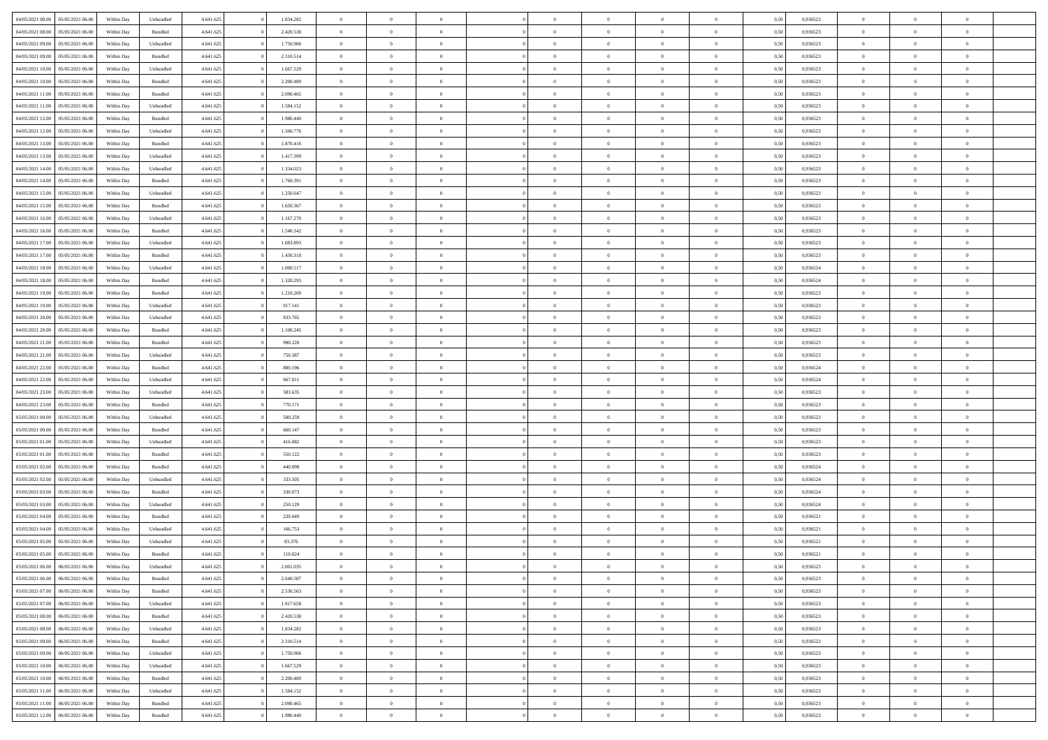| | | | | | | | | | | | | | | | | | | | | | |
|---|---|---|---|---|---|---|---|---|---|---|---|---|---|---|---|---|---|---|---|---|---|
| 04/05/2021 08:00 | 05/05/2021 06:00 | Within Day | Unbundled | 4.641.625 | 0 | 1.834.282 | 0 | 0 | 0 | | 0 | 0 | 0 | 0 | 0,50 | 0,936523 | 0 | 0 | 0 | |
| 04/05/2021 08:00 | 05/05/2021 06:00 | Within Day | Bundled | 4.641.625 | 0 | 2.420.538 | 0 | 0 | 0 | | 0 | 0 | 0 | 0 | 0,50 | 0,936523 | 0 | 0 | 0 | |
| 04/05/2021 09:00 | 05/05/2021 06:00 | Within Day | Unbundled | 4.641.625 | 0 | 1.750.906 | 0 | 0 | 0 | | 0 | 0 | 0 | 0 | 0,50 | 0,936523 | 0 | 0 | 0 | |
| 04/05/2021 09:00 | 05/05/2021 06:00 | Within Day | Bundled | 4.641.625 | 0 | 2.310.514 | 0 | 0 | 0 | | 0 | 0 | 0 | 0 | 0,50 | 0,936523 | 0 | 0 | 0 | |
| 04/05/2021 10:00 | 05/05/2021 06:00 | Within Day | Unbundled | 4.641.625 | 0 | 1.667.529 | 0 | 0 | 0 | | 0 | 0 | 0 | 0 | 0,50 | 0,936523 | 0 | 0 | 0 | |
| 04/05/2021 10:00 | 05/05/2021 06:00 | Within Day | Bundled | 4.641.625 | 0 | 2.200.489 | 0 | 0 | 0 | | 0 | 0 | 0 | 0 | 0,50 | 0,936523 | 0 | 0 | 0 | |
| 04/05/2021 11:00 | 05/05/2021 06:00 | Within Day | Bundled | 4.641.625 | 0 | 2.090.465 | 0 | 0 | 0 | | 0 | 0 | 0 | 0 | 0,50 | 0,936523 | 0 | 0 | 0 | |
| 04/05/2021 11:00 | 05/05/2021 06:00 | Within Day | Unbundled | 4.641.625 | 0 | 1.584.152 | 0 | 0 | 0 | | 0 | 0 | 0 | 0 | 0,50 | 0,936523 | 0 | 0 | 0 | |
| 04/05/2021 12:00 | 05/05/2021 06:00 | Within Day | Bundled | 4.641.625 | 0 | 1.980.440 | 0 | 0 | 0 | | 0 | 0 | 0 | 0 | 0,50 | 0,936523 | 0 | 0 | 0 | |
| 04/05/2021 12:00 | 05/05/2021 06:00 | Within Day | Unbundled | 4.641.625 | 0 | 1.500.776 | 0 | 0 | 0 | | 0 | 0 | 0 | 0 | 0,50 | 0,936523 | 0 | 0 | 0 | |
| 04/05/2021 13:00 | 05/05/2021 06:00 | Within Day | Bundled | 4.641.625 | 0 | 1.870.416 | 0 | 0 | 0 | | 0 | 0 | 0 | 0 | 0,50 | 0,936523 | 0 | 0 | 0 | |
| 04/05/2021 13:00 | 05/05/2021 06:00 | Within Day | Unbundled | 4.641.625 | 0 | 1.417.399 | 0 | 0 | 0 | | 0 | 0 | 0 | 0 | 0,50 | 0,936523 | 0 | 0 | 0 | |
| 04/05/2021 14:00 | 05/05/2021 06:00 | Within Day | Unbundled | 4.641.625 | 0 | 1.334.023 | 0 | 0 | 0 | | 0 | 0 | 0 | 0 | 0,50 | 0,936523 | 0 | 0 | 0 | |
| 04/05/2021 14:00 | 05/05/2021 06:00 | Within Day | Bundled | 4.641.625 | 0 | 1.760.391 | 0 | 0 | 0 | | 0 | 0 | 0 | 0 | 0,50 | 0,936523 | 0 | 0 | 0 | |
| 04/05/2021 15:00 | 05/05/2021 06:00 | Within Day | Unbundled | 4.641.625 | 0 | 1.250.647 | 0 | 0 | 0 | | 0 | 0 | 0 | 0 | 0,50 | 0,936523 | 0 | 0 | 0 | |
| 04/05/2021 15:00 | 05/05/2021 06:00 | Within Day | Bundled | 4.641.625 | 0 | 1.650.367 | 0 | 0 | 0 | | 0 | 0 | 0 | 0 | 0,50 | 0,936523 | 0 | 0 | 0 | |
| 04/05/2021 16:00 | 05/05/2021 06:00 | Within Day | Unbundled | 4.641.625 | 0 | 1.167.270 | 0 | 0 | 0 | | 0 | 0 | 0 | 0 | 0,50 | 0,936523 | 0 | 0 | 0 | |
| 04/05/2021 16:00 | 05/05/2021 06:00 | Within Day | Bundled | 4.641.625 | 0 | 1.540.342 | 0 | 0 | 0 | | 0 | 0 | 0 | 0 | 0,50 | 0,936523 | 0 | 0 | 0 | |
| 04/05/2021 17:00 | 05/05/2021 06:00 | Within Day | Unbundled | 4.641.625 | 0 | 1.083.893 | 0 | 0 | 0 | | 0 | 0 | 0 | 0 | 0,50 | 0,936523 | 0 | 0 | 0 | |
| 04/05/2021 17:00 | 05/05/2021 06:00 | Within Day | Bundled | 4.641.625 | 0 | 1.430.318 | 0 | 0 | 0 | | 0 | 0 | 0 | 0 | 0,50 | 0,936523 | 0 | 0 | 0 | |
| 04/05/2021 18:00 | 05/05/2021 06:00 | Within Day | Unbundled | 4.641.625 | 0 | 1.000.517 | 0 | 0 | 0 | | 0 | 0 | 0 | 0 | 0,50 | 0,936524 | 0 | 0 | 0 | |
| 04/05/2021 18:00 | 05/05/2021 06:00 | Within Day | Bundled | 4.641.625 | 0 | 1.320.293 | 0 | 0 | 0 | | 0 | 0 | 0 | 0 | 0,50 | 0,936524 | 0 | 0 | 0 | |
| 04/05/2021 19:00 | 05/05/2021 06:00 | Within Day | Bundled | 4.641.625 | 0 | 1.210.269 | 0 | 0 | 0 | | 0 | 0 | 0 | 0 | 0,50 | 0,936523 | 0 | 0 | 0 | |
| 04/05/2021 19:00 | 05/05/2021 06:00 | Within Day | Unbundled | 4.641.625 | 0 | 917.141 | 0 | 0 | 0 | | 0 | 0 | 0 | 0 | 0,50 | 0,936523 | 0 | 0 | 0 | |
| 04/05/2021 20:00 | 05/05/2021 06:00 | Within Day | Unbundled | 4.641.625 | 0 | 833.765 | 0 | 0 | 0 | | 0 | 0 | 0 | 0 | 0,50 | 0,936523 | 0 | 0 | 0 | |
| 04/05/2021 20:00 | 05/05/2021 06:00 | Within Day | Bundled | 4.641.625 | 0 | 1.100.245 | 0 | 0 | 0 | | 0 | 0 | 0 | 0 | 0,50 | 0,936523 | 0 | 0 | 0 | |
| 04/05/2021 21:00 | 05/05/2021 06:00 | Within Day | Bundled | 4.641.625 | 0 | 990.220 | 0 | 0 | 0 | | 0 | 0 | 0 | 0 | 0,50 | 0,936523 | 0 | 0 | 0 | |
| 04/05/2021 21:00 | 05/05/2021 06:00 | Within Day | Unbundled | 4.641.625 | 0 | 750.387 | 0 | 0 | 0 | | 0 | 0 | 0 | 0 | 0,50 | 0,936523 | 0 | 0 | 0 | |
| 04/05/2021 22:00 | 05/05/2021 06:00 | Within Day | Bundled | 4.641.625 | 0 | 880.196 | 0 | 0 | 0 | | 0 | 0 | 0 | 0 | 0,50 | 0,936524 | 0 | 0 | 0 | |
| 04/05/2021 22:00 | 05/05/2021 06:00 | Within Day | Unbundled | 4.641.625 | 0 | 667.011 | 0 | 0 | 0 | | 0 | 0 | 0 | 0 | 0,50 | 0,936524 | 0 | 0 | 0 | |
| 04/05/2021 23:00 | 05/05/2021 06:00 | Within Day | Unbundled | 4.641.625 | 0 | 583.635 | 0 | 0 | 0 | | 0 | 0 | 0 | 0 | 0,50 | 0,936523 | 0 | 0 | 0 | |
| 04/05/2021 23:00 | 05/05/2021 06:00 | Within Day | Bundled | 4.641.625 | 0 | 770.171 | 0 | 0 | 0 | | 0 | 0 | 0 | 0 | 0,50 | 0,936523 | 0 | 0 | 0 | |
| 05/05/2021 00:00 | 05/05/2021 06:00 | Within Day | Unbundled | 4.641.625 | 0 | 500.259 | 0 | 0 | 0 | | 0 | 0 | 0 | 0 | 0,50 | 0,936523 | 0 | 0 | 0 | |
| 05/05/2021 00:00 | 05/05/2021 06:00 | Within Day | Bundled | 4.641.625 | 0 | 660.147 | 0 | 0 | 0 | | 0 | 0 | 0 | 0 | 0,50 | 0,936523 | 0 | 0 | 0 | |
| 05/05/2021 01:00 | 05/05/2021 06:00 | Within Day | Unbundled | 4.641.625 | 0 | 416.882 | 0 | 0 | 0 | | 0 | 0 | 0 | 0 | 0,50 | 0,936523 | 0 | 0 | 0 | |
| 05/05/2021 01:00 | 05/05/2021 06:00 | Within Day | Bundled | 4.641.625 | 0 | 550.122 | 0 | 0 | 0 | | 0 | 0 | 0 | 0 | 0,50 | 0,936523 | 0 | 0 | 0 | |
| 05/05/2021 02:00 | 05/05/2021 06:00 | Within Day | Bundled | 4.641.625 | 0 | 440.098 | 0 | 0 | 0 | | 0 | 0 | 0 | 0 | 0,50 | 0,936524 | 0 | 0 | 0 | |
| 05/05/2021 02:00 | 05/05/2021 06:00 | Within Day | Unbundled | 4.641.625 | 0 | 333.505 | 0 | 0 | 0 | | 0 | 0 | 0 | 0 | 0,50 | 0,936524 | 0 | 0 | 0 | |
| 05/05/2021 03:00 | 05/05/2021 06:00 | Within Day | Bundled | 4.641.625 | 0 | 330.073 | 0 | 0 | 0 | | 0 | 0 | 0 | 0 | 0,50 | 0,936524 | 0 | 0 | 0 | |
| 05/05/2021 03:00 | 05/05/2021 06:00 | Within Day | Unbundled | 4.641.625 | 0 | 250.129 | 0 | 0 | 0 | | 0 | 0 | 0 | 0 | 0,50 | 0,936524 | 0 | 0 | 0 | |
| 05/05/2021 04:00 | 05/05/2021 06:00 | Within Day | Bundled | 4.641.625 | 0 | 220.049 | 0 | 0 | 0 | | 0 | 0 | 0 | 0 | 0,50 | 0,936521 | 0 | 0 | 0 | |
| 05/05/2021 04:00 | 05/05/2021 06:00 | Within Day | Unbundled | 4.641.625 | 0 | 166.753 | 0 | 0 | 0 | | 0 | 0 | 0 | 0 | 0,50 | 0,936521 | 0 | 0 | 0 | |
| 05/05/2021 05:00 | 05/05/2021 06:00 | Within Day | Unbundled | 4.641.625 | 0 | 83.376 | 0 | 0 | 0 | | 0 | 0 | 0 | 0 | 0,50 | 0,936521 | 0 | 0 | 0 | |
| 05/05/2021 05:00 | 05/05/2021 06:00 | Within Day | Bundled | 4.641.625 | 0 | 110.024 | 0 | 0 | 0 | | 0 | 0 | 0 | 0 | 0,50 | 0,936521 | 0 | 0 | 0 | |
| 05/05/2021 06:00 | 06/05/2021 06:00 | Within Day | Unbundled | 4.641.625 | 0 | 2.001.035 | 0 | 0 | 0 | | 0 | 0 | 0 | 0 | 0,50 | 0,936523 | 0 | 0 | 0 | |
| 05/05/2021 06:00 | 06/05/2021 06:00 | Within Day | Bundled | 4.641.625 | 0 | 2.640.587 | 0 | 0 | 0 | | 0 | 0 | 0 | 0 | 0,50 | 0,936523 | 0 | 0 | 0 | |
| 05/05/2021 07:00 | 06/05/2021 06:00 | Within Day | Bundled | 4.641.625 | 0 | 2.530.563 | 0 | 0 | 0 | | 0 | 0 | 0 | 0 | 0,50 | 0,936523 | 0 | 0 | 0 | |
| 05/05/2021 07:00 | 06/05/2021 06:00 | Within Day | Unbundled | 4.641.625 | 0 | 1.917.658 | 0 | 0 | 0 | | 0 | 0 | 0 | 0 | 0,50 | 0,936523 | 0 | 0 | 0 | |
| 05/05/2021 08:00 | 06/05/2021 06:00 | Within Day | Bundled | 4.641.625 | 0 | 2.420.538 | 0 | 0 | 0 | | 0 | 0 | 0 | 0 | 0,50 | 0,936523 | 0 | 0 | 0 | |
| 05/05/2021 08:00 | 06/05/2021 06:00 | Within Day | Unbundled | 4.641.625 | 0 | 1.834.282 | 0 | 0 | 0 | | 0 | 0 | 0 | 0 | 0,50 | 0,936523 | 0 | 0 | 0 | |
| 05/05/2021 09:00 | 06/05/2021 06:00 | Within Day | Bundled | 4.641.625 | 0 | 2.310.514 | 0 | 0 | 0 | | 0 | 0 | 0 | 0 | 0,50 | 0,936523 | 0 | 0 | 0 | |
| 05/05/2021 09:00 | 06/05/2021 06:00 | Within Day | Unbundled | 4.641.625 | 0 | 1.750.906 | 0 | 0 | 0 | | 0 | 0 | 0 | 0 | 0,50 | 0,936523 | 0 | 0 | 0 | |
| 05/05/2021 10:00 | 06/05/2021 06:00 | Within Day | Unbundled | 4.641.625 | 0 | 1.667.529 | 0 | 0 | 0 | | 0 | 0 | 0 | 0 | 0,50 | 0,936523 | 0 | 0 | 0 | |
| 05/05/2021 10:00 | 06/05/2021 06:00 | Within Day | Bundled | 4.641.625 | 0 | 2.200.489 | 0 | 0 | 0 | | 0 | 0 | 0 | 0 | 0,50 | 0,936523 | 0 | 0 | 0 | |
| 05/05/2021 11:00 | 06/05/2021 06:00 | Within Day | Unbundled | 4.641.625 | 0 | 1.584.152 | 0 | 0 | 0 | | 0 | 0 | 0 | 0 | 0,50 | 0,936523 | 0 | 0 | 0 | |
| 05/05/2021 11:00 | 06/05/2021 06:00 | Within Day | Bundled | 4.641.625 | 0 | 2.090.465 | 0 | 0 | 0 | | 0 | 0 | 0 | 0 | 0,50 | 0,936523 | 0 | 0 | 0 | |
| 05/05/2021 12:00 | 06/05/2021 06:00 | Within Day | Bundled | 4.641.625 | 0 | 1.980.440 | 0 | 0 | 0 | | 0 | 0 | 0 | 0 | 0,50 | 0,936523 | 0 | 0 | 0 | |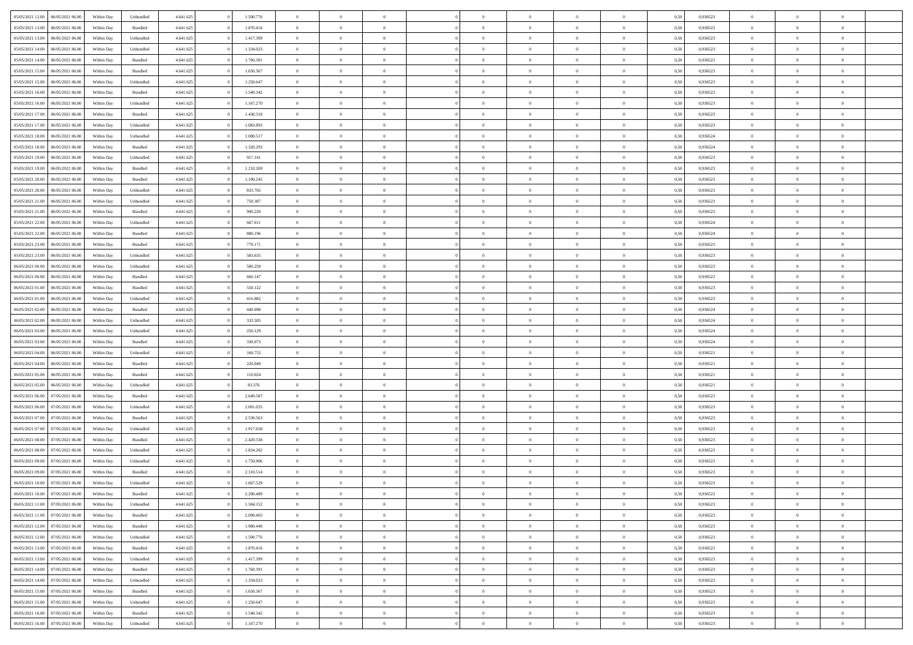| | | | | | | | | | | | | | | | | | | | | | |
|---|---|---|---|---|---|---|---|---|---|---|---|---|---|---|---|---|---|---|---|---|---|
| 05/05/2021 12:00 | 06/05/2021 06:00 | Within Day | Unbundled | 4.641.625 | 0 | 1.500.776 | 0 | 0 | 0 | | 0 | 0 | 0 | 0 | 0 | 0,50 | 0,936523 | 0 | 0 | 0 | |
| 05/05/2021 13:00 | 06/05/2021 06:00 | Within Day | Bundled | 4.641.625 | 0 | 1.870.416 | 0 | 0 | 0 | | 0 | 0 | 0 | 0 | 0 | 0,50 | 0,936523 | 0 | 0 | 0 | |
| 05/05/2021 13:00 | 06/05/2021 06:00 | Within Day | Unbundled | 4.641.625 | 0 | 1.417.399 | 0 | 0 | 0 | | 0 | 0 | 0 | 0 | 0 | 0,50 | 0,936523 | 0 | 0 | 0 | |
| 05/05/2021 14:00 | 06/05/2021 06:00 | Within Day | Unbundled | 4.641.625 | 0 | 1.334.023 | 0 | 0 | 0 | | 0 | 0 | 0 | 0 | 0 | 0,50 | 0,936523 | 0 | 0 | 0 | |
| 05/05/2021 14:00 | 06/05/2021 06:00 | Within Day | Bundled | 4.641.625 | 0 | 1.760.391 | 0 | 0 | 0 | | 0 | 0 | 0 | 0 | 0 | 0,50 | 0,936523 | 0 | 0 | 0 | |
| 05/05/2021 15:00 | 06/05/2021 06:00 | Within Day | Bundled | 4.641.625 | 0 | 1.650.367 | 0 | 0 | 0 | | 0 | 0 | 0 | 0 | 0 | 0,50 | 0,936523 | 0 | 0 | 0 | |
| 05/05/2021 15:00 | 06/05/2021 06:00 | Within Day | Unbundled | 4.641.625 | 0 | 1.250.647 | 0 | 0 | 0 | | 0 | 0 | 0 | 0 | 0 | 0,50 | 0,936523 | 0 | 0 | 0 | |
| 05/05/2021 16:00 | 06/05/2021 06:00 | Within Day | Bundled | 4.641.625 | 0 | 1.540.342 | 0 | 0 | 0 | | 0 | 0 | 0 | 0 | 0 | 0,50 | 0,936523 | 0 | 0 | 0 | |
| 05/05/2021 16:00 | 06/05/2021 06:00 | Within Day | Unbundled | 4.641.625 | 0 | 1.167.270 | 0 | 0 | 0 | | 0 | 0 | 0 | 0 | 0 | 0,50 | 0,936523 | 0 | 0 | 0 | |
| 05/05/2021 17:00 | 06/05/2021 06:00 | Within Day | Bundled | 4.641.625 | 0 | 1.430.318 | 0 | 0 | 0 | | 0 | 0 | 0 | 0 | 0 | 0,50 | 0,936523 | 0 | 0 | 0 | |
| 05/05/2021 17:00 | 06/05/2021 06:00 | Within Day | Unbundled | 4.641.625 | 0 | 1.083.893 | 0 | 0 | 0 | | 0 | 0 | 0 | 0 | 0 | 0,50 | 0,936523 | 0 | 0 | 0 | |
| 05/05/2021 18:00 | 06/05/2021 06:00 | Within Day | Unbundled | 4.641.625 | 0 | 1.000.517 | 0 | 0 | 0 | | 0 | 0 | 0 | 0 | 0 | 0,50 | 0,936524 | 0 | 0 | 0 | |
| 05/05/2021 18:00 | 06/05/2021 06:00 | Within Day | Bundled | 4.641.625 | 0 | 1.320.293 | 0 | 0 | 0 | | 0 | 0 | 0 | 0 | 0 | 0,50 | 0,936524 | 0 | 0 | 0 | |
| 05/05/2021 19:00 | 06/05/2021 06:00 | Within Day | Unbundled | 4.641.625 | 0 | 917.141 | 0 | 0 | 0 | | 0 | 0 | 0 | 0 | 0 | 0,50 | 0,936523 | 0 | 0 | 0 | |
| 05/05/2021 19:00 | 06/05/2021 06:00 | Within Day | Bundled | 4.641.625 | 0 | 1.210.269 | 0 | 0 | 0 | | 0 | 0 | 0 | 0 | 0 | 0,50 | 0,936523 | 0 | 0 | 0 | |
| 05/05/2021 20:00 | 06/05/2021 06:00 | Within Day | Bundled | 4.641.625 | 0 | 1.100.245 | 0 | 0 | 0 | | 0 | 0 | 0 | 0 | 0 | 0,50 | 0,936523 | 0 | 0 | 0 | |
| 05/05/2021 20:00 | 06/05/2021 06:00 | Within Day | Unbundled | 4.641.625 | 0 | 833.765 | 0 | 0 | 0 | | 0 | 0 | 0 | 0 | 0 | 0,50 | 0,936523 | 0 | 0 | 0 | |
| 05/05/2021 21:00 | 06/05/2021 06:00 | Within Day | Unbundled | 4.641.625 | 0 | 750.387 | 0 | 0 | 0 | | 0 | 0 | 0 | 0 | 0 | 0,50 | 0,936523 | 0 | 0 | 0 | |
| 05/05/2021 21:00 | 06/05/2021 06:00 | Within Day | Bundled | 4.641.625 | 0 | 990.220 | 0 | 0 | 0 | | 0 | 0 | 0 | 0 | 0 | 0,50 | 0,936523 | 0 | 0 | 0 | |
| 05/05/2021 22:00 | 06/05/2021 06:00 | Within Day | Unbundled | 4.641.625 | 0 | 667.011 | 0 | 0 | 0 | | 0 | 0 | 0 | 0 | 0 | 0,50 | 0,936524 | 0 | 0 | 0 | |
| 05/05/2021 22:00 | 06/05/2021 06:00 | Within Day | Bundled | 4.641.625 | 0 | 880.196 | 0 | 0 | 0 | | 0 | 0 | 0 | 0 | 0 | 0,50 | 0,936524 | 0 | 0 | 0 | |
| 05/05/2021 23:00 | 06/05/2021 06:00 | Within Day | Bundled | 4.641.625 | 0 | 770.171 | 0 | 0 | 0 | | 0 | 0 | 0 | 0 | 0 | 0,50 | 0,936523 | 0 | 0 | 0 | |
| 05/05/2021 23:00 | 06/05/2021 06:00 | Within Day | Unbundled | 4.641.625 | 0 | 583.635 | 0 | 0 | 0 | | 0 | 0 | 0 | 0 | 0 | 0,50 | 0,936523 | 0 | 0 | 0 | |
| 06/05/2021 00:00 | 06/05/2021 06:00 | Within Day | Unbundled | 4.641.625 | 0 | 500.259 | 0 | 0 | 0 | | 0 | 0 | 0 | 0 | 0 | 0,50 | 0,936523 | 0 | 0 | 0 | |
| 06/05/2021 00:00 | 06/05/2021 06:00 | Within Day | Bundled | 4.641.625 | 0 | 660.147 | 0 | 0 | 0 | | 0 | 0 | 0 | 0 | 0 | 0,50 | 0,936523 | 0 | 0 | 0 | |
| 06/05/2021 01:00 | 06/05/2021 06:00 | Within Day | Bundled | 4.641.625 | 0 | 550.122 | 0 | 0 | 0 | | 0 | 0 | 0 | 0 | 0 | 0,50 | 0,936523 | 0 | 0 | 0 | |
| 06/05/2021 01:00 | 06/05/2021 06:00 | Within Day | Unbundled | 4.641.625 | 0 | 416.882 | 0 | 0 | 0 | | 0 | 0 | 0 | 0 | 0 | 0,50 | 0,936523 | 0 | 0 | 0 | |
| 06/05/2021 02:00 | 06/05/2021 06:00 | Within Day | Bundled | 4.641.625 | 0 | 440.098 | 0 | 0 | 0 | | 0 | 0 | 0 | 0 | 0 | 0,50 | 0,936524 | 0 | 0 | 0 | |
| 06/05/2021 02:00 | 06/05/2021 06:00 | Within Day | Unbundled | 4.641.625 | 0 | 333.505 | 0 | 0 | 0 | | 0 | 0 | 0 | 0 | 0 | 0,50 | 0,936524 | 0 | 0 | 0 | |
| 06/05/2021 03:00 | 06/05/2021 06:00 | Within Day | Unbundled | 4.641.625 | 0 | 250.129 | 0 | 0 | 0 | | 0 | 0 | 0 | 0 | 0 | 0,50 | 0,936524 | 0 | 0 | 0 | |
| 06/05/2021 03:00 | 06/05/2021 06:00 | Within Day | Bundled | 4.641.625 | 0 | 330.073 | 0 | 0 | 0 | | 0 | 0 | 0 | 0 | 0 | 0,50 | 0,936524 | 0 | 0 | 0 | |
| 06/05/2021 04:00 | 06/05/2021 06:00 | Within Day | Unbundled | 4.641.625 | 0 | 166.753 | 0 | 0 | 0 | | 0 | 0 | 0 | 0 | 0 | 0,50 | 0,936521 | 0 | 0 | 0 | |
| 06/05/2021 04:00 | 06/05/2021 06:00 | Within Day | Bundled | 4.641.625 | 0 | 220.049 | 0 | 0 | 0 | | 0 | 0 | 0 | 0 | 0 | 0,50 | 0,936521 | 0 | 0 | 0 | |
| 06/05/2021 05:00 | 06/05/2021 06:00 | Within Day | Bundled | 4.641.625 | 0 | 110.024 | 0 | 0 | 0 | | 0 | 0 | 0 | 0 | 0 | 0,50 | 0,936521 | 0 | 0 | 0 | |
| 06/05/2021 05:00 | 06/05/2021 06:00 | Within Day | Unbundled | 4.641.625 | 0 | 83.376 | 0 | 0 | 0 | | 0 | 0 | 0 | 0 | 0 | 0,50 | 0,936521 | 0 | 0 | 0 | |
| 06/05/2021 06:00 | 07/05/2021 06:00 | Within Day | Bundled | 4.641.625 | 0 | 2.640.587 | 0 | 0 | 0 | | 0 | 0 | 0 | 0 | 0 | 0,50 | 0,936523 | 0 | 0 | 0 | |
| 06/05/2021 06:00 | 07/05/2021 06:00 | Within Day | Unbundled | 4.641.625 | 0 | 2.001.035 | 0 | 0 | 0 | | 0 | 0 | 0 | 0 | 0 | 0,50 | 0,936523 | 0 | 0 | 0 | |
| 06/05/2021 07:00 | 07/05/2021 06:00 | Within Day | Bundled | 4.641.625 | 0 | 2.530.563 | 0 | 0 | 0 | | 0 | 0 | 0 | 0 | 0 | 0,50 | 0,936523 | 0 | 0 | 0 | |
| 06/05/2021 07:00 | 07/05/2021 06:00 | Within Day | Unbundled | 4.641.625 | 0 | 1.917.658 | 0 | 0 | 0 | | 0 | 0 | 0 | 0 | 0 | 0,50 | 0,936523 | 0 | 0 | 0 | |
| 06/05/2021 08:00 | 07/05/2021 06:00 | Within Day | Bundled | 4.641.625 | 0 | 2.420.538 | 0 | 0 | 0 | | 0 | 0 | 0 | 0 | 0 | 0,50 | 0,936523 | 0 | 0 | 0 | |
| 06/05/2021 08:00 | 07/05/2021 06:00 | Within Day | Unbundled | 4.641.625 | 0 | 1.834.282 | 0 | 0 | 0 | | 0 | 0 | 0 | 0 | 0 | 0,50 | 0,936523 | 0 | 0 | 0 | |
| 06/05/2021 09:00 | 07/05/2021 06:00 | Within Day | Unbundled | 4.641.625 | 0 | 1.750.906 | 0 | 0 | 0 | | 0 | 0 | 0 | 0 | 0 | 0,50 | 0,936523 | 0 | 0 | 0 | |
| 06/05/2021 09:00 | 07/05/2021 06:00 | Within Day | Bundled | 4.641.625 | 0 | 2.310.514 | 0 | 0 | 0 | | 0 | 0 | 0 | 0 | 0 | 0,50 | 0,936523 | 0 | 0 | 0 | |
| 06/05/2021 10:00 | 07/05/2021 06:00 | Within Day | Unbundled | 4.641.625 | 0 | 1.667.529 | 0 | 0 | 0 | | 0 | 0 | 0 | 0 | 0 | 0,50 | 0,936523 | 0 | 0 | 0 | |
| 06/05/2021 10:00 | 07/05/2021 06:00 | Within Day | Bundled | 4.641.625 | 0 | 2.200.489 | 0 | 0 | 0 | | 0 | 0 | 0 | 0 | 0 | 0,50 | 0,936523 | 0 | 0 | 0 | |
| 06/05/2021 11:00 | 07/05/2021 06:00 | Within Day | Unbundled | 4.641.625 | 0 | 1.584.152 | 0 | 0 | 0 | | 0 | 0 | 0 | 0 | 0 | 0,50 | 0,936523 | 0 | 0 | 0 | |
| 06/05/2021 11:00 | 07/05/2021 06:00 | Within Day | Bundled | 4.641.625 | 0 | 2.090.465 | 0 | 0 | 0 | | 0 | 0 | 0 | 0 | 0 | 0,50 | 0,936523 | 0 | 0 | 0 | |
| 06/05/2021 12:00 | 07/05/2021 06:00 | Within Day | Bundled | 4.641.625 | 0 | 1.980.440 | 0 | 0 | 0 | | 0 | 0 | 0 | 0 | 0 | 0,50 | 0,936523 | 0 | 0 | 0 | |
| 06/05/2021 12:00 | 07/05/2021 06:00 | Within Day | Unbundled | 4.641.625 | 0 | 1.500.776 | 0 | 0 | 0 | | 0 | 0 | 0 | 0 | 0 | 0,50 | 0,936523 | 0 | 0 | 0 | |
| 06/05/2021 13:00 | 07/05/2021 06:00 | Within Day | Bundled | 4.641.625 | 0 | 1.870.416 | 0 | 0 | 0 | | 0 | 0 | 0 | 0 | 0 | 0,50 | 0,936523 | 0 | 0 | 0 | |
| 06/05/2021 13:00 | 07/05/2021 06:00 | Within Day | Unbundled | 4.641.625 | 0 | 1.417.399 | 0 | 0 | 0 | | 0 | 0 | 0 | 0 | 0 | 0,50 | 0,936523 | 0 | 0 | 0 | |
| 06/05/2021 14:00 | 07/05/2021 06:00 | Within Day | Bundled | 4.641.625 | 0 | 1.760.391 | 0 | 0 | 0 | | 0 | 0 | 0 | 0 | 0 | 0,50 | 0,936523 | 0 | 0 | 0 | |
| 06/05/2021 14:00 | 07/05/2021 06:00 | Within Day | Unbundled | 4.641.625 | 0 | 1.334.023 | 0 | 0 | 0 | | 0 | 0 | 0 | 0 | 0 | 0,50 | 0,936523 | 0 | 0 | 0 | |
| 06/05/2021 15:00 | 07/05/2021 06:00 | Within Day | Bundled | 4.641.625 | 0 | 1.650.367 | 0 | 0 | 0 | | 0 | 0 | 0 | 0 | 0 | 0,50 | 0,936523 | 0 | 0 | 0 | |
| 06/05/2021 15:00 | 07/05/2021 06:00 | Within Day | Unbundled | 4.641.625 | 0 | 1.250.647 | 0 | 0 | 0 | | 0 | 0 | 0 | 0 | 0 | 0,50 | 0,936523 | 0 | 0 | 0 | |
| 06/05/2021 16:00 | 07/05/2021 06:00 | Within Day | Bundled | 4.641.625 | 0 | 1.540.342 | 0 | 0 | 0 | | 0 | 0 | 0 | 0 | 0 | 0,50 | 0,936523 | 0 | 0 | 0 | |
| 06/05/2021 16:00 | 07/05/2021 06:00 | Within Day | Unbundled | 4.641.625 | 0 | 1.167.270 | 0 | 0 | 0 | | 0 | 0 | 0 | 0 | 0 | 0,50 | 0,936523 | 0 | 0 | 0 | |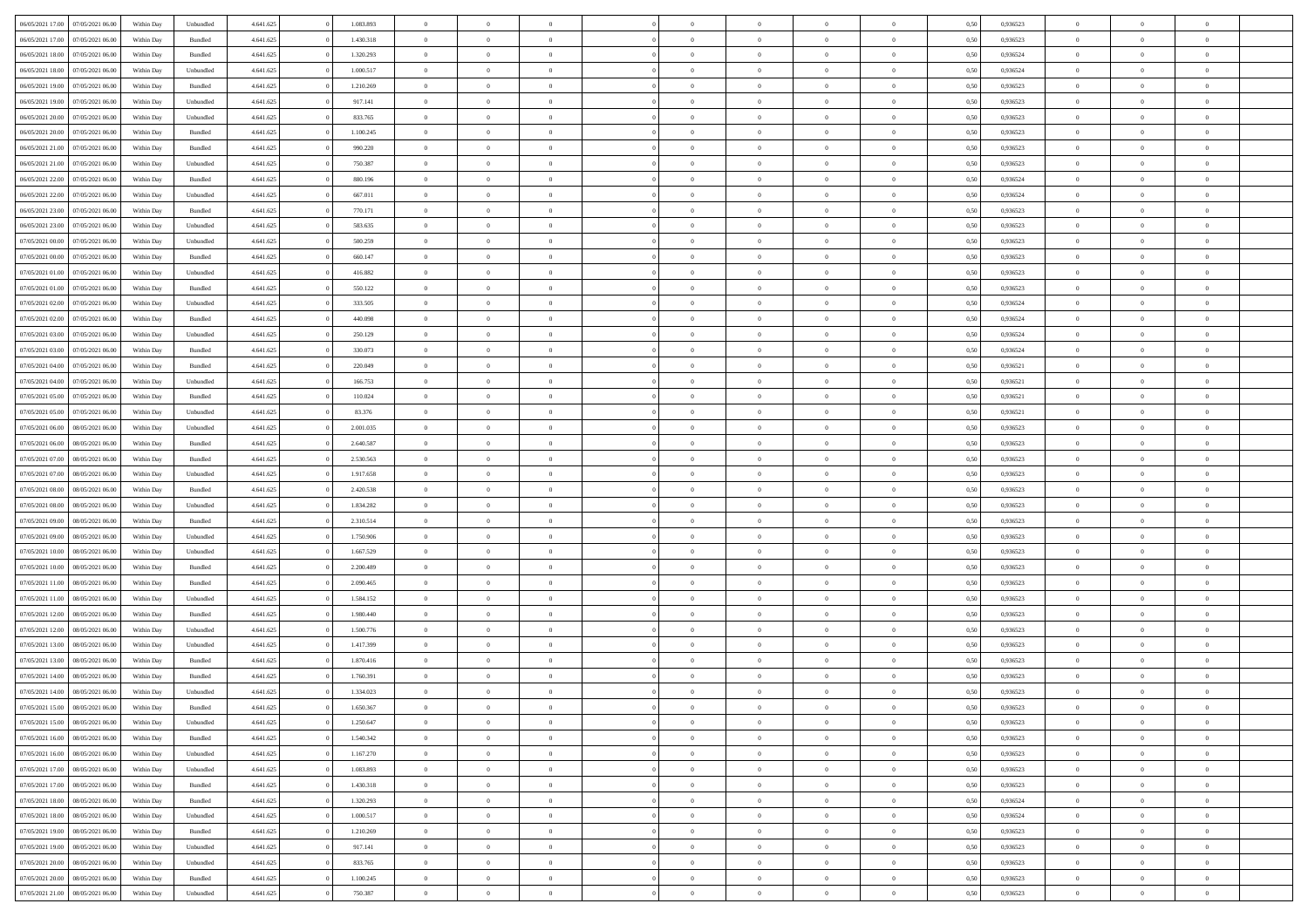| | | | | | | | | | | | | | | | | | | | | | |
|---|---|---|---|---|---|---|---|---|---|---|---|---|---|---|---|---|---|---|---|---|---|
| 06/05/2021 17:00 | 07/05/2021 06:00 | Within Day | Unbundled | 4.641.625 | 0 | 1.083.893 | 0 | 0 | 0 | | 0 | 0 | 0 | 0 | 0 | 0,50 | 0,936523 | 0 | 0 | 0 | |
| 06/05/2021 17:00 | 07/05/2021 06:00 | Within Day | Bundled | 4.641.625 | 0 | 1.430.318 | 0 | 0 | 0 | | 0 | 0 | 0 | 0 | 0 | 0,50 | 0,936523 | 0 | 0 | 0 | |
| 06/05/2021 18:00 | 07/05/2021 06:00 | Within Day | Bundled | 4.641.625 | 0 | 1.320.293 | 0 | 0 | 0 | | 0 | 0 | 0 | 0 | 0 | 0,50 | 0,936524 | 0 | 0 | 0 | |
| 06/05/2021 18:00 | 07/05/2021 06:00 | Within Day | Unbundled | 4.641.625 | 0 | 1.000.517 | 0 | 0 | 0 | | 0 | 0 | 0 | 0 | 0 | 0,50 | 0,936524 | 0 | 0 | 0 | |
| 06/05/2021 19:00 | 07/05/2021 06:00 | Within Day | Bundled | 4.641.625 | 0 | 1.210.269 | 0 | 0 | 0 | | 0 | 0 | 0 | 0 | 0 | 0,50 | 0,936523 | 0 | 0 | 0 | |
| 06/05/2021 19:00 | 07/05/2021 06:00 | Within Day | Unbundled | 4.641.625 | 0 | 917.141 | 0 | 0 | 0 | | 0 | 0 | 0 | 0 | 0 | 0,50 | 0,936523 | 0 | 0 | 0 | |
| 06/05/2021 20:00 | 07/05/2021 06:00 | Within Day | Unbundled | 4.641.625 | 0 | 833.765 | 0 | 0 | 0 | | 0 | 0 | 0 | 0 | 0 | 0,50 | 0,936523 | 0 | 0 | 0 | |
| 06/05/2021 20:00 | 07/05/2021 06:00 | Within Day | Bundled | 4.641.625 | 0 | 1.100.245 | 0 | 0 | 0 | | 0 | 0 | 0 | 0 | 0 | 0,50 | 0,936523 | 0 | 0 | 0 | |
| 06/05/2021 21:00 | 07/05/2021 06:00 | Within Day | Bundled | 4.641.625 | 0 | 990.220 | 0 | 0 | 0 | | 0 | 0 | 0 | 0 | 0 | 0,50 | 0,936523 | 0 | 0 | 0 | |
| 06/05/2021 21:00 | 07/05/2021 06:00 | Within Day | Unbundled | 4.641.625 | 0 | 750.387 | 0 | 0 | 0 | | 0 | 0 | 0 | 0 | 0 | 0,50 | 0,936523 | 0 | 0 | 0 | |
| 06/05/2021 22:00 | 07/05/2021 06:00 | Within Day | Bundled | 4.641.625 | 0 | 880.196 | 0 | 0 | 0 | | 0 | 0 | 0 | 0 | 0 | 0,50 | 0,936524 | 0 | 0 | 0 | |
| 06/05/2021 22:00 | 07/05/2021 06:00 | Within Day | Unbundled | 4.641.625 | 0 | 667.011 | 0 | 0 | 0 | | 0 | 0 | 0 | 0 | 0 | 0,50 | 0,936524 | 0 | 0 | 0 | |
| 06/05/2021 23:00 | 07/05/2021 06:00 | Within Day | Bundled | 4.641.625 | 0 | 770.171 | 0 | 0 | 0 | | 0 | 0 | 0 | 0 | 0 | 0,50 | 0,936523 | 0 | 0 | 0 | |
| 06/05/2021 23:00 | 07/05/2021 06:00 | Within Day | Unbundled | 4.641.625 | 0 | 583.635 | 0 | 0 | 0 | | 0 | 0 | 0 | 0 | 0 | 0,50 | 0,936523 | 0 | 0 | 0 | |
| 07/05/2021 00:00 | 07/05/2021 06:00 | Within Day | Unbundled | 4.641.625 | 0 | 500.259 | 0 | 0 | 0 | | 0 | 0 | 0 | 0 | 0 | 0,50 | 0,936523 | 0 | 0 | 0 | |
| 07/05/2021 00:00 | 07/05/2021 06:00 | Within Day | Bundled | 4.641.625 | 0 | 660.147 | 0 | 0 | 0 | | 0 | 0 | 0 | 0 | 0 | 0,50 | 0,936523 | 0 | 0 | 0 | |
| 07/05/2021 01:00 | 07/05/2021 06:00 | Within Day | Unbundled | 4.641.625 | 0 | 416.882 | 0 | 0 | 0 | | 0 | 0 | 0 | 0 | 0 | 0,50 | 0,936523 | 0 | 0 | 0 | |
| 07/05/2021 01:00 | 07/05/2021 06:00 | Within Day | Bundled | 4.641.625 | 0 | 550.122 | 0 | 0 | 0 | | 0 | 0 | 0 | 0 | 0 | 0,50 | 0,936523 | 0 | 0 | 0 | |
| 07/05/2021 02:00 | 07/05/2021 06:00 | Within Day | Unbundled | 4.641.625 | 0 | 333.505 | 0 | 0 | 0 | | 0 | 0 | 0 | 0 | 0 | 0,50 | 0,936524 | 0 | 0 | 0 | |
| 07/05/2021 02:00 | 07/05/2021 06:00 | Within Day | Bundled | 4.641.625 | 0 | 440.098 | 0 | 0 | 0 | | 0 | 0 | 0 | 0 | 0 | 0,50 | 0,936524 | 0 | 0 | 0 | |
| 07/05/2021 03:00 | 07/05/2021 06:00 | Within Day | Unbundled | 4.641.625 | 0 | 250.129 | 0 | 0 | 0 | | 0 | 0 | 0 | 0 | 0 | 0,50 | 0,936524 | 0 | 0 | 0 | |
| 07/05/2021 03:00 | 07/05/2021 06:00 | Within Day | Bundled | 4.641.625 | 0 | 330.073 | 0 | 0 | 0 | | 0 | 0 | 0 | 0 | 0 | 0,50 | 0,936524 | 0 | 0 | 0 | |
| 07/05/2021 04:00 | 07/05/2021 06:00 | Within Day | Bundled | 4.641.625 | 0 | 220.049 | 0 | 0 | 0 | | 0 | 0 | 0 | 0 | 0 | 0,50 | 0,936521 | 0 | 0 | 0 | |
| 07/05/2021 04:00 | 07/05/2021 06:00 | Within Day | Unbundled | 4.641.625 | 0 | 166.753 | 0 | 0 | 0 | | 0 | 0 | 0 | 0 | 0 | 0,50 | 0,936521 | 0 | 0 | 0 | |
| 07/05/2021 05:00 | 07/05/2021 06:00 | Within Day | Bundled | 4.641.625 | 0 | 110.024 | 0 | 0 | 0 | | 0 | 0 | 0 | 0 | 0 | 0,50 | 0,936521 | 0 | 0 | 0 | |
| 07/05/2021 05:00 | 07/05/2021 06:00 | Within Day | Unbundled | 4.641.625 | 0 | 83.376 | 0 | 0 | 0 | | 0 | 0 | 0 | 0 | 0 | 0,50 | 0,936521 | 0 | 0 | 0 | |
| 07/05/2021 06:00 | 08/05/2021 06:00 | Within Day | Unbundled | 4.641.625 | 0 | 2.001.035 | 0 | 0 | 0 | | 0 | 0 | 0 | 0 | 0 | 0,50 | 0,936523 | 0 | 0 | 0 | |
| 07/05/2021 06:00 | 08/05/2021 06:00 | Within Day | Bundled | 4.641.625 | 0 | 2.640.587 | 0 | 0 | 0 | | 0 | 0 | 0 | 0 | 0 | 0,50 | 0,936523 | 0 | 0 | 0 | |
| 07/05/2021 07:00 | 08/05/2021 06:00 | Within Day | Bundled | 4.641.625 | 0 | 2.530.563 | 0 | 0 | 0 | | 0 | 0 | 0 | 0 | 0 | 0,50 | 0,936523 | 0 | 0 | 0 | |
| 07/05/2021 07:00 | 08/05/2021 06:00 | Within Day | Unbundled | 4.641.625 | 0 | 1.917.658 | 0 | 0 | 0 | | 0 | 0 | 0 | 0 | 0 | 0,50 | 0,936523 | 0 | 0 | 0 | |
| 07/05/2021 08:00 | 08/05/2021 06:00 | Within Day | Bundled | 4.641.625 | 0 | 2.420.538 | 0 | 0 | 0 | | 0 | 0 | 0 | 0 | 0 | 0,50 | 0,936523 | 0 | 0 | 0 | |
| 07/05/2021 08:00 | 08/05/2021 06:00 | Within Day | Unbundled | 4.641.625 | 0 | 1.834.282 | 0 | 0 | 0 | | 0 | 0 | 0 | 0 | 0 | 0,50 | 0,936523 | 0 | 0 | 0 | |
| 07/05/2021 09:00 | 08/05/2021 06:00 | Within Day | Bundled | 4.641.625 | 0 | 2.310.514 | 0 | 0 | 0 | | 0 | 0 | 0 | 0 | 0 | 0,50 | 0,936523 | 0 | 0 | 0 | |
| 07/05/2021 09:00 | 08/05/2021 06:00 | Within Day | Unbundled | 4.641.625 | 0 | 1.750.906 | 0 | 0 | 0 | | 0 | 0 | 0 | 0 | 0 | 0,50 | 0,936523 | 0 | 0 | 0 | |
| 07/05/2021 10:00 | 08/05/2021 06:00 | Within Day | Unbundled | 4.641.625 | 0 | 1.667.529 | 0 | 0 | 0 | | 0 | 0 | 0 | 0 | 0 | 0,50 | 0,936523 | 0 | 0 | 0 | |
| 07/05/2021 10:00 | 08/05/2021 06:00 | Within Day | Bundled | 4.641.625 | 0 | 2.200.489 | 0 | 0 | 0 | | 0 | 0 | 0 | 0 | 0 | 0,50 | 0,936523 | 0 | 0 | 0 | |
| 07/05/2021 11:00 | 08/05/2021 06:00 | Within Day | Bundled | 4.641.625 | 0 | 2.090.465 | 0 | 0 | 0 | | 0 | 0 | 0 | 0 | 0 | 0,50 | 0,936523 | 0 | 0 | 0 | |
| 07/05/2021 11:00 | 08/05/2021 06:00 | Within Day | Unbundled | 4.641.625 | 0 | 1.584.152 | 0 | 0 | 0 | | 0 | 0 | 0 | 0 | 0 | 0,50 | 0,936523 | 0 | 0 | 0 | |
| 07/05/2021 12:00 | 08/05/2021 06:00 | Within Day | Bundled | 4.641.625 | 0 | 1.980.440 | 0 | 0 | 0 | | 0 | 0 | 0 | 0 | 0 | 0,50 | 0,936523 | 0 | 0 | 0 | |
| 07/05/2021 12:00 | 08/05/2021 06:00 | Within Day | Unbundled | 4.641.625 | 0 | 1.500.776 | 0 | 0 | 0 | | 0 | 0 | 0 | 0 | 0 | 0,50 | 0,936523 | 0 | 0 | 0 | |
| 07/05/2021 13:00 | 08/05/2021 06:00 | Within Day | Unbundled | 4.641.625 | 0 | 1.417.399 | 0 | 0 | 0 | | 0 | 0 | 0 | 0 | 0 | 0,50 | 0,936523 | 0 | 0 | 0 | |
| 07/05/2021 13:00 | 08/05/2021 06:00 | Within Day | Bundled | 4.641.625 | 0 | 1.870.416 | 0 | 0 | 0 | | 0 | 0 | 0 | 0 | 0 | 0,50 | 0,936523 | 0 | 0 | 0 | |
| 07/05/2021 14:00 | 08/05/2021 06:00 | Within Day | Bundled | 4.641.625 | 0 | 1.760.391 | 0 | 0 | 0 | | 0 | 0 | 0 | 0 | 0 | 0,50 | 0,936523 | 0 | 0 | 0 | |
| 07/05/2021 14:00 | 08/05/2021 06:00 | Within Day | Unbundled | 4.641.625 | 0 | 1.334.023 | 0 | 0 | 0 | | 0 | 0 | 0 | 0 | 0 | 0,50 | 0,936523 | 0 | 0 | 0 | |
| 07/05/2021 15:00 | 08/05/2021 06:00 | Within Day | Bundled | 4.641.625 | 0 | 1.650.367 | 0 | 0 | 0 | | 0 | 0 | 0 | 0 | 0 | 0,50 | 0,936523 | 0 | 0 | 0 | |
| 07/05/2021 15:00 | 08/05/2021 06:00 | Within Day | Unbundled | 4.641.625 | 0 | 1.250.647 | 0 | 0 | 0 | | 0 | 0 | 0 | 0 | 0 | 0,50 | 0,936523 | 0 | 0 | 0 | |
| 07/05/2021 16:00 | 08/05/2021 06:00 | Within Day | Bundled | 4.641.625 | 0 | 1.540.342 | 0 | 0 | 0 | | 0 | 0 | 0 | 0 | 0 | 0,50 | 0,936523 | 0 | 0 | 0 | |
| 07/05/2021 16:00 | 08/05/2021 06:00 | Within Day | Unbundled | 4.641.625 | 0 | 1.167.270 | 0 | 0 | 0 | | 0 | 0 | 0 | 0 | 0 | 0,50 | 0,936523 | 0 | 0 | 0 | |
| 07/05/2021 17:00 | 08/05/2021 06:00 | Within Day | Unbundled | 4.641.625 | 0 | 1.083.893 | 0 | 0 | 0 | | 0 | 0 | 0 | 0 | 0 | 0,50 | 0,936523 | 0 | 0 | 0 | |
| 07/05/2021 17:00 | 08/05/2021 06:00 | Within Day | Bundled | 4.641.625 | 0 | 1.430.318 | 0 | 0 | 0 | | 0 | 0 | 0 | 0 | 0 | 0,50 | 0,936523 | 0 | 0 | 0 | |
| 07/05/2021 18:00 | 08/05/2021 06:00 | Within Day | Bundled | 4.641.625 | 0 | 1.320.293 | 0 | 0 | 0 | | 0 | 0 | 0 | 0 | 0 | 0,50 | 0,936524 | 0 | 0 | 0 | |
| 07/05/2021 18:00 | 08/05/2021 06:00 | Within Day | Unbundled | 4.641.625 | 0 | 1.000.517 | 0 | 0 | 0 | | 0 | 0 | 0 | 0 | 0 | 0,50 | 0,936524 | 0 | 0 | 0 | |
| 07/05/2021 19:00 | 08/05/2021 06:00 | Within Day | Bundled | 4.641.625 | 0 | 1.210.269 | 0 | 0 | 0 | | 0 | 0 | 0 | 0 | 0 | 0,50 | 0,936523 | 0 | 0 | 0 | |
| 07/05/2021 19:00 | 08/05/2021 06:00 | Within Day | Unbundled | 4.641.625 | 0 | 917.141 | 0 | 0 | 0 | | 0 | 0 | 0 | 0 | 0 | 0,50 | 0,936523 | 0 | 0 | 0 | |
| 07/05/2021 20:00 | 08/05/2021 06:00 | Within Day | Unbundled | 4.641.625 | 0 | 833.765 | 0 | 0 | 0 | | 0 | 0 | 0 | 0 | 0 | 0,50 | 0,936523 | 0 | 0 | 0 | |
| 07/05/2021 20:00 | 08/05/2021 06:00 | Within Day | Bundled | 4.641.625 | 0 | 1.100.245 | 0 | 0 | 0 | | 0 | 0 | 0 | 0 | 0 | 0,50 | 0,936523 | 0 | 0 | 0 | |
| 07/05/2021 21:00 | 08/05/2021 06:00 | Within Day | Unbundled | 4.641.625 | 0 | 750.387 | 0 | 0 | 0 | | 0 | 0 | 0 | 0 | 0 | 0,50 | 0,936523 | 0 | 0 | 0 | |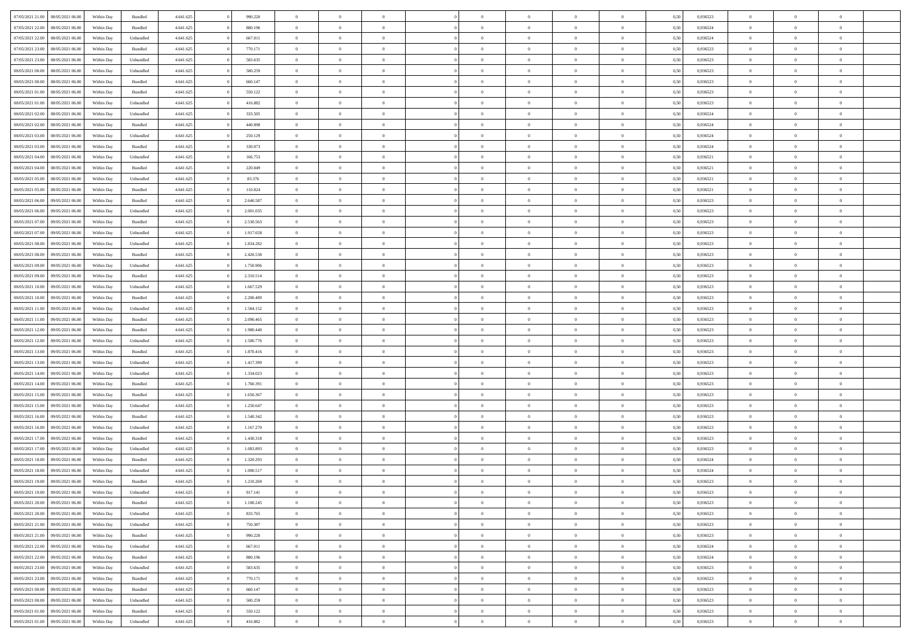| 07/05/2021 21:00 | 08/05/2021 06:00 | Within Day | Bundled | 4.641.625 | 0 | 990.220 | 0 | 0 | 0 | | 0 | 0 | 0 | 0 | 0,50 | 0,936523 | 0 | 0 | 0 | |
|---|---|---|---|---|---|---|---|---|---|---|---|---|---|---|---|---|---|---|---|---|
| 07/05/2021 22:00 | 08/05/2021 06:00 | Within Day | Bundled | 4.641.625 | 0 | 880.196 | 0 | 0 | 0 | | 0 | 0 | 0 | 0 | 0,50 | 0,936524 | 0 | 0 | 0 | |
| 07/05/2021 22:00 | 08/05/2021 06:00 | Within Day | Unbundled | 4.641.625 | 0 | 667.011 | 0 | 0 | 0 | | 0 | 0 | 0 | 0 | 0,50 | 0,936524 | 0 | 0 | 0 | |
| 07/05/2021 23:00 | 08/05/2021 06:00 | Within Day | Bundled | 4.641.625 | 0 | 770.171 | 0 | 0 | 0 | | 0 | 0 | 0 | 0 | 0,50 | 0,936523 | 0 | 0 | 0 | |
| 07/05/2021 23:00 | 08/05/2021 06:00 | Within Day | Unbundled | 4.641.625 | 0 | 583.635 | 0 | 0 | 0 | | 0 | 0 | 0 | 0 | 0,50 | 0,936523 | 0 | 0 | 0 | |
| 08/05/2021 00:00 | 08/05/2021 06:00 | Within Day | Unbundled | 4.641.625 | 0 | 500.259 | 0 | 0 | 0 | | 0 | 0 | 0 | 0 | 0,50 | 0,936523 | 0 | 0 | 0 | |
| 08/05/2021 00:00 | 08/05/2021 06:00 | Within Day | Bundled | 4.641.625 | 0 | 660.147 | 0 | 0 | 0 | | 0 | 0 | 0 | 0 | 0,50 | 0,936523 | 0 | 0 | 0 | |
| 08/05/2021 01:00 | 08/05/2021 06:00 | Within Day | Bundled | 4.641.625 | 0 | 550.122 | 0 | 0 | 0 | | 0 | 0 | 0 | 0 | 0,50 | 0,936523 | 0 | 0 | 0 | |
| 08/05/2021 01:00 | 08/05/2021 06:00 | Within Day | Unbundled | 4.641.625 | 0 | 416.882 | 0 | 0 | 0 | | 0 | 0 | 0 | 0 | 0,50 | 0,936523 | 0 | 0 | 0 | |
| 08/05/2021 02:00 | 08/05/2021 06:00 | Within Day | Unbundled | 4.641.625 | 0 | 333.505 | 0 | 0 | 0 | | 0 | 0 | 0 | 0 | 0,50 | 0,936524 | 0 | 0 | 0 | |
| 08/05/2021 02:00 | 08/05/2021 06:00 | Within Day | Bundled | 4.641.625 | 0 | 440.098 | 0 | 0 | 0 | | 0 | 0 | 0 | 0 | 0,50 | 0,936524 | 0 | 0 | 0 | |
| 08/05/2021 03:00 | 08/05/2021 06:00 | Within Day | Unbundled | 4.641.625 | 0 | 250.129 | 0 | 0 | 0 | | 0 | 0 | 0 | 0 | 0,50 | 0,936524 | 0 | 0 | 0 | |
| 08/05/2021 03:00 | 08/05/2021 06:00 | Within Day | Bundled | 4.641.625 | 0 | 330.073 | 0 | 0 | 0 | | 0 | 0 | 0 | 0 | 0,50 | 0,936524 | 0 | 0 | 0 | |
| 08/05/2021 04:00 | 08/05/2021 06:00 | Within Day | Unbundled | 4.641.625 | 0 | 166.753 | 0 | 0 | 0 | | 0 | 0 | 0 | 0 | 0,50 | 0,936521 | 0 | 0 | 0 | |
| 08/05/2021 04:00 | 08/05/2021 06:00 | Within Day | Bundled | 4.641.625 | 0 | 220.049 | 0 | 0 | 0 | | 0 | 0 | 0 | 0 | 0,50 | 0,936521 | 0 | 0 | 0 | |
| 08/05/2021 05:00 | 08/05/2021 06:00 | Within Day | Unbundled | 4.641.625 | 0 | 83.376 | 0 | 0 | 0 | | 0 | 0 | 0 | 0 | 0,50 | 0,936521 | 0 | 0 | 0 | |
| 08/05/2021 05:00 | 08/05/2021 06:00 | Within Day | Bundled | 4.641.625 | 0 | 110.024 | 0 | 0 | 0 | | 0 | 0 | 0 | 0 | 0,50 | 0,936521 | 0 | 0 | 0 | |
| 08/05/2021 06:00 | 09/05/2021 06:00 | Within Day | Bundled | 4.641.625 | 0 | 2.640.587 | 0 | 0 | 0 | | 0 | 0 | 0 | 0 | 0,50 | 0,936523 | 0 | 0 | 0 | |
| 08/05/2021 06:00 | 09/05/2021 06:00 | Within Day | Unbundled | 4.641.625 | 0 | 2.001.035 | 0 | 0 | 0 | | 0 | 0 | 0 | 0 | 0,50 | 0,936523 | 0 | 0 | 0 | |
| 08/05/2021 07:00 | 09/05/2021 06:00 | Within Day | Bundled | 4.641.625 | 0 | 2.530.563 | 0 | 0 | 0 | | 0 | 0 | 0 | 0 | 0,50 | 0,936523 | 0 | 0 | 0 | |
| 08/05/2021 07:00 | 09/05/2021 06:00 | Within Day | Unbundled | 4.641.625 | 0 | 1.917.658 | 0 | 0 | 0 | | 0 | 0 | 0 | 0 | 0,50 | 0,936523 | 0 | 0 | 0 | |
| 08/05/2021 08:00 | 09/05/2021 06:00 | Within Day | Unbundled | 4.641.625 | 0 | 1.834.282 | 0 | 0 | 0 | | 0 | 0 | 0 | 0 | 0,50 | 0,936523 | 0 | 0 | 0 | |
| 08/05/2021 08:00 | 09/05/2021 06:00 | Within Day | Bundled | 4.641.625 | 0 | 2.420.538 | 0 | 0 | 0 | | 0 | 0 | 0 | 0 | 0,50 | 0,936523 | 0 | 0 | 0 | |
| 08/05/2021 09:00 | 09/05/2021 06:00 | Within Day | Unbundled | 4.641.625 | 0 | 1.750.906 | 0 | 0 | 0 | | 0 | 0 | 0 | 0 | 0,50 | 0,936523 | 0 | 0 | 0 | |
| 08/05/2021 09:00 | 09/05/2021 06:00 | Within Day | Bundled | 4.641.625 | 0 | 2.310.514 | 0 | 0 | 0 | | 0 | 0 | 0 | 0 | 0,50 | 0,936523 | 0 | 0 | 0 | |
| 08/05/2021 10:00 | 09/05/2021 06:00 | Within Day | Unbundled | 4.641.625 | 0 | 1.667.529 | 0 | 0 | 0 | | 0 | 0 | 0 | 0 | 0,50 | 0,936523 | 0 | 0 | 0 | |
| 08/05/2021 10:00 | 09/05/2021 06:00 | Within Day | Bundled | 4.641.625 | 0 | 2.200.489 | 0 | 0 | 0 | | 0 | 0 | 0 | 0 | 0,50 | 0,936523 | 0 | 0 | 0 | |
| 08/05/2021 11:00 | 09/05/2021 06:00 | Within Day | Unbundled | 4.641.625 | 0 | 1.584.152 | 0 | 0 | 0 | | 0 | 0 | 0 | 0 | 0,50 | 0,936523 | 0 | 0 | 0 | |
| 08/05/2021 11:00 | 09/05/2021 06:00 | Within Day | Bundled | 4.641.625 | 0 | 2.090.465 | 0 | 0 | 0 | | 0 | 0 | 0 | 0 | 0,50 | 0,936523 | 0 | 0 | 0 | |
| 08/05/2021 12:00 | 09/05/2021 06:00 | Within Day | Bundled | 4.641.625 | 0 | 1.980.440 | 0 | 0 | 0 | | 0 | 0 | 0 | 0 | 0,50 | 0,936523 | 0 | 0 | 0 | |
| 08/05/2021 12:00 | 09/05/2021 06:00 | Within Day | Unbundled | 4.641.625 | 0 | 1.500.776 | 0 | 0 | 0 | | 0 | 0 | 0 | 0 | 0,50 | 0,936523 | 0 | 0 | 0 | |
| 08/05/2021 13:00 | 09/05/2021 06:00 | Within Day | Bundled | 4.641.625 | 0 | 1.870.416 | 0 | 0 | 0 | | 0 | 0 | 0 | 0 | 0,50 | 0,936523 | 0 | 0 | 0 | |
| 08/05/2021 13:00 | 09/05/2021 06:00 | Within Day | Unbundled | 4.641.625 | 0 | 1.417.399 | 0 | 0 | 0 | | 0 | 0 | 0 | 0 | 0,50 | 0,936523 | 0 | 0 | 0 | |
| 08/05/2021 14:00 | 09/05/2021 06:00 | Within Day | Unbundled | 4.641.625 | 0 | 1.334.023 | 0 | 0 | 0 | | 0 | 0 | 0 | 0 | 0,50 | 0,936523 | 0 | 0 | 0 | |
| 08/05/2021 14:00 | 09/05/2021 06:00 | Within Day | Bundled | 4.641.625 | 0 | 1.760.391 | 0 | 0 | 0 | | 0 | 0 | 0 | 0 | 0,50 | 0,936523 | 0 | 0 | 0 | |
| 08/05/2021 15:00 | 09/05/2021 06:00 | Within Day | Bundled | 4.641.625 | 0 | 1.650.367 | 0 | 0 | 0 | | 0 | 0 | 0 | 0 | 0,50 | 0,936523 | 0 | 0 | 0 | |
| 08/05/2021 15:00 | 09/05/2021 06:00 | Within Day | Unbundled | 4.641.625 | 0 | 1.250.647 | 0 | 0 | 0 | | 0 | 0 | 0 | 0 | 0,50 | 0,936523 | 0 | 0 | 0 | |
| 08/05/2021 16:00 | 09/05/2021 06:00 | Within Day | Bundled | 4.641.625 | 0 | 1.540.342 | 0 | 0 | 0 | | 0 | 0 | 0 | 0 | 0,50 | 0,936523 | 0 | 0 | 0 | |
| 08/05/2021 16:00 | 09/05/2021 06:00 | Within Day | Unbundled | 4.641.625 | 0 | 1.167.270 | 0 | 0 | 0 | | 0 | 0 | 0 | 0 | 0,50 | 0,936523 | 0 | 0 | 0 | |
| 08/05/2021 17:00 | 09/05/2021 06:00 | Within Day | Bundled | 4.641.625 | 0 | 1.430.318 | 0 | 0 | 0 | | 0 | 0 | 0 | 0 | 0,50 | 0,936523 | 0 | 0 | 0 | |
| 08/05/2021 17:00 | 09/05/2021 06:00 | Within Day | Unbundled | 4.641.625 | 0 | 1.083.893 | 0 | 0 | 0 | | 0 | 0 | 0 | 0 | 0,50 | 0,936523 | 0 | 0 | 0 | |
| 08/05/2021 18:00 | 09/05/2021 06:00 | Within Day | Bundled | 4.641.625 | 0 | 1.320.293 | 0 | 0 | 0 | | 0 | 0 | 0 | 0 | 0,50 | 0,936524 | 0 | 0 | 0 | |
| 08/05/2021 18:00 | 09/05/2021 06:00 | Within Day | Unbundled | 4.641.625 | 0 | 1.000.517 | 0 | 0 | 0 | | 0 | 0 | 0 | 0 | 0,50 | 0,936524 | 0 | 0 | 0 | |
| 08/05/2021 19:00 | 09/05/2021 06:00 | Within Day | Bundled | 4.641.625 | 0 | 1.210.269 | 0 | 0 | 0 | | 0 | 0 | 0 | 0 | 0,50 | 0,936523 | 0 | 0 | 0 | |
| 08/05/2021 19:00 | 09/05/2021 06:00 | Within Day | Unbundled | 4.641.625 | 0 | 917.141 | 0 | 0 | 0 | | 0 | 0 | 0 | 0 | 0,50 | 0,936523 | 0 | 0 | 0 | |
| 08/05/2021 20:00 | 09/05/2021 06:00 | Within Day | Bundled | 4.641.625 | 0 | 1.100.245 | 0 | 0 | 0 | | 0 | 0 | 0 | 0 | 0,50 | 0,936523 | 0 | 0 | 0 | |
| 08/05/2021 20:00 | 09/05/2021 06:00 | Within Day | Unbundled | 4.641.625 | 0 | 833.765 | 0 | 0 | 0 | | 0 | 0 | 0 | 0 | 0,50 | 0,936523 | 0 | 0 | 0 | |
| 08/05/2021 21:00 | 09/05/2021 06:00 | Within Day | Unbundled | 4.641.625 | 0 | 750.387 | 0 | 0 | 0 | | 0 | 0 | 0 | 0 | 0,50 | 0,936523 | 0 | 0 | 0 | |
| 08/05/2021 21:00 | 09/05/2021 06:00 | Within Day | Bundled | 4.641.625 | 0 | 990.220 | 0 | 0 | 0 | | 0 | 0 | 0 | 0 | 0,50 | 0,936523 | 0 | 0 | 0 | |
| 08/05/2021 22:00 | 09/05/2021 06:00 | Within Day | Unbundled | 4.641.625 | 0 | 667.011 | 0 | 0 | 0 | | 0 | 0 | 0 | 0 | 0,50 | 0,936524 | 0 | 0 | 0 | |
| 08/05/2021 22:00 | 09/05/2021 06:00 | Within Day | Bundled | 4.641.625 | 0 | 880.196 | 0 | 0 | 0 | | 0 | 0 | 0 | 0 | 0,50 | 0,936524 | 0 | 0 | 0 | |
| 08/05/2021 23:00 | 09/05/2021 06:00 | Within Day | Unbundled | 4.641.625 | 0 | 583.635 | 0 | 0 | 0 | | 0 | 0 | 0 | 0 | 0,50 | 0,936523 | 0 | 0 | 0 | |
| 08/05/2021 23:00 | 09/05/2021 06:00 | Within Day | Bundled | 4.641.625 | 0 | 770.171 | 0 | 0 | 0 | | 0 | 0 | 0 | 0 | 0,50 | 0,936523 | 0 | 0 | 0 | |
| 09/05/2021 00:00 | 09/05/2021 06:00 | Within Day | Bundled | 4.641.625 | 0 | 660.147 | 0 | 0 | 0 | | 0 | 0 | 0 | 0 | 0,50 | 0,936523 | 0 | 0 | 0 | |
| 09/05/2021 00:00 | 09/05/2021 06:00 | Within Day | Unbundled | 4.641.625 | 0 | 500.259 | 0 | 0 | 0 | | 0 | 0 | 0 | 0 | 0,50 | 0,936523 | 0 | 0 | 0 | |
| 09/05/2021 01:00 | 09/05/2021 06:00 | Within Day | Bundled | 4.641.625 | 0 | 550.122 | 0 | 0 | 0 | | 0 | 0 | 0 | 0 | 0,50 | 0,936523 | 0 | 0 | 0 | |
| 09/05/2021 01:00 | 09/05/2021 06:00 | Within Day | Unbundled | 4.641.625 | 0 | 416.882 | 0 | 0 | 0 | | 0 | 0 | 0 | 0 | 0,50 | 0,936523 | 0 | 0 | 0 | |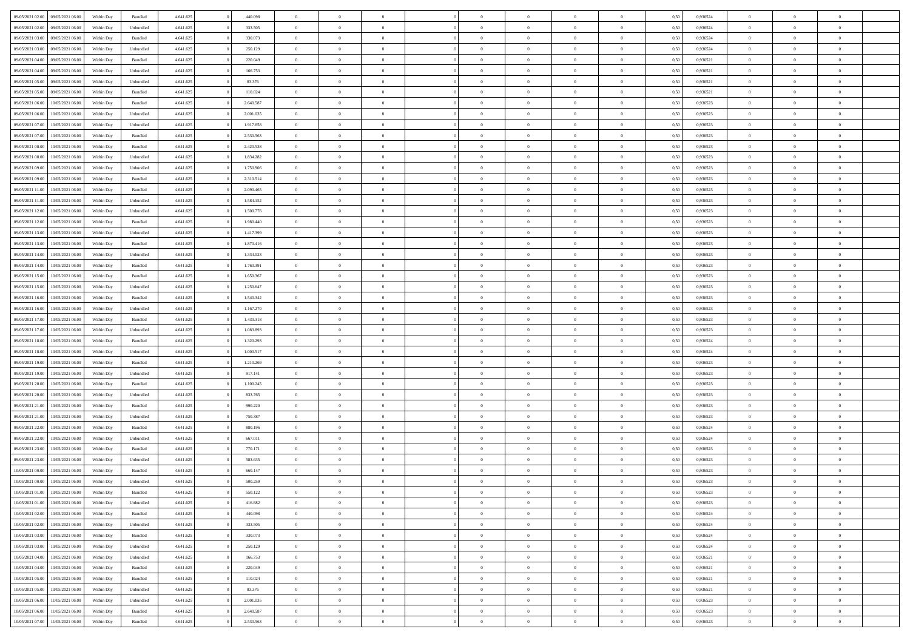| | | | | | | | | | | | | | | | | | | | | | |
|---|---|---|---|---|---|---|---|---|---|---|---|---|---|---|---|---|---|---|---|---|---|
| 09/05/2021 02:00 | 09/05/2021 06:00 | Within Day | Bundled | 4.641.625 | 0 | 440.098 | 0 | 0 | 0 | | 0 | 0 | 0 | 0 | 0 | 0,50 | 0,936524 | 0 | 0 | 0 | |
| 09/05/2021 02:00 | 09/05/2021 06:00 | Within Day | Unbundled | 4.641.625 | 0 | 333.505 | 0 | 0 | 0 | | 0 | 0 | 0 | 0 | 0 | 0,50 | 0,936524 | 0 | 0 | 0 | |
| 09/05/2021 03:00 | 09/05/2021 06:00 | Within Day | Bundled | 4.641.625 | 0 | 330.073 | 0 | 0 | 0 | | 0 | 0 | 0 | 0 | 0 | 0,50 | 0,936524 | 0 | 0 | 0 | |
| 09/05/2021 03:00 | 09/05/2021 06:00 | Within Day | Unbundled | 4.641.625 | 0 | 250.129 | 0 | 0 | 0 | | 0 | 0 | 0 | 0 | 0 | 0,50 | 0,936524 | 0 | 0 | 0 | |
| 09/05/2021 04:00 | 09/05/2021 06:00 | Within Day | Bundled | 4.641.625 | 0 | 220.049 | 0 | 0 | 0 | | 0 | 0 | 0 | 0 | 0 | 0,50 | 0,936521 | 0 | 0 | 0 | |
| 09/05/2021 04:00 | 09/05/2021 06:00 | Within Day | Unbundled | 4.641.625 | 0 | 166.753 | 0 | 0 | 0 | | 0 | 0 | 0 | 0 | 0 | 0,50 | 0,936521 | 0 | 0 | 0 | |
| 09/05/2021 05:00 | 09/05/2021 06:00 | Within Day | Unbundled | 4.641.625 | 0 | 83.376 | 0 | 0 | 0 | | 0 | 0 | 0 | 0 | 0 | 0,50 | 0,936521 | 0 | 0 | 0 | |
| 09/05/2021 05:00 | 09/05/2021 06:00 | Within Day | Bundled | 4.641.625 | 0 | 110.024 | 0 | 0 | 0 | | 0 | 0 | 0 | 0 | 0 | 0,50 | 0,936521 | 0 | 0 | 0 | |
| 09/05/2021 06:00 | 10/05/2021 06:00 | Within Day | Bundled | 4.641.625 | 0 | 2.640.587 | 0 | 0 | 0 | | 0 | 0 | 0 | 0 | 0 | 0,50 | 0,936523 | 0 | 0 | 0 | |
| 09/05/2021 06:00 | 10/05/2021 06:00 | Within Day | Unbundled | 4.641.625 | 0 | 2.001.035 | 0 | 0 | 0 | | 0 | 0 | 0 | 0 | 0 | 0,50 | 0,936523 | 0 | 0 | 0 | |
| 09/05/2021 07:00 | 10/05/2021 06:00 | Within Day | Unbundled | 4.641.625 | 0 | 1.917.658 | 0 | 0 | 0 | | 0 | 0 | 0 | 0 | 0 | 0,50 | 0,936523 | 0 | 0 | 0 | |
| 09/05/2021 07:00 | 10/05/2021 06:00 | Within Day | Bundled | 4.641.625 | 0 | 2.530.563 | 0 | 0 | 0 | | 0 | 0 | 0 | 0 | 0 | 0,50 | 0,936523 | 0 | 0 | 0 | |
| 09/05/2021 08:00 | 10/05/2021 06:00 | Within Day | Bundled | 4.641.625 | 0 | 2.420.538 | 0 | 0 | 0 | | 0 | 0 | 0 | 0 | 0 | 0,50 | 0,936523 | 0 | 0 | 0 | |
| 09/05/2021 08:00 | 10/05/2021 06:00 | Within Day | Unbundled | 4.641.625 | 0 | 1.834.282 | 0 | 0 | 0 | | 0 | 0 | 0 | 0 | 0 | 0,50 | 0,936523 | 0 | 0 | 0 | |
| 09/05/2021 09:00 | 10/05/2021 06:00 | Within Day | Unbundled | 4.641.625 | 0 | 1.750.906 | 0 | 0 | 0 | | 0 | 0 | 0 | 0 | 0 | 0,50 | 0,936523 | 0 | 0 | 0 | |
| 09/05/2021 09:00 | 10/05/2021 06:00 | Within Day | Bundled | 4.641.625 | 0 | 2.310.514 | 0 | 0 | 0 | | 0 | 0 | 0 | 0 | 0 | 0,50 | 0,936523 | 0 | 0 | 0 | |
| 09/05/2021 11:00 | 10/05/2021 06:00 | Within Day | Bundled | 4.641.625 | 0 | 2.090.465 | 0 | 0 | 0 | | 0 | 0 | 0 | 0 | 0 | 0,50 | 0,936523 | 0 | 0 | 0 | |
| 09/05/2021 11:00 | 10/05/2021 06:00 | Within Day | Unbundled | 4.641.625 | 0 | 1.584.152 | 0 | 0 | 0 | | 0 | 0 | 0 | 0 | 0 | 0,50 | 0,936523 | 0 | 0 | 0 | |
| 09/05/2021 12:00 | 10/05/2021 06:00 | Within Day | Unbundled | 4.641.625 | 0 | 1.500.776 | 0 | 0 | 0 | | 0 | 0 | 0 | 0 | 0 | 0,50 | 0,936523 | 0 | 0 | 0 | |
| 09/05/2021 12:00 | 10/05/2021 06:00 | Within Day | Bundled | 4.641.625 | 0 | 1.980.440 | 0 | 0 | 0 | | 0 | 0 | 0 | 0 | 0 | 0,50 | 0,936523 | 0 | 0 | 0 | |
| 09/05/2021 13:00 | 10/05/2021 06:00 | Within Day | Unbundled | 4.641.625 | 0 | 1.417.399 | 0 | 0 | 0 | | 0 | 0 | 0 | 0 | 0 | 0,50 | 0,936523 | 0 | 0 | 0 | |
| 09/05/2021 13:00 | 10/05/2021 06:00 | Within Day | Bundled | 4.641.625 | 0 | 1.870.416 | 0 | 0 | 0 | | 0 | 0 | 0 | 0 | 0 | 0,50 | 0,936523 | 0 | 0 | 0 | |
| 09/05/2021 14:00 | 10/05/2021 06:00 | Within Day | Unbundled | 4.641.625 | 0 | 1.334.023 | 0 | 0 | 0 | | 0 | 0 | 0 | 0 | 0 | 0,50 | 0,936523 | 0 | 0 | 0 | |
| 09/05/2021 14:00 | 10/05/2021 06:00 | Within Day | Bundled | 4.641.625 | 0 | 1.760.391 | 0 | 0 | 0 | | 0 | 0 | 0 | 0 | 0 | 0,50 | 0,936523 | 0 | 0 | 0 | |
| 09/05/2021 15:00 | 10/05/2021 06:00 | Within Day | Bundled | 4.641.625 | 0 | 1.650.367 | 0 | 0 | 0 | | 0 | 0 | 0 | 0 | 0 | 0,50 | 0,936523 | 0 | 0 | 0 | |
| 09/05/2021 15:00 | 10/05/2021 06:00 | Within Day | Unbundled | 4.641.625 | 0 | 1.250.647 | 0 | 0 | 0 | | 0 | 0 | 0 | 0 | 0 | 0,50 | 0,936523 | 0 | 0 | 0 | |
| 09/05/2021 16:00 | 10/05/2021 06:00 | Within Day | Bundled | 4.641.625 | 0 | 1.540.342 | 0 | 0 | 0 | | 0 | 0 | 0 | 0 | 0 | 0,50 | 0,936523 | 0 | 0 | 0 | |
| 09/05/2021 16:00 | 10/05/2021 06:00 | Within Day | Unbundled | 4.641.625 | 0 | 1.167.270 | 0 | 0 | 0 | | 0 | 0 | 0 | 0 | 0 | 0,50 | 0,936523 | 0 | 0 | 0 | |
| 09/05/2021 17:00 | 10/05/2021 06:00 | Within Day | Bundled | 4.641.625 | 0 | 1.430.318 | 0 | 0 | 0 | | 0 | 0 | 0 | 0 | 0 | 0,50 | 0,936523 | 0 | 0 | 0 | |
| 09/05/2021 17:00 | 10/05/2021 06:00 | Within Day | Unbundled | 4.641.625 | 0 | 1.083.893 | 0 | 0 | 0 | | 0 | 0 | 0 | 0 | 0 | 0,50 | 0,936523 | 0 | 0 | 0 | |
| 09/05/2021 18:00 | 10/05/2021 06:00 | Within Day | Bundled | 4.641.625 | 0 | 1.320.293 | 0 | 0 | 0 | | 0 | 0 | 0 | 0 | 0 | 0,50 | 0,936524 | 0 | 0 | 0 | |
| 09/05/2021 18:00 | 10/05/2021 06:00 | Within Day | Unbundled | 4.641.625 | 0 | 1.000.517 | 0 | 0 | 0 | | 0 | 0 | 0 | 0 | 0 | 0,50 | 0,936524 | 0 | 0 | 0 | |
| 09/05/2021 19:00 | 10/05/2021 06:00 | Within Day | Bundled | 4.641.625 | 0 | 1.210.269 | 0 | 0 | 0 | | 0 | 0 | 0 | 0 | 0 | 0,50 | 0,936523 | 0 | 0 | 0 | |
| 09/05/2021 19:00 | 10/05/2021 06:00 | Within Day | Unbundled | 4.641.625 | 0 | 917.141 | 0 | 0 | 0 | | 0 | 0 | 0 | 0 | 0 | 0,50 | 0,936523 | 0 | 0 | 0 | |
| 09/05/2021 20:00 | 10/05/2021 06:00 | Within Day | Bundled | 4.641.625 | 0 | 1.100.245 | 0 | 0 | 0 | | 0 | 0 | 0 | 0 | 0 | 0,50 | 0,936523 | 0 | 0 | 0 | |
| 09/05/2021 20:00 | 10/05/2021 06:00 | Within Day | Unbundled | 4.641.625 | 0 | 833.765 | 0 | 0 | 0 | | 0 | 0 | 0 | 0 | 0 | 0,50 | 0,936523 | 0 | 0 | 0 | |
| 09/05/2021 21:00 | 10/05/2021 06:00 | Within Day | Bundled | 4.641.625 | 0 | 990.220 | 0 | 0 | 0 | | 0 | 0 | 0 | 0 | 0 | 0,50 | 0,936523 | 0 | 0 | 0 | |
| 09/05/2021 21:00 | 10/05/2021 06:00 | Within Day | Unbundled | 4.641.625 | 0 | 750.387 | 0 | 0 | 0 | | 0 | 0 | 0 | 0 | 0 | 0,50 | 0,936523 | 0 | 0 | 0 | |
| 09/05/2021 22:00 | 10/05/2021 06:00 | Within Day | Bundled | 4.641.625 | 0 | 880.196 | 0 | 0 | 0 | | 0 | 0 | 0 | 0 | 0 | 0,50 | 0,936524 | 0 | 0 | 0 | |
| 09/05/2021 22:00 | 10/05/2021 06:00 | Within Day | Unbundled | 4.641.625 | 0 | 667.011 | 0 | 0 | 0 | | 0 | 0 | 0 | 0 | 0 | 0,50 | 0,936524 | 0 | 0 | 0 | |
| 09/05/2021 23:00 | 10/05/2021 06:00 | Within Day | Bundled | 4.641.625 | 0 | 770.171 | 0 | 0 | 0 | | 0 | 0 | 0 | 0 | 0 | 0,50 | 0,936523 | 0 | 0 | 0 | |
| 09/05/2021 23:00 | 10/05/2021 06:00 | Within Day | Unbundled | 4.641.625 | 0 | 583.635 | 0 | 0 | 0 | | 0 | 0 | 0 | 0 | 0 | 0,50 | 0,936523 | 0 | 0 | 0 | |
| 10/05/2021 00:00 | 10/05/2021 06:00 | Within Day | Bundled | 4.641.625 | 0 | 660.147 | 0 | 0 | 0 | | 0 | 0 | 0 | 0 | 0 | 0,50 | 0,936523 | 0 | 0 | 0 | |
| 10/05/2021 00:00 | 10/05/2021 06:00 | Within Day | Unbundled | 4.641.625 | 0 | 500.259 | 0 | 0 | 0 | | 0 | 0 | 0 | 0 | 0 | 0,50 | 0,936523 | 0 | 0 | 0 | |
| 10/05/2021 01:00 | 10/05/2021 06:00 | Within Day | Bundled | 4.641.625 | 0 | 550.122 | 0 | 0 | 0 | | 0 | 0 | 0 | 0 | 0 | 0,50 | 0,936523 | 0 | 0 | 0 | |
| 10/05/2021 01:00 | 10/05/2021 06:00 | Within Day | Unbundled | 4.641.625 | 0 | 416.882 | 0 | 0 | 0 | | 0 | 0 | 0 | 0 | 0 | 0,50 | 0,936523 | 0 | 0 | 0 | |
| 10/05/2021 02:00 | 10/05/2021 06:00 | Within Day | Bundled | 4.641.625 | 0 | 440.098 | 0 | 0 | 0 | | 0 | 0 | 0 | 0 | 0 | 0,50 | 0,936524 | 0 | 0 | 0 | |
| 10/05/2021 02:00 | 10/05/2021 06:00 | Within Day | Unbundled | 4.641.625 | 0 | 333.505 | 0 | 0 | 0 | | 0 | 0 | 0 | 0 | 0 | 0,50 | 0,936524 | 0 | 0 | 0 | |
| 10/05/2021 03:00 | 10/05/2021 06:00 | Within Day | Bundled | 4.641.625 | 0 | 330.073 | 0 | 0 | 0 | | 0 | 0 | 0 | 0 | 0 | 0,50 | 0,936524 | 0 | 0 | 0 | |
| 10/05/2021 03:00 | 10/05/2021 06:00 | Within Day | Unbundled | 4.641.625 | 0 | 250.129 | 0 | 0 | 0 | | 0 | 0 | 0 | 0 | 0 | 0,50 | 0,936524 | 0 | 0 | 0 | |
| 10/05/2021 04:00 | 10/05/2021 06:00 | Within Day | Unbundled | 4.641.625 | 0 | 166.753 | 0 | 0 | 0 | | 0 | 0 | 0 | 0 | 0 | 0,50 | 0,936521 | 0 | 0 | 0 | |
| 10/05/2021 04:00 | 10/05/2021 06:00 | Within Day | Bundled | 4.641.625 | 0 | 220.049 | 0 | 0 | 0 | | 0 | 0 | 0 | 0 | 0 | 0,50 | 0,936521 | 0 | 0 | 0 | |
| 10/05/2021 05:00 | 10/05/2021 06:00 | Within Day | Bundled | 4.641.625 | 0 | 110.024 | 0 | 0 | 0 | | 0 | 0 | 0 | 0 | 0 | 0,50 | 0,936521 | 0 | 0 | 0 | |
| 10/05/2021 05:00 | 10/05/2021 06:00 | Within Day | Unbundled | 4.641.625 | 0 | 83.376 | 0 | 0 | 0 | | 0 | 0 | 0 | 0 | 0 | 0,50 | 0,936521 | 0 | 0 | 0 | |
| 10/05/2021 06:00 | 11/05/2021 06:00 | Within Day | Unbundled | 4.641.625 | 0 | 2.001.035 | 0 | 0 | 0 | | 0 | 0 | 0 | 0 | 0 | 0,50 | 0,936523 | 0 | 0 | 0 | |
| 10/05/2021 06:00 | 11/05/2021 06:00 | Within Day | Bundled | 4.641.625 | 0 | 2.640.587 | 0 | 0 | 0 | | 0 | 0 | 0 | 0 | 0 | 0,50 | 0,936523 | 0 | 0 | 0 | |
| 10/05/2021 07:00 | 11/05/2021 06:00 | Within Day | Bundled | 4.641.625 | 0 | 2.530.563 | 0 | 0 | 0 | | 0 | 0 | 0 | 0 | 0 | 0,50 | 0,936523 | 0 | 0 | 0 | |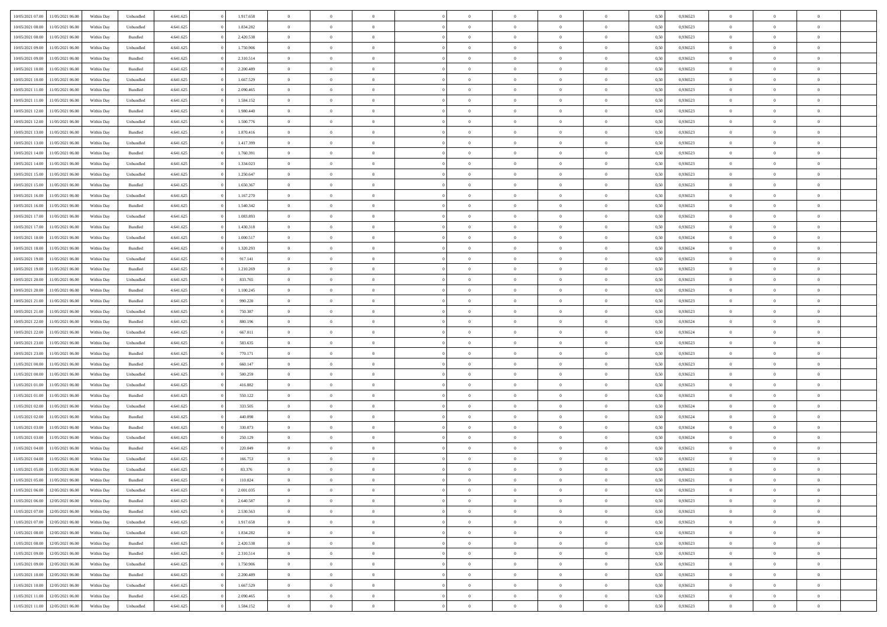| | | | | | | | | | | | | | | | | | | | | | |
|---|---|---|---|---|---|---|---|---|---|---|---|---|---|---|---|---|---|---|---|---|---|
| 10/05/2021 07:00 | 11/05/2021 06:00 | Within Day | Unbundled | 4.641.625 | 0 | 1.917.658 | 0 | 0 | 0 | | 0 | 0 | 0 | 0 | 0 | 0,50 | 0,936523 | 0 | 0 | 0 | |
| 10/05/2021 08:00 | 11/05/2021 06:00 | Within Day | Unbundled | 4.641.625 | 0 | 1.834.282 | 0 | 0 | 0 | | 0 | 0 | 0 | 0 | 0 | 0,50 | 0,936523 | 0 | 0 | 0 | |
| 10/05/2021 08:00 | 11/05/2021 06:00 | Within Day | Bundled | 4.641.625 | 0 | 2.420.538 | 0 | 0 | 0 | | 0 | 0 | 0 | 0 | 0 | 0,50 | 0,936523 | 0 | 0 | 0 | |
| 10/05/2021 09:00 | 11/05/2021 06:00 | Within Day | Unbundled | 4.641.625 | 0 | 1.750.906 | 0 | 0 | 0 | | 0 | 0 | 0 | 0 | 0 | 0,50 | 0,936523 | 0 | 0 | 0 | |
| 10/05/2021 09:00 | 11/05/2021 06:00 | Within Day | Bundled | 4.641.625 | 0 | 2.310.514 | 0 | 0 | 0 | | 0 | 0 | 0 | 0 | 0 | 0,50 | 0,936523 | 0 | 0 | 0 | |
| 10/05/2021 10:00 | 11/05/2021 06:00 | Within Day | Bundled | 4.641.625 | 0 | 2.200.489 | 0 | 0 | 0 | | 0 | 0 | 0 | 0 | 0 | 0,50 | 0,936523 | 0 | 0 | 0 | |
| 10/05/2021 10:00 | 11/05/2021 06:00 | Within Day | Unbundled | 4.641.625 | 0 | 1.667.529 | 0 | 0 | 0 | | 0 | 0 | 0 | 0 | 0 | 0,50 | 0,936523 | 0 | 0 | 0 | |
| 10/05/2021 11:00 | 11/05/2021 06:00 | Within Day | Bundled | 4.641.625 | 0 | 2.090.465 | 0 | 0 | 0 | | 0 | 0 | 0 | 0 | 0 | 0,50 | 0,936523 | 0 | 0 | 0 | |
| 10/05/2021 11:00 | 11/05/2021 06:00 | Within Day | Unbundled | 4.641.625 | 0 | 1.584.152 | 0 | 0 | 0 | | 0 | 0 | 0 | 0 | 0 | 0,50 | 0,936523 | 0 | 0 | 0 | |
| 10/05/2021 12:00 | 11/05/2021 06:00 | Within Day | Bundled | 4.641.625 | 0 | 1.980.440 | 0 | 0 | 0 | | 0 | 0 | 0 | 0 | 0 | 0,50 | 0,936523 | 0 | 0 | 0 | |
| 10/05/2021 12:00 | 11/05/2021 06:00 | Within Day | Unbundled | 4.641.625 | 0 | 1.500.776 | 0 | 0 | 0 | | 0 | 0 | 0 | 0 | 0 | 0,50 | 0,936523 | 0 | 0 | 0 | |
| 10/05/2021 13:00 | 11/05/2021 06:00 | Within Day | Bundled | 4.641.625 | 0 | 1.870.416 | 0 | 0 | 0 | | 0 | 0 | 0 | 0 | 0 | 0,50 | 0,936523 | 0 | 0 | 0 | |
| 10/05/2021 13:00 | 11/05/2021 06:00 | Within Day | Unbundled | 4.641.625 | 0 | 1.417.399 | 0 | 0 | 0 | | 0 | 0 | 0 | 0 | 0 | 0,50 | 0,936523 | 0 | 0 | 0 | |
| 10/05/2021 14:00 | 11/05/2021 06:00 | Within Day | Bundled | 4.641.625 | 0 | 1.760.391 | 0 | 0 | 0 | | 0 | 0 | 0 | 0 | 0 | 0,50 | 0,936523 | 0 | 0 | 0 | |
| 10/05/2021 14:00 | 11/05/2021 06:00 | Within Day | Unbundled | 4.641.625 | 0 | 1.334.023 | 0 | 0 | 0 | | 0 | 0 | 0 | 0 | 0 | 0,50 | 0,936523 | 0 | 0 | 0 | |
| 10/05/2021 15:00 | 11/05/2021 06:00 | Within Day | Unbundled | 4.641.625 | 0 | 1.250.647 | 0 | 0 | 0 | | 0 | 0 | 0 | 0 | 0 | 0,50 | 0,936523 | 0 | 0 | 0 | |
| 10/05/2021 15:00 | 11/05/2021 06:00 | Within Day | Bundled | 4.641.625 | 0 | 1.650.367 | 0 | 0 | 0 | | 0 | 0 | 0 | 0 | 0 | 0,50 | 0,936523 | 0 | 0 | 0 | |
| 10/05/2021 16:00 | 11/05/2021 06:00 | Within Day | Unbundled | 4.641.625 | 0 | 1.167.270 | 0 | 0 | 0 | | 0 | 0 | 0 | 0 | 0 | 0,50 | 0,936523 | 0 | 0 | 0 | |
| 10/05/2021 16:00 | 11/05/2021 06:00 | Within Day | Bundled | 4.641.625 | 0 | 1.540.342 | 0 | 0 | 0 | | 0 | 0 | 0 | 0 | 0 | 0,50 | 0,936523 | 0 | 0 | 0 | |
| 10/05/2021 17:00 | 11/05/2021 06:00 | Within Day | Unbundled | 4.641.625 | 0 | 1.083.893 | 0 | 0 | 0 | | 0 | 0 | 0 | 0 | 0 | 0,50 | 0,936523 | 0 | 0 | 0 | |
| 10/05/2021 17:00 | 11/05/2021 06:00 | Within Day | Bundled | 4.641.625 | 0 | 1.430.318 | 0 | 0 | 0 | | 0 | 0 | 0 | 0 | 0 | 0,50 | 0,936523 | 0 | 0 | 0 | |
| 10/05/2021 18:00 | 11/05/2021 06:00 | Within Day | Unbundled | 4.641.625 | 0 | 1.000.517 | 0 | 0 | 0 | | 0 | 0 | 0 | 0 | 0 | 0,50 | 0,936524 | 0 | 0 | 0 | |
| 10/05/2021 18:00 | 11/05/2021 06:00 | Within Day | Bundled | 4.641.625 | 0 | 1.320.293 | 0 | 0 | 0 | | 0 | 0 | 0 | 0 | 0 | 0,50 | 0,936524 | 0 | 0 | 0 | |
| 10/05/2021 19:00 | 11/05/2021 06:00 | Within Day | Unbundled | 4.641.625 | 0 | 917.141 | 0 | 0 | 0 | | 0 | 0 | 0 | 0 | 0 | 0,50 | 0,936523 | 0 | 0 | 0 | |
| 10/05/2021 19:00 | 11/05/2021 06:00 | Within Day | Bundled | 4.641.625 | 0 | 1.210.269 | 0 | 0 | 0 | | 0 | 0 | 0 | 0 | 0 | 0,50 | 0,936523 | 0 | 0 | 0 | |
| 10/05/2021 20:00 | 11/05/2021 06:00 | Within Day | Unbundled | 4.641.625 | 0 | 833.765 | 0 | 0 | 0 | | 0 | 0 | 0 | 0 | 0 | 0,50 | 0,936523 | 0 | 0 | 0 | |
| 10/05/2021 20:00 | 11/05/2021 06:00 | Within Day | Bundled | 4.641.625 | 0 | 1.100.245 | 0 | 0 | 0 | | 0 | 0 | 0 | 0 | 0 | 0,50 | 0,936523 | 0 | 0 | 0 | |
| 10/05/2021 21:00 | 11/05/2021 06:00 | Within Day | Bundled | 4.641.625 | 0 | 990.220 | 0 | 0 | 0 | | 0 | 0 | 0 | 0 | 0 | 0,50 | 0,936523 | 0 | 0 | 0 | |
| 10/05/2021 21:00 | 11/05/2021 06:00 | Within Day | Unbundled | 4.641.625 | 0 | 750.387 | 0 | 0 | 0 | | 0 | 0 | 0 | 0 | 0 | 0,50 | 0,936523 | 0 | 0 | 0 | |
| 10/05/2021 22:00 | 11/05/2021 06:00 | Within Day | Bundled | 4.641.625 | 0 | 880.196 | 0 | 0 | 0 | | 0 | 0 | 0 | 0 | 0 | 0,50 | 0,936524 | 0 | 0 | 0 | |
| 10/05/2021 22:00 | 11/05/2021 06:00 | Within Day | Unbundled | 4.641.625 | 0 | 667.011 | 0 | 0 | 0 | | 0 | 0 | 0 | 0 | 0 | 0,50 | 0,936524 | 0 | 0 | 0 | |
| 10/05/2021 23:00 | 11/05/2021 06:00 | Within Day | Unbundled | 4.641.625 | 0 | 583.635 | 0 | 0 | 0 | | 0 | 0 | 0 | 0 | 0 | 0,50 | 0,936523 | 0 | 0 | 0 | |
| 10/05/2021 23:00 | 11/05/2021 06:00 | Within Day | Bundled | 4.641.625 | 0 | 770.171 | 0 | 0 | 0 | | 0 | 0 | 0 | 0 | 0 | 0,50 | 0,936523 | 0 | 0 | 0 | |
| 11/05/2021 00:00 | 11/05/2021 06:00 | Within Day | Bundled | 4.641.625 | 0 | 660.147 | 0 | 0 | 0 | | 0 | 0 | 0 | 0 | 0 | 0,50 | 0,936523 | 0 | 0 | 0 | |
| 11/05/2021 00:00 | 11/05/2021 06:00 | Within Day | Unbundled | 4.641.625 | 0 | 500.259 | 0 | 0 | 0 | | 0 | 0 | 0 | 0 | 0 | 0,50 | 0,936523 | 0 | 0 | 0 | |
| 11/05/2021 01:00 | 11/05/2021 06:00 | Within Day | Unbundled | 4.641.625 | 0 | 416.882 | 0 | 0 | 0 | | 0 | 0 | 0 | 0 | 0 | 0,50 | 0,936523 | 0 | 0 | 0 | |
| 11/05/2021 01:00 | 11/05/2021 06:00 | Within Day | Bundled | 4.641.625 | 0 | 550.122 | 0 | 0 | 0 | | 0 | 0 | 0 | 0 | 0 | 0,50 | 0,936523 | 0 | 0 | 0 | |
| 11/05/2021 02:00 | 11/05/2021 06:00 | Within Day | Unbundled | 4.641.625 | 0 | 333.505 | 0 | 0 | 0 | | 0 | 0 | 0 | 0 | 0 | 0,50 | 0,936524 | 0 | 0 | 0 | |
| 11/05/2021 02:00 | 11/05/2021 06:00 | Within Day | Bundled | 4.641.625 | 0 | 440.098 | 0 | 0 | 0 | | 0 | 0 | 0 | 0 | 0 | 0,50 | 0,936524 | 0 | 0 | 0 | |
| 11/05/2021 03:00 | 11/05/2021 06:00 | Within Day | Bundled | 4.641.625 | 0 | 330.073 | 0 | 0 | 0 | | 0 | 0 | 0 | 0 | 0 | 0,50 | 0,936524 | 0 | 0 | 0 | |
| 11/05/2021 03:00 | 11/05/2021 06:00 | Within Day | Unbundled | 4.641.625 | 0 | 250.129 | 0 | 0 | 0 | | 0 | 0 | 0 | 0 | 0 | 0,50 | 0,936524 | 0 | 0 | 0 | |
| 11/05/2021 04:00 | 11/05/2021 06:00 | Within Day | Bundled | 4.641.625 | 0 | 220.049 | 0 | 0 | 0 | | 0 | 0 | 0 | 0 | 0 | 0,50 | 0,936521 | 0 | 0 | 0 | |
| 11/05/2021 04:00 | 11/05/2021 06:00 | Within Day | Unbundled | 4.641.625 | 0 | 166.753 | 0 | 0 | 0 | | 0 | 0 | 0 | 0 | 0 | 0,50 | 0,936521 | 0 | 0 | 0 | |
| 11/05/2021 05:00 | 11/05/2021 06:00 | Within Day | Unbundled | 4.641.625 | 0 | 83.376 | 0 | 0 | 0 | | 0 | 0 | 0 | 0 | 0 | 0,50 | 0,936521 | 0 | 0 | 0 | |
| 11/05/2021 05:00 | 11/05/2021 06:00 | Within Day | Bundled | 4.641.625 | 0 | 110.024 | 0 | 0 | 0 | | 0 | 0 | 0 | 0 | 0 | 0,50 | 0,936521 | 0 | 0 | 0 | |
| 11/05/2021 06:00 | 12/05/2021 06:00 | Within Day | Unbundled | 4.641.625 | 0 | 2.001.035 | 0 | 0 | 0 | | 0 | 0 | 0 | 0 | 0 | 0,50 | 0,936523 | 0 | 0 | 0 | |
| 11/05/2021 06:00 | 12/05/2021 06:00 | Within Day | Bundled | 4.641.625 | 0 | 2.640.587 | 0 | 0 | 0 | | 0 | 0 | 0 | 0 | 0 | 0,50 | 0,936523 | 0 | 0 | 0 | |
| 11/05/2021 07:00 | 12/05/2021 06:00 | Within Day | Bundled | 4.641.625 | 0 | 2.530.563 | 0 | 0 | 0 | | 0 | 0 | 0 | 0 | 0 | 0,50 | 0,936523 | 0 | 0 | 0 | |
| 11/05/2021 07:00 | 12/05/2021 06:00 | Within Day | Unbundled | 4.641.625 | 0 | 1.917.658 | 0 | 0 | 0 | | 0 | 0 | 0 | 0 | 0 | 0,50 | 0,936523 | 0 | 0 | 0 | |
| 11/05/2021 08:00 | 12/05/2021 06:00 | Within Day | Unbundled | 4.641.625 | 0 | 1.834.282 | 0 | 0 | 0 | | 0 | 0 | 0 | 0 | 0 | 0,50 | 0,936523 | 0 | 0 | 0 | |
| 11/05/2021 08:00 | 12/05/2021 06:00 | Within Day | Bundled | 4.641.625 | 0 | 2.420.538 | 0 | 0 | 0 | | 0 | 0 | 0 | 0 | 0 | 0,50 | 0,936523 | 0 | 0 | 0 | |
| 11/05/2021 09:00 | 12/05/2021 06:00 | Within Day | Bundled | 4.641.625 | 0 | 2.310.514 | 0 | 0 | 0 | | 0 | 0 | 0 | 0 | 0 | 0,50 | 0,936523 | 0 | 0 | 0 | |
| 11/05/2021 09:00 | 12/05/2021 06:00 | Within Day | Unbundled | 4.641.625 | 0 | 1.750.906 | 0 | 0 | 0 | | 0 | 0 | 0 | 0 | 0 | 0,50 | 0,936523 | 0 | 0 | 0 | |
| 11/05/2021 10:00 | 12/05/2021 06:00 | Within Day | Bundled | 4.641.625 | 0 | 2.200.489 | 0 | 0 | 0 | | 0 | 0 | 0 | 0 | 0 | 0,50 | 0,936523 | 0 | 0 | 0 | |
| 11/05/2021 10:00 | 12/05/2021 06:00 | Within Day | Unbundled | 4.641.625 | 0 | 1.667.529 | 0 | 0 | 0 | | 0 | 0 | 0 | 0 | 0 | 0,50 | 0,936523 | 0 | 0 | 0 | |
| 11/05/2021 11:00 | 12/05/2021 06:00 | Within Day | Bundled | 4.641.625 | 0 | 2.090.465 | 0 | 0 | 0 | | 0 | 0 | 0 | 0 | 0 | 0,50 | 0,936523 | 0 | 0 | 0 | |
| 11/05/2021 11:00 | 12/05/2021 06:00 | Within Day | Unbundled | 4.641.625 | 0 | 1.584.152 | 0 | 0 | 0 | | 0 | 0 | 0 | 0 | 0 | 0,50 | 0,936523 | 0 | 0 | 0 | |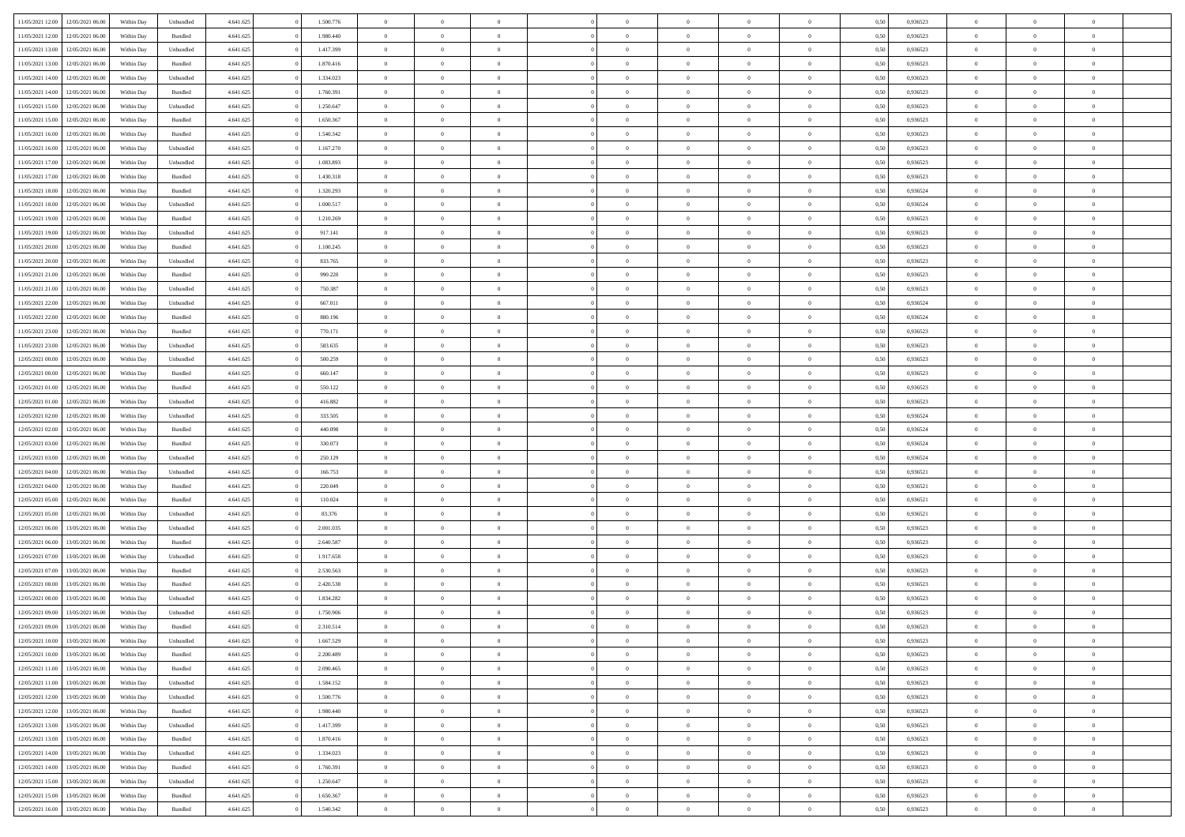| 11/05/2021 12:00 | 12/05/2021 06:00 | Within Day | Unbundled | 4.641.625 | 0 | 1.500.776 | 0 | 0 | 0 | | 0 | 0 | 0 | 0 | 0,50 | 0,936523 | 0 | 0 | 0 | |
|---|---|---|---|---|---|---|---|---|---|---|---|---|---|---|---|---|---|---|---|---|
| 11/05/2021 12:00 | 12/05/2021 06:00 | Within Day | Bundled | 4.641.625 | 0 | 1.980.440 | 0 | 0 | 0 | | 0 | 0 | 0 | 0 | 0,50 | 0,936523 | 0 | 0 | 0 | |
| 11/05/2021 13:00 | 12/05/2021 06:00 | Within Day | Unbundled | 4.641.625 | 0 | 1.417.399 | 0 | 0 | 0 | | 0 | 0 | 0 | 0 | 0,50 | 0,936523 | 0 | 0 | 0 | |
| 11/05/2021 13:00 | 12/05/2021 06:00 | Within Day | Bundled | 4.641.625 | 0 | 1.870.416 | 0 | 0 | 0 | | 0 | 0 | 0 | 0 | 0,50 | 0,936523 | 0 | 0 | 0 | |
| 11/05/2021 14:00 | 12/05/2021 06:00 | Within Day | Unbundled | 4.641.625 | 0 | 1.334.023 | 0 | 0 | 0 | | 0 | 0 | 0 | 0 | 0,50 | 0,936523 | 0 | 0 | 0 | |
| 11/05/2021 14:00 | 12/05/2021 06:00 | Within Day | Bundled | 4.641.625 | 0 | 1.760.391 | 0 | 0 | 0 | | 0 | 0 | 0 | 0 | 0,50 | 0,936523 | 0 | 0 | 0 | |
| 11/05/2021 15:00 | 12/05/2021 06:00 | Within Day | Unbundled | 4.641.625 | 0 | 1.250.647 | 0 | 0 | 0 | | 0 | 0 | 0 | 0 | 0,50 | 0,936523 | 0 | 0 | 0 | |
| 11/05/2021 15:00 | 12/05/2021 06:00 | Within Day | Bundled | 4.641.625 | 0 | 1.650.367 | 0 | 0 | 0 | | 0 | 0 | 0 | 0 | 0,50 | 0,936523 | 0 | 0 | 0 | |
| 11/05/2021 16:00 | 12/05/2021 06:00 | Within Day | Bundled | 4.641.625 | 0 | 1.540.342 | 0 | 0 | 0 | | 0 | 0 | 0 | 0 | 0,50 | 0,936523 | 0 | 0 | 0 | |
| 11/05/2021 16:00 | 12/05/2021 06:00 | Within Day | Unbundled | 4.641.625 | 0 | 1.167.270 | 0 | 0 | 0 | | 0 | 0 | 0 | 0 | 0,50 | 0,936523 | 0 | 0 | 0 | |
| 11/05/2021 17:00 | 12/05/2021 06:00 | Within Day | Unbundled | 4.641.625 | 0 | 1.083.893 | 0 | 0 | 0 | | 0 | 0 | 0 | 0 | 0,50 | 0,936523 | 0 | 0 | 0 | |
| 11/05/2021 17:00 | 12/05/2021 06:00 | Within Day | Bundled | 4.641.625 | 0 | 1.430.318 | 0 | 0 | 0 | | 0 | 0 | 0 | 0 | 0,50 | 0,936523 | 0 | 0 | 0 | |
| 11/05/2021 18:00 | 12/05/2021 06:00 | Within Day | Bundled | 4.641.625 | 0 | 1.320.293 | 0 | 0 | 0 | | 0 | 0 | 0 | 0 | 0,50 | 0,936524 | 0 | 0 | 0 | |
| 11/05/2021 18:00 | 12/05/2021 06:00 | Within Day | Unbundled | 4.641.625 | 0 | 1.000.517 | 0 | 0 | 0 | | 0 | 0 | 0 | 0 | 0,50 | 0,936524 | 0 | 0 | 0 | |
| 11/05/2021 19:00 | 12/05/2021 06:00 | Within Day | Bundled | 4.641.625 | 0 | 1.210.269 | 0 | 0 | 0 | | 0 | 0 | 0 | 0 | 0,50 | 0,936523 | 0 | 0 | 0 | |
| 11/05/2021 19:00 | 12/05/2021 06:00 | Within Day | Unbundled | 4.641.625 | 0 | 917.141 | 0 | 0 | 0 | | 0 | 0 | 0 | 0 | 0,50 | 0,936523 | 0 | 0 | 0 | |
| 11/05/2021 20:00 | 12/05/2021 06:00 | Within Day | Bundled | 4.641.625 | 0 | 1.100.245 | 0 | 0 | 0 | | 0 | 0 | 0 | 0 | 0,50 | 0,936523 | 0 | 0 | 0 | |
| 11/05/2021 20:00 | 12/05/2021 06:00 | Within Day | Unbundled | 4.641.625 | 0 | 833.765 | 0 | 0 | 0 | | 0 | 0 | 0 | 0 | 0,50 | 0,936523 | 0 | 0 | 0 | |
| 11/05/2021 21:00 | 12/05/2021 06:00 | Within Day | Bundled | 4.641.625 | 0 | 990.220 | 0 | 0 | 0 | | 0 | 0 | 0 | 0 | 0,50 | 0,936523 | 0 | 0 | 0 | |
| 11/05/2021 21:00 | 12/05/2021 06:00 | Within Day | Unbundled | 4.641.625 | 0 | 750.387 | 0 | 0 | 0 | | 0 | 0 | 0 | 0 | 0,50 | 0,936523 | 0 | 0 | 0 | |
| 11/05/2021 22:00 | 12/05/2021 06:00 | Within Day | Unbundled | 4.641.625 | 0 | 667.011 | 0 | 0 | 0 | | 0 | 0 | 0 | 0 | 0,50 | 0,936524 | 0 | 0 | 0 | |
| 11/05/2021 22:00 | 12/05/2021 06:00 | Within Day | Bundled | 4.641.625 | 0 | 880.196 | 0 | 0 | 0 | | 0 | 0 | 0 | 0 | 0,50 | 0,936524 | 0 | 0 | 0 | |
| 11/05/2021 23:00 | 12/05/2021 06:00 | Within Day | Bundled | 4.641.625 | 0 | 770.171 | 0 | 0 | 0 | | 0 | 0 | 0 | 0 | 0,50 | 0,936523 | 0 | 0 | 0 | |
| 11/05/2021 23:00 | 12/05/2021 06:00 | Within Day | Unbundled | 4.641.625 | 0 | 583.635 | 0 | 0 | 0 | | 0 | 0 | 0 | 0 | 0,50 | 0,936523 | 0 | 0 | 0 | |
| 12/05/2021 00:00 | 12/05/2021 06:00 | Within Day | Unbundled | 4.641.625 | 0 | 500.259 | 0 | 0 | 0 | | 0 | 0 | 0 | 0 | 0,50 | 0,936523 | 0 | 0 | 0 | |
| 12/05/2021 00:00 | 12/05/2021 06:00 | Within Day | Bundled | 4.641.625 | 0 | 660.147 | 0 | 0 | 0 | | 0 | 0 | 0 | 0 | 0,50 | 0,936523 | 0 | 0 | 0 | |
| 12/05/2021 01:00 | 12/05/2021 06:00 | Within Day | Bundled | 4.641.625 | 0 | 550.122 | 0 | 0 | 0 | | 0 | 0 | 0 | 0 | 0,50 | 0,936523 | 0 | 0 | 0 | |
| 12/05/2021 01:00 | 12/05/2021 06:00 | Within Day | Unbundled | 4.641.625 | 0 | 416.882 | 0 | 0 | 0 | | 0 | 0 | 0 | 0 | 0,50 | 0,936523 | 0 | 0 | 0 | |
| 12/05/2021 02:00 | 12/05/2021 06:00 | Within Day | Unbundled | 4.641.625 | 0 | 333.505 | 0 | 0 | 0 | | 0 | 0 | 0 | 0 | 0,50 | 0,936524 | 0 | 0 | 0 | |
| 12/05/2021 02:00 | 12/05/2021 06:00 | Within Day | Bundled | 4.641.625 | 0 | 440.098 | 0 | 0 | 0 | | 0 | 0 | 0 | 0 | 0,50 | 0,936524 | 0 | 0 | 0 | |
| 12/05/2021 03:00 | 12/05/2021 06:00 | Within Day | Bundled | 4.641.625 | 0 | 330.073 | 0 | 0 | 0 | | 0 | 0 | 0 | 0 | 0,50 | 0,936524 | 0 | 0 | 0 | |
| 12/05/2021 03:00 | 12/05/2021 06:00 | Within Day | Unbundled | 4.641.625 | 0 | 250.129 | 0 | 0 | 0 | | 0 | 0 | 0 | 0 | 0,50 | 0,936524 | 0 | 0 | 0 | |
| 12/05/2021 04:00 | 12/05/2021 06:00 | Within Day | Unbundled | 4.641.625 | 0 | 166.753 | 0 | 0 | 0 | | 0 | 0 | 0 | 0 | 0,50 | 0,936521 | 0 | 0 | 0 | |
| 12/05/2021 04:00 | 12/05/2021 06:00 | Within Day | Bundled | 4.641.625 | 0 | 220.049 | 0 | 0 | 0 | | 0 | 0 | 0 | 0 | 0,50 | 0,936521 | 0 | 0 | 0 | |
| 12/05/2021 05:00 | 12/05/2021 06:00 | Within Day | Bundled | 4.641.625 | 0 | 110.024 | 0 | 0 | 0 | | 0 | 0 | 0 | 0 | 0,50 | 0,936521 | 0 | 0 | 0 | |
| 12/05/2021 05:00 | 12/05/2021 06:00 | Within Day | Unbundled | 4.641.625 | 0 | 83.376 | 0 | 0 | 0 | | 0 | 0 | 0 | 0 | 0,50 | 0,936521 | 0 | 0 | 0 | |
| 12/05/2021 06:00 | 13/05/2021 06:00 | Within Day | Unbundled | 4.641.625 | 0 | 2.001.035 | 0 | 0 | 0 | | 0 | 0 | 0 | 0 | 0,50 | 0,936523 | 0 | 0 | 0 | |
| 12/05/2021 06:00 | 13/05/2021 06:00 | Within Day | Bundled | 4.641.625 | 0 | 2.640.587 | 0 | 0 | 0 | | 0 | 0 | 0 | 0 | 0,50 | 0,936523 | 0 | 0 | 0 | |
| 12/05/2021 07:00 | 13/05/2021 06:00 | Within Day | Unbundled | 4.641.625 | 0 | 1.917.658 | 0 | 0 | 0 | | 0 | 0 | 0 | 0 | 0,50 | 0,936523 | 0 | 0 | 0 | |
| 12/05/2021 07:00 | 13/05/2021 06:00 | Within Day | Bundled | 4.641.625 | 0 | 2.530.563 | 0 | 0 | 0 | | 0 | 0 | 0 | 0 | 0,50 | 0,936523 | 0 | 0 | 0 | |
| 12/05/2021 08:00 | 13/05/2021 06:00 | Within Day | Bundled | 4.641.625 | 0 | 2.420.538 | 0 | 0 | 0 | | 0 | 0 | 0 | 0 | 0,50 | 0,936523 | 0 | 0 | 0 | |
| 12/05/2021 08:00 | 13/05/2021 06:00 | Within Day | Unbundled | 4.641.625 | 0 | 1.834.282 | 0 | 0 | 0 | | 0 | 0 | 0 | 0 | 0,50 | 0,936523 | 0 | 0 | 0 | |
| 12/05/2021 09:00 | 13/05/2021 06:00 | Within Day | Unbundled | 4.641.625 | 0 | 1.750.906 | 0 | 0 | 0 | | 0 | 0 | 0 | 0 | 0,50 | 0,936523 | 0 | 0 | 0 | |
| 12/05/2021 09:00 | 13/05/2021 06:00 | Within Day | Bundled | 4.641.625 | 0 | 2.310.514 | 0 | 0 | 0 | | 0 | 0 | 0 | 0 | 0,50 | 0,936523 | 0 | 0 | 0 | |
| 12/05/2021 10:00 | 13/05/2021 06:00 | Within Day | Unbundled | 4.641.625 | 0 | 1.667.529 | 0 | 0 | 0 | | 0 | 0 | 0 | 0 | 0,50 | 0,936523 | 0 | 0 | 0 | |
| 12/05/2021 10:00 | 13/05/2021 06:00 | Within Day | Bundled | 4.641.625 | 0 | 2.200.489 | 0 | 0 | 0 | | 0 | 0 | 0 | 0 | 0,50 | 0,936523 | 0 | 0 | 0 | |
| 12/05/2021 11:00 | 13/05/2021 06:00 | Within Day | Bundled | 4.641.625 | 0 | 2.090.465 | 0 | 0 | 0 | | 0 | 0 | 0 | 0 | 0,50 | 0,936523 | 0 | 0 | 0 | |
| 12/05/2021 11:00 | 13/05/2021 06:00 | Within Day | Unbundled | 4.641.625 | 0 | 1.584.152 | 0 | 0 | 0 | | 0 | 0 | 0 | 0 | 0,50 | 0,936523 | 0 | 0 | 0 | |
| 12/05/2021 12:00 | 13/05/2021 06:00 | Within Day | Unbundled | 4.641.625 | 0 | 1.500.776 | 0 | 0 | 0 | | 0 | 0 | 0 | 0 | 0,50 | 0,936523 | 0 | 0 | 0 | |
| 12/05/2021 12:00 | 13/05/2021 06:00 | Within Day | Bundled | 4.641.625 | 0 | 1.980.440 | 0 | 0 | 0 | | 0 | 0 | 0 | 0 | 0,50 | 0,936523 | 0 | 0 | 0 | |
| 12/05/2021 13:00 | 13/05/2021 06:00 | Within Day | Unbundled | 4.641.625 | 0 | 1.417.399 | 0 | 0 | 0 | | 0 | 0 | 0 | 0 | 0,50 | 0,936523 | 0 | 0 | 0 | |
| 12/05/2021 13:00 | 13/05/2021 06:00 | Within Day | Bundled | 4.641.625 | 0 | 1.870.416 | 0 | 0 | 0 | | 0 | 0 | 0 | 0 | 0,50 | 0,936523 | 0 | 0 | 0 | |
| 12/05/2021 14:00 | 13/05/2021 06:00 | Within Day | Unbundled | 4.641.625 | 0 | 1.334.023 | 0 | 0 | 0 | | 0 | 0 | 0 | 0 | 0,50 | 0,936523 | 0 | 0 | 0 | |
| 12/05/2021 14:00 | 13/05/2021 06:00 | Within Day | Bundled | 4.641.625 | 0 | 1.760.391 | 0 | 0 | 0 | | 0 | 0 | 0 | 0 | 0,50 | 0,936523 | 0 | 0 | 0 | |
| 12/05/2021 15:00 | 13/05/2021 06:00 | Within Day | Unbundled | 4.641.625 | 0 | 1.250.647 | 0 | 0 | 0 | | 0 | 0 | 0 | 0 | 0,50 | 0,936523 | 0 | 0 | 0 | |
| 12/05/2021 15:00 | 13/05/2021 06:00 | Within Day | Bundled | 4.641.625 | 0 | 1.650.367 | 0 | 0 | 0 | | 0 | 0 | 0 | 0 | 0,50 | 0,936523 | 0 | 0 | 0 | |
| 12/05/2021 16:00 | 13/05/2021 06:00 | Within Day | Bundled | 4.641.625 | 0 | 1.540.342 | 0 | 0 | 0 | | 0 | 0 | 0 | 0 | 0,50 | 0,936523 | 0 | 0 | 0 | |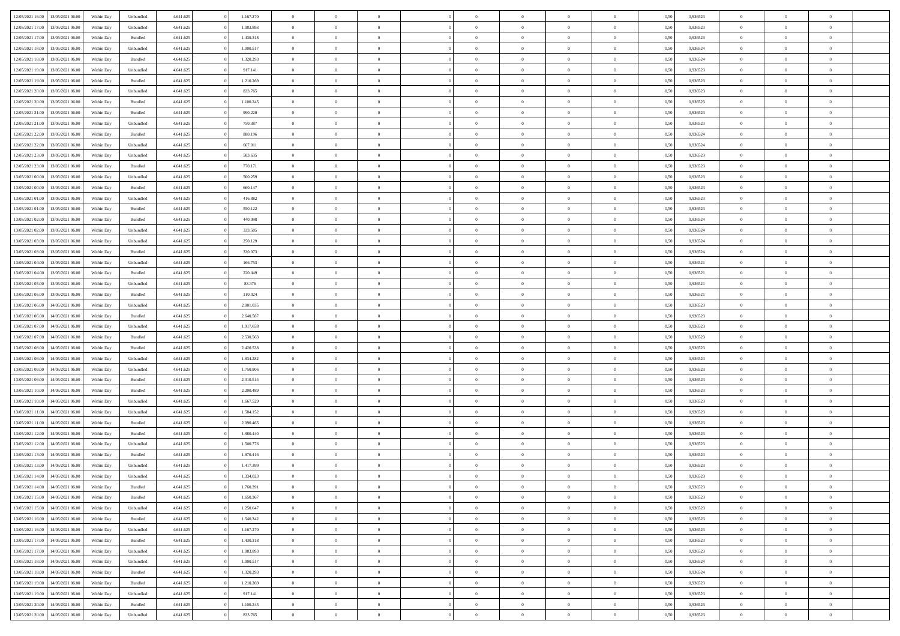| | | | | | | | | | | | | | | | | | | | | | |
|---|---|---|---|---|---|---|---|---|---|---|---|---|---|---|---|---|---|---|---|---|---|
| 12/05/2021 16:00 | 13/05/2021 06:00 | Within Day | Unbundled | 4.641.625 | 0 | 1.167.270 | 0 | 0 | 0 | | 0 | 0 | 0 | 0 | 0 | 0,50 | 0,936523 | 0 | 0 | 0 | |
| 12/05/2021 17:00 | 13/05/2021 06:00 | Within Day | Unbundled | 4.641.625 | 0 | 1.083.893 | 0 | 0 | 0 | | 0 | 0 | 0 | 0 | 0 | 0,50 | 0,936523 | 0 | 0 | 0 | |
| 12/05/2021 17:00 | 13/05/2021 06:00 | Within Day | Bundled | 4.641.625 | 0 | 1.430.318 | 0 | 0 | 0 | | 0 | 0 | 0 | 0 | 0 | 0,50 | 0,936523 | 0 | 0 | 0 | |
| 12/05/2021 18:00 | 13/05/2021 06:00 | Within Day | Unbundled | 4.641.625 | 0 | 1.000.517 | 0 | 0 | 0 | | 0 | 0 | 0 | 0 | 0 | 0,50 | 0,936524 | 0 | 0 | 0 | |
| 12/05/2021 18:00 | 13/05/2021 06:00 | Within Day | Bundled | 4.641.625 | 0 | 1.320.293 | 0 | 0 | 0 | | 0 | 0 | 0 | 0 | 0 | 0,50 | 0,936524 | 0 | 0 | 0 | |
| 12/05/2021 19:00 | 13/05/2021 06:00 | Within Day | Unbundled | 4.641.625 | 0 | 917.141 | 0 | 0 | 0 | | 0 | 0 | 0 | 0 | 0 | 0,50 | 0,936523 | 0 | 0 | 0 | |
| 12/05/2021 19:00 | 13/05/2021 06:00 | Within Day | Bundled | 4.641.625 | 0 | 1.210.269 | 0 | 0 | 0 | | 0 | 0 | 0 | 0 | 0 | 0,50 | 0,936523 | 0 | 0 | 0 | |
| 12/05/2021 20:00 | 13/05/2021 06:00 | Within Day | Unbundled | 4.641.625 | 0 | 833.765 | 0 | 0 | 0 | | 0 | 0 | 0 | 0 | 0 | 0,50 | 0,936523 | 0 | 0 | 0 | |
| 12/05/2021 20:00 | 13/05/2021 06:00 | Within Day | Bundled | 4.641.625 | 0 | 1.100.245 | 0 | 0 | 0 | | 0 | 0 | 0 | 0 | 0 | 0,50 | 0,936523 | 0 | 0 | 0 | |
| 12/05/2021 21:00 | 13/05/2021 06:00 | Within Day | Bundled | 4.641.625 | 0 | 990.220 | 0 | 0 | 0 | | 0 | 0 | 0 | 0 | 0 | 0,50 | 0,936523 | 0 | 0 | 0 | |
| 12/05/2021 21:00 | 13/05/2021 06:00 | Within Day | Unbundled | 4.641.625 | 0 | 750.387 | 0 | 0 | 0 | | 0 | 0 | 0 | 0 | 0 | 0,50 | 0,936523 | 0 | 0 | 0 | |
| 12/05/2021 22:00 | 13/05/2021 06:00 | Within Day | Bundled | 4.641.625 | 0 | 880.196 | 0 | 0 | 0 | | 0 | 0 | 0 | 0 | 0 | 0,50 | 0,936524 | 0 | 0 | 0 | |
| 12/05/2021 22:00 | 13/05/2021 06:00 | Within Day | Unbundled | 4.641.625 | 0 | 667.011 | 0 | 0 | 0 | | 0 | 0 | 0 | 0 | 0 | 0,50 | 0,936524 | 0 | 0 | 0 | |
| 12/05/2021 23:00 | 13/05/2021 06:00 | Within Day | Unbundled | 4.641.625 | 0 | 583.635 | 0 | 0 | 0 | | 0 | 0 | 0 | 0 | 0 | 0,50 | 0,936523 | 0 | 0 | 0 | |
| 12/05/2021 23:00 | 13/05/2021 06:00 | Within Day | Bundled | 4.641.625 | 0 | 770.171 | 0 | 0 | 0 | | 0 | 0 | 0 | 0 | 0 | 0,50 | 0,936523 | 0 | 0 | 0 | |
| 13/05/2021 00:00 | 13/05/2021 06:00 | Within Day | Unbundled | 4.641.625 | 0 | 500.259 | 0 | 0 | 0 | | 0 | 0 | 0 | 0 | 0 | 0,50 | 0,936523 | 0 | 0 | 0 | |
| 13/05/2021 00:00 | 13/05/2021 06:00 | Within Day | Bundled | 4.641.625 | 0 | 660.147 | 0 | 0 | 0 | | 0 | 0 | 0 | 0 | 0 | 0,50 | 0,936523 | 0 | 0 | 0 | |
| 13/05/2021 01:00 | 13/05/2021 06:00 | Within Day | Unbundled | 4.641.625 | 0 | 416.882 | 0 | 0 | 0 | | 0 | 0 | 0 | 0 | 0 | 0,50 | 0,936523 | 0 | 0 | 0 | |
| 13/05/2021 01:00 | 13/05/2021 06:00 | Within Day | Bundled | 4.641.625 | 0 | 550.122 | 0 | 0 | 0 | | 0 | 0 | 0 | 0 | 0 | 0,50 | 0,936523 | 0 | 0 | 0 | |
| 13/05/2021 02:00 | 13/05/2021 06:00 | Within Day | Bundled | 4.641.625 | 0 | 440.098 | 0 | 0 | 0 | | 0 | 0 | 0 | 0 | 0 | 0,50 | 0,936524 | 0 | 0 | 0 | |
| 13/05/2021 02:00 | 13/05/2021 06:00 | Within Day | Unbundled | 4.641.625 | 0 | 333.505 | 0 | 0 | 0 | | 0 | 0 | 0 | 0 | 0 | 0,50 | 0,936524 | 0 | 0 | 0 | |
| 13/05/2021 03:00 | 13/05/2021 06:00 | Within Day | Unbundled | 4.641.625 | 0 | 250.129 | 0 | 0 | 0 | | 0 | 0 | 0 | 0 | 0 | 0,50 | 0,936524 | 0 | 0 | 0 | |
| 13/05/2021 03:00 | 13/05/2021 06:00 | Within Day | Bundled | 4.641.625 | 0 | 330.073 | 0 | 0 | 0 | | 0 | 0 | 0 | 0 | 0 | 0,50 | 0,936524 | 0 | 0 | 0 | |
| 13/05/2021 04:00 | 13/05/2021 06:00 | Within Day | Unbundled | 4.641.625 | 0 | 166.753 | 0 | 0 | 0 | | 0 | 0 | 0 | 0 | 0 | 0,50 | 0,936521 | 0 | 0 | 0 | |
| 13/05/2021 04:00 | 13/05/2021 06:00 | Within Day | Bundled | 4.641.625 | 0 | 220.049 | 0 | 0 | 0 | | 0 | 0 | 0 | 0 | 0 | 0,50 | 0,936521 | 0 | 0 | 0 | |
| 13/05/2021 05:00 | 13/05/2021 06:00 | Within Day | Unbundled | 4.641.625 | 0 | 83.376 | 0 | 0 | 0 | | 0 | 0 | 0 | 0 | 0 | 0,50 | 0,936521 | 0 | 0 | 0 | |
| 13/05/2021 05:00 | 13/05/2021 06:00 | Within Day | Bundled | 4.641.625 | 0 | 110.024 | 0 | 0 | 0 | | 0 | 0 | 0 | 0 | 0 | 0,50 | 0,936521 | 0 | 0 | 0 | |
| 13/05/2021 06:00 | 14/05/2021 06:00 | Within Day | Unbundled | 4.641.625 | 0 | 2.001.035 | 0 | 0 | 0 | | 0 | 0 | 0 | 0 | 0 | 0,50 | 0,936523 | 0 | 0 | 0 | |
| 13/05/2021 06:00 | 14/05/2021 06:00 | Within Day | Bundled | 4.641.625 | 0 | 2.640.587 | 0 | 0 | 0 | | 0 | 0 | 0 | 0 | 0 | 0,50 | 0,936523 | 0 | 0 | 0 | |
| 13/05/2021 07:00 | 14/05/2021 06:00 | Within Day | Unbundled | 4.641.625 | 0 | 1.917.658 | 0 | 0 | 0 | | 0 | 0 | 0 | 0 | 0 | 0,50 | 0,936523 | 0 | 0 | 0 | |
| 13/05/2021 07:00 | 14/05/2021 06:00 | Within Day | Bundled | 4.641.625 | 0 | 2.530.563 | 0 | 0 | 0 | | 0 | 0 | 0 | 0 | 0 | 0,50 | 0,936523 | 0 | 0 | 0 | |
| 13/05/2021 08:00 | 14/05/2021 06:00 | Within Day | Bundled | 4.641.625 | 0 | 2.420.538 | 0 | 0 | 0 | | 0 | 0 | 0 | 0 | 0 | 0,50 | 0,936523 | 0 | 0 | 0 | |
| 13/05/2021 08:00 | 14/05/2021 06:00 | Within Day | Unbundled | 4.641.625 | 0 | 1.834.282 | 0 | 0 | 0 | | 0 | 0 | 0 | 0 | 0 | 0,50 | 0,936523 | 0 | 0 | 0 | |
| 13/05/2021 09:00 | 14/05/2021 06:00 | Within Day | Unbundled | 4.641.625 | 0 | 1.750.906 | 0 | 0 | 0 | | 0 | 0 | 0 | 0 | 0 | 0,50 | 0,936523 | 0 | 0 | 0 | |
| 13/05/2021 09:00 | 14/05/2021 06:00 | Within Day | Bundled | 4.641.625 | 0 | 2.310.514 | 0 | 0 | 0 | | 0 | 0 | 0 | 0 | 0 | 0,50 | 0,936523 | 0 | 0 | 0 | |
| 13/05/2021 10:00 | 14/05/2021 06:00 | Within Day | Bundled | 4.641.625 | 0 | 2.200.489 | 0 | 0 | 0 | | 0 | 0 | 0 | 0 | 0 | 0,50 | 0,936523 | 0 | 0 | 0 | |
| 13/05/2021 10:00 | 14/05/2021 06:00 | Within Day | Unbundled | 4.641.625 | 0 | 1.667.529 | 0 | 0 | 0 | | 0 | 0 | 0 | 0 | 0 | 0,50 | 0,936523 | 0 | 0 | 0 | |
| 13/05/2021 11:00 | 14/05/2021 06:00 | Within Day | Unbundled | 4.641.625 | 0 | 1.584.152 | 0 | 0 | 0 | | 0 | 0 | 0 | 0 | 0 | 0,50 | 0,936523 | 0 | 0 | 0 | |
| 13/05/2021 11:00 | 14/05/2021 06:00 | Within Day | Bundled | 4.641.625 | 0 | 2.090.465 | 0 | 0 | 0 | | 0 | 0 | 0 | 0 | 0 | 0,50 | 0,936523 | 0 | 0 | 0 | |
| 13/05/2021 12:00 | 14/05/2021 06:00 | Within Day | Bundled | 4.641.625 | 0 | 1.980.440 | 0 | 0 | 0 | | 0 | 0 | 0 | 0 | 0 | 0,50 | 0,936523 | 0 | 0 | 0 | |
| 13/05/2021 12:00 | 14/05/2021 06:00 | Within Day | Unbundled | 4.641.625 | 0 | 1.500.776 | 0 | 0 | 0 | | 0 | 0 | 0 | 0 | 0 | 0,50 | 0,936523 | 0 | 0 | 0 | |
| 13/05/2021 13:00 | 14/05/2021 06:00 | Within Day | Bundled | 4.641.625 | 0 | 1.870.416 | 0 | 0 | 0 | | 0 | 0 | 0 | 0 | 0 | 0,50 | 0,936523 | 0 | 0 | 0 | |
| 13/05/2021 13:00 | 14/05/2021 06:00 | Within Day | Unbundled | 4.641.625 | 0 | 1.417.399 | 0 | 0 | 0 | | 0 | 0 | 0 | 0 | 0 | 0,50 | 0,936523 | 0 | 0 | 0 | |
| 13/05/2021 14:00 | 14/05/2021 06:00 | Within Day | Unbundled | 4.641.625 | 0 | 1.334.023 | 0 | 0 | 0 | | 0 | 0 | 0 | 0 | 0 | 0,50 | 0,936523 | 0 | 0 | 0 | |
| 13/05/2021 14:00 | 14/05/2021 06:00 | Within Day | Bundled | 4.641.625 | 0 | 1.760.391 | 0 | 0 | 0 | | 0 | 0 | 0 | 0 | 0 | 0,50 | 0,936523 | 0 | 0 | 0 | |
| 13/05/2021 15:00 | 14/05/2021 06:00 | Within Day | Bundled | 4.641.625 | 0 | 1.650.367 | 0 | 0 | 0 | | 0 | 0 | 0 | 0 | 0 | 0,50 | 0,936523 | 0 | 0 | 0 | |
| 13/05/2021 15:00 | 14/05/2021 06:00 | Within Day | Unbundled | 4.641.625 | 0 | 1.250.647 | 0 | 0 | 0 | | 0 | 0 | 0 | 0 | 0 | 0,50 | 0,936523 | 0 | 0 | 0 | |
| 13/05/2021 16:00 | 14/05/2021 06:00 | Within Day | Bundled | 4.641.625 | 0 | 1.540.342 | 0 | 0 | 0 | | 0 | 0 | 0 | 0 | 0 | 0,50 | 0,936523 | 0 | 0 | 0 | |
| 13/05/2021 16:00 | 14/05/2021 06:00 | Within Day | Unbundled | 4.641.625 | 0 | 1.167.270 | 0 | 0 | 0 | | 0 | 0 | 0 | 0 | 0 | 0,50 | 0,936523 | 0 | 0 | 0 | |
| 13/05/2021 17:00 | 14/05/2021 06:00 | Within Day | Bundled | 4.641.625 | 0 | 1.430.318 | 0 | 0 | 0 | | 0 | 0 | 0 | 0 | 0 | 0,50 | 0,936523 | 0 | 0 | 0 | |
| 13/05/2021 17:00 | 14/05/2021 06:00 | Within Day | Unbundled | 4.641.625 | 0 | 1.083.893 | 0 | 0 | 0 | | 0 | 0 | 0 | 0 | 0 | 0,50 | 0,936523 | 0 | 0 | 0 | |
| 13/05/2021 18:00 | 14/05/2021 06:00 | Within Day | Unbundled | 4.641.625 | 0 | 1.000.517 | 0 | 0 | 0 | | 0 | 0 | 0 | 0 | 0 | 0,50 | 0,936524 | 0 | 0 | 0 | |
| 13/05/2021 18:00 | 14/05/2021 06:00 | Within Day | Bundled | 4.641.625 | 0 | 1.320.293 | 0 | 0 | 0 | | 0 | 0 | 0 | 0 | 0 | 0,50 | 0,936524 | 0 | 0 | 0 | |
| 13/05/2021 19:00 | 14/05/2021 06:00 | Within Day | Bundled | 4.641.625 | 0 | 1.210.269 | 0 | 0 | 0 | | 0 | 0 | 0 | 0 | 0 | 0,50 | 0,936523 | 0 | 0 | 0 | |
| 13/05/2021 19:00 | 14/05/2021 06:00 | Within Day | Unbundled | 4.641.625 | 0 | 917.141 | 0 | 0 | 0 | | 0 | 0 | 0 | 0 | 0 | 0,50 | 0,936523 | 0 | 0 | 0 | |
| 13/05/2021 20:00 | 14/05/2021 06:00 | Within Day | Bundled | 4.641.625 | 0 | 1.100.245 | 0 | 0 | 0 | | 0 | 0 | 0 | 0 | 0 | 0,50 | 0,936523 | 0 | 0 | 0 | |
| 13/05/2021 20:00 | 14/05/2021 06:00 | Within Day | Unbundled | 4.641.625 | 0 | 833.765 | 0 | 0 | 0 | | 0 | 0 | 0 | 0 | 0 | 0,50 | 0,936523 | 0 | 0 | 0 | |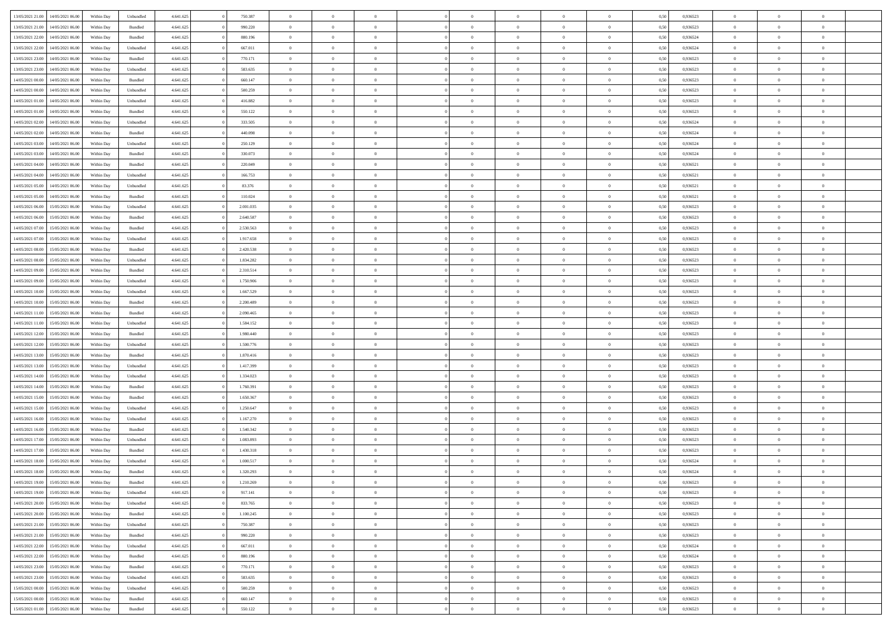| | | | | | | | | | | | | | | | | | | | | | |
|---|---|---|---|---|---|---|---|---|---|---|---|---|---|---|---|---|---|---|---|---|---|
| 13/05/2021 21:00 | 14/05/2021 06:00 | Within Day | Unbundled | 4.641.625 | 0 | 750.387 | 0 | 0 | 0 | | 0 | 0 | 0 | 0 | 0,50 | 0,936523 | 0 | 0 | 0 | |
| 13/05/2021 21:00 | 14/05/2021 06:00 | Within Day | Bundled | 4.641.625 | 0 | 990.220 | 0 | 0 | 0 | | 0 | 0 | 0 | 0 | 0,50 | 0,936523 | 0 | 0 | 0 | |
| 13/05/2021 22:00 | 14/05/2021 06:00 | Within Day | Bundled | 4.641.625 | 0 | 880.196 | 0 | 0 | 0 | | 0 | 0 | 0 | 0 | 0,50 | 0,936524 | 0 | 0 | 0 | |
| 13/05/2021 22:00 | 14/05/2021 06:00 | Within Day | Unbundled | 4.641.625 | 0 | 667.011 | 0 | 0 | 0 | | 0 | 0 | 0 | 0 | 0,50 | 0,936524 | 0 | 0 | 0 | |
| 13/05/2021 23:00 | 14/05/2021 06:00 | Within Day | Bundled | 4.641.625 | 0 | 770.171 | 0 | 0 | 0 | | 0 | 0 | 0 | 0 | 0,50 | 0,936523 | 0 | 0 | 0 | |
| 13/05/2021 23:00 | 14/05/2021 06:00 | Within Day | Unbundled | 4.641.625 | 0 | 583.635 | 0 | 0 | 0 | | 0 | 0 | 0 | 0 | 0,50 | 0,936523 | 0 | 0 | 0 | |
| 14/05/2021 00:00 | 14/05/2021 06:00 | Within Day | Bundled | 4.641.625 | 0 | 660.147 | 0 | 0 | 0 | | 0 | 0 | 0 | 0 | 0,50 | 0,936523 | 0 | 0 | 0 | |
| 14/05/2021 00:00 | 14/05/2021 06:00 | Within Day | Unbundled | 4.641.625 | 0 | 500.259 | 0 | 0 | 0 | | 0 | 0 | 0 | 0 | 0,50 | 0,936523 | 0 | 0 | 0 | |
| 14/05/2021 01:00 | 14/05/2021 06:00 | Within Day | Unbundled | 4.641.625 | 0 | 416.882 | 0 | 0 | 0 | | 0 | 0 | 0 | 0 | 0,50 | 0,936523 | 0 | 0 | 0 | |
| 14/05/2021 01:00 | 14/05/2021 06:00 | Within Day | Bundled | 4.641.625 | 0 | 550.122 | 0 | 0 | 0 | | 0 | 0 | 0 | 0 | 0,50 | 0,936523 | 0 | 0 | 0 | |
| 14/05/2021 02:00 | 14/05/2021 06:00 | Within Day | Unbundled | 4.641.625 | 0 | 333.505 | 0 | 0 | 0 | | 0 | 0 | 0 | 0 | 0,50 | 0,936524 | 0 | 0 | 0 | |
| 14/05/2021 02:00 | 14/05/2021 06:00 | Within Day | Bundled | 4.641.625 | 0 | 440.098 | 0 | 0 | 0 | | 0 | 0 | 0 | 0 | 0,50 | 0,936524 | 0 | 0 | 0 | |
| 14/05/2021 03:00 | 14/05/2021 06:00 | Within Day | Unbundled | 4.641.625 | 0 | 250.129 | 0 | 0 | 0 | | 0 | 0 | 0 | 0 | 0,50 | 0,936524 | 0 | 0 | 0 | |
| 14/05/2021 03:00 | 14/05/2021 06:00 | Within Day | Bundled | 4.641.625 | 0 | 330.073 | 0 | 0 | 0 | | 0 | 0 | 0 | 0 | 0,50 | 0,936524 | 0 | 0 | 0 | |
| 14/05/2021 04:00 | 14/05/2021 06:00 | Within Day | Bundled | 4.641.625 | 0 | 220.049 | 0 | 0 | 0 | | 0 | 0 | 0 | 0 | 0,50 | 0,936521 | 0 | 0 | 0 | |
| 14/05/2021 04:00 | 14/05/2021 06:00 | Within Day | Unbundled | 4.641.625 | 0 | 166.753 | 0 | 0 | 0 | | 0 | 0 | 0 | 0 | 0,50 | 0,936521 | 0 | 0 | 0 | |
| 14/05/2021 05:00 | 14/05/2021 06:00 | Within Day | Unbundled | 4.641.625 | 0 | 83.376 | 0 | 0 | 0 | | 0 | 0 | 0 | 0 | 0,50 | 0,936521 | 0 | 0 | 0 | |
| 14/05/2021 05:00 | 14/05/2021 06:00 | Within Day | Bundled | 4.641.625 | 0 | 110.024 | 0 | 0 | 0 | | 0 | 0 | 0 | 0 | 0,50 | 0,936521 | 0 | 0 | 0 | |
| 14/05/2021 06:00 | 15/05/2021 06:00 | Within Day | Unbundled | 4.641.625 | 0 | 2.001.035 | 0 | 0 | 0 | | 0 | 0 | 0 | 0 | 0,50 | 0,936523 | 0 | 0 | 0 | |
| 14/05/2021 06:00 | 15/05/2021 06:00 | Within Day | Bundled | 4.641.625 | 0 | 2.640.587 | 0 | 0 | 0 | | 0 | 0 | 0 | 0 | 0,50 | 0,936523 | 0 | 0 | 0 | |
| 14/05/2021 07:00 | 15/05/2021 06:00 | Within Day | Bundled | 4.641.625 | 0 | 2.530.563 | 0 | 0 | 0 | | 0 | 0 | 0 | 0 | 0,50 | 0,936523 | 0 | 0 | 0 | |
| 14/05/2021 07:00 | 15/05/2021 06:00 | Within Day | Unbundled | 4.641.625 | 0 | 1.917.658 | 0 | 0 | 0 | | 0 | 0 | 0 | 0 | 0,50 | 0,936523 | 0 | 0 | 0 | |
| 14/05/2021 08:00 | 15/05/2021 06:00 | Within Day | Bundled | 4.641.625 | 0 | 2.420.538 | 0 | 0 | 0 | | 0 | 0 | 0 | 0 | 0,50 | 0,936523 | 0 | 0 | 0 | |
| 14/05/2021 08:00 | 15/05/2021 06:00 | Within Day | Unbundled | 4.641.625 | 0 | 1.834.282 | 0 | 0 | 0 | | 0 | 0 | 0 | 0 | 0,50 | 0,936523 | 0 | 0 | 0 | |
| 14/05/2021 09:00 | 15/05/2021 06:00 | Within Day | Bundled | 4.641.625 | 0 | 2.310.514 | 0 | 0 | 0 | | 0 | 0 | 0 | 0 | 0,50 | 0,936523 | 0 | 0 | 0 | |
| 14/05/2021 09:00 | 15/05/2021 06:00 | Within Day | Unbundled | 4.641.625 | 0 | 1.750.906 | 0 | 0 | 0 | | 0 | 0 | 0 | 0 | 0,50 | 0,936523 | 0 | 0 | 0 | |
| 14/05/2021 10:00 | 15/05/2021 06:00 | Within Day | Unbundled | 4.641.625 | 0 | 1.667.529 | 0 | 0 | 0 | | 0 | 0 | 0 | 0 | 0,50 | 0,936523 | 0 | 0 | 0 | |
| 14/05/2021 10:00 | 15/05/2021 06:00 | Within Day | Bundled | 4.641.625 | 0 | 2.200.489 | 0 | 0 | 0 | | 0 | 0 | 0 | 0 | 0,50 | 0,936523 | 0 | 0 | 0 | |
| 14/05/2021 11:00 | 15/05/2021 06:00 | Within Day | Bundled | 4.641.625 | 0 | 2.090.465 | 0 | 0 | 0 | | 0 | 0 | 0 | 0 | 0,50 | 0,936523 | 0 | 0 | 0 | |
| 14/05/2021 11:00 | 15/05/2021 06:00 | Within Day | Unbundled | 4.641.625 | 0 | 1.584.152 | 0 | 0 | 0 | | 0 | 0 | 0 | 0 | 0,50 | 0,936523 | 0 | 0 | 0 | |
| 14/05/2021 12:00 | 15/05/2021 06:00 | Within Day | Bundled | 4.641.625 | 0 | 1.980.440 | 0 | 0 | 0 | | 0 | 0 | 0 | 0 | 0,50 | 0,936523 | 0 | 0 | 0 | |
| 14/05/2021 12:00 | 15/05/2021 06:00 | Within Day | Unbundled | 4.641.625 | 0 | 1.500.776 | 0 | 0 | 0 | | 0 | 0 | 0 | 0 | 0,50 | 0,936523 | 0 | 0 | 0 | |
| 14/05/2021 13:00 | 15/05/2021 06:00 | Within Day | Bundled | 4.641.625 | 0 | 1.870.416 | 0 | 0 | 0 | | 0 | 0 | 0 | 0 | 0,50 | 0,936523 | 0 | 0 | 0 | |
| 14/05/2021 13:00 | 15/05/2021 06:00 | Within Day | Unbundled | 4.641.625 | 0 | 1.417.399 | 0 | 0 | 0 | | 0 | 0 | 0 | 0 | 0,50 | 0,936523 | 0 | 0 | 0 | |
| 14/05/2021 14:00 | 15/05/2021 06:00 | Within Day | Unbundled | 4.641.625 | 0 | 1.334.023 | 0 | 0 | 0 | | 0 | 0 | 0 | 0 | 0,50 | 0,936523 | 0 | 0 | 0 | |
| 14/05/2021 14:00 | 15/05/2021 06:00 | Within Day | Bundled | 4.641.625 | 0 | 1.760.391 | 0 | 0 | 0 | | 0 | 0 | 0 | 0 | 0,50 | 0,936523 | 0 | 0 | 0 | |
| 14/05/2021 15:00 | 15/05/2021 06:00 | Within Day | Bundled | 4.641.625 | 0 | 1.650.367 | 0 | 0 | 0 | | 0 | 0 | 0 | 0 | 0,50 | 0,936523 | 0 | 0 | 0 | |
| 14/05/2021 15:00 | 15/05/2021 06:00 | Within Day | Unbundled | 4.641.625 | 0 | 1.250.647 | 0 | 0 | 0 | | 0 | 0 | 0 | 0 | 0,50 | 0,936523 | 0 | 0 | 0 | |
| 14/05/2021 16:00 | 15/05/2021 06:00 | Within Day | Unbundled | 4.641.625 | 0 | 1.167.270 | 0 | 0 | 0 | | 0 | 0 | 0 | 0 | 0,50 | 0,936523 | 0 | 0 | 0 | |
| 14/05/2021 16:00 | 15/05/2021 06:00 | Within Day | Bundled | 4.641.625 | 0 | 1.540.342 | 0 | 0 | 0 | | 0 | 0 | 0 | 0 | 0,50 | 0,936523 | 0 | 0 | 0 | |
| 14/05/2021 17:00 | 15/05/2021 06:00 | Within Day | Unbundled | 4.641.625 | 0 | 1.083.893 | 0 | 0 | 0 | | 0 | 0 | 0 | 0 | 0,50 | 0,936523 | 0 | 0 | 0 | |
| 14/05/2021 17:00 | 15/05/2021 06:00 | Within Day | Bundled | 4.641.625 | 0 | 1.430.318 | 0 | 0 | 0 | | 0 | 0 | 0 | 0 | 0,50 | 0,936523 | 0 | 0 | 0 | |
| 14/05/2021 18:00 | 15/05/2021 06:00 | Within Day | Unbundled | 4.641.625 | 0 | 1.000.517 | 0 | 0 | 0 | | 0 | 0 | 0 | 0 | 0,50 | 0,936524 | 0 | 0 | 0 | |
| 14/05/2021 18:00 | 15/05/2021 06:00 | Within Day | Bundled | 4.641.625 | 0 | 1.320.293 | 0 | 0 | 0 | | 0 | 0 | 0 | 0 | 0,50 | 0,936524 | 0 | 0 | 0 | |
| 14/05/2021 19:00 | 15/05/2021 06:00 | Within Day | Bundled | 4.641.625 | 0 | 1.210.269 | 0 | 0 | 0 | | 0 | 0 | 0 | 0 | 0,50 | 0,936523 | 0 | 0 | 0 | |
| 14/05/2021 19:00 | 15/05/2021 06:00 | Within Day | Unbundled | 4.641.625 | 0 | 917.141 | 0 | 0 | 0 | | 0 | 0 | 0 | 0 | 0,50 | 0,936523 | 0 | 0 | 0 | |
| 14/05/2021 20:00 | 15/05/2021 06:00 | Within Day | Unbundled | 4.641.625 | 0 | 833.765 | 0 | 0 | 0 | | 0 | 0 | 0 | 0 | 0,50 | 0,936523 | 0 | 0 | 0 | |
| 14/05/2021 20:00 | 15/05/2021 06:00 | Within Day | Bundled | 4.641.625 | 0 | 1.100.245 | 0 | 0 | 0 | | 0 | 0 | 0 | 0 | 0,50 | 0,936523 | 0 | 0 | 0 | |
| 14/05/2021 21:00 | 15/05/2021 06:00 | Within Day | Unbundled | 4.641.625 | 0 | 750.387 | 0 | 0 | 0 | | 0 | 0 | 0 | 0 | 0,50 | 0,936523 | 0 | 0 | 0 | |
| 14/05/2021 21:00 | 15/05/2021 06:00 | Within Day | Bundled | 4.641.625 | 0 | 990.220 | 0 | 0 | 0 | | 0 | 0 | 0 | 0 | 0,50 | 0,936523 | 0 | 0 | 0 | |
| 14/05/2021 22:00 | 15/05/2021 06:00 | Within Day | Unbundled | 4.641.625 | 0 | 667.011 | 0 | 0 | 0 | | 0 | 0 | 0 | 0 | 0,50 | 0,936524 | 0 | 0 | 0 | |
| 14/05/2021 22:00 | 15/05/2021 06:00 | Within Day | Bundled | 4.641.625 | 0 | 880.196 | 0 | 0 | 0 | | 0 | 0 | 0 | 0 | 0,50 | 0,936524 | 0 | 0 | 0 | |
| 14/05/2021 23:00 | 15/05/2021 06:00 | Within Day | Bundled | 4.641.625 | 0 | 770.171 | 0 | 0 | 0 | | 0 | 0 | 0 | 0 | 0,50 | 0,936523 | 0 | 0 | 0 | |
| 14/05/2021 23:00 | 15/05/2021 06:00 | Within Day | Unbundled | 4.641.625 | 0 | 583.635 | 0 | 0 | 0 | | 0 | 0 | 0 | 0 | 0,50 | 0,936523 | 0 | 0 | 0 | |
| 15/05/2021 00:00 | 15/05/2021 06:00 | Within Day | Unbundled | 4.641.625 | 0 | 500.259 | 0 | 0 | 0 | | 0 | 0 | 0 | 0 | 0,50 | 0,936523 | 0 | 0 | 0 | |
| 15/05/2021 00:00 | 15/05/2021 06:00 | Within Day | Bundled | 4.641.625 | 0 | 660.147 | 0 | 0 | 0 | | 0 | 0 | 0 | 0 | 0,50 | 0,936523 | 0 | 0 | 0 | |
| 15/05/2021 01:00 | 15/05/2021 06:00 | Within Day | Bundled | 4.641.625 | 0 | 550.122 | 0 | 0 | 0 | | 0 | 0 | 0 | 0 | 0,50 | 0,936523 | 0 | 0 | 0 | |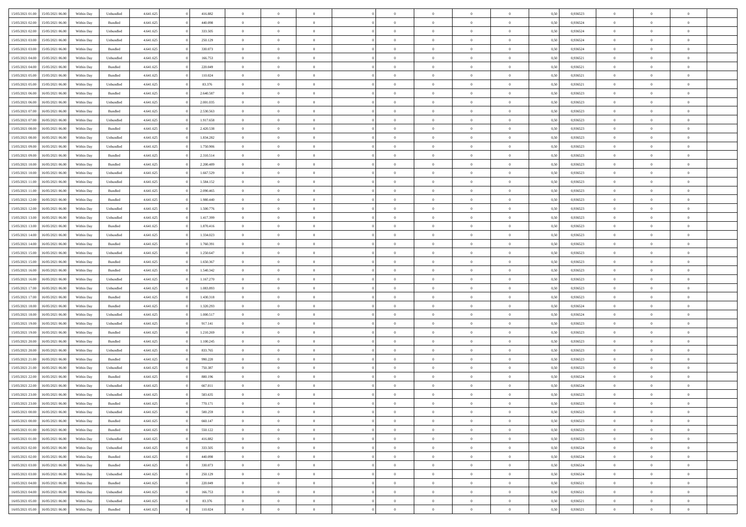| | | | | | | | | | | | | | | | | | | | | | |
|---|---|---|---|---|---|---|---|---|---|---|---|---|---|---|---|---|---|---|---|---|---|
| 15/05/2021 01:00 | 15/05/2021 06:00 | Within Day | Unbundled | 4.641.625 | 0 | 416.882 | 0 | 0 | 0 | | 0 | 0 | 0 | 0 | 0 | 0,50 | 0,936523 | 0 | 0 | 0 | |
| 15/05/2021 02:00 | 15/05/2021 06:00 | Within Day | Bundled | 4.641.625 | 0 | 440.098 | 0 | 0 | 0 | | 0 | 0 | 0 | 0 | 0 | 0,50 | 0,936524 | 0 | 0 | 0 | |
| 15/05/2021 02:00 | 15/05/2021 06:00 | Within Day | Unbundled | 4.641.625 | 0 | 333.505 | 0 | 0 | 0 | | 0 | 0 | 0 | 0 | 0 | 0,50 | 0,936524 | 0 | 0 | 0 | |
| 15/05/2021 03:00 | 15/05/2021 06:00 | Within Day | Unbundled | 4.641.625 | 0 | 250.129 | 0 | 0 | 0 | | 0 | 0 | 0 | 0 | 0 | 0,50 | 0,936524 | 0 | 0 | 0 | |
| 15/05/2021 03:00 | 15/05/2021 06:00 | Within Day | Bundled | 4.641.625 | 0 | 330.073 | 0 | 0 | 0 | | 0 | 0 | 0 | 0 | 0 | 0,50 | 0,936524 | 0 | 0 | 0 | |
| 15/05/2021 04:00 | 15/05/2021 06:00 | Within Day | Unbundled | 4.641.625 | 0 | 166.753 | 0 | 0 | 0 | | 0 | 0 | 0 | 0 | 0 | 0,50 | 0,936521 | 0 | 0 | 0 | |
| 15/05/2021 04:00 | 15/05/2021 06:00 | Within Day | Bundled | 4.641.625 | 0 | 220.049 | 0 | 0 | 0 | | 0 | 0 | 0 | 0 | 0 | 0,50 | 0,936521 | 0 | 0 | 0 | |
| 15/05/2021 05:00 | 15/05/2021 06:00 | Within Day | Bundled | 4.641.625 | 0 | 110.024 | 0 | 0 | 0 | | 0 | 0 | 0 | 0 | 0 | 0,50 | 0,936521 | 0 | 0 | 0 | |
| 15/05/2021 05:00 | 15/05/2021 06:00 | Within Day | Unbundled | 4.641.625 | 0 | 83.376 | 0 | 0 | 0 | | 0 | 0 | 0 | 0 | 0 | 0,50 | 0,936521 | 0 | 0 | 0 | |
| 15/05/2021 06:00 | 16/05/2021 06:00 | Within Day | Bundled | 4.641.625 | 0 | 2.640.587 | 0 | 0 | 0 | | 0 | 0 | 0 | 0 | 0 | 0,50 | 0,936523 | 0 | 0 | 0 | |
| 15/05/2021 06:00 | 16/05/2021 06:00 | Within Day | Unbundled | 4.641.625 | 0 | 2.001.035 | 0 | 0 | 0 | | 0 | 0 | 0 | 0 | 0 | 0,50 | 0,936523 | 0 | 0 | 0 | |
| 15/05/2021 07:00 | 16/05/2021 06:00 | Within Day | Bundled | 4.641.625 | 0 | 2.530.563 | 0 | 0 | 0 | | 0 | 0 | 0 | 0 | 0 | 0,50 | 0,936523 | 0 | 0 | 0 | |
| 15/05/2021 07:00 | 16/05/2021 06:00 | Within Day | Unbundled | 4.641.625 | 0 | 1.917.658 | 0 | 0 | 0 | | 0 | 0 | 0 | 0 | 0 | 0,50 | 0,936523 | 0 | 0 | 0 | |
| 15/05/2021 08:00 | 16/05/2021 06:00 | Within Day | Bundled | 4.641.625 | 0 | 2.420.538 | 0 | 0 | 0 | | 0 | 0 | 0 | 0 | 0 | 0,50 | 0,936523 | 0 | 0 | 0 | |
| 15/05/2021 08:00 | 16/05/2021 06:00 | Within Day | Unbundled | 4.641.625 | 0 | 1.834.282 | 0 | 0 | 0 | | 0 | 0 | 0 | 0 | 0 | 0,50 | 0,936523 | 0 | 0 | 0 | |
| 15/05/2021 09:00 | 16/05/2021 06:00 | Within Day | Unbundled | 4.641.625 | 0 | 1.750.906 | 0 | 0 | 0 | | 0 | 0 | 0 | 0 | 0 | 0,50 | 0,936523 | 0 | 0 | 0 | |
| 15/05/2021 09:00 | 16/05/2021 06:00 | Within Day | Bundled | 4.641.625 | 0 | 2.310.514 | 0 | 0 | 0 | | 0 | 0 | 0 | 0 | 0 | 0,50 | 0,936523 | 0 | 0 | 0 | |
| 15/05/2021 10:00 | 16/05/2021 06:00 | Within Day | Bundled | 4.641.625 | 0 | 2.200.489 | 0 | 0 | 0 | | 0 | 0 | 0 | 0 | 0 | 0,50 | 0,936523 | 0 | 0 | 0 | |
| 15/05/2021 10:00 | 16/05/2021 06:00 | Within Day | Unbundled | 4.641.625 | 0 | 1.667.529 | 0 | 0 | 0 | | 0 | 0 | 0 | 0 | 0 | 0,50 | 0,936523 | 0 | 0 | 0 | |
| 15/05/2021 11:00 | 16/05/2021 06:00 | Within Day | Unbundled | 4.641.625 | 0 | 1.584.152 | 0 | 0 | 0 | | 0 | 0 | 0 | 0 | 0 | 0,50 | 0,936523 | 0 | 0 | 0 | |
| 15/05/2021 11:00 | 16/05/2021 06:00 | Within Day | Bundled | 4.641.625 | 0 | 2.090.465 | 0 | 0 | 0 | | 0 | 0 | 0 | 0 | 0 | 0,50 | 0,936523 | 0 | 0 | 0 | |
| 15/05/2021 12:00 | 16/05/2021 06:00 | Within Day | Bundled | 4.641.625 | 0 | 1.980.440 | 0 | 0 | 0 | | 0 | 0 | 0 | 0 | 0 | 0,50 | 0,936523 | 0 | 0 | 0 | |
| 15/05/2021 12:00 | 16/05/2021 06:00 | Within Day | Unbundled | 4.641.625 | 0 | 1.500.776 | 0 | 0 | 0 | | 0 | 0 | 0 | 0 | 0 | 0,50 | 0,936523 | 0 | 0 | 0 | |
| 15/05/2021 13:00 | 16/05/2021 06:00 | Within Day | Unbundled | 4.641.625 | 0 | 1.417.399 | 0 | 0 | 0 | | 0 | 0 | 0 | 0 | 0 | 0,50 | 0,936523 | 0 | 0 | 0 | |
| 15/05/2021 13:00 | 16/05/2021 06:00 | Within Day | Bundled | 4.641.625 | 0 | 1.870.416 | 0 | 0 | 0 | | 0 | 0 | 0 | 0 | 0 | 0,50 | 0,936523 | 0 | 0 | 0 | |
| 15/05/2021 14:00 | 16/05/2021 06:00 | Within Day | Unbundled | 4.641.625 | 0 | 1.334.023 | 0 | 0 | 0 | | 0 | 0 | 0 | 0 | 0 | 0,50 | 0,936523 | 0 | 0 | 0 | |
| 15/05/2021 14:00 | 16/05/2021 06:00 | Within Day | Bundled | 4.641.625 | 0 | 1.760.391 | 0 | 0 | 0 | | 0 | 0 | 0 | 0 | 0 | 0,50 | 0,936523 | 0 | 0 | 0 | |
| 15/05/2021 15:00 | 16/05/2021 06:00 | Within Day | Unbundled | 4.641.625 | 0 | 1.250.647 | 0 | 0 | 0 | | 0 | 0 | 0 | 0 | 0 | 0,50 | 0,936523 | 0 | 0 | 0 | |
| 15/05/2021 15:00 | 16/05/2021 06:00 | Within Day | Bundled | 4.641.625 | 0 | 1.650.367 | 0 | 0 | 0 | | 0 | 0 | 0 | 0 | 0 | 0,50 | 0,936523 | 0 | 0 | 0 | |
| 15/05/2021 16:00 | 16/05/2021 06:00 | Within Day | Bundled | 4.641.625 | 0 | 1.540.342 | 0 | 0 | 0 | | 0 | 0 | 0 | 0 | 0 | 0,50 | 0,936523 | 0 | 0 | 0 | |
| 15/05/2021 16:00 | 16/05/2021 06:00 | Within Day | Unbundled | 4.641.625 | 0 | 1.167.270 | 0 | 0 | 0 | | 0 | 0 | 0 | 0 | 0 | 0,50 | 0,936523 | 0 | 0 | 0 | |
| 15/05/2021 17:00 | 16/05/2021 06:00 | Within Day | Unbundled | 4.641.625 | 0 | 1.083.893 | 0 | 0 | 0 | | 0 | 0 | 0 | 0 | 0 | 0,50 | 0,936523 | 0 | 0 | 0 | |
| 15/05/2021 17:00 | 16/05/2021 06:00 | Within Day | Bundled | 4.641.625 | 0 | 1.430.318 | 0 | 0 | 0 | | 0 | 0 | 0 | 0 | 0 | 0,50 | 0,936523 | 0 | 0 | 0 | |
| 15/05/2021 18:00 | 16/05/2021 06:00 | Within Day | Bundled | 4.641.625 | 0 | 1.320.293 | 0 | 0 | 0 | | 0 | 0 | 0 | 0 | 0 | 0,50 | 0,936524 | 0 | 0 | 0 | |
| 15/05/2021 18:00 | 16/05/2021 06:00 | Within Day | Unbundled | 4.641.625 | 0 | 1.000.517 | 0 | 0 | 0 | | 0 | 0 | 0 | 0 | 0 | 0,50 | 0,936524 | 0 | 0 | 0 | |
| 15/05/2021 19:00 | 16/05/2021 06:00 | Within Day | Unbundled | 4.641.625 | 0 | 917.141 | 0 | 0 | 0 | | 0 | 0 | 0 | 0 | 0 | 0,50 | 0,936523 | 0 | 0 | 0 | |
| 15/05/2021 19:00 | 16/05/2021 06:00 | Within Day | Bundled | 4.641.625 | 0 | 1.210.269 | 0 | 0 | 0 | | 0 | 0 | 0 | 0 | 0 | 0,50 | 0,936523 | 0 | 0 | 0 | |
| 15/05/2021 20:00 | 16/05/2021 06:00 | Within Day | Bundled | 4.641.625 | 0 | 1.100.245 | 0 | 0 | 0 | | 0 | 0 | 0 | 0 | 0 | 0,50 | 0,936523 | 0 | 0 | 0 | |
| 15/05/2021 20:00 | 16/05/2021 06:00 | Within Day | Unbundled | 4.641.625 | 0 | 833.765 | 0 | 0 | 0 | | 0 | 0 | 0 | 0 | 0 | 0,50 | 0,936523 | 0 | 0 | 0 | |
| 15/05/2021 21:00 | 16/05/2021 06:00 | Within Day | Bundled | 4.641.625 | 0 | 990.220 | 0 | 0 | 0 | | 0 | 0 | 0 | 0 | 0 | 0,50 | 0,936523 | 0 | 0 | 0 | |
| 15/05/2021 21:00 | 16/05/2021 06:00 | Within Day | Unbundled | 4.641.625 | 0 | 750.387 | 0 | 0 | 0 | | 0 | 0 | 0 | 0 | 0 | 0,50 | 0,936523 | 0 | 0 | 0 | |
| 15/05/2021 22:00 | 16/05/2021 06:00 | Within Day | Bundled | 4.641.625 | 0 | 880.196 | 0 | 0 | 0 | | 0 | 0 | 0 | 0 | 0 | 0,50 | 0,936524 | 0 | 0 | 0 | |
| 15/05/2021 22:00 | 16/05/2021 06:00 | Within Day | Unbundled | 4.641.625 | 0 | 667.011 | 0 | 0 | 0 | | 0 | 0 | 0 | 0 | 0 | 0,50 | 0,936524 | 0 | 0 | 0 | |
| 15/05/2021 23:00 | 16/05/2021 06:00 | Within Day | Unbundled | 4.641.625 | 0 | 583.635 | 0 | 0 | 0 | | 0 | 0 | 0 | 0 | 0 | 0,50 | 0,936523 | 0 | 0 | 0 | |
| 15/05/2021 23:00 | 16/05/2021 06:00 | Within Day | Bundled | 4.641.625 | 0 | 770.171 | 0 | 0 | 0 | | 0 | 0 | 0 | 0 | 0 | 0,50 | 0,936523 | 0 | 0 | 0 | |
| 16/05/2021 00:00 | 16/05/2021 06:00 | Within Day | Unbundled | 4.641.625 | 0 | 500.259 | 0 | 0 | 0 | | 0 | 0 | 0 | 0 | 0 | 0,50 | 0,936523 | 0 | 0 | 0 | |
| 16/05/2021 00:00 | 16/05/2021 06:00 | Within Day | Bundled | 4.641.625 | 0 | 660.147 | 0 | 0 | 0 | | 0 | 0 | 0 | 0 | 0 | 0,50 | 0,936523 | 0 | 0 | 0 | |
| 16/05/2021 01:00 | 16/05/2021 06:00 | Within Day | Bundled | 4.641.625 | 0 | 550.122 | 0 | 0 | 0 | | 0 | 0 | 0 | 0 | 0 | 0,50 | 0,936523 | 0 | 0 | 0 | |
| 16/05/2021 01:00 | 16/05/2021 06:00 | Within Day | Unbundled | 4.641.625 | 0 | 416.882 | 0 | 0 | 0 | | 0 | 0 | 0 | 0 | 0 | 0,50 | 0,936523 | 0 | 0 | 0 | |
| 16/05/2021 02:00 | 16/05/2021 06:00 | Within Day | Unbundled | 4.641.625 | 0 | 333.505 | 0 | 0 | 0 | | 0 | 0 | 0 | 0 | 0 | 0,50 | 0,936524 | 0 | 0 | 0 | |
| 16/05/2021 02:00 | 16/05/2021 06:00 | Within Day | Bundled | 4.641.625 | 0 | 440.098 | 0 | 0 | 0 | | 0 | 0 | 0 | 0 | 0 | 0,50 | 0,936524 | 0 | 0 | 0 | |
| 16/05/2021 03:00 | 16/05/2021 06:00 | Within Day | Bundled | 4.641.625 | 0 | 330.073 | 0 | 0 | 0 | | 0 | 0 | 0 | 0 | 0 | 0,50 | 0,936524 | 0 | 0 | 0 | |
| 16/05/2021 03:00 | 16/05/2021 06:00 | Within Day | Unbundled | 4.641.625 | 0 | 250.129 | 0 | 0 | 0 | | 0 | 0 | 0 | 0 | 0 | 0,50 | 0,936524 | 0 | 0 | 0 | |
| 16/05/2021 04:00 | 16/05/2021 06:00 | Within Day | Bundled | 4.641.625 | 0 | 220.049 | 0 | 0 | 0 | | 0 | 0 | 0 | 0 | 0 | 0,50 | 0,936521 | 0 | 0 | 0 | |
| 16/05/2021 04:00 | 16/05/2021 06:00 | Within Day | Unbundled | 4.641.625 | 0 | 166.753 | 0 | 0 | 0 | | 0 | 0 | 0 | 0 | 0 | 0,50 | 0,936521 | 0 | 0 | 0 | |
| 16/05/2021 05:00 | 16/05/2021 06:00 | Within Day | Unbundled | 4.641.625 | 0 | 83.376 | 0 | 0 | 0 | | 0 | 0 | 0 | 0 | 0 | 0,50 | 0,936521 | 0 | 0 | 0 | |
| 16/05/2021 05:00 | 16/05/2021 06:00 | Within Day | Bundled | 4.641.625 | 0 | 110.024 | 0 | 0 | 0 | | 0 | 0 | 0 | 0 | 0 | 0,50 | 0,936521 | 0 | 0 | 0 | |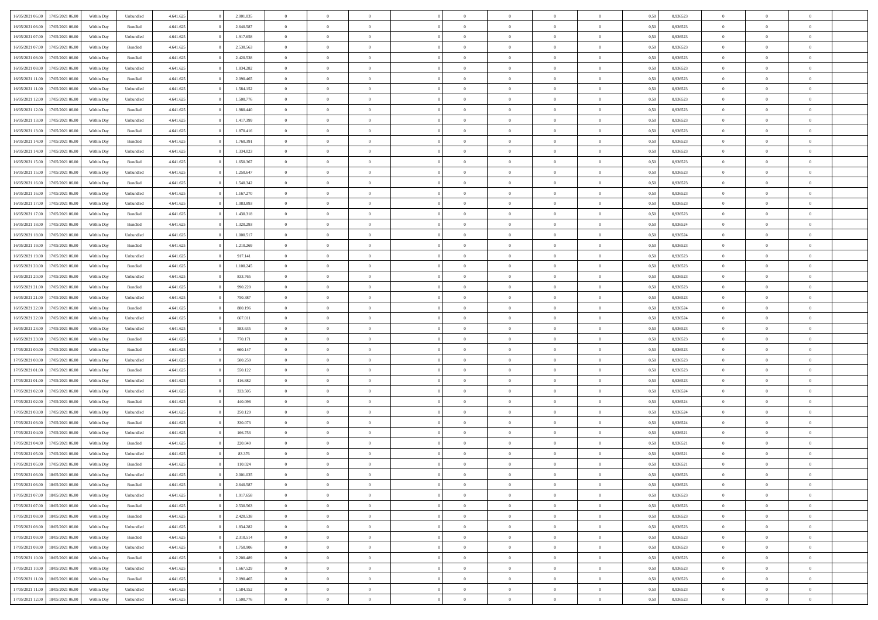| | | | | | | | | | | | | | | | | | | | | | |
|---|---|---|---|---|---|---|---|---|---|---|---|---|---|---|---|---|---|---|---|---|---|
| 16/05/2021 06:00 | 17/05/2021 06:00 | Within Day | Unbundled | 4.641.625 | 0 | 2.001.035 | 0 | 0 | 0 | | 0 | 0 | 0 | 0 | 0,50 | 0,936523 | 0 | 0 | 0 | |
| 16/05/2021 06:00 | 17/05/2021 06:00 | Within Day | Bundled | 4.641.625 | 0 | 2.640.587 | 0 | 0 | 0 | | 0 | 0 | 0 | 0 | 0,50 | 0,936523 | 0 | 0 | 0 | |
| 16/05/2021 07:00 | 17/05/2021 06:00 | Within Day | Unbundled | 4.641.625 | 0 | 1.917.658 | 0 | 0 | 0 | | 0 | 0 | 0 | 0 | 0,50 | 0,936523 | 0 | 0 | 0 | |
| 16/05/2021 07:00 | 17/05/2021 06:00 | Within Day | Bundled | 4.641.625 | 0 | 2.530.563 | 0 | 0 | 0 | | 0 | 0 | 0 | 0 | 0,50 | 0,936523 | 0 | 0 | 0 | |
| 16/05/2021 08:00 | 17/05/2021 06:00 | Within Day | Bundled | 4.641.625 | 0 | 2.420.538 | 0 | 0 | 0 | | 0 | 0 | 0 | 0 | 0,50 | 0,936523 | 0 | 0 | 0 | |
| 16/05/2021 08:00 | 17/05/2021 06:00 | Within Day | Unbundled | 4.641.625 | 0 | 1.834.282 | 0 | 0 | 0 | | 0 | 0 | 0 | 0 | 0,50 | 0,936523 | 0 | 0 | 0 | |
| 16/05/2021 11:00 | 17/05/2021 06:00 | Within Day | Bundled | 4.641.625 | 0 | 2.090.465 | 0 | 0 | 0 | | 0 | 0 | 0 | 0 | 0,50 | 0,936523 | 0 | 0 | 0 | |
| 16/05/2021 11:00 | 17/05/2021 06:00 | Within Day | Unbundled | 4.641.625 | 0 | 1.584.152 | 0 | 0 | 0 | | 0 | 0 | 0 | 0 | 0,50 | 0,936523 | 0 | 0 | 0 | |
| 16/05/2021 12:00 | 17/05/2021 06:00 | Within Day | Unbundled | 4.641.625 | 0 | 1.500.776 | 0 | 0 | 0 | | 0 | 0 | 0 | 0 | 0,50 | 0,936523 | 0 | 0 | 0 | |
| 16/05/2021 12:00 | 17/05/2021 06:00 | Within Day | Bundled | 4.641.625 | 0 | 1.980.440 | 0 | 0 | 0 | | 0 | 0 | 0 | 0 | 0,50 | 0,936523 | 0 | 0 | 0 | |
| 16/05/2021 13:00 | 17/05/2021 06:00 | Within Day | Unbundled | 4.641.625 | 0 | 1.417.399 | 0 | 0 | 0 | | 0 | 0 | 0 | 0 | 0,50 | 0,936523 | 0 | 0 | 0 | |
| 16/05/2021 13:00 | 17/05/2021 06:00 | Within Day | Bundled | 4.641.625 | 0 | 1.870.416 | 0 | 0 | 0 | | 0 | 0 | 0 | 0 | 0,50 | 0,936523 | 0 | 0 | 0 | |
| 16/05/2021 14:00 | 17/05/2021 06:00 | Within Day | Bundled | 4.641.625 | 0 | 1.760.391 | 0 | 0 | 0 | | 0 | 0 | 0 | 0 | 0,50 | 0,936523 | 0 | 0 | 0 | |
| 16/05/2021 14:00 | 17/05/2021 06:00 | Within Day | Unbundled | 4.641.625 | 0 | 1.334.023 | 0 | 0 | 0 | | 0 | 0 | 0 | 0 | 0,50 | 0,936523 | 0 | 0 | 0 | |
| 16/05/2021 15:00 | 17/05/2021 06:00 | Within Day | Bundled | 4.641.625 | 0 | 1.650.367 | 0 | 0 | 0 | | 0 | 0 | 0 | 0 | 0,50 | 0,936523 | 0 | 0 | 0 | |
| 16/05/2021 15:00 | 17/05/2021 06:00 | Within Day | Unbundled | 4.641.625 | 0 | 1.250.647 | 0 | 0 | 0 | | 0 | 0 | 0 | 0 | 0,50 | 0,936523 | 0 | 0 | 0 | |
| 16/05/2021 16:00 | 17/05/2021 06:00 | Within Day | Bundled | 4.641.625 | 0 | 1.540.342 | 0 | 0 | 0 | | 0 | 0 | 0 | 0 | 0,50 | 0,936523 | 0 | 0 | 0 | |
| 16/05/2021 16:00 | 17/05/2021 06:00 | Within Day | Unbundled | 4.641.625 | 0 | 1.167.270 | 0 | 0 | 0 | | 0 | 0 | 0 | 0 | 0,50 | 0,936523 | 0 | 0 | 0 | |
| 16/05/2021 17:00 | 17/05/2021 06:00 | Within Day | Unbundled | 4.641.625 | 0 | 1.083.893 | 0 | 0 | 0 | | 0 | 0 | 0 | 0 | 0,50 | 0,936523 | 0 | 0 | 0 | |
| 16/05/2021 17:00 | 17/05/2021 06:00 | Within Day | Bundled | 4.641.625 | 0 | 1.430.318 | 0 | 0 | 0 | | 0 | 0 | 0 | 0 | 0,50 | 0,936523 | 0 | 0 | 0 | |
| 16/05/2021 18:00 | 17/05/2021 06:00 | Within Day | Bundled | 4.641.625 | 0 | 1.320.293 | 0 | 0 | 0 | | 0 | 0 | 0 | 0 | 0,50 | 0,936524 | 0 | 0 | 0 | |
| 16/05/2021 18:00 | 17/05/2021 06:00 | Within Day | Unbundled | 4.641.625 | 0 | 1.000.517 | 0 | 0 | 0 | | 0 | 0 | 0 | 0 | 0,50 | 0,936524 | 0 | 0 | 0 | |
| 16/05/2021 19:00 | 17/05/2021 06:00 | Within Day | Bundled | 4.641.625 | 0 | 1.210.269 | 0 | 0 | 0 | | 0 | 0 | 0 | 0 | 0,50 | 0,936523 | 0 | 0 | 0 | |
| 16/05/2021 19:00 | 17/05/2021 06:00 | Within Day | Unbundled | 4.641.625 | 0 | 917.141 | 0 | 0 | 0 | | 0 | 0 | 0 | 0 | 0,50 | 0,936523 | 0 | 0 | 0 | |
| 16/05/2021 20:00 | 17/05/2021 06:00 | Within Day | Bundled | 4.641.625 | 0 | 1.100.245 | 0 | 0 | 0 | | 0 | 0 | 0 | 0 | 0,50 | 0,936523 | 0 | 0 | 0 | |
| 16/05/2021 20:00 | 17/05/2021 06:00 | Within Day | Unbundled | 4.641.625 | 0 | 833.765 | 0 | 0 | 0 | | 0 | 0 | 0 | 0 | 0,50 | 0,936523 | 0 | 0 | 0 | |
| 16/05/2021 21:00 | 17/05/2021 06:00 | Within Day | Bundled | 4.641.625 | 0 | 990.220 | 0 | 0 | 0 | | 0 | 0 | 0 | 0 | 0,50 | 0,936523 | 0 | 0 | 0 | |
| 16/05/2021 21:00 | 17/05/2021 06:00 | Within Day | Unbundled | 4.641.625 | 0 | 750.387 | 0 | 0 | 0 | | 0 | 0 | 0 | 0 | 0,50 | 0,936523 | 0 | 0 | 0 | |
| 16/05/2021 22:00 | 17/05/2021 06:00 | Within Day | Bundled | 4.641.625 | 0 | 880.196 | 0 | 0 | 0 | | 0 | 0 | 0 | 0 | 0,50 | 0,936524 | 0 | 0 | 0 | |
| 16/05/2021 22:00 | 17/05/2021 06:00 | Within Day | Unbundled | 4.641.625 | 0 | 667.011 | 0 | 0 | 0 | | 0 | 0 | 0 | 0 | 0,50 | 0,936524 | 0 | 0 | 0 | |
| 16/05/2021 23:00 | 17/05/2021 06:00 | Within Day | Unbundled | 4.641.625 | 0 | 583.635 | 0 | 0 | 0 | | 0 | 0 | 0 | 0 | 0,50 | 0,936523 | 0 | 0 | 0 | |
| 16/05/2021 23:00 | 17/05/2021 06:00 | Within Day | Bundled | 4.641.625 | 0 | 770.171 | 0 | 0 | 0 | | 0 | 0 | 0 | 0 | 0,50 | 0,936523 | 0 | 0 | 0 | |
| 17/05/2021 00:00 | 17/05/2021 06:00 | Within Day | Bundled | 4.641.625 | 0 | 660.147 | 0 | 0 | 0 | | 0 | 0 | 0 | 0 | 0,50 | 0,936523 | 0 | 0 | 0 | |
| 17/05/2021 00:00 | 17/05/2021 06:00 | Within Day | Unbundled | 4.641.625 | 0 | 500.259 | 0 | 0 | 0 | | 0 | 0 | 0 | 0 | 0,50 | 0,936523 | 0 | 0 | 0 | |
| 17/05/2021 01:00 | 17/05/2021 06:00 | Within Day | Bundled | 4.641.625 | 0 | 550.122 | 0 | 0 | 0 | | 0 | 0 | 0 | 0 | 0,50 | 0,936523 | 0 | 0 | 0 | |
| 17/05/2021 01:00 | 17/05/2021 06:00 | Within Day | Unbundled | 4.641.625 | 0 | 416.882 | 0 | 0 | 0 | | 0 | 0 | 0 | 0 | 0,50 | 0,936523 | 0 | 0 | 0 | |
| 17/05/2021 02:00 | 17/05/2021 06:00 | Within Day | Unbundled | 4.641.625 | 0 | 333.505 | 0 | 0 | 0 | | 0 | 0 | 0 | 0 | 0,50 | 0,936524 | 0 | 0 | 0 | |
| 17/05/2021 02:00 | 17/05/2021 06:00 | Within Day | Bundled | 4.641.625 | 0 | 440.098 | 0 | 0 | 0 | | 0 | 0 | 0 | 0 | 0,50 | 0,936524 | 0 | 0 | 0 | |
| 17/05/2021 03:00 | 17/05/2021 06:00 | Within Day | Unbundled | 4.641.625 | 0 | 250.129 | 0 | 0 | 0 | | 0 | 0 | 0 | 0 | 0,50 | 0,936524 | 0 | 0 | 0 | |
| 17/05/2021 03:00 | 17/05/2021 06:00 | Within Day | Bundled | 4.641.625 | 0 | 330.073 | 0 | 0 | 0 | | 0 | 0 | 0 | 0 | 0,50 | 0,936524 | 0 | 0 | 0 | |
| 17/05/2021 04:00 | 17/05/2021 06:00 | Within Day | Unbundled | 4.641.625 | 0 | 166.753 | 0 | 0 | 0 | | 0 | 0 | 0 | 0 | 0,50 | 0,936521 | 0 | 0 | 0 | |
| 17/05/2021 04:00 | 17/05/2021 06:00 | Within Day | Bundled | 4.641.625 | 0 | 220.049 | 0 | 0 | 0 | | 0 | 0 | 0 | 0 | 0,50 | 0,936521 | 0 | 0 | 0 | |
| 17/05/2021 05:00 | 17/05/2021 06:00 | Within Day | Unbundled | 4.641.625 | 0 | 83.376 | 0 | 0 | 0 | | 0 | 0 | 0 | 0 | 0,50 | 0,936521 | 0 | 0 | 0 | |
| 17/05/2021 05:00 | 17/05/2021 06:00 | Within Day | Bundled | 4.641.625 | 0 | 110.024 | 0 | 0 | 0 | | 0 | 0 | 0 | 0 | 0,50 | 0,936521 | 0 | 0 | 0 | |
| 17/05/2021 06:00 | 18/05/2021 06:00 | Within Day | Unbundled | 4.641.625 | 0 | 2.001.035 | 0 | 0 | 0 | | 0 | 0 | 0 | 0 | 0,50 | 0,936523 | 0 | 0 | 0 | |
| 17/05/2021 06:00 | 18/05/2021 06:00 | Within Day | Bundled | 4.641.625 | 0 | 2.640.587 | 0 | 0 | 0 | | 0 | 0 | 0 | 0 | 0,50 | 0,936523 | 0 | 0 | 0 | |
| 17/05/2021 07:00 | 18/05/2021 06:00 | Within Day | Unbundled | 4.641.625 | 0 | 1.917.658 | 0 | 0 | 0 | | 0 | 0 | 0 | 0 | 0,50 | 0,936523 | 0 | 0 | 0 | |
| 17/05/2021 07:00 | 18/05/2021 06:00 | Within Day | Bundled | 4.641.625 | 0 | 2.530.563 | 0 | 0 | 0 | | 0 | 0 | 0 | 0 | 0,50 | 0,936523 | 0 | 0 | 0 | |
| 17/05/2021 08:00 | 18/05/2021 06:00 | Within Day | Bundled | 4.641.625 | 0 | 2.420.538 | 0 | 0 | 0 | | 0 | 0 | 0 | 0 | 0,50 | 0,936523 | 0 | 0 | 0 | |
| 17/05/2021 08:00 | 18/05/2021 06:00 | Within Day | Unbundled | 4.641.625 | 0 | 1.834.282 | 0 | 0 | 0 | | 0 | 0 | 0 | 0 | 0,50 | 0,936523 | 0 | 0 | 0 | |
| 17/05/2021 09:00 | 18/05/2021 06:00 | Within Day | Bundled | 4.641.625 | 0 | 2.310.514 | 0 | 0 | 0 | | 0 | 0 | 0 | 0 | 0,50 | 0,936523 | 0 | 0 | 0 | |
| 17/05/2021 09:00 | 18/05/2021 06:00 | Within Day | Unbundled | 4.641.625 | 0 | 1.750.906 | 0 | 0 | 0 | | 0 | 0 | 0 | 0 | 0,50 | 0,936523 | 0 | 0 | 0 | |
| 17/05/2021 10:00 | 18/05/2021 06:00 | Within Day | Bundled | 4.641.625 | 0 | 2.200.489 | 0 | 0 | 0 | | 0 | 0 | 0 | 0 | 0,50 | 0,936523 | 0 | 0 | 0 | |
| 17/05/2021 10:00 | 18/05/2021 06:00 | Within Day | Unbundled | 4.641.625 | 0 | 1.667.529 | 0 | 0 | 0 | | 0 | 0 | 0 | 0 | 0,50 | 0,936523 | 0 | 0 | 0 | |
| 17/05/2021 11:00 | 18/05/2021 06:00 | Within Day | Bundled | 4.641.625 | 0 | 2.090.465 | 0 | 0 | 0 | | 0 | 0 | 0 | 0 | 0,50 | 0,936523 | 0 | 0 | 0 | |
| 17/05/2021 11:00 | 18/05/2021 06:00 | Within Day | Unbundled | 4.641.625 | 0 | 1.584.152 | 0 | 0 | 0 | | 0 | 0 | 0 | 0 | 0,50 | 0,936523 | 0 | 0 | 0 | |
| 17/05/2021 12:00 | 18/05/2021 06:00 | Within Day | Unbundled | 4.641.625 | 0 | 1.500.776 | 0 | 0 | 0 | | 0 | 0 | 0 | 0 | 0,50 | 0,936523 | 0 | 0 | 0 | |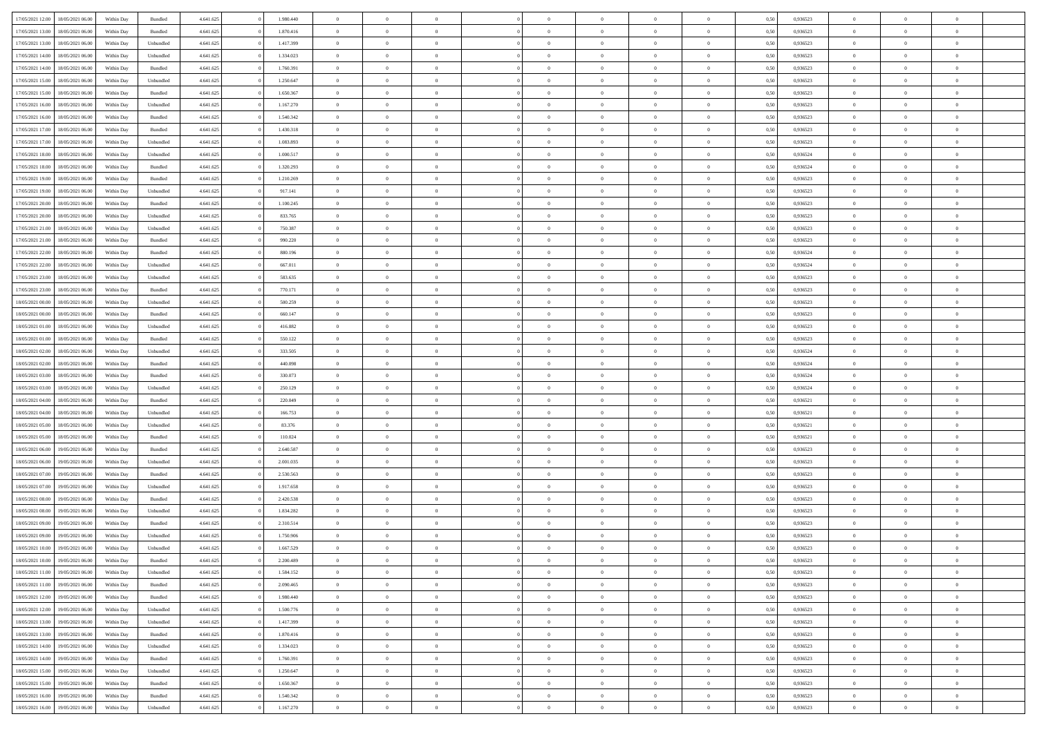| | | | | | | | | | | | | | | | | | | | | | |
|---|---|---|---|---|---|---|---|---|---|---|---|---|---|---|---|---|---|---|---|---|---|
| 17/05/2021 12:00 | 18/05/2021 06:00 | Within Day | Bundled | 4.641.625 | 0 | 1.980.440 | 0 | 0 | 0 | | 0 | 0 | 0 | 0 | 0,50 | 0,936523 | 0 | 0 | 0 | |
| 17/05/2021 13:00 | 18/05/2021 06:00 | Within Day | Bundled | 4.641.625 | 0 | 1.870.416 | 0 | 0 | 0 | | 0 | 0 | 0 | 0 | 0,50 | 0,936523 | 0 | 0 | 0 | |
| 17/05/2021 13:00 | 18/05/2021 06:00 | Within Day | Unbundled | 4.641.625 | 0 | 1.417.399 | 0 | 0 | 0 | | 0 | 0 | 0 | 0 | 0,50 | 0,936523 | 0 | 0 | 0 | |
| 17/05/2021 14:00 | 18/05/2021 06:00 | Within Day | Unbundled | 4.641.625 | 0 | 1.334.023 | 0 | 0 | 0 | | 0 | 0 | 0 | 0 | 0,50 | 0,936523 | 0 | 0 | 0 | |
| 17/05/2021 14:00 | 18/05/2021 06:00 | Within Day | Bundled | 4.641.625 | 0 | 1.760.391 | 0 | 0 | 0 | | 0 | 0 | 0 | 0 | 0,50 | 0,936523 | 0 | 0 | 0 | |
| 17/05/2021 15:00 | 18/05/2021 06:00 | Within Day | Unbundled | 4.641.625 | 0 | 1.250.647 | 0 | 0 | 0 | | 0 | 0 | 0 | 0 | 0,50 | 0,936523 | 0 | 0 | 0 | |
| 17/05/2021 15:00 | 18/05/2021 06:00 | Within Day | Bundled | 4.641.625 | 0 | 1.650.367 | 0 | 0 | 0 | | 0 | 0 | 0 | 0 | 0,50 | 0,936523 | 0 | 0 | 0 | |
| 17/05/2021 16:00 | 18/05/2021 06:00 | Within Day | Unbundled | 4.641.625 | 0 | 1.167.270 | 0 | 0 | 0 | | 0 | 0 | 0 | 0 | 0,50 | 0,936523 | 0 | 0 | 0 | |
| 17/05/2021 16:00 | 18/05/2021 06:00 | Within Day | Bundled | 4.641.625 | 0 | 1.540.342 | 0 | 0 | 0 | | 0 | 0 | 0 | 0 | 0,50 | 0,936523 | 0 | 0 | 0 | |
| 17/05/2021 17:00 | 18/05/2021 06:00 | Within Day | Bundled | 4.641.625 | 0 | 1.430.318 | 0 | 0 | 0 | | 0 | 0 | 0 | 0 | 0,50 | 0,936523 | 0 | 0 | 0 | |
| 17/05/2021 17:00 | 18/05/2021 06:00 | Within Day | Unbundled | 4.641.625 | 0 | 1.083.893 | 0 | 0 | 0 | | 0 | 0 | 0 | 0 | 0,50 | 0,936523 | 0 | 0 | 0 | |
| 17/05/2021 18:00 | 18/05/2021 06:00 | Within Day | Unbundled | 4.641.625 | 0 | 1.000.517 | 0 | 0 | 0 | | 0 | 0 | 0 | 0 | 0,50 | 0,936524 | 0 | 0 | 0 | |
| 17/05/2021 18:00 | 18/05/2021 06:00 | Within Day | Bundled | 4.641.625 | 0 | 1.320.293 | 0 | 0 | 0 | | 0 | 0 | 0 | 0 | 0,50 | 0,936524 | 0 | 0 | 0 | |
| 17/05/2021 19:00 | 18/05/2021 06:00 | Within Day | Bundled | 4.641.625 | 0 | 1.210.269 | 0 | 0 | 0 | | 0 | 0 | 0 | 0 | 0,50 | 0,936523 | 0 | 0 | 0 | |
| 17/05/2021 19:00 | 18/05/2021 06:00 | Within Day | Unbundled | 4.641.625 | 0 | 917.141 | 0 | 0 | 0 | | 0 | 0 | 0 | 0 | 0,50 | 0,936523 | 0 | 0 | 0 | |
| 17/05/2021 20:00 | 18/05/2021 06:00 | Within Day | Bundled | 4.641.625 | 0 | 1.100.245 | 0 | 0 | 0 | | 0 | 0 | 0 | 0 | 0,50 | 0,936523 | 0 | 0 | 0 | |
| 17/05/2021 20:00 | 18/05/2021 06:00 | Within Day | Unbundled | 4.641.625 | 0 | 833.765 | 0 | 0 | 0 | | 0 | 0 | 0 | 0 | 0,50 | 0,936523 | 0 | 0 | 0 | |
| 17/05/2021 21:00 | 18/05/2021 06:00 | Within Day | Unbundled | 4.641.625 | 0 | 750.387 | 0 | 0 | 0 | | 0 | 0 | 0 | 0 | 0,50 | 0,936523 | 0 | 0 | 0 | |
| 17/05/2021 21:00 | 18/05/2021 06:00 | Within Day | Bundled | 4.641.625 | 0 | 990.220 | 0 | 0 | 0 | | 0 | 0 | 0 | 0 | 0,50 | 0,936523 | 0 | 0 | 0 | |
| 17/05/2021 22:00 | 18/05/2021 06:00 | Within Day | Bundled | 4.641.625 | 0 | 880.196 | 0 | 0 | 0 | | 0 | 0 | 0 | 0 | 0,50 | 0,936524 | 0 | 0 | 0 | |
| 17/05/2021 22:00 | 18/05/2021 06:00 | Within Day | Unbundled | 4.641.625 | 0 | 667.011 | 0 | 0 | 0 | | 0 | 0 | 0 | 0 | 0,50 | 0,936524 | 0 | 0 | 0 | |
| 17/05/2021 23:00 | 18/05/2021 06:00 | Within Day | Unbundled | 4.641.625 | 0 | 583.635 | 0 | 0 | 0 | | 0 | 0 | 0 | 0 | 0,50 | 0,936523 | 0 | 0 | 0 | |
| 17/05/2021 23:00 | 18/05/2021 06:00 | Within Day | Bundled | 4.641.625 | 0 | 770.171 | 0 | 0 | 0 | | 0 | 0 | 0 | 0 | 0,50 | 0,936523 | 0 | 0 | 0 | |
| 18/05/2021 00:00 | 18/05/2021 06:00 | Within Day | Unbundled | 4.641.625 | 0 | 500.259 | 0 | 0 | 0 | | 0 | 0 | 0 | 0 | 0,50 | 0,936523 | 0 | 0 | 0 | |
| 18/05/2021 00:00 | 18/05/2021 06:00 | Within Day | Bundled | 4.641.625 | 0 | 660.147 | 0 | 0 | 0 | | 0 | 0 | 0 | 0 | 0,50 | 0,936523 | 0 | 0 | 0 | |
| 18/05/2021 01:00 | 18/05/2021 06:00 | Within Day | Unbundled | 4.641.625 | 0 | 416.882 | 0 | 0 | 0 | | 0 | 0 | 0 | 0 | 0,50 | 0,936523 | 0 | 0 | 0 | |
| 18/05/2021 01:00 | 18/05/2021 06:00 | Within Day | Bundled | 4.641.625 | 0 | 550.122 | 0 | 0 | 0 | | 0 | 0 | 0 | 0 | 0,50 | 0,936523 | 0 | 0 | 0 | |
| 18/05/2021 02:00 | 18/05/2021 06:00 | Within Day | Unbundled | 4.641.625 | 0 | 333.505 | 0 | 0 | 0 | | 0 | 0 | 0 | 0 | 0,50 | 0,936524 | 0 | 0 | 0 | |
| 18/05/2021 02:00 | 18/05/2021 06:00 | Within Day | Bundled | 4.641.625 | 0 | 440.098 | 0 | 0 | 0 | | 0 | 0 | 0 | 0 | 0,50 | 0,936524 | 0 | 0 | 0 | |
| 18/05/2021 03:00 | 18/05/2021 06:00 | Within Day | Bundled | 4.641.625 | 0 | 330.073 | 0 | 0 | 0 | | 0 | 0 | 0 | 0 | 0,50 | 0,936524 | 0 | 0 | 0 | |
| 18/05/2021 03:00 | 18/05/2021 06:00 | Within Day | Unbundled | 4.641.625 | 0 | 250.129 | 0 | 0 | 0 | | 0 | 0 | 0 | 0 | 0,50 | 0,936524 | 0 | 0 | 0 | |
| 18/05/2021 04:00 | 18/05/2021 06:00 | Within Day | Bundled | 4.641.625 | 0 | 220.049 | 0 | 0 | 0 | | 0 | 0 | 0 | 0 | 0,50 | 0,936521 | 0 | 0 | 0 | |
| 18/05/2021 04:00 | 18/05/2021 06:00 | Within Day | Unbundled | 4.641.625 | 0 | 166.753 | 0 | 0 | 0 | | 0 | 0 | 0 | 0 | 0,50 | 0,936521 | 0 | 0 | 0 | |
| 18/05/2021 05:00 | 18/05/2021 06:00 | Within Day | Unbundled | 4.641.625 | 0 | 83.376 | 0 | 0 | 0 | | 0 | 0 | 0 | 0 | 0,50 | 0,936521 | 0 | 0 | 0 | |
| 18/05/2021 05:00 | 18/05/2021 06:00 | Within Day | Bundled | 4.641.625 | 0 | 110.024 | 0 | 0 | 0 | | 0 | 0 | 0 | 0 | 0,50 | 0,936521 | 0 | 0 | 0 | |
| 18/05/2021 06:00 | 19/05/2021 06:00 | Within Day | Bundled | 4.641.625 | 0 | 2.640.587 | 0 | 0 | 0 | | 0 | 0 | 0 | 0 | 0,50 | 0,936523 | 0 | 0 | 0 | |
| 18/05/2021 06:00 | 19/05/2021 06:00 | Within Day | Unbundled | 4.641.625 | 0 | 2.001.035 | 0 | 0 | 0 | | 0 | 0 | 0 | 0 | 0,50 | 0,936523 | 0 | 0 | 0 | |
| 18/05/2021 07:00 | 19/05/2021 06:00 | Within Day | Bundled | 4.641.625 | 0 | 2.530.563 | 0 | 0 | 0 | | 0 | 0 | 0 | 0 | 0,50 | 0,936523 | 0 | 0 | 0 | |
| 18/05/2021 07:00 | 19/05/2021 06:00 | Within Day | Unbundled | 4.641.625 | 0 | 1.917.658 | 0 | 0 | 0 | | 0 | 0 | 0 | 0 | 0,50 | 0,936523 | 0 | 0 | 0 | |
| 18/05/2021 08:00 | 19/05/2021 06:00 | Within Day | Bundled | 4.641.625 | 0 | 2.420.538 | 0 | 0 | 0 | | 0 | 0 | 0 | 0 | 0,50 | 0,936523 | 0 | 0 | 0 | |
| 18/05/2021 08:00 | 19/05/2021 06:00 | Within Day | Unbundled | 4.641.625 | 0 | 1.834.282 | 0 | 0 | 0 | | 0 | 0 | 0 | 0 | 0,50 | 0,936523 | 0 | 0 | 0 | |
| 18/05/2021 09:00 | 19/05/2021 06:00 | Within Day | Bundled | 4.641.625 | 0 | 2.310.514 | 0 | 0 | 0 | | 0 | 0 | 0 | 0 | 0,50 | 0,936523 | 0 | 0 | 0 | |
| 18/05/2021 09:00 | 19/05/2021 06:00 | Within Day | Unbundled | 4.641.625 | 0 | 1.750.906 | 0 | 0 | 0 | | 0 | 0 | 0 | 0 | 0,50 | 0,936523 | 0 | 0 | 0 | |
| 18/05/2021 10:00 | 19/05/2021 06:00 | Within Day | Unbundled | 4.641.625 | 0 | 1.667.529 | 0 | 0 | 0 | | 0 | 0 | 0 | 0 | 0,50 | 0,936523 | 0 | 0 | 0 | |
| 18/05/2021 10:00 | 19/05/2021 06:00 | Within Day | Bundled | 4.641.625 | 0 | 2.200.489 | 0 | 0 | 0 | | 0 | 0 | 0 | 0 | 0,50 | 0,936523 | 0 | 0 | 0 | |
| 18/05/2021 11:00 | 19/05/2021 06:00 | Within Day | Unbundled | 4.641.625 | 0 | 1.584.152 | 0 | 0 | 0 | | 0 | 0 | 0 | 0 | 0,50 | 0,936523 | 0 | 0 | 0 | |
| 18/05/2021 11:00 | 19/05/2021 06:00 | Within Day | Bundled | 4.641.625 | 0 | 2.090.465 | 0 | 0 | 0 | | 0 | 0 | 0 | 0 | 0,50 | 0,936523 | 0 | 0 | 0 | |
| 18/05/2021 12:00 | 19/05/2021 06:00 | Within Day | Bundled | 4.641.625 | 0 | 1.980.440 | 0 | 0 | 0 | | 0 | 0 | 0 | 0 | 0,50 | 0,936523 | 0 | 0 | 0 | |
| 18/05/2021 12:00 | 19/05/2021 06:00 | Within Day | Unbundled | 4.641.625 | 0 | 1.500.776 | 0 | 0 | 0 | | 0 | 0 | 0 | 0 | 0,50 | 0,936523 | 0 | 0 | 0 | |
| 18/05/2021 13:00 | 19/05/2021 06:00 | Within Day | Unbundled | 4.641.625 | 0 | 1.417.399 | 0 | 0 | 0 | | 0 | 0 | 0 | 0 | 0,50 | 0,936523 | 0 | 0 | 0 | |
| 18/05/2021 13:00 | 19/05/2021 06:00 | Within Day | Bundled | 4.641.625 | 0 | 1.870.416 | 0 | 0 | 0 | | 0 | 0 | 0 | 0 | 0,50 | 0,936523 | 0 | 0 | 0 | |
| 18/05/2021 14:00 | 19/05/2021 06:00 | Within Day | Unbundled | 4.641.625 | 0 | 1.334.023 | 0 | 0 | 0 | | 0 | 0 | 0 | 0 | 0,50 | 0,936523 | 0 | 0 | 0 | |
| 18/05/2021 14:00 | 19/05/2021 06:00 | Within Day | Bundled | 4.641.625 | 0 | 1.760.391 | 0 | 0 | 0 | | 0 | 0 | 0 | 0 | 0,50 | 0,936523 | 0 | 0 | 0 | |
| 18/05/2021 15:00 | 19/05/2021 06:00 | Within Day | Unbundled | 4.641.625 | 0 | 1.250.647 | 0 | 0 | 0 | | 0 | 0 | 0 | 0 | 0,50 | 0,936523 | 0 | 0 | 0 | |
| 18/05/2021 15:00 | 19/05/2021 06:00 | Within Day | Bundled | 4.641.625 | 0 | 1.650.367 | 0 | 0 | 0 | | 0 | 0 | 0 | 0 | 0,50 | 0,936523 | 0 | 0 | 0 | |
| 18/05/2021 16:00 | 19/05/2021 06:00 | Within Day | Bundled | 4.641.625 | 0 | 1.540.342 | 0 | 0 | 0 | | 0 | 0 | 0 | 0 | 0,50 | 0,936523 | 0 | 0 | 0 | |
| 18/05/2021 16:00 | 19/05/2021 06:00 | Within Day | Unbundled | 4.641.625 | 0 | 1.167.270 | 0 | 0 | 0 | | 0 | 0 | 0 | 0 | 0,50 | 0,936523 | 0 | 0 | 0 | |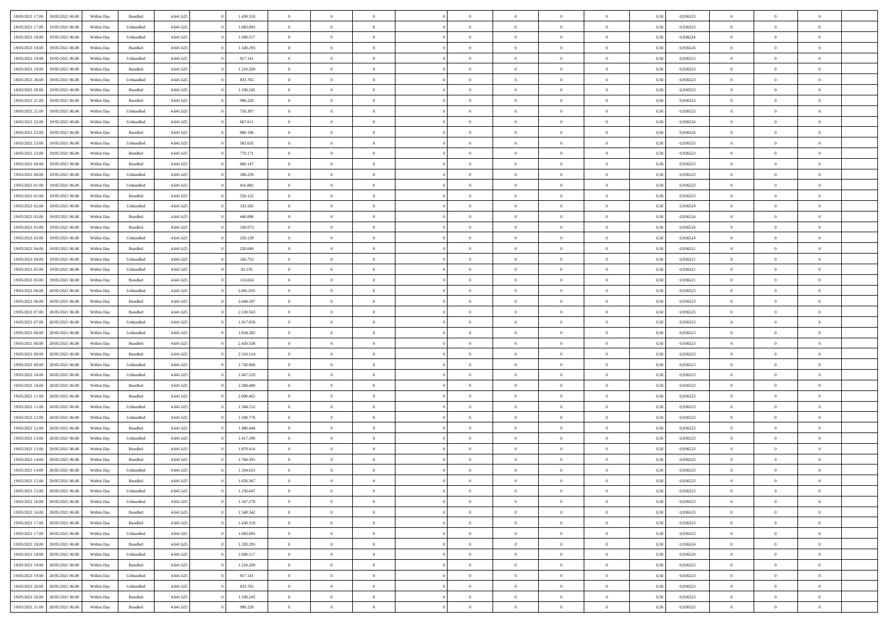| | | | | | | | | | | | | | | | | | | | | |
|---|---|---|---|---|---|---|---|---|---|---|---|---|---|---|---|---|---|---|---|---|
| 18/05/2021 17:00 | 19/05/2021 06:00 | Within Day | Bundled | 4.641.625 | 0 | 1.430.318 | 0 | 0 | 0 | | 0 | 0 | 0 | 0 | 0,50 | 0,936523 | 0 | 0 | 0 | |
| 18/05/2021 17:00 | 19/05/2021 06:00 | Within Day | Unbundled | 4.641.625 | 0 | 1.083.893 | 0 | 0 | 0 | | 0 | 0 | 0 | 0 | 0,50 | 0,936523 | 0 | 0 | 0 | |
| 18/05/2021 18:00 | 19/05/2021 06:00 | Within Day | Unbundled | 4.641.625 | 0 | 1.000.517 | 0 | 0 | 0 | | 0 | 0 | 0 | 0 | 0,50 | 0,936524 | 0 | 0 | 0 | |
| 18/05/2021 18:00 | 19/05/2021 06:00 | Within Day | Bundled | 4.641.625 | 0 | 1.320.293 | 0 | 0 | 0 | | 0 | 0 | 0 | 0 | 0,50 | 0,936524 | 0 | 0 | 0 | |
| 18/05/2021 19:00 | 19/05/2021 06:00 | Within Day | Unbundled | 4.641.625 | 0 | 917.141 | 0 | 0 | 0 | | 0 | 0 | 0 | 0 | 0,50 | 0,936523 | 0 | 0 | 0 | |
| 18/05/2021 19:00 | 19/05/2021 06:00 | Within Day | Bundled | 4.641.625 | 0 | 1.210.269 | 0 | 0 | 0 | | 0 | 0 | 0 | 0 | 0,50 | 0,936523 | 0 | 0 | 0 | |
| 18/05/2021 20:00 | 19/05/2021 06:00 | Within Day | Unbundled | 4.641.625 | 0 | 833.765 | 0 | 0 | 0 | | 0 | 0 | 0 | 0 | 0,50 | 0,936523 | 0 | 0 | 0 | |
| 18/05/2021 20:00 | 19/05/2021 06:00 | Within Day | Bundled | 4.641.625 | 0 | 1.100.245 | 0 | 0 | 0 | | 0 | 0 | 0 | 0 | 0,50 | 0,936523 | 0 | 0 | 0 | |
| 18/05/2021 21:00 | 19/05/2021 06:00 | Within Day | Bundled | 4.641.625 | 0 | 990.220 | 0 | 0 | 0 | | 0 | 0 | 0 | 0 | 0,50 | 0,936523 | 0 | 0 | 0 | |
| 18/05/2021 21:00 | 19/05/2021 06:00 | Within Day | Unbundled | 4.641.625 | 0 | 750.387 | 0 | 0 | 0 | | 0 | 0 | 0 | 0 | 0,50 | 0,936523 | 0 | 0 | 0 | |
| 18/05/2021 22:00 | 19/05/2021 06:00 | Within Day | Unbundled | 4.641.625 | 0 | 667.011 | 0 | 0 | 0 | | 0 | 0 | 0 | 0 | 0,50 | 0,936524 | 0 | 0 | 0 | |
| 18/05/2021 22:00 | 19/05/2021 06:00 | Within Day | Bundled | 4.641.625 | 0 | 880.196 | 0 | 0 | 0 | | 0 | 0 | 0 | 0 | 0,50 | 0,936524 | 0 | 0 | 0 | |
| 18/05/2021 23:00 | 19/05/2021 06:00 | Within Day | Unbundled | 4.641.625 | 0 | 583.635 | 0 | 0 | 0 | | 0 | 0 | 0 | 0 | 0,50 | 0,936523 | 0 | 0 | 0 | |
| 18/05/2021 23:00 | 19/05/2021 06:00 | Within Day | Bundled | 4.641.625 | 0 | 770.171 | 0 | 0 | 0 | | 0 | 0 | 0 | 0 | 0,50 | 0,936523 | 0 | 0 | 0 | |
| 19/05/2021 00:00 | 19/05/2021 06:00 | Within Day | Bundled | 4.641.625 | 0 | 660.147 | 0 | 0 | 0 | | 0 | 0 | 0 | 0 | 0,50 | 0,936523 | 0 | 0 | 0 | |
| 19/05/2021 00:00 | 19/05/2021 06:00 | Within Day | Unbundled | 4.641.625 | 0 | 500.259 | 0 | 0 | 0 | | 0 | 0 | 0 | 0 | 0,50 | 0,936523 | 0 | 0 | 0 | |
| 19/05/2021 01:00 | 19/05/2021 06:00 | Within Day | Unbundled | 4.641.625 | 0 | 416.882 | 0 | 0 | 0 | | 0 | 0 | 0 | 0 | 0,50 | 0,936523 | 0 | 0 | 0 | |
| 19/05/2021 01:00 | 19/05/2021 06:00 | Within Day | Bundled | 4.641.625 | 0 | 550.122 | 0 | 0 | 0 | | 0 | 0 | 0 | 0 | 0,50 | 0,936523 | 0 | 0 | 0 | |
| 19/05/2021 02:00 | 19/05/2021 06:00 | Within Day | Unbundled | 4.641.625 | 0 | 333.505 | 0 | 0 | 0 | | 0 | 0 | 0 | 0 | 0,50 | 0,936524 | 0 | 0 | 0 | |
| 19/05/2021 02:00 | 19/05/2021 06:00 | Within Day | Bundled | 4.641.625 | 0 | 440.098 | 0 | 0 | 0 | | 0 | 0 | 0 | 0 | 0,50 | 0,936524 | 0 | 0 | 0 | |
| 19/05/2021 03:00 | 19/05/2021 06:00 | Within Day | Bundled | 4.641.625 | 0 | 330.073 | 0 | 0 | 0 | | 0 | 0 | 0 | 0 | 0,50 | 0,936524 | 0 | 0 | 0 | |
| 19/05/2021 03:00 | 19/05/2021 06:00 | Within Day | Unbundled | 4.641.625 | 0 | 250.129 | 0 | 0 | 0 | | 0 | 0 | 0 | 0 | 0,50 | 0,936524 | 0 | 0 | 0 | |
| 19/05/2021 04:00 | 19/05/2021 06:00 | Within Day | Bundled | 4.641.625 | 0 | 220.049 | 0 | 0 | 0 | | 0 | 0 | 0 | 0 | 0,50 | 0,936521 | 0 | 0 | 0 | |
| 19/05/2021 04:00 | 19/05/2021 06:00 | Within Day | Unbundled | 4.641.625 | 0 | 166.753 | 0 | 0 | 0 | | 0 | 0 | 0 | 0 | 0,50 | 0,936521 | 0 | 0 | 0 | |
| 19/05/2021 05:00 | 19/05/2021 06:00 | Within Day | Unbundled | 4.641.625 | 0 | 83.376 | 0 | 0 | 0 | | 0 | 0 | 0 | 0 | 0,50 | 0,936521 | 0 | 0 | 0 | |
| 19/05/2021 05:00 | 19/05/2021 06:00 | Within Day | Bundled | 4.641.625 | 0 | 110.024 | 0 | 0 | 0 | | 0 | 0 | 0 | 0 | 0,50 | 0,936521 | 0 | 0 | 0 | |
| 19/05/2021 06:00 | 20/05/2021 06:00 | Within Day | Unbundled | 4.641.625 | 0 | 2.001.035 | 0 | 0 | 0 | | 0 | 0 | 0 | 0 | 0,50 | 0,936523 | 0 | 0 | 0 | |
| 19/05/2021 06:00 | 20/05/2021 06:00 | Within Day | Bundled | 4.641.625 | 0 | 2.640.587 | 0 | 0 | 0 | | 0 | 0 | 0 | 0 | 0,50 | 0,936523 | 0 | 0 | 0 | |
| 19/05/2021 07:00 | 20/05/2021 06:00 | Within Day | Bundled | 4.641.625 | 0 | 2.530.563 | 0 | 0 | 0 | | 0 | 0 | 0 | 0 | 0,50 | 0,936523 | 0 | 0 | 0 | |
| 19/05/2021 07:00 | 20/05/2021 06:00 | Within Day | Unbundled | 4.641.625 | 0 | 1.917.658 | 0 | 0 | 0 | | 0 | 0 | 0 | 0 | 0,50 | 0,936523 | 0 | 0 | 0 | |
| 19/05/2021 08:00 | 20/05/2021 06:00 | Within Day | Unbundled | 4.641.625 | 0 | 1.834.282 | 0 | 0 | 0 | | 0 | 0 | 0 | 0 | 0,50 | 0,936523 | 0 | 0 | 0 | |
| 19/05/2021 08:00 | 20/05/2021 06:00 | Within Day | Bundled | 4.641.625 | 0 | 2.420.538 | 0 | 0 | 0 | | 0 | 0 | 0 | 0 | 0,50 | 0,936523 | 0 | 0 | 0 | |
| 19/05/2021 09:00 | 20/05/2021 06:00 | Within Day | Bundled | 4.641.625 | 0 | 2.310.514 | 0 | 0 | 0 | | 0 | 0 | 0 | 0 | 0,50 | 0,936523 | 0 | 0 | 0 | |
| 19/05/2021 09:00 | 20/05/2021 06:00 | Within Day | Unbundled | 4.641.625 | 0 | 1.750.906 | 0 | 0 | 0 | | 0 | 0 | 0 | 0 | 0,50 | 0,936523 | 0 | 0 | 0 | |
| 19/05/2021 10:00 | 20/05/2021 06:00 | Within Day | Unbundled | 4.641.625 | 0 | 1.667.529 | 0 | 0 | 0 | | 0 | 0 | 0 | 0 | 0,50 | 0,936523 | 0 | 0 | 0 | |
| 19/05/2021 10:00 | 20/05/2021 06:00 | Within Day | Bundled | 4.641.625 | 0 | 2.200.489 | 0 | 0 | 0 | | 0 | 0 | 0 | 0 | 0,50 | 0,936523 | 0 | 0 | 0 | |
| 19/05/2021 11:00 | 20/05/2021 06:00 | Within Day | Bundled | 4.641.625 | 0 | 2.090.465 | 0 | 0 | 0 | | 0 | 0 | 0 | 0 | 0,50 | 0,936523 | 0 | 0 | 0 | |
| 19/05/2021 11:00 | 20/05/2021 06:00 | Within Day | Unbundled | 4.641.625 | 0 | 1.584.152 | 0 | 0 | 0 | | 0 | 0 | 0 | 0 | 0,50 | 0,936523 | 0 | 0 | 0 | |
| 19/05/2021 12:00 | 20/05/2021 06:00 | Within Day | Unbundled | 4.641.625 | 0 | 1.500.776 | 0 | 0 | 0 | | 0 | 0 | 0 | 0 | 0,50 | 0,936523 | 0 | 0 | 0 | |
| 19/05/2021 12:00 | 20/05/2021 06:00 | Within Day | Bundled | 4.641.625 | 0 | 1.980.440 | 0 | 0 | 0 | | 0 | 0 | 0 | 0 | 0,50 | 0,936523 | 0 | 0 | 0 | |
| 19/05/2021 13:00 | 20/05/2021 06:00 | Within Day | Unbundled | 4.641.625 | 0 | 1.417.399 | 0 | 0 | 0 | | 0 | 0 | 0 | 0 | 0,50 | 0,936523 | 0 | 0 | 0 | |
| 19/05/2021 13:00 | 20/05/2021 06:00 | Within Day | Bundled | 4.641.625 | 0 | 1.870.416 | 0 | 0 | 0 | | 0 | 0 | 0 | 0 | 0,50 | 0,936523 | 0 | 0 | 0 | |
| 19/05/2021 14:00 | 20/05/2021 06:00 | Within Day | Bundled | 4.641.625 | 0 | 1.760.391 | 0 | 0 | 0 | | 0 | 0 | 0 | 0 | 0,50 | 0,936523 | 0 | 0 | 0 | |
| 19/05/2021 14:00 | 20/05/2021 06:00 | Within Day | Unbundled | 4.641.625 | 0 | 1.334.023 | 0 | 0 | 0 | | 0 | 0 | 0 | 0 | 0,50 | 0,936523 | 0 | 0 | 0 | |
| 19/05/2021 15:00 | 20/05/2021 06:00 | Within Day | Bundled | 4.641.625 | 0 | 1.650.367 | 0 | 0 | 0 | | 0 | 0 | 0 | 0 | 0,50 | 0,936523 | 0 | 0 | 0 | |
| 19/05/2021 15:00 | 20/05/2021 06:00 | Within Day | Unbundled | 4.641.625 | 0 | 1.250.647 | 0 | 0 | 0 | | 0 | 0 | 0 | 0 | 0,50 | 0,936523 | 0 | 0 | 0 | |
| 19/05/2021 16:00 | 20/05/2021 06:00 | Within Day | Unbundled | 4.641.625 | 0 | 1.167.270 | 0 | 0 | 0 | | 0 | 0 | 0 | 0 | 0,50 | 0,936523 | 0 | 0 | 0 | |
| 19/05/2021 16:00 | 20/05/2021 06:00 | Within Day | Bundled | 4.641.625 | 0 | 1.540.342 | 0 | 0 | 0 | | 0 | 0 | 0 | 0 | 0,50 | 0,936523 | 0 | 0 | 0 | |
| 19/05/2021 17:00 | 20/05/2021 06:00 | Within Day | Bundled | 4.641.625 | 0 | 1.430.318 | 0 | 0 | 0 | | 0 | 0 | 0 | 0 | 0,50 | 0,936523 | 0 | 0 | 0 | |
| 19/05/2021 17:00 | 20/05/2021 06:00 | Within Day | Unbundled | 4.641.625 | 0 | 1.083.893 | 0 | 0 | 0 | | 0 | 0 | 0 | 0 | 0,50 | 0,936523 | 0 | 0 | 0 | |
| 19/05/2021 18:00 | 20/05/2021 06:00 | Within Day | Bundled | 4.641.625 | 0 | 1.320.293 | 0 | 0 | 0 | | 0 | 0 | 0 | 0 | 0,50 | 0,936524 | 0 | 0 | 0 | |
| 19/05/2021 18:00 | 20/05/2021 06:00 | Within Day | Unbundled | 4.641.625 | 0 | 1.000.517 | 0 | 0 | 0 | | 0 | 0 | 0 | 0 | 0,50 | 0,936524 | 0 | 0 | 0 | |
| 19/05/2021 19:00 | 20/05/2021 06:00 | Within Day | Bundled | 4.641.625 | 0 | 1.210.269 | 0 | 0 | 0 | | 0 | 0 | 0 | 0 | 0,50 | 0,936523 | 0 | 0 | 0 | |
| 19/05/2021 19:00 | 20/05/2021 06:00 | Within Day | Unbundled | 4.641.625 | 0 | 917.141 | 0 | 0 | 0 | | 0 | 0 | 0 | 0 | 0,50 | 0,936523 | 0 | 0 | 0 | |
| 19/05/2021 20:00 | 20/05/2021 06:00 | Within Day | Unbundled | 4.641.625 | 0 | 833.765 | 0 | 0 | 0 | | 0 | 0 | 0 | 0 | 0,50 | 0,936523 | 0 | 0 | 0 | |
| 19/05/2021 20:00 | 20/05/2021 06:00 | Within Day | Bundled | 4.641.625 | 0 | 1.100.245 | 0 | 0 | 0 | | 0 | 0 | 0 | 0 | 0,50 | 0,936523 | 0 | 0 | 0 | |
| 19/05/2021 21:00 | 20/05/2021 06:00 | Within Day | Bundled | 4.641.625 | 0 | 990.220 | 0 | 0 | 0 | | 0 | 0 | 0 | 0 | 0,50 | 0,936523 | 0 | 0 | 0 | |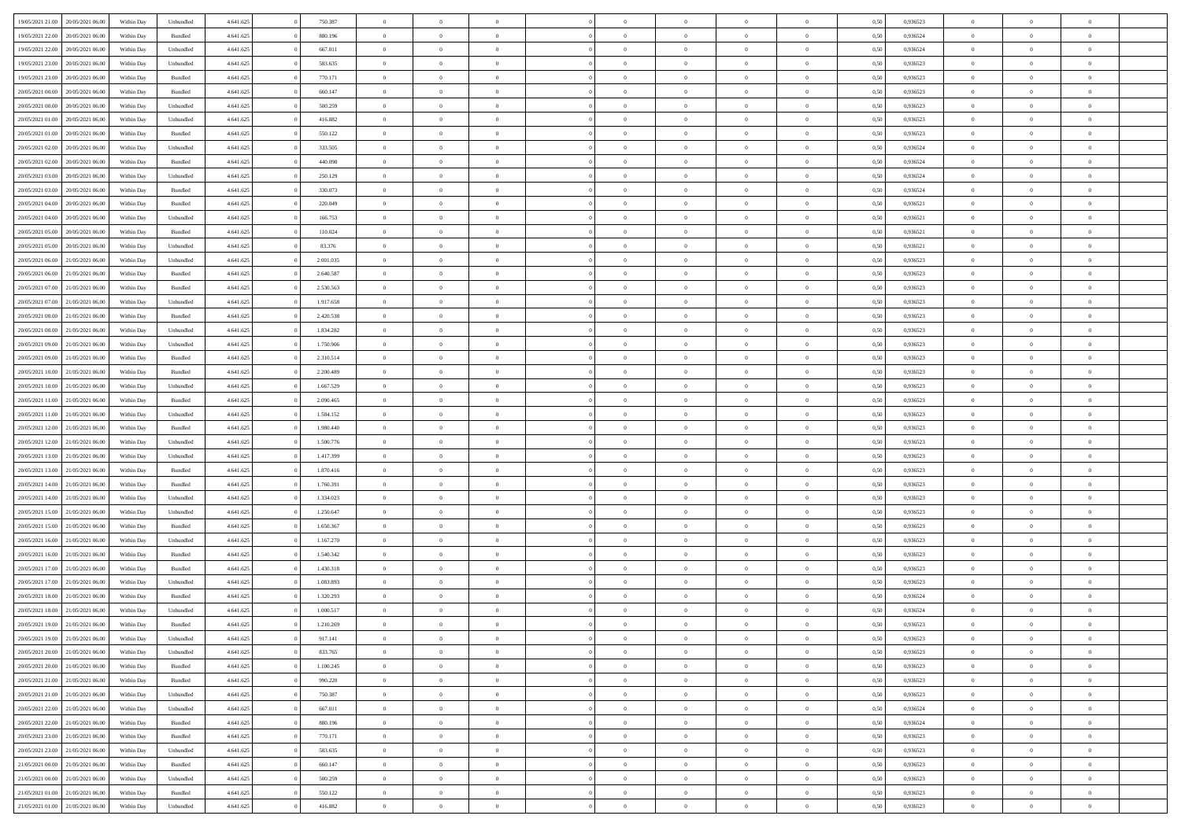| | | | | | | | | | | | | | | | | | | | | |
|---|---|---|---|---|---|---|---|---|---|---|---|---|---|---|---|---|---|---|---|---|
| 19/05/2021 21:00 | 20/05/2021 06:00 | Within Day | Unbundled | 4.641.625 | 0 | 750.387 | 0 | 0 | 0 | | 0 | 0 | 0 | 0 | 0,50 | 0,936523 | 0 | 0 | 0 | |
| 19/05/2021 22:00 | 20/05/2021 06:00 | Within Day | Bundled | 4.641.625 | 0 | 880.196 | 0 | 0 | 0 | | 0 | 0 | 0 | 0 | 0,50 | 0,936524 | 0 | 0 | 0 | |
| 19/05/2021 22:00 | 20/05/2021 06:00 | Within Day | Unbundled | 4.641.625 | 0 | 667.011 | 0 | 0 | 0 | | 0 | 0 | 0 | 0 | 0,50 | 0,936524 | 0 | 0 | 0 | |
| 19/05/2021 23:00 | 20/05/2021 06:00 | Within Day | Unbundled | 4.641.625 | 0 | 583.635 | 0 | 0 | 0 | | 0 | 0 | 0 | 0 | 0,50 | 0,936523 | 0 | 0 | 0 | |
| 19/05/2021 23:00 | 20/05/2021 06:00 | Within Day | Bundled | 4.641.625 | 0 | 770.171 | 0 | 0 | 0 | | 0 | 0 | 0 | 0 | 0,50 | 0,936523 | 0 | 0 | 0 | |
| 20/05/2021 00:00 | 20/05/2021 06:00 | Within Day | Bundled | 4.641.625 | 0 | 660.147 | 0 | 0 | 0 | | 0 | 0 | 0 | 0 | 0,50 | 0,936523 | 0 | 0 | 0 | |
| 20/05/2021 00:00 | 20/05/2021 06:00 | Within Day | Unbundled | 4.641.625 | 0 | 500.259 | 0 | 0 | 0 | | 0 | 0 | 0 | 0 | 0,50 | 0,936523 | 0 | 0 | 0 | |
| 20/05/2021 01:00 | 20/05/2021 06:00 | Within Day | Unbundled | 4.641.625 | 0 | 416.882 | 0 | 0 | 0 | | 0 | 0 | 0 | 0 | 0,50 | 0,936523 | 0 | 0 | 0 | |
| 20/05/2021 01:00 | 20/05/2021 06:00 | Within Day | Bundled | 4.641.625 | 0 | 550.122 | 0 | 0 | 0 | | 0 | 0 | 0 | 0 | 0,50 | 0,936523 | 0 | 0 | 0 | |
| 20/05/2021 02:00 | 20/05/2021 06:00 | Within Day | Unbundled | 4.641.625 | 0 | 333.505 | 0 | 0 | 0 | | 0 | 0 | 0 | 0 | 0,50 | 0,936524 | 0 | 0 | 0 | |
| 20/05/2021 02:00 | 20/05/2021 06:00 | Within Day | Bundled | 4.641.625 | 0 | 440.098 | 0 | 0 | 0 | | 0 | 0 | 0 | 0 | 0,50 | 0,936524 | 0 | 0 | 0 | |
| 20/05/2021 03:00 | 20/05/2021 06:00 | Within Day | Unbundled | 4.641.625 | 0 | 250.129 | 0 | 0 | 0 | | 0 | 0 | 0 | 0 | 0,50 | 0,936524 | 0 | 0 | 0 | |
| 20/05/2021 03:00 | 20/05/2021 06:00 | Within Day | Bundled | 4.641.625 | 0 | 330.073 | 0 | 0 | 0 | | 0 | 0 | 0 | 0 | 0,50 | 0,936524 | 0 | 0 | 0 | |
| 20/05/2021 04:00 | 20/05/2021 06:00 | Within Day | Bundled | 4.641.625 | 0 | 220.049 | 0 | 0 | 0 | | 0 | 0 | 0 | 0 | 0,50 | 0,936521 | 0 | 0 | 0 | |
| 20/05/2021 04:00 | 20/05/2021 06:00 | Within Day | Unbundled | 4.641.625 | 0 | 166.753 | 0 | 0 | 0 | | 0 | 0 | 0 | 0 | 0,50 | 0,936521 | 0 | 0 | 0 | |
| 20/05/2021 05:00 | 20/05/2021 06:00 | Within Day | Bundled | 4.641.625 | 0 | 110.024 | 0 | 0 | 0 | | 0 | 0 | 0 | 0 | 0,50 | 0,936521 | 0 | 0 | 0 | |
| 20/05/2021 05:00 | 20/05/2021 06:00 | Within Day | Unbundled | 4.641.625 | 0 | 83.376 | 0 | 0 | 0 | | 0 | 0 | 0 | 0 | 0,50 | 0,936521 | 0 | 0 | 0 | |
| 20/05/2021 06:00 | 21/05/2021 06:00 | Within Day | Unbundled | 4.641.625 | 0 | 2.001.035 | 0 | 0 | 0 | | 0 | 0 | 0 | 0 | 0,50 | 0,936523 | 0 | 0 | 0 | |
| 20/05/2021 06:00 | 21/05/2021 06:00 | Within Day | Bundled | 4.641.625 | 0 | 2.640.587 | 0 | 0 | 0 | | 0 | 0 | 0 | 0 | 0,50 | 0,936523 | 0 | 0 | 0 | |
| 20/05/2021 07:00 | 21/05/2021 06:00 | Within Day | Bundled | 4.641.625 | 0 | 2.530.563 | 0 | 0 | 0 | | 0 | 0 | 0 | 0 | 0,50 | 0,936523 | 0 | 0 | 0 | |
| 20/05/2021 07:00 | 21/05/2021 06:00 | Within Day | Unbundled | 4.641.625 | 0 | 1.917.658 | 0 | 0 | 0 | | 0 | 0 | 0 | 0 | 0,50 | 0,936523 | 0 | 0 | 0 | |
| 20/05/2021 08:00 | 21/05/2021 06:00 | Within Day | Bundled | 4.641.625 | 0 | 2.420.538 | 0 | 0 | 0 | | 0 | 0 | 0 | 0 | 0,50 | 0,936523 | 0 | 0 | 0 | |
| 20/05/2021 08:00 | 21/05/2021 06:00 | Within Day | Unbundled | 4.641.625 | 0 | 1.834.282 | 0 | 0 | 0 | | 0 | 0 | 0 | 0 | 0,50 | 0,936523 | 0 | 0 | 0 | |
| 20/05/2021 09:00 | 21/05/2021 06:00 | Within Day | Unbundled | 4.641.625 | 0 | 1.750.906 | 0 | 0 | 0 | | 0 | 0 | 0 | 0 | 0,50 | 0,936523 | 0 | 0 | 0 | |
| 20/05/2021 09:00 | 21/05/2021 06:00 | Within Day | Bundled | 4.641.625 | 0 | 2.310.514 | 0 | 0 | 0 | | 0 | 0 | 0 | 0 | 0,50 | 0,936523 | 0 | 0 | 0 | |
| 20/05/2021 10:00 | 21/05/2021 06:00 | Within Day | Bundled | 4.641.625 | 0 | 2.200.489 | 0 | 0 | 0 | | 0 | 0 | 0 | 0 | 0,50 | 0,936523 | 0 | 0 | 0 | |
| 20/05/2021 10:00 | 21/05/2021 06:00 | Within Day | Unbundled | 4.641.625 | 0 | 1.667.529 | 0 | 0 | 0 | | 0 | 0 | 0 | 0 | 0,50 | 0,936523 | 0 | 0 | 0 | |
| 20/05/2021 11:00 | 21/05/2021 06:00 | Within Day | Bundled | 4.641.625 | 0 | 2.090.465 | 0 | 0 | 0 | | 0 | 0 | 0 | 0 | 0,50 | 0,936523 | 0 | 0 | 0 | |
| 20/05/2021 11:00 | 21/05/2021 06:00 | Within Day | Unbundled | 4.641.625 | 0 | 1.584.152 | 0 | 0 | 0 | | 0 | 0 | 0 | 0 | 0,50 | 0,936523 | 0 | 0 | 0 | |
| 20/05/2021 12:00 | 21/05/2021 06:00 | Within Day | Bundled | 4.641.625 | 0 | 1.980.440 | 0 | 0 | 0 | | 0 | 0 | 0 | 0 | 0,50 | 0,936523 | 0 | 0 | 0 | |
| 20/05/2021 12:00 | 21/05/2021 06:00 | Within Day | Unbundled | 4.641.625 | 0 | 1.500.776 | 0 | 0 | 0 | | 0 | 0 | 0 | 0 | 0,50 | 0,936523 | 0 | 0 | 0 | |
| 20/05/2021 13:00 | 21/05/2021 06:00 | Within Day | Unbundled | 4.641.625 | 0 | 1.417.399 | 0 | 0 | 0 | | 0 | 0 | 0 | 0 | 0,50 | 0,936523 | 0 | 0 | 0 | |
| 20/05/2021 13:00 | 21/05/2021 06:00 | Within Day | Bundled | 4.641.625 | 0 | 1.870.416 | 0 | 0 | 0 | | 0 | 0 | 0 | 0 | 0,50 | 0,936523 | 0 | 0 | 0 | |
| 20/05/2021 14:00 | 21/05/2021 06:00 | Within Day | Bundled | 4.641.625 | 0 | 1.760.391 | 0 | 0 | 0 | | 0 | 0 | 0 | 0 | 0,50 | 0,936523 | 0 | 0 | 0 | |
| 20/05/2021 14:00 | 21/05/2021 06:00 | Within Day | Unbundled | 4.641.625 | 0 | 1.334.023 | 0 | 0 | 0 | | 0 | 0 | 0 | 0 | 0,50 | 0,936523 | 0 | 0 | 0 | |
| 20/05/2021 15:00 | 21/05/2021 06:00 | Within Day | Unbundled | 4.641.625 | 0 | 1.250.647 | 0 | 0 | 0 | | 0 | 0 | 0 | 0 | 0,50 | 0,936523 | 0 | 0 | 0 | |
| 20/05/2021 15:00 | 21/05/2021 06:00 | Within Day | Bundled | 4.641.625 | 0 | 1.650.367 | 0 | 0 | 0 | | 0 | 0 | 0 | 0 | 0,50 | 0,936523 | 0 | 0 | 0 | |
| 20/05/2021 16:00 | 21/05/2021 06:00 | Within Day | Unbundled | 4.641.625 | 0 | 1.167.270 | 0 | 0 | 0 | | 0 | 0 | 0 | 0 | 0,50 | 0,936523 | 0 | 0 | 0 | |
| 20/05/2021 16:00 | 21/05/2021 06:00 | Within Day | Bundled | 4.641.625 | 0 | 1.540.342 | 0 | 0 | 0 | | 0 | 0 | 0 | 0 | 0,50 | 0,936523 | 0 | 0 | 0 | |
| 20/05/2021 17:00 | 21/05/2021 06:00 | Within Day | Bundled | 4.641.625 | 0 | 1.430.318 | 0 | 0 | 0 | | 0 | 0 | 0 | 0 | 0,50 | 0,936523 | 0 | 0 | 0 | |
| 20/05/2021 17:00 | 21/05/2021 06:00 | Within Day | Unbundled | 4.641.625 | 0 | 1.083.893 | 0 | 0 | 0 | | 0 | 0 | 0 | 0 | 0,50 | 0,936523 | 0 | 0 | 0 | |
| 20/05/2021 18:00 | 21/05/2021 06:00 | Within Day | Bundled | 4.641.625 | 0 | 1.320.293 | 0 | 0 | 0 | | 0 | 0 | 0 | 0 | 0,50 | 0,936524 | 0 | 0 | 0 | |
| 20/05/2021 18:00 | 21/05/2021 06:00 | Within Day | Unbundled | 4.641.625 | 0 | 1.000.517 | 0 | 0 | 0 | | 0 | 0 | 0 | 0 | 0,50 | 0,936524 | 0 | 0 | 0 | |
| 20/05/2021 19:00 | 21/05/2021 06:00 | Within Day | Bundled | 4.641.625 | 0 | 1.210.269 | 0 | 0 | 0 | | 0 | 0 | 0 | 0 | 0,50 | 0,936523 | 0 | 0 | 0 | |
| 20/05/2021 19:00 | 21/05/2021 06:00 | Within Day | Unbundled | 4.641.625 | 0 | 917.141 | 0 | 0 | 0 | | 0 | 0 | 0 | 0 | 0,50 | 0,936523 | 0 | 0 | 0 | |
| 20/05/2021 20:00 | 21/05/2021 06:00 | Within Day | Unbundled | 4.641.625 | 0 | 833.765 | 0 | 0 | 0 | | 0 | 0 | 0 | 0 | 0,50 | 0,936523 | 0 | 0 | 0 | |
| 20/05/2021 20:00 | 21/05/2021 06:00 | Within Day | Bundled | 4.641.625 | 0 | 1.100.245 | 0 | 0 | 0 | | 0 | 0 | 0 | 0 | 0,50 | 0,936523 | 0 | 0 | 0 | |
| 20/05/2021 21:00 | 21/05/2021 06:00 | Within Day | Bundled | 4.641.625 | 0 | 990.220 | 0 | 0 | 0 | | 0 | 0 | 0 | 0 | 0,50 | 0,936523 | 0 | 0 | 0 | |
| 20/05/2021 21:00 | 21/05/2021 06:00 | Within Day | Unbundled | 4.641.625 | 0 | 750.387 | 0 | 0 | 0 | | 0 | 0 | 0 | 0 | 0,50 | 0,936523 | 0 | 0 | 0 | |
| 20/05/2021 22:00 | 21/05/2021 06:00 | Within Day | Unbundled | 4.641.625 | 0 | 667.011 | 0 | 0 | 0 | | 0 | 0 | 0 | 0 | 0,50 | 0,936524 | 0 | 0 | 0 | |
| 20/05/2021 22:00 | 21/05/2021 06:00 | Within Day | Bundled | 4.641.625 | 0 | 880.196 | 0 | 0 | 0 | | 0 | 0 | 0 | 0 | 0,50 | 0,936524 | 0 | 0 | 0 | |
| 20/05/2021 23:00 | 21/05/2021 06:00 | Within Day | Bundled | 4.641.625 | 0 | 770.171 | 0 | 0 | 0 | | 0 | 0 | 0 | 0 | 0,50 | 0,936523 | 0 | 0 | 0 | |
| 20/05/2021 23:00 | 21/05/2021 06:00 | Within Day | Unbundled | 4.641.625 | 0 | 583.635 | 0 | 0 | 0 | | 0 | 0 | 0 | 0 | 0,50 | 0,936523 | 0 | 0 | 0 | |
| 21/05/2021 00:00 | 21/05/2021 06:00 | Within Day | Bundled | 4.641.625 | 0 | 660.147 | 0 | 0 | 0 | | 0 | 0 | 0 | 0 | 0,50 | 0,936523 | 0 | 0 | 0 | |
| 21/05/2021 00:00 | 21/05/2021 06:00 | Within Day | Unbundled | 4.641.625 | 0 | 500.259 | 0 | 0 | 0 | | 0 | 0 | 0 | 0 | 0,50 | 0,936523 | 0 | 0 | 0 | |
| 21/05/2021 01:00 | 21/05/2021 06:00 | Within Day | Bundled | 4.641.625 | 0 | 550.122 | 0 | 0 | 0 | | 0 | 0 | 0 | 0 | 0,50 | 0,936523 | 0 | 0 | 0 | |
| 21/05/2021 01:00 | 21/05/2021 06:00 | Within Day | Unbundled | 4.641.625 | 0 | 416.882 | 0 | 0 | 0 | | 0 | 0 | 0 | 0 | 0,50 | 0,936523 | 0 | 0 | 0 | |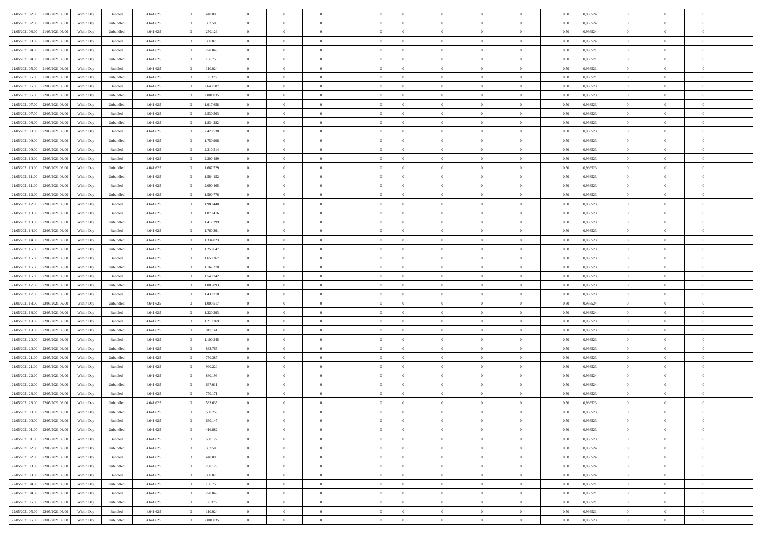| 21/05/2021 02:00 | 21/05/2021 06:00 | Within Day | Bundled | 4.641.625 | 0 | 440.098 | 0 | 0 | 0 | | 0 | 0 | 0 | 0 | 0,50 | 0,936524 | 0 | 0 | 0 | |
|---|---|---|---|---|---|---|---|---|---|---|---|---|---|---|---|---|---|---|---|---|
| 21/05/2021 02:00 | 21/05/2021 06:00 | Within Day | Unbundled | 4.641.625 | 0 | 333.505 | 0 | 0 | 0 | | 0 | 0 | 0 | 0 | 0,50 | 0,936524 | 0 | 0 | 0 | |
| 21/05/2021 03:00 | 21/05/2021 06:00 | Within Day | Unbundled | 4.641.625 | 0 | 250.129 | 0 | 0 | 0 | | 0 | 0 | 0 | 0 | 0,50 | 0,936524 | 0 | 0 | 0 | |
| 21/05/2021 03:00 | 21/05/2021 06:00 | Within Day | Bundled | 4.641.625 | 0 | 330.073 | 0 | 0 | 0 | | 0 | 0 | 0 | 0 | 0,50 | 0,936524 | 0 | 0 | 0 | |
| 21/05/2021 04:00 | 21/05/2021 06:00 | Within Day | Bundled | 4.641.625 | 0 | 220.049 | 0 | 0 | 0 | | 0 | 0 | 0 | 0 | 0,50 | 0,936521 | 0 | 0 | 0 | |
| 21/05/2021 04:00 | 21/05/2021 06:00 | Within Day | Unbundled | 4.641.625 | 0 | 166.753 | 0 | 0 | 0 | | 0 | 0 | 0 | 0 | 0,50 | 0,936521 | 0 | 0 | 0 | |
| 21/05/2021 05:00 | 21/05/2021 06:00 | Within Day | Bundled | 4.641.625 | 0 | 110.024 | 0 | 0 | 0 | | 0 | 0 | 0 | 0 | 0,50 | 0,936521 | 0 | 0 | 0 | |
| 21/05/2021 05:00 | 21/05/2021 06:00 | Within Day | Unbundled | 4.641.625 | 0 | 83.376 | 0 | 0 | 0 | | 0 | 0 | 0 | 0 | 0,50 | 0,936521 | 0 | 0 | 0 | |
| 21/05/2021 06:00 | 22/05/2021 06:00 | Within Day | Bundled | 4.641.625 | 0 | 2.640.587 | 0 | 0 | 0 | | 0 | 0 | 0 | 0 | 0,50 | 0,936523 | 0 | 0 | 0 | |
| 21/05/2021 06:00 | 22/05/2021 06:00 | Within Day | Unbundled | 4.641.625 | 0 | 2.001.035 | 0 | 0 | 0 | | 0 | 0 | 0 | 0 | 0,50 | 0,936523 | 0 | 0 | 0 | |
| 21/05/2021 07:00 | 22/05/2021 06:00 | Within Day | Unbundled | 4.641.625 | 0 | 1.917.658 | 0 | 0 | 0 | | 0 | 0 | 0 | 0 | 0,50 | 0,936523 | 0 | 0 | 0 | |
| 21/05/2021 07:00 | 22/05/2021 06:00 | Within Day | Bundled | 4.641.625 | 0 | 2.530.563 | 0 | 0 | 0 | | 0 | 0 | 0 | 0 | 0,50 | 0,936523 | 0 | 0 | 0 | |
| 21/05/2021 08:00 | 22/05/2021 06:00 | Within Day | Unbundled | 4.641.625 | 0 | 1.834.282 | 0 | 0 | 0 | | 0 | 0 | 0 | 0 | 0,50 | 0,936523 | 0 | 0 | 0 | |
| 21/05/2021 08:00 | 22/05/2021 06:00 | Within Day | Bundled | 4.641.625 | 0 | 2.420.538 | 0 | 0 | 0 | | 0 | 0 | 0 | 0 | 0,50 | 0,936523 | 0 | 0 | 0 | |
| 21/05/2021 09:00 | 22/05/2021 06:00 | Within Day | Unbundled | 4.641.625 | 0 | 1.750.906 | 0 | 0 | 0 | | 0 | 0 | 0 | 0 | 0,50 | 0,936523 | 0 | 0 | 0 | |
| 21/05/2021 09:00 | 22/05/2021 06:00 | Within Day | Bundled | 4.641.625 | 0 | 2.310.514 | 0 | 0 | 0 | | 0 | 0 | 0 | 0 | 0,50 | 0,936523 | 0 | 0 | 0 | |
| 21/05/2021 10:00 | 22/05/2021 06:00 | Within Day | Bundled | 4.641.625 | 0 | 2.200.489 | 0 | 0 | 0 | | 0 | 0 | 0 | 0 | 0,50 | 0,936523 | 0 | 0 | 0 | |
| 21/05/2021 10:00 | 22/05/2021 06:00 | Within Day | Unbundled | 4.641.625 | 0 | 1.667.529 | 0 | 0 | 0 | | 0 | 0 | 0 | 0 | 0,50 | 0,936523 | 0 | 0 | 0 | |
| 21/05/2021 11:00 | 22/05/2021 06:00 | Within Day | Unbundled | 4.641.625 | 0 | 1.584.152 | 0 | 0 | 0 | | 0 | 0 | 0 | 0 | 0,50 | 0,936523 | 0 | 0 | 0 | |
| 21/05/2021 11:00 | 22/05/2021 06:00 | Within Day | Bundled | 4.641.625 | 0 | 2.090.465 | 0 | 0 | 0 | | 0 | 0 | 0 | 0 | 0,50 | 0,936523 | 0 | 0 | 0 | |
| 21/05/2021 12:00 | 22/05/2021 06:00 | Within Day | Unbundled | 4.641.625 | 0 | 1.500.776 | 0 | 0 | 0 | | 0 | 0 | 0 | 0 | 0,50 | 0,936523 | 0 | 0 | 0 | |
| 21/05/2021 12:00 | 22/05/2021 06:00 | Within Day | Bundled | 4.641.625 | 0 | 1.980.440 | 0 | 0 | 0 | | 0 | 0 | 0 | 0 | 0,50 | 0,936523 | 0 | 0 | 0 | |
| 21/05/2021 13:00 | 22/05/2021 06:00 | Within Day | Bundled | 4.641.625 | 0 | 1.870.416 | 0 | 0 | 0 | | 0 | 0 | 0 | 0 | 0,50 | 0,936523 | 0 | 0 | 0 | |
| 21/05/2021 13:00 | 22/05/2021 06:00 | Within Day | Unbundled | 4.641.625 | 0 | 1.417.399 | 0 | 0 | 0 | | 0 | 0 | 0 | 0 | 0,50 | 0,936523 | 0 | 0 | 0 | |
| 21/05/2021 14:00 | 22/05/2021 06:00 | Within Day | Bundled | 4.641.625 | 0 | 1.760.391 | 0 | 0 | 0 | | 0 | 0 | 0 | 0 | 0,50 | 0,936523 | 0 | 0 | 0 | |
| 21/05/2021 14:00 | 22/05/2021 06:00 | Within Day | Unbundled | 4.641.625 | 0 | 1.334.023 | 0 | 0 | 0 | | 0 | 0 | 0 | 0 | 0,50 | 0,936523 | 0 | 0 | 0 | |
| 21/05/2021 15:00 | 22/05/2021 06:00 | Within Day | Unbundled | 4.641.625 | 0 | 1.250.647 | 0 | 0 | 0 | | 0 | 0 | 0 | 0 | 0,50 | 0,936523 | 0 | 0 | 0 | |
| 21/05/2021 15:00 | 22/05/2021 06:00 | Within Day | Bundled | 4.641.625 | 0 | 1.650.367 | 0 | 0 | 0 | | 0 | 0 | 0 | 0 | 0,50 | 0,936523 | 0 | 0 | 0 | |
| 21/05/2021 16:00 | 22/05/2021 06:00 | Within Day | Unbundled | 4.641.625 | 0 | 1.167.270 | 0 | 0 | 0 | | 0 | 0 | 0 | 0 | 0,50 | 0,936523 | 0 | 0 | 0 | |
| 21/05/2021 16:00 | 22/05/2021 06:00 | Within Day | Bundled | 4.641.625 | 0 | 1.540.342 | 0 | 0 | 0 | | 0 | 0 | 0 | 0 | 0,50 | 0,936523 | 0 | 0 | 0 | |
| 21/05/2021 17:00 | 22/05/2021 06:00 | Within Day | Unbundled | 4.641.625 | 0 | 1.083.893 | 0 | 0 | 0 | | 0 | 0 | 0 | 0 | 0,50 | 0,936523 | 0 | 0 | 0 | |
| 21/05/2021 17:00 | 22/05/2021 06:00 | Within Day | Bundled | 4.641.625 | 0 | 1.430.318 | 0 | 0 | 0 | | 0 | 0 | 0 | 0 | 0,50 | 0,936523 | 0 | 0 | 0 | |
| 21/05/2021 18:00 | 22/05/2021 06:00 | Within Day | Unbundled | 4.641.625 | 0 | 1.000.517 | 0 | 0 | 0 | | 0 | 0 | 0 | 0 | 0,50 | 0,936524 | 0 | 0 | 0 | |
| 21/05/2021 18:00 | 22/05/2021 06:00 | Within Day | Bundled | 4.641.625 | 0 | 1.320.293 | 0 | 0 | 0 | | 0 | 0 | 0 | 0 | 0,50 | 0,936524 | 0 | 0 | 0 | |
| 21/05/2021 19:00 | 22/05/2021 06:00 | Within Day | Bundled | 4.641.625 | 0 | 1.210.269 | 0 | 0 | 0 | | 0 | 0 | 0 | 0 | 0,50 | 0,936523 | 0 | 0 | 0 | |
| 21/05/2021 19:00 | 22/05/2021 06:00 | Within Day | Unbundled | 4.641.625 | 0 | 917.141 | 0 | 0 | 0 | | 0 | 0 | 0 | 0 | 0,50 | 0,936523 | 0 | 0 | 0 | |
| 21/05/2021 20:00 | 22/05/2021 06:00 | Within Day | Bundled | 4.641.625 | 0 | 1.100.245 | 0 | 0 | 0 | | 0 | 0 | 0 | 0 | 0,50 | 0,936523 | 0 | 0 | 0 | |
| 21/05/2021 20:00 | 22/05/2021 06:00 | Within Day | Unbundled | 4.641.625 | 0 | 833.765 | 0 | 0 | 0 | | 0 | 0 | 0 | 0 | 0,50 | 0,936523 | 0 | 0 | 0 | |
| 21/05/2021 21:00 | 22/05/2021 06:00 | Within Day | Unbundled | 4.641.625 | 0 | 750.387 | 0 | 0 | 0 | | 0 | 0 | 0 | 0 | 0,50 | 0,936523 | 0 | 0 | 0 | |
| 21/05/2021 21:00 | 22/05/2021 06:00 | Within Day | Bundled | 4.641.625 | 0 | 990.220 | 0 | 0 | 0 | | 0 | 0 | 0 | 0 | 0,50 | 0,936523 | 0 | 0 | 0 | |
| 21/05/2021 22:00 | 22/05/2021 06:00 | Within Day | Bundled | 4.641.625 | 0 | 880.196 | 0 | 0 | 0 | | 0 | 0 | 0 | 0 | 0,50 | 0,936524 | 0 | 0 | 0 | |
| 21/05/2021 22:00 | 22/05/2021 06:00 | Within Day | Unbundled | 4.641.625 | 0 | 667.011 | 0 | 0 | 0 | | 0 | 0 | 0 | 0 | 0,50 | 0,936524 | 0 | 0 | 0 | |
| 21/05/2021 23:00 | 22/05/2021 06:00 | Within Day | Bundled | 4.641.625 | 0 | 770.171 | 0 | 0 | 0 | | 0 | 0 | 0 | 0 | 0,50 | 0,936523 | 0 | 0 | 0 | |
| 21/05/2021 23:00 | 22/05/2021 06:00 | Within Day | Unbundled | 4.641.625 | 0 | 583.635 | 0 | 0 | 0 | | 0 | 0 | 0 | 0 | 0,50 | 0,936523 | 0 | 0 | 0 | |
| 22/05/2021 00:00 | 22/05/2021 06:00 | Within Day | Unbundled | 4.641.625 | 0 | 500.259 | 0 | 0 | 0 | | 0 | 0 | 0 | 0 | 0,50 | 0,936523 | 0 | 0 | 0 | |
| 22/05/2021 00:00 | 22/05/2021 06:00 | Within Day | Bundled | 4.641.625 | 0 | 660.147 | 0 | 0 | 0 | | 0 | 0 | 0 | 0 | 0,50 | 0,936523 | 0 | 0 | 0 | |
| 22/05/2021 01:00 | 22/05/2021 06:00 | Within Day | Unbundled | 4.641.625 | 0 | 416.882 | 0 | 0 | 0 | | 0 | 0 | 0 | 0 | 0,50 | 0,936523 | 0 | 0 | 0 | |
| 22/05/2021 01:00 | 22/05/2021 06:00 | Within Day | Bundled | 4.641.625 | 0 | 550.122 | 0 | 0 | 0 | | 0 | 0 | 0 | 0 | 0,50 | 0,936523 | 0 | 0 | 0 | |
| 22/05/2021 02:00 | 22/05/2021 06:00 | Within Day | Unbundled | 4.641.625 | 0 | 333.505 | 0 | 0 | 0 | | 0 | 0 | 0 | 0 | 0,50 | 0,936524 | 0 | 0 | 0 | |
| 22/05/2021 02:00 | 22/05/2021 06:00 | Within Day | Bundled | 4.641.625 | 0 | 440.098 | 0 | 0 | 0 | | 0 | 0 | 0 | 0 | 0,50 | 0,936524 | 0 | 0 | 0 | |
| 22/05/2021 03:00 | 22/05/2021 06:00 | Within Day | Unbundled | 4.641.625 | 0 | 250.129 | 0 | 0 | 0 | | 0 | 0 | 0 | 0 | 0,50 | 0,936524 | 0 | 0 | 0 | |
| 22/05/2021 03:00 | 22/05/2021 06:00 | Within Day | Bundled | 4.641.625 | 0 | 330.073 | 0 | 0 | 0 | | 0 | 0 | 0 | 0 | 0,50 | 0,936524 | 0 | 0 | 0 | |
| 22/05/2021 04:00 | 22/05/2021 06:00 | Within Day | Unbundled | 4.641.625 | 0 | 166.753 | 0 | 0 | 0 | | 0 | 0 | 0 | 0 | 0,50 | 0,936521 | 0 | 0 | 0 | |
| 22/05/2021 04:00 | 22/05/2021 06:00 | Within Day | Bundled | 4.641.625 | 0 | 220.049 | 0 | 0 | 0 | | 0 | 0 | 0 | 0 | 0,50 | 0,936521 | 0 | 0 | 0 | |
| 22/05/2021 05:00 | 22/05/2021 06:00 | Within Day | Unbundled | 4.641.625 | 0 | 83.376 | 0 | 0 | 0 | | 0 | 0 | 0 | 0 | 0,50 | 0,936521 | 0 | 0 | 0 | |
| 22/05/2021 05:00 | 22/05/2021 06:00 | Within Day | Bundled | 4.641.625 | 0 | 110.024 | 0 | 0 | 0 | | 0 | 0 | 0 | 0 | 0,50 | 0,936521 | 0 | 0 | 0 | |
| 22/05/2021 06:00 | 23/05/2021 06:00 | Within Day | Unbundled | 4.641.625 | 0 | 2.001.035 | 0 | 0 | 0 | | 0 | 0 | 0 | 0 | 0,50 | 0,936523 | 0 | 0 | 0 | |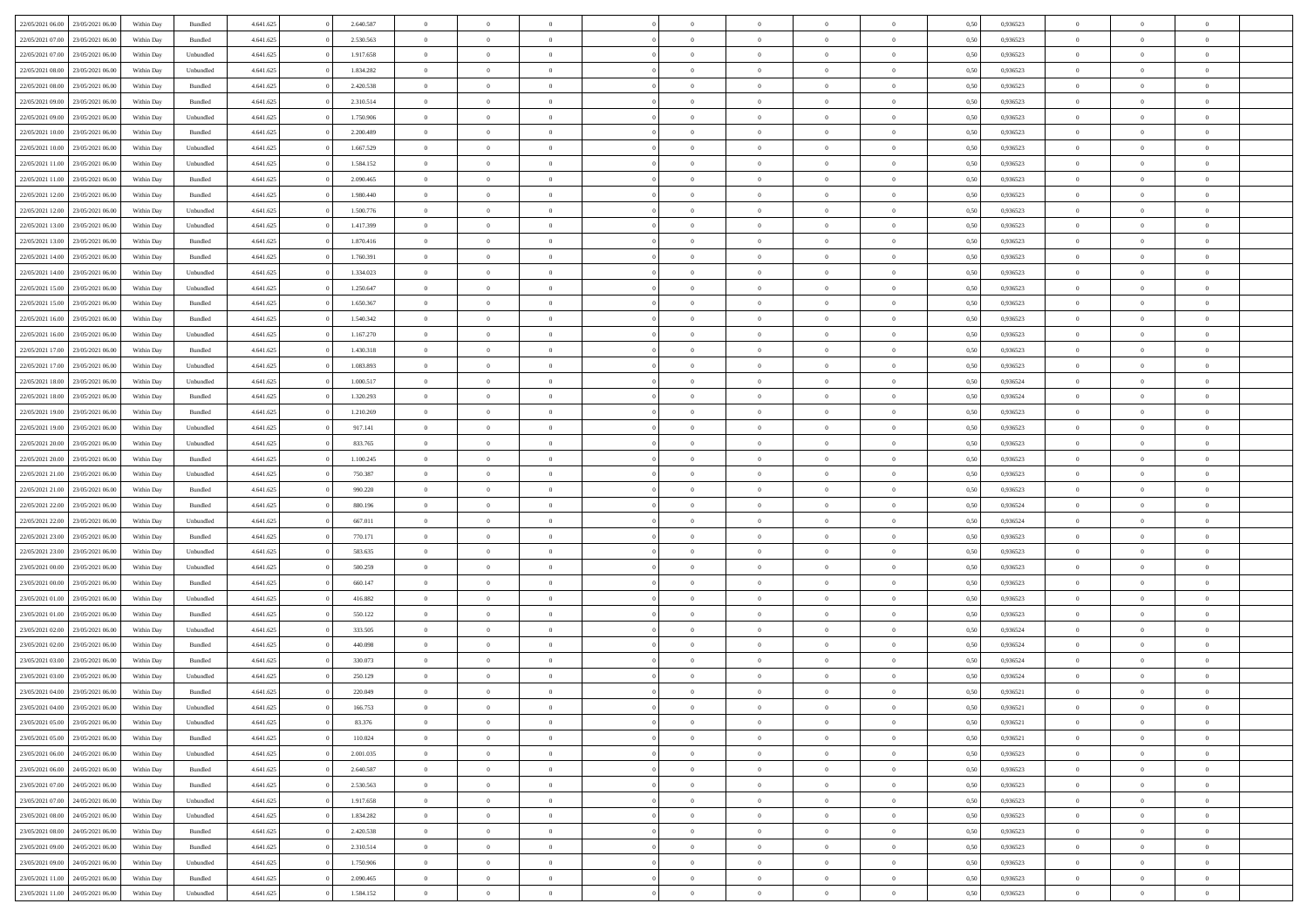| 22/05/2021 06:00 | 23/05/2021 06:00 | Within Day | Bundled | 4.641.625 | 0 | 2.640.587 | 0 | 0 | 0 | | 0 | 0 | 0 | 0 | 0,50 | 0,936523 | 0 | 0 | 0 | |
|---|---|---|---|---|---|---|---|---|---|---|---|---|---|---|---|---|---|---|---|---|
| 22/05/2021 07:00 | 23/05/2021 06:00 | Within Day | Bundled | 4.641.625 | 0 | 2.530.563 | 0 | 0 | 0 | | 0 | 0 | 0 | 0 | 0,50 | 0,936523 | 0 | 0 | 0 | |
| 22/05/2021 07:00 | 23/05/2021 06:00 | Within Day | Unbundled | 4.641.625 | 0 | 1.917.658 | 0 | 0 | 0 | | 0 | 0 | 0 | 0 | 0,50 | 0,936523 | 0 | 0 | 0 | |
| 22/05/2021 08:00 | 23/05/2021 06:00 | Within Day | Unbundled | 4.641.625 | 0 | 1.834.282 | 0 | 0 | 0 | | 0 | 0 | 0 | 0 | 0,50 | 0,936523 | 0 | 0 | 0 | |
| 22/05/2021 08:00 | 23/05/2021 06:00 | Within Day | Bundled | 4.641.625 | 0 | 2.420.538 | 0 | 0 | 0 | | 0 | 0 | 0 | 0 | 0,50 | 0,936523 | 0 | 0 | 0 | |
| 22/05/2021 09:00 | 23/05/2021 06:00 | Within Day | Bundled | 4.641.625 | 0 | 2.310.514 | 0 | 0 | 0 | | 0 | 0 | 0 | 0 | 0,50 | 0,936523 | 0 | 0 | 0 | |
| 22/05/2021 09:00 | 23/05/2021 06:00 | Within Day | Unbundled | 4.641.625 | 0 | 1.750.906 | 0 | 0 | 0 | | 0 | 0 | 0 | 0 | 0,50 | 0,936523 | 0 | 0 | 0 | |
| 22/05/2021 10:00 | 23/05/2021 06:00 | Within Day | Bundled | 4.641.625 | 0 | 2.200.489 | 0 | 0 | 0 | | 0 | 0 | 0 | 0 | 0,50 | 0,936523 | 0 | 0 | 0 | |
| 22/05/2021 10:00 | 23/05/2021 06:00 | Within Day | Unbundled | 4.641.625 | 0 | 1.667.529 | 0 | 0 | 0 | | 0 | 0 | 0 | 0 | 0,50 | 0,936523 | 0 | 0 | 0 | |
| 22/05/2021 11:00 | 23/05/2021 06:00 | Within Day | Unbundled | 4.641.625 | 0 | 1.584.152 | 0 | 0 | 0 | | 0 | 0 | 0 | 0 | 0,50 | 0,936523 | 0 | 0 | 0 | |
| 22/05/2021 11:00 | 23/05/2021 06:00 | Within Day | Bundled | 4.641.625 | 0 | 2.090.465 | 0 | 0 | 0 | | 0 | 0 | 0 | 0 | 0,50 | 0,936523 | 0 | 0 | 0 | |
| 22/05/2021 12:00 | 23/05/2021 06:00 | Within Day | Bundled | 4.641.625 | 0 | 1.980.440 | 0 | 0 | 0 | | 0 | 0 | 0 | 0 | 0,50 | 0,936523 | 0 | 0 | 0 | |
| 22/05/2021 12:00 | 23/05/2021 06:00 | Within Day | Unbundled | 4.641.625 | 0 | 1.500.776 | 0 | 0 | 0 | | 0 | 0 | 0 | 0 | 0,50 | 0,936523 | 0 | 0 | 0 | |
| 22/05/2021 13:00 | 23/05/2021 06:00 | Within Day | Unbundled | 4.641.625 | 0 | 1.417.399 | 0 | 0 | 0 | | 0 | 0 | 0 | 0 | 0,50 | 0,936523 | 0 | 0 | 0 | |
| 22/05/2021 13:00 | 23/05/2021 06:00 | Within Day | Bundled | 4.641.625 | 0 | 1.870.416 | 0 | 0 | 0 | | 0 | 0 | 0 | 0 | 0,50 | 0,936523 | 0 | 0 | 0 | |
| 22/05/2021 14:00 | 23/05/2021 06:00 | Within Day | Bundled | 4.641.625 | 0 | 1.760.391 | 0 | 0 | 0 | | 0 | 0 | 0 | 0 | 0,50 | 0,936523 | 0 | 0 | 0 | |
| 22/05/2021 14:00 | 23/05/2021 06:00 | Within Day | Unbundled | 4.641.625 | 0 | 1.334.023 | 0 | 0 | 0 | | 0 | 0 | 0 | 0 | 0,50 | 0,936523 | 0 | 0 | 0 | |
| 22/05/2021 15:00 | 23/05/2021 06:00 | Within Day | Unbundled | 4.641.625 | 0 | 1.250.647 | 0 | 0 | 0 | | 0 | 0 | 0 | 0 | 0,50 | 0,936523 | 0 | 0 | 0 | |
| 22/05/2021 15:00 | 23/05/2021 06:00 | Within Day | Bundled | 4.641.625 | 0 | 1.650.367 | 0 | 0 | 0 | | 0 | 0 | 0 | 0 | 0,50 | 0,936523 | 0 | 0 | 0 | |
| 22/05/2021 16:00 | 23/05/2021 06:00 | Within Day | Bundled | 4.641.625 | 0 | 1.540.342 | 0 | 0 | 0 | | 0 | 0 | 0 | 0 | 0,50 | 0,936523 | 0 | 0 | 0 | |
| 22/05/2021 16:00 | 23/05/2021 06:00 | Within Day | Unbundled | 4.641.625 | 0 | 1.167.270 | 0 | 0 | 0 | | 0 | 0 | 0 | 0 | 0,50 | 0,936523 | 0 | 0 | 0 | |
| 22/05/2021 17:00 | 23/05/2021 06:00 | Within Day | Bundled | 4.641.625 | 0 | 1.430.318 | 0 | 0 | 0 | | 0 | 0 | 0 | 0 | 0,50 | 0,936523 | 0 | 0 | 0 | |
| 22/05/2021 17:00 | 23/05/2021 06:00 | Within Day | Unbundled | 4.641.625 | 0 | 1.083.893 | 0 | 0 | 0 | | 0 | 0 | 0 | 0 | 0,50 | 0,936523 | 0 | 0 | 0 | |
| 22/05/2021 18:00 | 23/05/2021 06:00 | Within Day | Unbundled | 4.641.625 | 0 | 1.000.517 | 0 | 0 | 0 | | 0 | 0 | 0 | 0 | 0,50 | 0,936524 | 0 | 0 | 0 | |
| 22/05/2021 18:00 | 23/05/2021 06:00 | Within Day | Bundled | 4.641.625 | 0 | 1.320.293 | 0 | 0 | 0 | | 0 | 0 | 0 | 0 | 0,50 | 0,936524 | 0 | 0 | 0 | |
| 22/05/2021 19:00 | 23/05/2021 06:00 | Within Day | Bundled | 4.641.625 | 0 | 1.210.269 | 0 | 0 | 0 | | 0 | 0 | 0 | 0 | 0,50 | 0,936523 | 0 | 0 | 0 | |
| 22/05/2021 19:00 | 23/05/2021 06:00 | Within Day | Unbundled | 4.641.625 | 0 | 917.141 | 0 | 0 | 0 | | 0 | 0 | 0 | 0 | 0,50 | 0,936523 | 0 | 0 | 0 | |
| 22/05/2021 20:00 | 23/05/2021 06:00 | Within Day | Unbundled | 4.641.625 | 0 | 833.765 | 0 | 0 | 0 | | 0 | 0 | 0 | 0 | 0,50 | 0,936523 | 0 | 0 | 0 | |
| 22/05/2021 20:00 | 23/05/2021 06:00 | Within Day | Bundled | 4.641.625 | 0 | 1.100.245 | 0 | 0 | 0 | | 0 | 0 | 0 | 0 | 0,50 | 0,936523 | 0 | 0 | 0 | |
| 22/05/2021 21:00 | 23/05/2021 06:00 | Within Day | Unbundled | 4.641.625 | 0 | 750.387 | 0 | 0 | 0 | | 0 | 0 | 0 | 0 | 0,50 | 0,936523 | 0 | 0 | 0 | |
| 22/05/2021 21:00 | 23/05/2021 06:00 | Within Day | Bundled | 4.641.625 | 0 | 990.220 | 0 | 0 | 0 | | 0 | 0 | 0 | 0 | 0,50 | 0,936523 | 0 | 0 | 0 | |
| 22/05/2021 22:00 | 23/05/2021 06:00 | Within Day | Bundled | 4.641.625 | 0 | 880.196 | 0 | 0 | 0 | | 0 | 0 | 0 | 0 | 0,50 | 0,936524 | 0 | 0 | 0 | |
| 22/05/2021 22:00 | 23/05/2021 06:00 | Within Day | Unbundled | 4.641.625 | 0 | 667.011 | 0 | 0 | 0 | | 0 | 0 | 0 | 0 | 0,50 | 0,936524 | 0 | 0 | 0 | |
| 22/05/2021 23:00 | 23/05/2021 06:00 | Within Day | Bundled | 4.641.625 | 0 | 770.171 | 0 | 0 | 0 | | 0 | 0 | 0 | 0 | 0,50 | 0,936523 | 0 | 0 | 0 | |
| 22/05/2021 23:00 | 23/05/2021 06:00 | Within Day | Unbundled | 4.641.625 | 0 | 583.635 | 0 | 0 | 0 | | 0 | 0 | 0 | 0 | 0,50 | 0,936523 | 0 | 0 | 0 | |
| 23/05/2021 00:00 | 23/05/2021 06:00 | Within Day | Unbundled | 4.641.625 | 0 | 500.259 | 0 | 0 | 0 | | 0 | 0 | 0 | 0 | 0,50 | 0,936523 | 0 | 0 | 0 | |
| 23/05/2021 00:00 | 23/05/2021 06:00 | Within Day | Bundled | 4.641.625 | 0 | 660.147 | 0 | 0 | 0 | | 0 | 0 | 0 | 0 | 0,50 | 0,936523 | 0 | 0 | 0 | |
| 23/05/2021 01:00 | 23/05/2021 06:00 | Within Day | Unbundled | 4.641.625 | 0 | 416.882 | 0 | 0 | 0 | | 0 | 0 | 0 | 0 | 0,50 | 0,936523 | 0 | 0 | 0 | |
| 23/05/2021 01:00 | 23/05/2021 06:00 | Within Day | Bundled | 4.641.625 | 0 | 550.122 | 0 | 0 | 0 | | 0 | 0 | 0 | 0 | 0,50 | 0,936523 | 0 | 0 | 0 | |
| 23/05/2021 02:00 | 23/05/2021 06:00 | Within Day | Unbundled | 4.641.625 | 0 | 333.505 | 0 | 0 | 0 | | 0 | 0 | 0 | 0 | 0,50 | 0,936524 | 0 | 0 | 0 | |
| 23/05/2021 02:00 | 23/05/2021 06:00 | Within Day | Bundled | 4.641.625 | 0 | 440.098 | 0 | 0 | 0 | | 0 | 0 | 0 | 0 | 0,50 | 0,936524 | 0 | 0 | 0 | |
| 23/05/2021 03:00 | 23/05/2021 06:00 | Within Day | Bundled | 4.641.625 | 0 | 330.073 | 0 | 0 | 0 | | 0 | 0 | 0 | 0 | 0,50 | 0,936524 | 0 | 0 | 0 | |
| 23/05/2021 03:00 | 23/05/2021 06:00 | Within Day | Unbundled | 4.641.625 | 0 | 250.129 | 0 | 0 | 0 | | 0 | 0 | 0 | 0 | 0,50 | 0,936524 | 0 | 0 | 0 | |
| 23/05/2021 04:00 | 23/05/2021 06:00 | Within Day | Bundled | 4.641.625 | 0 | 220.049 | 0 | 0 | 0 | | 0 | 0 | 0 | 0 | 0,50 | 0,936521 | 0 | 0 | 0 | |
| 23/05/2021 04:00 | 23/05/2021 06:00 | Within Day | Unbundled | 4.641.625 | 0 | 166.753 | 0 | 0 | 0 | | 0 | 0 | 0 | 0 | 0,50 | 0,936521 | 0 | 0 | 0 | |
| 23/05/2021 05:00 | 23/05/2021 06:00 | Within Day | Unbundled | 4.641.625 | 0 | 83.376 | 0 | 0 | 0 | | 0 | 0 | 0 | 0 | 0,50 | 0,936521 | 0 | 0 | 0 | |
| 23/05/2021 05:00 | 23/05/2021 06:00 | Within Day | Bundled | 4.641.625 | 0 | 110.024 | 0 | 0 | 0 | | 0 | 0 | 0 | 0 | 0,50 | 0,936521 | 0 | 0 | 0 | |
| 23/05/2021 06:00 | 24/05/2021 06:00 | Within Day | Unbundled | 4.641.625 | 0 | 2.001.035 | 0 | 0 | 0 | | 0 | 0 | 0 | 0 | 0,50 | 0,936523 | 0 | 0 | 0 | |
| 23/05/2021 06:00 | 24/05/2021 06:00 | Within Day | Bundled | 4.641.625 | 0 | 2.640.587 | 0 | 0 | 0 | | 0 | 0 | 0 | 0 | 0,50 | 0,936523 | 0 | 0 | 0 | |
| 23/05/2021 07:00 | 24/05/2021 06:00 | Within Day | Bundled | 4.641.625 | 0 | 2.530.563 | 0 | 0 | 0 | | 0 | 0 | 0 | 0 | 0,50 | 0,936523 | 0 | 0 | 0 | |
| 23/05/2021 07:00 | 24/05/2021 06:00 | Within Day | Unbundled | 4.641.625 | 0 | 1.917.658 | 0 | 0 | 0 | | 0 | 0 | 0 | 0 | 0,50 | 0,936523 | 0 | 0 | 0 | |
| 23/05/2021 08:00 | 24/05/2021 06:00 | Within Day | Unbundled | 4.641.625 | 0 | 1.834.282 | 0 | 0 | 0 | | 0 | 0 | 0 | 0 | 0,50 | 0,936523 | 0 | 0 | 0 | |
| 23/05/2021 08:00 | 24/05/2021 06:00 | Within Day | Bundled | 4.641.625 | 0 | 2.420.538 | 0 | 0 | 0 | | 0 | 0 | 0 | 0 | 0,50 | 0,936523 | 0 | 0 | 0 | |
| 23/05/2021 09:00 | 24/05/2021 06:00 | Within Day | Bundled | 4.641.625 | 0 | 2.310.514 | 0 | 0 | 0 | | 0 | 0 | 0 | 0 | 0,50 | 0,936523 | 0 | 0 | 0 | |
| 23/05/2021 09:00 | 24/05/2021 06:00 | Within Day | Unbundled | 4.641.625 | 0 | 1.750.906 | 0 | 0 | 0 | | 0 | 0 | 0 | 0 | 0,50 | 0,936523 | 0 | 0 | 0 | |
| 23/05/2021 11:00 | 24/05/2021 06:00 | Within Day | Bundled | 4.641.625 | 0 | 2.090.465 | 0 | 0 | 0 | | 0 | 0 | 0 | 0 | 0,50 | 0,936523 | 0 | 0 | 0 | |
| 23/05/2021 11:00 | 24/05/2021 06:00 | Within Day | Unbundled | 4.641.625 | 0 | 1.584.152 | 0 | 0 | 0 | | 0 | 0 | 0 | 0 | 0,50 | 0,936523 | 0 | 0 | 0 | |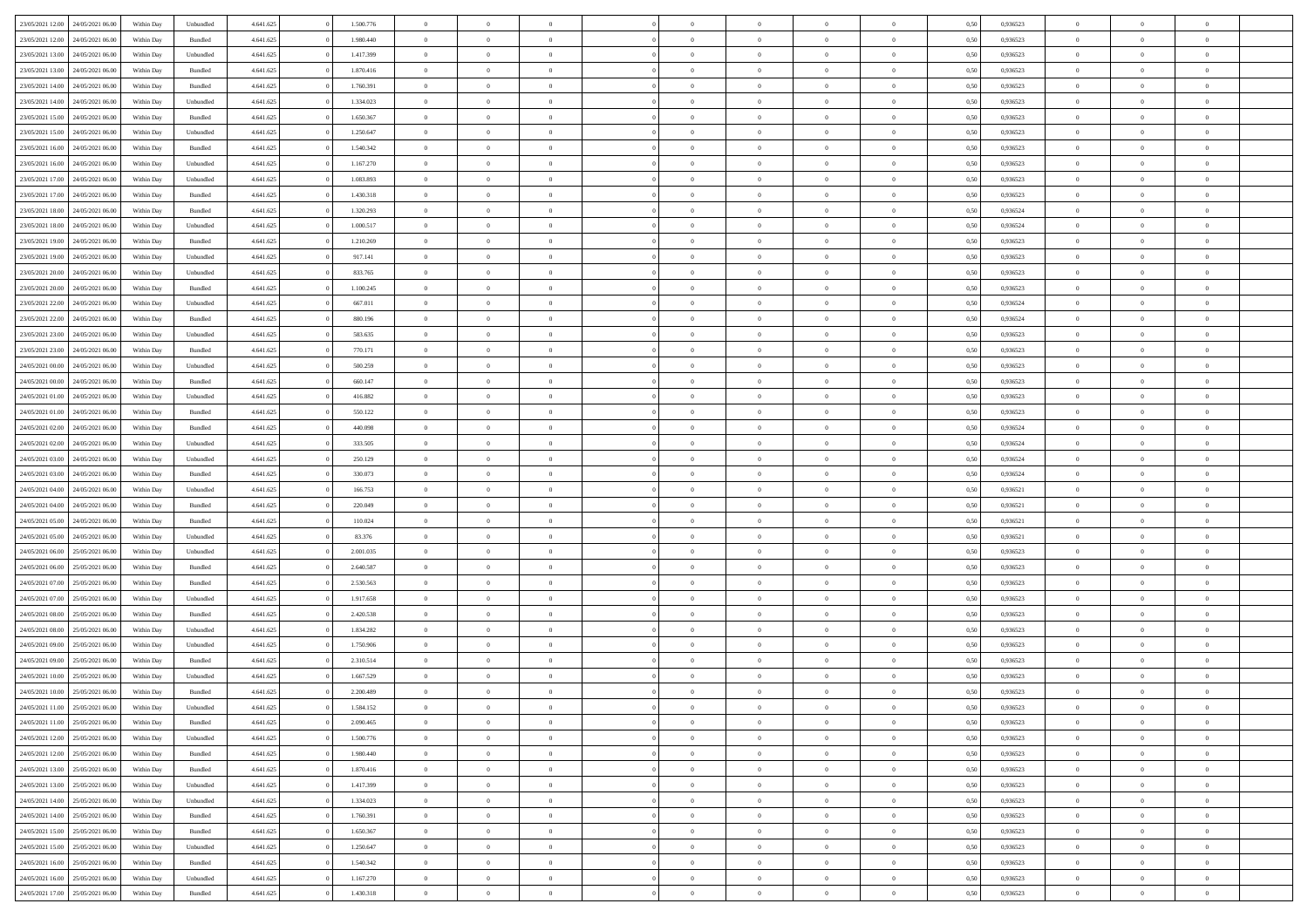| | | | | | | | | | | | | | | | | | | | | |
|---|---|---|---|---|---|---|---|---|---|---|---|---|---|---|---|---|---|---|---|---|
| 23/05/2021 12:00 | 24/05/2021 06:00 | Within Day | Unbundled | 4.641.625 | 0 | 1.500.776 | 0 | 0 | 0 | | 0 | 0 | 0 | 0 | 0,50 | 0,936523 | 0 | 0 | 0 | |
| 23/05/2021 12:00 | 24/05/2021 06:00 | Within Day | Bundled | 4.641.625 | 0 | 1.980.440 | 0 | 0 | 0 | | 0 | 0 | 0 | 0 | 0,50 | 0,936523 | 0 | 0 | 0 | |
| 23/05/2021 13:00 | 24/05/2021 06:00 | Within Day | Unbundled | 4.641.625 | 0 | 1.417.399 | 0 | 0 | 0 | | 0 | 0 | 0 | 0 | 0,50 | 0,936523 | 0 | 0 | 0 | |
| 23/05/2021 13:00 | 24/05/2021 06:00 | Within Day | Bundled | 4.641.625 | 0 | 1.870.416 | 0 | 0 | 0 | | 0 | 0 | 0 | 0 | 0,50 | 0,936523 | 0 | 0 | 0 | |
| 23/05/2021 14:00 | 24/05/2021 06:00 | Within Day | Bundled | 4.641.625 | 0 | 1.760.391 | 0 | 0 | 0 | | 0 | 0 | 0 | 0 | 0,50 | 0,936523 | 0 | 0 | 0 | |
| 23/05/2021 14:00 | 24/05/2021 06:00 | Within Day | Unbundled | 4.641.625 | 0 | 1.334.023 | 0 | 0 | 0 | | 0 | 0 | 0 | 0 | 0,50 | 0,936523 | 0 | 0 | 0 | |
| 23/05/2021 15:00 | 24/05/2021 06:00 | Within Day | Bundled | 4.641.625 | 0 | 1.650.367 | 0 | 0 | 0 | | 0 | 0 | 0 | 0 | 0,50 | 0,936523 | 0 | 0 | 0 | |
| 23/05/2021 15:00 | 24/05/2021 06:00 | Within Day | Unbundled | 4.641.625 | 0 | 1.250.647 | 0 | 0 | 0 | | 0 | 0 | 0 | 0 | 0,50 | 0,936523 | 0 | 0 | 0 | |
| 23/05/2021 16:00 | 24/05/2021 06:00 | Within Day | Bundled | 4.641.625 | 0 | 1.540.342 | 0 | 0 | 0 | | 0 | 0 | 0 | 0 | 0,50 | 0,936523 | 0 | 0 | 0 | |
| 23/05/2021 16:00 | 24/05/2021 06:00 | Within Day | Unbundled | 4.641.625 | 0 | 1.167.270 | 0 | 0 | 0 | | 0 | 0 | 0 | 0 | 0,50 | 0,936523 | 0 | 0 | 0 | |
| 23/05/2021 17:00 | 24/05/2021 06:00 | Within Day | Unbundled | 4.641.625 | 0 | 1.083.893 | 0 | 0 | 0 | | 0 | 0 | 0 | 0 | 0,50 | 0,936523 | 0 | 0 | 0 | |
| 23/05/2021 17:00 | 24/05/2021 06:00 | Within Day | Bundled | 4.641.625 | 0 | 1.430.318 | 0 | 0 | 0 | | 0 | 0 | 0 | 0 | 0,50 | 0,936523 | 0 | 0 | 0 | |
| 23/05/2021 18:00 | 24/05/2021 06:00 | Within Day | Bundled | 4.641.625 | 0 | 1.320.293 | 0 | 0 | 0 | | 0 | 0 | 0 | 0 | 0,50 | 0,936524 | 0 | 0 | 0 | |
| 23/05/2021 18:00 | 24/05/2021 06:00 | Within Day | Unbundled | 4.641.625 | 0 | 1.000.517 | 0 | 0 | 0 | | 0 | 0 | 0 | 0 | 0,50 | 0,936524 | 0 | 0 | 0 | |
| 23/05/2021 19:00 | 24/05/2021 06:00 | Within Day | Bundled | 4.641.625 | 0 | 1.210.269 | 0 | 0 | 0 | | 0 | 0 | 0 | 0 | 0,50 | 0,936523 | 0 | 0 | 0 | |
| 23/05/2021 19:00 | 24/05/2021 06:00 | Within Day | Unbundled | 4.641.625 | 0 | 917.141 | 0 | 0 | 0 | | 0 | 0 | 0 | 0 | 0,50 | 0,936523 | 0 | 0 | 0 | |
| 23/05/2021 20:00 | 24/05/2021 06:00 | Within Day | Unbundled | 4.641.625 | 0 | 833.765 | 0 | 0 | 0 | | 0 | 0 | 0 | 0 | 0,50 | 0,936523 | 0 | 0 | 0 | |
| 23/05/2021 20:00 | 24/05/2021 06:00 | Within Day | Bundled | 4.641.625 | 0 | 1.100.245 | 0 | 0 | 0 | | 0 | 0 | 0 | 0 | 0,50 | 0,936523 | 0 | 0 | 0 | |
| 23/05/2021 22:00 | 24/05/2021 06:00 | Within Day | Unbundled | 4.641.625 | 0 | 667.011 | 0 | 0 | 0 | | 0 | 0 | 0 | 0 | 0,50 | 0,936524 | 0 | 0 | 0 | |
| 23/05/2021 22:00 | 24/05/2021 06:00 | Within Day | Bundled | 4.641.625 | 0 | 880.196 | 0 | 0 | 0 | | 0 | 0 | 0 | 0 | 0,50 | 0,936524 | 0 | 0 | 0 | |
| 23/05/2021 23:00 | 24/05/2021 06:00 | Within Day | Unbundled | 4.641.625 | 0 | 583.635 | 0 | 0 | 0 | | 0 | 0 | 0 | 0 | 0,50 | 0,936523 | 0 | 0 | 0 | |
| 23/05/2021 23:00 | 24/05/2021 06:00 | Within Day | Bundled | 4.641.625 | 0 | 770.171 | 0 | 0 | 0 | | 0 | 0 | 0 | 0 | 0,50 | 0,936523 | 0 | 0 | 0 | |
| 24/05/2021 00:00 | 24/05/2021 06:00 | Within Day | Unbundled | 4.641.625 | 0 | 500.259 | 0 | 0 | 0 | | 0 | 0 | 0 | 0 | 0,50 | 0,936523 | 0 | 0 | 0 | |
| 24/05/2021 00:00 | 24/05/2021 06:00 | Within Day | Bundled | 4.641.625 | 0 | 660.147 | 0 | 0 | 0 | | 0 | 0 | 0 | 0 | 0,50 | 0,936523 | 0 | 0 | 0 | |
| 24/05/2021 01:00 | 24/05/2021 06:00 | Within Day | Unbundled | 4.641.625 | 0 | 416.882 | 0 | 0 | 0 | | 0 | 0 | 0 | 0 | 0,50 | 0,936523 | 0 | 0 | 0 | |
| 24/05/2021 01:00 | 24/05/2021 06:00 | Within Day | Bundled | 4.641.625 | 0 | 550.122 | 0 | 0 | 0 | | 0 | 0 | 0 | 0 | 0,50 | 0,936523 | 0 | 0 | 0 | |
| 24/05/2021 02:00 | 24/05/2021 06:00 | Within Day | Bundled | 4.641.625 | 0 | 440.098 | 0 | 0 | 0 | | 0 | 0 | 0 | 0 | 0,50 | 0,936524 | 0 | 0 | 0 | |
| 24/05/2021 02:00 | 24/05/2021 06:00 | Within Day | Unbundled | 4.641.625 | 0 | 333.505 | 0 | 0 | 0 | | 0 | 0 | 0 | 0 | 0,50 | 0,936524 | 0 | 0 | 0 | |
| 24/05/2021 03:00 | 24/05/2021 06:00 | Within Day | Unbundled | 4.641.625 | 0 | 250.129 | 0 | 0 | 0 | | 0 | 0 | 0 | 0 | 0,50 | 0,936524 | 0 | 0 | 0 | |
| 24/05/2021 03:00 | 24/05/2021 06:00 | Within Day | Bundled | 4.641.625 | 0 | 330.073 | 0 | 0 | 0 | | 0 | 0 | 0 | 0 | 0,50 | 0,936524 | 0 | 0 | 0 | |
| 24/05/2021 04:00 | 24/05/2021 06:00 | Within Day | Unbundled | 4.641.625 | 0 | 166.753 | 0 | 0 | 0 | | 0 | 0 | 0 | 0 | 0,50 | 0,936521 | 0 | 0 | 0 | |
| 24/05/2021 04:00 | 24/05/2021 06:00 | Within Day | Bundled | 4.641.625 | 0 | 220.049 | 0 | 0 | 0 | | 0 | 0 | 0 | 0 | 0,50 | 0,936521 | 0 | 0 | 0 | |
| 24/05/2021 05:00 | 24/05/2021 06:00 | Within Day | Bundled | 4.641.625 | 0 | 110.024 | 0 | 0 | 0 | | 0 | 0 | 0 | 0 | 0,50 | 0,936521 | 0 | 0 | 0 | |
| 24/05/2021 05:00 | 24/05/2021 06:00 | Within Day | Unbundled | 4.641.625 | 0 | 83.376 | 0 | 0 | 0 | | 0 | 0 | 0 | 0 | 0,50 | 0,936521 | 0 | 0 | 0 | |
| 24/05/2021 06:00 | 25/05/2021 06:00 | Within Day | Unbundled | 4.641.625 | 0 | 2.001.035 | 0 | 0 | 0 | | 0 | 0 | 0 | 0 | 0,50 | 0,936523 | 0 | 0 | 0 | |
| 24/05/2021 06:00 | 25/05/2021 06:00 | Within Day | Bundled | 4.641.625 | 0 | 2.640.587 | 0 | 0 | 0 | | 0 | 0 | 0 | 0 | 0,50 | 0,936523 | 0 | 0 | 0 | |
| 24/05/2021 07:00 | 25/05/2021 06:00 | Within Day | Bundled | 4.641.625 | 0 | 2.530.563 | 0 | 0 | 0 | | 0 | 0 | 0 | 0 | 0,50 | 0,936523 | 0 | 0 | 0 | |
| 24/05/2021 07:00 | 25/05/2021 06:00 | Within Day | Unbundled | 4.641.625 | 0 | 1.917.658 | 0 | 0 | 0 | | 0 | 0 | 0 | 0 | 0,50 | 0,936523 | 0 | 0 | 0 | |
| 24/05/2021 08:00 | 25/05/2021 06:00 | Within Day | Bundled | 4.641.625 | 0 | 2.420.538 | 0 | 0 | 0 | | 0 | 0 | 0 | 0 | 0,50 | 0,936523 | 0 | 0 | 0 | |
| 24/05/2021 08:00 | 25/05/2021 06:00 | Within Day | Unbundled | 4.641.625 | 0 | 1.834.282 | 0 | 0 | 0 | | 0 | 0 | 0 | 0 | 0,50 | 0,936523 | 0 | 0 | 0 | |
| 24/05/2021 09:00 | 25/05/2021 06:00 | Within Day | Unbundled | 4.641.625 | 0 | 1.750.906 | 0 | 0 | 0 | | 0 | 0 | 0 | 0 | 0,50 | 0,936523 | 0 | 0 | 0 | |
| 24/05/2021 09:00 | 25/05/2021 06:00 | Within Day | Bundled | 4.641.625 | 0 | 2.310.514 | 0 | 0 | 0 | | 0 | 0 | 0 | 0 | 0,50 | 0,936523 | 0 | 0 | 0 | |
| 24/05/2021 10:00 | 25/05/2021 06:00 | Within Day | Unbundled | 4.641.625 | 0 | 1.667.529 | 0 | 0 | 0 | | 0 | 0 | 0 | 0 | 0,50 | 0,936523 | 0 | 0 | 0 | |
| 24/05/2021 10:00 | 25/05/2021 06:00 | Within Day | Bundled | 4.641.625 | 0 | 2.200.489 | 0 | 0 | 0 | | 0 | 0 | 0 | 0 | 0,50 | 0,936523 | 0 | 0 | 0 | |
| 24/05/2021 11:00 | 25/05/2021 06:00 | Within Day | Unbundled | 4.641.625 | 0 | 1.584.152 | 0 | 0 | 0 | | 0 | 0 | 0 | 0 | 0,50 | 0,936523 | 0 | 0 | 0 | |
| 24/05/2021 11:00 | 25/05/2021 06:00 | Within Day | Bundled | 4.641.625 | 0 | 2.090.465 | 0 | 0 | 0 | | 0 | 0 | 0 | 0 | 0,50 | 0,936523 | 0 | 0 | 0 | |
| 24/05/2021 12:00 | 25/05/2021 06:00 | Within Day | Unbundled | 4.641.625 | 0 | 1.500.776 | 0 | 0 | 0 | | 0 | 0 | 0 | 0 | 0,50 | 0,936523 | 0 | 0 | 0 | |
| 24/05/2021 12:00 | 25/05/2021 06:00 | Within Day | Bundled | 4.641.625 | 0 | 1.980.440 | 0 | 0 | 0 | | 0 | 0 | 0 | 0 | 0,50 | 0,936523 | 0 | 0 | 0 | |
| 24/05/2021 13:00 | 25/05/2021 06:00 | Within Day | Bundled | 4.641.625 | 0 | 1.870.416 | 0 | 0 | 0 | | 0 | 0 | 0 | 0 | 0,50 | 0,936523 | 0 | 0 | 0 | |
| 24/05/2021 13:00 | 25/05/2021 06:00 | Within Day | Unbundled | 4.641.625 | 0 | 1.417.399 | 0 | 0 | 0 | | 0 | 0 | 0 | 0 | 0,50 | 0,936523 | 0 | 0 | 0 | |
| 24/05/2021 14:00 | 25/05/2021 06:00 | Within Day | Unbundled | 4.641.625 | 0 | 1.334.023 | 0 | 0 | 0 | | 0 | 0 | 0 | 0 | 0,50 | 0,936523 | 0 | 0 | 0 | |
| 24/05/2021 14:00 | 25/05/2021 06:00 | Within Day | Bundled | 4.641.625 | 0 | 1.760.391 | 0 | 0 | 0 | | 0 | 0 | 0 | 0 | 0,50 | 0,936523 | 0 | 0 | 0 | |
| 24/05/2021 15:00 | 25/05/2021 06:00 | Within Day | Bundled | 4.641.625 | 0 | 1.650.367 | 0 | 0 | 0 | | 0 | 0 | 0 | 0 | 0,50 | 0,936523 | 0 | 0 | 0 | |
| 24/05/2021 15:00 | 25/05/2021 06:00 | Within Day | Unbundled | 4.641.625 | 0 | 1.250.647 | 0 | 0 | 0 | | 0 | 0 | 0 | 0 | 0,50 | 0,936523 | 0 | 0 | 0 | |
| 24/05/2021 16:00 | 25/05/2021 06:00 | Within Day | Bundled | 4.641.625 | 0 | 1.540.342 | 0 | 0 | 0 | | 0 | 0 | 0 | 0 | 0,50 | 0,936523 | 0 | 0 | 0 | |
| 24/05/2021 16:00 | 25/05/2021 06:00 | Within Day | Unbundled | 4.641.625 | 0 | 1.167.270 | 0 | 0 | 0 | | 0 | 0 | 0 | 0 | 0,50 | 0,936523 | 0 | 0 | 0 | |
| 24/05/2021 17:00 | 25/05/2021 06:00 | Within Day | Bundled | 4.641.625 | 0 | 1.430.318 | 0 | 0 | 0 | | 0 | 0 | 0 | 0 | 0,50 | 0,936523 | 0 | 0 | 0 | |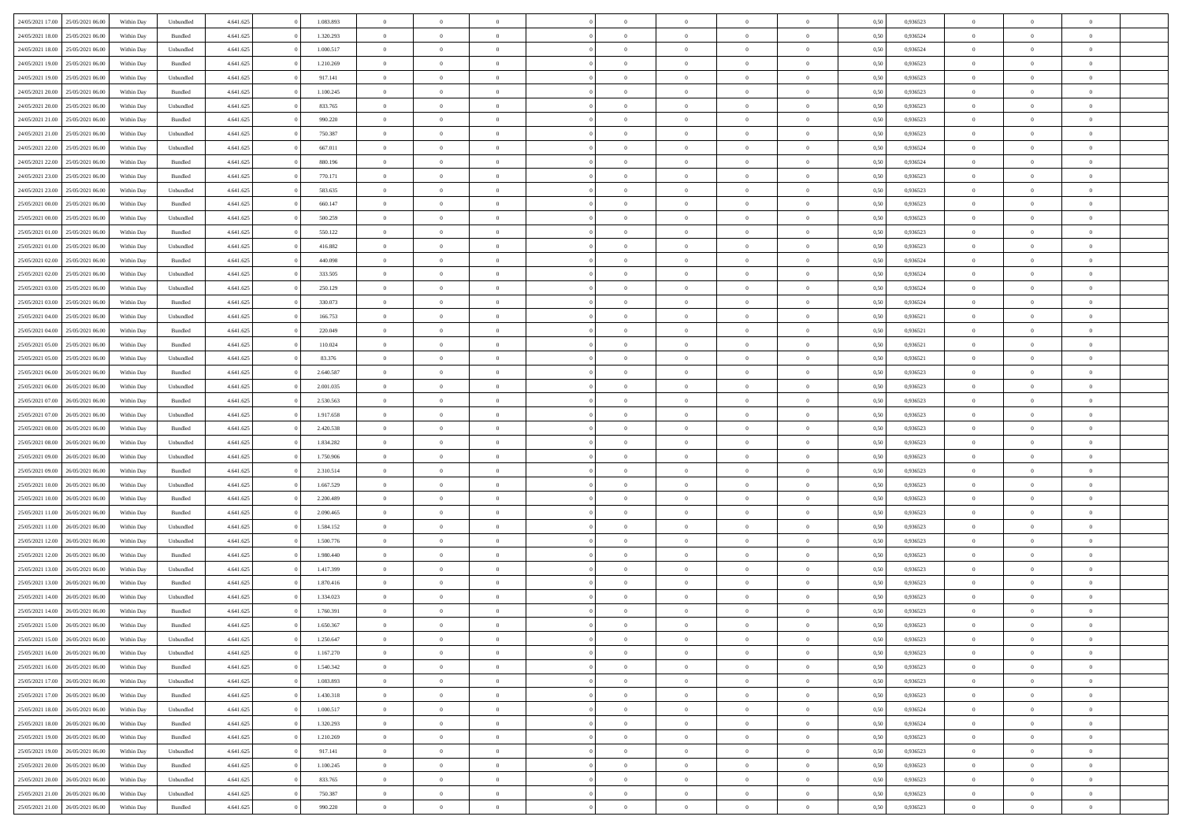| | | | | | | | | | | | | | | | | | | | | | |
|---|---|---|---|---|---|---|---|---|---|---|---|---|---|---|---|---|---|---|---|---|---|
| 24/05/2021 17:00 | 25/05/2021 06:00 | Within Day | Unbundled | 4.641.625 | 0 | 1.083.893 | 0 | 0 | 0 | | 0 | 0 | 0 | 0 | 0,50 | 0,936523 | 0 | 0 | 0 | |
| 24/05/2021 18:00 | 25/05/2021 06:00 | Within Day | Bundled | 4.641.625 | 0 | 1.320.293 | 0 | 0 | 0 | | 0 | 0 | 0 | 0 | 0,50 | 0,936524 | 0 | 0 | 0 | |
| 24/05/2021 18:00 | 25/05/2021 06:00 | Within Day | Unbundled | 4.641.625 | 0 | 1.000.517 | 0 | 0 | 0 | | 0 | 0 | 0 | 0 | 0,50 | 0,936524 | 0 | 0 | 0 | |
| 24/05/2021 19:00 | 25/05/2021 06:00 | Within Day | Bundled | 4.641.625 | 0 | 1.210.269 | 0 | 0 | 0 | | 0 | 0 | 0 | 0 | 0,50 | 0,936523 | 0 | 0 | 0 | |
| 24/05/2021 19:00 | 25/05/2021 06:00 | Within Day | Unbundled | 4.641.625 | 0 | 917.141 | 0 | 0 | 0 | | 0 | 0 | 0 | 0 | 0,50 | 0,936523 | 0 | 0 | 0 | |
| 24/05/2021 20:00 | 25/05/2021 06:00 | Within Day | Bundled | 4.641.625 | 0 | 1.100.245 | 0 | 0 | 0 | | 0 | 0 | 0 | 0 | 0,50 | 0,936523 | 0 | 0 | 0 | |
| 24/05/2021 20:00 | 25/05/2021 06:00 | Within Day | Unbundled | 4.641.625 | 0 | 833.765 | 0 | 0 | 0 | | 0 | 0 | 0 | 0 | 0,50 | 0,936523 | 0 | 0 | 0 | |
| 24/05/2021 21:00 | 25/05/2021 06:00 | Within Day | Bundled | 4.641.625 | 0 | 990.220 | 0 | 0 | 0 | | 0 | 0 | 0 | 0 | 0,50 | 0,936523 | 0 | 0 | 0 | |
| 24/05/2021 21:00 | 25/05/2021 06:00 | Within Day | Unbundled | 4.641.625 | 0 | 750.387 | 0 | 0 | 0 | | 0 | 0 | 0 | 0 | 0,50 | 0,936523 | 0 | 0 | 0 | |
| 24/05/2021 22:00 | 25/05/2021 06:00 | Within Day | Unbundled | 4.641.625 | 0 | 667.011 | 0 | 0 | 0 | | 0 | 0 | 0 | 0 | 0,50 | 0,936524 | 0 | 0 | 0 | |
| 24/05/2021 22:00 | 25/05/2021 06:00 | Within Day | Bundled | 4.641.625 | 0 | 880.196 | 0 | 0 | 0 | | 0 | 0 | 0 | 0 | 0,50 | 0,936524 | 0 | 0 | 0 | |
| 24/05/2021 23:00 | 25/05/2021 06:00 | Within Day | Bundled | 4.641.625 | 0 | 770.171 | 0 | 0 | 0 | | 0 | 0 | 0 | 0 | 0,50 | 0,936523 | 0 | 0 | 0 | |
| 24/05/2021 23:00 | 25/05/2021 06:00 | Within Day | Unbundled | 4.641.625 | 0 | 583.635 | 0 | 0 | 0 | | 0 | 0 | 0 | 0 | 0,50 | 0,936523 | 0 | 0 | 0 | |
| 25/05/2021 00:00 | 25/05/2021 06:00 | Within Day | Bundled | 4.641.625 | 0 | 660.147 | 0 | 0 | 0 | | 0 | 0 | 0 | 0 | 0,50 | 0,936523 | 0 | 0 | 0 | |
| 25/05/2021 00:00 | 25/05/2021 06:00 | Within Day | Unbundled | 4.641.625 | 0 | 500.259 | 0 | 0 | 0 | | 0 | 0 | 0 | 0 | 0,50 | 0,936523 | 0 | 0 | 0 | |
| 25/05/2021 01:00 | 25/05/2021 06:00 | Within Day | Bundled | 4.641.625 | 0 | 550.122 | 0 | 0 | 0 | | 0 | 0 | 0 | 0 | 0,50 | 0,936523 | 0 | 0 | 0 | |
| 25/05/2021 01:00 | 25/05/2021 06:00 | Within Day | Unbundled | 4.641.625 | 0 | 416.882 | 0 | 0 | 0 | | 0 | 0 | 0 | 0 | 0,50 | 0,936523 | 0 | 0 | 0 | |
| 25/05/2021 02:00 | 25/05/2021 06:00 | Within Day | Bundled | 4.641.625 | 0 | 440.098 | 0 | 0 | 0 | | 0 | 0 | 0 | 0 | 0,50 | 0,936524 | 0 | 0 | 0 | |
| 25/05/2021 02:00 | 25/05/2021 06:00 | Within Day | Unbundled | 4.641.625 | 0 | 333.505 | 0 | 0 | 0 | | 0 | 0 | 0 | 0 | 0,50 | 0,936524 | 0 | 0 | 0 | |
| 25/05/2021 03:00 | 25/05/2021 06:00 | Within Day | Unbundled | 4.641.625 | 0 | 250.129 | 0 | 0 | 0 | | 0 | 0 | 0 | 0 | 0,50 | 0,936524 | 0 | 0 | 0 | |
| 25/05/2021 03:00 | 25/05/2021 06:00 | Within Day | Bundled | 4.641.625 | 0 | 330.073 | 0 | 0 | 0 | | 0 | 0 | 0 | 0 | 0,50 | 0,936524 | 0 | 0 | 0 | |
| 25/05/2021 04:00 | 25/05/2021 06:00 | Within Day | Unbundled | 4.641.625 | 0 | 166.753 | 0 | 0 | 0 | | 0 | 0 | 0 | 0 | 0,50 | 0,936521 | 0 | 0 | 0 | |
| 25/05/2021 04:00 | 25/05/2021 06:00 | Within Day | Bundled | 4.641.625 | 0 | 220.049 | 0 | 0 | 0 | | 0 | 0 | 0 | 0 | 0,50 | 0,936521 | 0 | 0 | 0 | |
| 25/05/2021 05:00 | 25/05/2021 06:00 | Within Day | Bundled | 4.641.625 | 0 | 110.024 | 0 | 0 | 0 | | 0 | 0 | 0 | 0 | 0,50 | 0,936521 | 0 | 0 | 0 | |
| 25/05/2021 05:00 | 25/05/2021 06:00 | Within Day | Unbundled | 4.641.625 | 0 | 83.376 | 0 | 0 | 0 | | 0 | 0 | 0 | 0 | 0,50 | 0,936521 | 0 | 0 | 0 | |
| 25/05/2021 06:00 | 26/05/2021 06:00 | Within Day | Bundled | 4.641.625 | 0 | 2.640.587 | 0 | 0 | 0 | | 0 | 0 | 0 | 0 | 0,50 | 0,936523 | 0 | 0 | 0 | |
| 25/05/2021 06:00 | 26/05/2021 06:00 | Within Day | Unbundled | 4.641.625 | 0 | 2.001.035 | 0 | 0 | 0 | | 0 | 0 | 0 | 0 | 0,50 | 0,936523 | 0 | 0 | 0 | |
| 25/05/2021 07:00 | 26/05/2021 06:00 | Within Day | Bundled | 4.641.625 | 0 | 2.530.563 | 0 | 0 | 0 | | 0 | 0 | 0 | 0 | 0,50 | 0,936523 | 0 | 0 | 0 | |
| 25/05/2021 07:00 | 26/05/2021 06:00 | Within Day | Unbundled | 4.641.625 | 0 | 1.917.658 | 0 | 0 | 0 | | 0 | 0 | 0 | 0 | 0,50 | 0,936523 | 0 | 0 | 0 | |
| 25/05/2021 08:00 | 26/05/2021 06:00 | Within Day | Bundled | 4.641.625 | 0 | 2.420.538 | 0 | 0 | 0 | | 0 | 0 | 0 | 0 | 0,50 | 0,936523 | 0 | 0 | 0 | |
| 25/05/2021 08:00 | 26/05/2021 06:00 | Within Day | Unbundled | 4.641.625 | 0 | 1.834.282 | 0 | 0 | 0 | | 0 | 0 | 0 | 0 | 0,50 | 0,936523 | 0 | 0 | 0 | |
| 25/05/2021 09:00 | 26/05/2021 06:00 | Within Day | Unbundled | 4.641.625 | 0 | 1.750.906 | 0 | 0 | 0 | | 0 | 0 | 0 | 0 | 0,50 | 0,936523 | 0 | 0 | 0 | |
| 25/05/2021 09:00 | 26/05/2021 06:00 | Within Day | Bundled | 4.641.625 | 0 | 2.310.514 | 0 | 0 | 0 | | 0 | 0 | 0 | 0 | 0,50 | 0,936523 | 0 | 0 | 0 | |
| 25/05/2021 10:00 | 26/05/2021 06:00 | Within Day | Unbundled | 4.641.625 | 0 | 1.667.529 | 0 | 0 | 0 | | 0 | 0 | 0 | 0 | 0,50 | 0,936523 | 0 | 0 | 0 | |
| 25/05/2021 10:00 | 26/05/2021 06:00 | Within Day | Bundled | 4.641.625 | 0 | 2.200.489 | 0 | 0 | 0 | | 0 | 0 | 0 | 0 | 0,50 | 0,936523 | 0 | 0 | 0 | |
| 25/05/2021 11:00 | 26/05/2021 06:00 | Within Day | Bundled | 4.641.625 | 0 | 2.090.465 | 0 | 0 | 0 | | 0 | 0 | 0 | 0 | 0,50 | 0,936523 | 0 | 0 | 0 | |
| 25/05/2021 11:00 | 26/05/2021 06:00 | Within Day | Unbundled | 4.641.625 | 0 | 1.584.152 | 0 | 0 | 0 | | 0 | 0 | 0 | 0 | 0,50 | 0,936523 | 0 | 0 | 0 | |
| 25/05/2021 12:00 | 26/05/2021 06:00 | Within Day | Unbundled | 4.641.625 | 0 | 1.500.776 | 0 | 0 | 0 | | 0 | 0 | 0 | 0 | 0,50 | 0,936523 | 0 | 0 | 0 | |
| 25/05/2021 12:00 | 26/05/2021 06:00 | Within Day | Bundled | 4.641.625 | 0 | 1.980.440 | 0 | 0 | 0 | | 0 | 0 | 0 | 0 | 0,50 | 0,936523 | 0 | 0 | 0 | |
| 25/05/2021 13:00 | 26/05/2021 06:00 | Within Day | Unbundled | 4.641.625 | 0 | 1.417.399 | 0 | 0 | 0 | | 0 | 0 | 0 | 0 | 0,50 | 0,936523 | 0 | 0 | 0 | |
| 25/05/2021 13:00 | 26/05/2021 06:00 | Within Day | Bundled | 4.641.625 | 0 | 1.870.416 | 0 | 0 | 0 | | 0 | 0 | 0 | 0 | 0,50 | 0,936523 | 0 | 0 | 0 | |
| 25/05/2021 14:00 | 26/05/2021 06:00 | Within Day | Unbundled | 4.641.625 | 0 | 1.334.023 | 0 | 0 | 0 | | 0 | 0 | 0 | 0 | 0,50 | 0,936523 | 0 | 0 | 0 | |
| 25/05/2021 14:00 | 26/05/2021 06:00 | Within Day | Bundled | 4.641.625 | 0 | 1.760.391 | 0 | 0 | 0 | | 0 | 0 | 0 | 0 | 0,50 | 0,936523 | 0 | 0 | 0 | |
| 25/05/2021 15:00 | 26/05/2021 06:00 | Within Day | Bundled | 4.641.625 | 0 | 1.650.367 | 0 | 0 | 0 | | 0 | 0 | 0 | 0 | 0,50 | 0,936523 | 0 | 0 | 0 | |
| 25/05/2021 15:00 | 26/05/2021 06:00 | Within Day | Unbundled | 4.641.625 | 0 | 1.250.647 | 0 | 0 | 0 | | 0 | 0 | 0 | 0 | 0,50 | 0,936523 | 0 | 0 | 0 | |
| 25/05/2021 16:00 | 26/05/2021 06:00 | Within Day | Unbundled | 4.641.625 | 0 | 1.167.270 | 0 | 0 | 0 | | 0 | 0 | 0 | 0 | 0,50 | 0,936523 | 0 | 0 | 0 | |
| 25/05/2021 16:00 | 26/05/2021 06:00 | Within Day | Bundled | 4.641.625 | 0 | 1.540.342 | 0 | 0 | 0 | | 0 | 0 | 0 | 0 | 0,50 | 0,936523 | 0 | 0 | 0 | |
| 25/05/2021 17:00 | 26/05/2021 06:00 | Within Day | Unbundled | 4.641.625 | 0 | 1.083.893 | 0 | 0 | 0 | | 0 | 0 | 0 | 0 | 0,50 | 0,936523 | 0 | 0 | 0 | |
| 25/05/2021 17:00 | 26/05/2021 06:00 | Within Day | Bundled | 4.641.625 | 0 | 1.430.318 | 0 | 0 | 0 | | 0 | 0 | 0 | 0 | 0,50 | 0,936523 | 0 | 0 | 0 | |
| 25/05/2021 18:00 | 26/05/2021 06:00 | Within Day | Unbundled | 4.641.625 | 0 | 1.000.517 | 0 | 0 | 0 | | 0 | 0 | 0 | 0 | 0,50 | 0,936524 | 0 | 0 | 0 | |
| 25/05/2021 18:00 | 26/05/2021 06:00 | Within Day | Bundled | 4.641.625 | 0 | 1.320.293 | 0 | 0 | 0 | | 0 | 0 | 0 | 0 | 0,50 | 0,936524 | 0 | 0 | 0 | |
| 25/05/2021 19:00 | 26/05/2021 06:00 | Within Day | Bundled | 4.641.625 | 0 | 1.210.269 | 0 | 0 | 0 | | 0 | 0 | 0 | 0 | 0,50 | 0,936523 | 0 | 0 | 0 | |
| 25/05/2021 19:00 | 26/05/2021 06:00 | Within Day | Unbundled | 4.641.625 | 0 | 917.141 | 0 | 0 | 0 | | 0 | 0 | 0 | 0 | 0,50 | 0,936523 | 0 | 0 | 0 | |
| 25/05/2021 20:00 | 26/05/2021 06:00 | Within Day | Bundled | 4.641.625 | 0 | 1.100.245 | 0 | 0 | 0 | | 0 | 0 | 0 | 0 | 0,50 | 0,936523 | 0 | 0 | 0 | |
| 25/05/2021 20:00 | 26/05/2021 06:00 | Within Day | Unbundled | 4.641.625 | 0 | 833.765 | 0 | 0 | 0 | | 0 | 0 | 0 | 0 | 0,50 | 0,936523 | 0 | 0 | 0 | |
| 25/05/2021 21:00 | 26/05/2021 06:00 | Within Day | Unbundled | 4.641.625 | 0 | 750.387 | 0 | 0 | 0 | | 0 | 0 | 0 | 0 | 0,50 | 0,936523 | 0 | 0 | 0 | |
| 25/05/2021 21:00 | 26/05/2021 06:00 | Within Day | Bundled | 4.641.625 | 0 | 990.220 | 0 | 0 | 0 | | 0 | 0 | 0 | 0 | 0,50 | 0,936523 | 0 | 0 | 0 | |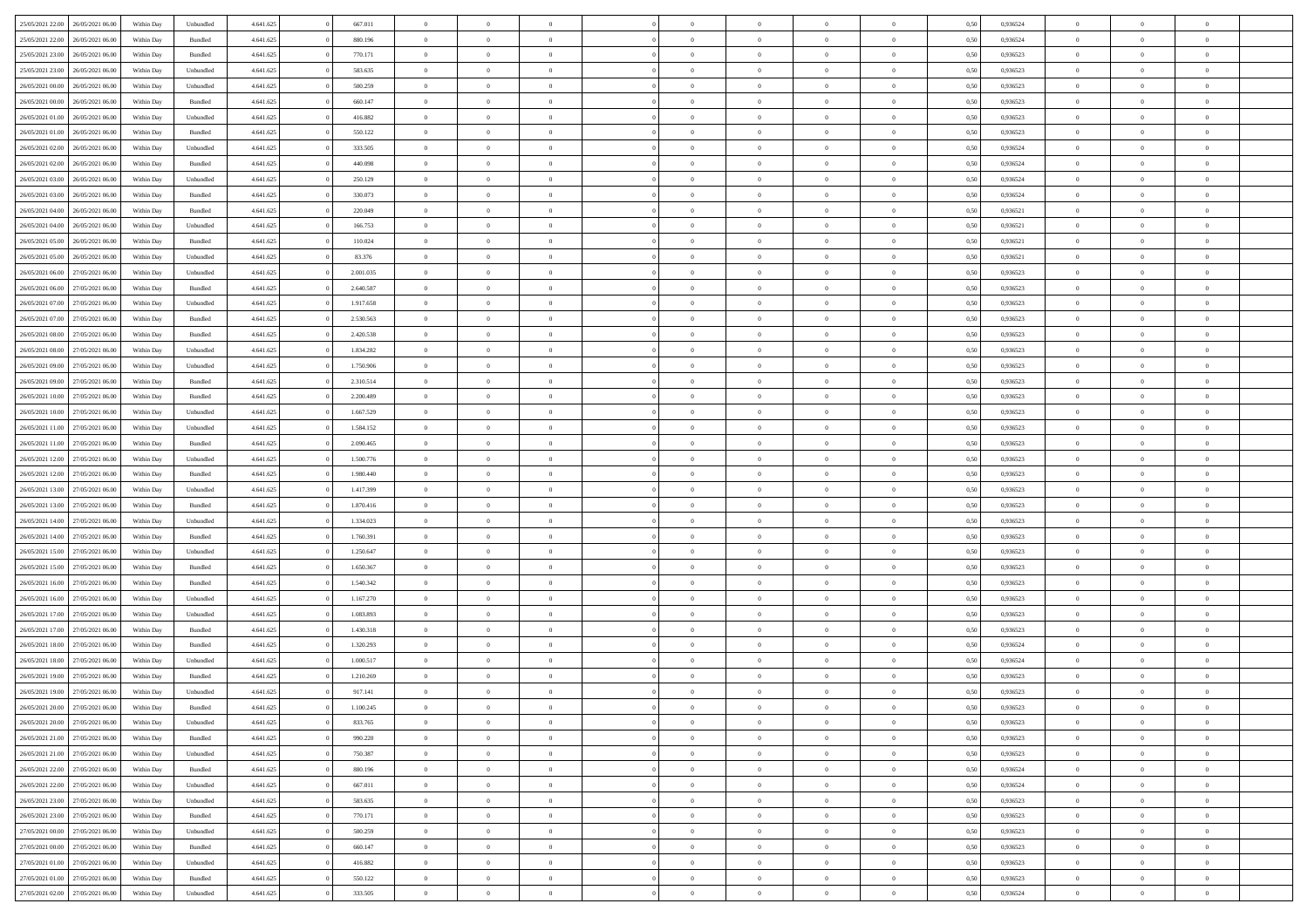| 25/05/2021 22:00 | 26/05/2021 06:00 | Within Day | Unbundled | 4.641.625 | 0 | 667.011 | 0 | 0 | 0 | | 0 | 0 | 0 | 0 | 0,50 | 0,936524 | 0 | 0 | 0 | |
|---|---|---|---|---|---|---|---|---|---|---|---|---|---|---|---|---|---|---|---|---|
| 25/05/2021 22:00 | 26/05/2021 06:00 | Within Day | Bundled | 4.641.625 | 0 | 880.196 | 0 | 0 | 0 | | 0 | 0 | 0 | 0 | 0,50 | 0,936524 | 0 | 0 | 0 | |
| 25/05/2021 23:00 | 26/05/2021 06:00 | Within Day | Bundled | 4.641.625 | 0 | 770.171 | 0 | 0 | 0 | | 0 | 0 | 0 | 0 | 0,50 | 0,936523 | 0 | 0 | 0 | |
| 25/05/2021 23:00 | 26/05/2021 06:00 | Within Day | Unbundled | 4.641.625 | 0 | 583.635 | 0 | 0 | 0 | | 0 | 0 | 0 | 0 | 0,50 | 0,936523 | 0 | 0 | 0 | |
| 26/05/2021 00:00 | 26/05/2021 06:00 | Within Day | Unbundled | 4.641.625 | 0 | 500.259 | 0 | 0 | 0 | | 0 | 0 | 0 | 0 | 0,50 | 0,936523 | 0 | 0 | 0 | |
| 26/05/2021 00:00 | 26/05/2021 06:00 | Within Day | Bundled | 4.641.625 | 0 | 660.147 | 0 | 0 | 0 | | 0 | 0 | 0 | 0 | 0,50 | 0,936523 | 0 | 0 | 0 | |
| 26/05/2021 01:00 | 26/05/2021 06:00 | Within Day | Unbundled | 4.641.625 | 0 | 416.882 | 0 | 0 | 0 | | 0 | 0 | 0 | 0 | 0,50 | 0,936523 | 0 | 0 | 0 | |
| 26/05/2021 01:00 | 26/05/2021 06:00 | Within Day | Bundled | 4.641.625 | 0 | 550.122 | 0 | 0 | 0 | | 0 | 0 | 0 | 0 | 0,50 | 0,936523 | 0 | 0 | 0 | |
| 26/05/2021 02:00 | 26/05/2021 06:00 | Within Day | Unbundled | 4.641.625 | 0 | 333.505 | 0 | 0 | 0 | | 0 | 0 | 0 | 0 | 0,50 | 0,936524 | 0 | 0 | 0 | |
| 26/05/2021 02:00 | 26/05/2021 06:00 | Within Day | Bundled | 4.641.625 | 0 | 440.098 | 0 | 0 | 0 | | 0 | 0 | 0 | 0 | 0,50 | 0,936524 | 0 | 0 | 0 | |
| 26/05/2021 03:00 | 26/05/2021 06:00 | Within Day | Unbundled | 4.641.625 | 0 | 250.129 | 0 | 0 | 0 | | 0 | 0 | 0 | 0 | 0,50 | 0,936524 | 0 | 0 | 0 | |
| 26/05/2021 03:00 | 26/05/2021 06:00 | Within Day | Bundled | 4.641.625 | 0 | 330.073 | 0 | 0 | 0 | | 0 | 0 | 0 | 0 | 0,50 | 0,936524 | 0 | 0 | 0 | |
| 26/05/2021 04:00 | 26/05/2021 06:00 | Within Day | Bundled | 4.641.625 | 0 | 220.049 | 0 | 0 | 0 | | 0 | 0 | 0 | 0 | 0,50 | 0,936521 | 0 | 0 | 0 | |
| 26/05/2021 04:00 | 26/05/2021 06:00 | Within Day | Unbundled | 4.641.625 | 0 | 166.753 | 0 | 0 | 0 | | 0 | 0 | 0 | 0 | 0,50 | 0,936521 | 0 | 0 | 0 | |
| 26/05/2021 05:00 | 26/05/2021 06:00 | Within Day | Bundled | 4.641.625 | 0 | 110.024 | 0 | 0 | 0 | | 0 | 0 | 0 | 0 | 0,50 | 0,936521 | 0 | 0 | 0 | |
| 26/05/2021 05:00 | 26/05/2021 06:00 | Within Day | Unbundled | 4.641.625 | 0 | 83.376 | 0 | 0 | 0 | | 0 | 0 | 0 | 0 | 0,50 | 0,936521 | 0 | 0 | 0 | |
| 26/05/2021 06:00 | 27/05/2021 06:00 | Within Day | Unbundled | 4.641.625 | 0 | 2.001.035 | 0 | 0 | 0 | | 0 | 0 | 0 | 0 | 0,50 | 0,936523 | 0 | 0 | 0 | |
| 26/05/2021 06:00 | 27/05/2021 06:00 | Within Day | Bundled | 4.641.625 | 0 | 2.640.587 | 0 | 0 | 0 | | 0 | 0 | 0 | 0 | 0,50 | 0,936523 | 0 | 0 | 0 | |
| 26/05/2021 07:00 | 27/05/2021 06:00 | Within Day | Unbundled | 4.641.625 | 0 | 1.917.658 | 0 | 0 | 0 | | 0 | 0 | 0 | 0 | 0,50 | 0,936523 | 0 | 0 | 0 | |
| 26/05/2021 07:00 | 27/05/2021 06:00 | Within Day | Bundled | 4.641.625 | 0 | 2.530.563 | 0 | 0 | 0 | | 0 | 0 | 0 | 0 | 0,50 | 0,936523 | 0 | 0 | 0 | |
| 26/05/2021 08:00 | 27/05/2021 06:00 | Within Day | Bundled | 4.641.625 | 0 | 2.420.538 | 0 | 0 | 0 | | 0 | 0 | 0 | 0 | 0,50 | 0,936523 | 0 | 0 | 0 | |
| 26/05/2021 08:00 | 27/05/2021 06:00 | Within Day | Unbundled | 4.641.625 | 0 | 1.834.282 | 0 | 0 | 0 | | 0 | 0 | 0 | 0 | 0,50 | 0,936523 | 0 | 0 | 0 | |
| 26/05/2021 09:00 | 27/05/2021 06:00 | Within Day | Unbundled | 4.641.625 | 0 | 1.750.906 | 0 | 0 | 0 | | 0 | 0 | 0 | 0 | 0,50 | 0,936523 | 0 | 0 | 0 | |
| 26/05/2021 09:00 | 27/05/2021 06:00 | Within Day | Bundled | 4.641.625 | 0 | 2.310.514 | 0 | 0 | 0 | | 0 | 0 | 0 | 0 | 0,50 | 0,936523 | 0 | 0 | 0 | |
| 26/05/2021 10:00 | 27/05/2021 06:00 | Within Day | Bundled | 4.641.625 | 0 | 2.200.489 | 0 | 0 | 0 | | 0 | 0 | 0 | 0 | 0,50 | 0,936523 | 0 | 0 | 0 | |
| 26/05/2021 10:00 | 27/05/2021 06:00 | Within Day | Unbundled | 4.641.625 | 0 | 1.667.529 | 0 | 0 | 0 | | 0 | 0 | 0 | 0 | 0,50 | 0,936523 | 0 | 0 | 0 | |
| 26/05/2021 11:00 | 27/05/2021 06:00 | Within Day | Unbundled | 4.641.625 | 0 | 1.584.152 | 0 | 0 | 0 | | 0 | 0 | 0 | 0 | 0,50 | 0,936523 | 0 | 0 | 0 | |
| 26/05/2021 11:00 | 27/05/2021 06:00 | Within Day | Bundled | 4.641.625 | 0 | 2.090.465 | 0 | 0 | 0 | | 0 | 0 | 0 | 0 | 0,50 | 0,936523 | 0 | 0 | 0 | |
| 26/05/2021 12:00 | 27/05/2021 06:00 | Within Day | Unbundled | 4.641.625 | 0 | 1.500.776 | 0 | 0 | 0 | | 0 | 0 | 0 | 0 | 0,50 | 0,936523 | 0 | 0 | 0 | |
| 26/05/2021 12:00 | 27/05/2021 06:00 | Within Day | Bundled | 4.641.625 | 0 | 1.980.440 | 0 | 0 | 0 | | 0 | 0 | 0 | 0 | 0,50 | 0,936523 | 0 | 0 | 0 | |
| 26/05/2021 13:00 | 27/05/2021 06:00 | Within Day | Unbundled | 4.641.625 | 0 | 1.417.399 | 0 | 0 | 0 | | 0 | 0 | 0 | 0 | 0,50 | 0,936523 | 0 | 0 | 0 | |
| 26/05/2021 13:00 | 27/05/2021 06:00 | Within Day | Bundled | 4.641.625 | 0 | 1.870.416 | 0 | 0 | 0 | | 0 | 0 | 0 | 0 | 0,50 | 0,936523 | 0 | 0 | 0 | |
| 26/05/2021 14:00 | 27/05/2021 06:00 | Within Day | Unbundled | 4.641.625 | 0 | 1.334.023 | 0 | 0 | 0 | | 0 | 0 | 0 | 0 | 0,50 | 0,936523 | 0 | 0 | 0 | |
| 26/05/2021 14:00 | 27/05/2021 06:00 | Within Day | Bundled | 4.641.625 | 0 | 1.760.391 | 0 | 0 | 0 | | 0 | 0 | 0 | 0 | 0,50 | 0,936523 | 0 | 0 | 0 | |
| 26/05/2021 15:00 | 27/05/2021 06:00 | Within Day | Unbundled | 4.641.625 | 0 | 1.250.647 | 0 | 0 | 0 | | 0 | 0 | 0 | 0 | 0,50 | 0,936523 | 0 | 0 | 0 | |
| 26/05/2021 15:00 | 27/05/2021 06:00 | Within Day | Bundled | 4.641.625 | 0 | 1.650.367 | 0 | 0 | 0 | | 0 | 0 | 0 | 0 | 0,50 | 0,936523 | 0 | 0 | 0 | |
| 26/05/2021 16:00 | 27/05/2021 06:00 | Within Day | Bundled | 4.641.625 | 0 | 1.540.342 | 0 | 0 | 0 | | 0 | 0 | 0 | 0 | 0,50 | 0,936523 | 0 | 0 | 0 | |
| 26/05/2021 16:00 | 27/05/2021 06:00 | Within Day | Unbundled | 4.641.625 | 0 | 1.167.270 | 0 | 0 | 0 | | 0 | 0 | 0 | 0 | 0,50 | 0,936523 | 0 | 0 | 0 | |
| 26/05/2021 17:00 | 27/05/2021 06:00 | Within Day | Unbundled | 4.641.625 | 0 | 1.083.893 | 0 | 0 | 0 | | 0 | 0 | 0 | 0 | 0,50 | 0,936523 | 0 | 0 | 0 | |
| 26/05/2021 17:00 | 27/05/2021 06:00 | Within Day | Bundled | 4.641.625 | 0 | 1.430.318 | 0 | 0 | 0 | | 0 | 0 | 0 | 0 | 0,50 | 0,936523 | 0 | 0 | 0 | |
| 26/05/2021 18:00 | 27/05/2021 06:00 | Within Day | Bundled | 4.641.625 | 0 | 1.320.293 | 0 | 0 | 0 | | 0 | 0 | 0 | 0 | 0,50 | 0,936524 | 0 | 0 | 0 | |
| 26/05/2021 18:00 | 27/05/2021 06:00 | Within Day | Unbundled | 4.641.625 | 0 | 1.000.517 | 0 | 0 | 0 | | 0 | 0 | 0 | 0 | 0,50 | 0,936524 | 0 | 0 | 0 | |
| 26/05/2021 19:00 | 27/05/2021 06:00 | Within Day | Bundled | 4.641.625 | 0 | 1.210.269 | 0 | 0 | 0 | | 0 | 0 | 0 | 0 | 0,50 | 0,936523 | 0 | 0 | 0 | |
| 26/05/2021 19:00 | 27/05/2021 06:00 | Within Day | Unbundled | 4.641.625 | 0 | 917.141 | 0 | 0 | 0 | | 0 | 0 | 0 | 0 | 0,50 | 0,936523 | 0 | 0 | 0 | |
| 26/05/2021 20:00 | 27/05/2021 06:00 | Within Day | Bundled | 4.641.625 | 0 | 1.100.245 | 0 | 0 | 0 | | 0 | 0 | 0 | 0 | 0,50 | 0,936523 | 0 | 0 | 0 | |
| 26/05/2021 20:00 | 27/05/2021 06:00 | Within Day | Unbundled | 4.641.625 | 0 | 833.765 | 0 | 0 | 0 | | 0 | 0 | 0 | 0 | 0,50 | 0,936523 | 0 | 0 | 0 | |
| 26/05/2021 21:00 | 27/05/2021 06:00 | Within Day | Bundled | 4.641.625 | 0 | 990.220 | 0 | 0 | 0 | | 0 | 0 | 0 | 0 | 0,50 | 0,936523 | 0 | 0 | 0 | |
| 26/05/2021 21:00 | 27/05/2021 06:00 | Within Day | Unbundled | 4.641.625 | 0 | 750.387 | 0 | 0 | 0 | | 0 | 0 | 0 | 0 | 0,50 | 0,936523 | 0 | 0 | 0 | |
| 26/05/2021 22:00 | 27/05/2021 06:00 | Within Day | Bundled | 4.641.625 | 0 | 880.196 | 0 | 0 | 0 | | 0 | 0 | 0 | 0 | 0,50 | 0,936524 | 0 | 0 | 0 | |
| 26/05/2021 22:00 | 27/05/2021 06:00 | Within Day | Unbundled | 4.641.625 | 0 | 667.011 | 0 | 0 | 0 | | 0 | 0 | 0 | 0 | 0,50 | 0,936524 | 0 | 0 | 0 | |
| 26/05/2021 23:00 | 27/05/2021 06:00 | Within Day | Unbundled | 4.641.625 | 0 | 583.635 | 0 | 0 | 0 | | 0 | 0 | 0 | 0 | 0,50 | 0,936523 | 0 | 0 | 0 | |
| 26/05/2021 23:00 | 27/05/2021 06:00 | Within Day | Bundled | 4.641.625 | 0 | 770.171 | 0 | 0 | 0 | | 0 | 0 | 0 | 0 | 0,50 | 0,936523 | 0 | 0 | 0 | |
| 27/05/2021 00:00 | 27/05/2021 06:00 | Within Day | Unbundled | 4.641.625 | 0 | 500.259 | 0 | 0 | 0 | | 0 | 0 | 0 | 0 | 0,50 | 0,936523 | 0 | 0 | 0 | |
| 27/05/2021 00:00 | 27/05/2021 06:00 | Within Day | Bundled | 4.641.625 | 0 | 660.147 | 0 | 0 | 0 | | 0 | 0 | 0 | 0 | 0,50 | 0,936523 | 0 | 0 | 0 | |
| 27/05/2021 01:00 | 27/05/2021 06:00 | Within Day | Unbundled | 4.641.625 | 0 | 416.882 | 0 | 0 | 0 | | 0 | 0 | 0 | 0 | 0,50 | 0,936523 | 0 | 0 | 0 | |
| 27/05/2021 01:00 | 27/05/2021 06:00 | Within Day | Bundled | 4.641.625 | 0 | 550.122 | 0 | 0 | 0 | | 0 | 0 | 0 | 0 | 0,50 | 0,936523 | 0 | 0 | 0 | |
| 27/05/2021 02:00 | 27/05/2021 06:00 | Within Day | Unbundled | 4.641.625 | 0 | 333.505 | 0 | 0 | 0 | | 0 | 0 | 0 | 0 | 0,50 | 0,936524 | 0 | 0 | 0 | |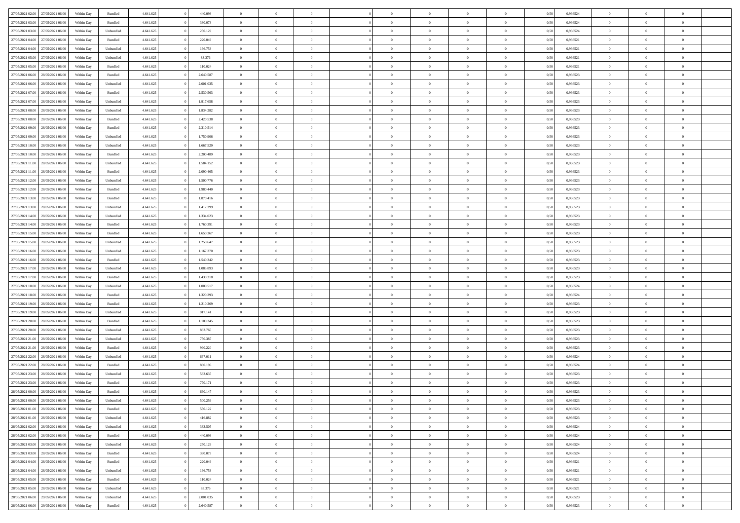| | | | | | | | | | | | | | | | | | | | | | |
|---|---|---|---|---|---|---|---|---|---|---|---|---|---|---|---|---|---|---|---|---|---|
| 27/05/2021 02:00 | 27/05/2021 06:00 | Within Day | Bundled | 4.641.625 | 0 | 440.098 | 0 | 0 | 0 | | 0 | 0 | 0 | 0 | 0,50 | 0,936524 | 0 | 0 | 0 | |
| 27/05/2021 03:00 | 27/05/2021 06:00 | Within Day | Bundled | 4.641.625 | 0 | 330.073 | 0 | 0 | 0 | | 0 | 0 | 0 | 0 | 0,50 | 0,936524 | 0 | 0 | 0 | |
| 27/05/2021 03:00 | 27/05/2021 06:00 | Within Day | Unbundled | 4.641.625 | 0 | 250.129 | 0 | 0 | 0 | | 0 | 0 | 0 | 0 | 0,50 | 0,936524 | 0 | 0 | 0 | |
| 27/05/2021 04:00 | 27/05/2021 06:00 | Within Day | Bundled | 4.641.625 | 0 | 220.049 | 0 | 0 | 0 | | 0 | 0 | 0 | 0 | 0,50 | 0,936521 | 0 | 0 | 0 | |
| 27/05/2021 04:00 | 27/05/2021 06:00 | Within Day | Unbundled | 4.641.625 | 0 | 166.753 | 0 | 0 | 0 | | 0 | 0 | 0 | 0 | 0,50 | 0,936521 | 0 | 0 | 0 | |
| 27/05/2021 05:00 | 27/05/2021 06:00 | Within Day | Unbundled | 4.641.625 | 0 | 83.376 | 0 | 0 | 0 | | 0 | 0 | 0 | 0 | 0,50 | 0,936521 | 0 | 0 | 0 | |
| 27/05/2021 05:00 | 27/05/2021 06:00 | Within Day | Bundled | 4.641.625 | 0 | 110.024 | 0 | 0 | 0 | | 0 | 0 | 0 | 0 | 0,50 | 0,936521 | 0 | 0 | 0 | |
| 27/05/2021 06:00 | 28/05/2021 06:00 | Within Day | Bundled | 4.641.625 | 0 | 2.640.587 | 0 | 0 | 0 | | 0 | 0 | 0 | 0 | 0,50 | 0,936523 | 0 | 0 | 0 | |
| 27/05/2021 06:00 | 28/05/2021 06:00 | Within Day | Unbundled | 4.641.625 | 0 | 2.001.035 | 0 | 0 | 0 | | 0 | 0 | 0 | 0 | 0,50 | 0,936523 | 0 | 0 | 0 | |
| 27/05/2021 07:00 | 28/05/2021 06:00 | Within Day | Bundled | 4.641.625 | 0 | 2.530.563 | 0 | 0 | 0 | | 0 | 0 | 0 | 0 | 0,50 | 0,936523 | 0 | 0 | 0 | |
| 27/05/2021 07:00 | 28/05/2021 06:00 | Within Day | Unbundled | 4.641.625 | 0 | 1.917.658 | 0 | 0 | 0 | | 0 | 0 | 0 | 0 | 0,50 | 0,936523 | 0 | 0 | 0 | |
| 27/05/2021 08:00 | 28/05/2021 06:00 | Within Day | Unbundled | 4.641.625 | 0 | 1.834.282 | 0 | 0 | 0 | | 0 | 0 | 0 | 0 | 0,50 | 0,936523 | 0 | 0 | 0 | |
| 27/05/2021 08:00 | 28/05/2021 06:00 | Within Day | Bundled | 4.641.625 | 0 | 2.420.538 | 0 | 0 | 0 | | 0 | 0 | 0 | 0 | 0,50 | 0,936523 | 0 | 0 | 0 | |
| 27/05/2021 09:00 | 28/05/2021 06:00 | Within Day | Bundled | 4.641.625 | 0 | 2.310.514 | 0 | 0 | 0 | | 0 | 0 | 0 | 0 | 0,50 | 0,936523 | 0 | 0 | 0 | |
| 27/05/2021 09:00 | 28/05/2021 06:00 | Within Day | Unbundled | 4.641.625 | 0 | 1.750.906 | 0 | 0 | 0 | | 0 | 0 | 0 | 0 | 0,50 | 0,936523 | 0 | 0 | 0 | |
| 27/05/2021 10:00 | 28/05/2021 06:00 | Within Day | Unbundled | 4.641.625 | 0 | 1.667.529 | 0 | 0 | 0 | | 0 | 0 | 0 | 0 | 0,50 | 0,936523 | 0 | 0 | 0 | |
| 27/05/2021 10:00 | 28/05/2021 06:00 | Within Day | Bundled | 4.641.625 | 0 | 2.200.489 | 0 | 0 | 0 | | 0 | 0 | 0 | 0 | 0,50 | 0,936523 | 0 | 0 | 0 | |
| 27/05/2021 11:00 | 28/05/2021 06:00 | Within Day | Unbundled | 4.641.625 | 0 | 1.584.152 | 0 | 0 | 0 | | 0 | 0 | 0 | 0 | 0,50 | 0,936523 | 0 | 0 | 0 | |
| 27/05/2021 11:00 | 28/05/2021 06:00 | Within Day | Bundled | 4.641.625 | 0 | 2.090.465 | 0 | 0 | 0 | | 0 | 0 | 0 | 0 | 0,50 | 0,936523 | 0 | 0 | 0 | |
| 27/05/2021 12:00 | 28/05/2021 06:00 | Within Day | Unbundled | 4.641.625 | 0 | 1.500.776 | 0 | 0 | 0 | | 0 | 0 | 0 | 0 | 0,50 | 0,936523 | 0 | 0 | 0 | |
| 27/05/2021 12:00 | 28/05/2021 06:00 | Within Day | Bundled | 4.641.625 | 0 | 1.980.440 | 0 | 0 | 0 | | 0 | 0 | 0 | 0 | 0,50 | 0,936523 | 0 | 0 | 0 | |
| 27/05/2021 13:00 | 28/05/2021 06:00 | Within Day | Bundled | 4.641.625 | 0 | 1.870.416 | 0 | 0 | 0 | | 0 | 0 | 0 | 0 | 0,50 | 0,936523 | 0 | 0 | 0 | |
| 27/05/2021 13:00 | 28/05/2021 06:00 | Within Day | Unbundled | 4.641.625 | 0 | 1.417.399 | 0 | 0 | 0 | | 0 | 0 | 0 | 0 | 0,50 | 0,936523 | 0 | 0 | 0 | |
| 27/05/2021 14:00 | 28/05/2021 06:00 | Within Day | Unbundled | 4.641.625 | 0 | 1.334.023 | 0 | 0 | 0 | | 0 | 0 | 0 | 0 | 0,50 | 0,936523 | 0 | 0 | 0 | |
| 27/05/2021 14:00 | 28/05/2021 06:00 | Within Day | Bundled | 4.641.625 | 0 | 1.760.391 | 0 | 0 | 0 | | 0 | 0 | 0 | 0 | 0,50 | 0,936523 | 0 | 0 | 0 | |
| 27/05/2021 15:00 | 28/05/2021 06:00 | Within Day | Bundled | 4.641.625 | 0 | 1.650.367 | 0 | 0 | 0 | | 0 | 0 | 0 | 0 | 0,50 | 0,936523 | 0 | 0 | 0 | |
| 27/05/2021 15:00 | 28/05/2021 06:00 | Within Day | Unbundled | 4.641.625 | 0 | 1.250.647 | 0 | 0 | 0 | | 0 | 0 | 0 | 0 | 0,50 | 0,936523 | 0 | 0 | 0 | |
| 27/05/2021 16:00 | 28/05/2021 06:00 | Within Day | Unbundled | 4.641.625 | 0 | 1.167.270 | 0 | 0 | 0 | | 0 | 0 | 0 | 0 | 0,50 | 0,936523 | 0 | 0 | 0 | |
| 27/05/2021 16:00 | 28/05/2021 06:00 | Within Day | Bundled | 4.641.625 | 0 | 1.540.342 | 0 | 0 | 0 | | 0 | 0 | 0 | 0 | 0,50 | 0,936523 | 0 | 0 | 0 | |
| 27/05/2021 17:00 | 28/05/2021 06:00 | Within Day | Unbundled | 4.641.625 | 0 | 1.083.893 | 0 | 0 | 0 | | 0 | 0 | 0 | 0 | 0,50 | 0,936523 | 0 | 0 | 0 | |
| 27/05/2021 17:00 | 28/05/2021 06:00 | Within Day | Bundled | 4.641.625 | 0 | 1.430.318 | 0 | 0 | 0 | | 0 | 0 | 0 | 0 | 0,50 | 0,936523 | 0 | 0 | 0 | |
| 27/05/2021 18:00 | 28/05/2021 06:00 | Within Day | Unbundled | 4.641.625 | 0 | 1.000.517 | 0 | 0 | 0 | | 0 | 0 | 0 | 0 | 0,50 | 0,936524 | 0 | 0 | 0 | |
| 27/05/2021 18:00 | 28/05/2021 06:00 | Within Day | Bundled | 4.641.625 | 0 | 1.320.293 | 0 | 0 | 0 | | 0 | 0 | 0 | 0 | 0,50 | 0,936524 | 0 | 0 | 0 | |
| 27/05/2021 19:00 | 28/05/2021 06:00 | Within Day | Bundled | 4.641.625 | 0 | 1.210.269 | 0 | 0 | 0 | | 0 | 0 | 0 | 0 | 0,50 | 0,936523 | 0 | 0 | 0 | |
| 27/05/2021 19:00 | 28/05/2021 06:00 | Within Day | Unbundled | 4.641.625 | 0 | 917.141 | 0 | 0 | 0 | | 0 | 0 | 0 | 0 | 0,50 | 0,936523 | 0 | 0 | 0 | |
| 27/05/2021 20:00 | 28/05/2021 06:00 | Within Day | Bundled | 4.641.625 | 0 | 1.100.245 | 0 | 0 | 0 | | 0 | 0 | 0 | 0 | 0,50 | 0,936523 | 0 | 0 | 0 | |
| 27/05/2021 20:00 | 28/05/2021 06:00 | Within Day | Unbundled | 4.641.625 | 0 | 833.765 | 0 | 0 | 0 | | 0 | 0 | 0 | 0 | 0,50 | 0,936523 | 0 | 0 | 0 | |
| 27/05/2021 21:00 | 28/05/2021 06:00 | Within Day | Unbundled | 4.641.625 | 0 | 750.387 | 0 | 0 | 0 | | 0 | 0 | 0 | 0 | 0,50 | 0,936523 | 0 | 0 | 0 | |
| 27/05/2021 21:00 | 28/05/2021 06:00 | Within Day | Bundled | 4.641.625 | 0 | 990.220 | 0 | 0 | 0 | | 0 | 0 | 0 | 0 | 0,50 | 0,936523 | 0 | 0 | 0 | |
| 27/05/2021 22:00 | 28/05/2021 06:00 | Within Day | Unbundled | 4.641.625 | 0 | 667.011 | 0 | 0 | 0 | | 0 | 0 | 0 | 0 | 0,50 | 0,936524 | 0 | 0 | 0 | |
| 27/05/2021 22:00 | 28/05/2021 06:00 | Within Day | Bundled | 4.641.625 | 0 | 880.196 | 0 | 0 | 0 | | 0 | 0 | 0 | 0 | 0,50 | 0,936524 | 0 | 0 | 0 | |
| 27/05/2021 23:00 | 28/05/2021 06:00 | Within Day | Unbundled | 4.641.625 | 0 | 583.635 | 0 | 0 | 0 | | 0 | 0 | 0 | 0 | 0,50 | 0,936523 | 0 | 0 | 0 | |
| 27/05/2021 23:00 | 28/05/2021 06:00 | Within Day | Bundled | 4.641.625 | 0 | 770.171 | 0 | 0 | 0 | | 0 | 0 | 0 | 0 | 0,50 | 0,936523 | 0 | 0 | 0 | |
| 28/05/2021 00:00 | 28/05/2021 06:00 | Within Day | Bundled | 4.641.625 | 0 | 660.147 | 0 | 0 | 0 | | 0 | 0 | 0 | 0 | 0,50 | 0,936523 | 0 | 0 | 0 | |
| 28/05/2021 00:00 | 28/05/2021 06:00 | Within Day | Unbundled | 4.641.625 | 0 | 500.259 | 0 | 0 | 0 | | 0 | 0 | 0 | 0 | 0,50 | 0,936523 | 0 | 0 | 0 | |
| 28/05/2021 01:00 | 28/05/2021 06:00 | Within Day | Bundled | 4.641.625 | 0 | 550.122 | 0 | 0 | 0 | | 0 | 0 | 0 | 0 | 0,50 | 0,936523 | 0 | 0 | 0 | |
| 28/05/2021 01:00 | 28/05/2021 06:00 | Within Day | Unbundled | 4.641.625 | 0 | 416.882 | 0 | 0 | 0 | | 0 | 0 | 0 | 0 | 0,50 | 0,936523 | 0 | 0 | 0 | |
| 28/05/2021 02:00 | 28/05/2021 06:00 | Within Day | Unbundled | 4.641.625 | 0 | 333.505 | 0 | 0 | 0 | | 0 | 0 | 0 | 0 | 0,50 | 0,936524 | 0 | 0 | 0 | |
| 28/05/2021 02:00 | 28/05/2021 06:00 | Within Day | Bundled | 4.641.625 | 0 | 440.098 | 0 | 0 | 0 | | 0 | 0 | 0 | 0 | 0,50 | 0,936524 | 0 | 0 | 0 | |
| 28/05/2021 03:00 | 28/05/2021 06:00 | Within Day | Unbundled | 4.641.625 | 0 | 250.129 | 0 | 0 | 0 | | 0 | 0 | 0 | 0 | 0,50 | 0,936524 | 0 | 0 | 0 | |
| 28/05/2021 03:00 | 28/05/2021 06:00 | Within Day | Bundled | 4.641.625 | 0 | 330.073 | 0 | 0 | 0 | | 0 | 0 | 0 | 0 | 0,50 | 0,936524 | 0 | 0 | 0 | |
| 28/05/2021 04:00 | 28/05/2021 06:00 | Within Day | Bundled | 4.641.625 | 0 | 220.049 | 0 | 0 | 0 | | 0 | 0 | 0 | 0 | 0,50 | 0,936521 | 0 | 0 | 0 | |
| 28/05/2021 04:00 | 28/05/2021 06:00 | Within Day | Unbundled | 4.641.625 | 0 | 166.753 | 0 | 0 | 0 | | 0 | 0 | 0 | 0 | 0,50 | 0,936521 | 0 | 0 | 0 | |
| 28/05/2021 05:00 | 28/05/2021 06:00 | Within Day | Bundled | 4.641.625 | 0 | 110.024 | 0 | 0 | 0 | | 0 | 0 | 0 | 0 | 0,50 | 0,936521 | 0 | 0 | 0 | |
| 28/05/2021 05:00 | 28/05/2021 06:00 | Within Day | Unbundled | 4.641.625 | 0 | 83.376 | 0 | 0 | 0 | | 0 | 0 | 0 | 0 | 0,50 | 0,936521 | 0 | 0 | 0 | |
| 28/05/2021 06:00 | 29/05/2021 06:00 | Within Day | Unbundled | 4.641.625 | 0 | 2.001.035 | 0 | 0 | 0 | | 0 | 0 | 0 | 0 | 0,50 | 0,936523 | 0 | 0 | 0 | |
| 28/05/2021 06:00 | 29/05/2021 06:00 | Within Day | Bundled | 4.641.625 | 0 | 2.640.587 | 0 | 0 | 0 | | 0 | 0 | 0 | 0 | 0,50 | 0,936523 | 0 | 0 | 0 | |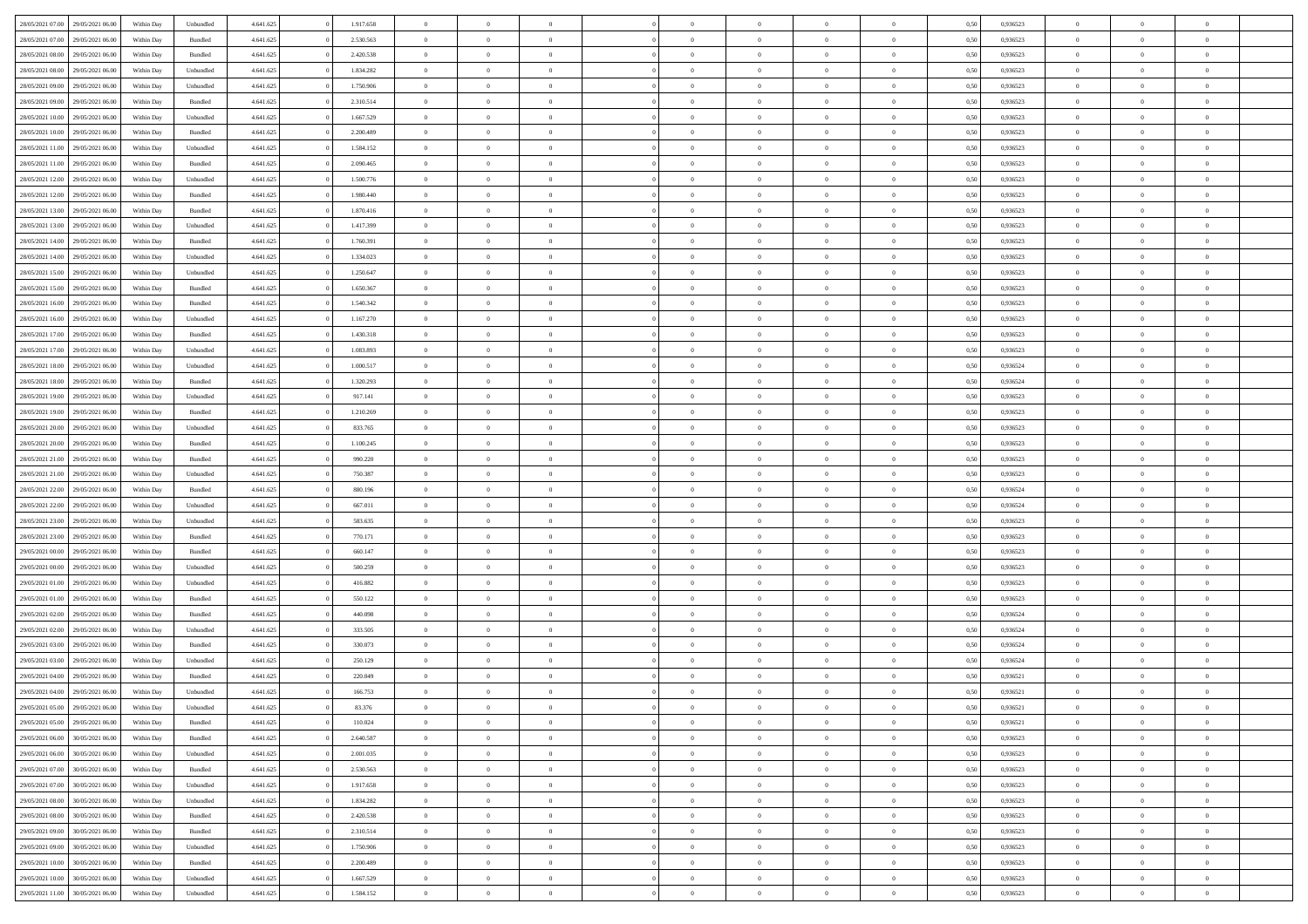| | | | | | | | | | | | | | | | | | | | | | |
|---|---|---|---|---|---|---|---|---|---|---|---|---|---|---|---|---|---|---|---|---|---|
| 28/05/2021 07:00 | 29/05/2021 06:00 | Within Day | Unbundled | 4.641.625 | 0 | 1.917.658 | 0 | 0 | 0 | | 0 | 0 | 0 | 0 | 0 | 0,50 | 0,936523 | 0 | 0 | 0 | |
| 28/05/2021 07:00 | 29/05/2021 06:00 | Within Day | Bundled | 4.641.625 | 0 | 2.530.563 | 0 | 0 | 0 | | 0 | 0 | 0 | 0 | 0 | 0,50 | 0,936523 | 0 | 0 | 0 | |
| 28/05/2021 08:00 | 29/05/2021 06:00 | Within Day | Bundled | 4.641.625 | 0 | 2.420.538 | 0 | 0 | 0 | | 0 | 0 | 0 | 0 | 0 | 0,50 | 0,936523 | 0 | 0 | 0 | |
| 28/05/2021 08:00 | 29/05/2021 06:00 | Within Day | Unbundled | 4.641.625 | 0 | 1.834.282 | 0 | 0 | 0 | | 0 | 0 | 0 | 0 | 0 | 0,50 | 0,936523 | 0 | 0 | 0 | |
| 28/05/2021 09:00 | 29/05/2021 06:00 | Within Day | Unbundled | 4.641.625 | 0 | 1.750.906 | 0 | 0 | 0 | | 0 | 0 | 0 | 0 | 0 | 0,50 | 0,936523 | 0 | 0 | 0 | |
| 28/05/2021 09:00 | 29/05/2021 06:00 | Within Day | Bundled | 4.641.625 | 0 | 2.310.514 | 0 | 0 | 0 | | 0 | 0 | 0 | 0 | 0 | 0,50 | 0,936523 | 0 | 0 | 0 | |
| 28/05/2021 10:00 | 29/05/2021 06:00 | Within Day | Unbundled | 4.641.625 | 0 | 1.667.529 | 0 | 0 | 0 | | 0 | 0 | 0 | 0 | 0 | 0,50 | 0,936523 | 0 | 0 | 0 | |
| 28/05/2021 10:00 | 29/05/2021 06:00 | Within Day | Bundled | 4.641.625 | 0 | 2.200.489 | 0 | 0 | 0 | | 0 | 0 | 0 | 0 | 0 | 0,50 | 0,936523 | 0 | 0 | 0 | |
| 28/05/2021 11:00 | 29/05/2021 06:00 | Within Day | Unbundled | 4.641.625 | 0 | 1.584.152 | 0 | 0 | 0 | | 0 | 0 | 0 | 0 | 0 | 0,50 | 0,936523 | 0 | 0 | 0 | |
| 28/05/2021 11:00 | 29/05/2021 06:00 | Within Day | Bundled | 4.641.625 | 0 | 2.090.465 | 0 | 0 | 0 | | 0 | 0 | 0 | 0 | 0 | 0,50 | 0,936523 | 0 | 0 | 0 | |
| 28/05/2021 12:00 | 29/05/2021 06:00 | Within Day | Unbundled | 4.641.625 | 0 | 1.500.776 | 0 | 0 | 0 | | 0 | 0 | 0 | 0 | 0 | 0,50 | 0,936523 | 0 | 0 | 0 | |
| 28/05/2021 12:00 | 29/05/2021 06:00 | Within Day | Bundled | 4.641.625 | 0 | 1.980.440 | 0 | 0 | 0 | | 0 | 0 | 0 | 0 | 0 | 0,50 | 0,936523 | 0 | 0 | 0 | |
| 28/05/2021 13:00 | 29/05/2021 06:00 | Within Day | Bundled | 4.641.625 | 0 | 1.870.416 | 0 | 0 | 0 | | 0 | 0 | 0 | 0 | 0 | 0,50 | 0,936523 | 0 | 0 | 0 | |
| 28/05/2021 13:00 | 29/05/2021 06:00 | Within Day | Unbundled | 4.641.625 | 0 | 1.417.399 | 0 | 0 | 0 | | 0 | 0 | 0 | 0 | 0 | 0,50 | 0,936523 | 0 | 0 | 0 | |
| 28/05/2021 14:00 | 29/05/2021 06:00 | Within Day | Bundled | 4.641.625 | 0 | 1.760.391 | 0 | 0 | 0 | | 0 | 0 | 0 | 0 | 0 | 0,50 | 0,936523 | 0 | 0 | 0 | |
| 28/05/2021 14:00 | 29/05/2021 06:00 | Within Day | Unbundled | 4.641.625 | 0 | 1.334.023 | 0 | 0 | 0 | | 0 | 0 | 0 | 0 | 0 | 0,50 | 0,936523 | 0 | 0 | 0 | |
| 28/05/2021 15:00 | 29/05/2021 06:00 | Within Day | Unbundled | 4.641.625 | 0 | 1.250.647 | 0 | 0 | 0 | | 0 | 0 | 0 | 0 | 0 | 0,50 | 0,936523 | 0 | 0 | 0 | |
| 28/05/2021 15:00 | 29/05/2021 06:00 | Within Day | Bundled | 4.641.625 | 0 | 1.650.367 | 0 | 0 | 0 | | 0 | 0 | 0 | 0 | 0 | 0,50 | 0,936523 | 0 | 0 | 0 | |
| 28/05/2021 16:00 | 29/05/2021 06:00 | Within Day | Bundled | 4.641.625 | 0 | 1.540.342 | 0 | 0 | 0 | | 0 | 0 | 0 | 0 | 0 | 0,50 | 0,936523 | 0 | 0 | 0 | |
| 28/05/2021 16:00 | 29/05/2021 06:00 | Within Day | Unbundled | 4.641.625 | 0 | 1.167.270 | 0 | 0 | 0 | | 0 | 0 | 0 | 0 | 0 | 0,50 | 0,936523 | 0 | 0 | 0 | |
| 28/05/2021 17:00 | 29/05/2021 06:00 | Within Day | Bundled | 4.641.625 | 0 | 1.430.318 | 0 | 0 | 0 | | 0 | 0 | 0 | 0 | 0 | 0,50 | 0,936523 | 0 | 0 | 0 | |
| 28/05/2021 17:00 | 29/05/2021 06:00 | Within Day | Unbundled | 4.641.625 | 0 | 1.083.893 | 0 | 0 | 0 | | 0 | 0 | 0 | 0 | 0 | 0,50 | 0,936523 | 0 | 0 | 0 | |
| 28/05/2021 18:00 | 29/05/2021 06:00 | Within Day | Unbundled | 4.641.625 | 0 | 1.000.517 | 0 | 0 | 0 | | 0 | 0 | 0 | 0 | 0 | 0,50 | 0,936524 | 0 | 0 | 0 | |
| 28/05/2021 18:00 | 29/05/2021 06:00 | Within Day | Bundled | 4.641.625 | 0 | 1.320.293 | 0 | 0 | 0 | | 0 | 0 | 0 | 0 | 0 | 0,50 | 0,936524 | 0 | 0 | 0 | |
| 28/05/2021 19:00 | 29/05/2021 06:00 | Within Day | Unbundled | 4.641.625 | 0 | 917.141 | 0 | 0 | 0 | | 0 | 0 | 0 | 0 | 0 | 0,50 | 0,936523 | 0 | 0 | 0 | |
| 28/05/2021 19:00 | 29/05/2021 06:00 | Within Day | Bundled | 4.641.625 | 0 | 1.210.269 | 0 | 0 | 0 | | 0 | 0 | 0 | 0 | 0 | 0,50 | 0,936523 | 0 | 0 | 0 | |
| 28/05/2021 20:00 | 29/05/2021 06:00 | Within Day | Unbundled | 4.641.625 | 0 | 833.765 | 0 | 0 | 0 | | 0 | 0 | 0 | 0 | 0 | 0,50 | 0,936523 | 0 | 0 | 0 | |
| 28/05/2021 20:00 | 29/05/2021 06:00 | Within Day | Bundled | 4.641.625 | 0 | 1.100.245 | 0 | 0 | 0 | | 0 | 0 | 0 | 0 | 0 | 0,50 | 0,936523 | 0 | 0 | 0 | |
| 28/05/2021 21:00 | 29/05/2021 06:00 | Within Day | Bundled | 4.641.625 | 0 | 990.220 | 0 | 0 | 0 | | 0 | 0 | 0 | 0 | 0 | 0,50 | 0,936523 | 0 | 0 | 0 | |
| 28/05/2021 21:00 | 29/05/2021 06:00 | Within Day | Unbundled | 4.641.625 | 0 | 750.387 | 0 | 0 | 0 | | 0 | 0 | 0 | 0 | 0 | 0,50 | 0,936523 | 0 | 0 | 0 | |
| 28/05/2021 22:00 | 29/05/2021 06:00 | Within Day | Bundled | 4.641.625 | 0 | 880.196 | 0 | 0 | 0 | | 0 | 0 | 0 | 0 | 0 | 0,50 | 0,936524 | 0 | 0 | 0 | |
| 28/05/2021 22:00 | 29/05/2021 06:00 | Within Day | Unbundled | 4.641.625 | 0 | 667.011 | 0 | 0 | 0 | | 0 | 0 | 0 | 0 | 0 | 0,50 | 0,936524 | 0 | 0 | 0 | |
| 28/05/2021 23:00 | 29/05/2021 06:00 | Within Day | Unbundled | 4.641.625 | 0 | 583.635 | 0 | 0 | 0 | | 0 | 0 | 0 | 0 | 0 | 0,50 | 0,936523 | 0 | 0 | 0 | |
| 28/05/2021 23:00 | 29/05/2021 06:00 | Within Day | Bundled | 4.641.625 | 0 | 770.171 | 0 | 0 | 0 | | 0 | 0 | 0 | 0 | 0 | 0,50 | 0,936523 | 0 | 0 | 0 | |
| 29/05/2021 00:00 | 29/05/2021 06:00 | Within Day | Bundled | 4.641.625 | 0 | 660.147 | 0 | 0 | 0 | | 0 | 0 | 0 | 0 | 0 | 0,50 | 0,936523 | 0 | 0 | 0 | |
| 29/05/2021 00:00 | 29/05/2021 06:00 | Within Day | Unbundled | 4.641.625 | 0 | 500.259 | 0 | 0 | 0 | | 0 | 0 | 0 | 0 | 0 | 0,50 | 0,936523 | 0 | 0 | 0 | |
| 29/05/2021 01:00 | 29/05/2021 06:00 | Within Day | Unbundled | 4.641.625 | 0 | 416.882 | 0 | 0 | 0 | | 0 | 0 | 0 | 0 | 0 | 0,50 | 0,936523 | 0 | 0 | 0 | |
| 29/05/2021 01:00 | 29/05/2021 06:00 | Within Day | Bundled | 4.641.625 | 0 | 550.122 | 0 | 0 | 0 | | 0 | 0 | 0 | 0 | 0 | 0,50 | 0,936523 | 0 | 0 | 0 | |
| 29/05/2021 02:00 | 29/05/2021 06:00 | Within Day | Bundled | 4.641.625 | 0 | 440.098 | 0 | 0 | 0 | | 0 | 0 | 0 | 0 | 0 | 0,50 | 0,936524 | 0 | 0 | 0 | |
| 29/05/2021 02:00 | 29/05/2021 06:00 | Within Day | Unbundled | 4.641.625 | 0 | 333.505 | 0 | 0 | 0 | | 0 | 0 | 0 | 0 | 0 | 0,50 | 0,936524 | 0 | 0 | 0 | |
| 29/05/2021 03:00 | 29/05/2021 06:00 | Within Day | Bundled | 4.641.625 | 0 | 330.073 | 0 | 0 | 0 | | 0 | 0 | 0 | 0 | 0 | 0,50 | 0,936524 | 0 | 0 | 0 | |
| 29/05/2021 03:00 | 29/05/2021 06:00 | Within Day | Unbundled | 4.641.625 | 0 | 250.129 | 0 | 0 | 0 | | 0 | 0 | 0 | 0 | 0 | 0,50 | 0,936524 | 0 | 0 | 0 | |
| 29/05/2021 04:00 | 29/05/2021 06:00 | Within Day | Bundled | 4.641.625 | 0 | 220.049 | 0 | 0 | 0 | | 0 | 0 | 0 | 0 | 0 | 0,50 | 0,936521 | 0 | 0 | 0 | |
| 29/05/2021 04:00 | 29/05/2021 06:00 | Within Day | Unbundled | 4.641.625 | 0 | 166.753 | 0 | 0 | 0 | | 0 | 0 | 0 | 0 | 0 | 0,50 | 0,936521 | 0 | 0 | 0 | |
| 29/05/2021 05:00 | 29/05/2021 06:00 | Within Day | Unbundled | 4.641.625 | 0 | 83.376 | 0 | 0 | 0 | | 0 | 0 | 0 | 0 | 0 | 0,50 | 0,936521 | 0 | 0 | 0 | |
| 29/05/2021 05:00 | 29/05/2021 06:00 | Within Day | Bundled | 4.641.625 | 0 | 110.024 | 0 | 0 | 0 | | 0 | 0 | 0 | 0 | 0 | 0,50 | 0,936521 | 0 | 0 | 0 | |
| 29/05/2021 06:00 | 30/05/2021 06:00 | Within Day | Bundled | 4.641.625 | 0 | 2.640.587 | 0 | 0 | 0 | | 0 | 0 | 0 | 0 | 0 | 0,50 | 0,936523 | 0 | 0 | 0 | |
| 29/05/2021 06:00 | 30/05/2021 06:00 | Within Day | Unbundled | 4.641.625 | 0 | 2.001.035 | 0 | 0 | 0 | | 0 | 0 | 0 | 0 | 0 | 0,50 | 0,936523 | 0 | 0 | 0 | |
| 29/05/2021 07:00 | 30/05/2021 06:00 | Within Day | Bundled | 4.641.625 | 0 | 2.530.563 | 0 | 0 | 0 | | 0 | 0 | 0 | 0 | 0 | 0,50 | 0,936523 | 0 | 0 | 0 | |
| 29/05/2021 07:00 | 30/05/2021 06:00 | Within Day | Unbundled | 4.641.625 | 0 | 1.917.658 | 0 | 0 | 0 | | 0 | 0 | 0 | 0 | 0 | 0,50 | 0,936523 | 0 | 0 | 0 | |
| 29/05/2021 08:00 | 30/05/2021 06:00 | Within Day | Unbundled | 4.641.625 | 0 | 1.834.282 | 0 | 0 | 0 | | 0 | 0 | 0 | 0 | 0 | 0,50 | 0,936523 | 0 | 0 | 0 | |
| 29/05/2021 08:00 | 30/05/2021 06:00 | Within Day | Bundled | 4.641.625 | 0 | 2.420.538 | 0 | 0 | 0 | | 0 | 0 | 0 | 0 | 0 | 0,50 | 0,936523 | 0 | 0 | 0 | |
| 29/05/2021 09:00 | 30/05/2021 06:00 | Within Day | Bundled | 4.641.625 | 0 | 2.310.514 | 0 | 0 | 0 | | 0 | 0 | 0 | 0 | 0 | 0,50 | 0,936523 | 0 | 0 | 0 | |
| 29/05/2021 09:00 | 30/05/2021 06:00 | Within Day | Unbundled | 4.641.625 | 0 | 1.750.906 | 0 | 0 | 0 | | 0 | 0 | 0 | 0 | 0 | 0,50 | 0,936523 | 0 | 0 | 0 | |
| 29/05/2021 10:00 | 30/05/2021 06:00 | Within Day | Bundled | 4.641.625 | 0 | 2.200.489 | 0 | 0 | 0 | | 0 | 0 | 0 | 0 | 0 | 0,50 | 0,936523 | 0 | 0 | 0 | |
| 29/05/2021 10:00 | 30/05/2021 06:00 | Within Day | Unbundled | 4.641.625 | 0 | 1.667.529 | 0 | 0 | 0 | | 0 | 0 | 0 | 0 | 0 | 0,50 | 0,936523 | 0 | 0 | 0 | |
| 29/05/2021 11:00 | 30/05/2021 06:00 | Within Day | Unbundled | 4.641.625 | 0 | 1.584.152 | 0 | 0 | 0 | | 0 | 0 | 0 | 0 | 0 | 0,50 | 0,936523 | 0 | 0 | 0 | |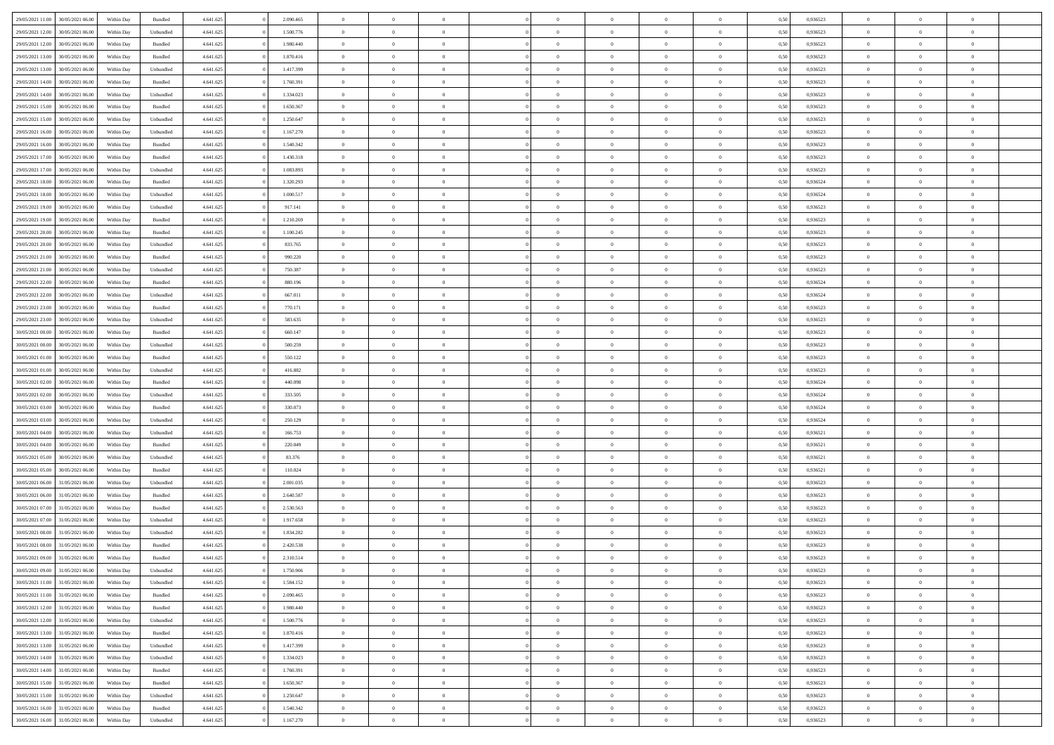| | | | | | | | | | | | | | | | | | | | | | |
|---|---|---|---|---|---|---|---|---|---|---|---|---|---|---|---|---|---|---|---|---|---|
| 29/05/2021 11:00 | 30/05/2021 06:00 | Within Day | Bundled | 4.641.625 | 0 | 2.090.465 | 0 | 0 | 0 | | 0 | 0 | 0 | 0 | 0 | 0,50 | 0,936523 | 0 | 0 | 0 | |
| 29/05/2021 12:00 | 30/05/2021 06:00 | Within Day | Unbundled | 4.641.625 | 0 | 1.500.776 | 0 | 0 | 0 | | 0 | 0 | 0 | 0 | 0 | 0,50 | 0,936523 | 0 | 0 | 0 | |
| 29/05/2021 12:00 | 30/05/2021 06:00 | Within Day | Bundled | 4.641.625 | 0 | 1.980.440 | 0 | 0 | 0 | | 0 | 0 | 0 | 0 | 0 | 0,50 | 0,936523 | 0 | 0 | 0 | |
| 29/05/2021 13:00 | 30/05/2021 06:00 | Within Day | Bundled | 4.641.625 | 0 | 1.870.416 | 0 | 0 | 0 | | 0 | 0 | 0 | 0 | 0 | 0,50 | 0,936523 | 0 | 0 | 0 | |
| 29/05/2021 13:00 | 30/05/2021 06:00 | Within Day | Unbundled | 4.641.625 | 0 | 1.417.399 | 0 | 0 | 0 | | 0 | 0 | 0 | 0 | 0 | 0,50 | 0,936523 | 0 | 0 | 0 | |
| 29/05/2021 14:00 | 30/05/2021 06:00 | Within Day | Bundled | 4.641.625 | 0 | 1.760.391 | 0 | 0 | 0 | | 0 | 0 | 0 | 0 | 0 | 0,50 | 0,936523 | 0 | 0 | 0 | |
| 29/05/2021 14:00 | 30/05/2021 06:00 | Within Day | Unbundled | 4.641.625 | 0 | 1.334.023 | 0 | 0 | 0 | | 0 | 0 | 0 | 0 | 0 | 0,50 | 0,936523 | 0 | 0 | 0 | |
| 29/05/2021 15:00 | 30/05/2021 06:00 | Within Day | Bundled | 4.641.625 | 0 | 1.650.367 | 0 | 0 | 0 | | 0 | 0 | 0 | 0 | 0 | 0,50 | 0,936523 | 0 | 0 | 0 | |
| 29/05/2021 15:00 | 30/05/2021 06:00 | Within Day | Unbundled | 4.641.625 | 0 | 1.250.647 | 0 | 0 | 0 | | 0 | 0 | 0 | 0 | 0 | 0,50 | 0,936523 | 0 | 0 | 0 | |
| 29/05/2021 16:00 | 30/05/2021 06:00 | Within Day | Unbundled | 4.641.625 | 0 | 1.167.270 | 0 | 0 | 0 | | 0 | 0 | 0 | 0 | 0 | 0,50 | 0,936523 | 0 | 0 | 0 | |
| 29/05/2021 16:00 | 30/05/2021 06:00 | Within Day | Bundled | 4.641.625 | 0 | 1.540.342 | 0 | 0 | 0 | | 0 | 0 | 0 | 0 | 0 | 0,50 | 0,936523 | 0 | 0 | 0 | |
| 29/05/2021 17:00 | 30/05/2021 06:00 | Within Day | Bundled | 4.641.625 | 0 | 1.430.318 | 0 | 0 | 0 | | 0 | 0 | 0 | 0 | 0 | 0,50 | 0,936523 | 0 | 0 | 0 | |
| 29/05/2021 17:00 | 30/05/2021 06:00 | Within Day | Unbundled | 4.641.625 | 0 | 1.083.893 | 0 | 0 | 0 | | 0 | 0 | 0 | 0 | 0 | 0,50 | 0,936523 | 0 | 0 | 0 | |
| 29/05/2021 18:00 | 30/05/2021 06:00 | Within Day | Bundled | 4.641.625 | 0 | 1.320.293 | 0 | 0 | 0 | | 0 | 0 | 0 | 0 | 0 | 0,50 | 0,936524 | 0 | 0 | 0 | |
| 29/05/2021 18:00 | 30/05/2021 06:00 | Within Day | Unbundled | 4.641.625 | 0 | 1.000.517 | 0 | 0 | 0 | | 0 | 0 | 0 | 0 | 0 | 0,50 | 0,936524 | 0 | 0 | 0 | |
| 29/05/2021 19:00 | 30/05/2021 06:00 | Within Day | Unbundled | 4.641.625 | 0 | 917.141 | 0 | 0 | 0 | | 0 | 0 | 0 | 0 | 0 | 0,50 | 0,936523 | 0 | 0 | 0 | |
| 29/05/2021 19:00 | 30/05/2021 06:00 | Within Day | Bundled | 4.641.625 | 0 | 1.210.269 | 0 | 0 | 0 | | 0 | 0 | 0 | 0 | 0 | 0,50 | 0,936523 | 0 | 0 | 0 | |
| 29/05/2021 20:00 | 30/05/2021 06:00 | Within Day | Bundled | 4.641.625 | 0 | 1.100.245 | 0 | 0 | 0 | | 0 | 0 | 0 | 0 | 0 | 0,50 | 0,936523 | 0 | 0 | 0 | |
| 29/05/2021 20:00 | 30/05/2021 06:00 | Within Day | Unbundled | 4.641.625 | 0 | 833.765 | 0 | 0 | 0 | | 0 | 0 | 0 | 0 | 0 | 0,50 | 0,936523 | 0 | 0 | 0 | |
| 29/05/2021 21:00 | 30/05/2021 06:00 | Within Day | Bundled | 4.641.625 | 0 | 990.220 | 0 | 0 | 0 | | 0 | 0 | 0 | 0 | 0 | 0,50 | 0,936523 | 0 | 0 | 0 | |
| 29/05/2021 21:00 | 30/05/2021 06:00 | Within Day | Unbundled | 4.641.625 | 0 | 750.387 | 0 | 0 | 0 | | 0 | 0 | 0 | 0 | 0 | 0,50 | 0,936523 | 0 | 0 | 0 | |
| 29/05/2021 22:00 | 30/05/2021 06:00 | Within Day | Bundled | 4.641.625 | 0 | 880.196 | 0 | 0 | 0 | | 0 | 0 | 0 | 0 | 0 | 0,50 | 0,936524 | 0 | 0 | 0 | |
| 29/05/2021 22:00 | 30/05/2021 06:00 | Within Day | Unbundled | 4.641.625 | 0 | 667.011 | 0 | 0 | 0 | | 0 | 0 | 0 | 0 | 0 | 0,50 | 0,936524 | 0 | 0 | 0 | |
| 29/05/2021 23:00 | 30/05/2021 06:00 | Within Day | Bundled | 4.641.625 | 0 | 770.171 | 0 | 0 | 0 | | 0 | 0 | 0 | 0 | 0 | 0,50 | 0,936523 | 0 | 0 | 0 | |
| 29/05/2021 23:00 | 30/05/2021 06:00 | Within Day | Unbundled | 4.641.625 | 0 | 583.635 | 0 | 0 | 0 | | 0 | 0 | 0 | 0 | 0 | 0,50 | 0,936523 | 0 | 0 | 0 | |
| 30/05/2021 00:00 | 30/05/2021 06:00 | Within Day | Bundled | 4.641.625 | 0 | 660.147 | 0 | 0 | 0 | | 0 | 0 | 0 | 0 | 0 | 0,50 | 0,936523 | 0 | 0 | 0 | |
| 30/05/2021 00:00 | 30/05/2021 06:00 | Within Day | Unbundled | 4.641.625 | 0 | 500.259 | 0 | 0 | 0 | | 0 | 0 | 0 | 0 | 0 | 0,50 | 0,936523 | 0 | 0 | 0 | |
| 30/05/2021 01:00 | 30/05/2021 06:00 | Within Day | Bundled | 4.641.625 | 0 | 550.122 | 0 | 0 | 0 | | 0 | 0 | 0 | 0 | 0 | 0,50 | 0,936523 | 0 | 0 | 0 | |
| 30/05/2021 01:00 | 30/05/2021 06:00 | Within Day | Unbundled | 4.641.625 | 0 | 416.882 | 0 | 0 | 0 | | 0 | 0 | 0 | 0 | 0 | 0,50 | 0,936523 | 0 | 0 | 0 | |
| 30/05/2021 02:00 | 30/05/2021 06:00 | Within Day | Bundled | 4.641.625 | 0 | 440.098 | 0 | 0 | 0 | | 0 | 0 | 0 | 0 | 0 | 0,50 | 0,936524 | 0 | 0 | 0 | |
| 30/05/2021 02:00 | 30/05/2021 06:00 | Within Day | Unbundled | 4.641.625 | 0 | 333.505 | 0 | 0 | 0 | | 0 | 0 | 0 | 0 | 0 | 0,50 | 0,936524 | 0 | 0 | 0 | |
| 30/05/2021 03:00 | 30/05/2021 06:00 | Within Day | Bundled | 4.641.625 | 0 | 330.073 | 0 | 0 | 0 | | 0 | 0 | 0 | 0 | 0 | 0,50 | 0,936524 | 0 | 0 | 0 | |
| 30/05/2021 03:00 | 30/05/2021 06:00 | Within Day | Unbundled | 4.641.625 | 0 | 250.129 | 0 | 0 | 0 | | 0 | 0 | 0 | 0 | 0 | 0,50 | 0,936524 | 0 | 0 | 0 | |
| 30/05/2021 04:00 | 30/05/2021 06:00 | Within Day | Unbundled | 4.641.625 | 0 | 166.753 | 0 | 0 | 0 | | 0 | 0 | 0 | 0 | 0 | 0,50 | 0,936521 | 0 | 0 | 0 | |
| 30/05/2021 04:00 | 30/05/2021 06:00 | Within Day | Bundled | 4.641.625 | 0 | 220.049 | 0 | 0 | 0 | | 0 | 0 | 0 | 0 | 0 | 0,50 | 0,936521 | 0 | 0 | 0 | |
| 30/05/2021 05:00 | 30/05/2021 06:00 | Within Day | Unbundled | 4.641.625 | 0 | 83.376 | 0 | 0 | 0 | | 0 | 0 | 0 | 0 | 0 | 0,50 | 0,936521 | 0 | 0 | 0 | |
| 30/05/2021 05:00 | 30/05/2021 06:00 | Within Day | Bundled | 4.641.625 | 0 | 110.024 | 0 | 0 | 0 | | 0 | 0 | 0 | 0 | 0 | 0,50 | 0,936521 | 0 | 0 | 0 | |
| 30/05/2021 06:00 | 31/05/2021 06:00 | Within Day | Unbundled | 4.641.625 | 0 | 2.001.035 | 0 | 0 | 0 | | 0 | 0 | 0 | 0 | 0 | 0,50 | 0,936523 | 0 | 0 | 0 | |
| 30/05/2021 06:00 | 31/05/2021 06:00 | Within Day | Bundled | 4.641.625 | 0 | 2.640.587 | 0 | 0 | 0 | | 0 | 0 | 0 | 0 | 0 | 0,50 | 0,936523 | 0 | 0 | 0 | |
| 30/05/2021 07:00 | 31/05/2021 06:00 | Within Day | Bundled | 4.641.625 | 0 | 2.530.563 | 0 | 0 | 0 | | 0 | 0 | 0 | 0 | 0 | 0,50 | 0,936523 | 0 | 0 | 0 | |
| 30/05/2021 07:00 | 31/05/2021 06:00 | Within Day | Unbundled | 4.641.625 | 0 | 1.917.658 | 0 | 0 | 0 | | 0 | 0 | 0 | 0 | 0 | 0,50 | 0,936523 | 0 | 0 | 0 | |
| 30/05/2021 08:00 | 31/05/2021 06:00 | Within Day | Unbundled | 4.641.625 | 0 | 1.834.282 | 0 | 0 | 0 | | 0 | 0 | 0 | 0 | 0 | 0,50 | 0,936523 | 0 | 0 | 0 | |
| 30/05/2021 08:00 | 31/05/2021 06:00 | Within Day | Bundled | 4.641.625 | 0 | 2.420.538 | 0 | 0 | 0 | | 0 | 0 | 0 | 0 | 0 | 0,50 | 0,936523 | 0 | 0 | 0 | |
| 30/05/2021 09:00 | 31/05/2021 06:00 | Within Day | Bundled | 4.641.625 | 0 | 2.310.514 | 0 | 0 | 0 | | 0 | 0 | 0 | 0 | 0 | 0,50 | 0,936523 | 0 | 0 | 0 | |
| 30/05/2021 09:00 | 31/05/2021 06:00 | Within Day | Unbundled | 4.641.625 | 0 | 1.750.906 | 0 | 0 | 0 | | 0 | 0 | 0 | 0 | 0 | 0,50 | 0,936523 | 0 | 0 | 0 | |
| 30/05/2021 11:00 | 31/05/2021 06:00 | Within Day | Unbundled | 4.641.625 | 0 | 1.584.152 | 0 | 0 | 0 | | 0 | 0 | 0 | 0 | 0 | 0,50 | 0,936523 | 0 | 0 | 0 | |
| 30/05/2021 11:00 | 31/05/2021 06:00 | Within Day | Bundled | 4.641.625 | 0 | 2.090.465 | 0 | 0 | 0 | | 0 | 0 | 0 | 0 | 0 | 0,50 | 0,936523 | 0 | 0 | 0 | |
| 30/05/2021 12:00 | 31/05/2021 06:00 | Within Day | Bundled | 4.641.625 | 0 | 1.980.440 | 0 | 0 | 0 | | 0 | 0 | 0 | 0 | 0 | 0,50 | 0,936523 | 0 | 0 | 0 | |
| 30/05/2021 12:00 | 31/05/2021 06:00 | Within Day | Unbundled | 4.641.625 | 0 | 1.500.776 | 0 | 0 | 0 | | 0 | 0 | 0 | 0 | 0 | 0,50 | 0,936523 | 0 | 0 | 0 | |
| 30/05/2021 13:00 | 31/05/2021 06:00 | Within Day | Bundled | 4.641.625 | 0 | 1.870.416 | 0 | 0 | 0 | | 0 | 0 | 0 | 0 | 0 | 0,50 | 0,936523 | 0 | 0 | 0 | |
| 30/05/2021 13:00 | 31/05/2021 06:00 | Within Day | Unbundled | 4.641.625 | 0 | 1.417.399 | 0 | 0 | 0 | | 0 | 0 | 0 | 0 | 0 | 0,50 | 0,936523 | 0 | 0 | 0 | |
| 30/05/2021 14:00 | 31/05/2021 06:00 | Within Day | Unbundled | 4.641.625 | 0 | 1.334.023 | 0 | 0 | 0 | | 0 | 0 | 0 | 0 | 0 | 0,50 | 0,936523 | 0 | 0 | 0 | |
| 30/05/2021 14:00 | 31/05/2021 06:00 | Within Day | Bundled | 4.641.625 | 0 | 1.760.391 | 0 | 0 | 0 | | 0 | 0 | 0 | 0 | 0 | 0,50 | 0,936523 | 0 | 0 | 0 | |
| 30/05/2021 15:00 | 31/05/2021 06:00 | Within Day | Bundled | 4.641.625 | 0 | 1.650.367 | 0 | 0 | 0 | | 0 | 0 | 0 | 0 | 0 | 0,50 | 0,936523 | 0 | 0 | 0 | |
| 30/05/2021 15:00 | 31/05/2021 06:00 | Within Day | Unbundled | 4.641.625 | 0 | 1.250.647 | 0 | 0 | 0 | | 0 | 0 | 0 | 0 | 0 | 0,50 | 0,936523 | 0 | 0 | 0 | |
| 30/05/2021 16:00 | 31/05/2021 06:00 | Within Day | Bundled | 4.641.625 | 0 | 1.540.342 | 0 | 0 | 0 | | 0 | 0 | 0 | 0 | 0 | 0,50 | 0,936523 | 0 | 0 | 0 | |
| 30/05/2021 16:00 | 31/05/2021 06:00 | Within Day | Unbundled | 4.641.625 | 0 | 1.167.270 | 0 | 0 | 0 | | 0 | 0 | 0 | 0 | 0 | 0,50 | 0,936523 | 0 | 0 | 0 | |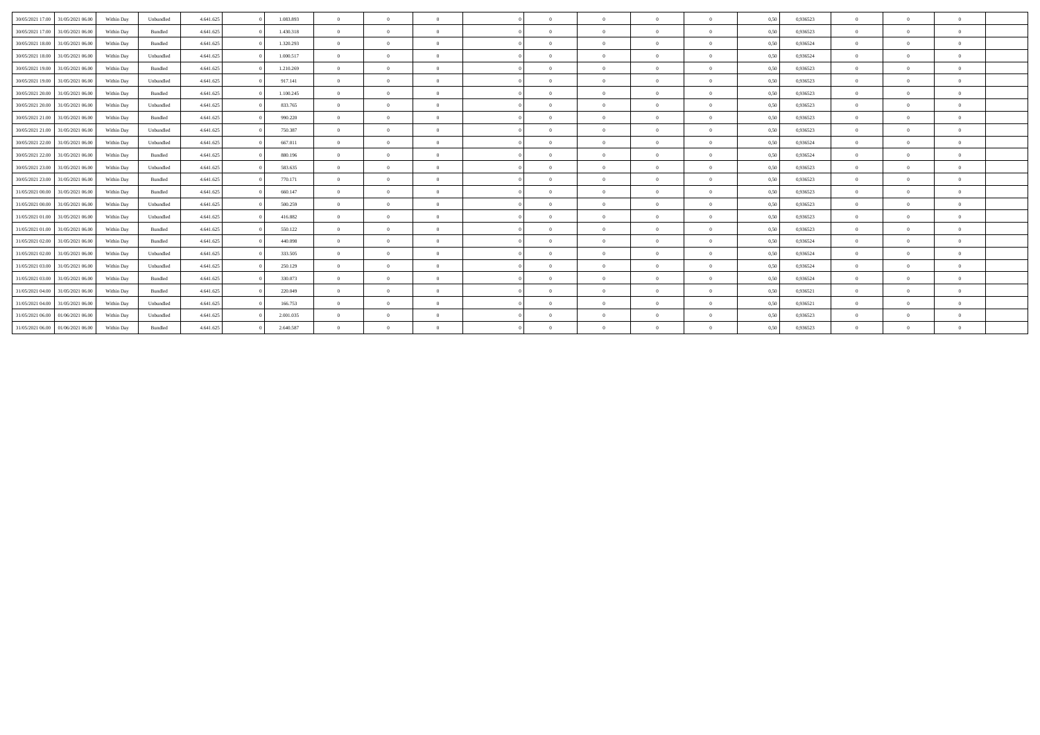| | | | | | | | | | | | | | | | | | | | | |
|---|---|---|---|---|---|---|---|---|---|---|---|---|---|---|---|---|---|---|---|---|
| 30/05/2021 17.00 | 31/05/2021 06.00 | Within Day | Unbundled | 4.641.625 | 0 | 1.083.893 | 0 | 0 | 0 | 0 | 0 | 0 | 0 | 0 | 0,50 | 0,936523 | 0 | 0 | 0 | |
| 30/05/2021 17.00 | 31/05/2021 06.00 | Within Day | Bundled | 4.641.625 | 0 | 1.430.318 | 0 | 0 | 0 | 0 | 0 | 0 | 0 | 0 | 0,50 | 0,936523 | 0 | 0 | 0 | |
| 30/05/2021 18.00 | 31/05/2021 06.00 | Within Day | Bundled | 4.641.625 | 0 | 1.320.293 | 0 | 0 | 0 | 0 | 0 | 0 | 0 | 0 | 0,50 | 0,936524 | 0 | 0 | 0 | |
| 30/05/2021 18.00 | 31/05/2021 06.00 | Within Day | Unbundled | 4.641.625 | 0 | 1.000.517 | 0 | 0 | 0 | 0 | 0 | 0 | 0 | 0 | 0,50 | 0,936524 | 0 | 0 | 0 | |
| 30/05/2021 19.00 | 31/05/2021 06.00 | Within Day | Bundled | 4.641.625 | 0 | 1.210.269 | 0 | 0 | 0 | 0 | 0 | 0 | 0 | 0 | 0,50 | 0,936523 | 0 | 0 | 0 | |
| 30/05/2021 19.00 | 31/05/2021 06.00 | Within Day | Unbundled | 4.641.625 | 0 | 917.141 | 0 | 0 | 0 | 0 | 0 | 0 | 0 | 0 | 0,50 | 0,936523 | 0 | 0 | 0 | |
| 30/05/2021 20.00 | 31/05/2021 06.00 | Within Day | Bundled | 4.641.625 | 0 | 1.100.245 | 0 | 0 | 0 | 0 | 0 | 0 | 0 | 0 | 0,50 | 0,936523 | 0 | 0 | 0 | |
| 30/05/2021 20.00 | 31/05/2021 06.00 | Within Day | Unbundled | 4.641.625 | 0 | 833.765 | 0 | 0 | 0 | 0 | 0 | 0 | 0 | 0 | 0,50 | 0,936523 | 0 | 0 | 0 | |
| 30/05/2021 21.00 | 31/05/2021 06.00 | Within Day | Bundled | 4.641.625 | 0 | 990.220 | 0 | 0 | 0 | 0 | 0 | 0 | 0 | 0 | 0,50 | 0,936523 | 0 | 0 | 0 | |
| 30/05/2021 21.00 | 31/05/2021 06.00 | Within Day | Unbundled | 4.641.625 | 0 | 750.387 | 0 | 0 | 0 | 0 | 0 | 0 | 0 | 0 | 0,50 | 0,936523 | 0 | 0 | 0 | |
| 30/05/2021 22.00 | 31/05/2021 06.00 | Within Day | Unbundled | 4.641.625 | 0 | 667.011 | 0 | 0 | 0 | 0 | 0 | 0 | 0 | 0 | 0,50 | 0,936524 | 0 | 0 | 0 | |
| 30/05/2021 22.00 | 31/05/2021 06.00 | Within Day | Bundled | 4.641.625 | 0 | 880.196 | 0 | 0 | 0 | 0 | 0 | 0 | 0 | 0 | 0,50 | 0,936524 | 0 | 0 | 0 | |
| 30/05/2021 23.00 | 31/05/2021 06.00 | Within Day | Unbundled | 4.641.625 | 0 | 583.635 | 0 | 0 | 0 | 0 | 0 | 0 | 0 | 0 | 0,50 | 0,936523 | 0 | 0 | 0 | |
| 30/05/2021 23.00 | 31/05/2021 06.00 | Within Day | Bundled | 4.641.625 | 0 | 770.171 | 0 | 0 | 0 | 0 | 0 | 0 | 0 | 0 | 0,50 | 0,936523 | 0 | 0 | 0 | |
| 31/05/2021 00.00 | 31/05/2021 06.00 | Within Day | Bundled | 4.641.625 | 0 | 660.147 | 0 | 0 | 0 | 0 | 0 | 0 | 0 | 0 | 0,50 | 0,936523 | 0 | 0 | 0 | |
| 31/05/2021 00.00 | 31/05/2021 06.00 | Within Day | Unbundled | 4.641.625 | 0 | 500.259 | 0 | 0 | 0 | 0 | 0 | 0 | 0 | 0 | 0,50 | 0,936523 | 0 | 0 | 0 | |
| 31/05/2021 01.00 | 31/05/2021 06.00 | Within Day | Unbundled | 4.641.625 | 0 | 416.882 | 0 | 0 | 0 | 0 | 0 | 0 | 0 | 0 | 0,50 | 0,936523 | 0 | 0 | 0 | |
| 31/05/2021 01.00 | 31/05/2021 06.00 | Within Day | Bundled | 4.641.625 | 0 | 550.122 | 0 | 0 | 0 | 0 | 0 | 0 | 0 | 0 | 0,50 | 0,936523 | 0 | 0 | 0 | |
| 31/05/2021 02.00 | 31/05/2021 06.00 | Within Day | Bundled | 4.641.625 | 0 | 440.098 | 0 | 0 | 0 | 0 | 0 | 0 | 0 | 0 | 0,50 | 0,936524 | 0 | 0 | 0 | |
| 31/05/2021 02.00 | 31/05/2021 06.00 | Within Day | Unbundled | 4.641.625 | 0 | 333.505 | 0 | 0 | 0 | 0 | 0 | 0 | 0 | 0 | 0,50 | 0,936524 | 0 | 0 | 0 | |
| 31/05/2021 03.00 | 31/05/2021 06.00 | Within Day | Unbundled | 4.641.625 | 0 | 250.129 | 0 | 0 | 0 | 0 | 0 | 0 | 0 | 0 | 0,50 | 0,936524 | 0 | 0 | 0 | |
| 31/05/2021 03.00 | 31/05/2021 06.00 | Within Day | Bundled | 4.641.625 | 0 | 330.073 | 0 | 0 | 0 | 0 | 0 | 0 | 0 | 0 | 0,50 | 0,936524 | 0 | 0 | 0 | |
| 31/05/2021 04.00 | 31/05/2021 06.00 | Within Day | Bundled | 4.641.625 | 0 | 220.049 | 0 | 0 | 0 | 0 | 0 | 0 | 0 | 0 | 0,50 | 0,936521 | 0 | 0 | 0 | |
| 31/05/2021 04.00 | 31/05/2021 06.00 | Within Day | Unbundled | 4.641.625 | 0 | 166.753 | 0 | 0 | 0 | 0 | 0 | 0 | 0 | 0 | 0,50 | 0,936521 | 0 | 0 | 0 | |
| 31/05/2021 06.00 | 01/06/2021 06.00 | Within Day | Unbundled | 4.641.625 | 0 | 2.001.035 | 0 | 0 | 0 | 0 | 0 | 0 | 0 | 0 | 0,50 | 0,936523 | 0 | 0 | 0 | |
| 31/05/2021 06.00 | 01/06/2021 06.00 | Within Day | Bundled | 4.641.625 | 0 | 2.640.587 | 0 | 0 | 0 | 0 | 0 | 0 | 0 | 0 | 0,50 | 0,936523 | 0 | 0 | 0 | |